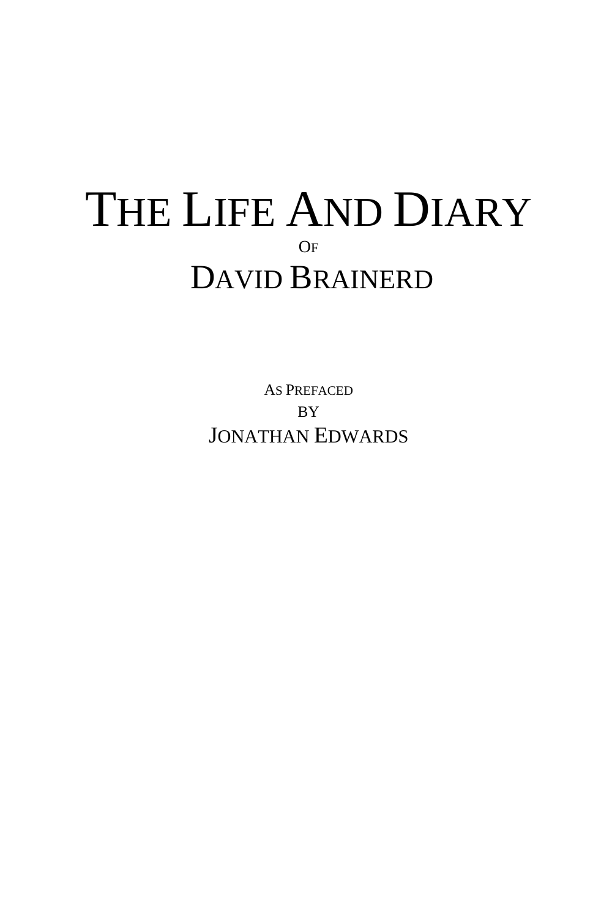# The Life And Diary

Of

# David Brainerd

As Prefaced

by

Jonathan Edwards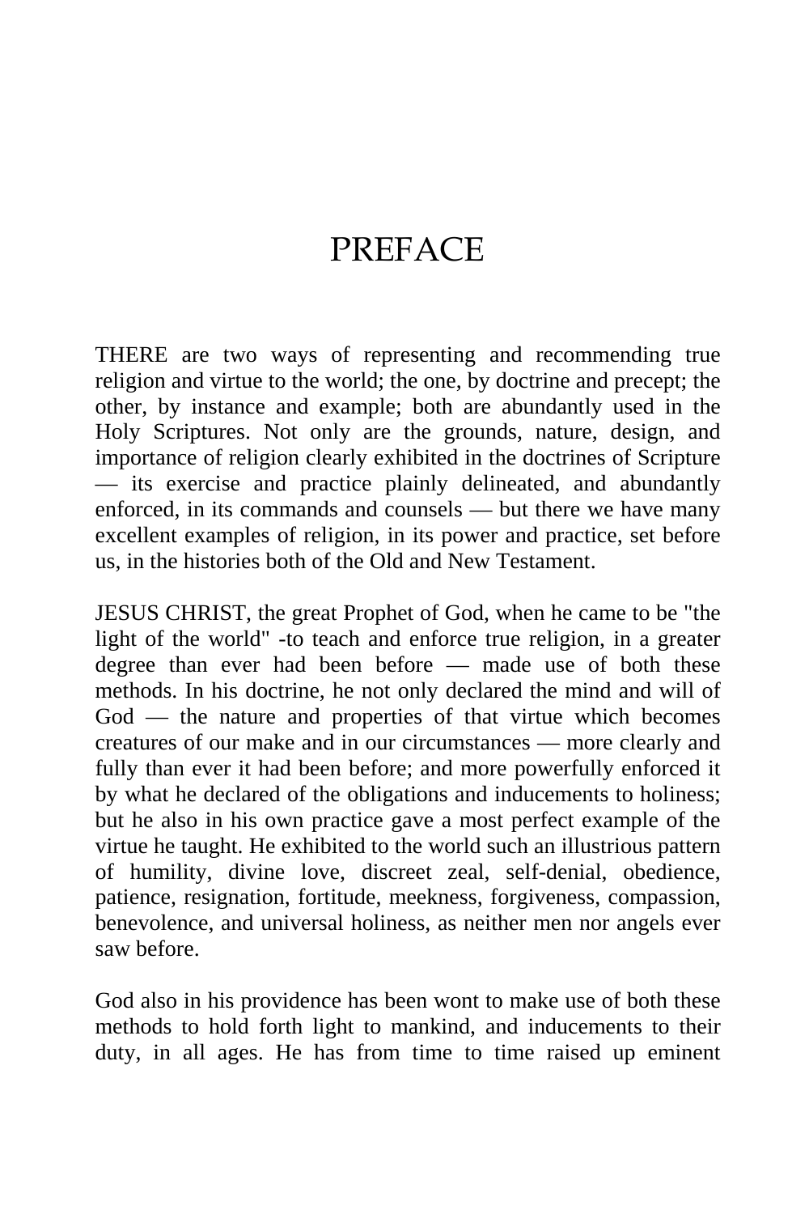# PREFACE

THERE are two ways of representing and recommending true religion and virtue to the world; the one, by doctrine and precept; the other, by instance and example; both are abundantly used in the Holy Scriptures. Not only are the grounds, nature, design, and importance of religion clearly exhibited in the doctrines of Scripture — its exercise and practice plainly delineated, and abundantly enforced, in its commands and counsels — but there we have many excellent examples of religion, in its power and practice, set before us, in the histories both of the Old and New Testament.

JESUS CHRIST, the great Prophet of God, when he came to be "the light of the world" -to teach and enforce true religion, in a greater degree than ever had been before — made use of both these methods. In his doctrine, he not only declared the mind and will of God — the nature and properties of that virtue which becomes creatures of our make and in our circumstances — more clearly and fully than ever it had been before; and more powerfully enforced it by what he declared of the obligations and inducements to holiness; but he also in his own practice gave a most perfect example of the virtue he taught. He exhibited to the world such an illustrious pattern of humility, divine love, discreet zeal, self-denial, obedience, patience, resignation, fortitude, meekness, forgiveness, compassion, benevolence, and universal holiness, as neither men nor angels ever saw before.

God also in his providence has been wont to make use of both these methods to hold forth light to mankind, and inducements to their duty, in all ages. He has from time to time raised up eminent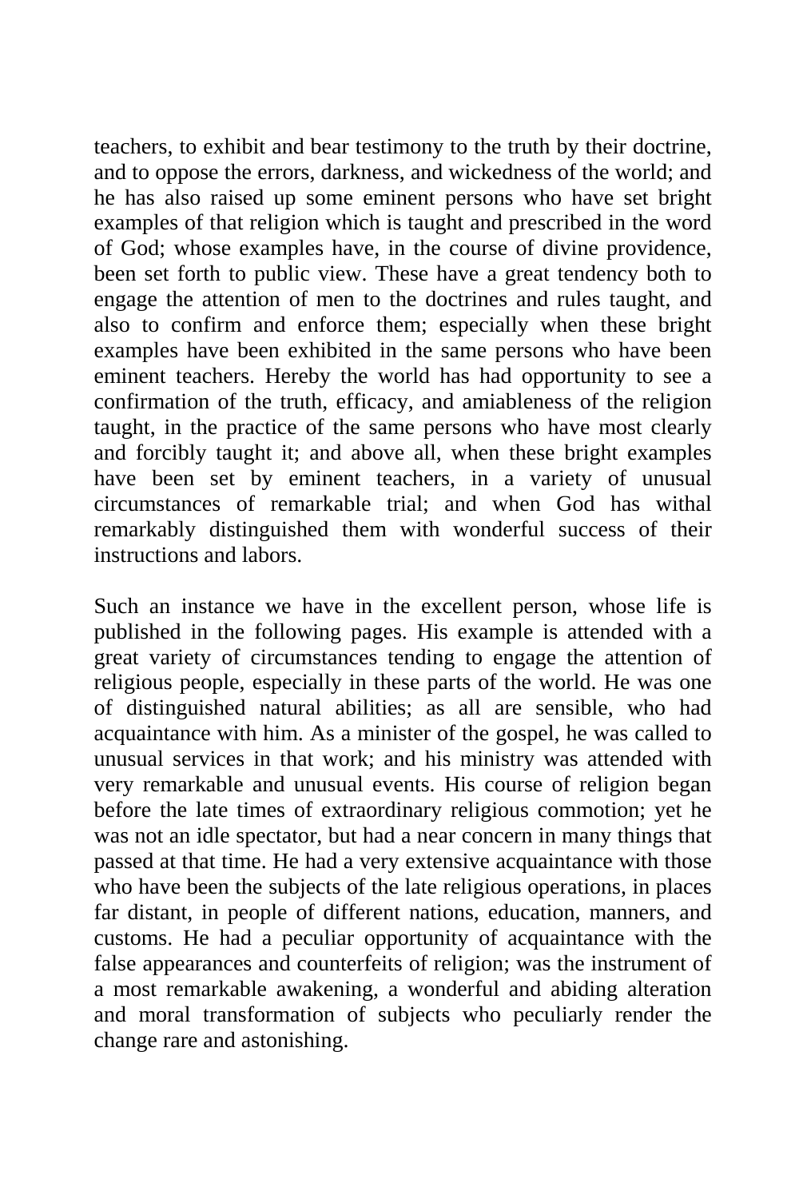teachers, to exhibit and bear testimony to the truth by their doctrine, and to oppose the errors, darkness, and wickedness of the world; and he has also raised up some eminent persons who have set bright examples of that religion which is taught and prescribed in the word of God; whose examples have, in the course of divine providence, been set forth to public view. These have a great tendency both to engage the attention of men to the doctrines and rules taught, and also to confirm and enforce them; especially when these bright examples have been exhibited in the same persons who have been eminent teachers. Hereby the world has had opportunity to see a confirmation of the truth, efficacy, and amiableness of the religion taught, in the practice of the same persons who have most clearly and forcibly taught it; and above all, when these bright examples have been set by eminent teachers, in a variety of unusual circumstances of remarkable trial; and when God has withal remarkably distinguished them with wonderful success of their instructions and labors.

Such an instance we have in the excellent person, whose life is published in the following pages. His example is attended with a great variety of circumstances tending to engage the attention of religious people, especially in these parts of the world. He was one of distinguished natural abilities; as all are sensible, who had acquaintance with him. As a minister of the gospel, he was called to unusual services in that work; and his ministry was attended with very remarkable and unusual events. His course of religion began before the late times of extraordinary religious commotion; yet he was not an idle spectator, but had a near concern in many things that passed at that time. He had a very extensive acquaintance with those who have been the subjects of the late religious operations, in places far distant, in people of different nations, education, manners, and customs. He had a peculiar opportunity of acquaintance with the false appearances and counterfeits of religion; was the instrument of a most remarkable awakening, a wonderful and abiding alteration and moral transformation of subjects who peculiarly render the change rare and astonishing.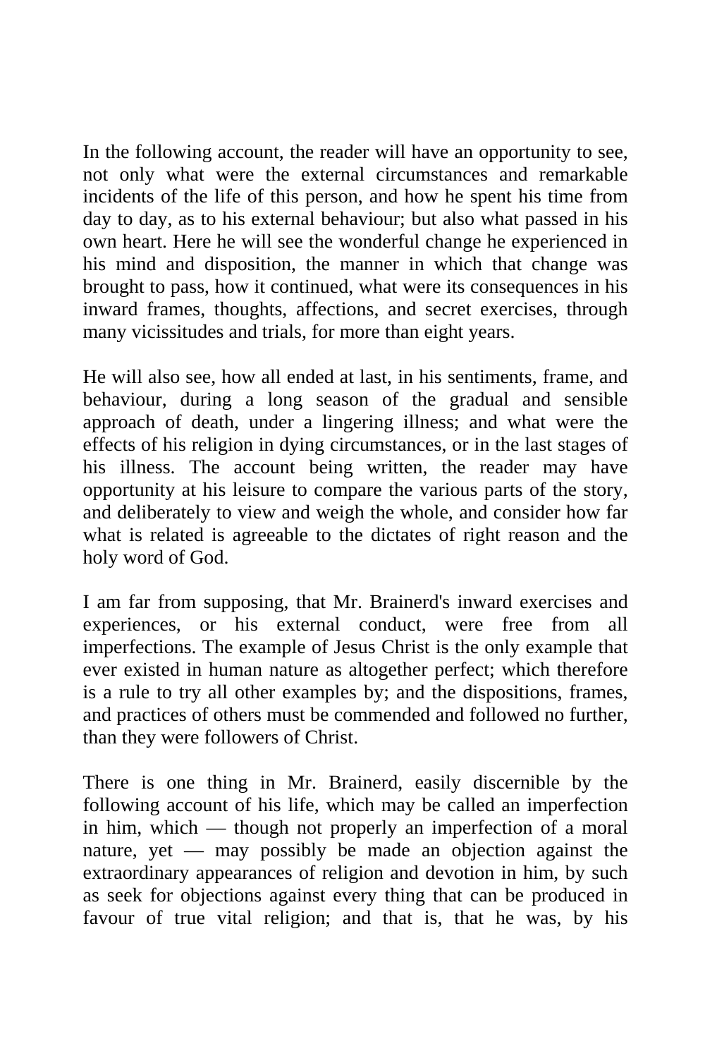In the following account, the reader will have an opportunity to see, not only what were the external circumstances and remarkable incidents of the life of this person, and how he spent his time from day to day, as to his external behaviour; but also what passed in his own heart. Here he will see the wonderful change he experienced in his mind and disposition, the manner in which that change was brought to pass, how it continued, what were its consequences in his inward frames, thoughts, affections, and secret exercises, through many vicissitudes and trials, for more than eight years.

He will also see, how all ended at last, in his sentiments, frame, and behaviour, during a long season of the gradual and sensible approach of death, under a lingering illness; and what were the effects of his religion in dying circumstances, or in the last stages of his illness. The account being written, the reader may have opportunity at his leisure to compare the various parts of the story, and deliberately to view and weigh the whole, and consider how far what is related is agreeable to the dictates of right reason and the holy word of God.

I am far from supposing, that Mr. Brainerd's inward exercises and experiences, or his external conduct, were free from all imperfections. The example of Jesus Christ is the only example that ever existed in human nature as altogether perfect; which therefore is a rule to try all other examples by; and the dispositions, frames, and practices of others must be commended and followed no further, than they were followers of Christ.

There is one thing in Mr. Brainerd, easily discernible by the following account of his life, which may be called an imperfection in him, which — though not properly an imperfection of a moral nature, yet — may possibly be made an objection against the extraordinary appearances of religion and devotion in him, by such as seek for objections against every thing that can be produced in favour of true vital religion; and that is, that he was, by his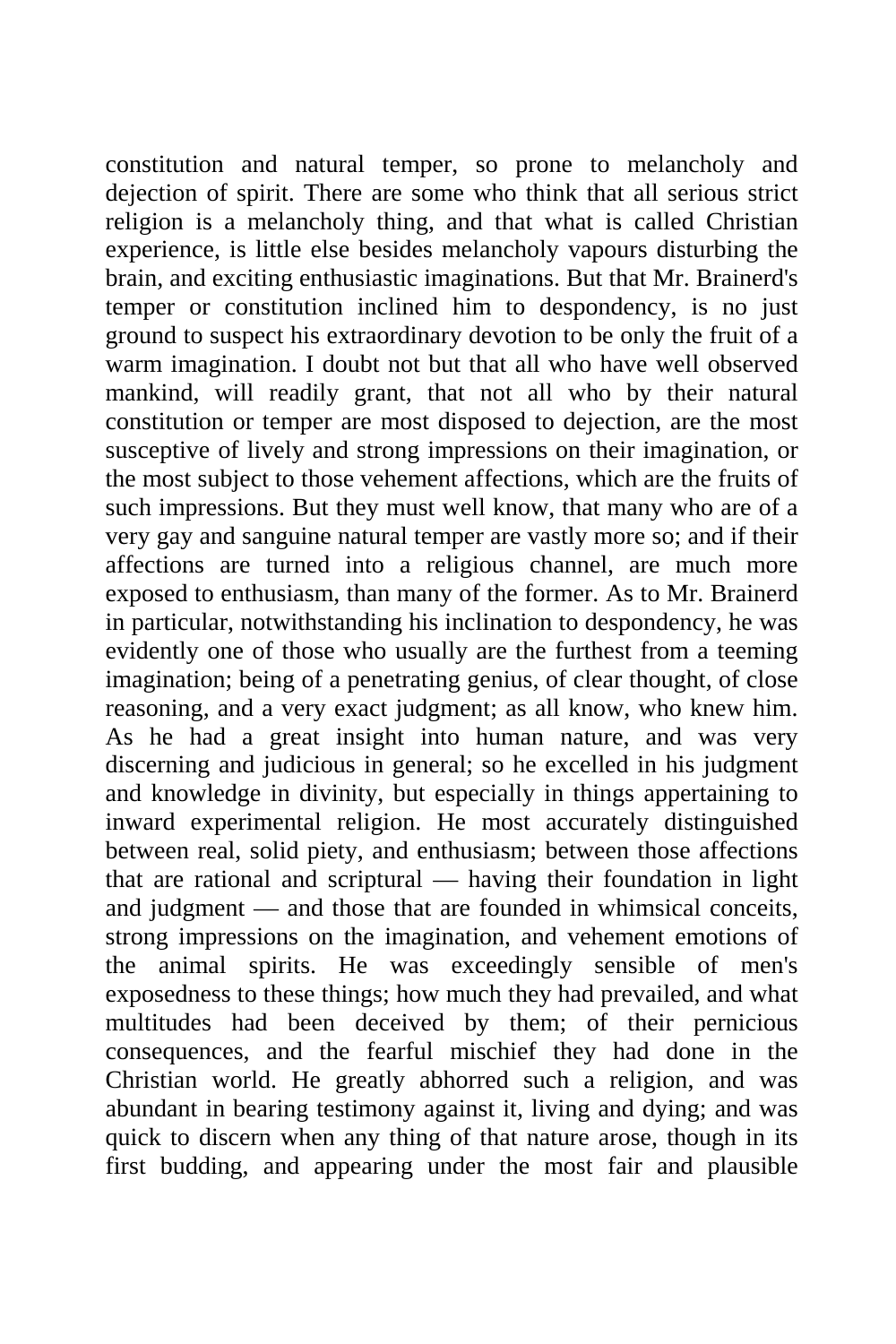constitution and natural temper, so prone to melancholy and dejection of spirit. There are some who think that all serious strict religion is a melancholy thing, and that what is called Christian experience, is little else besides melancholy vapours disturbing the brain, and exciting enthusiastic imaginations. But that Mr. Brainerd's temper or constitution inclined him to despondency, is no just ground to suspect his extraordinary devotion to be only the fruit of a warm imagination. I doubt not but that all who have well observed mankind, will readily grant, that not all who by their natural constitution or temper are most disposed to dejection, are the most susceptive of lively and strong impressions on their imagination, or the most subject to those vehement affections, which are the fruits of such impressions. But they must well know, that many who are of a very gay and sanguine natural temper are vastly more so; and if their affections are turned into a religious channel, are much more exposed to enthusiasm, than many of the former. As to Mr. Brainerd in particular, notwithstanding his inclination to despondency, he was evidently one of those who usually are the furthest from a teeming imagination; being of a penetrating genius, of clear thought, of close reasoning, and a very exact judgment; as all know, who knew him. As he had a great insight into human nature, and was very discerning and judicious in general; so he excelled in his judgment and knowledge in divinity, but especially in things appertaining to inward experimental religion. He most accurately distinguished between real, solid piety, and enthusiasm; between those affections that are rational and scriptural — having their foundation in light and judgment — and those that are founded in whimsical conceits, strong impressions on the imagination, and vehement emotions of the animal spirits. He was exceedingly sensible of men's exposedness to these things; how much they had prevailed, and what multitudes had been deceived by them; of their pernicious consequences, and the fearful mischief they had done in the Christian world. He greatly abhorred such a religion, and was abundant in bearing testimony against it, living and dying; and was quick to discern when any thing of that nature arose, though in its first budding, and appearing under the most fair and plausible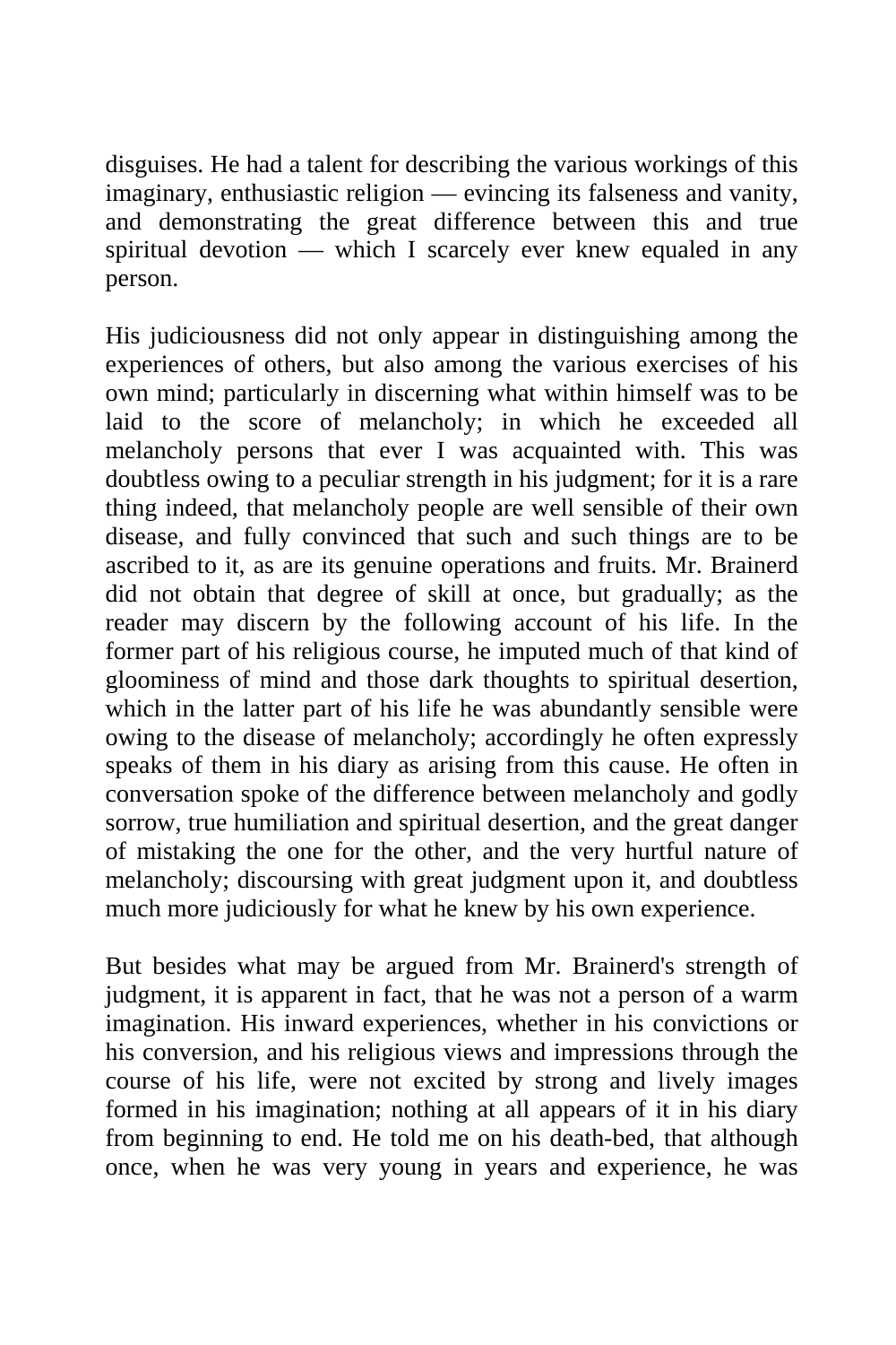disguises. He had a talent for describing the various workings of this imaginary, enthusiastic religion — evincing its falseness and vanity, and demonstrating the great difference between this and true spiritual devotion — which I scarcely ever knew equaled in any person.

His judiciousness did not only appear in distinguishing among the experiences of others, but also among the various exercises of his own mind; particularly in discerning what within himself was to be laid to the score of melancholy; in which he exceeded all melancholy persons that ever I was acquainted with. This was doubtless owing to a peculiar strength in his judgment; for it is a rare thing indeed, that melancholy people are well sensible of their own disease, and fully convinced that such and such things are to be ascribed to it, as are its genuine operations and fruits. Mr. Brainerd did not obtain that degree of skill at once, but gradually; as the reader may discern by the following account of his life. In the former part of his religious course, he imputed much of that kind of gloominess of mind and those dark thoughts to spiritual desertion, which in the latter part of his life he was abundantly sensible were owing to the disease of melancholy; accordingly he often expressly speaks of them in his diary as arising from this cause. He often in conversation spoke of the difference between melancholy and godly sorrow, true humiliation and spiritual desertion, and the great danger of mistaking the one for the other, and the very hurtful nature of melancholy; discoursing with great judgment upon it, and doubtless much more judiciously for what he knew by his own experience.

But besides what may be argued from Mr. Brainerd's strength of judgment, it is apparent in fact, that he was not a person of a warm imagination. His inward experiences, whether in his convictions or his conversion, and his religious views and impressions through the course of his life, were not excited by strong and lively images formed in his imagination; nothing at all appears of it in his diary from beginning to end. He told me on his death-bed, that although once, when he was very young in years and experience, he was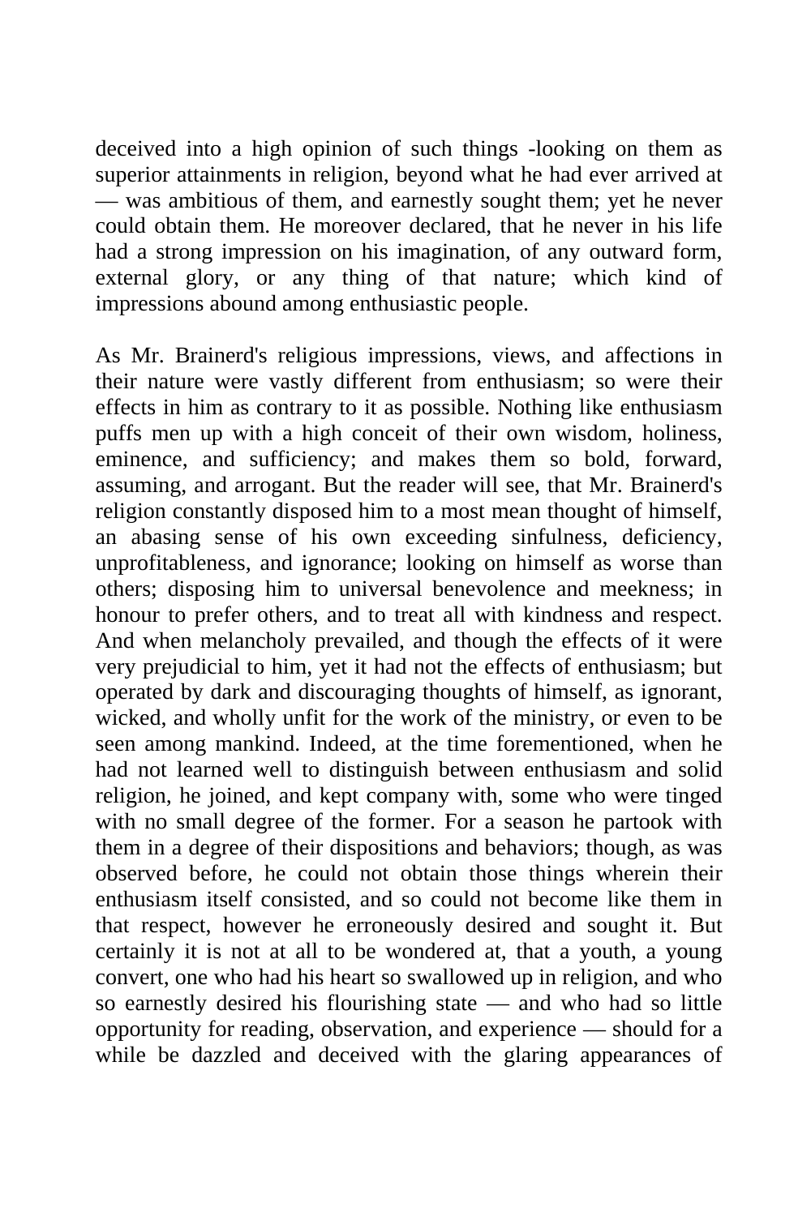deceived into a high opinion of such things -looking on them as superior attainments in religion, beyond what he had ever arrived at — was ambitious of them, and earnestly sought them; yet he never could obtain them. He moreover declared, that he never in his life had a strong impression on his imagination, of any outward form, external glory, or any thing of that nature; which kind of impressions abound among enthusiastic people.

As Mr. Brainerd's religious impressions, views, and affections in their nature were vastly different from enthusiasm; so were their effects in him as contrary to it as possible. Nothing like enthusiasm puffs men up with a high conceit of their own wisdom, holiness, eminence, and sufficiency; and makes them so bold, forward, assuming, and arrogant. But the reader will see, that Mr. Brainerd's religion constantly disposed him to a most mean thought of himself, an abasing sense of his own exceeding sinfulness, deficiency, unprofitableness, and ignorance; looking on himself as worse than others; disposing him to universal benevolence and meekness; in honour to prefer others, and to treat all with kindness and respect. And when melancholy prevailed, and though the effects of it were very prejudicial to him, yet it had not the effects of enthusiasm; but operated by dark and discouraging thoughts of himself, as ignorant, wicked, and wholly unfit for the work of the ministry, or even to be seen among mankind. Indeed, at the time forementioned, when he had not learned well to distinguish between enthusiasm and solid religion, he joined, and kept company with, some who were tinged with no small degree of the former. For a season he partook with them in a degree of their dispositions and behaviors; though, as was observed before, he could not obtain those things wherein their enthusiasm itself consisted, and so could not become like them in that respect, however he erroneously desired and sought it. But certainly it is not at all to be wondered at, that a youth, a young convert, one who had his heart so swallowed up in religion, and who so earnestly desired his flourishing state — and who had so little opportunity for reading, observation, and experience — should for a while be dazzled and deceived with the glaring appearances of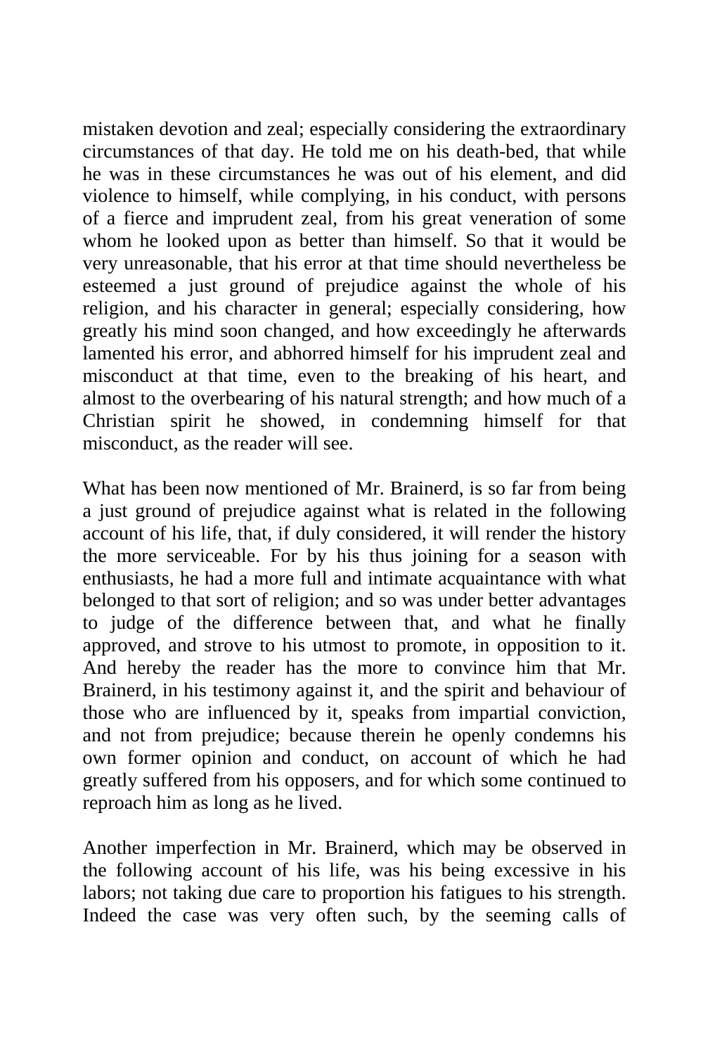mistaken devotion and zeal; especially considering the extraordinary circumstances of that day. He told me on his death-bed, that while he was in these circumstances he was out of his element, and did violence to himself, while complying, in his conduct, with persons of a fierce and imprudent zeal, from his great veneration of some whom he looked upon as better than himself. So that it would be very unreasonable, that his error at that time should nevertheless be esteemed a just ground of prejudice against the whole of his religion, and his character in general; especially considering, how greatly his mind soon changed, and how exceedingly he afterwards lamented his error, and abhorred himself for his imprudent zeal and misconduct at that time, even to the breaking of his heart, and almost to the overbearing of his natural strength; and how much of a Christian spirit he showed, in condemning himself for that misconduct, as the reader will see.

What has been now mentioned of Mr. Brainerd, is so far from being a just ground of prejudice against what is related in the following account of his life, that, if duly considered, it will render the history the more serviceable. For by his thus joining for a season with enthusiasts, he had a more full and intimate acquaintance with what belonged to that sort of religion; and so was under better advantages to judge of the difference between that, and what he finally approved, and strove to his utmost to promote, in opposition to it. And hereby the reader has the more to convince him that Mr. Brainerd, in his testimony against it, and the spirit and behaviour of those who are influenced by it, speaks from impartial conviction, and not from prejudice; because therein he openly condemns his own former opinion and conduct, on account of which he had greatly suffered from his opposers, and for which some continued to reproach him as long as he lived.

Another imperfection in Mr. Brainerd, which may be observed in the following account of his life, was his being excessive in his labors; not taking due care to proportion his fatigues to his strength. Indeed the case was very often such, by the seeming calls of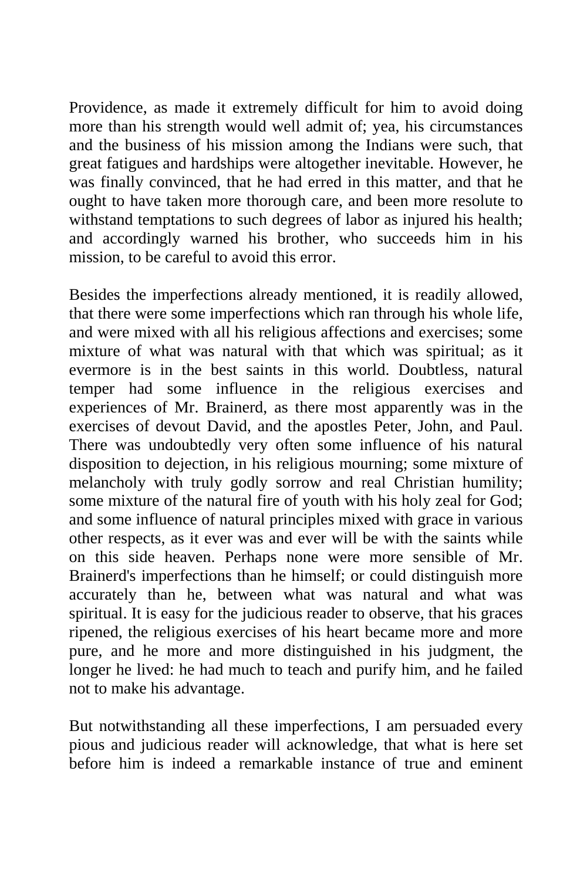Providence, as made it extremely difficult for him to avoid doing more than his strength would well admit of; yea, his circumstances and the business of his mission among the Indians were such, that great fatigues and hardships were altogether inevitable. However, he was finally convinced, that he had erred in this matter, and that he ought to have taken more thorough care, and been more resolute to withstand temptations to such degrees of labor as injured his health; and accordingly warned his brother, who succeeds him in his mission, to be careful to avoid this error.

Besides the imperfections already mentioned, it is readily allowed, that there were some imperfections which ran through his whole life, and were mixed with all his religious affections and exercises; some mixture of what was natural with that which was spiritual; as it evermore is in the best saints in this world. Doubtless, natural temper had some influence in the religious exercises and experiences of Mr. Brainerd, as there most apparently was in the exercises of devout David, and the apostles Peter, John, and Paul. There was undoubtedly very often some influence of his natural disposition to dejection, in his religious mourning; some mixture of melancholy with truly godly sorrow and real Christian humility; some mixture of the natural fire of youth with his holy zeal for God; and some influence of natural principles mixed with grace in various other respects, as it ever was and ever will be with the saints while on this side heaven. Perhaps none were more sensible of Mr. Brainerd's imperfections than he himself; or could distinguish more accurately than he, between what was natural and what was spiritual. It is easy for the judicious reader to observe, that his graces ripened, the religious exercises of his heart became more and more pure, and he more and more distinguished in his judgment, the longer he lived: he had much to teach and purify him, and he failed not to make his advantage.

But notwithstanding all these imperfections, I am persuaded every pious and judicious reader will acknowledge, that what is here set before him is indeed a remarkable instance of true and eminent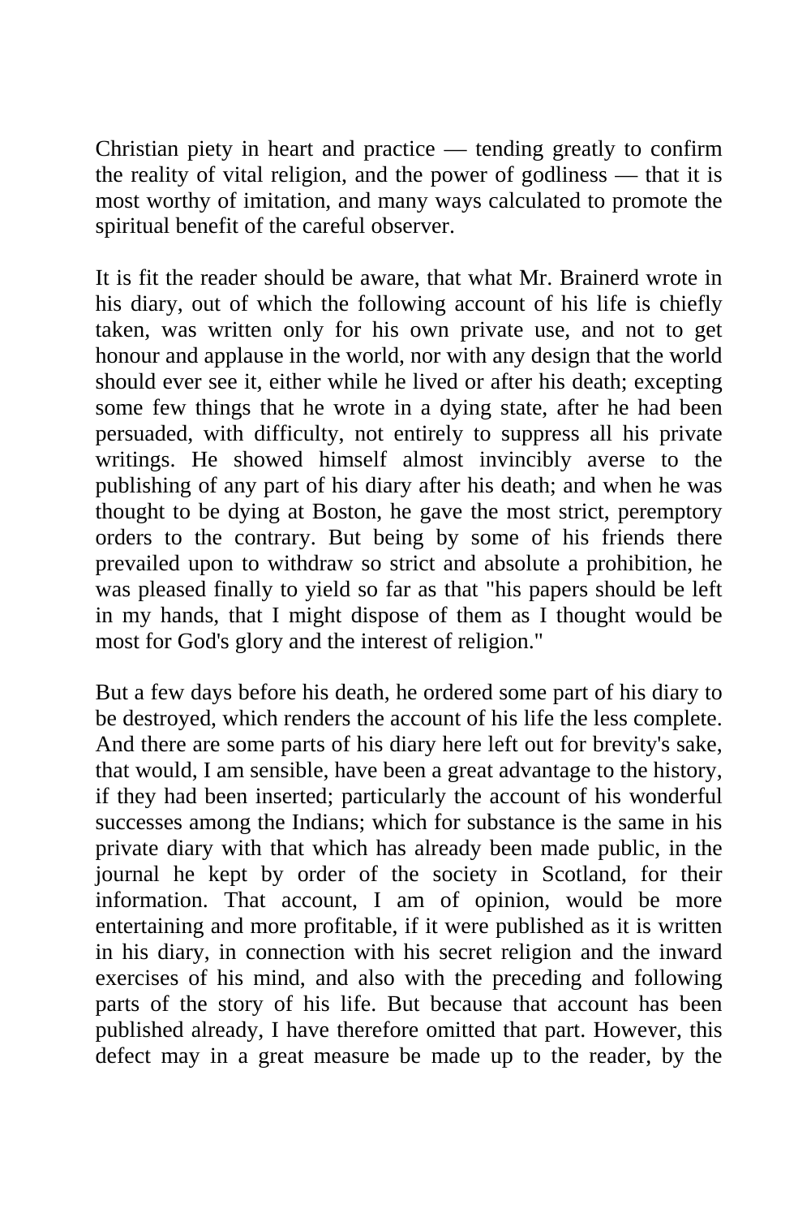Christian piety in heart and practice — tending greatly to confirm the reality of vital religion, and the power of godliness — that it is most worthy of imitation, and many ways calculated to promote the spiritual benefit of the careful observer.

It is fit the reader should be aware, that what Mr. Brainerd wrote in his diary, out of which the following account of his life is chiefly taken, was written only for his own private use, and not to get honour and applause in the world, nor with any design that the world should ever see it, either while he lived or after his death; excepting some few things that he wrote in a dying state, after he had been persuaded, with difficulty, not entirely to suppress all his private writings. He showed himself almost invincibly averse to the publishing of any part of his diary after his death; and when he was thought to be dying at Boston, he gave the most strict, peremptory orders to the contrary. But being by some of his friends there prevailed upon to withdraw so strict and absolute a prohibition, he was pleased finally to yield so far as that "his papers should be left in my hands, that I might dispose of them as I thought would be most for God's glory and the interest of religion."

But a few days before his death, he ordered some part of his diary to be destroyed, which renders the account of his life the less complete. And there are some parts of his diary here left out for brevity's sake, that would, I am sensible, have been a great advantage to the history, if they had been inserted; particularly the account of his wonderful successes among the Indians; which for substance is the same in his private diary with that which has already been made public, in the journal he kept by order of the society in Scotland, for their information. That account, I am of opinion, would be more entertaining and more profitable, if it were published as it is written in his diary, in connection with his secret religion and the inward exercises of his mind, and also with the preceding and following parts of the story of his life. But because that account has been published already, I have therefore omitted that part. However, this defect may in a great measure be made up to the reader, by the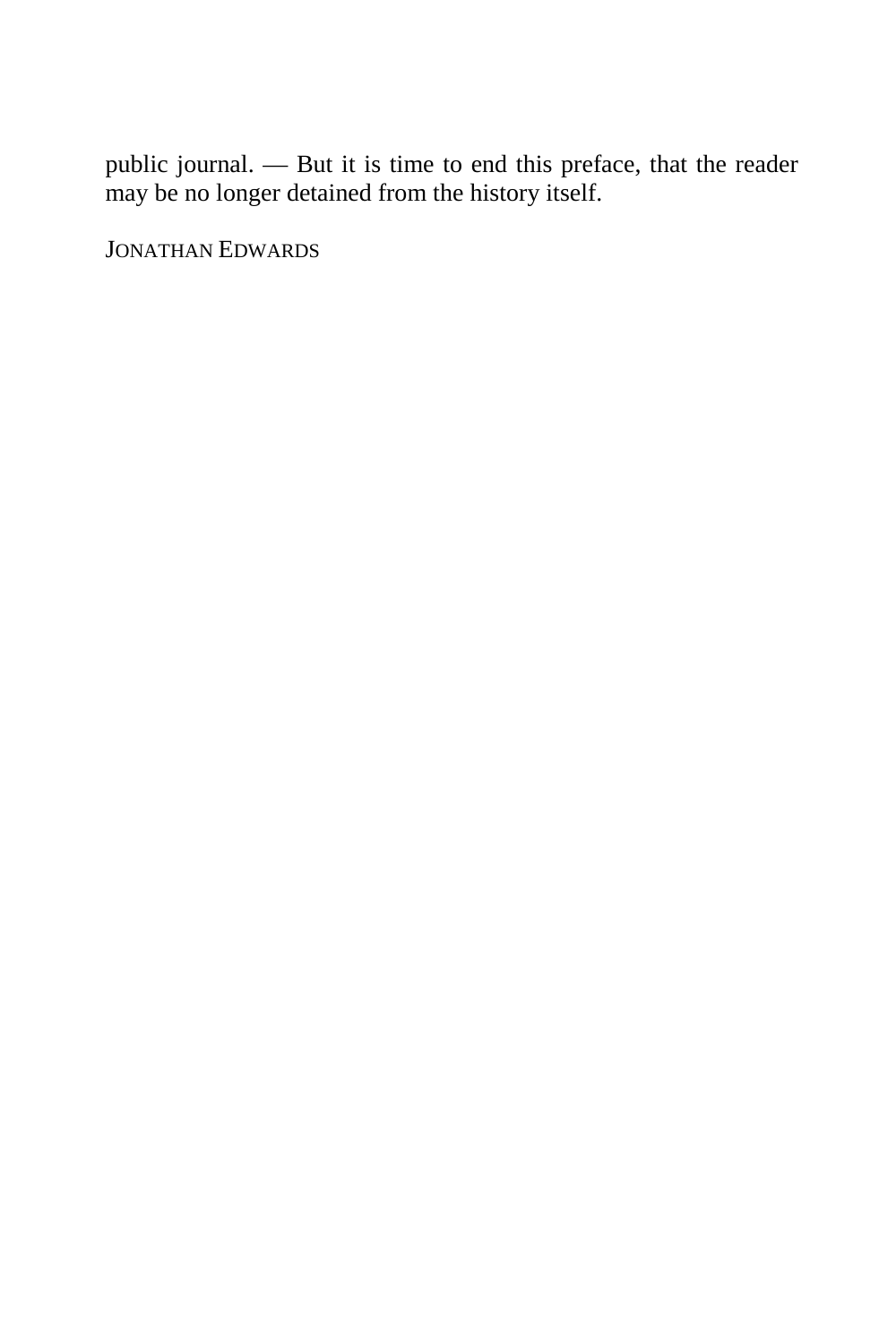public journal. — But it is time to end this preface, that the reader may be no longer detained from the history itself.

JONATHAN EDWARDS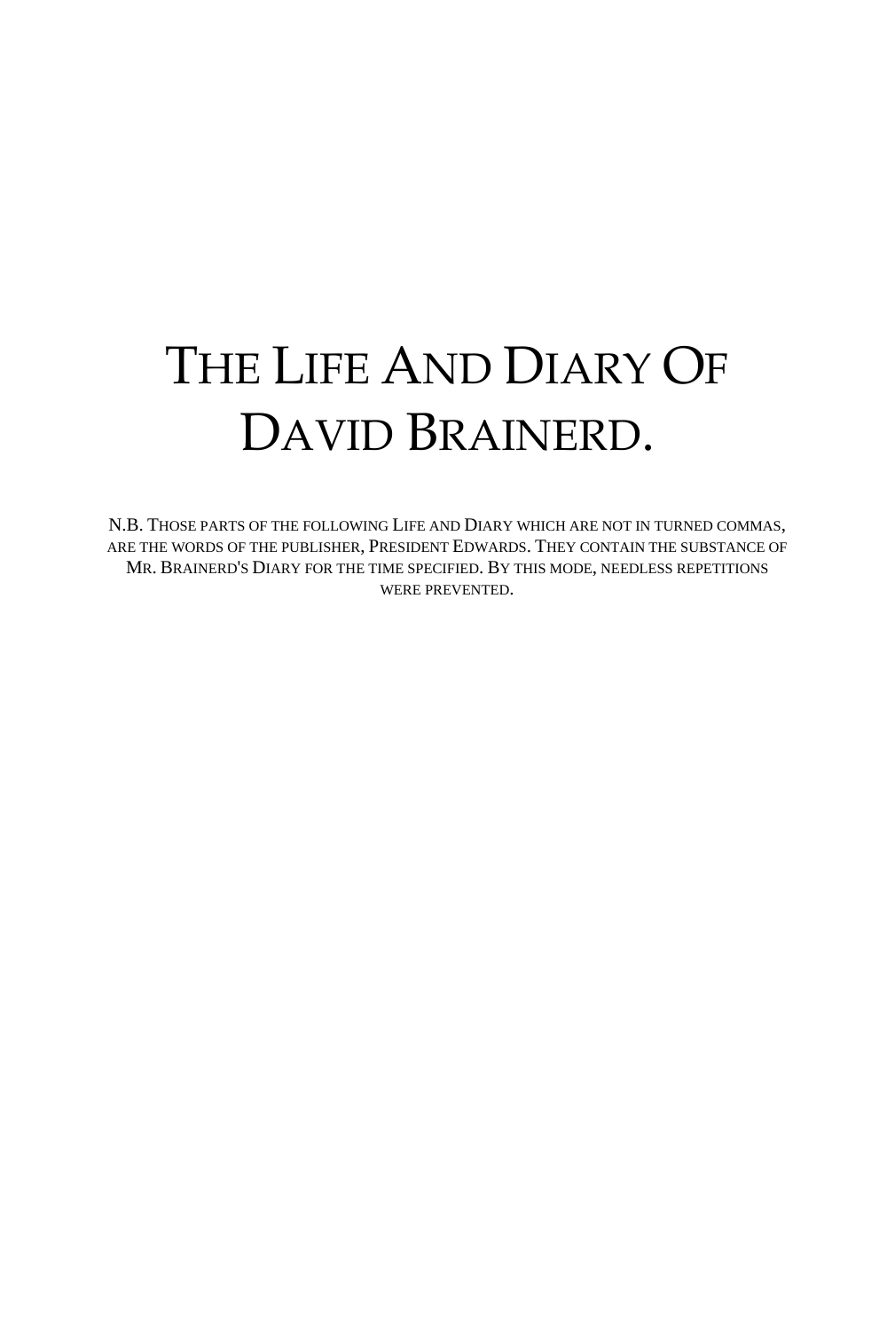# The Life And Diary Of David Brainerd.

N.B. Those parts of the following Life and Diary which are not in turned commas, are the words of the publisher, President Edwards. They contain the substance of Mr. Brainerd's Diary for the time specified. By this mode, needless repetitions were prevented.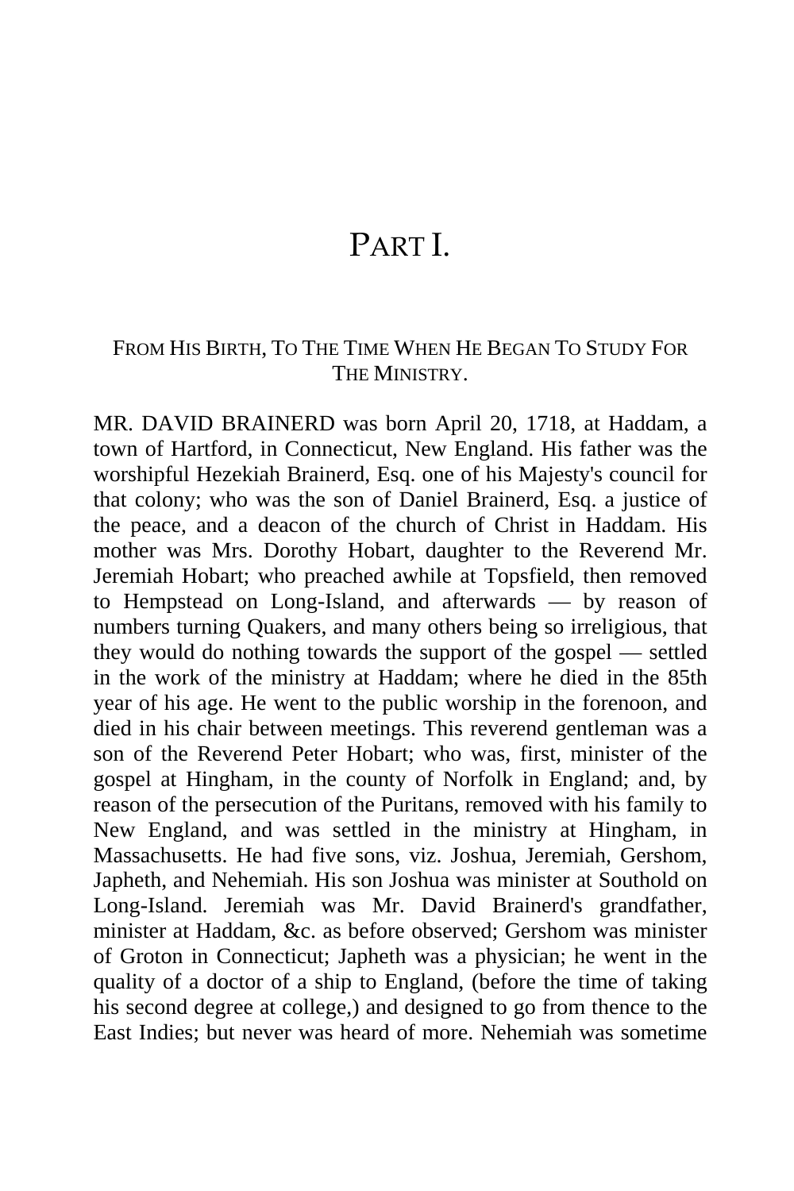# PART I.

## FROM HIS BIRTH, TO THE TIME WHEN HE BEGAN TO STUDY FOR THE MINISTRY.

MR. DAVID BRAINERD was born April 20, 1718, at Haddam, a town of Hartford, in Connecticut, New England. His father was the worshipful Hezekiah Brainerd, Esq. one of his Majesty's council for that colony; who was the son of Daniel Brainerd, Esq. a justice of the peace, and a deacon of the church of Christ in Haddam. His mother was Mrs. Dorothy Hobart, daughter to the Reverend Mr. Jeremiah Hobart; who preached awhile at Topsfield, then removed to Hempstead on Long-Island, and afterwards — by reason of numbers turning Quakers, and many others being so irreligious, that they would do nothing towards the support of the gospel — settled in the work of the ministry at Haddam; where he died in the 85th year of his age. He went to the public worship in the forenoon, and died in his chair between meetings. This reverend gentleman was a son of the Reverend Peter Hobart; who was, first, minister of the gospel at Hingham, in the county of Norfolk in England; and, by reason of the persecution of the Puritans, removed with his family to New England, and was settled in the ministry at Hingham, in Massachusetts. He had five sons, viz. Joshua, Jeremiah, Gershom, Japheth, and Nehemiah. His son Joshua was minister at Southold on Long-Island. Jeremiah was Mr. David Brainerd's grandfather, minister at Haddam, &c. as before observed; Gershom was minister of Groton in Connecticut; Japheth was a physician; he went in the quality of a doctor of a ship to England, (before the time of taking his second degree at college,) and designed to go from thence to the East Indies; but never was heard of more. Nehemiah was sometime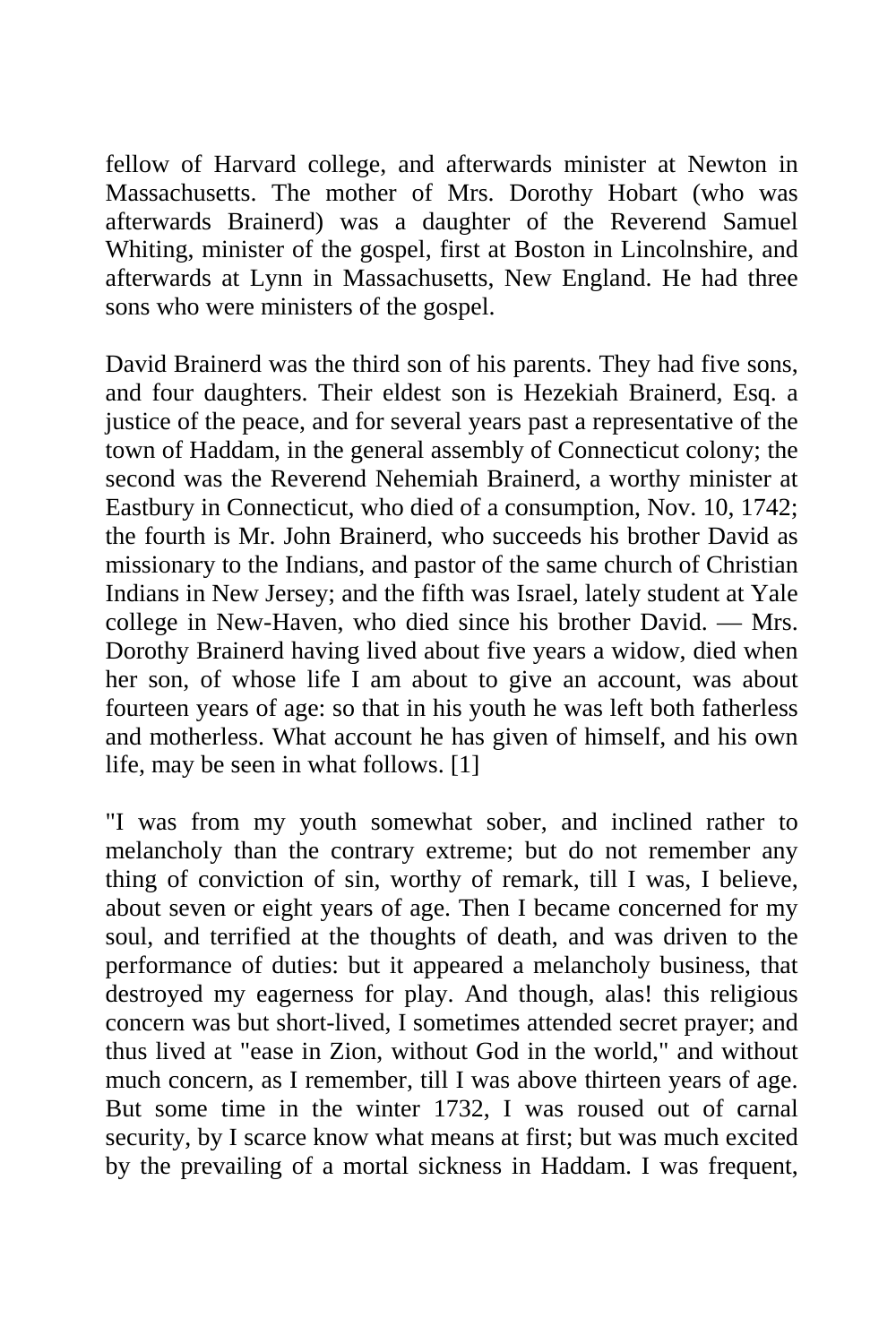fellow of Harvard college, and afterwards minister at Newton in Massachusetts. The mother of Mrs. Dorothy Hobart (who was afterwards Brainerd) was a daughter of the Reverend Samuel Whiting, minister of the gospel, first at Boston in Lincolnshire, and afterwards at Lynn in Massachusetts, New England. He had three sons who were ministers of the gospel.

David Brainerd was the third son of his parents. They had five sons, and four daughters. Their eldest son is Hezekiah Brainerd, Esq. a justice of the peace, and for several years past a representative of the town of Haddam, in the general assembly of Connecticut colony; the second was the Reverend Nehemiah Brainerd, a worthy minister at Eastbury in Connecticut, who died of a consumption, Nov. 10, 1742; the fourth is Mr. John Brainerd, who succeeds his brother David as missionary to the Indians, and pastor of the same church of Christian Indians in New Jersey; and the fifth was Israel, lately student at Yale college in New-Haven, who died since his brother David. — Mrs. Dorothy Brainerd having lived about five years a widow, died when her son, of whose life I am about to give an account, was about fourteen years of age: so that in his youth he was left both fatherless and motherless. What account he has given of himself, and his own life, may be seen in what follows. [1]

"I was from my youth somewhat sober, and inclined rather to melancholy than the contrary extreme; but do not remember any thing of conviction of sin, worthy of remark, till I was, I believe, about seven or eight years of age. Then I became concerned for my soul, and terrified at the thoughts of death, and was driven to the performance of duties: but it appeared a melancholy business, that destroyed my eagerness for play. And though, alas! this religious concern was but short-lived, I sometimes attended secret prayer; and thus lived at "ease in Zion, without God in the world," and without much concern, as I remember, till I was above thirteen years of age. But some time in the winter 1732, I was roused out of carnal security, by I scarce know what means at first; but was much excited by the prevailing of a mortal sickness in Haddam. I was frequent,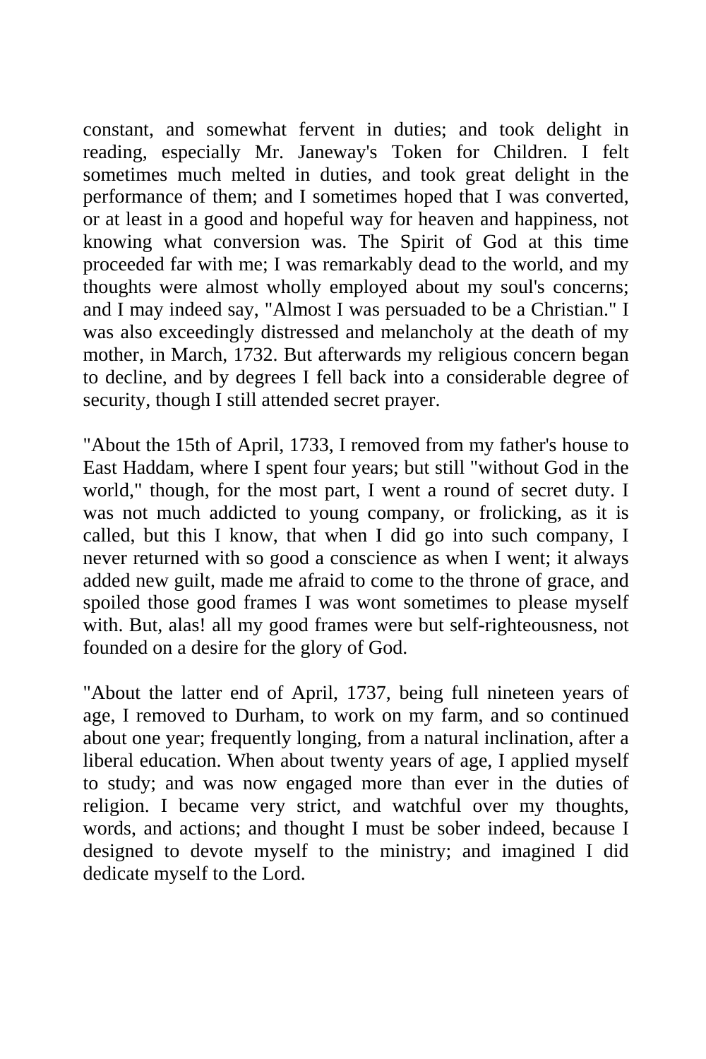constant, and somewhat fervent in duties; and took delight in reading, especially Mr. Janeway's Token for Children. I felt sometimes much melted in duties, and took great delight in the performance of them; and I sometimes hoped that I was converted, or at least in a good and hopeful way for heaven and happiness, not knowing what conversion was. The Spirit of God at this time proceeded far with me; I was remarkably dead to the world, and my thoughts were almost wholly employed about my soul's concerns; and I may indeed say, "Almost I was persuaded to be a Christian." I was also exceedingly distressed and melancholy at the death of my mother, in March, 1732. But afterwards my religious concern began to decline, and by degrees I fell back into a considerable degree of security, though I still attended secret prayer.

"About the 15th of April, 1733, I removed from my father's house to East Haddam, where I spent four years; but still "without God in the world," though, for the most part, I went a round of secret duty. I was not much addicted to young company, or frolicking, as it is called, but this I know, that when I did go into such company, I never returned with so good a conscience as when I went; it always added new guilt, made me afraid to come to the throne of grace, and spoiled those good frames I was wont sometimes to please myself with. But, alas! all my good frames were but self-righteousness, not founded on a desire for the glory of God.

"About the latter end of April, 1737, being full nineteen years of age, I removed to Durham, to work on my farm, and so continued about one year; frequently longing, from a natural inclination, after a liberal education. When about twenty years of age, I applied myself to study; and was now engaged more than ever in the duties of religion. I became very strict, and watchful over my thoughts, words, and actions; and thought I must be sober indeed, because I designed to devote myself to the ministry; and imagined I did dedicate myself to the Lord.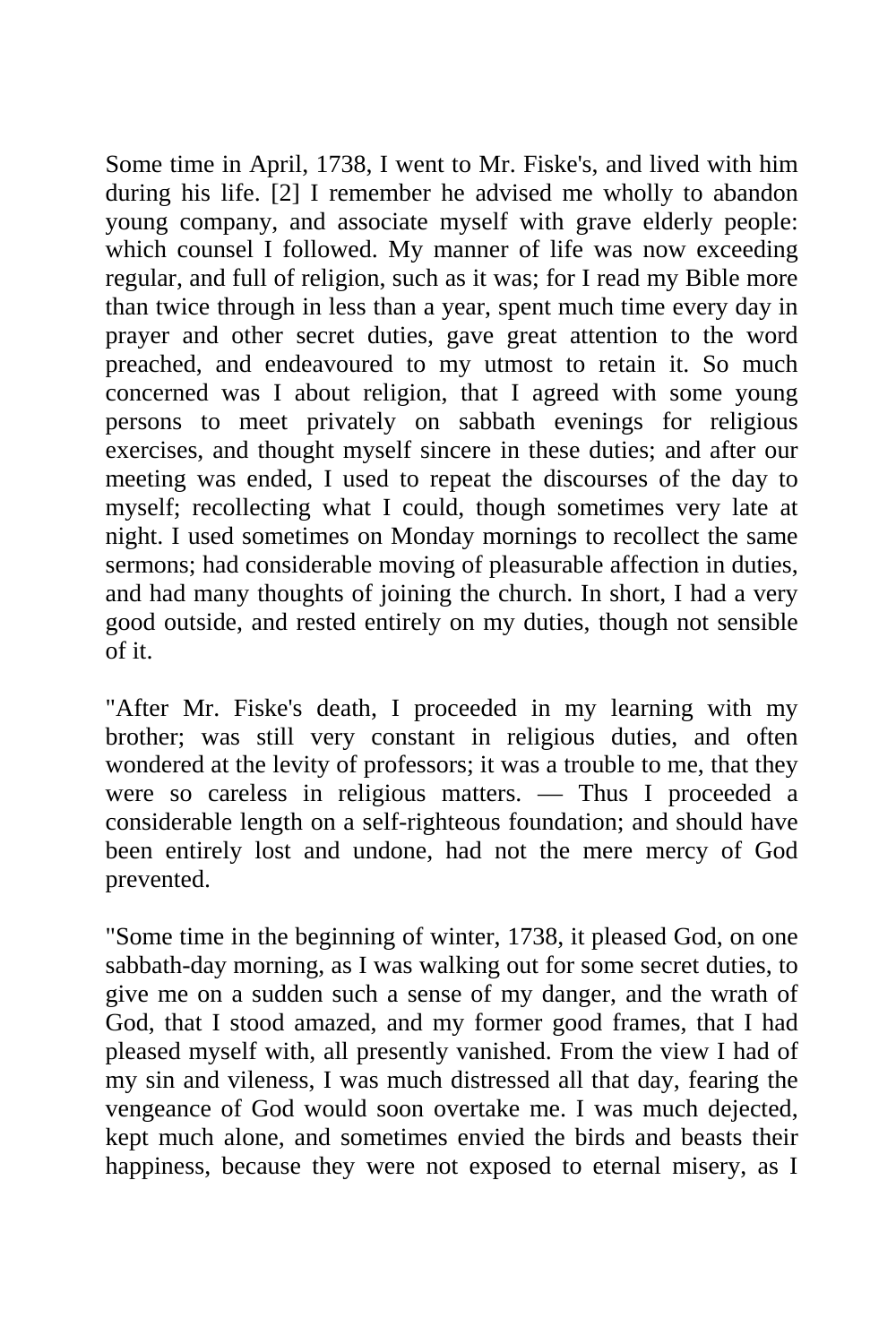Some time in April, 1738, I went to Mr. Fiske's, and lived with him during his life. [2] I remember he advised me wholly to abandon young company, and associate myself with grave elderly people: which counsel I followed. My manner of life was now exceeding regular, and full of religion, such as it was; for I read my Bible more than twice through in less than a year, spent much time every day in prayer and other secret duties, gave great attention to the word preached, and endeavoured to my utmost to retain it. So much concerned was I about religion, that I agreed with some young persons to meet privately on sabbath evenings for religious exercises, and thought myself sincere in these duties; and after our meeting was ended, I used to repeat the discourses of the day to myself; recollecting what I could, though sometimes very late at night. I used sometimes on Monday mornings to recollect the same sermons; had considerable moving of pleasurable affection in duties, and had many thoughts of joining the church. In short, I had a very good outside, and rested entirely on my duties, though not sensible of it.

"After Mr. Fiske's death, I proceeded in my learning with my brother; was still very constant in religious duties, and often wondered at the levity of professors; it was a trouble to me, that they were so careless in religious matters. — Thus I proceeded a considerable length on a self-righteous foundation; and should have been entirely lost and undone, had not the mere mercy of God prevented.

"Some time in the beginning of winter, 1738, it pleased God, on one sabbath-day morning, as I was walking out for some secret duties, to give me on a sudden such a sense of my danger, and the wrath of God, that I stood amazed, and my former good frames, that I had pleased myself with, all presently vanished. From the view I had of my sin and vileness, I was much distressed all that day, fearing the vengeance of God would soon overtake me. I was much dejected, kept much alone, and sometimes envied the birds and beasts their happiness, because they were not exposed to eternal misery, as I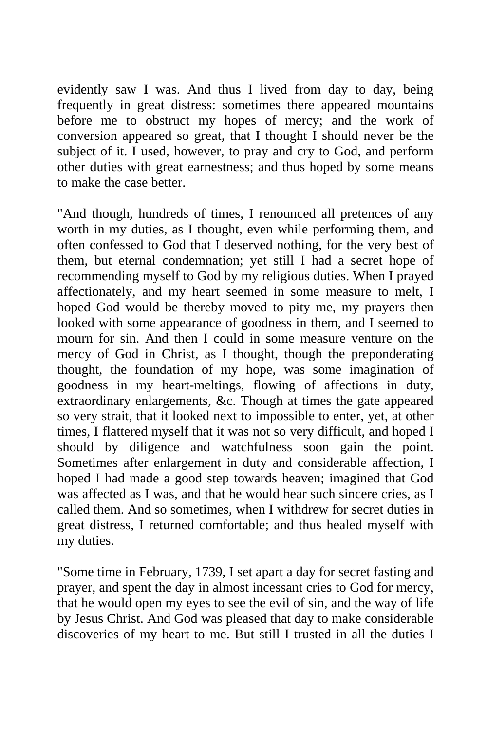evidently saw I was. And thus I lived from day to day, being frequently in great distress: sometimes there appeared mountains before me to obstruct my hopes of mercy; and the work of conversion appeared so great, that I thought I should never be the subject of it. I used, however, to pray and cry to God, and perform other duties with great earnestness; and thus hoped by some means to make the case better.

"And though, hundreds of times, I renounced all pretences of any worth in my duties, as I thought, even while performing them, and often confessed to God that I deserved nothing, for the very best of them, but eternal condemnation; yet still I had a secret hope of recommending myself to God by my religious duties. When I prayed affectionately, and my heart seemed in some measure to melt, I hoped God would be thereby moved to pity me, my prayers then looked with some appearance of goodness in them, and I seemed to mourn for sin. And then I could in some measure venture on the mercy of God in Christ, as I thought, though the preponderating thought, the foundation of my hope, was some imagination of goodness in my heart-meltings, flowing of affections in duty, extraordinary enlargements, &c. Though at times the gate appeared so very strait, that it looked next to impossible to enter, yet, at other times, I flattered myself that it was not so very difficult, and hoped I should by diligence and watchfulness soon gain the point. Sometimes after enlargement in duty and considerable affection, I hoped I had made a good step towards heaven; imagined that God was affected as I was, and that he would hear such sincere cries, as I called them. And so sometimes, when I withdrew for secret duties in great distress, I returned comfortable; and thus healed myself with my duties.

"Some time in February, 1739, I set apart a day for secret fasting and prayer, and spent the day in almost incessant cries to God for mercy, that he would open my eyes to see the evil of sin, and the way of life by Jesus Christ. And God was pleased that day to make considerable discoveries of my heart to me. But still I trusted in all the duties I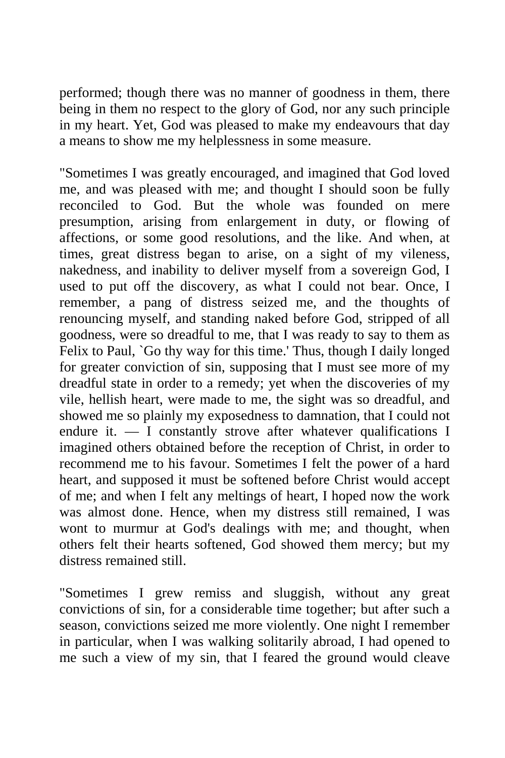performed; though there was no manner of goodness in them, there being in them no respect to the glory of God, nor any such principle in my heart. Yet, God was pleased to make my endeavours that day a means to show me my helplessness in some measure.

"Sometimes I was greatly encouraged, and imagined that God loved me, and was pleased with me; and thought I should soon be fully reconciled to God. But the whole was founded on mere presumption, arising from enlargement in duty, or flowing of affections, or some good resolutions, and the like. And when, at times, great distress began to arise, on a sight of my vileness, nakedness, and inability to deliver myself from a sovereign God, I used to put off the discovery, as what I could not bear. Once, I remember, a pang of distress seized me, and the thoughts of renouncing myself, and standing naked before God, stripped of all goodness, were so dreadful to me, that I was ready to say to them as Felix to Paul, `Go thy way for this time.' Thus, though I daily longed for greater conviction of sin, supposing that I must see more of my dreadful state in order to a remedy; yet when the discoveries of my vile, hellish heart, were made to me, the sight was so dreadful, and showed me so plainly my exposedness to damnation, that I could not endure it. — I constantly strove after whatever qualifications I imagined others obtained before the reception of Christ, in order to recommend me to his favour. Sometimes I felt the power of a hard heart, and supposed it must be softened before Christ would accept of me; and when I felt any meltings of heart, I hoped now the work was almost done. Hence, when my distress still remained, I was wont to murmur at God's dealings with me; and thought, when others felt their hearts softened, God showed them mercy; but my distress remained still.

"Sometimes I grew remiss and sluggish, without any great convictions of sin, for a considerable time together; but after such a season, convictions seized me more violently. One night I remember in particular, when I was walking solitarily abroad, I had opened to me such a view of my sin, that I feared the ground would cleave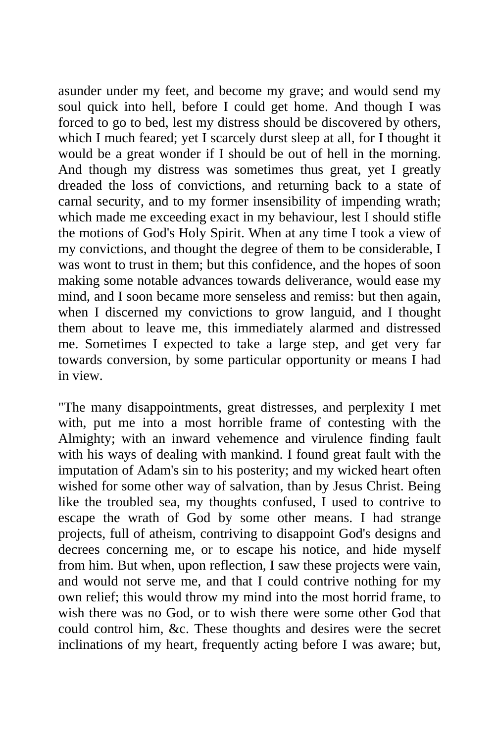asunder under my feet, and become my grave; and would send my soul quick into hell, before I could get home. And though I was forced to go to bed, lest my distress should be discovered by others, which I much feared; yet I scarcely durst sleep at all, for I thought it would be a great wonder if I should be out of hell in the morning. And though my distress was sometimes thus great, yet I greatly dreaded the loss of convictions, and returning back to a state of carnal security, and to my former insensibility of impending wrath; which made me exceeding exact in my behaviour, lest I should stifle the motions of God's Holy Spirit. When at any time I took a view of my convictions, and thought the degree of them to be considerable, I was wont to trust in them; but this confidence, and the hopes of soon making some notable advances towards deliverance, would ease my mind, and I soon became more senseless and remiss: but then again, when I discerned my convictions to grow languid, and I thought them about to leave me, this immediately alarmed and distressed me. Sometimes I expected to take a large step, and get very far towards conversion, by some particular opportunity or means I had in view.

"The many disappointments, great distresses, and perplexity I met with, put me into a most horrible frame of contesting with the Almighty; with an inward vehemence and virulence finding fault with his ways of dealing with mankind. I found great fault with the imputation of Adam's sin to his posterity; and my wicked heart often wished for some other way of salvation, than by Jesus Christ. Being like the troubled sea, my thoughts confused, I used to contrive to escape the wrath of God by some other means. I had strange projects, full of atheism, contriving to disappoint God's designs and decrees concerning me, or to escape his notice, and hide myself from him. But when, upon reflection, I saw these projects were vain, and would not serve me, and that I could contrive nothing for my own relief; this would throw my mind into the most horrid frame, to wish there was no God, or to wish there were some other God that could control him, &c. These thoughts and desires were the secret inclinations of my heart, frequently acting before I was aware; but,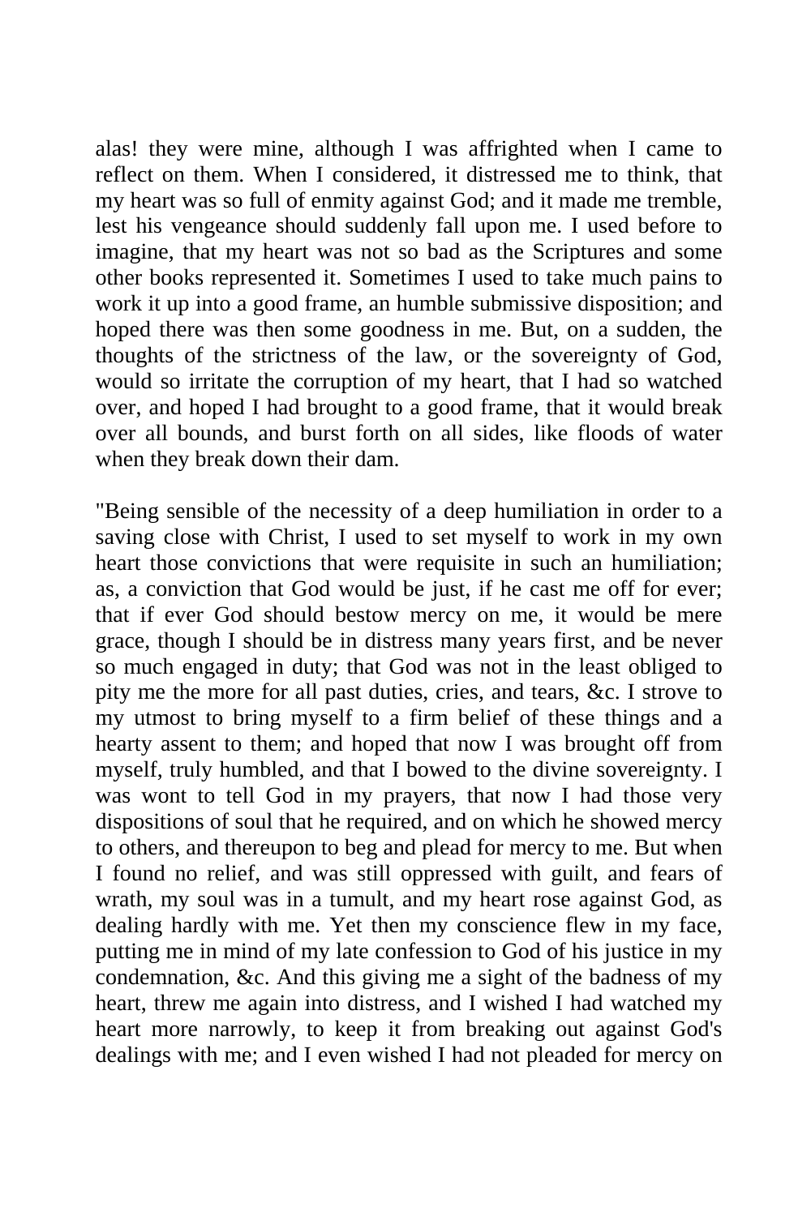alas! they were mine, although I was affrighted when I came to reflect on them. When I considered, it distressed me to think, that my heart was so full of enmity against God; and it made me tremble, lest his vengeance should suddenly fall upon me. I used before to imagine, that my heart was not so bad as the Scriptures and some other books represented it. Sometimes I used to take much pains to work it up into a good frame, an humble submissive disposition; and hoped there was then some goodness in me. But, on a sudden, the thoughts of the strictness of the law, or the sovereignty of God, would so irritate the corruption of my heart, that I had so watched over, and hoped I had brought to a good frame, that it would break over all bounds, and burst forth on all sides, like floods of water when they break down their dam.

"Being sensible of the necessity of a deep humiliation in order to a saving close with Christ, I used to set myself to work in my own heart those convictions that were requisite in such an humiliation; as, a conviction that God would be just, if he cast me off for ever; that if ever God should bestow mercy on me, it would be mere grace, though I should be in distress many years first, and be never so much engaged in duty; that God was not in the least obliged to pity me the more for all past duties, cries, and tears, &c. I strove to my utmost to bring myself to a firm belief of these things and a hearty assent to them; and hoped that now I was brought off from myself, truly humbled, and that I bowed to the divine sovereignty. I was wont to tell God in my prayers, that now I had those very dispositions of soul that he required, and on which he showed mercy to others, and thereupon to beg and plead for mercy to me. But when I found no relief, and was still oppressed with guilt, and fears of wrath, my soul was in a tumult, and my heart rose against God, as dealing hardly with me. Yet then my conscience flew in my face, putting me in mind of my late confession to God of his justice in my condemnation, &c. And this giving me a sight of the badness of my heart, threw me again into distress, and I wished I had watched my heart more narrowly, to keep it from breaking out against God's dealings with me; and I even wished I had not pleaded for mercy on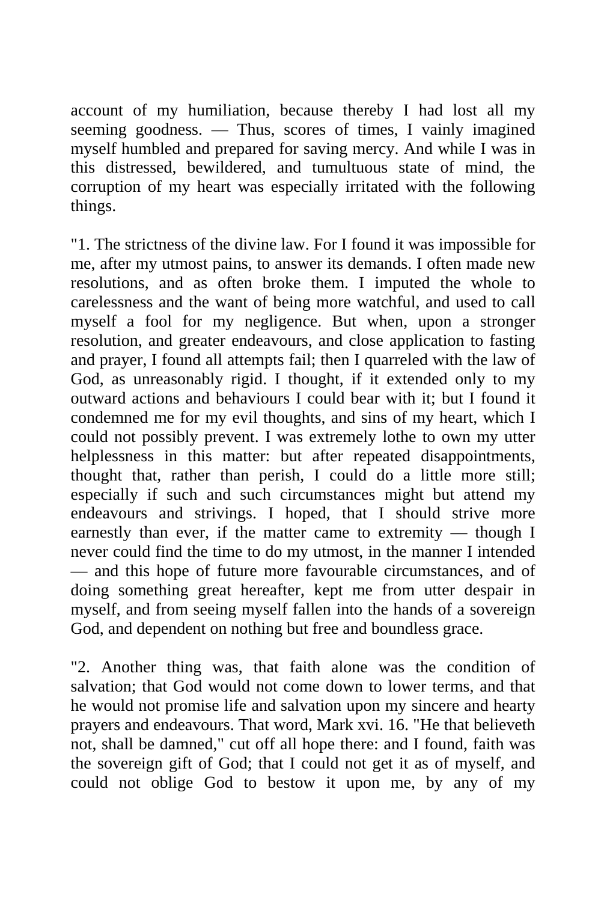account of my humiliation, because thereby I had lost all my seeming goodness. — Thus, scores of times, I vainly imagined myself humbled and prepared for saving mercy. And while I was in this distressed, bewildered, and tumultuous state of mind, the corruption of my heart was especially irritated with the following things.

"1. The strictness of the divine law. For I found it was impossible for me, after my utmost pains, to answer its demands. I often made new resolutions, and as often broke them. I imputed the whole to carelessness and the want of being more watchful, and used to call myself a fool for my negligence. But when, upon a stronger resolution, and greater endeavours, and close application to fasting and prayer, I found all attempts fail; then I quarreled with the law of God, as unreasonably rigid. I thought, if it extended only to my outward actions and behaviours I could bear with it; but I found it condemned me for my evil thoughts, and sins of my heart, which I could not possibly prevent. I was extremely lothe to own my utter helplessness in this matter: but after repeated disappointments, thought that, rather than perish, I could do a little more still; especially if such and such circumstances might but attend my endeavours and strivings. I hoped, that I should strive more earnestly than ever, if the matter came to extremity — though I never could find the time to do my utmost, in the manner I intended — and this hope of future more favourable circumstances, and of doing something great hereafter, kept me from utter despair in myself, and from seeing myself fallen into the hands of a sovereign God, and dependent on nothing but free and boundless grace.

"2. Another thing was, that faith alone was the condition of salvation; that God would not come down to lower terms, and that he would not promise life and salvation upon my sincere and hearty prayers and endeavours. That word, Mark xvi. 16. "He that believeth not, shall be damned," cut off all hope there: and I found, faith was the sovereign gift of God; that I could not get it as of myself, and could not oblige God to bestow it upon me, by any of my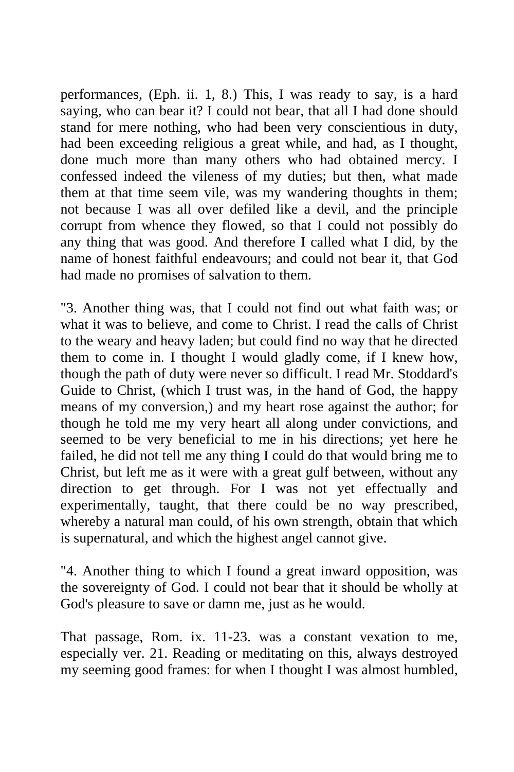performances, (Eph. ii. 1, 8.) This, I was ready to say, is a hard saying, who can bear it? I could not bear, that all I had done should stand for mere nothing, who had been very conscientious in duty, had been exceeding religious a great while, and had, as I thought, done much more than many others who had obtained mercy. I confessed indeed the vileness of my duties; but then, what made them at that time seem vile, was my wandering thoughts in them; not because I was all over defiled like a devil, and the principle corrupt from whence they flowed, so that I could not possibly do any thing that was good. And therefore I called what I did, by the name of honest faithful endeavours; and could not bear it, that God had made no promises of salvation to them.

"3. Another thing was, that I could not find out what faith was; or what it was to believe, and come to Christ. I read the calls of Christ to the weary and heavy laden; but could find no way that he directed them to come in. I thought I would gladly come, if I knew how, though the path of duty were never so difficult. I read Mr. Stoddard's Guide to Christ, (which I trust was, in the hand of God, the happy means of my conversion,) and my heart rose against the author; for though he told me my very heart all along under convictions, and seemed to be very beneficial to me in his directions; yet here he failed, he did not tell me any thing I could do that would bring me to Christ, but left me as it were with a great gulf between, without any direction to get through. For I was not yet effectually and experimentally, taught, that there could be no way prescribed, whereby a natural man could, of his own strength, obtain that which is supernatural, and which the highest angel cannot give.

"4. Another thing to which I found a great inward opposition, was the sovereignty of God. I could not bear that it should be wholly at God's pleasure to save or damn me, just as he would.

That passage, Rom. ix. 11-23. was a constant vexation to me, especially ver. 21. Reading or meditating on this, always destroyed my seeming good frames: for when I thought I was almost humbled,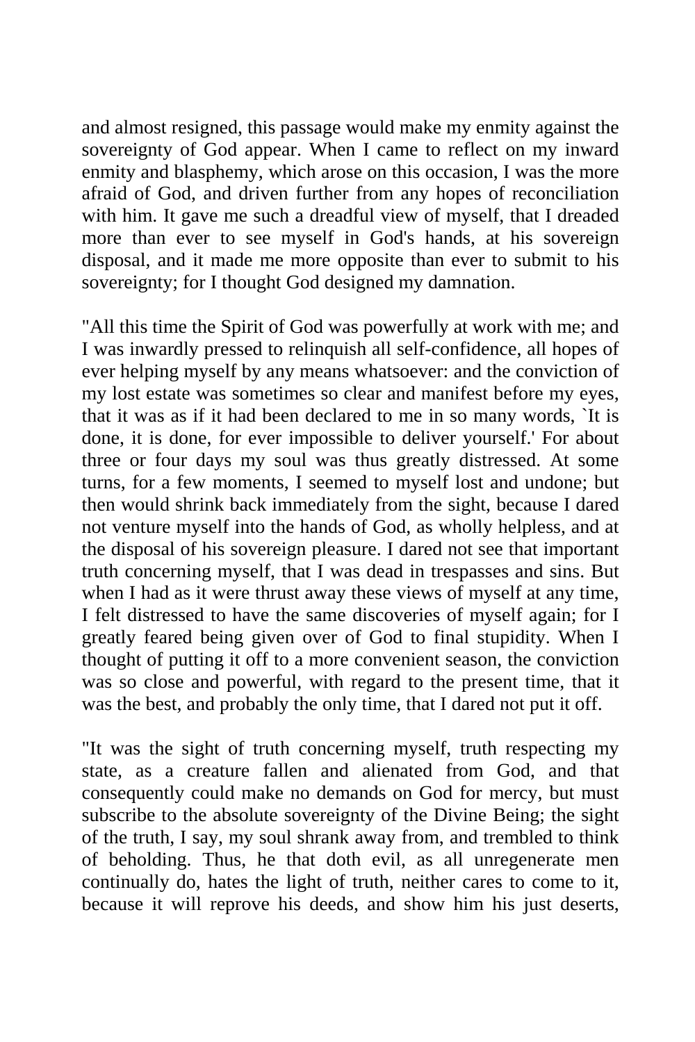and almost resigned, this passage would make my enmity against the sovereignty of God appear. When I came to reflect on my inward enmity and blasphemy, which arose on this occasion, I was the more afraid of God, and driven further from any hopes of reconciliation with him. It gave me such a dreadful view of myself, that I dreaded more than ever to see myself in God's hands, at his sovereign disposal, and it made me more opposite than ever to submit to his sovereignty; for I thought God designed my damnation.

"All this time the Spirit of God was powerfully at work with me; and I was inwardly pressed to relinquish all self-confidence, all hopes of ever helping myself by any means whatsoever: and the conviction of my lost estate was sometimes so clear and manifest before my eyes, that it was as if it had been declared to me in so many words, `It is done, it is done, for ever impossible to deliver yourself.' For about three or four days my soul was thus greatly distressed. At some turns, for a few moments, I seemed to myself lost and undone; but then would shrink back immediately from the sight, because I dared not venture myself into the hands of God, as wholly helpless, and at the disposal of his sovereign pleasure. I dared not see that important truth concerning myself, that I was dead in trespasses and sins. But when I had as it were thrust away these views of myself at any time, I felt distressed to have the same discoveries of myself again; for I greatly feared being given over of God to final stupidity. When I thought of putting it off to a more convenient season, the conviction was so close and powerful, with regard to the present time, that it was the best, and probably the only time, that I dared not put it off.

"It was the sight of truth concerning myself, truth respecting my state, as a creature fallen and alienated from God, and that consequently could make no demands on God for mercy, but must subscribe to the absolute sovereignty of the Divine Being; the sight of the truth, I say, my soul shrank away from, and trembled to think of beholding. Thus, he that doth evil, as all unregenerate men continually do, hates the light of truth, neither cares to come to it, because it will reprove his deeds, and show him his just deserts,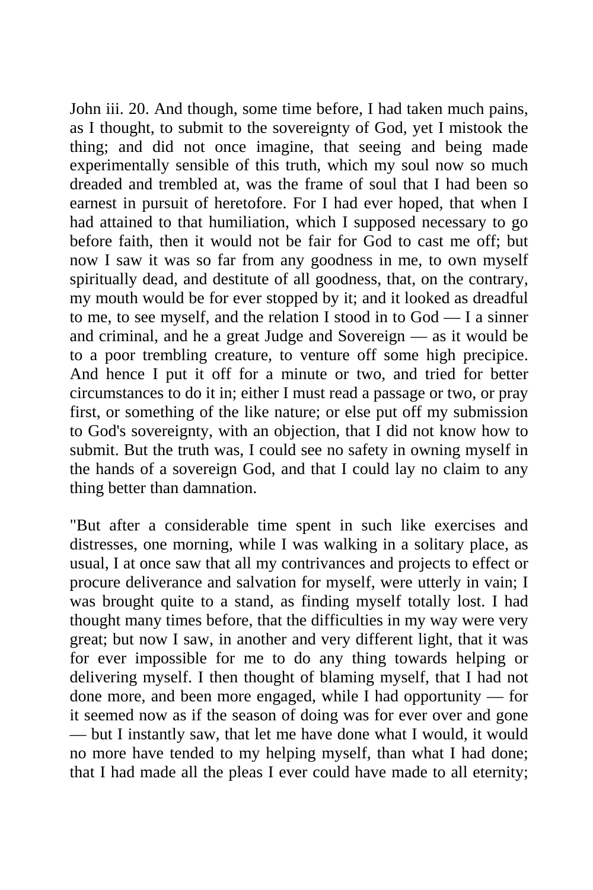John iii. 20. And though, some time before, I had taken much pains, as I thought, to submit to the sovereignty of God, yet I mistook the thing; and did not once imagine, that seeing and being made experimentally sensible of this truth, which my soul now so much dreaded and trembled at, was the frame of soul that I had been so earnest in pursuit of heretofore. For I had ever hoped, that when I had attained to that humiliation, which I supposed necessary to go before faith, then it would not be fair for God to cast me off; but now I saw it was so far from any goodness in me, to own myself spiritually dead, and destitute of all goodness, that, on the contrary, my mouth would be for ever stopped by it; and it looked as dreadful to me, to see myself, and the relation I stood in to God — I a sinner and criminal, and he a great Judge and Sovereign — as it would be to a poor trembling creature, to venture off some high precipice. And hence I put it off for a minute or two, and tried for better circumstances to do it in; either I must read a passage or two, or pray first, or something of the like nature; or else put off my submission to God's sovereignty, with an objection, that I did not know how to submit. But the truth was, I could see no safety in owning myself in the hands of a sovereign God, and that I could lay no claim to any thing better than damnation.

"But after a considerable time spent in such like exercises and distresses, one morning, while I was walking in a solitary place, as usual, I at once saw that all my contrivances and projects to effect or procure deliverance and salvation for myself, were utterly in vain; I was brought quite to a stand, as finding myself totally lost. I had thought many times before, that the difficulties in my way were very great; but now I saw, in another and very different light, that it was for ever impossible for me to do any thing towards helping or delivering myself. I then thought of blaming myself, that I had not done more, and been more engaged, while I had opportunity — for it seemed now as if the season of doing was for ever over and gone — but I instantly saw, that let me have done what I would, it would no more have tended to my helping myself, than what I had done; that I had made all the pleas I ever could have made to all eternity;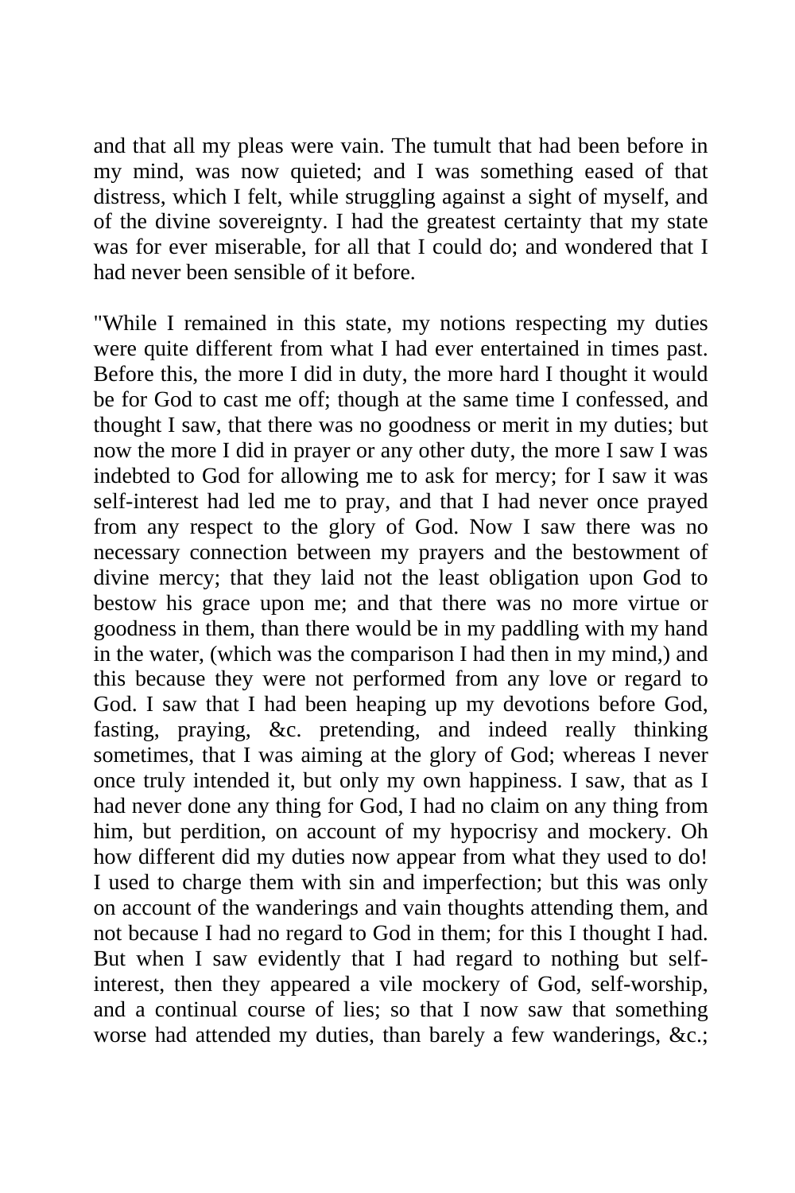and that all my pleas were vain. The tumult that had been before in my mind, was now quieted; and I was something eased of that distress, which I felt, while struggling against a sight of myself, and of the divine sovereignty. I had the greatest certainty that my state was for ever miserable, for all that I could do; and wondered that I had never been sensible of it before.

"While I remained in this state, my notions respecting my duties were quite different from what I had ever entertained in times past. Before this, the more I did in duty, the more hard I thought it would be for God to cast me off; though at the same time I confessed, and thought I saw, that there was no goodness or merit in my duties; but now the more I did in prayer or any other duty, the more I saw I was indebted to God for allowing me to ask for mercy; for I saw it was self-interest had led me to pray, and that I had never once prayed from any respect to the glory of God. Now I saw there was no necessary connection between my prayers and the bestowment of divine mercy; that they laid not the least obligation upon God to bestow his grace upon me; and that there was no more virtue or goodness in them, than there would be in my paddling with my hand in the water, (which was the comparison I had then in my mind,) and this because they were not performed from any love or regard to God. I saw that I had been heaping up my devotions before God, fasting, praying, &c. pretending, and indeed really thinking sometimes, that I was aiming at the glory of God; whereas I never once truly intended it, but only my own happiness. I saw, that as I had never done any thing for God, I had no claim on any thing from him, but perdition, on account of my hypocrisy and mockery. Oh how different did my duties now appear from what they used to do! I used to charge them with sin and imperfection; but this was only on account of the wanderings and vain thoughts attending them, and not because I had no regard to God in them; for this I thought I had. But when I saw evidently that I had regard to nothing but self-interest, then they appeared a vile mockery of God, self-worship, and a continual course of lies; so that I now saw that something worse had attended my duties, than barely a few wanderings, &c.;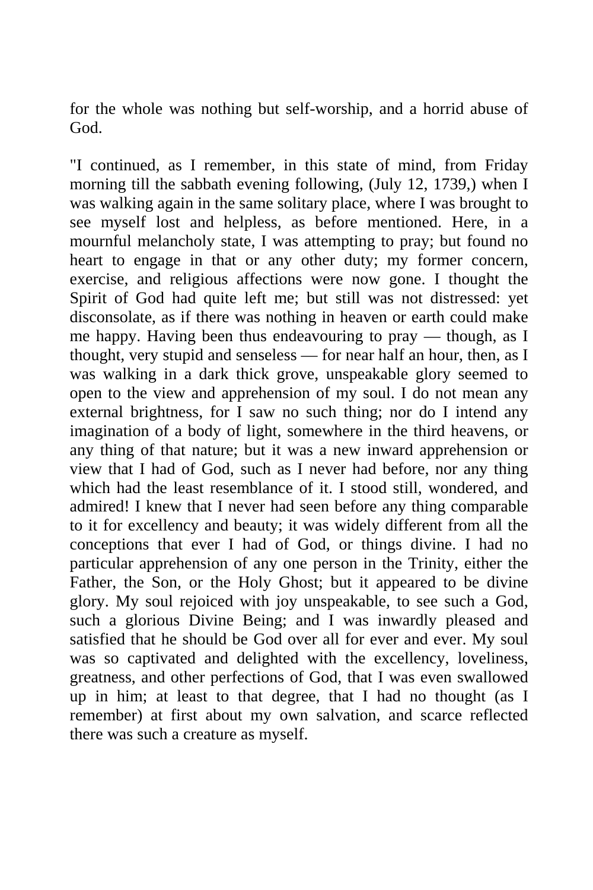for the whole was nothing but self-worship, and a horrid abuse of God.

"I continued, as I remember, in this state of mind, from Friday morning till the sabbath evening following, (July 12, 1739,) when I was walking again in the same solitary place, where I was brought to see myself lost and helpless, as before mentioned. Here, in a mournful melancholy state, I was attempting to pray; but found no heart to engage in that or any other duty; my former concern, exercise, and religious affections were now gone. I thought the Spirit of God had quite left me; but still was not distressed: yet disconsolate, as if there was nothing in heaven or earth could make me happy. Having been thus endeavouring to pray — though, as I thought, very stupid and senseless — for near half an hour, then, as I was walking in a dark thick grove, unspeakable glory seemed to open to the view and apprehension of my soul. I do not mean any external brightness, for I saw no such thing; nor do I intend any imagination of a body of light, somewhere in the third heavens, or any thing of that nature; but it was a new inward apprehension or view that I had of God, such as I never had before, nor any thing which had the least resemblance of it. I stood still, wondered, and admired! I knew that I never had seen before any thing comparable to it for excellency and beauty; it was widely different from all the conceptions that ever I had of God, or things divine. I had no particular apprehension of any one person in the Trinity, either the Father, the Son, or the Holy Ghost; but it appeared to be divine glory. My soul rejoiced with joy unspeakable, to see such a God, such a glorious Divine Being; and I was inwardly pleased and satisfied that he should be God over all for ever and ever. My soul was so captivated and delighted with the excellency, loveliness, greatness, and other perfections of God, that I was even swallowed up in him; at least to that degree, that I had no thought (as I remember) at first about my own salvation, and scarce reflected there was such a creature as myself.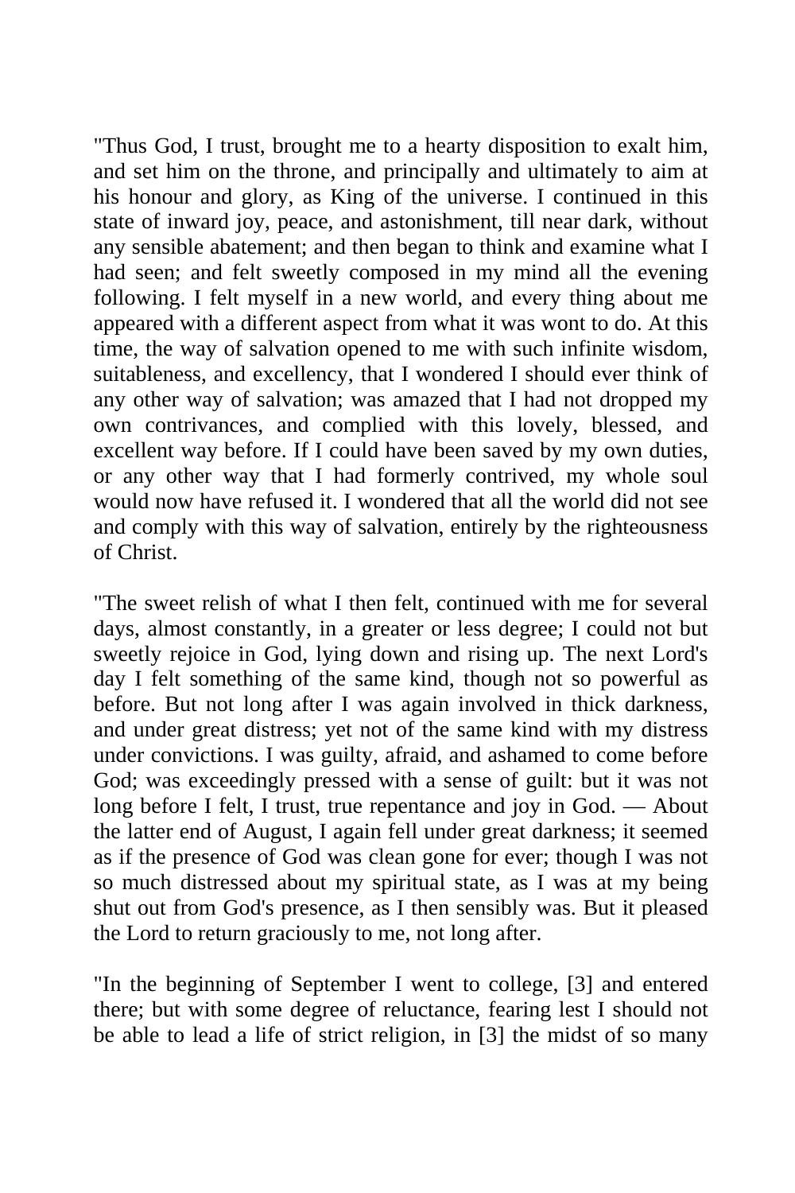"Thus God, I trust, brought me to a hearty disposition to exalt him, and set him on the throne, and principally and ultimately to aim at his honour and glory, as King of the universe. I continued in this state of inward joy, peace, and astonishment, till near dark, without any sensible abatement; and then began to think and examine what I had seen; and felt sweetly composed in my mind all the evening following. I felt myself in a new world, and every thing about me appeared with a different aspect from what it was wont to do. At this time, the way of salvation opened to me with such infinite wisdom, suitableness, and excellency, that I wondered I should ever think of any other way of salvation; was amazed that I had not dropped my own contrivances, and complied with this lovely, blessed, and excellent way before. If I could have been saved by my own duties, or any other way that I had formerly contrived, my whole soul would now have refused it. I wondered that all the world did not see and comply with this way of salvation, entirely by the righteousness of Christ.

"The sweet relish of what I then felt, continued with me for several days, almost constantly, in a greater or less degree; I could not but sweetly rejoice in God, lying down and rising up. The next Lord's day I felt something of the same kind, though not so powerful as before. But not long after I was again involved in thick darkness, and under great distress; yet not of the same kind with my distress under convictions. I was guilty, afraid, and ashamed to come before God; was exceedingly pressed with a sense of guilt: but it was not long before I felt, I trust, true repentance and joy in God. — About the latter end of August, I again fell under great darkness; it seemed as if the presence of God was clean gone for ever; though I was not so much distressed about my spiritual state, as I was at my being shut out from God's presence, as I then sensibly was. But it pleased the Lord to return graciously to me, not long after.

"In the beginning of September I went to college, [3] and entered there; but with some degree of reluctance, fearing lest I should not be able to lead a life of strict religion, in [3] the midst of so many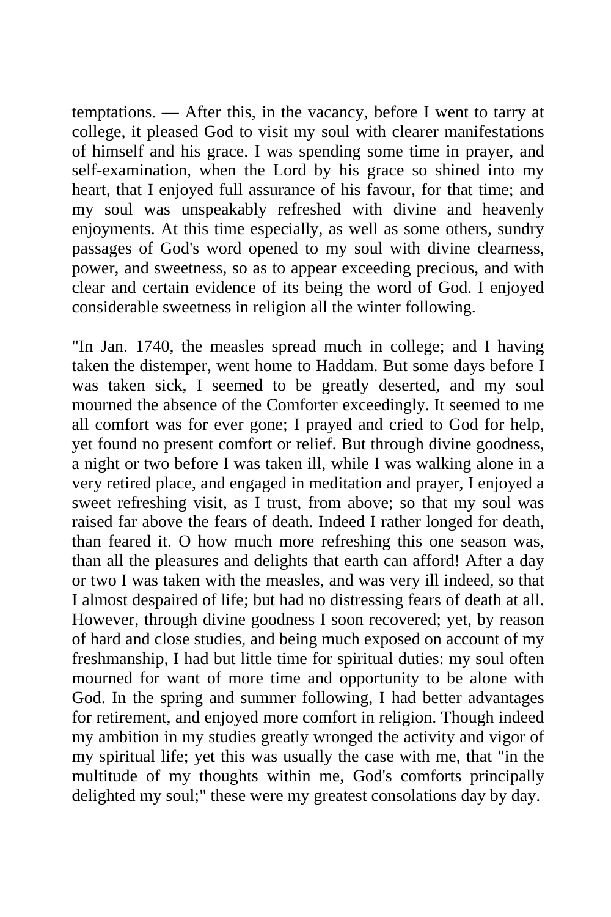temptations. — After this, in the vacancy, before I went to tarry at college, it pleased God to visit my soul with clearer manifestations of himself and his grace. I was spending some time in prayer, and self-examination, when the Lord by his grace so shined into my heart, that I enjoyed full assurance of his favour, for that time; and my soul was unspeakably refreshed with divine and heavenly enjoyments. At this time especially, as well as some others, sundry passages of God's word opened to my soul with divine clearness, power, and sweetness, so as to appear exceeding precious, and with clear and certain evidence of its being the word of God. I enjoyed considerable sweetness in religion all the winter following.

"In Jan. 1740, the measles spread much in college; and I having taken the distemper, went home to Haddam. But some days before I was taken sick, I seemed to be greatly deserted, and my soul mourned the absence of the Comforter exceedingly. It seemed to me all comfort was for ever gone; I prayed and cried to God for help, yet found no present comfort or relief. But through divine goodness, a night or two before I was taken ill, while I was walking alone in a very retired place, and engaged in meditation and prayer, I enjoyed a sweet refreshing visit, as I trust, from above; so that my soul was raised far above the fears of death. Indeed I rather longed for death, than feared it. O how much more refreshing this one season was, than all the pleasures and delights that earth can afford! After a day or two I was taken with the measles, and was very ill indeed, so that I almost despaired of life; but had no distressing fears of death at all. However, through divine goodness I soon recovered; yet, by reason of hard and close studies, and being much exposed on account of my freshmanship, I had but little time for spiritual duties: my soul often mourned for want of more time and opportunity to be alone with God. In the spring and summer following, I had better advantages for retirement, and enjoyed more comfort in religion. Though indeed my ambition in my studies greatly wronged the activity and vigor of my spiritual life; yet this was usually the case with me, that "in the multitude of my thoughts within me, God's comforts principally delighted my soul;" these were my greatest consolations day by day.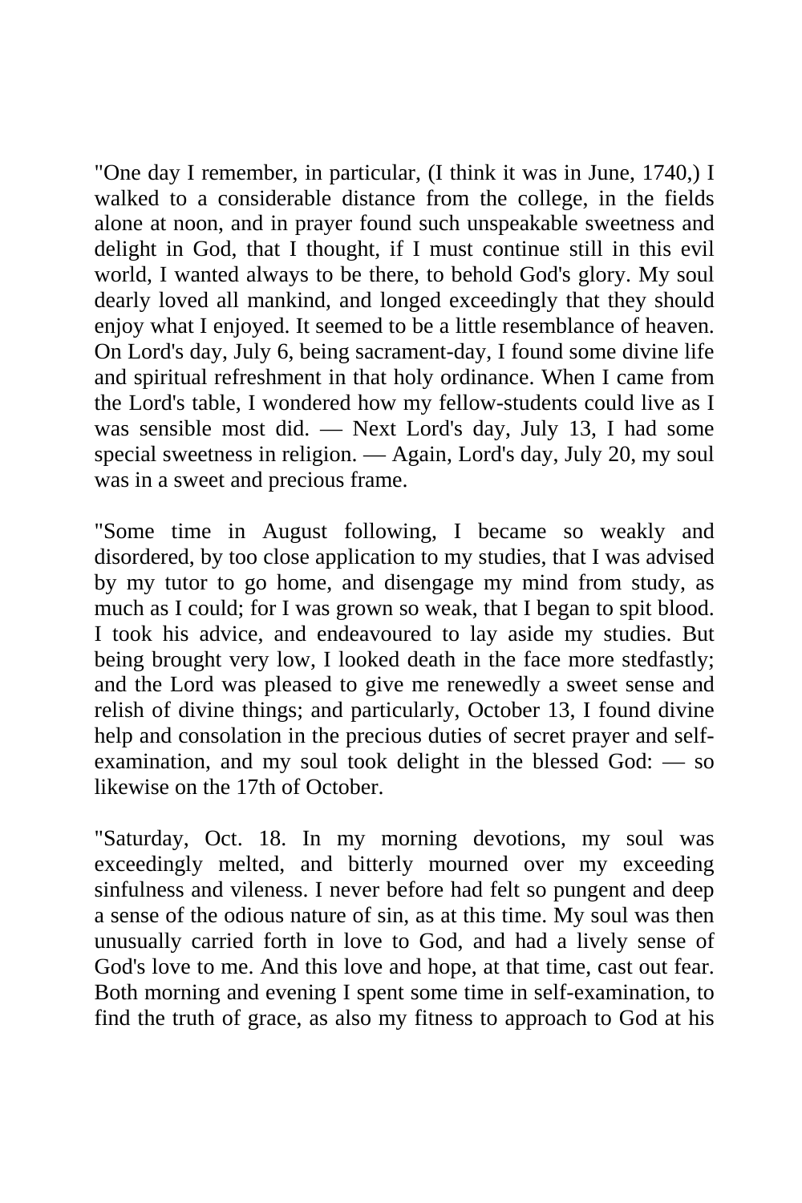"One day I remember, in particular, (I think it was in June, 1740,) I walked to a considerable distance from the college, in the fields alone at noon, and in prayer found such unspeakable sweetness and delight in God, that I thought, if I must continue still in this evil world, I wanted always to be there, to behold God's glory. My soul dearly loved all mankind, and longed exceedingly that they should enjoy what I enjoyed. It seemed to be a little resemblance of heaven. On Lord's day, July 6, being sacrament-day, I found some divine life and spiritual refreshment in that holy ordinance. When I came from the Lord's table, I wondered how my fellow-students could live as I was sensible most did. — Next Lord's day, July 13, I had some special sweetness in religion. — Again, Lord's day, July 20, my soul was in a sweet and precious frame.

"Some time in August following, I became so weakly and disordered, by too close application to my studies, that I was advised by my tutor to go home, and disengage my mind from study, as much as I could; for I was grown so weak, that I began to spit blood. I took his advice, and endeavoured to lay aside my studies. But being brought very low, I looked death in the face more stedfastly; and the Lord was pleased to give me renewedly a sweet sense and relish of divine things; and particularly, October 13, I found divine help and consolation in the precious duties of secret prayer and self-examination, and my soul took delight in the blessed God: — so likewise on the 17th of October.

"Saturday, Oct. 18. In my morning devotions, my soul was exceedingly melted, and bitterly mourned over my exceeding sinfulness and vileness. I never before had felt so pungent and deep a sense of the odious nature of sin, as at this time. My soul was then unusually carried forth in love to God, and had a lively sense of God's love to me. And this love and hope, at that time, cast out fear. Both morning and evening I spent some time in self-examination, to find the truth of grace, as also my fitness to approach to God at his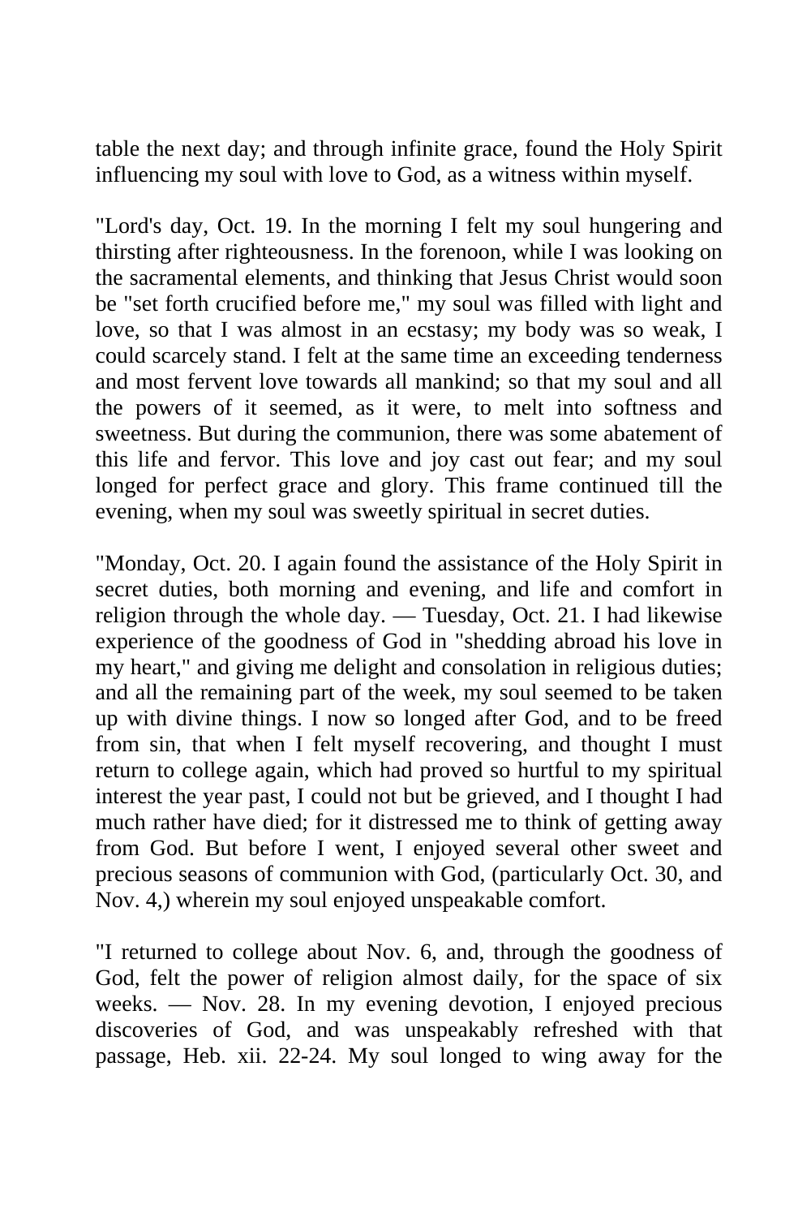table the next day; and through infinite grace, found the Holy Spirit influencing my soul with love to God, as a witness within myself.

"Lord's day, Oct. 19. In the morning I felt my soul hungering and thirsting after righteousness. In the forenoon, while I was looking on the sacramental elements, and thinking that Jesus Christ would soon be "set forth crucified before me," my soul was filled with light and love, so that I was almost in an ecstasy; my body was so weak, I could scarcely stand. I felt at the same time an exceeding tenderness and most fervent love towards all mankind; so that my soul and all the powers of it seemed, as it were, to melt into softness and sweetness. But during the communion, there was some abatement of this life and fervor. This love and joy cast out fear; and my soul longed for perfect grace and glory. This frame continued till the evening, when my soul was sweetly spiritual in secret duties.

"Monday, Oct. 20. I again found the assistance of the Holy Spirit in secret duties, both morning and evening, and life and comfort in religion through the whole day. — Tuesday, Oct. 21. I had likewise experience of the goodness of God in "shedding abroad his love in my heart," and giving me delight and consolation in religious duties; and all the remaining part of the week, my soul seemed to be taken up with divine things. I now so longed after God, and to be freed from sin, that when I felt myself recovering, and thought I must return to college again, which had proved so hurtful to my spiritual interest the year past, I could not but be grieved, and I thought I had much rather have died; for it distressed me to think of getting away from God. But before I went, I enjoyed several other sweet and precious seasons of communion with God, (particularly Oct. 30, and Nov. 4,) wherein my soul enjoyed unspeakable comfort.

"I returned to college about Nov. 6, and, through the goodness of God, felt the power of religion almost daily, for the space of six weeks. — Nov. 28. In my evening devotion, I enjoyed precious discoveries of God, and was unspeakably refreshed with that passage, Heb. xii. 22-24. My soul longed to wing away for the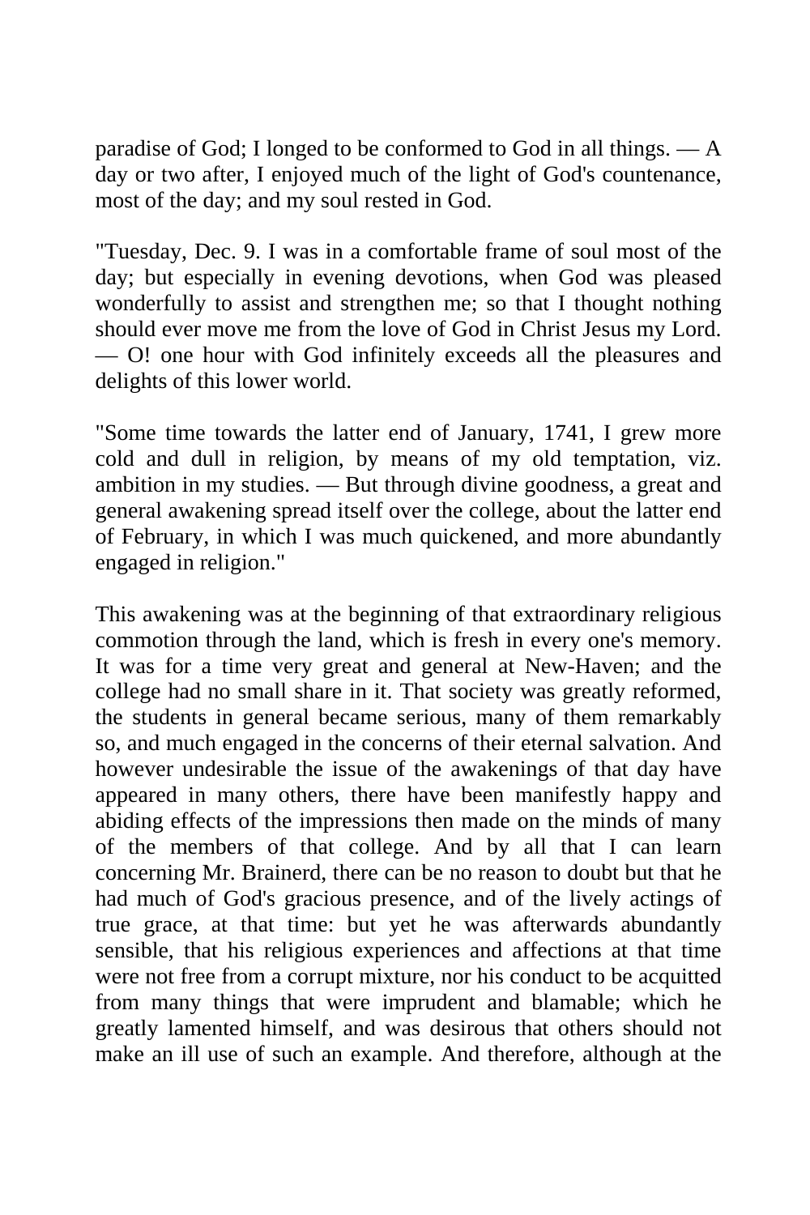paradise of God; I longed to be conformed to God in all things. — A day or two after, I enjoyed much of the light of God's countenance, most of the day; and my soul rested in God.

"Tuesday, Dec. 9. I was in a comfortable frame of soul most of the day; but especially in evening devotions, when God was pleased wonderfully to assist and strengthen me; so that I thought nothing should ever move me from the love of God in Christ Jesus my Lord. — O! one hour with God infinitely exceeds all the pleasures and delights of this lower world.

"Some time towards the latter end of January, 1741, I grew more cold and dull in religion, by means of my old temptation, viz. ambition in my studies. — But through divine goodness, a great and general awakening spread itself over the college, about the latter end of February, in which I was much quickened, and more abundantly engaged in religion."

This awakening was at the beginning of that extraordinary religious commotion through the land, which is fresh in every one's memory. It was for a time very great and general at New-Haven; and the college had no small share in it. That society was greatly reformed, the students in general became serious, many of them remarkably so, and much engaged in the concerns of their eternal salvation. And however undesirable the issue of the awakenings of that day have appeared in many others, there have been manifestly happy and abiding effects of the impressions then made on the minds of many of the members of that college. And by all that I can learn concerning Mr. Brainerd, there can be no reason to doubt but that he had much of God's gracious presence, and of the lively actings of true grace, at that time: but yet he was afterwards abundantly sensible, that his religious experiences and affections at that time were not free from a corrupt mixture, nor his conduct to be acquitted from many things that were imprudent and blamable; which he greatly lamented himself, and was desirous that others should not make an ill use of such an example. And therefore, although at the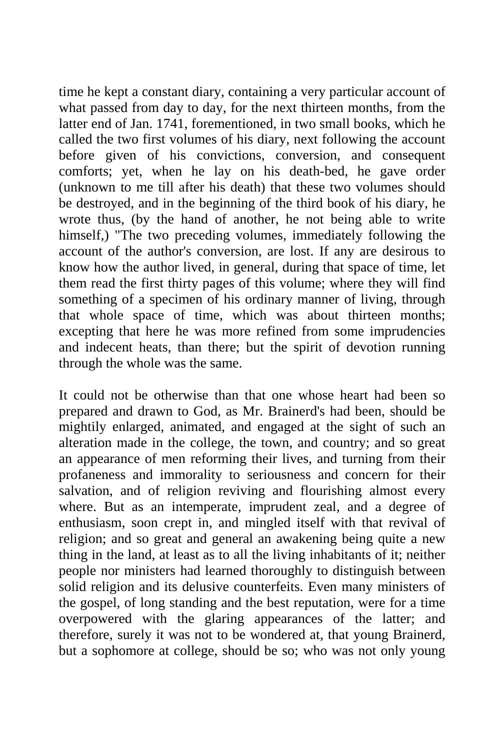time he kept a constant diary, containing a very particular account of what passed from day to day, for the next thirteen months, from the latter end of Jan. 1741, forementioned, in two small books, which he called the two first volumes of his diary, next following the account before given of his convictions, conversion, and consequent comforts; yet, when he lay on his death-bed, he gave order (unknown to me till after his death) that these two volumes should be destroyed, and in the beginning of the third book of his diary, he wrote thus, (by the hand of another, he not being able to write himself,) "The two preceding volumes, immediately following the account of the author's conversion, are lost. If any are desirous to know how the author lived, in general, during that space of time, let them read the first thirty pages of this volume; where they will find something of a specimen of his ordinary manner of living, through that whole space of time, which was about thirteen months; excepting that here he was more refined from some imprudencies and indecent heats, than there; but the spirit of devotion running through the whole was the same.

It could not be otherwise than that one whose heart had been so prepared and drawn to God, as Mr. Brainerd's had been, should be mightily enlarged, animated, and engaged at the sight of such an alteration made in the college, the town, and country; and so great an appearance of men reforming their lives, and turning from their profaneness and immorality to seriousness and concern for their salvation, and of religion reviving and flourishing almost every where. But as an intemperate, imprudent zeal, and a degree of enthusiasm, soon crept in, and mingled itself with that revival of religion; and so great and general an awakening being quite a new thing in the land, at least as to all the living inhabitants of it; neither people nor ministers had learned thoroughly to distinguish between solid religion and its delusive counterfeits. Even many ministers of the gospel, of long standing and the best reputation, were for a time overpowered with the glaring appearances of the latter; and therefore, surely it was not to be wondered at, that young Brainerd, but a sophomore at college, should be so; who was not only young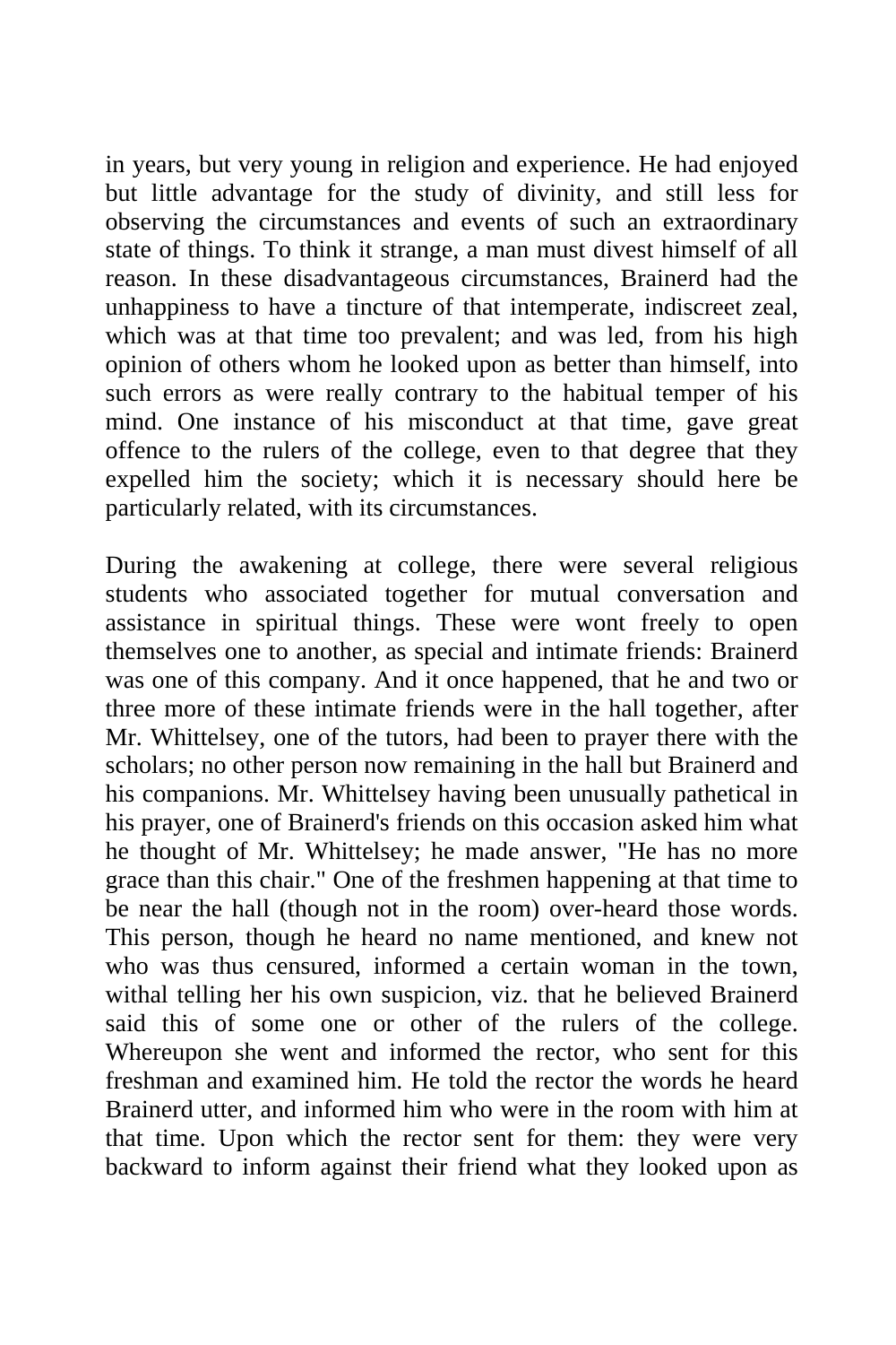in years, but very young in religion and experience. He had enjoyed but little advantage for the study of divinity, and still less for observing the circumstances and events of such an extraordinary state of things. To think it strange, a man must divest himself of all reason. In these disadvantageous circumstances, Brainerd had the unhappiness to have a tincture of that intemperate, indiscreet zeal, which was at that time too prevalent; and was led, from his high opinion of others whom he looked upon as better than himself, into such errors as were really contrary to the habitual temper of his mind. One instance of his misconduct at that time, gave great offence to the rulers of the college, even to that degree that they expelled him the society; which it is necessary should here be particularly related, with its circumstances.

During the awakening at college, there were several religious students who associated together for mutual conversation and assistance in spiritual things. These were wont freely to open themselves one to another, as special and intimate friends: Brainerd was one of this company. And it once happened, that he and two or three more of these intimate friends were in the hall together, after Mr. Whittelsey, one of the tutors, had been to prayer there with the scholars; no other person now remaining in the hall but Brainerd and his companions. Mr. Whittelsey having been unusually pathetical in his prayer, one of Brainerd's friends on this occasion asked him what he thought of Mr. Whittelsey; he made answer, "He has no more grace than this chair." One of the freshmen happening at that time to be near the hall (though not in the room) over-heard those words. This person, though he heard no name mentioned, and knew not who was thus censured, informed a certain woman in the town, withal telling her his own suspicion, viz. that he believed Brainerd said this of some one or other of the rulers of the college. Whereupon she went and informed the rector, who sent for this freshman and examined him. He told the rector the words he heard Brainerd utter, and informed him who were in the room with him at that time. Upon which the rector sent for them: they were very backward to inform against their friend what they looked upon as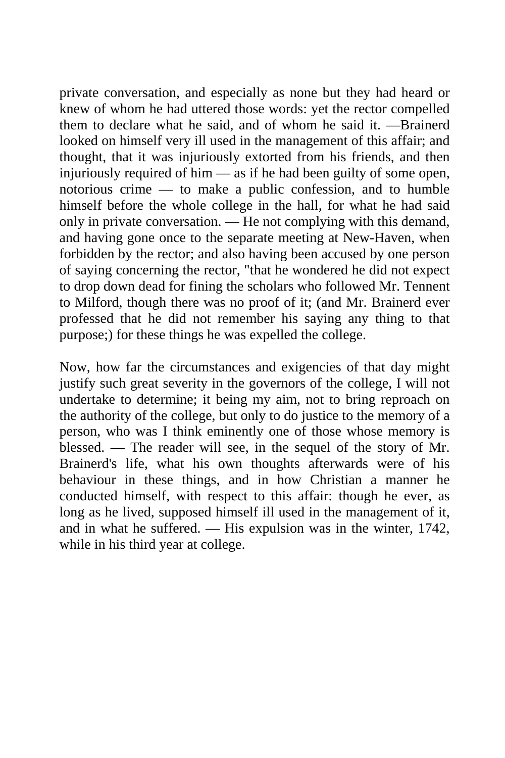private conversation, and especially as none but they had heard or knew of whom he had uttered those words: yet the rector compelled them to declare what he said, and of whom he said it. —Brainerd looked on himself very ill used in the management of this affair; and thought, that it was injuriously extorted from his friends, and then injuriously required of him — as if he had been guilty of some open, notorious crime — to make a public confession, and to humble himself before the whole college in the hall, for what he had said only in private conversation. — He not complying with this demand, and having gone once to the separate meeting at New-Haven, when forbidden by the rector; and also having been accused by one person of saying concerning the rector, "that he wondered he did not expect to drop down dead for fining the scholars who followed Mr. Tennent to Milford, though there was no proof of it; (and Mr. Brainerd ever professed that he did not remember his saying any thing to that purpose;) for these things he was expelled the college.

Now, how far the circumstances and exigencies of that day might justify such great severity in the governors of the college, I will not undertake to determine; it being my aim, not to bring reproach on the authority of the college, but only to do justice to the memory of a person, who was I think eminently one of those whose memory is blessed. — The reader will see, in the sequel of the story of Mr. Brainerd's life, what his own thoughts afterwards were of his behaviour in these things, and in how Christian a manner he conducted himself, with respect to this affair: though he ever, as long as he lived, supposed himself ill used in the management of it, and in what he suffered. — His expulsion was in the winter, 1742, while in his third year at college.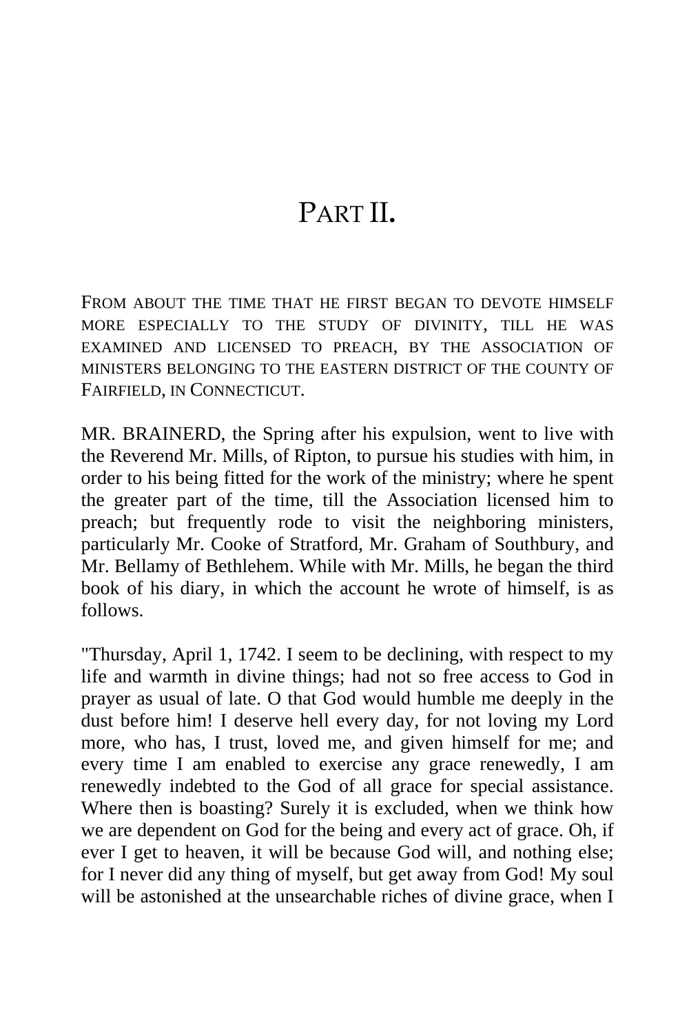# PART II.

FROM ABOUT THE TIME THAT HE FIRST BEGAN TO DEVOTE HIMSELF MORE ESPECIALLY TO THE STUDY OF DIVINITY, TILL HE WAS EXAMINED AND LICENSED TO PREACH, BY THE ASSOCIATION OF MINISTERS BELONGING TO THE EASTERN DISTRICT OF THE COUNTY OF FAIRFIELD, IN CONNECTICUT.

MR. BRAINERD, the Spring after his expulsion, went to live with the Reverend Mr. Mills, of Ripton, to pursue his studies with him, in order to his being fitted for the work of the ministry; where he spent the greater part of the time, till the Association licensed him to preach; but frequently rode to visit the neighboring ministers, particularly Mr. Cooke of Stratford, Mr. Graham of Southbury, and Mr. Bellamy of Bethlehem. While with Mr. Mills, he began the third book of his diary, in which the account he wrote of himself, is as follows.

"Thursday, April 1, 1742. I seem to be declining, with respect to my life and warmth in divine things; had not so free access to God in prayer as usual of late. O that God would humble me deeply in the dust before him! I deserve hell every day, for not loving my Lord more, who has, I trust, loved me, and given himself for me; and every time I am enabled to exercise any grace renewedly, I am renewedly indebted to the God of all grace for special assistance. Where then is boasting? Surely it is excluded, when we think how we are dependent on God for the being and every act of grace. Oh, if ever I get to heaven, it will be because God will, and nothing else; for I never did any thing of myself, but get away from God! My soul will be astonished at the unsearchable riches of divine grace, when I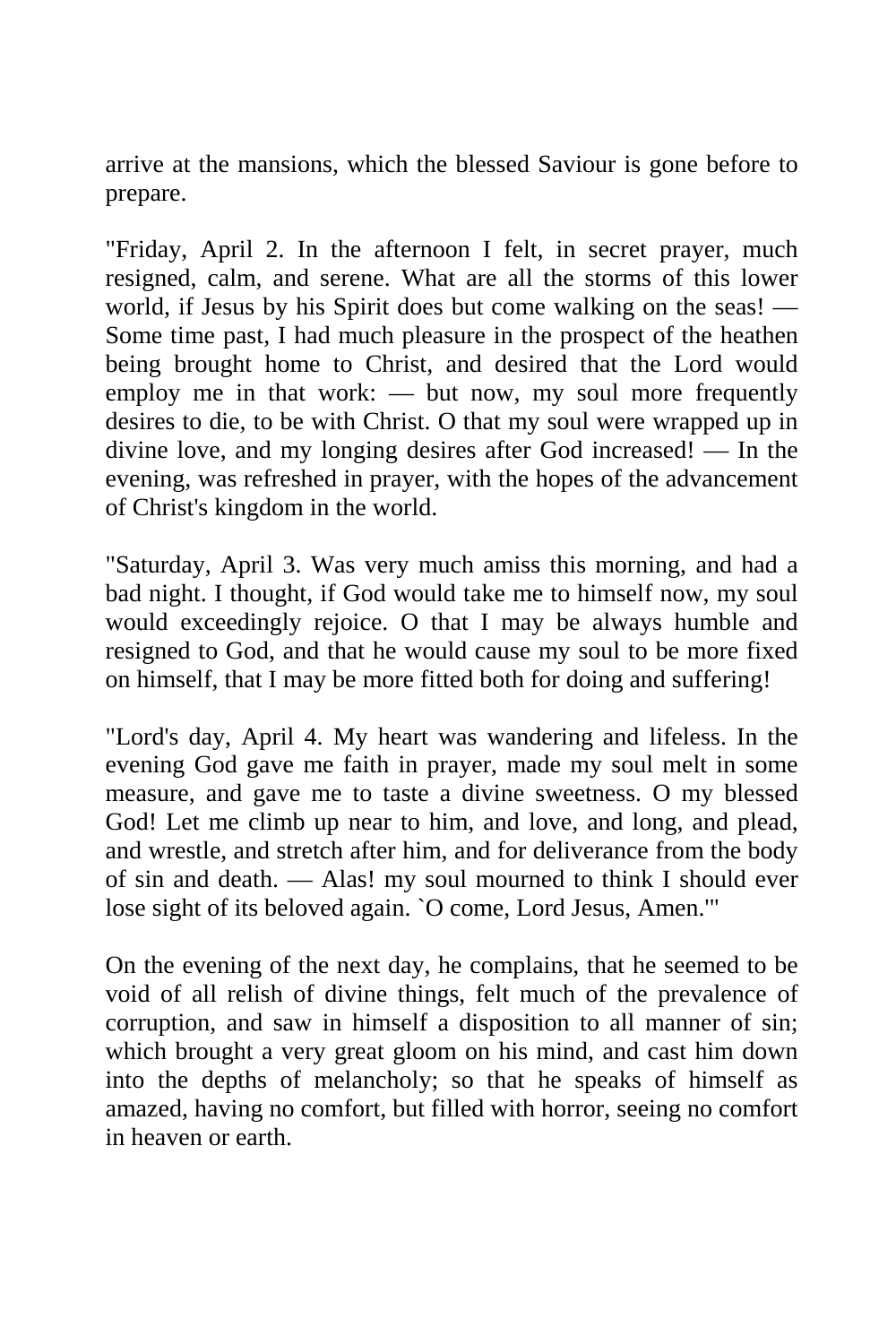arrive at the mansions, which the blessed Saviour is gone before to prepare.

"Friday, April 2. In the afternoon I felt, in secret prayer, much resigned, calm, and serene. What are all the storms of this lower world, if Jesus by his Spirit does but come walking on the seas! — Some time past, I had much pleasure in the prospect of the heathen being brought home to Christ, and desired that the Lord would employ me in that work: — but now, my soul more frequently desires to die, to be with Christ. O that my soul were wrapped up in divine love, and my longing desires after God increased! — In the evening, was refreshed in prayer, with the hopes of the advancement of Christ's kingdom in the world.

"Saturday, April 3. Was very much amiss this morning, and had a bad night. I thought, if God would take me to himself now, my soul would exceedingly rejoice. O that I may be always humble and resigned to God, and that he would cause my soul to be more fixed on himself, that I may be more fitted both for doing and suffering!

"Lord's day, April 4. My heart was wandering and lifeless. In the evening God gave me faith in prayer, made my soul melt in some measure, and gave me to taste a divine sweetness. O my blessed God! Let me climb up near to him, and love, and long, and plead, and wrestle, and stretch after him, and for deliverance from the body of sin and death. — Alas! my soul mourned to think I should ever lose sight of its beloved again. `O come, Lord Jesus, Amen.'"

On the evening of the next day, he complains, that he seemed to be void of all relish of divine things, felt much of the prevalence of corruption, and saw in himself a disposition to all manner of sin; which brought a very great gloom on his mind, and cast him down into the depths of melancholy; so that he speaks of himself as amazed, having no comfort, but filled with horror, seeing no comfort in heaven or earth.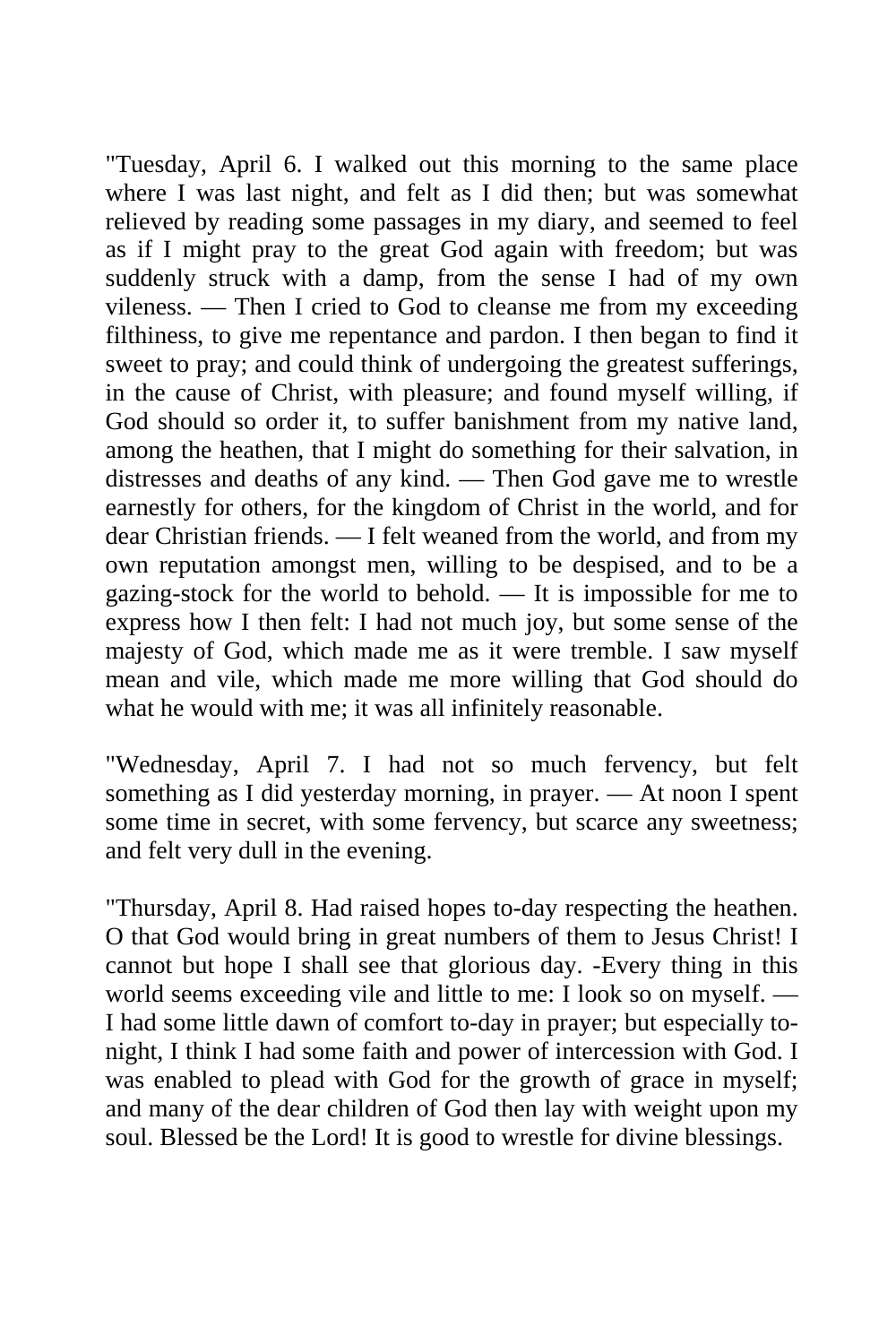"Tuesday, April 6. I walked out this morning to the same place where I was last night, and felt as I did then; but was somewhat relieved by reading some passages in my diary, and seemed to feel as if I might pray to the great God again with freedom; but was suddenly struck with a damp, from the sense I had of my own vileness. — Then I cried to God to cleanse me from my exceeding filthiness, to give me repentance and pardon. I then began to find it sweet to pray; and could think of undergoing the greatest sufferings, in the cause of Christ, with pleasure; and found myself willing, if God should so order it, to suffer banishment from my native land, among the heathen, that I might do something for their salvation, in distresses and deaths of any kind. — Then God gave me to wrestle earnestly for others, for the kingdom of Christ in the world, and for dear Christian friends. — I felt weaned from the world, and from my own reputation amongst men, willing to be despised, and to be a gazing-stock for the world to behold. — It is impossible for me to express how I then felt: I had not much joy, but some sense of the majesty of God, which made me as it were tremble. I saw myself mean and vile, which made me more willing that God should do what he would with me; it was all infinitely reasonable.

"Wednesday, April 7. I had not so much fervency, but felt something as I did yesterday morning, in prayer. — At noon I spent some time in secret, with some fervency, but scarce any sweetness; and felt very dull in the evening.

"Thursday, April 8. Had raised hopes to-day respecting the heathen. O that God would bring in great numbers of them to Jesus Christ! I cannot but hope I shall see that glorious day. -Every thing in this world seems exceeding vile and little to me: I look so on myself. — I had some little dawn of comfort to-day in prayer; but especially to-night, I think I had some faith and power of intercession with God. I was enabled to plead with God for the growth of grace in myself; and many of the dear children of God then lay with weight upon my soul. Blessed be the Lord! It is good to wrestle for divine blessings.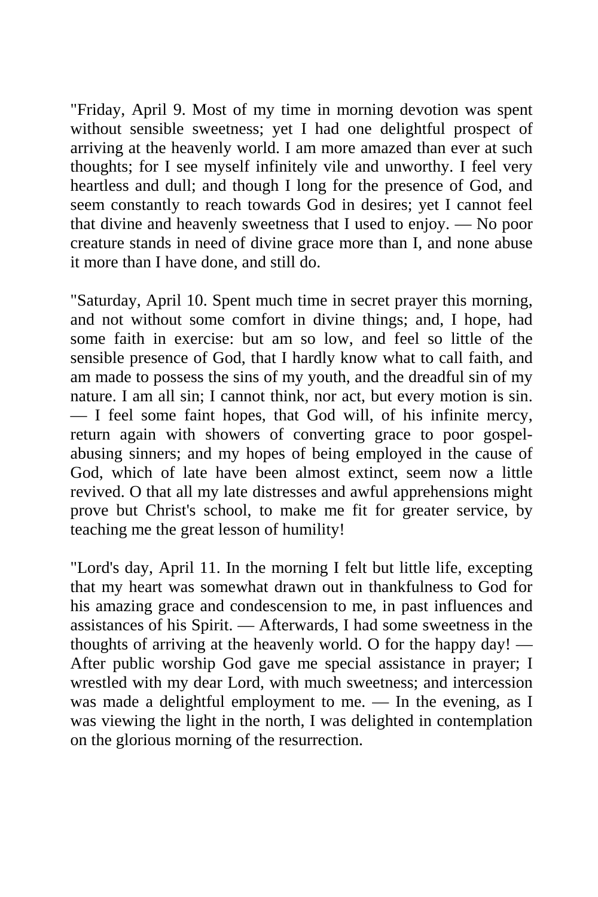"Friday, April 9. Most of my time in morning devotion was spent without sensible sweetness; yet I had one delightful prospect of arriving at the heavenly world. I am more amazed than ever at such thoughts; for I see myself infinitely vile and unworthy. I feel very heartless and dull; and though I long for the presence of God, and seem constantly to reach towards God in desires; yet I cannot feel that divine and heavenly sweetness that I used to enjoy. — No poor creature stands in need of divine grace more than I, and none abuse it more than I have done, and still do.

"Saturday, April 10. Spent much time in secret prayer this morning, and not without some comfort in divine things; and, I hope, had some faith in exercise: but am so low, and feel so little of the sensible presence of God, that I hardly know what to call faith, and am made to possess the sins of my youth, and the dreadful sin of my nature. I am all sin; I cannot think, nor act, but every motion is sin. — I feel some faint hopes, that God will, of his infinite mercy, return again with showers of converting grace to poor gospel-abusing sinners; and my hopes of being employed in the cause of God, which of late have been almost extinct, seem now a little revived. O that all my late distresses and awful apprehensions might prove but Christ's school, to make me fit for greater service, by teaching me the great lesson of humility!

"Lord's day, April 11. In the morning I felt but little life, excepting that my heart was somewhat drawn out in thankfulness to God for his amazing grace and condescension to me, in past influences and assistances of his Spirit. — Afterwards, I had some sweetness in the thoughts of arriving at the heavenly world. O for the happy day! — After public worship God gave me special assistance in prayer; I wrestled with my dear Lord, with much sweetness; and intercession was made a delightful employment to me. — In the evening, as I was viewing the light in the north, I was delighted in contemplation on the glorious morning of the resurrection.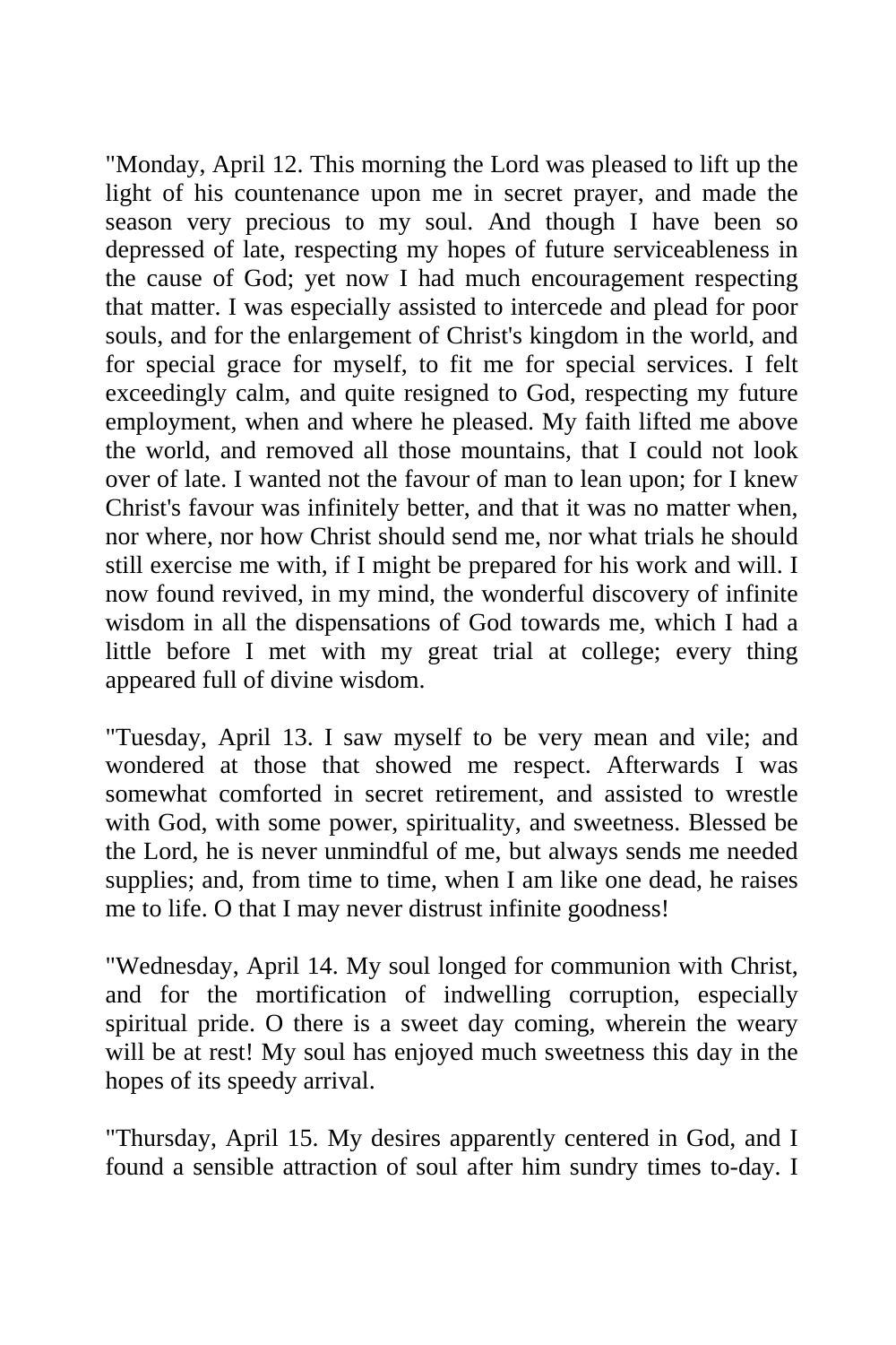"Monday, April 12. This morning the Lord was pleased to lift up the light of his countenance upon me in secret prayer, and made the season very precious to my soul. And though I have been so depressed of late, respecting my hopes of future serviceableness in the cause of God; yet now I had much encouragement respecting that matter. I was especially assisted to intercede and plead for poor souls, and for the enlargement of Christ's kingdom in the world, and for special grace for myself, to fit me for special services. I felt exceedingly calm, and quite resigned to God, respecting my future employment, when and where he pleased. My faith lifted me above the world, and removed all those mountains, that I could not look over of late. I wanted not the favour of man to lean upon; for I knew Christ's favour was infinitely better, and that it was no matter when, nor where, nor how Christ should send me, nor what trials he should still exercise me with, if I might be prepared for his work and will. I now found revived, in my mind, the wonderful discovery of infinite wisdom in all the dispensations of God towards me, which I had a little before I met with my great trial at college; every thing appeared full of divine wisdom.

"Tuesday, April 13. I saw myself to be very mean and vile; and wondered at those that showed me respect. Afterwards I was somewhat comforted in secret retirement, and assisted to wrestle with God, with some power, spirituality, and sweetness. Blessed be the Lord, he is never unmindful of me, but always sends me needed supplies; and, from time to time, when I am like one dead, he raises me to life. O that I may never distrust infinite goodness!

"Wednesday, April 14. My soul longed for communion with Christ, and for the mortification of indwelling corruption, especially spiritual pride. O there is a sweet day coming, wherein the weary will be at rest! My soul has enjoyed much sweetness this day in the hopes of its speedy arrival.

"Thursday, April 15. My desires apparently centered in God, and I found a sensible attraction of soul after him sundry times to-day. I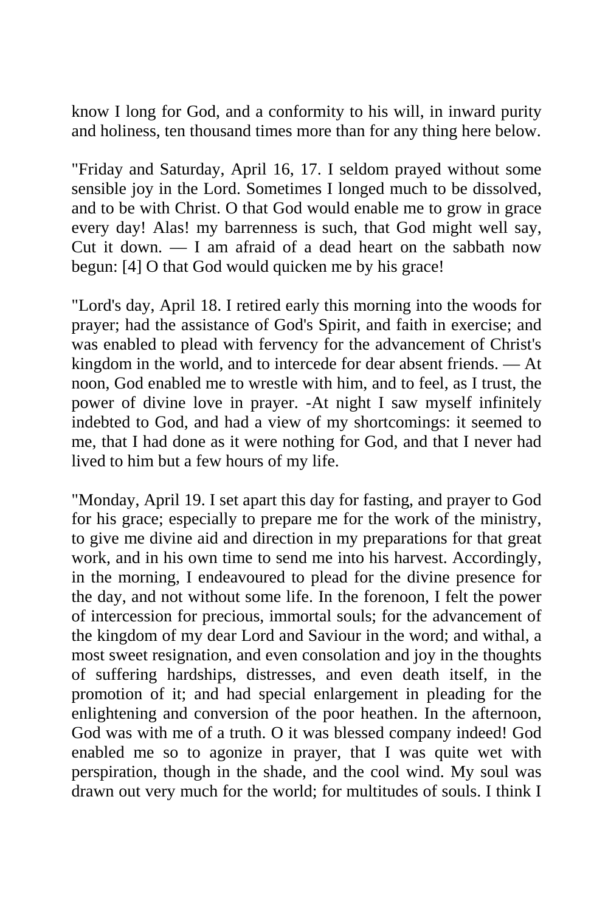know I long for God, and a conformity to his will, in inward purity and holiness, ten thousand times more than for any thing here below.

"Friday and Saturday, April 16, 17. I seldom prayed without some sensible joy in the Lord. Sometimes I longed much to be dissolved, and to be with Christ. O that God would enable me to grow in grace every day! Alas! my barrenness is such, that God might well say, Cut it down. — I am afraid of a dead heart on the sabbath now begun: [4] O that God would quicken me by his grace!

"Lord's day, April 18. I retired early this morning into the woods for prayer; had the assistance of God's Spirit, and faith in exercise; and was enabled to plead with fervency for the advancement of Christ's kingdom in the world, and to intercede for dear absent friends. — At noon, God enabled me to wrestle with him, and to feel, as I trust, the power of divine love in prayer. -At night I saw myself infinitely indebted to God, and had a view of my shortcomings: it seemed to me, that I had done as it were nothing for God, and that I never had lived to him but a few hours of my life.

"Monday, April 19. I set apart this day for fasting, and prayer to God for his grace; especially to prepare me for the work of the ministry, to give me divine aid and direction in my preparations for that great work, and in his own time to send me into his harvest. Accordingly, in the morning, I endeavoured to plead for the divine presence for the day, and not without some life. In the forenoon, I felt the power of intercession for precious, immortal souls; for the advancement of the kingdom of my dear Lord and Saviour in the word; and withal, a most sweet resignation, and even consolation and joy in the thoughts of suffering hardships, distresses, and even death itself, in the promotion of it; and had special enlargement in pleading for the enlightening and conversion of the poor heathen. In the afternoon, God was with me of a truth. O it was blessed company indeed! God enabled me so to agonize in prayer, that I was quite wet with perspiration, though in the shade, and the cool wind. My soul was drawn out very much for the world; for multitudes of souls. I think I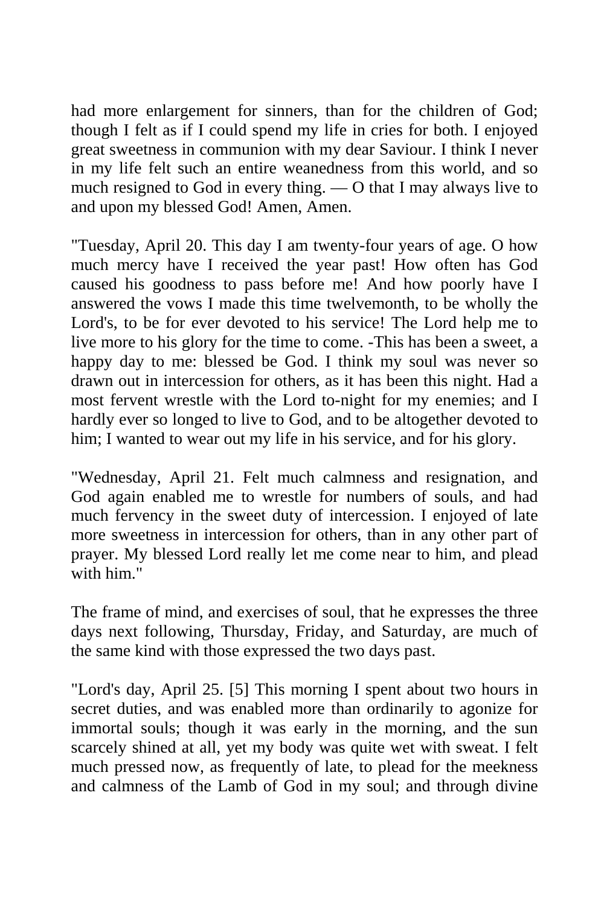had more enlargement for sinners, than for the children of God; though I felt as if I could spend my life in cries for both. I enjoyed great sweetness in communion with my dear Saviour. I think I never in my life felt such an entire weanedness from this world, and so much resigned to God in every thing. — O that I may always live to and upon my blessed God! Amen, Amen.

"Tuesday, April 20. This day I am twenty-four years of age. O how much mercy have I received the year past! How often has God caused his goodness to pass before me! And how poorly have I answered the vows I made this time twelvemonth, to be wholly the Lord's, to be for ever devoted to his service! The Lord help me to live more to his glory for the time to come. -This has been a sweet, a happy day to me: blessed be God. I think my soul was never so drawn out in intercession for others, as it has been this night. Had a most fervent wrestle with the Lord to-night for my enemies; and I hardly ever so longed to live to God, and to be altogether devoted to him; I wanted to wear out my life in his service, and for his glory.

"Wednesday, April 21. Felt much calmness and resignation, and God again enabled me to wrestle for numbers of souls, and had much fervency in the sweet duty of intercession. I enjoyed of late more sweetness in intercession for others, than in any other part of prayer. My blessed Lord really let me come near to him, and plead with him."

The frame of mind, and exercises of soul, that he expresses the three days next following, Thursday, Friday, and Saturday, are much of the same kind with those expressed the two days past.

"Lord's day, April 25. [5] This morning I spent about two hours in secret duties, and was enabled more than ordinarily to agonize for immortal souls; though it was early in the morning, and the sun scarcely shined at all, yet my body was quite wet with sweat. I felt much pressed now, as frequently of late, to plead for the meekness and calmness of the Lamb of God in my soul; and through divine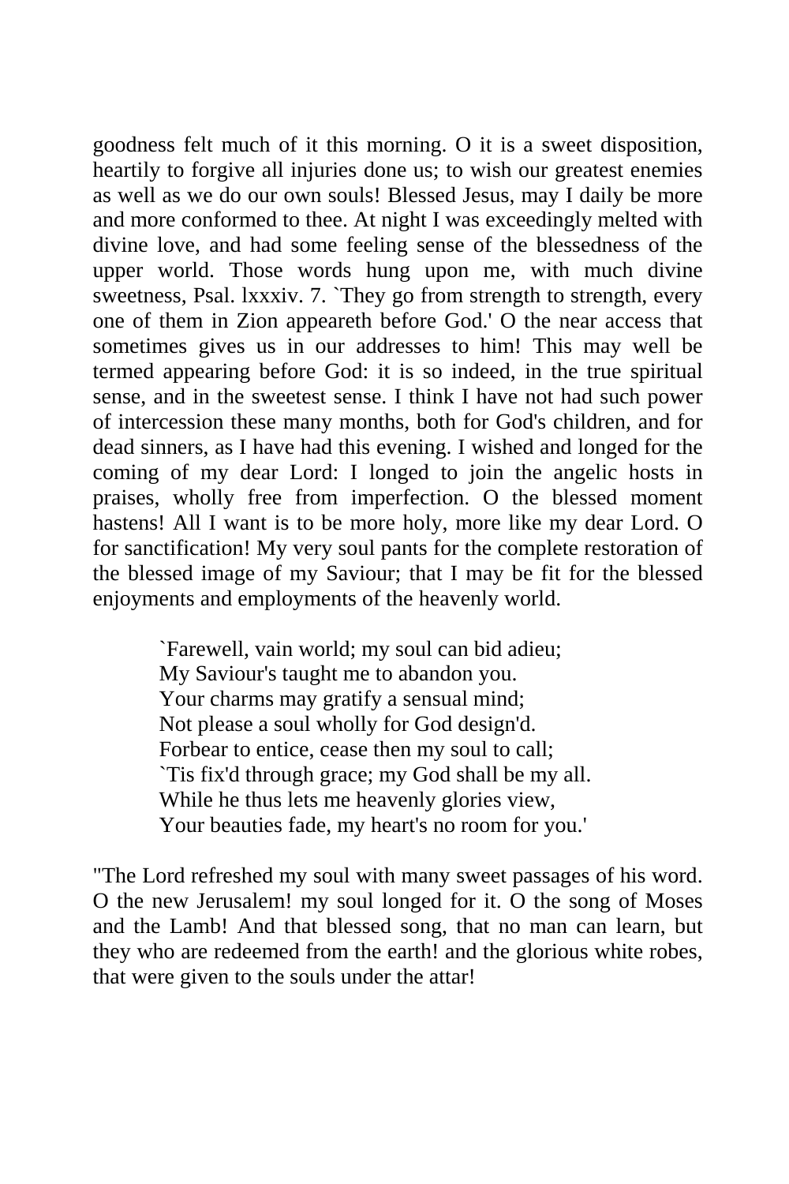goodness felt much of it this morning. O it is a sweet disposition, heartily to forgive all injuries done us; to wish our greatest enemies as well as we do our own souls! Blessed Jesus, may I daily be more and more conformed to thee. At night I was exceedingly melted with divine love, and had some feeling sense of the blessedness of the upper world. Those words hung upon me, with much divine sweetness, Psal. lxxxiv. 7. `They go from strength to strength, every one of them in Zion appeareth before God.' O the near access that sometimes gives us in our addresses to him! This may well be termed appearing before God: it is so indeed, in the true spiritual sense, and in the sweetest sense. I think I have not had such power of intercession these many months, both for God's children, and for dead sinners, as I have had this evening. I wished and longed for the coming of my dear Lord: I longed to join the angelic hosts in praises, wholly free from imperfection. O the blessed moment hastens! All I want is to be more holy, more like my dear Lord. O for sanctification! My very soul pants for the complete restoration of the blessed image of my Saviour; that I may be fit for the blessed enjoyments and employments of the heavenly world.

> `Farewell, vain world; my soul can bid adieu;
> My Saviour's taught me to abandon you.
> Your charms may gratify a sensual mind;
> Not please a soul wholly for God design'd.
> Forbear to entice, cease then my soul to call;
> `Tis fix'd through grace; my God shall be my all.
> While he thus lets me heavenly glories view,
> Your beauties fade, my heart's no room for you.'

"The Lord refreshed my soul with many sweet passages of his word. O the new Jerusalem! my soul longed for it. O the song of Moses and the Lamb! And that blessed song, that no man can learn, but they who are redeemed from the earth! and the glorious white robes, that were given to the souls under the attar!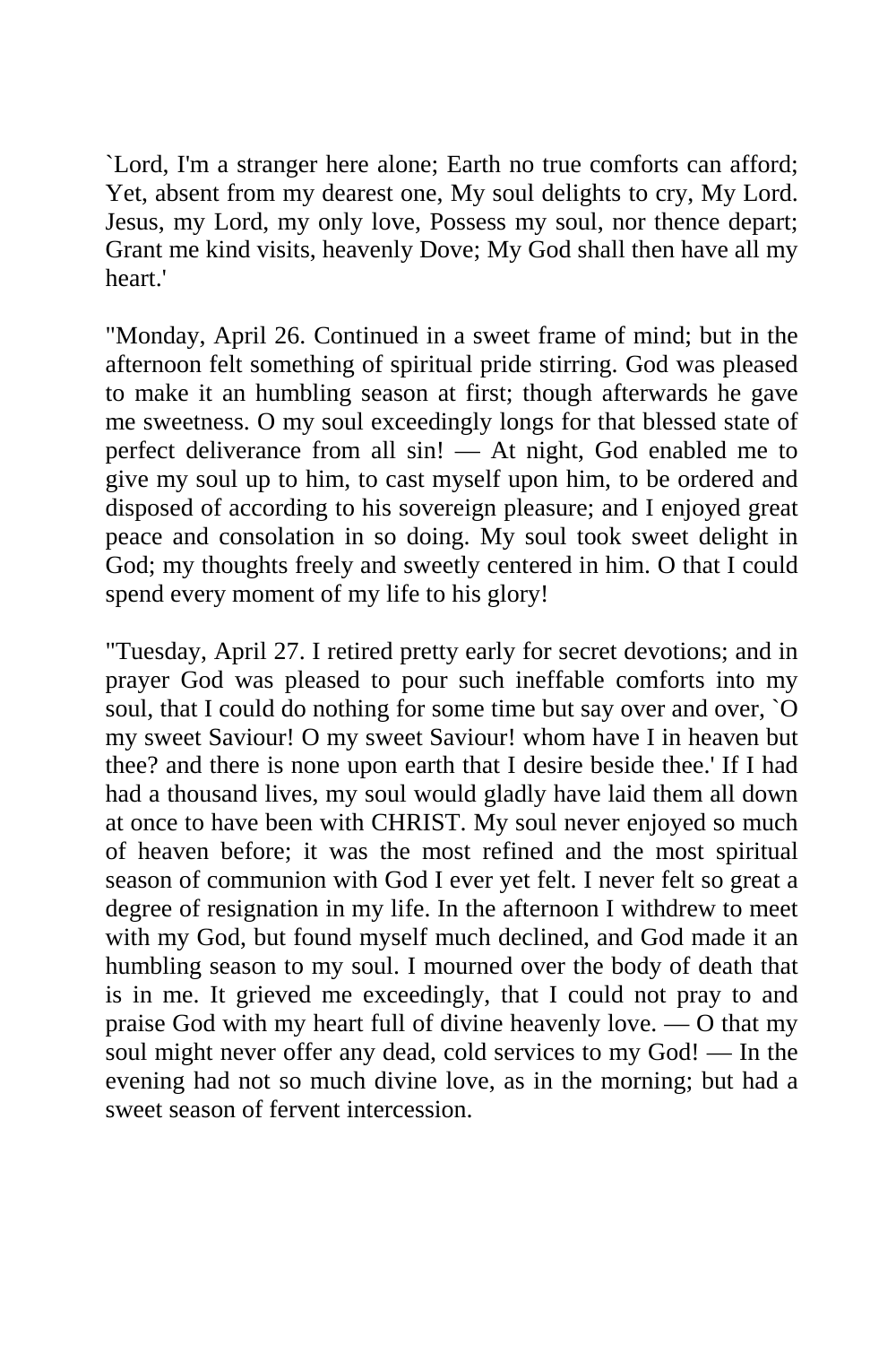`Lord, I'm a stranger here alone; Earth no true comforts can afford; Yet, absent from my dearest one, My soul delights to cry, My Lord. Jesus, my Lord, my only love, Possess my soul, nor thence depart; Grant me kind visits, heavenly Dove; My God shall then have all my heart.'

"Monday, April 26. Continued in a sweet frame of mind; but in the afternoon felt something of spiritual pride stirring. God was pleased to make it an humbling season at first; though afterwards he gave me sweetness. O my soul exceedingly longs for that blessed state of perfect deliverance from all sin! — At night, God enabled me to give my soul up to him, to cast myself upon him, to be ordered and disposed of according to his sovereign pleasure; and I enjoyed great peace and consolation in so doing. My soul took sweet delight in God; my thoughts freely and sweetly centered in him. O that I could spend every moment of my life to his glory!

"Tuesday, April 27. I retired pretty early for secret devotions; and in prayer God was pleased to pour such ineffable comforts into my soul, that I could do nothing for some time but say over and over, `O my sweet Saviour! O my sweet Saviour! whom have I in heaven but thee? and there is none upon earth that I desire beside thee.' If I had had a thousand lives, my soul would gladly have laid them all down at once to have been with CHRIST. My soul never enjoyed so much of heaven before; it was the most refined and the most spiritual season of communion with God I ever yet felt. I never felt so great a degree of resignation in my life. In the afternoon I withdrew to meet with my God, but found myself much declined, and God made it an humbling season to my soul. I mourned over the body of death that is in me. It grieved me exceedingly, that I could not pray to and praise God with my heart full of divine heavenly love. — O that my soul might never offer any dead, cold services to my God! — In the evening had not so much divine love, as in the morning; but had a sweet season of fervent intercession.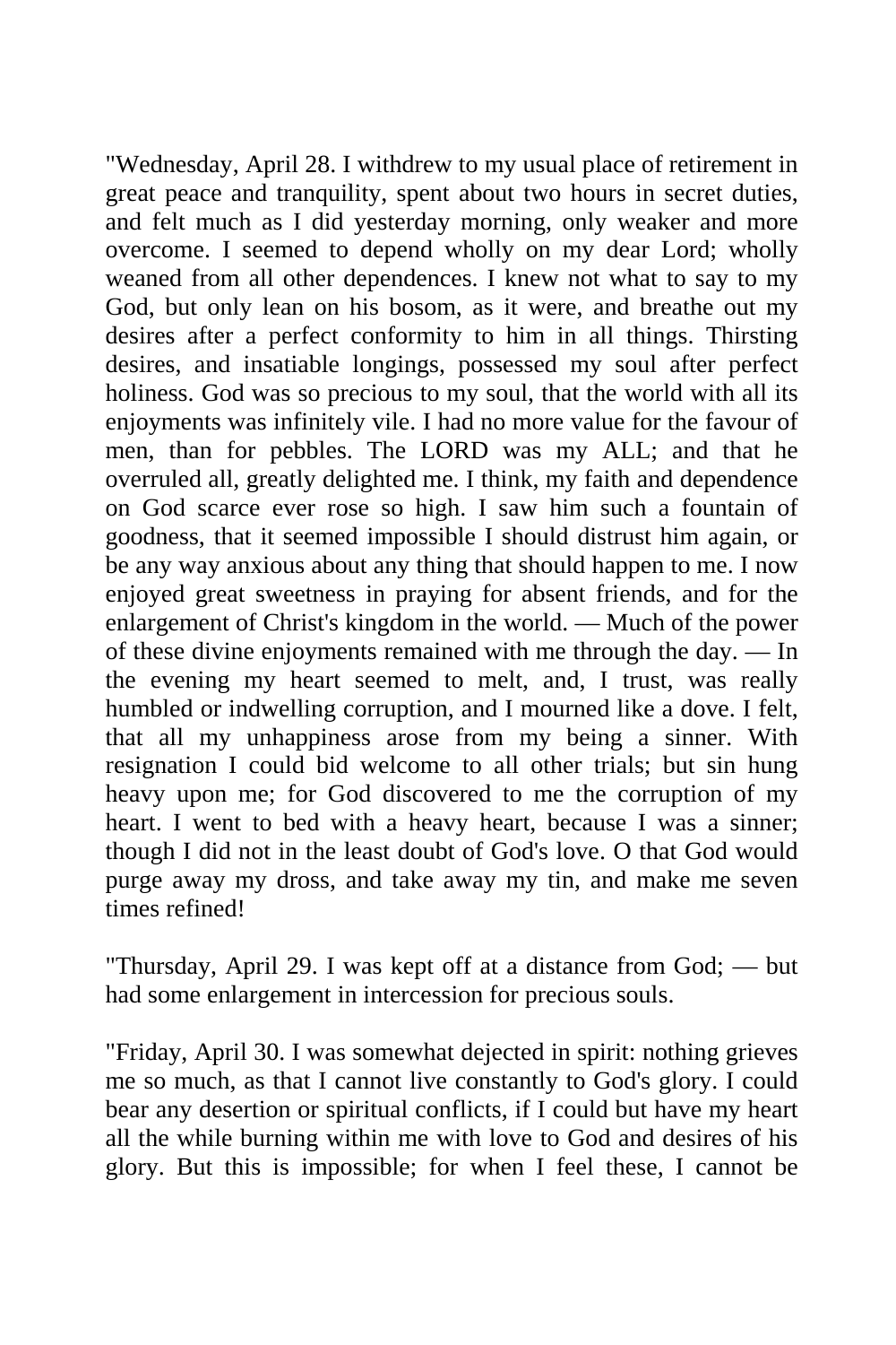"Wednesday, April 28. I withdrew to my usual place of retirement in great peace and tranquility, spent about two hours in secret duties, and felt much as I did yesterday morning, only weaker and more overcome. I seemed to depend wholly on my dear Lord; wholly weaned from all other dependences. I knew not what to say to my God, but only lean on his bosom, as it were, and breathe out my desires after a perfect conformity to him in all things. Thirsting desires, and insatiable longings, possessed my soul after perfect holiness. God was so precious to my soul, that the world with all its enjoyments was infinitely vile. I had no more value for the favour of men, than for pebbles. The LORD was my ALL; and that he overruled all, greatly delighted me. I think, my faith and dependence on God scarce ever rose so high. I saw him such a fountain of goodness, that it seemed impossible I should distrust him again, or be any way anxious about any thing that should happen to me. I now enjoyed great sweetness in praying for absent friends, and for the enlargement of Christ's kingdom in the world. — Much of the power of these divine enjoyments remained with me through the day. — In the evening my heart seemed to melt, and, I trust, was really humbled or indwelling corruption, and I mourned like a dove. I felt, that all my unhappiness arose from my being a sinner. With resignation I could bid welcome to all other trials; but sin hung heavy upon me; for God discovered to me the corruption of my heart. I went to bed with a heavy heart, because I was a sinner; though I did not in the least doubt of God's love. O that God would purge away my dross, and take away my tin, and make me seven times refined!

"Thursday, April 29. I was kept off at a distance from God; — but had some enlargement in intercession for precious souls.

"Friday, April 30. I was somewhat dejected in spirit: nothing grieves me so much, as that I cannot live constantly to God's glory. I could bear any desertion or spiritual conflicts, if I could but have my heart all the while burning within me with love to God and desires of his glory. But this is impossible; for when I feel these, I cannot be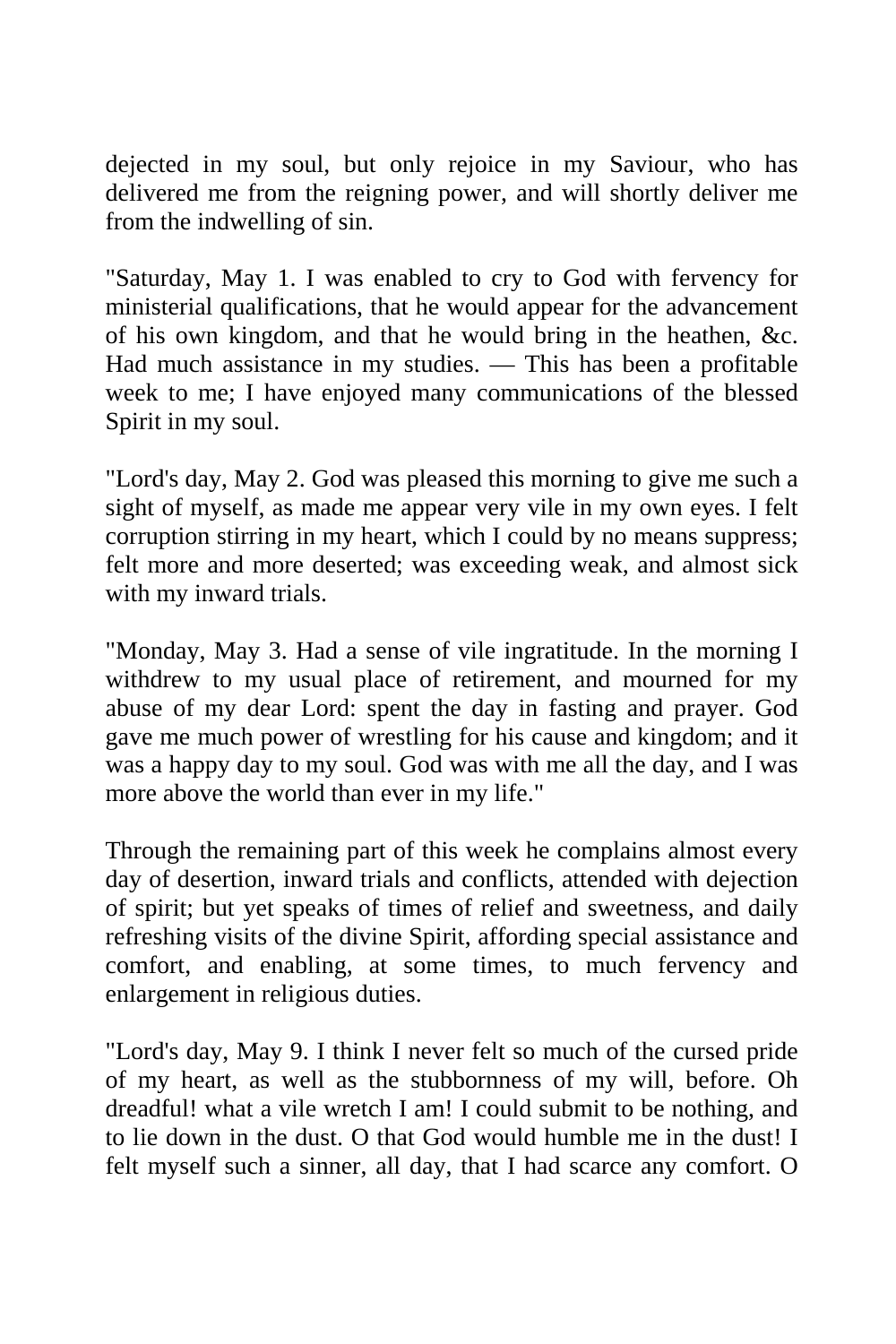dejected in my soul, but only rejoice in my Saviour, who has delivered me from the reigning power, and will shortly deliver me from the indwelling of sin.

"Saturday, May 1. I was enabled to cry to God with fervency for ministerial qualifications, that he would appear for the advancement of his own kingdom, and that he would bring in the heathen, &c. Had much assistance in my studies. — This has been a profitable week to me; I have enjoyed many communications of the blessed Spirit in my soul.

"Lord's day, May 2. God was pleased this morning to give me such a sight of myself, as made me appear very vile in my own eyes. I felt corruption stirring in my heart, which I could by no means suppress; felt more and more deserted; was exceeding weak, and almost sick with my inward trials.

"Monday, May 3. Had a sense of vile ingratitude. In the morning I withdrew to my usual place of retirement, and mourned for my abuse of my dear Lord: spent the day in fasting and prayer. God gave me much power of wrestling for his cause and kingdom; and it was a happy day to my soul. God was with me all the day, and I was more above the world than ever in my life."

Through the remaining part of this week he complains almost every day of desertion, inward trials and conflicts, attended with dejection of spirit; but yet speaks of times of relief and sweetness, and daily refreshing visits of the divine Spirit, affording special assistance and comfort, and enabling, at some times, to much fervency and enlargement in religious duties.

"Lord's day, May 9. I think I never felt so much of the cursed pride of my heart, as well as the stubbornness of my will, before. Oh dreadful! what a vile wretch I am! I could submit to be nothing, and to lie down in the dust. O that God would humble me in the dust! I felt myself such a sinner, all day, that I had scarce any comfort. O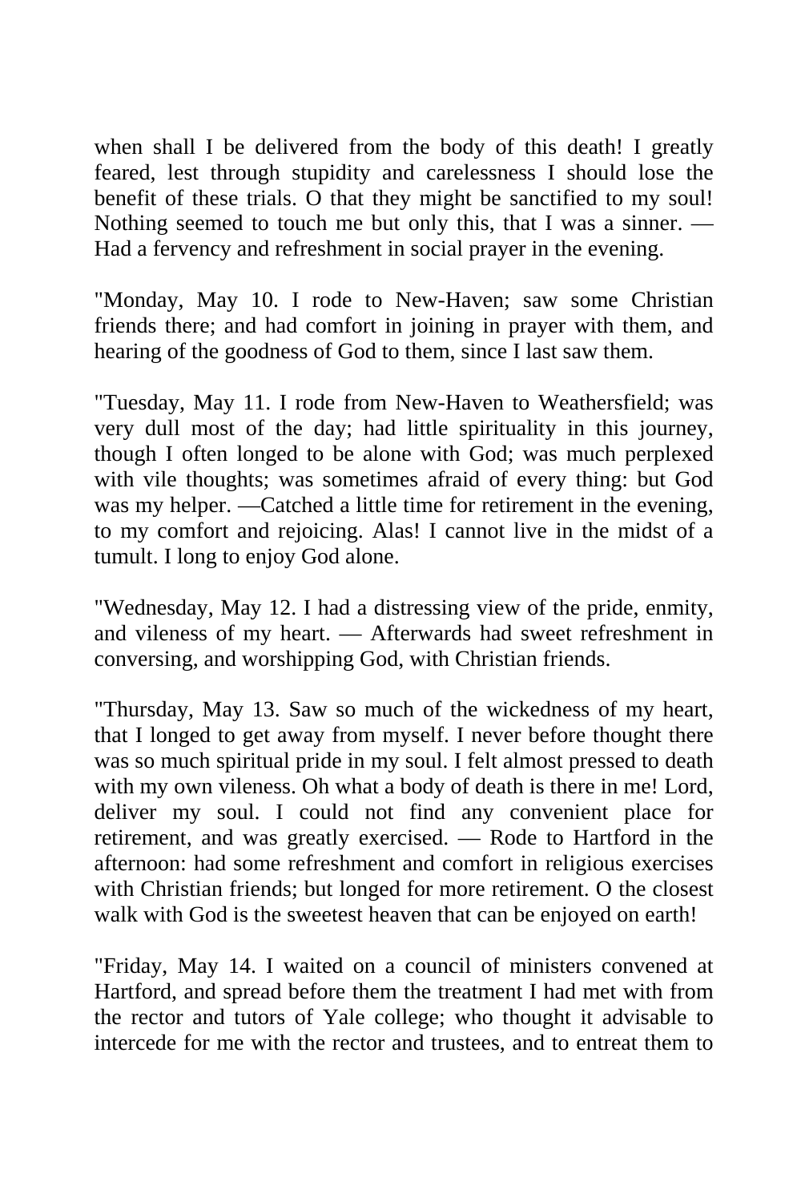when shall I be delivered from the body of this death! I greatly feared, lest through stupidity and carelessness I should lose the benefit of these trials. O that they might be sanctified to my soul! Nothing seemed to touch me but only this, that I was a sinner. — Had a fervency and refreshment in social prayer in the evening.

"Monday, May 10. I rode to New-Haven; saw some Christian friends there; and had comfort in joining in prayer with them, and hearing of the goodness of God to them, since I last saw them.

"Tuesday, May 11. I rode from New-Haven to Weathersfield; was very dull most of the day; had little spirituality in this journey, though I often longed to be alone with God; was much perplexed with vile thoughts; was sometimes afraid of every thing: but God was my helper. —Catched a little time for retirement in the evening, to my comfort and rejoicing. Alas! I cannot live in the midst of a tumult. I long to enjoy God alone.

"Wednesday, May 12. I had a distressing view of the pride, enmity, and vileness of my heart. — Afterwards had sweet refreshment in conversing, and worshipping God, with Christian friends.

"Thursday, May 13. Saw so much of the wickedness of my heart, that I longed to get away from myself. I never before thought there was so much spiritual pride in my soul. I felt almost pressed to death with my own vileness. Oh what a body of death is there in me! Lord, deliver my soul. I could not find any convenient place for retirement, and was greatly exercised. — Rode to Hartford in the afternoon: had some refreshment and comfort in religious exercises with Christian friends; but longed for more retirement. O the closest walk with God is the sweetest heaven that can be enjoyed on earth!

"Friday, May 14. I waited on a council of ministers convened at Hartford, and spread before them the treatment I had met with from the rector and tutors of Yale college; who thought it advisable to intercede for me with the rector and trustees, and to entreat them to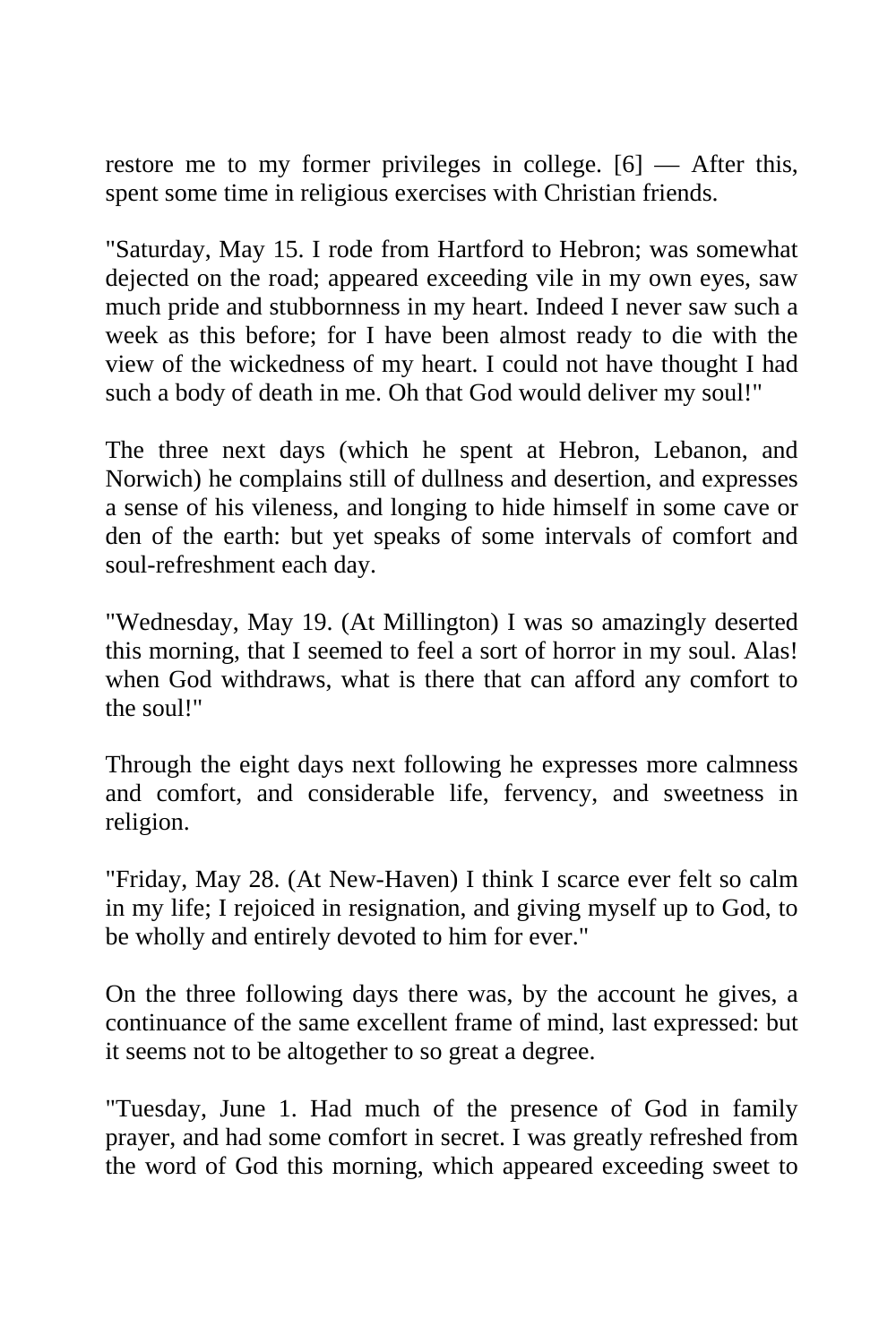restore me to my former privileges in college. [6] — After this, spent some time in religious exercises with Christian friends.

"Saturday, May 15. I rode from Hartford to Hebron; was somewhat dejected on the road; appeared exceeding vile in my own eyes, saw much pride and stubbornness in my heart. Indeed I never saw such a week as this before; for I have been almost ready to die with the view of the wickedness of my heart. I could not have thought I had such a body of death in me. Oh that God would deliver my soul!"

The three next days (which he spent at Hebron, Lebanon, and Norwich) he complains still of dullness and desertion, and expresses a sense of his vileness, and longing to hide himself in some cave or den of the earth: but yet speaks of some intervals of comfort and soul-refreshment each day.

"Wednesday, May 19. (At Millington) I was so amazingly deserted this morning, that I seemed to feel a sort of horror in my soul. Alas! when God withdraws, what is there that can afford any comfort to the soul!"

Through the eight days next following he expresses more calmness and comfort, and considerable life, fervency, and sweetness in religion.

"Friday, May 28. (At New-Haven) I think I scarce ever felt so calm in my life; I rejoiced in resignation, and giving myself up to God, to be wholly and entirely devoted to him for ever."

On the three following days there was, by the account he gives, a continuance of the same excellent frame of mind, last expressed: but it seems not to be altogether to so great a degree.

"Tuesday, June 1. Had much of the presence of God in family prayer, and had some comfort in secret. I was greatly refreshed from the word of God this morning, which appeared exceeding sweet to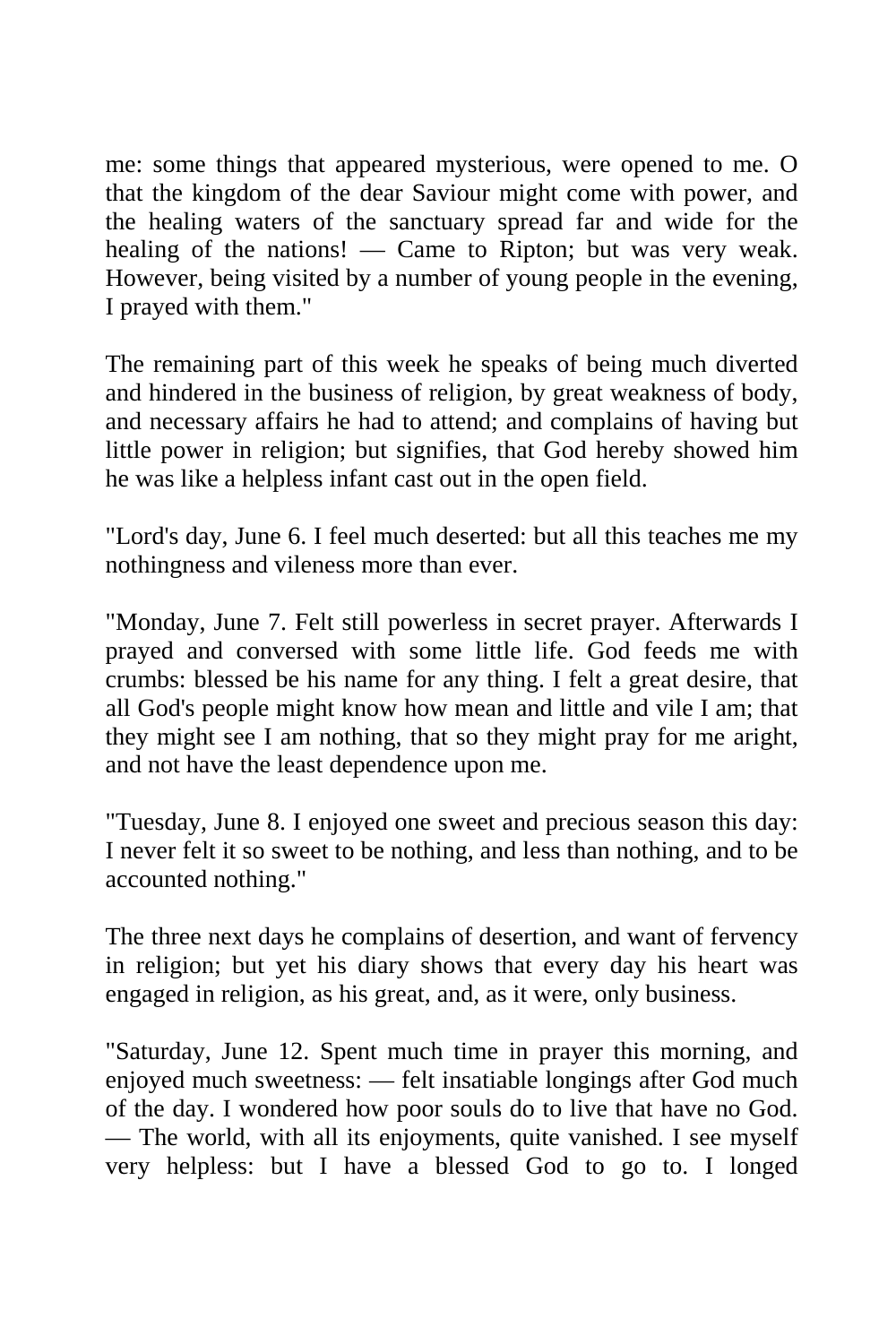me: some things that appeared mysterious, were opened to me. O that the kingdom of the dear Saviour might come with power, and the healing waters of the sanctuary spread far and wide for the healing of the nations! — Came to Ripton; but was very weak. However, being visited by a number of young people in the evening, I prayed with them."

The remaining part of this week he speaks of being much diverted and hindered in the business of religion, by great weakness of body, and necessary affairs he had to attend; and complains of having but little power in religion; but signifies, that God hereby showed him he was like a helpless infant cast out in the open field.

"Lord's day, June 6. I feel much deserted: but all this teaches me my nothingness and vileness more than ever.

"Monday, June 7. Felt still powerless in secret prayer. Afterwards I prayed and conversed with some little life. God feeds me with crumbs: blessed be his name for any thing. I felt a great desire, that all God's people might know how mean and little and vile I am; that they might see I am nothing, that so they might pray for me aright, and not have the least dependence upon me.

"Tuesday, June 8. I enjoyed one sweet and precious season this day: I never felt it so sweet to be nothing, and less than nothing, and to be accounted nothing."

The three next days he complains of desertion, and want of fervency in religion; but yet his diary shows that every day his heart was engaged in religion, as his great, and, as it were, only business.

"Saturday, June 12. Spent much time in prayer this morning, and enjoyed much sweetness: — felt insatiable longings after God much of the day. I wondered how poor souls do to live that have no God. — The world, with all its enjoyments, quite vanished. I see myself very helpless: but I have a blessed God to go to. I longed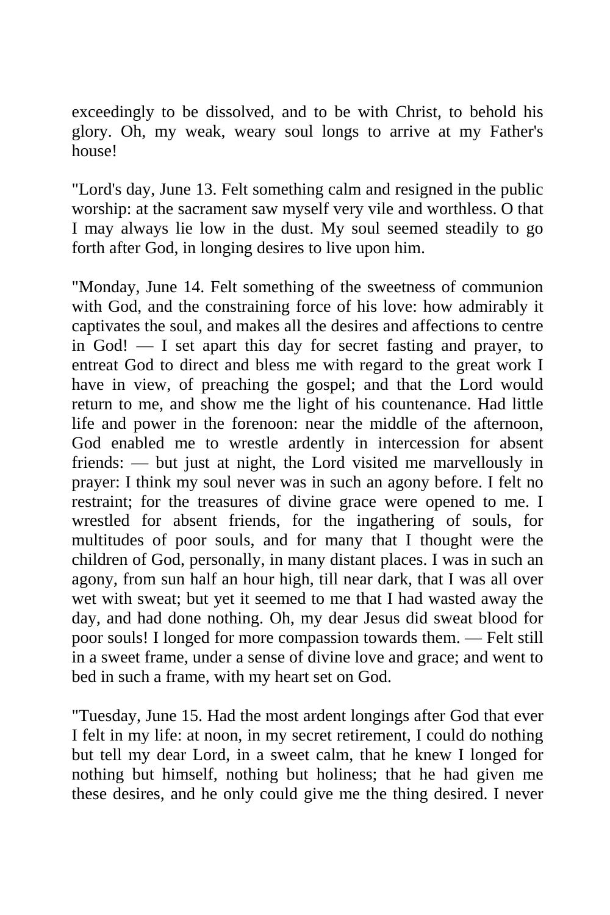exceedingly to be dissolved, and to be with Christ, to behold his glory. Oh, my weak, weary soul longs to arrive at my Father's house!

"Lord's day, June 13. Felt something calm and resigned in the public worship: at the sacrament saw myself very vile and worthless. O that I may always lie low in the dust. My soul seemed steadily to go forth after God, in longing desires to live upon him.

"Monday, June 14. Felt something of the sweetness of communion with God, and the constraining force of his love: how admirably it captivates the soul, and makes all the desires and affections to centre in God! — I set apart this day for secret fasting and prayer, to entreat God to direct and bless me with regard to the great work I have in view, of preaching the gospel; and that the Lord would return to me, and show me the light of his countenance. Had little life and power in the forenoon: near the middle of the afternoon, God enabled me to wrestle ardently in intercession for absent friends: — but just at night, the Lord visited me marvellously in prayer: I think my soul never was in such an agony before. I felt no restraint; for the treasures of divine grace were opened to me. I wrestled for absent friends, for the ingathering of souls, for multitudes of poor souls, and for many that I thought were the children of God, personally, in many distant places. I was in such an agony, from sun half an hour high, till near dark, that I was all over wet with sweat; but yet it seemed to me that I had wasted away the day, and had done nothing. Oh, my dear Jesus did sweat blood for poor souls! I longed for more compassion towards them. — Felt still in a sweet frame, under a sense of divine love and grace; and went to bed in such a frame, with my heart set on God.

"Tuesday, June 15. Had the most ardent longings after God that ever I felt in my life: at noon, in my secret retirement, I could do nothing but tell my dear Lord, in a sweet calm, that he knew I longed for nothing but himself, nothing but holiness; that he had given me these desires, and he only could give me the thing desired. I never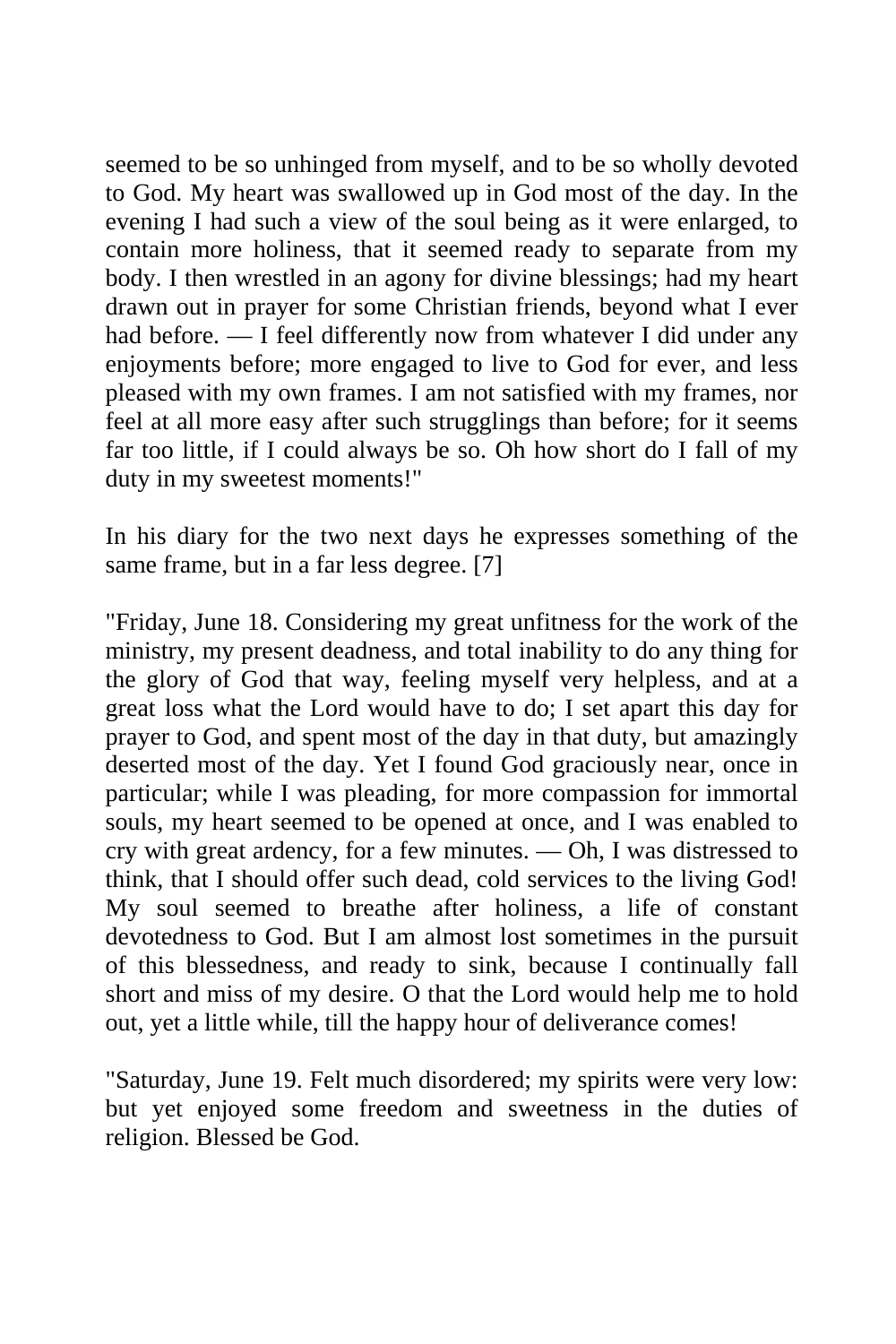seemed to be so unhinged from myself, and to be so wholly devoted to God. My heart was swallowed up in God most of the day. In the evening I had such a view of the soul being as it were enlarged, to contain more holiness, that it seemed ready to separate from my body. I then wrestled in an agony for divine blessings; had my heart drawn out in prayer for some Christian friends, beyond what I ever had before. — I feel differently now from whatever I did under any enjoyments before; more engaged to live to God for ever, and less pleased with my own frames. I am not satisfied with my frames, nor feel at all more easy after such strugglings than before; for it seems far too little, if I could always be so. Oh how short do I fall of my duty in my sweetest moments!"

In his diary for the two next days he expresses something of the same frame, but in a far less degree. [7]

"Friday, June 18. Considering my great unfitness for the work of the ministry, my present deadness, and total inability to do any thing for the glory of God that way, feeling myself very helpless, and at a great loss what the Lord would have to do; I set apart this day for prayer to God, and spent most of the day in that duty, but amazingly deserted most of the day. Yet I found God graciously near, once in particular; while I was pleading, for more compassion for immortal souls, my heart seemed to be opened at once, and I was enabled to cry with great ardency, for a few minutes. — Oh, I was distressed to think, that I should offer such dead, cold services to the living God! My soul seemed to breathe after holiness, a life of constant devotedness to God. But I am almost lost sometimes in the pursuit of this blessedness, and ready to sink, because I continually fall short and miss of my desire. O that the Lord would help me to hold out, yet a little while, till the happy hour of deliverance comes!

"Saturday, June 19. Felt much disordered; my spirits were very low: but yet enjoyed some freedom and sweetness in the duties of religion. Blessed be God.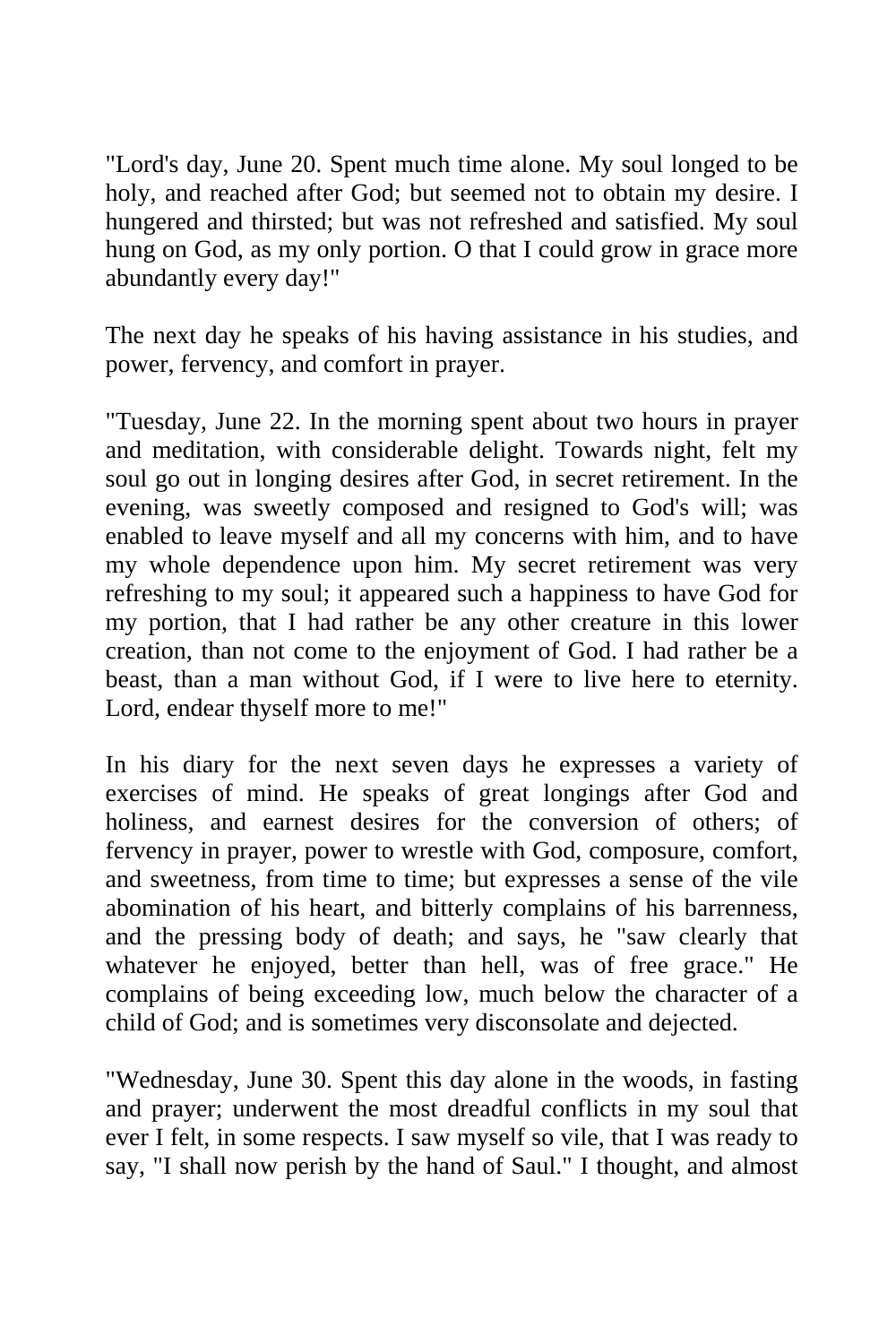"Lord's day, June 20. Spent much time alone. My soul longed to be holy, and reached after God; but seemed not to obtain my desire. I hungered and thirsted; but was not refreshed and satisfied. My soul hung on God, as my only portion. O that I could grow in grace more abundantly every day!"

The next day he speaks of his having assistance in his studies, and power, fervency, and comfort in prayer.

"Tuesday, June 22. In the morning spent about two hours in prayer and meditation, with considerable delight. Towards night, felt my soul go out in longing desires after God, in secret retirement. In the evening, was sweetly composed and resigned to God's will; was enabled to leave myself and all my concerns with him, and to have my whole dependence upon him. My secret retirement was very refreshing to my soul; it appeared such a happiness to have God for my portion, that I had rather be any other creature in this lower creation, than not come to the enjoyment of God. I had rather be a beast, than a man without God, if I were to live here to eternity. Lord, endear thyself more to me!"

In his diary for the next seven days he expresses a variety of exercises of mind. He speaks of great longings after God and holiness, and earnest desires for the conversion of others; of fervency in prayer, power to wrestle with God, composure, comfort, and sweetness, from time to time; but expresses a sense of the vile abomination of his heart, and bitterly complains of his barrenness, and the pressing body of death; and says, he "saw clearly that whatever he enjoyed, better than hell, was of free grace." He complains of being exceeding low, much below the character of a child of God; and is sometimes very disconsolate and dejected.

"Wednesday, June 30. Spent this day alone in the woods, in fasting and prayer; underwent the most dreadful conflicts in my soul that ever I felt, in some respects. I saw myself so vile, that I was ready to say, "I shall now perish by the hand of Saul." I thought, and almost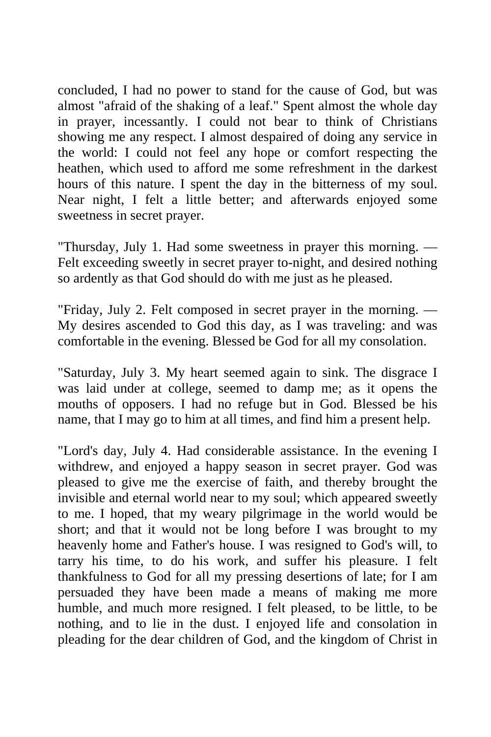concluded, I had no power to stand for the cause of God, but was almost "afraid of the shaking of a leaf." Spent almost the whole day in prayer, incessantly. I could not bear to think of Christians showing me any respect. I almost despaired of doing any service in the world: I could not feel any hope or comfort respecting the heathen, which used to afford me some refreshment in the darkest hours of this nature. I spent the day in the bitterness of my soul. Near night, I felt a little better; and afterwards enjoyed some sweetness in secret prayer.

"Thursday, July 1. Had some sweetness in prayer this morning. — Felt exceeding sweetly in secret prayer to-night, and desired nothing so ardently as that God should do with me just as he pleased.

"Friday, July 2. Felt composed in secret prayer in the morning. — My desires ascended to God this day, as I was traveling: and was comfortable in the evening. Blessed be God for all my consolation.

"Saturday, July 3. My heart seemed again to sink. The disgrace I was laid under at college, seemed to damp me; as it opens the mouths of opposers. I had no refuge but in God. Blessed be his name, that I may go to him at all times, and find him a present help.

"Lord's day, July 4. Had considerable assistance. In the evening I withdrew, and enjoyed a happy season in secret prayer. God was pleased to give me the exercise of faith, and thereby brought the invisible and eternal world near to my soul; which appeared sweetly to me. I hoped, that my weary pilgrimage in the world would be short; and that it would not be long before I was brought to my heavenly home and Father's house. I was resigned to God's will, to tarry his time, to do his work, and suffer his pleasure. I felt thankfulness to God for all my pressing desertions of late; for I am persuaded they have been made a means of making me more humble, and much more resigned. I felt pleased, to be little, to be nothing, and to lie in the dust. I enjoyed life and consolation in pleading for the dear children of God, and the kingdom of Christ in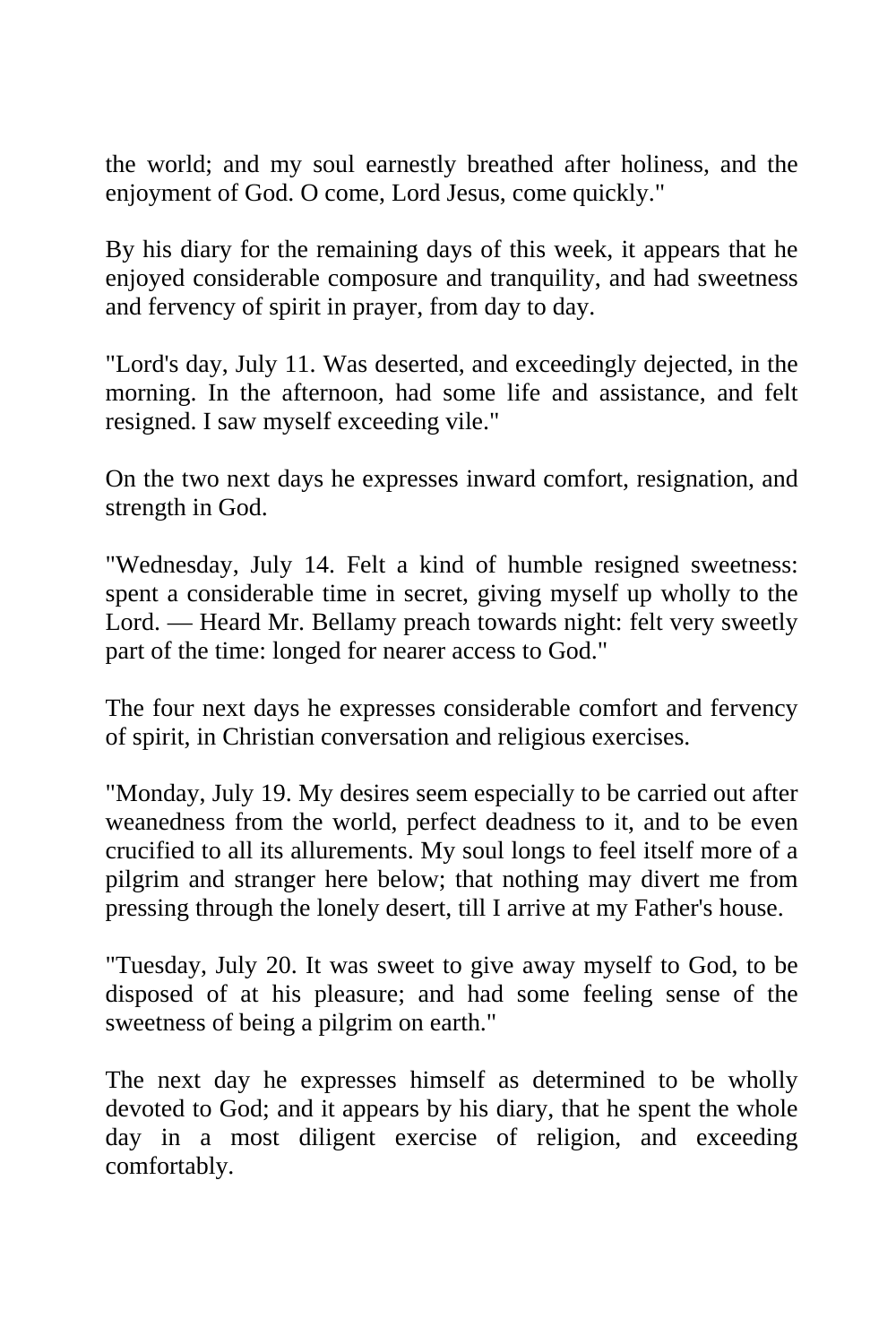the world; and my soul earnestly breathed after holiness, and the enjoyment of God. O come, Lord Jesus, come quickly."

By his diary for the remaining days of this week, it appears that he enjoyed considerable composure and tranquility, and had sweetness and fervency of spirit in prayer, from day to day.

"Lord's day, July 11. Was deserted, and exceedingly dejected, in the morning. In the afternoon, had some life and assistance, and felt resigned. I saw myself exceeding vile."

On the two next days he expresses inward comfort, resignation, and strength in God.

"Wednesday, July 14. Felt a kind of humble resigned sweetness: spent a considerable time in secret, giving myself up wholly to the Lord. — Heard Mr. Bellamy preach towards night: felt very sweetly part of the time: longed for nearer access to God."

The four next days he expresses considerable comfort and fervency of spirit, in Christian conversation and religious exercises.

"Monday, July 19. My desires seem especially to be carried out after weanedness from the world, perfect deadness to it, and to be even crucified to all its allurements. My soul longs to feel itself more of a pilgrim and stranger here below; that nothing may divert me from pressing through the lonely desert, till I arrive at my Father's house.

"Tuesday, July 20. It was sweet to give away myself to God, to be disposed of at his pleasure; and had some feeling sense of the sweetness of being a pilgrim on earth."

The next day he expresses himself as determined to be wholly devoted to God; and it appears by his diary, that he spent the whole day in a most diligent exercise of religion, and exceeding comfortably.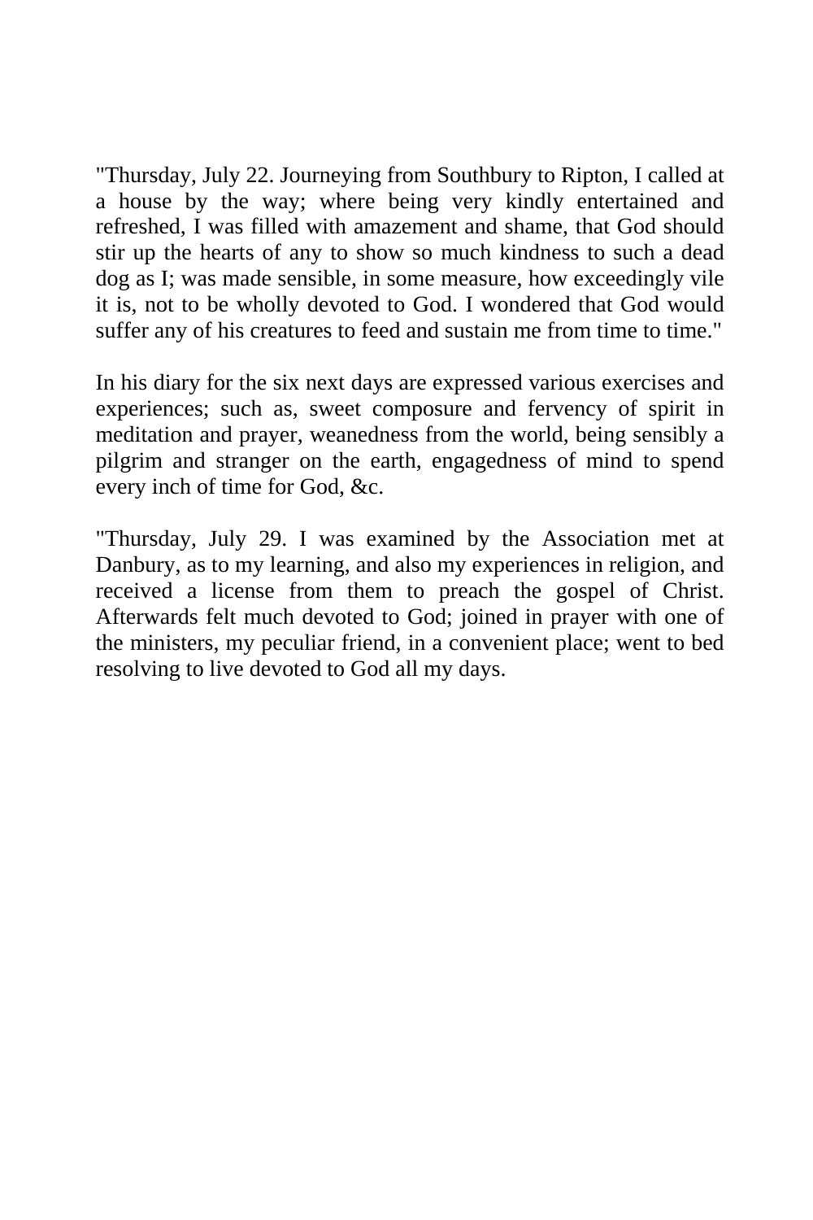"Thursday, July 22. Journeying from Southbury to Ripton, I called at a house by the way; where being very kindly entertained and refreshed, I was filled with amazement and shame, that God should stir up the hearts of any to show so much kindness to such a dead dog as I; was made sensible, in some measure, how exceedingly vile it is, not to be wholly devoted to God. I wondered that God would suffer any of his creatures to feed and sustain me from time to time."

In his diary for the six next days are expressed various exercises and experiences; such as, sweet composure and fervency of spirit in meditation and prayer, weanedness from the world, being sensibly a pilgrim and stranger on the earth, engagedness of mind to spend every inch of time for God, &c.

"Thursday, July 29. I was examined by the Association met at Danbury, as to my learning, and also my experiences in religion, and received a license from them to preach the gospel of Christ. Afterwards felt much devoted to God; joined in prayer with one of the ministers, my peculiar friend, in a convenient place; went to bed resolving to live devoted to God all my days.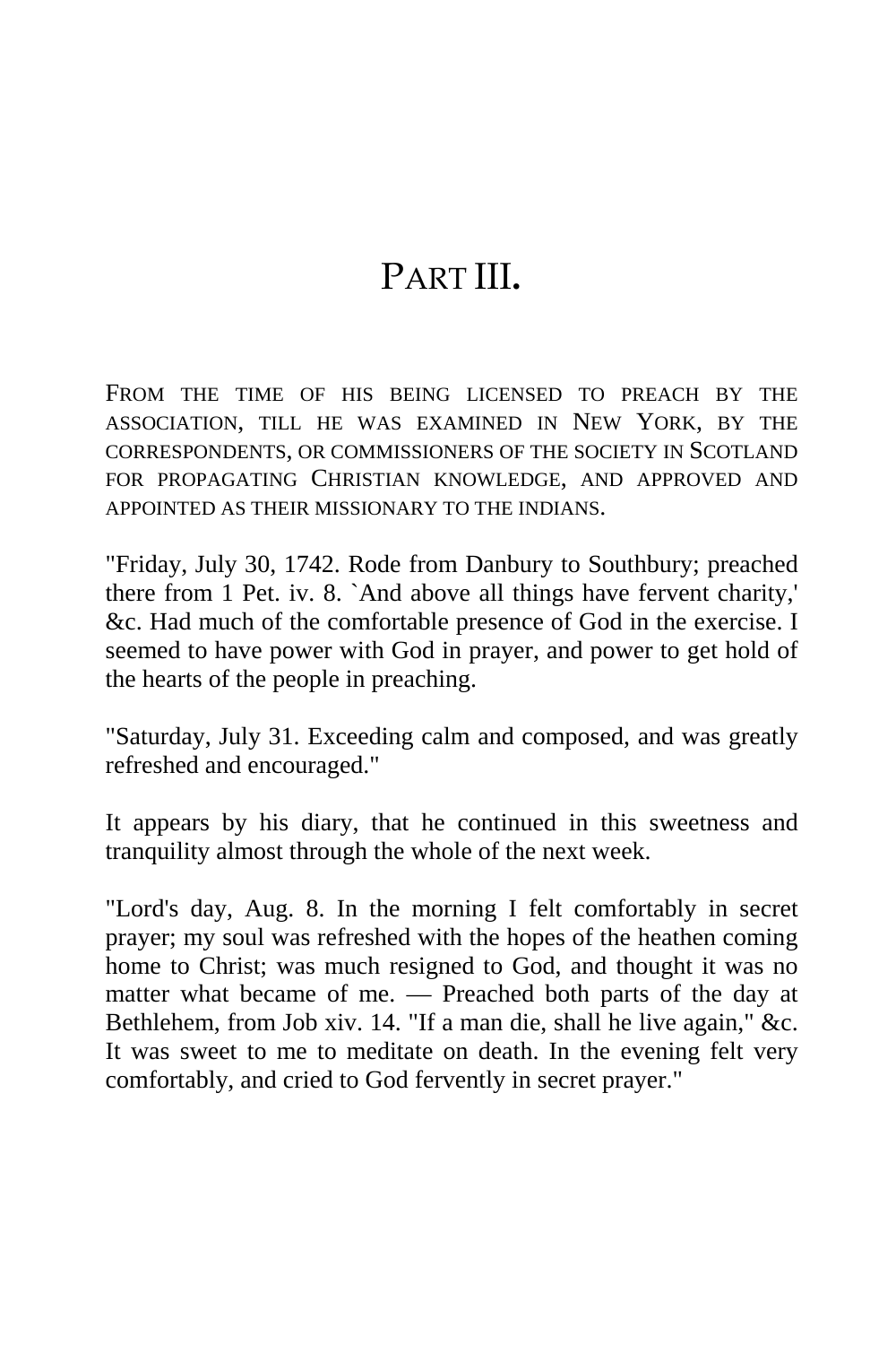# PART III.

FROM THE TIME OF HIS BEING LICENSED TO PREACH BY THE ASSOCIATION, TILL HE WAS EXAMINED IN NEW YORK, BY THE CORRESPONDENTS, OR COMMISSIONERS OF THE SOCIETY IN SCOTLAND FOR PROPAGATING CHRISTIAN KNOWLEDGE, AND APPROVED AND APPOINTED AS THEIR MISSIONARY TO THE INDIANS.

"Friday, July 30, 1742. Rode from Danbury to Southbury; preached there from 1 Pet. iv. 8. `And above all things have fervent charity,' &c. Had much of the comfortable presence of God in the exercise. I seemed to have power with God in prayer, and power to get hold of the hearts of the people in preaching.

"Saturday, July 31. Exceeding calm and composed, and was greatly refreshed and encouraged."

It appears by his diary, that he continued in this sweetness and tranquility almost through the whole of the next week.

"Lord's day, Aug. 8. In the morning I felt comfortably in secret prayer; my soul was refreshed with the hopes of the heathen coming home to Christ; was much resigned to God, and thought it was no matter what became of me. — Preached both parts of the day at Bethlehem, from Job xiv. 14. "If a man die, shall he live again," &c. It was sweet to me to meditate on death. In the evening felt very comfortably, and cried to God fervently in secret prayer."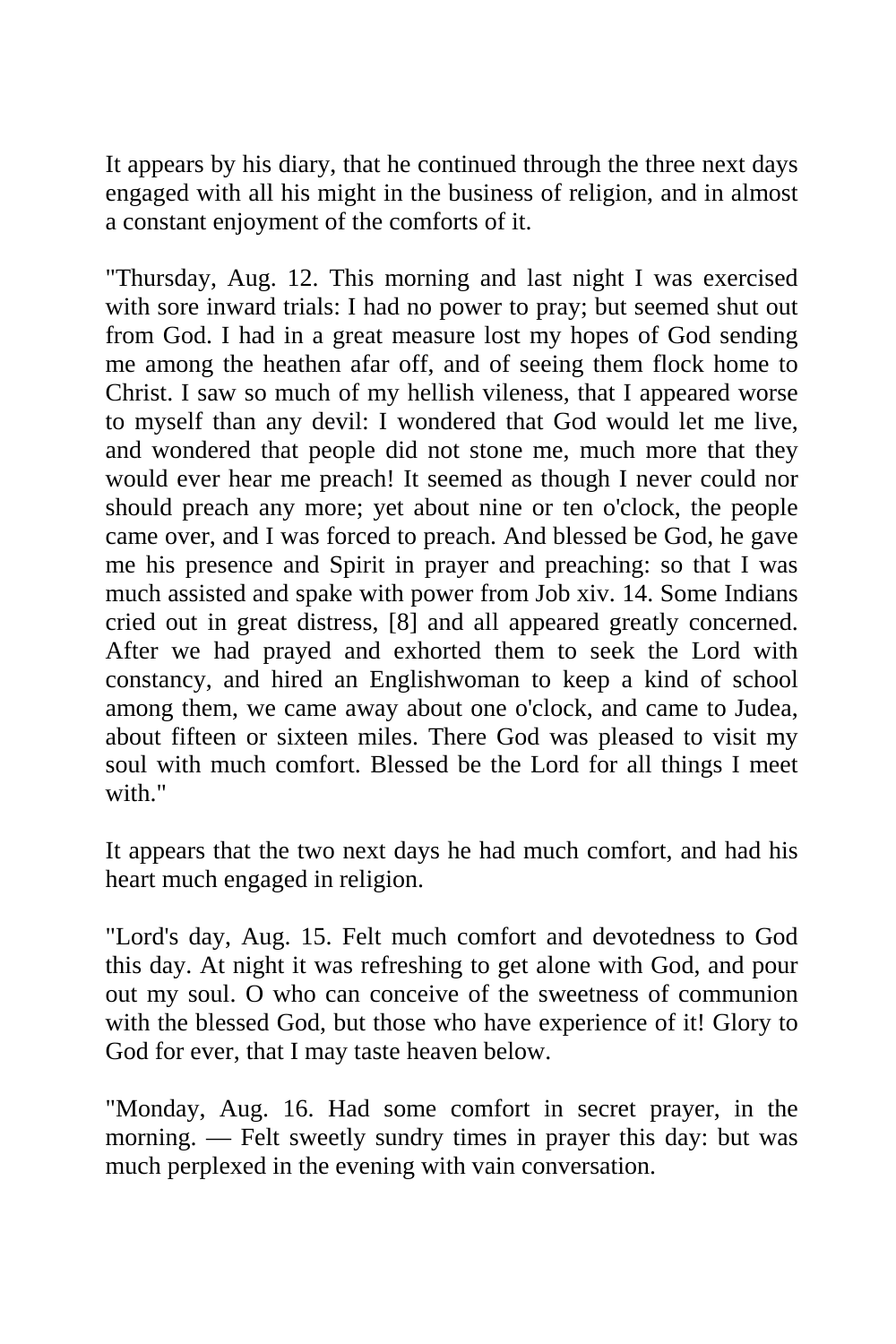It appears by his diary, that he continued through the three next days engaged with all his might in the business of religion, and in almost a constant enjoyment of the comforts of it.

"Thursday, Aug. 12. This morning and last night I was exercised with sore inward trials: I had no power to pray; but seemed shut out from God. I had in a great measure lost my hopes of God sending me among the heathen afar off, and of seeing them flock home to Christ. I saw so much of my hellish vileness, that I appeared worse to myself than any devil: I wondered that God would let me live, and wondered that people did not stone me, much more that they would ever hear me preach! It seemed as though I never could nor should preach any more; yet about nine or ten o'clock, the people came over, and I was forced to preach. And blessed be God, he gave me his presence and Spirit in prayer and preaching: so that I was much assisted and spake with power from Job xiv. 14. Some Indians cried out in great distress, [8] and all appeared greatly concerned. After we had prayed and exhorted them to seek the Lord with constancy, and hired an Englishwoman to keep a kind of school among them, we came away about one o'clock, and came to Judea, about fifteen or sixteen miles. There God was pleased to visit my soul with much comfort. Blessed be the Lord for all things I meet with."

It appears that the two next days he had much comfort, and had his heart much engaged in religion.

"Lord's day, Aug. 15. Felt much comfort and devotedness to God this day. At night it was refreshing to get alone with God, and pour out my soul. O who can conceive of the sweetness of communion with the blessed God, but those who have experience of it! Glory to God for ever, that I may taste heaven below.

"Monday, Aug. 16. Had some comfort in secret prayer, in the morning. — Felt sweetly sundry times in prayer this day: but was much perplexed in the evening with vain conversation.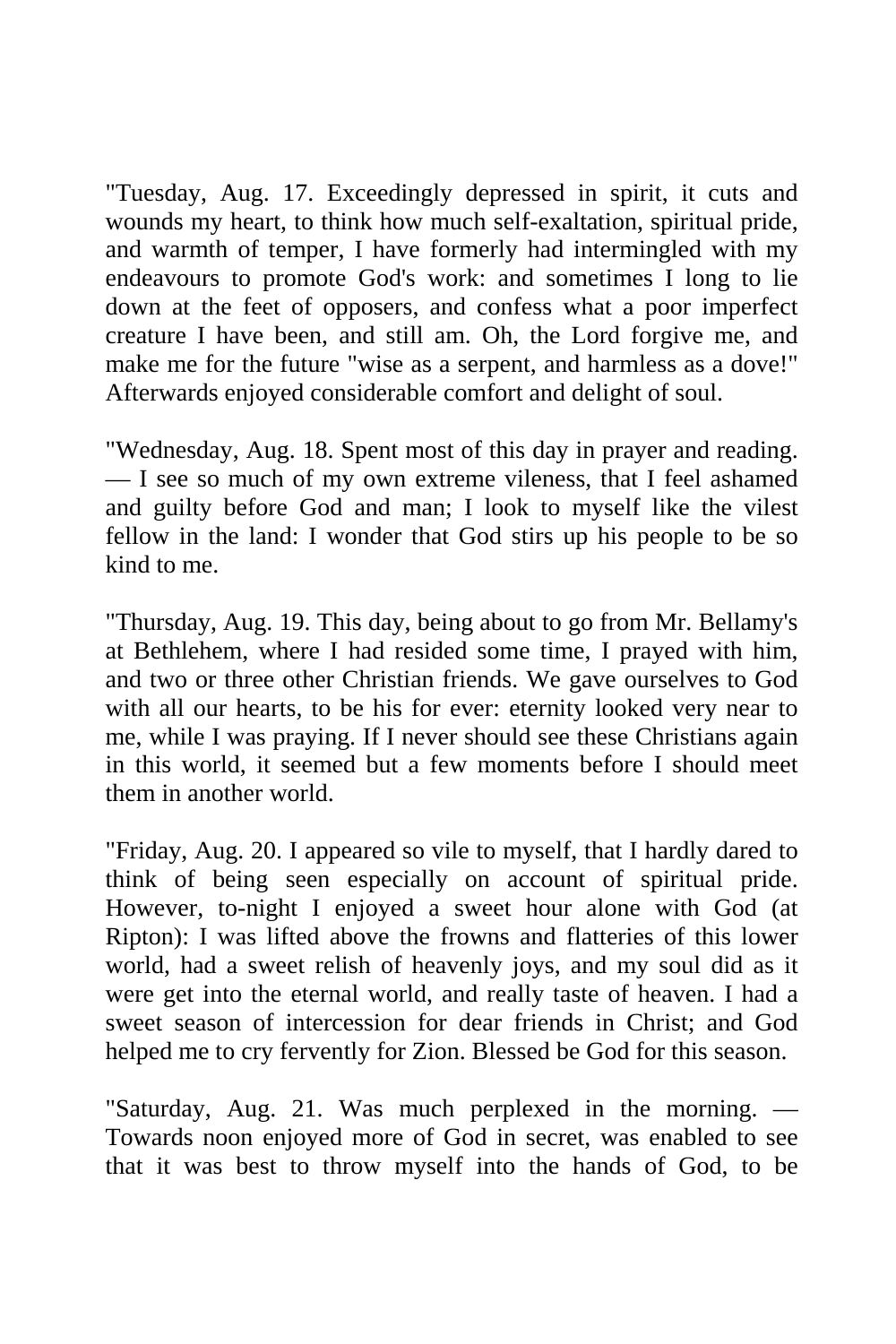"Tuesday, Aug. 17. Exceedingly depressed in spirit, it cuts and wounds my heart, to think how much self-exaltation, spiritual pride, and warmth of temper, I have formerly had intermingled with my endeavours to promote God's work: and sometimes I long to lie down at the feet of opposers, and confess what a poor imperfect creature I have been, and still am. Oh, the Lord forgive me, and make me for the future "wise as a serpent, and harmless as a dove!" Afterwards enjoyed considerable comfort and delight of soul.

"Wednesday, Aug. 18. Spent most of this day in prayer and reading. — I see so much of my own extreme vileness, that I feel ashamed and guilty before God and man; I look to myself like the vilest fellow in the land: I wonder that God stirs up his people to be so kind to me.

"Thursday, Aug. 19. This day, being about to go from Mr. Bellamy's at Bethlehem, where I had resided some time, I prayed with him, and two or three other Christian friends. We gave ourselves to God with all our hearts, to be his for ever: eternity looked very near to me, while I was praying. If I never should see these Christians again in this world, it seemed but a few moments before I should meet them in another world.

"Friday, Aug. 20. I appeared so vile to myself, that I hardly dared to think of being seen especially on account of spiritual pride. However, to-night I enjoyed a sweet hour alone with God (at Ripton): I was lifted above the frowns and flatteries of this lower world, had a sweet relish of heavenly joys, and my soul did as it were get into the eternal world, and really taste of heaven. I had a sweet season of intercession for dear friends in Christ; and God helped me to cry fervently for Zion. Blessed be God for this season.

"Saturday, Aug. 21. Was much perplexed in the morning. — Towards noon enjoyed more of God in secret, was enabled to see that it was best to throw myself into the hands of God, to be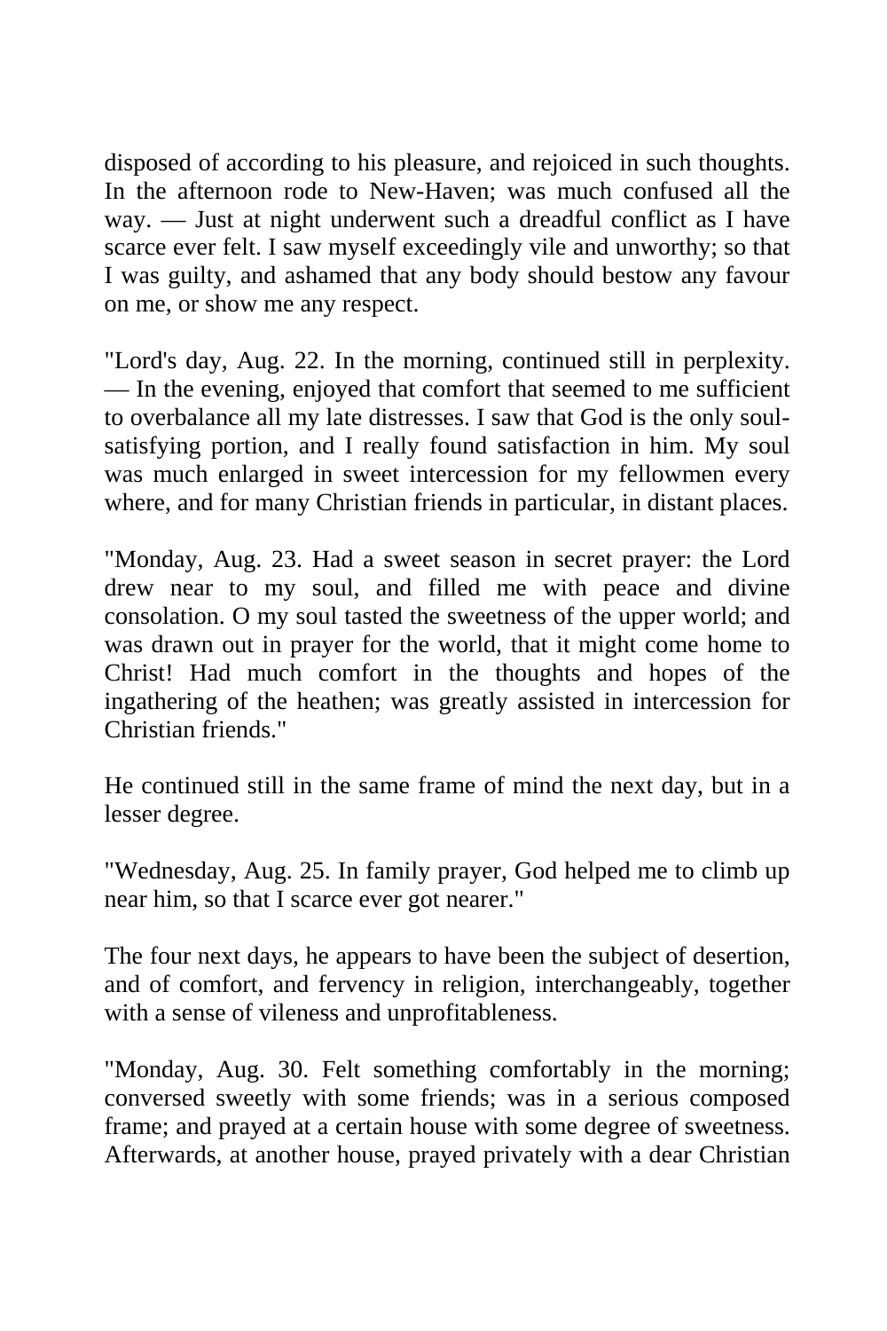disposed of according to his pleasure, and rejoiced in such thoughts. In the afternoon rode to New-Haven; was much confused all the way. — Just at night underwent such a dreadful conflict as I have scarce ever felt. I saw myself exceedingly vile and unworthy; so that I was guilty, and ashamed that any body should bestow any favour on me, or show me any respect.

"Lord's day, Aug. 22. In the morning, continued still in perplexity. — In the evening, enjoyed that comfort that seemed to me sufficient to overbalance all my late distresses. I saw that God is the only soul-satisfying portion, and I really found satisfaction in him. My soul was much enlarged in sweet intercession for my fellowmen every where, and for many Christian friends in particular, in distant places.

"Monday, Aug. 23. Had a sweet season in secret prayer: the Lord drew near to my soul, and filled me with peace and divine consolation. O my soul tasted the sweetness of the upper world; and was drawn out in prayer for the world, that it might come home to Christ! Had much comfort in the thoughts and hopes of the ingathering of the heathen; was greatly assisted in intercession for Christian friends."

He continued still in the same frame of mind the next day, but in a lesser degree.

"Wednesday, Aug. 25. In family prayer, God helped me to climb up near him, so that I scarce ever got nearer."

The four next days, he appears to have been the subject of desertion, and of comfort, and fervency in religion, interchangeably, together with a sense of vileness and unprofitableness.

"Monday, Aug. 30. Felt something comfortably in the morning; conversed sweetly with some friends; was in a serious composed frame; and prayed at a certain house with some degree of sweetness. Afterwards, at another house, prayed privately with a dear Christian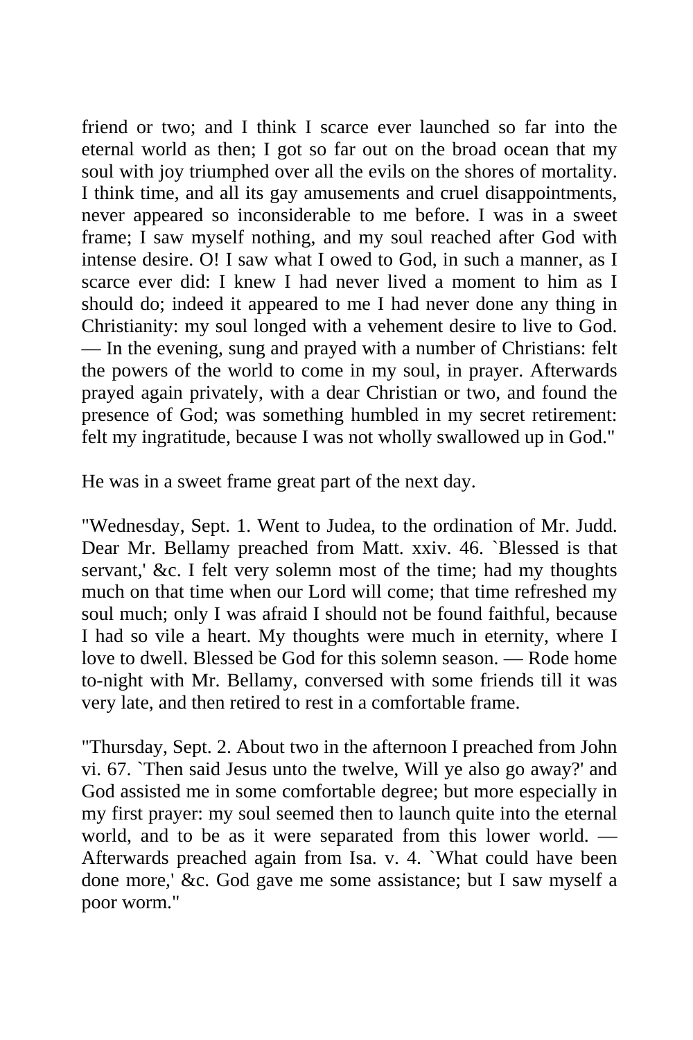friend or two; and I think I scarce ever launched so far into the eternal world as then; I got so far out on the broad ocean that my soul with joy triumphed over all the evils on the shores of mortality. I think time, and all its gay amusements and cruel disappointments, never appeared so inconsiderable to me before. I was in a sweet frame; I saw myself nothing, and my soul reached after God with intense desire. O! I saw what I owed to God, in such a manner, as I scarce ever did: I knew I had never lived a moment to him as I should do; indeed it appeared to me I had never done any thing in Christianity: my soul longed with a vehement desire to live to God. — In the evening, sung and prayed with a number of Christians: felt the powers of the world to come in my soul, in prayer. Afterwards prayed again privately, with a dear Christian or two, and found the presence of God; was something humbled in my secret retirement: felt my ingratitude, because I was not wholly swallowed up in God."

He was in a sweet frame great part of the next day.

"Wednesday, Sept. 1. Went to Judea, to the ordination of Mr. Judd. Dear Mr. Bellamy preached from Matt. xxiv. 46. `Blessed is that servant,' &c. I felt very solemn most of the time; had my thoughts much on that time when our Lord will come; that time refreshed my soul much; only I was afraid I should not be found faithful, because I had so vile a heart. My thoughts were much in eternity, where I love to dwell. Blessed be God for this solemn season. — Rode home to-night with Mr. Bellamy, conversed with some friends till it was very late, and then retired to rest in a comfortable frame.

"Thursday, Sept. 2. About two in the afternoon I preached from John vi. 67. `Then said Jesus unto the twelve, Will ye also go away?' and God assisted me in some comfortable degree; but more especially in my first prayer: my soul seemed then to launch quite into the eternal world, and to be as it were separated from this lower world. — Afterwards preached again from Isa. v. 4. `What could have been done more,' &c. God gave me some assistance; but I saw myself a poor worm."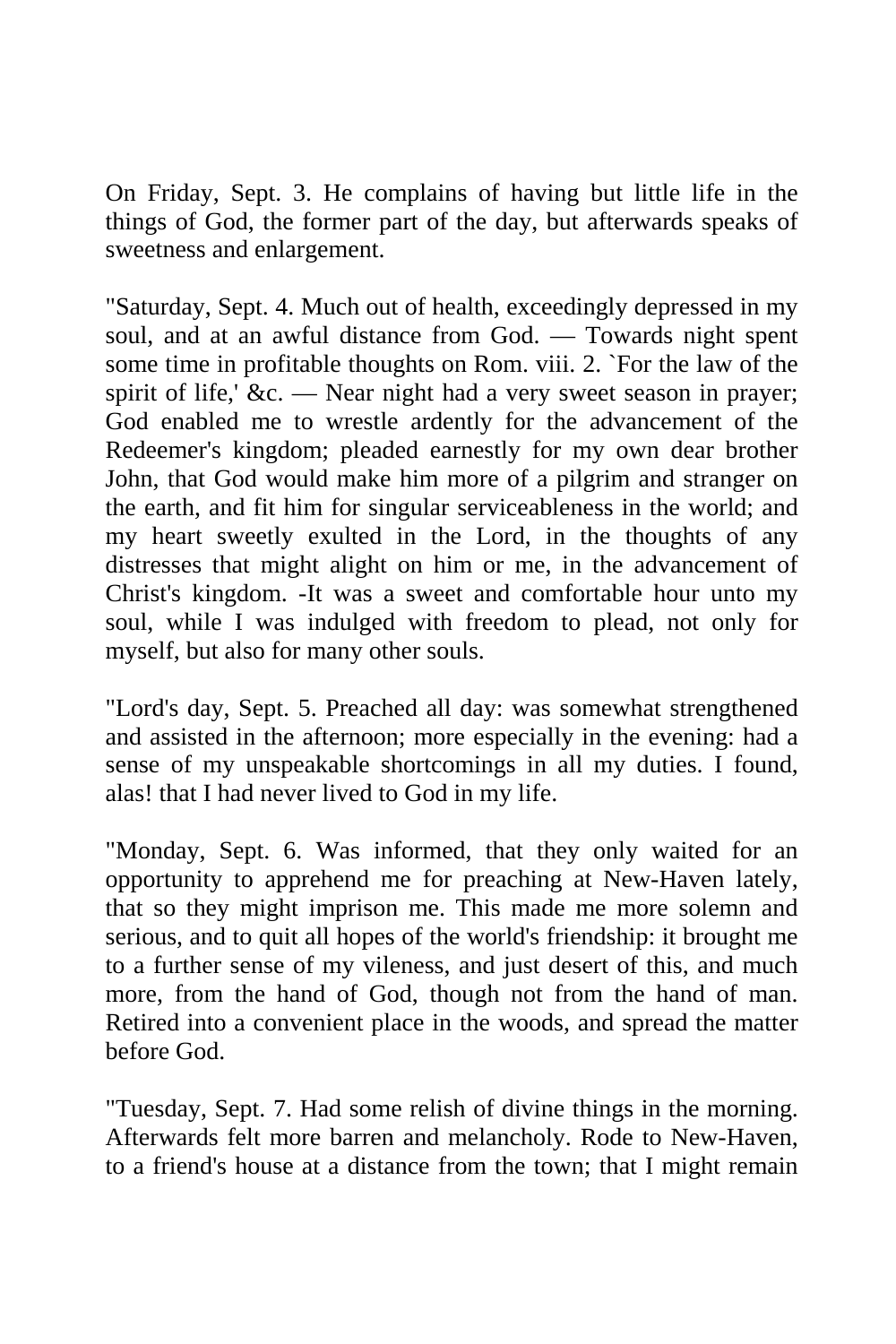On Friday, Sept. 3. He complains of having but little life in the things of God, the former part of the day, but afterwards speaks of sweetness and enlargement.

"Saturday, Sept. 4. Much out of health, exceedingly depressed in my soul, and at an awful distance from God. — Towards night spent some time in profitable thoughts on Rom. viii. 2. `For the law of the spirit of life,' &c. — Near night had a very sweet season in prayer; God enabled me to wrestle ardently for the advancement of the Redeemer's kingdom; pleaded earnestly for my own dear brother John, that God would make him more of a pilgrim and stranger on the earth, and fit him for singular serviceableness in the world; and my heart sweetly exulted in the Lord, in the thoughts of any distresses that might alight on him or me, in the advancement of Christ's kingdom. -It was a sweet and comfortable hour unto my soul, while I was indulged with freedom to plead, not only for myself, but also for many other souls.

"Lord's day, Sept. 5. Preached all day: was somewhat strengthened and assisted in the afternoon; more especially in the evening: had a sense of my unspeakable shortcomings in all my duties. I found, alas! that I had never lived to God in my life.

"Monday, Sept. 6. Was informed, that they only waited for an opportunity to apprehend me for preaching at New-Haven lately, that so they might imprison me. This made me more solemn and serious, and to quit all hopes of the world's friendship: it brought me to a further sense of my vileness, and just desert of this, and much more, from the hand of God, though not from the hand of man. Retired into a convenient place in the woods, and spread the matter before God.

"Tuesday, Sept. 7. Had some relish of divine things in the morning. Afterwards felt more barren and melancholy. Rode to New-Haven, to a friend's house at a distance from the town; that I might remain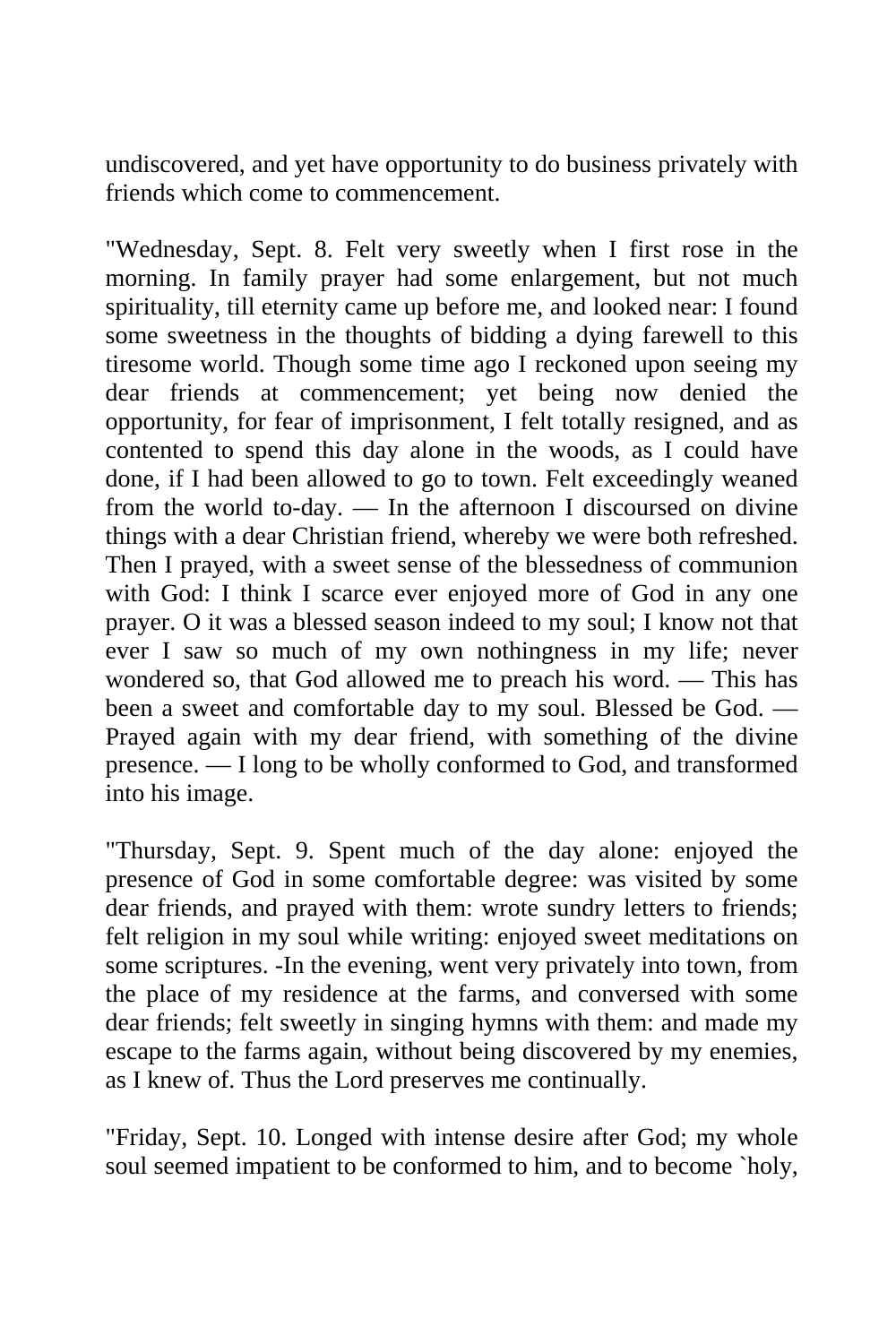undiscovered, and yet have opportunity to do business privately with friends which come to commencement.

"Wednesday, Sept. 8. Felt very sweetly when I first rose in the morning. In family prayer had some enlargement, but not much spirituality, till eternity came up before me, and looked near: I found some sweetness in the thoughts of bidding a dying farewell to this tiresome world. Though some time ago I reckoned upon seeing my dear friends at commencement; yet being now denied the opportunity, for fear of imprisonment, I felt totally resigned, and as contented to spend this day alone in the woods, as I could have done, if I had been allowed to go to town. Felt exceedingly weaned from the world to-day. — In the afternoon I discoursed on divine things with a dear Christian friend, whereby we were both refreshed. Then I prayed, with a sweet sense of the blessedness of communion with God: I think I scarce ever enjoyed more of God in any one prayer. O it was a blessed season indeed to my soul; I know not that ever I saw so much of my own nothingness in my life; never wondered so, that God allowed me to preach his word. — This has been a sweet and comfortable day to my soul. Blessed be God. — Prayed again with my dear friend, with something of the divine presence. — I long to be wholly conformed to God, and transformed into his image.

"Thursday, Sept. 9. Spent much of the day alone: enjoyed the presence of God in some comfortable degree: was visited by some dear friends, and prayed with them: wrote sundry letters to friends; felt religion in my soul while writing: enjoyed sweet meditations on some scriptures. -In the evening, went very privately into town, from the place of my residence at the farms, and conversed with some dear friends; felt sweetly in singing hymns with them: and made my escape to the farms again, without being discovered by my enemies, as I knew of. Thus the Lord preserves me continually.

"Friday, Sept. 10. Longed with intense desire after God; my whole soul seemed impatient to be conformed to him, and to become `holy,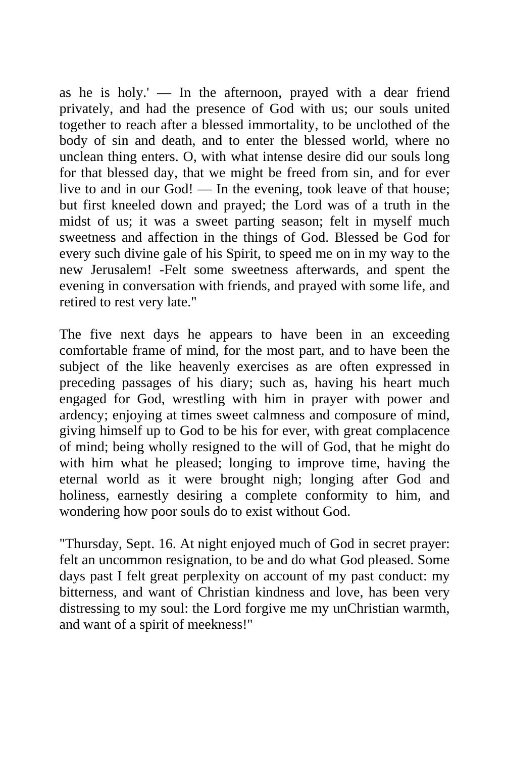as he is holy.' — In the afternoon, prayed with a dear friend privately, and had the presence of God with us; our souls united together to reach after a blessed immortality, to be unclothed of the body of sin and death, and to enter the blessed world, where no unclean thing enters. O, with what intense desire did our souls long for that blessed day, that we might be freed from sin, and for ever live to and in our God! — In the evening, took leave of that house; but first kneeled down and prayed; the Lord was of a truth in the midst of us; it was a sweet parting season; felt in myself much sweetness and affection in the things of God. Blessed be God for every such divine gale of his Spirit, to speed me on in my way to the new Jerusalem! -Felt some sweetness afterwards, and spent the evening in conversation with friends, and prayed with some life, and retired to rest very late."

The five next days he appears to have been in an exceeding comfortable frame of mind, for the most part, and to have been the subject of the like heavenly exercises as are often expressed in preceding passages of his diary; such as, having his heart much engaged for God, wrestling with him in prayer with power and ardency; enjoying at times sweet calmness and composure of mind, giving himself up to God to be his for ever, with great complacence of mind; being wholly resigned to the will of God, that he might do with him what he pleased; longing to improve time, having the eternal world as it were brought nigh; longing after God and holiness, earnestly desiring a complete conformity to him, and wondering how poor souls do to exist without God.

"Thursday, Sept. 16. At night enjoyed much of God in secret prayer: felt an uncommon resignation, to be and do what God pleased. Some days past I felt great perplexity on account of my past conduct: my bitterness, and want of Christian kindness and love, has been very distressing to my soul: the Lord forgive me my unChristian warmth, and want of a spirit of meekness!"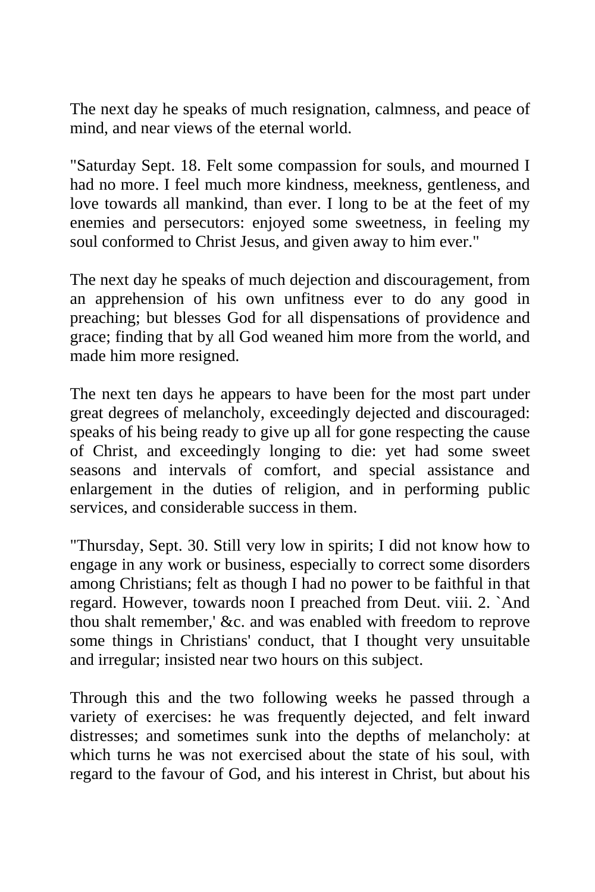The next day he speaks of much resignation, calmness, and peace of mind, and near views of the eternal world.

"Saturday Sept. 18. Felt some compassion for souls, and mourned I had no more. I feel much more kindness, meekness, gentleness, and love towards all mankind, than ever. I long to be at the feet of my enemies and persecutors: enjoyed some sweetness, in feeling my soul conformed to Christ Jesus, and given away to him ever."

The next day he speaks of much dejection and discouragement, from an apprehension of his own unfitness ever to do any good in preaching; but blesses God for all dispensations of providence and grace; finding that by all God weaned him more from the world, and made him more resigned.

The next ten days he appears to have been for the most part under great degrees of melancholy, exceedingly dejected and discouraged: speaks of his being ready to give up all for gone respecting the cause of Christ, and exceedingly longing to die: yet had some sweet seasons and intervals of comfort, and special assistance and enlargement in the duties of religion, and in performing public services, and considerable success in them.

"Thursday, Sept. 30. Still very low in spirits; I did not know how to engage in any work or business, especially to correct some disorders among Christians; felt as though I had no power to be faithful in that regard. However, towards noon I preached from Deut. viii. 2. `And thou shalt remember,' &c. and was enabled with freedom to reprove some things in Christians' conduct, that I thought very unsuitable and irregular; insisted near two hours on this subject.

Through this and the two following weeks he passed through a variety of exercises: he was frequently dejected, and felt inward distresses; and sometimes sunk into the depths of melancholy: at which turns he was not exercised about the state of his soul, with regard to the favour of God, and his interest in Christ, but about his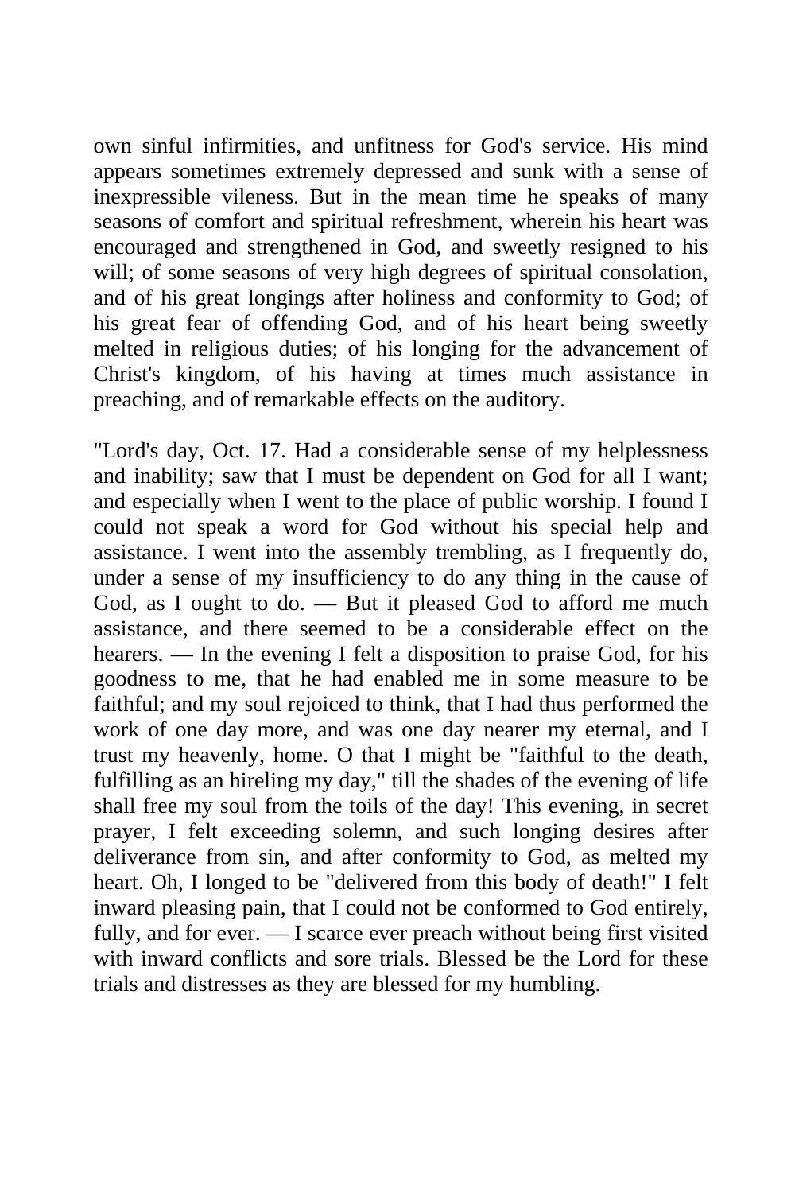own sinful infirmities, and unfitness for God's service. His mind appears sometimes extremely depressed and sunk with a sense of inexpressible vileness. But in the mean time he speaks of many seasons of comfort and spiritual refreshment, wherein his heart was encouraged and strengthened in God, and sweetly resigned to his will; of some seasons of very high degrees of spiritual consolation, and of his great longings after holiness and conformity to God; of his great fear of offending God, and of his heart being sweetly melted in religious duties; of his longing for the advancement of Christ's kingdom, of his having at times much assistance in preaching, and of remarkable effects on the auditory.

"Lord's day, Oct. 17. Had a considerable sense of my helplessness and inability; saw that I must be dependent on God for all I want; and especially when I went to the place of public worship. I found I could not speak a word for God without his special help and assistance. I went into the assembly trembling, as I frequently do, under a sense of my insufficiency to do any thing in the cause of God, as I ought to do. — But it pleased God to afford me much assistance, and there seemed to be a considerable effect on the hearers. — In the evening I felt a disposition to praise God, for his goodness to me, that he had enabled me in some measure to be faithful; and my soul rejoiced to think, that I had thus performed the work of one day more, and was one day nearer my eternal, and I trust my heavenly, home. O that I might be "faithful to the death, fulfilling as an hireling my day," till the shades of the evening of life shall free my soul from the toils of the day! This evening, in secret prayer, I felt exceeding solemn, and such longing desires after deliverance from sin, and after conformity to God, as melted my heart. Oh, I longed to be "delivered from this body of death!" I felt inward pleasing pain, that I could not be conformed to God entirely, fully, and for ever. — I scarce ever preach without being first visited with inward conflicts and sore trials. Blessed be the Lord for these trials and distresses as they are blessed for my humbling.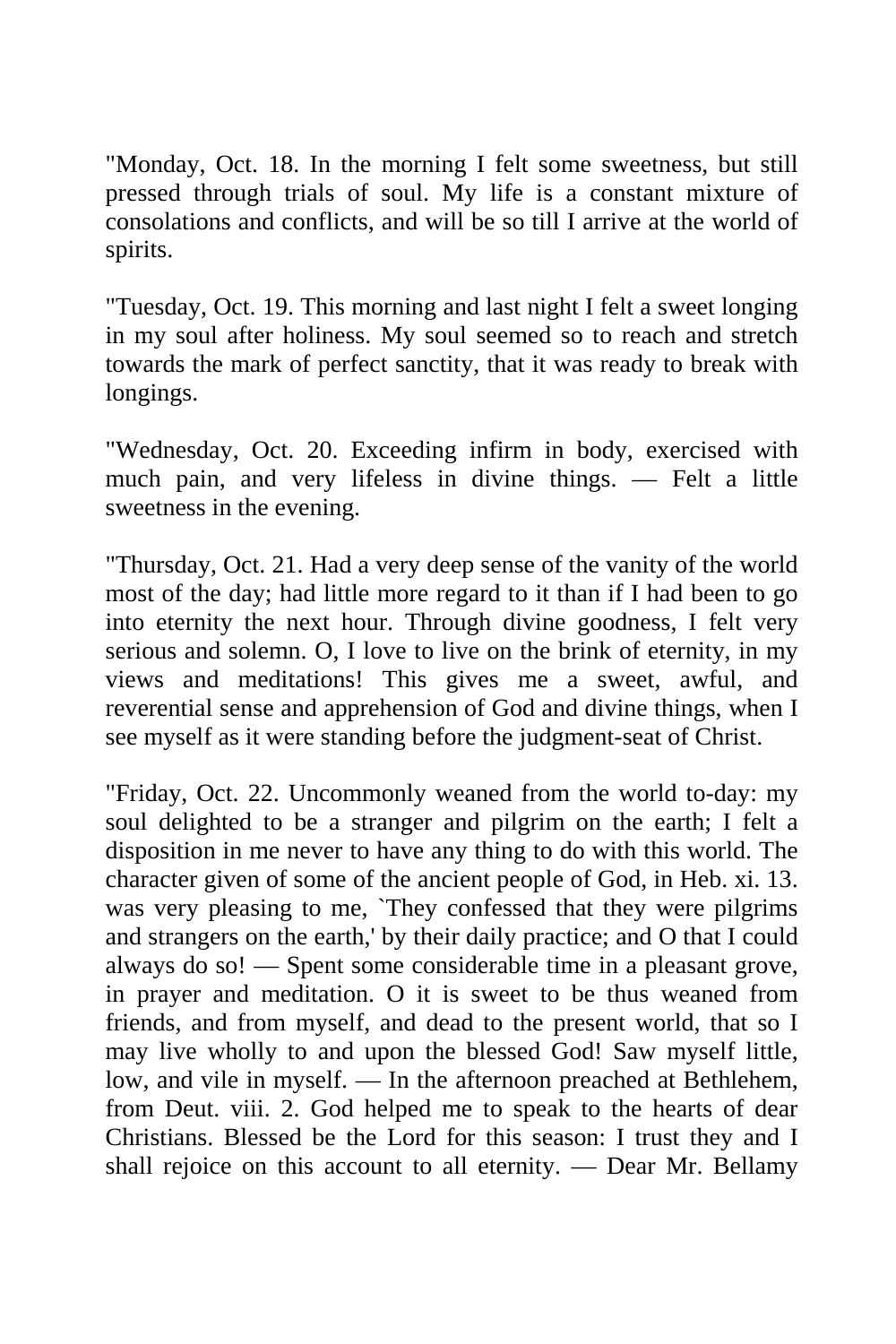"Monday, Oct. 18. In the morning I felt some sweetness, but still pressed through trials of soul. My life is a constant mixture of consolations and conflicts, and will be so till I arrive at the world of spirits.

"Tuesday, Oct. 19. This morning and last night I felt a sweet longing in my soul after holiness. My soul seemed so to reach and stretch towards the mark of perfect sanctity, that it was ready to break with longings.

"Wednesday, Oct. 20. Exceeding infirm in body, exercised with much pain, and very lifeless in divine things. — Felt a little sweetness in the evening.

"Thursday, Oct. 21. Had a very deep sense of the vanity of the world most of the day; had little more regard to it than if I had been to go into eternity the next hour. Through divine goodness, I felt very serious and solemn. O, I love to live on the brink of eternity, in my views and meditations! This gives me a sweet, awful, and reverential sense and apprehension of God and divine things, when I see myself as it were standing before the judgment-seat of Christ.

"Friday, Oct. 22. Uncommonly weaned from the world to-day: my soul delighted to be a stranger and pilgrim on the earth; I felt a disposition in me never to have any thing to do with this world. The character given of some of the ancient people of God, in Heb. xi. 13. was very pleasing to me, `They confessed that they were pilgrims and strangers on the earth,' by their daily practice; and O that I could always do so! — Spent some considerable time in a pleasant grove, in prayer and meditation. O it is sweet to be thus weaned from friends, and from myself, and dead to the present world, that so I may live wholly to and upon the blessed God! Saw myself little, low, and vile in myself. — In the afternoon preached at Bethlehem, from Deut. viii. 2. God helped me to speak to the hearts of dear Christians. Blessed be the Lord for this season: I trust they and I shall rejoice on this account to all eternity. — Dear Mr. Bellamy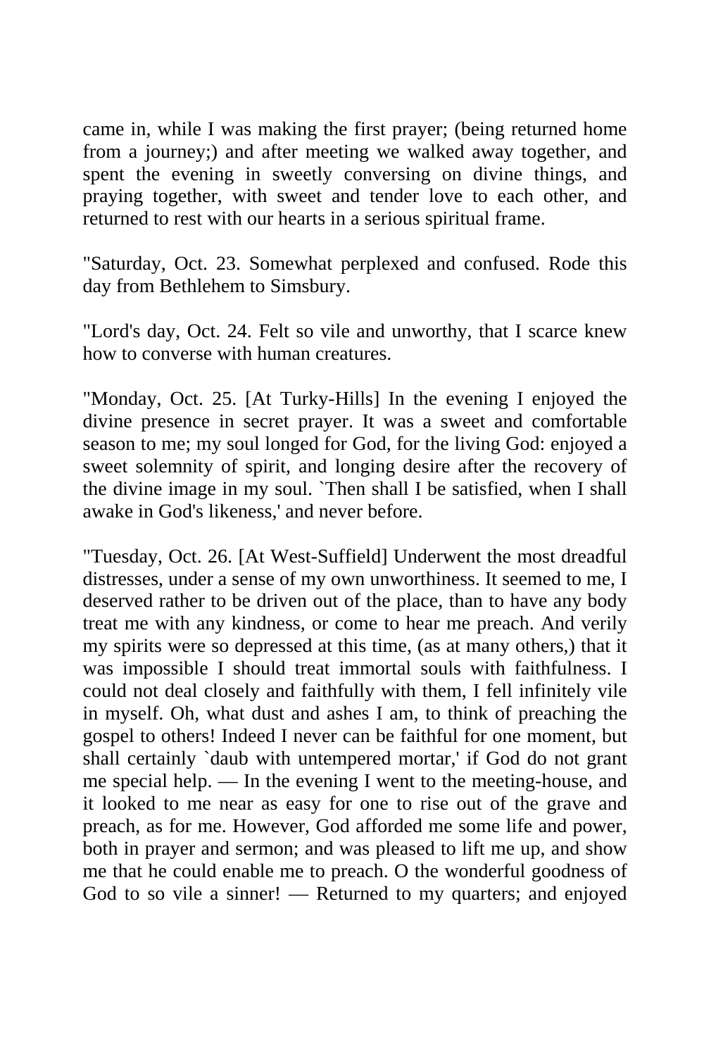came in, while I was making the first prayer; (being returned home from a journey;) and after meeting we walked away together, and spent the evening in sweetly conversing on divine things, and praying together, with sweet and tender love to each other, and returned to rest with our hearts in a serious spiritual frame.

"Saturday, Oct. 23. Somewhat perplexed and confused. Rode this day from Bethlehem to Simsbury.

"Lord's day, Oct. 24. Felt so vile and unworthy, that I scarce knew how to converse with human creatures.

"Monday, Oct. 25. [At Turky-Hills] In the evening I enjoyed the divine presence in secret prayer. It was a sweet and comfortable season to me; my soul longed for God, for the living God: enjoyed a sweet solemnity of spirit, and longing desire after the recovery of the divine image in my soul. `Then shall I be satisfied, when I shall awake in God's likeness,' and never before.

"Tuesday, Oct. 26. [At West-Suffield] Underwent the most dreadful distresses, under a sense of my own unworthiness. It seemed to me, I deserved rather to be driven out of the place, than to have any body treat me with any kindness, or come to hear me preach. And verily my spirits were so depressed at this time, (as at many others,) that it was impossible I should treat immortal souls with faithfulness. I could not deal closely and faithfully with them, I fell infinitely vile in myself. Oh, what dust and ashes I am, to think of preaching the gospel to others! Indeed I never can be faithful for one moment, but shall certainly `daub with untempered mortar,' if God do not grant me special help. — In the evening I went to the meeting-house, and it looked to me near as easy for one to rise out of the grave and preach, as for me. However, God afforded me some life and power, both in prayer and sermon; and was pleased to lift me up, and show me that he could enable me to preach. O the wonderful goodness of God to so vile a sinner! — Returned to my quarters; and enjoyed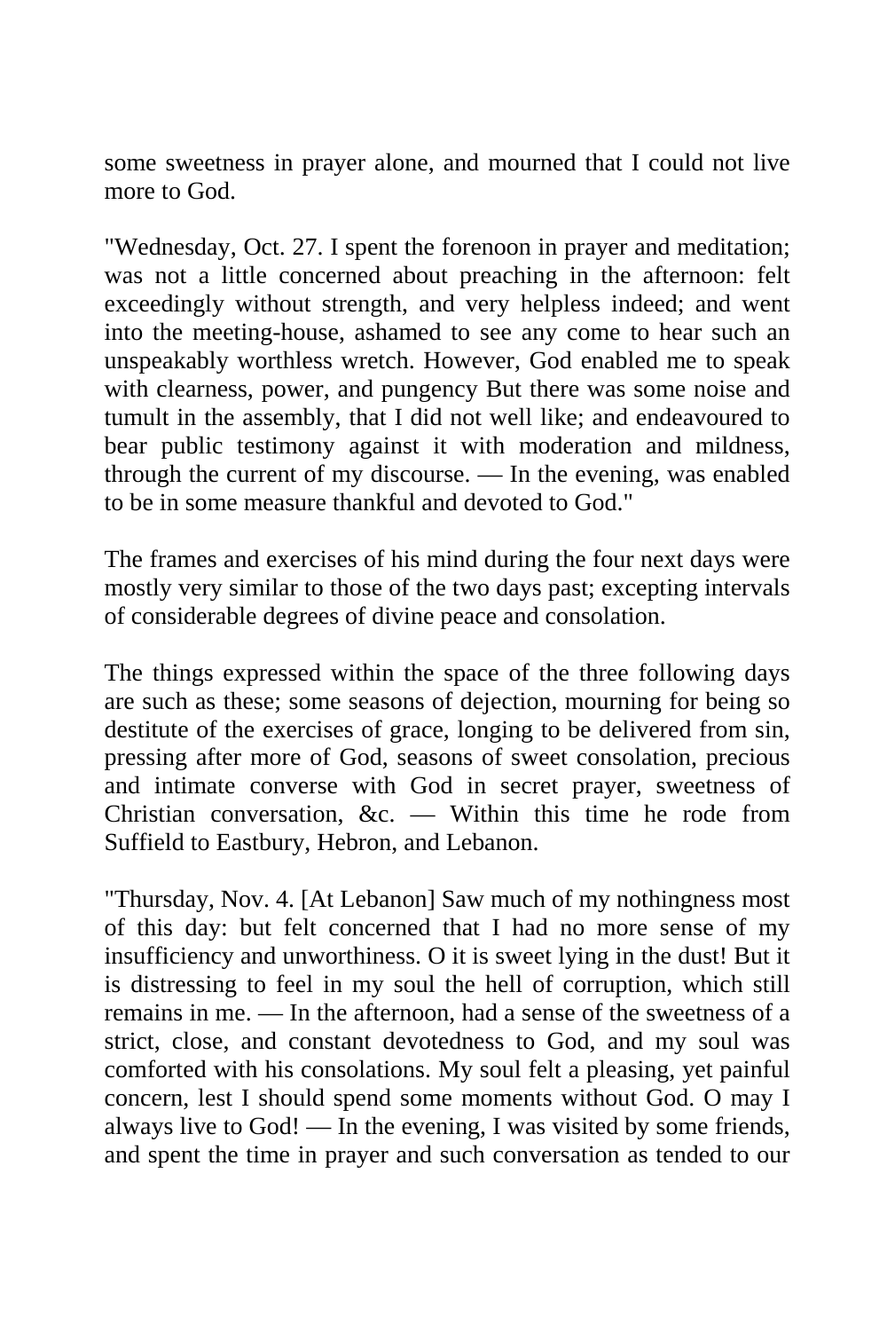some sweetness in prayer alone, and mourned that I could not live more to God.

"Wednesday, Oct. 27. I spent the forenoon in prayer and meditation; was not a little concerned about preaching in the afternoon: felt exceedingly without strength, and very helpless indeed; and went into the meeting-house, ashamed to see any come to hear such an unspeakably worthless wretch. However, God enabled me to speak with clearness, power, and pungency But there was some noise and tumult in the assembly, that I did not well like; and endeavoured to bear public testimony against it with moderation and mildness, through the current of my discourse. — In the evening, was enabled to be in some measure thankful and devoted to God."

The frames and exercises of his mind during the four next days were mostly very similar to those of the two days past; excepting intervals of considerable degrees of divine peace and consolation.

The things expressed within the space of the three following days are such as these; some seasons of dejection, mourning for being so destitute of the exercises of grace, longing to be delivered from sin, pressing after more of God, seasons of sweet consolation, precious and intimate converse with God in secret prayer, sweetness of Christian conversation, &c. — Within this time he rode from Suffield to Eastbury, Hebron, and Lebanon.

"Thursday, Nov. 4. [At Lebanon] Saw much of my nothingness most of this day: but felt concerned that I had no more sense of my insufficiency and unworthiness. O it is sweet lying in the dust! But it is distressing to feel in my soul the hell of corruption, which still remains in me. — In the afternoon, had a sense of the sweetness of a strict, close, and constant devotedness to God, and my soul was comforted with his consolations. My soul felt a pleasing, yet painful concern, lest I should spend some moments without God. O may I always live to God! — In the evening, I was visited by some friends, and spent the time in prayer and such conversation as tended to our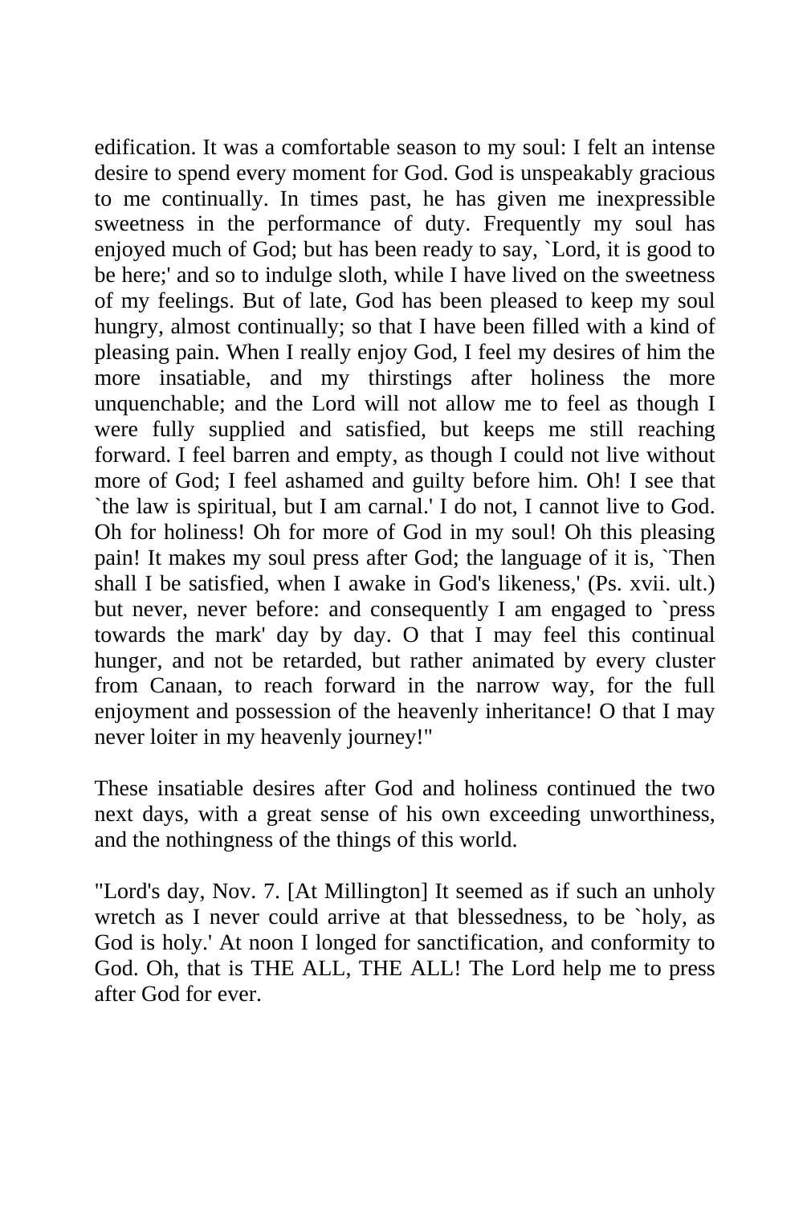edification. It was a comfortable season to my soul: I felt an intense desire to spend every moment for God. God is unspeakably gracious to me continually. In times past, he has given me inexpressible sweetness in the performance of duty. Frequently my soul has enjoyed much of God; but has been ready to say, `Lord, it is good to be here;' and so to indulge sloth, while I have lived on the sweetness of my feelings. But of late, God has been pleased to keep my soul hungry, almost continually; so that I have been filled with a kind of pleasing pain. When I really enjoy God, I feel my desires of him the more insatiable, and my thirstings after holiness the more unquenchable; and the Lord will not allow me to feel as though I were fully supplied and satisfied, but keeps me still reaching forward. I feel barren and empty, as though I could not live without more of God; I feel ashamed and guilty before him. Oh! I see that `the law is spiritual, but I am carnal.' I do not, I cannot live to God. Oh for holiness! Oh for more of God in my soul! Oh this pleasing pain! It makes my soul press after God; the language of it is, `Then shall I be satisfied, when I awake in God's likeness,' (Ps. xvii. ult.) but never, never before: and consequently I am engaged to `press towards the mark' day by day. O that I may feel this continual hunger, and not be retarded, but rather animated by every cluster from Canaan, to reach forward in the narrow way, for the full enjoyment and possession of the heavenly inheritance! O that I may never loiter in my heavenly journey!"

These insatiable desires after God and holiness continued the two next days, with a great sense of his own exceeding unworthiness, and the nothingness of the things of this world.

"Lord's day, Nov. 7. [At Millington] It seemed as if such an unholy wretch as I never could arrive at that blessedness, to be `holy, as God is holy.' At noon I longed for sanctification, and conformity to God. Oh, that is THE ALL, THE ALL! The Lord help me to press after God for ever.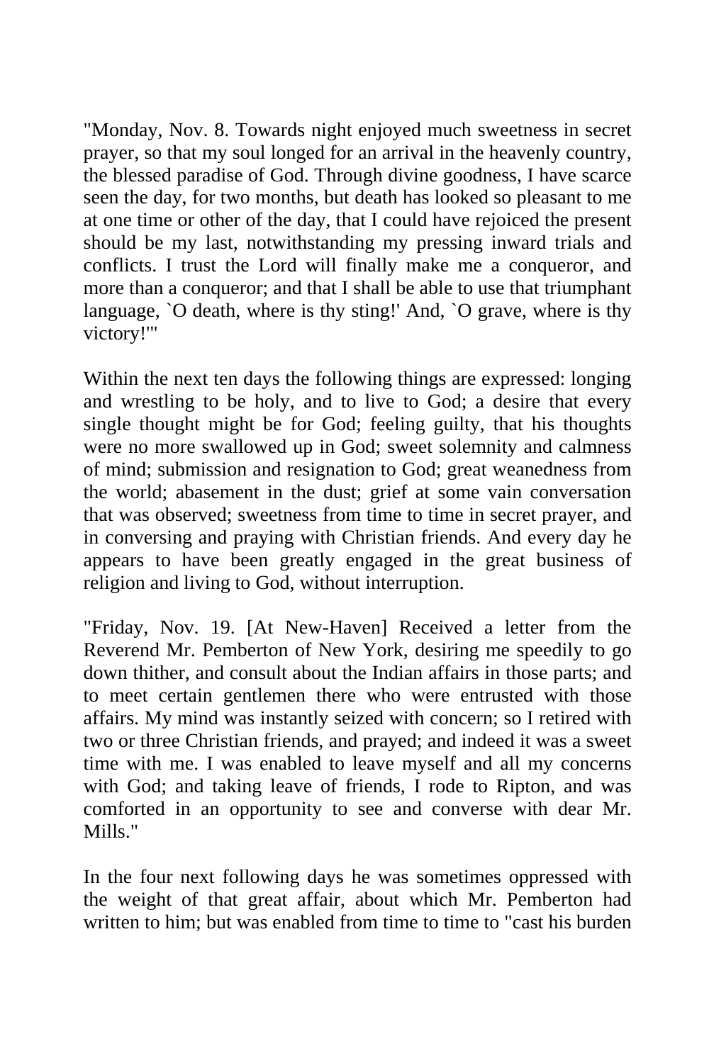"Monday, Nov. 8. Towards night enjoyed much sweetness in secret prayer, so that my soul longed for an arrival in the heavenly country, the blessed paradise of God. Through divine goodness, I have scarce seen the day, for two months, but death has looked so pleasant to me at one time or other of the day, that I could have rejoiced the present should be my last, notwithstanding my pressing inward trials and conflicts. I trust the Lord will finally make me a conqueror, and more than a conqueror; and that I shall be able to use that triumphant language, `O death, where is thy sting!' And, `O grave, where is thy victory!'"

Within the next ten days the following things are expressed: longing and wrestling to be holy, and to live to God; a desire that every single thought might be for God; feeling guilty, that his thoughts were no more swallowed up in God; sweet solemnity and calmness of mind; submission and resignation to God; great weanedness from the world; abasement in the dust; grief at some vain conversation that was observed; sweetness from time to time in secret prayer, and in conversing and praying with Christian friends. And every day he appears to have been greatly engaged in the great business of religion and living to God, without interruption.

"Friday, Nov. 19. [At New-Haven] Received a letter from the Reverend Mr. Pemberton of New York, desiring me speedily to go down thither, and consult about the Indian affairs in those parts; and to meet certain gentlemen there who were entrusted with those affairs. My mind was instantly seized with concern; so I retired with two or three Christian friends, and prayed; and indeed it was a sweet time with me. I was enabled to leave myself and all my concerns with God; and taking leave of friends, I rode to Ripton, and was comforted in an opportunity to see and converse with dear Mr. Mills."

In the four next following days he was sometimes oppressed with the weight of that great affair, about which Mr. Pemberton had written to him; but was enabled from time to time to "cast his burden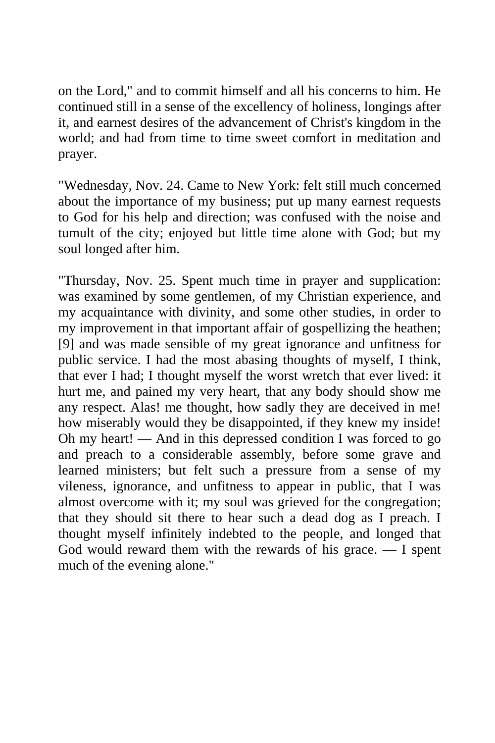on the Lord," and to commit himself and all his concerns to him. He continued still in a sense of the excellency of holiness, longings after it, and earnest desires of the advancement of Christ's kingdom in the world; and had from time to time sweet comfort in meditation and prayer.

"Wednesday, Nov. 24. Came to New York: felt still much concerned about the importance of my business; put up many earnest requests to God for his help and direction; was confused with the noise and tumult of the city; enjoyed but little time alone with God; but my soul longed after him.

"Thursday, Nov. 25. Spent much time in prayer and supplication: was examined by some gentlemen, of my Christian experience, and my acquaintance with divinity, and some other studies, in order to my improvement in that important affair of gospellizing the heathen; [9] and was made sensible of my great ignorance and unfitness for public service. I had the most abasing thoughts of myself, I think, that ever I had; I thought myself the worst wretch that ever lived: it hurt me, and pained my very heart, that any body should show me any respect. Alas! me thought, how sadly they are deceived in me! how miserably would they be disappointed, if they knew my inside! Oh my heart! — And in this depressed condition I was forced to go and preach to a considerable assembly, before some grave and learned ministers; but felt such a pressure from a sense of my vileness, ignorance, and unfitness to appear in public, that I was almost overcome with it; my soul was grieved for the congregation; that they should sit there to hear such a dead dog as I preach. I thought myself infinitely indebted to the people, and longed that God would reward them with the rewards of his grace. — I spent much of the evening alone."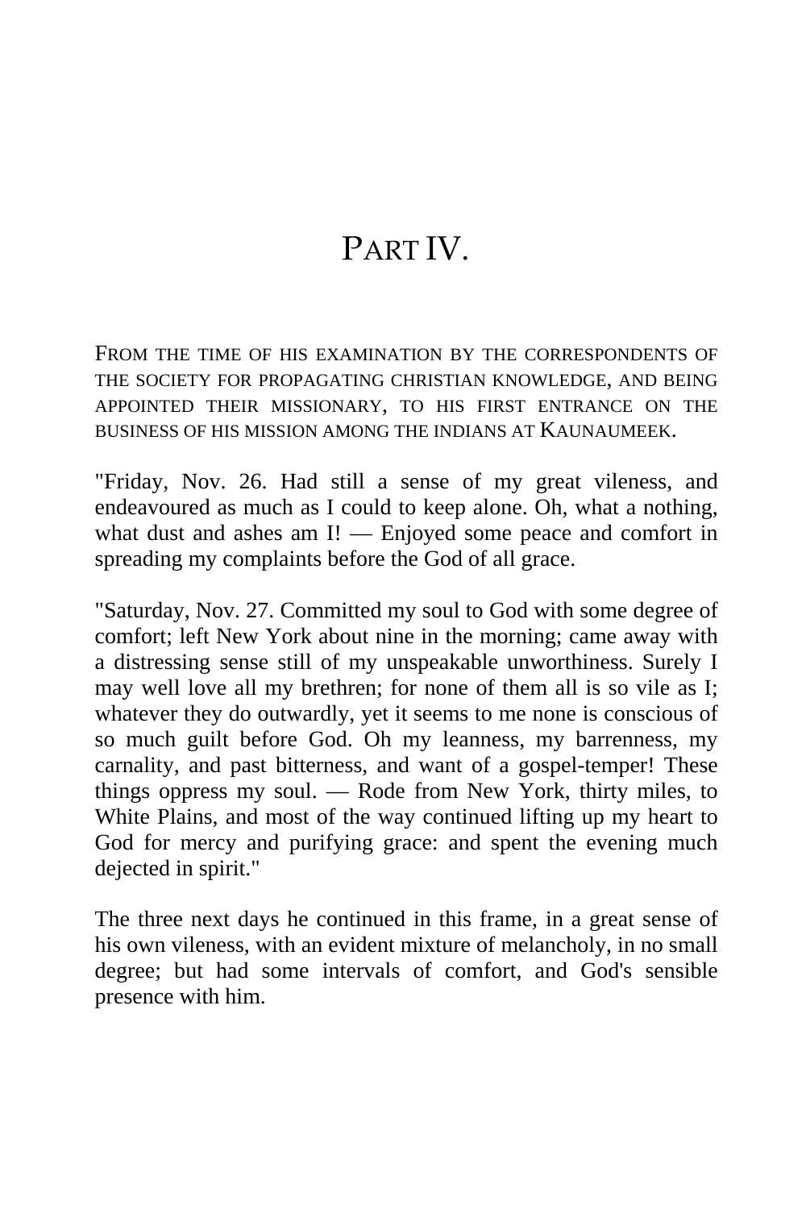# PART IV.

FROM THE TIME OF HIS EXAMINATION BY THE CORRESPONDENTS OF THE SOCIETY FOR PROPAGATING CHRISTIAN KNOWLEDGE, AND BEING APPOINTED THEIR MISSIONARY, TO HIS FIRST ENTRANCE ON THE BUSINESS OF HIS MISSION AMONG THE INDIANS AT KAUNAUMEEK.

"Friday, Nov. 26. Had still a sense of my great vileness, and endeavoured as much as I could to keep alone. Oh, what a nothing, what dust and ashes am I! — Enjoyed some peace and comfort in spreading my complaints before the God of all grace.

"Saturday, Nov. 27. Committed my soul to God with some degree of comfort; left New York about nine in the morning; came away with a distressing sense still of my unspeakable unworthiness. Surely I may well love all my brethren; for none of them all is so vile as I; whatever they do outwardly, yet it seems to me none is conscious of so much guilt before God. Oh my leanness, my barrenness, my carnality, and past bitterness, and want of a gospel-temper! These things oppress my soul. — Rode from New York, thirty miles, to White Plains, and most of the way continued lifting up my heart to God for mercy and purifying grace: and spent the evening much dejected in spirit."

The three next days he continued in this frame, in a great sense of his own vileness, with an evident mixture of melancholy, in no small degree; but had some intervals of comfort, and God's sensible presence with him.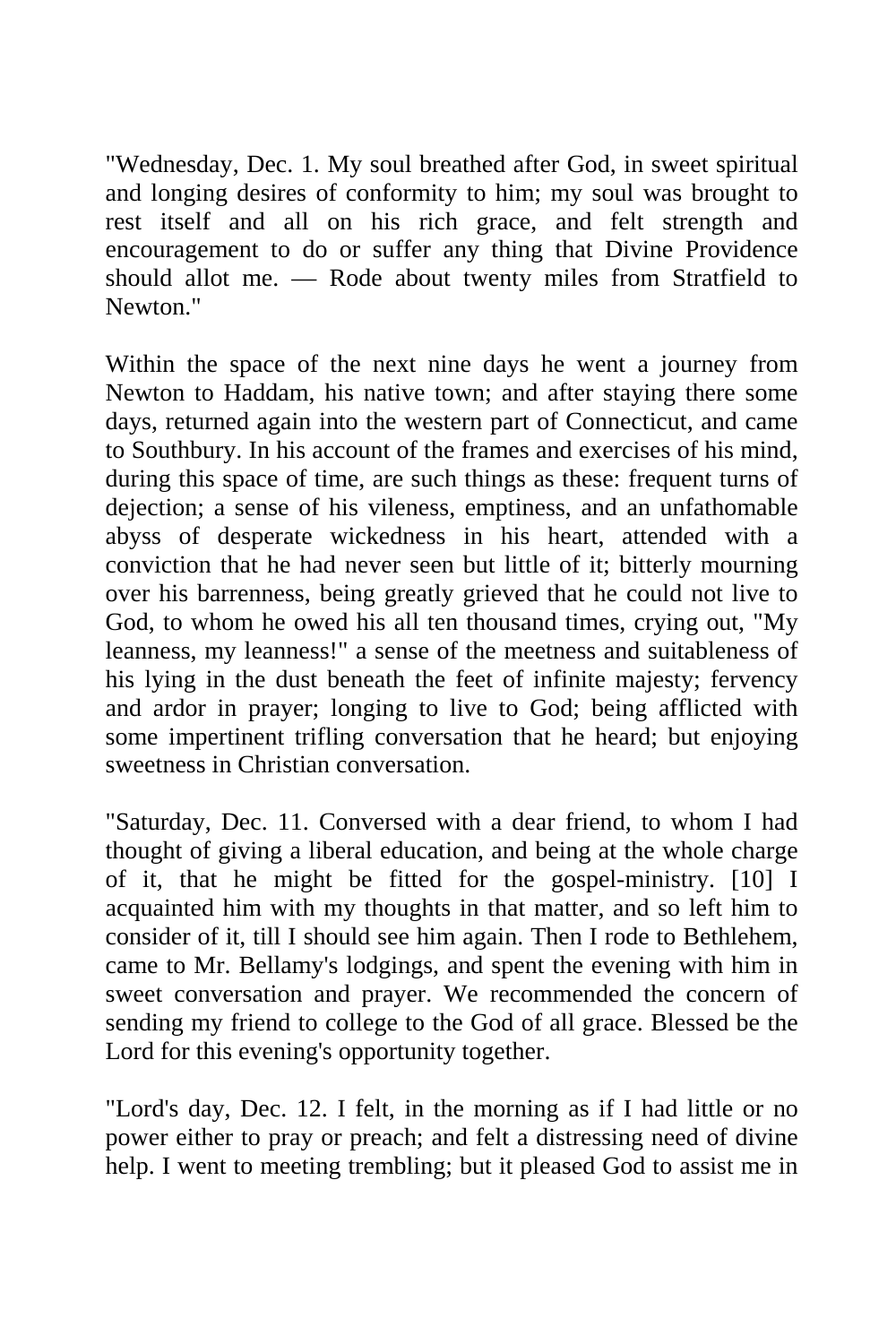"Wednesday, Dec. 1. My soul breathed after God, in sweet spiritual and longing desires of conformity to him; my soul was brought to rest itself and all on his rich grace, and felt strength and encouragement to do or suffer any thing that Divine Providence should allot me. — Rode about twenty miles from Stratfield to Newton."

Within the space of the next nine days he went a journey from Newton to Haddam, his native town; and after staying there some days, returned again into the western part of Connecticut, and came to Southbury. In his account of the frames and exercises of his mind, during this space of time, are such things as these: frequent turns of dejection; a sense of his vileness, emptiness, and an unfathomable abyss of desperate wickedness in his heart, attended with a conviction that he had never seen but little of it; bitterly mourning over his barrenness, being greatly grieved that he could not live to God, to whom he owed his all ten thousand times, crying out, "My leanness, my leanness!" a sense of the meetness and suitableness of his lying in the dust beneath the feet of infinite majesty; fervency and ardor in prayer; longing to live to God; being afflicted with some impertinent trifling conversation that he heard; but enjoying sweetness in Christian conversation.

"Saturday, Dec. 11. Conversed with a dear friend, to whom I had thought of giving a liberal education, and being at the whole charge of it, that he might be fitted for the gospel-ministry. [10] I acquainted him with my thoughts in that matter, and so left him to consider of it, till I should see him again. Then I rode to Bethlehem, came to Mr. Bellamy's lodgings, and spent the evening with him in sweet conversation and prayer. We recommended the concern of sending my friend to college to the God of all grace. Blessed be the Lord for this evening's opportunity together.

"Lord's day, Dec. 12. I felt, in the morning as if I had little or no power either to pray or preach; and felt a distressing need of divine help. I went to meeting trembling; but it pleased God to assist me in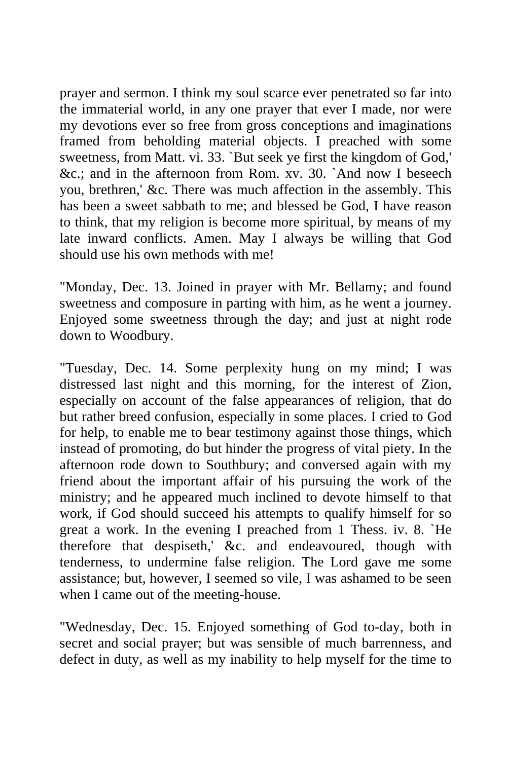prayer and sermon. I think my soul scarce ever penetrated so far into the immaterial world, in any one prayer that ever I made, nor were my devotions ever so free from gross conceptions and imaginations framed from beholding material objects. I preached with some sweetness, from Matt. vi. 33. `But seek ye first the kingdom of God,' &c.; and in the afternoon from Rom. xv. 30. `And now I beseech you, brethren,' &c. There was much affection in the assembly. This has been a sweet sabbath to me; and blessed be God, I have reason to think, that my religion is become more spiritual, by means of my late inward conflicts. Amen. May I always be willing that God should use his own methods with me!

"Monday, Dec. 13. Joined in prayer with Mr. Bellamy; and found sweetness and composure in parting with him, as he went a journey. Enjoyed some sweetness through the day; and just at night rode down to Woodbury.

"Tuesday, Dec. 14. Some perplexity hung on my mind; I was distressed last night and this morning, for the interest of Zion, especially on account of the false appearances of religion, that do but rather breed confusion, especially in some places. I cried to God for help, to enable me to bear testimony against those things, which instead of promoting, do but hinder the progress of vital piety. In the afternoon rode down to Southbury; and conversed again with my friend about the important affair of his pursuing the work of the ministry; and he appeared much inclined to devote himself to that work, if God should succeed his attempts to qualify himself for so great a work. In the evening I preached from 1 Thess. iv. 8. `He therefore that despiseth,' &c. and endeavoured, though with tenderness, to undermine false religion. The Lord gave me some assistance; but, however, I seemed so vile, I was ashamed to be seen when I came out of the meeting-house.

"Wednesday, Dec. 15. Enjoyed something of God to-day, both in secret and social prayer; but was sensible of much barrenness, and defect in duty, as well as my inability to help myself for the time to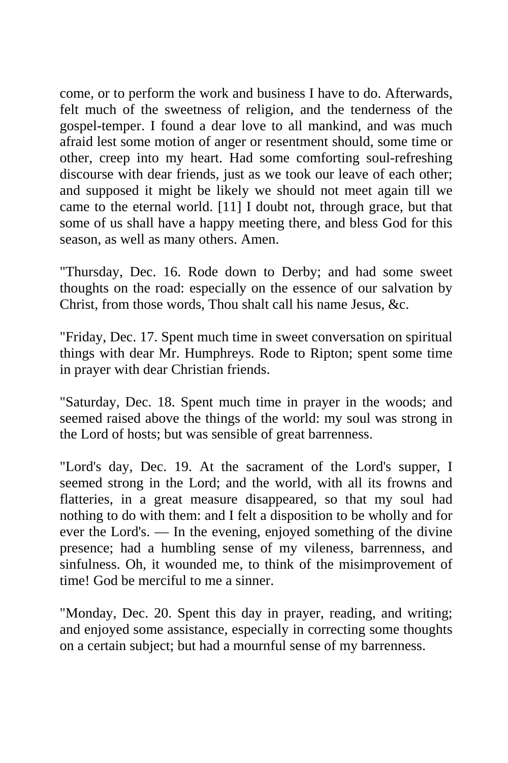come, or to perform the work and business I have to do. Afterwards, felt much of the sweetness of religion, and the tenderness of the gospel-temper. I found a dear love to all mankind, and was much afraid lest some motion of anger or resentment should, some time or other, creep into my heart. Had some comforting soul-refreshing discourse with dear friends, just as we took our leave of each other; and supposed it might be likely we should not meet again till we came to the eternal world. [11] I doubt not, through grace, but that some of us shall have a happy meeting there, and bless God for this season, as well as many others. Amen.

"Thursday, Dec. 16. Rode down to Derby; and had some sweet thoughts on the road: especially on the essence of our salvation by Christ, from those words, Thou shalt call his name Jesus, &c.

"Friday, Dec. 17. Spent much time in sweet conversation on spiritual things with dear Mr. Humphreys. Rode to Ripton; spent some time in prayer with dear Christian friends.

"Saturday, Dec. 18. Spent much time in prayer in the woods; and seemed raised above the things of the world: my soul was strong in the Lord of hosts; but was sensible of great barrenness.

"Lord's day, Dec. 19. At the sacrament of the Lord's supper, I seemed strong in the Lord; and the world, with all its frowns and flatteries, in a great measure disappeared, so that my soul had nothing to do with them: and I felt a disposition to be wholly and for ever the Lord's. — In the evening, enjoyed something of the divine presence; had a humbling sense of my vileness, barrenness, and sinfulness. Oh, it wounded me, to think of the misimprovement of time! God be merciful to me a sinner.

"Monday, Dec. 20. Spent this day in prayer, reading, and writing; and enjoyed some assistance, especially in correcting some thoughts on a certain subject; but had a mournful sense of my barrenness.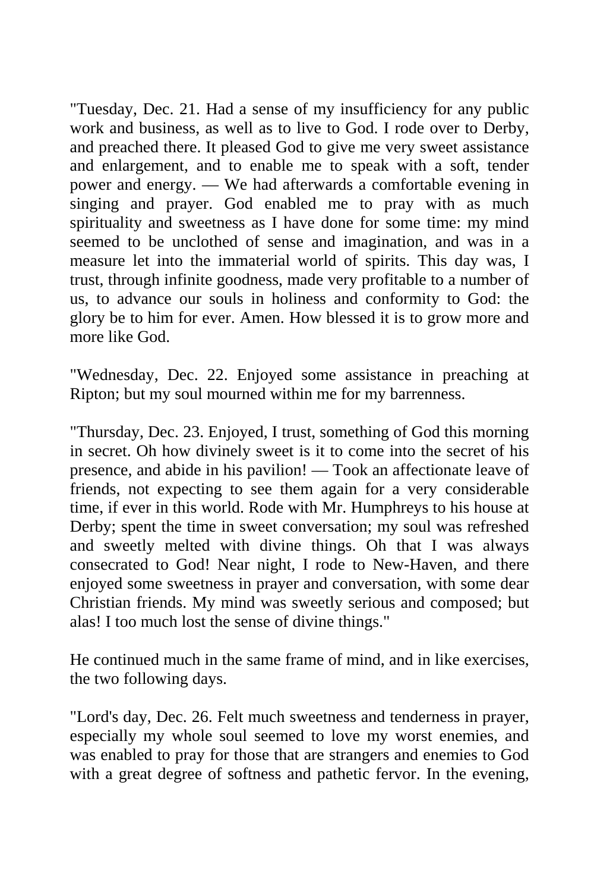"Tuesday, Dec. 21. Had a sense of my insufficiency for any public work and business, as well as to live to God. I rode over to Derby, and preached there. It pleased God to give me very sweet assistance and enlargement, and to enable me to speak with a soft, tender power and energy. — We had afterwards a comfortable evening in singing and prayer. God enabled me to pray with as much spirituality and sweetness as I have done for some time: my mind seemed to be unclothed of sense and imagination, and was in a measure let into the immaterial world of spirits. This day was, I trust, through infinite goodness, made very profitable to a number of us, to advance our souls in holiness and conformity to God: the glory be to him for ever. Amen. How blessed it is to grow more and more like God.

"Wednesday, Dec. 22. Enjoyed some assistance in preaching at Ripton; but my soul mourned within me for my barrenness.

"Thursday, Dec. 23. Enjoyed, I trust, something of God this morning in secret. Oh how divinely sweet is it to come into the secret of his presence, and abide in his pavilion! — Took an affectionate leave of friends, not expecting to see them again for a very considerable time, if ever in this world. Rode with Mr. Humphreys to his house at Derby; spent the time in sweet conversation; my soul was refreshed and sweetly melted with divine things. Oh that I was always consecrated to God! Near night, I rode to New-Haven, and there enjoyed some sweetness in prayer and conversation, with some dear Christian friends. My mind was sweetly serious and composed; but alas! I too much lost the sense of divine things."

He continued much in the same frame of mind, and in like exercises, the two following days.

"Lord's day, Dec. 26. Felt much sweetness and tenderness in prayer, especially my whole soul seemed to love my worst enemies, and was enabled to pray for those that are strangers and enemies to God with a great degree of softness and pathetic fervor. In the evening,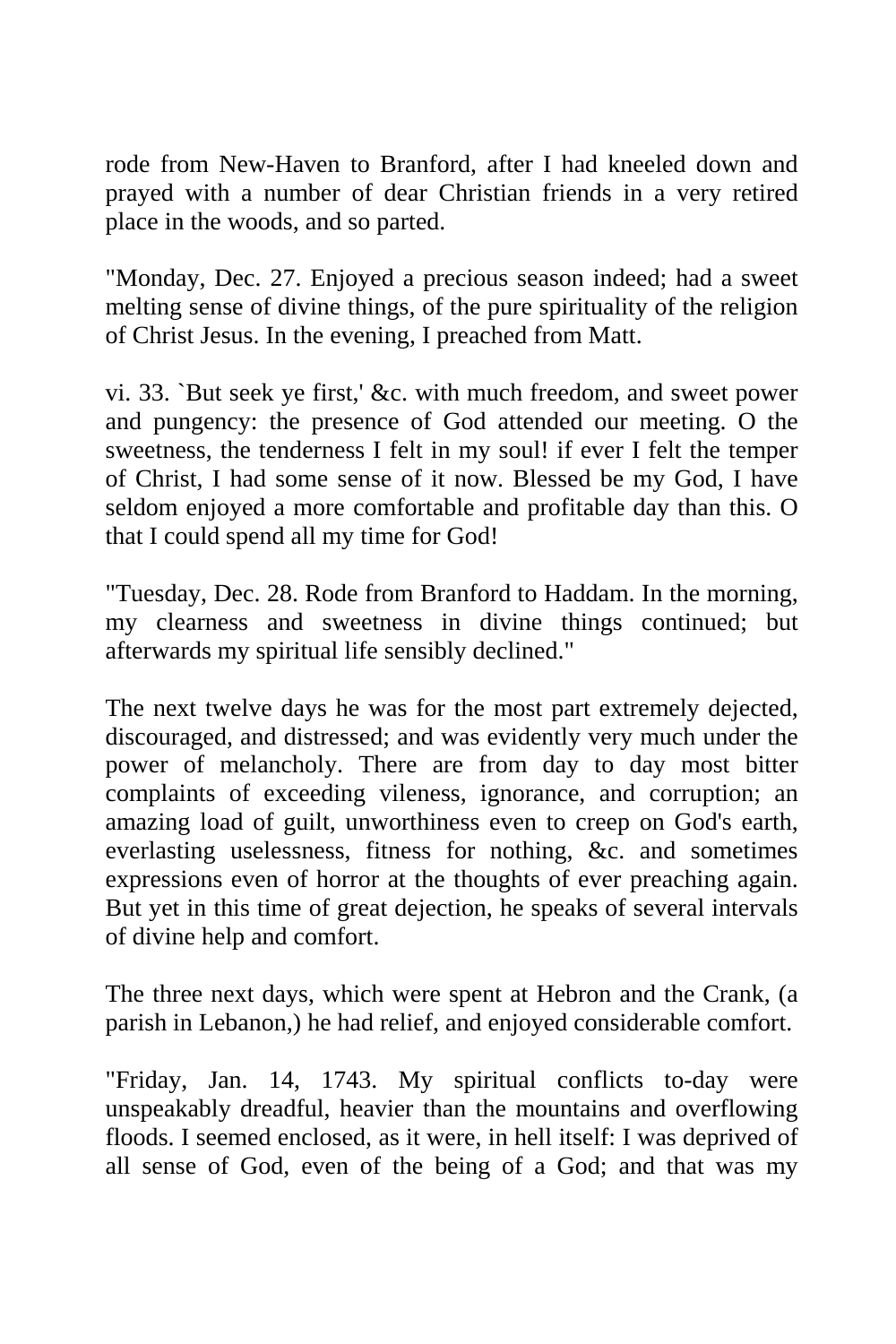rode from New-Haven to Branford, after I had kneeled down and prayed with a number of dear Christian friends in a very retired place in the woods, and so parted.

"Monday, Dec. 27. Enjoyed a precious season indeed; had a sweet melting sense of divine things, of the pure spirituality of the religion of Christ Jesus. In the evening, I preached from Matt.

vi. 33. `But seek ye first,' &c. with much freedom, and sweet power and pungency: the presence of God attended our meeting. O the sweetness, the tenderness I felt in my soul! if ever I felt the temper of Christ, I had some sense of it now. Blessed be my God, I have seldom enjoyed a more comfortable and profitable day than this. O that I could spend all my time for God!

"Tuesday, Dec. 28. Rode from Branford to Haddam. In the morning, my clearness and sweetness in divine things continued; but afterwards my spiritual life sensibly declined."

The next twelve days he was for the most part extremely dejected, discouraged, and distressed; and was evidently very much under the power of melancholy. There are from day to day most bitter complaints of exceeding vileness, ignorance, and corruption; an amazing load of guilt, unworthiness even to creep on God's earth, everlasting uselessness, fitness for nothing, &c. and sometimes expressions even of horror at the thoughts of ever preaching again. But yet in this time of great dejection, he speaks of several intervals of divine help and comfort.

The three next days, which were spent at Hebron and the Crank, (a parish in Lebanon,) he had relief, and enjoyed considerable comfort.

"Friday, Jan. 14, 1743. My spiritual conflicts to-day were unspeakably dreadful, heavier than the mountains and overflowing floods. I seemed enclosed, as it were, in hell itself: I was deprived of all sense of God, even of the being of a God; and that was my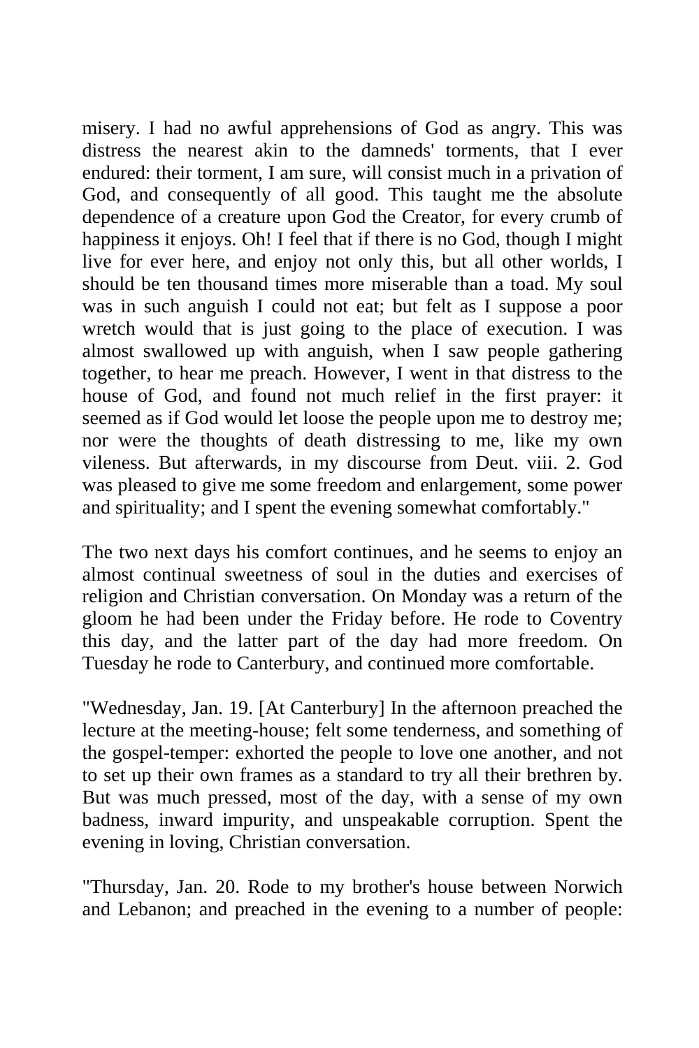misery. I had no awful apprehensions of God as angry. This was distress the nearest akin to the damneds' torments, that I ever endured: their torment, I am sure, will consist much in a privation of God, and consequently of all good. This taught me the absolute dependence of a creature upon God the Creator, for every crumb of happiness it enjoys. Oh! I feel that if there is no God, though I might live for ever here, and enjoy not only this, but all other worlds, I should be ten thousand times more miserable than a toad. My soul was in such anguish I could not eat; but felt as I suppose a poor wretch would that is just going to the place of execution. I was almost swallowed up with anguish, when I saw people gathering together, to hear me preach. However, I went in that distress to the house of God, and found not much relief in the first prayer: it seemed as if God would let loose the people upon me to destroy me; nor were the thoughts of death distressing to me, like my own vileness. But afterwards, in my discourse from Deut. viii. 2. God was pleased to give me some freedom and enlargement, some power and spirituality; and I spent the evening somewhat comfortably."

The two next days his comfort continues, and he seems to enjoy an almost continual sweetness of soul in the duties and exercises of religion and Christian conversation. On Monday was a return of the gloom he had been under the Friday before. He rode to Coventry this day, and the latter part of the day had more freedom. On Tuesday he rode to Canterbury, and continued more comfortable.

"Wednesday, Jan. 19. [At Canterbury] In the afternoon preached the lecture at the meeting-house; felt some tenderness, and something of the gospel-temper: exhorted the people to love one another, and not to set up their own frames as a standard to try all their brethren by. But was much pressed, most of the day, with a sense of my own badness, inward impurity, and unspeakable corruption. Spent the evening in loving, Christian conversation.

"Thursday, Jan. 20. Rode to my brother's house between Norwich and Lebanon; and preached in the evening to a number of people: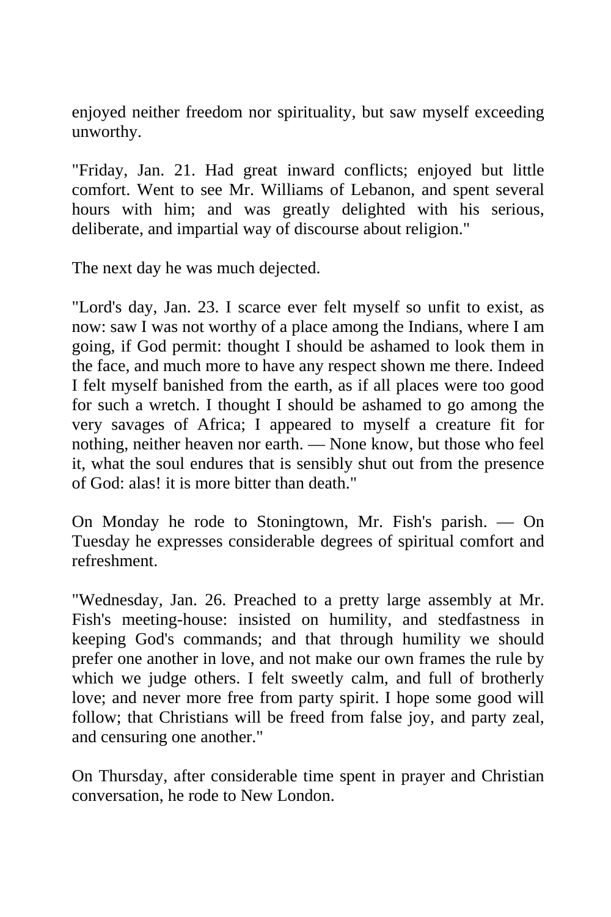enjoyed neither freedom nor spirituality, but saw myself exceeding unworthy.

"Friday, Jan. 21. Had great inward conflicts; enjoyed but little comfort. Went to see Mr. Williams of Lebanon, and spent several hours with him; and was greatly delighted with his serious, deliberate, and impartial way of discourse about religion."

The next day he was much dejected.

"Lord's day, Jan. 23. I scarce ever felt myself so unfit to exist, as now: saw I was not worthy of a place among the Indians, where I am going, if God permit: thought I should be ashamed to look them in the face, and much more to have any respect shown me there. Indeed I felt myself banished from the earth, as if all places were too good for such a wretch. I thought I should be ashamed to go among the very savages of Africa; I appeared to myself a creature fit for nothing, neither heaven nor earth. — None know, but those who feel it, what the soul endures that is sensibly shut out from the presence of God: alas! it is more bitter than death."

On Monday he rode to Stoningtown, Mr. Fish's parish. — On Tuesday he expresses considerable degrees of spiritual comfort and refreshment.

"Wednesday, Jan. 26. Preached to a pretty large assembly at Mr. Fish's meeting-house: insisted on humility, and stedfastness in keeping God's commands; and that through humility we should prefer one another in love, and not make our own frames the rule by which we judge others. I felt sweetly calm, and full of brotherly love; and never more free from party spirit. I hope some good will follow; that Christians will be freed from false joy, and party zeal, and censuring one another."

On Thursday, after considerable time spent in prayer and Christian conversation, he rode to New London.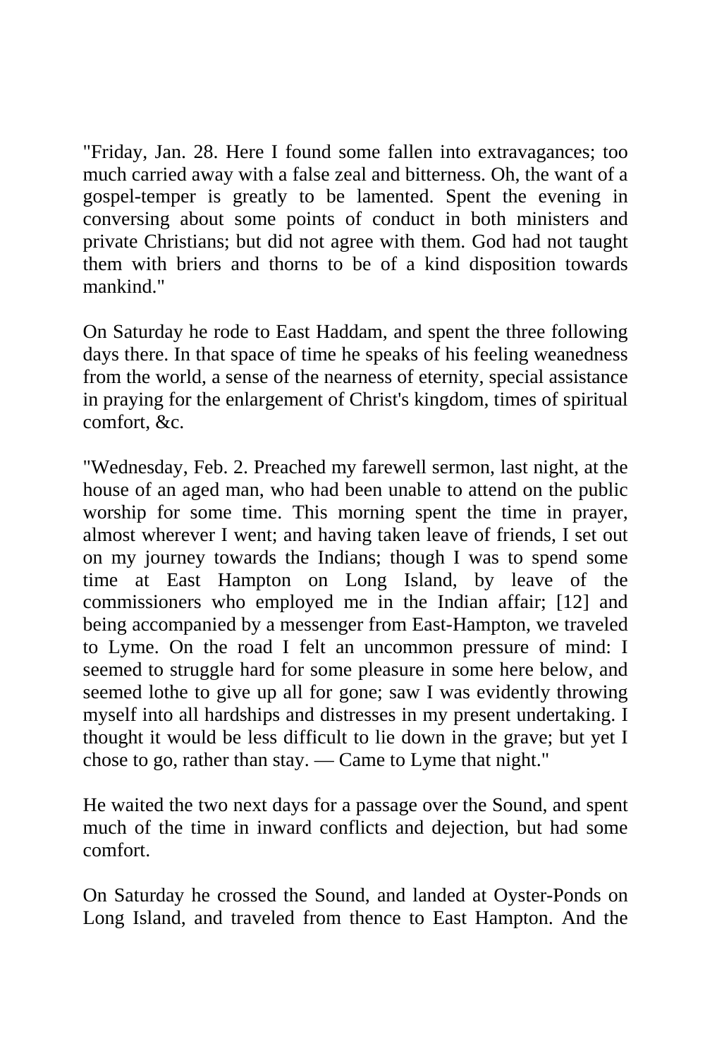"Friday, Jan. 28. Here I found some fallen into extravagances; too much carried away with a false zeal and bitterness. Oh, the want of a gospel-temper is greatly to be lamented. Spent the evening in conversing about some points of conduct in both ministers and private Christians; but did not agree with them. God had not taught them with briers and thorns to be of a kind disposition towards mankind."

On Saturday he rode to East Haddam, and spent the three following days there. In that space of time he speaks of his feeling weanedness from the world, a sense of the nearness of eternity, special assistance in praying for the enlargement of Christ's kingdom, times of spiritual comfort, &c.

"Wednesday, Feb. 2. Preached my farewell sermon, last night, at the house of an aged man, who had been unable to attend on the public worship for some time. This morning spent the time in prayer, almost wherever I went; and having taken leave of friends, I set out on my journey towards the Indians; though I was to spend some time at East Hampton on Long Island, by leave of the commissioners who employed me in the Indian affair; [12] and being accompanied by a messenger from East-Hampton, we traveled to Lyme. On the road I felt an uncommon pressure of mind: I seemed to struggle hard for some pleasure in some here below, and seemed lothe to give up all for gone; saw I was evidently throwing myself into all hardships and distresses in my present undertaking. I thought it would be less difficult to lie down in the grave; but yet I chose to go, rather than stay. — Came to Lyme that night."

He waited the two next days for a passage over the Sound, and spent much of the time in inward conflicts and dejection, but had some comfort.

On Saturday he crossed the Sound, and landed at Oyster-Ponds on Long Island, and traveled from thence to East Hampton. And the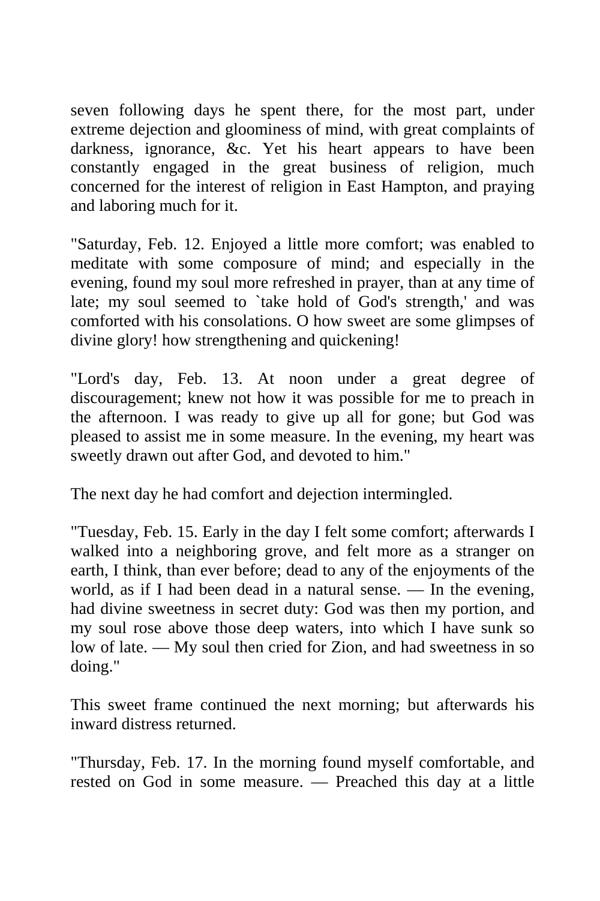seven following days he spent there, for the most part, under extreme dejection and gloominess of mind, with great complaints of darkness, ignorance, &c. Yet his heart appears to have been constantly engaged in the great business of religion, much concerned for the interest of religion in East Hampton, and praying and laboring much for it.

"Saturday, Feb. 12. Enjoyed a little more comfort; was enabled to meditate with some composure of mind; and especially in the evening, found my soul more refreshed in prayer, than at any time of late; my soul seemed to `take hold of God's strength,' and was comforted with his consolations. O how sweet are some glimpses of divine glory! how strengthening and quickening!

"Lord's day, Feb. 13. At noon under a great degree of discouragement; knew not how it was possible for me to preach in the afternoon. I was ready to give up all for gone; but God was pleased to assist me in some measure. In the evening, my heart was sweetly drawn out after God, and devoted to him."

The next day he had comfort and dejection intermingled.

"Tuesday, Feb. 15. Early in the day I felt some comfort; afterwards I walked into a neighboring grove, and felt more as a stranger on earth, I think, than ever before; dead to any of the enjoyments of the world, as if I had been dead in a natural sense. — In the evening, had divine sweetness in secret duty: God was then my portion, and my soul rose above those deep waters, into which I have sunk so low of late. — My soul then cried for Zion, and had sweetness in so doing."

This sweet frame continued the next morning; but afterwards his inward distress returned.

"Thursday, Feb. 17. In the morning found myself comfortable, and rested on God in some measure. — Preached this day at a little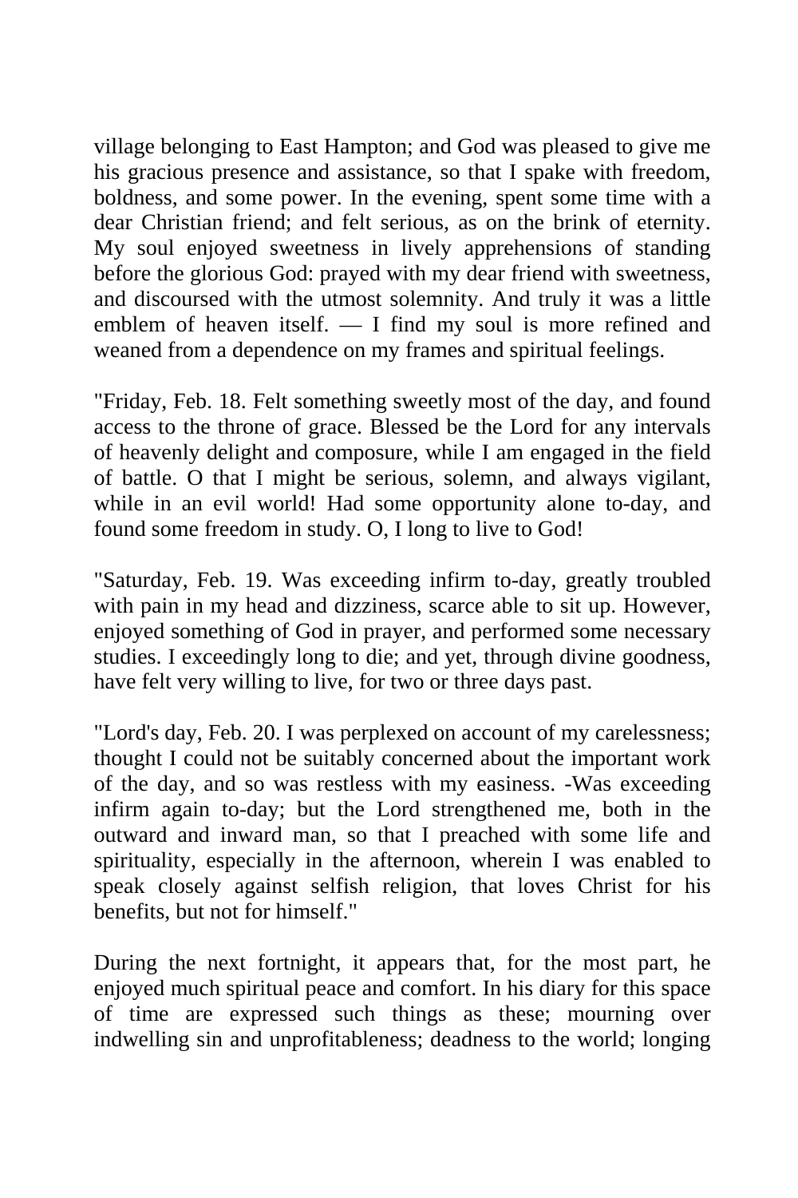village belonging to East Hampton; and God was pleased to give me his gracious presence and assistance, so that I spake with freedom, boldness, and some power. In the evening, spent some time with a dear Christian friend; and felt serious, as on the brink of eternity. My soul enjoyed sweetness in lively apprehensions of standing before the glorious God: prayed with my dear friend with sweetness, and discoursed with the utmost solemnity. And truly it was a little emblem of heaven itself. — I find my soul is more refined and weaned from a dependence on my frames and spiritual feelings.

"Friday, Feb. 18. Felt something sweetly most of the day, and found access to the throne of grace. Blessed be the Lord for any intervals of heavenly delight and composure, while I am engaged in the field of battle. O that I might be serious, solemn, and always vigilant, while in an evil world! Had some opportunity alone to-day, and found some freedom in study. O, I long to live to God!

"Saturday, Feb. 19. Was exceeding infirm to-day, greatly troubled with pain in my head and dizziness, scarce able to sit up. However, enjoyed something of God in prayer, and performed some necessary studies. I exceedingly long to die; and yet, through divine goodness, have felt very willing to live, for two or three days past.

"Lord's day, Feb. 20. I was perplexed on account of my carelessness; thought I could not be suitably concerned about the important work of the day, and so was restless with my easiness. -Was exceeding infirm again to-day; but the Lord strengthened me, both in the outward and inward man, so that I preached with some life and spirituality, especially in the afternoon, wherein I was enabled to speak closely against selfish religion, that loves Christ for his benefits, but not for himself."

During the next fortnight, it appears that, for the most part, he enjoyed much spiritual peace and comfort. In his diary for this space of time are expressed such things as these; mourning over indwelling sin and unprofitableness; deadness to the world; longing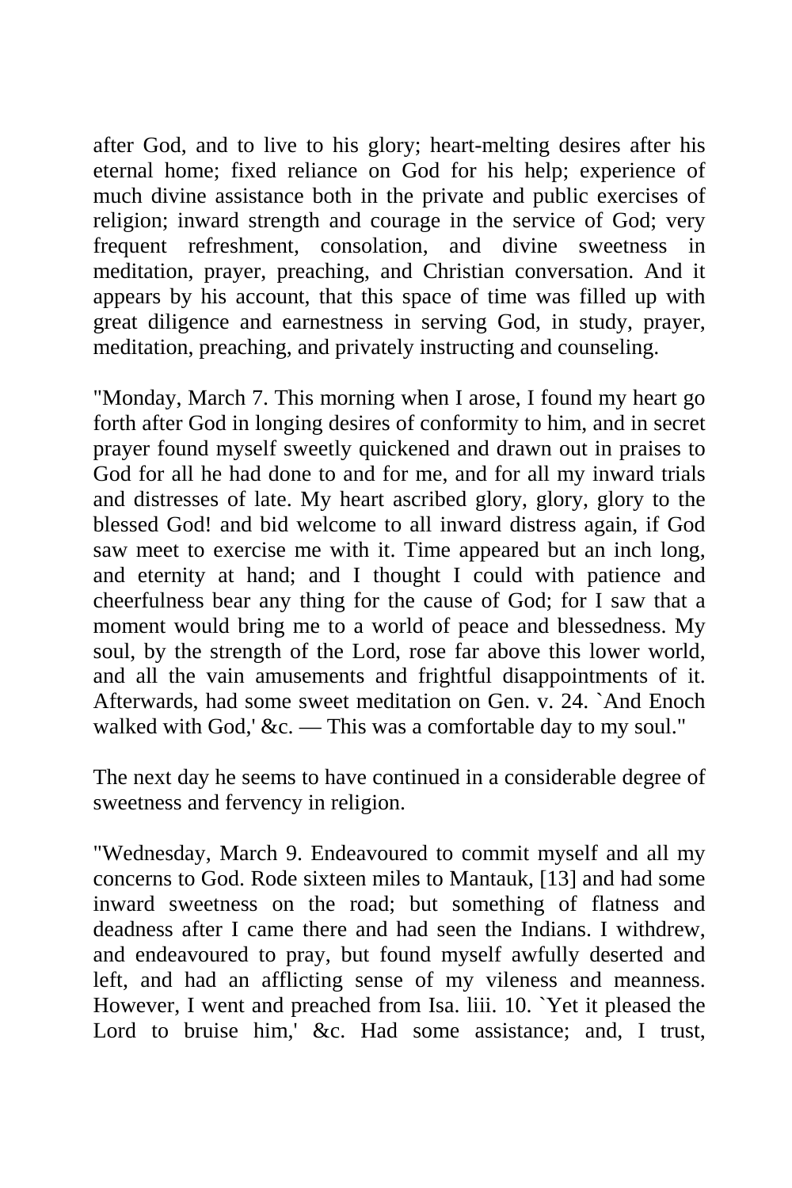after God, and to live to his glory; heart-melting desires after his eternal home; fixed reliance on God for his help; experience of much divine assistance both in the private and public exercises of religion; inward strength and courage in the service of God; very frequent refreshment, consolation, and divine sweetness in meditation, prayer, preaching, and Christian conversation. And it appears by his account, that this space of time was filled up with great diligence and earnestness in serving God, in study, prayer, meditation, preaching, and privately instructing and counseling.

"Monday, March 7. This morning when I arose, I found my heart go forth after God in longing desires of conformity to him, and in secret prayer found myself sweetly quickened and drawn out in praises to God for all he had done to and for me, and for all my inward trials and distresses of late. My heart ascribed glory, glory, glory to the blessed God! and bid welcome to all inward distress again, if God saw meet to exercise me with it. Time appeared but an inch long, and eternity at hand; and I thought I could with patience and cheerfulness bear any thing for the cause of God; for I saw that a moment would bring me to a world of peace and blessedness. My soul, by the strength of the Lord, rose far above this lower world, and all the vain amusements and frightful disappointments of it. Afterwards, had some sweet meditation on Gen. v. 24. `And Enoch walked with God,' &c. — This was a comfortable day to my soul."

The next day he seems to have continued in a considerable degree of sweetness and fervency in religion.

"Wednesday, March 9. Endeavoured to commit myself and all my concerns to God. Rode sixteen miles to Mantauk, [13] and had some inward sweetness on the road; but something of flatness and deadness after I came there and had seen the Indians. I withdrew, and endeavoured to pray, but found myself awfully deserted and left, and had an afflicting sense of my vileness and meanness. However, I went and preached from Isa. liii. 10. `Yet it pleased the Lord to bruise him,' &c. Had some assistance; and, I trust,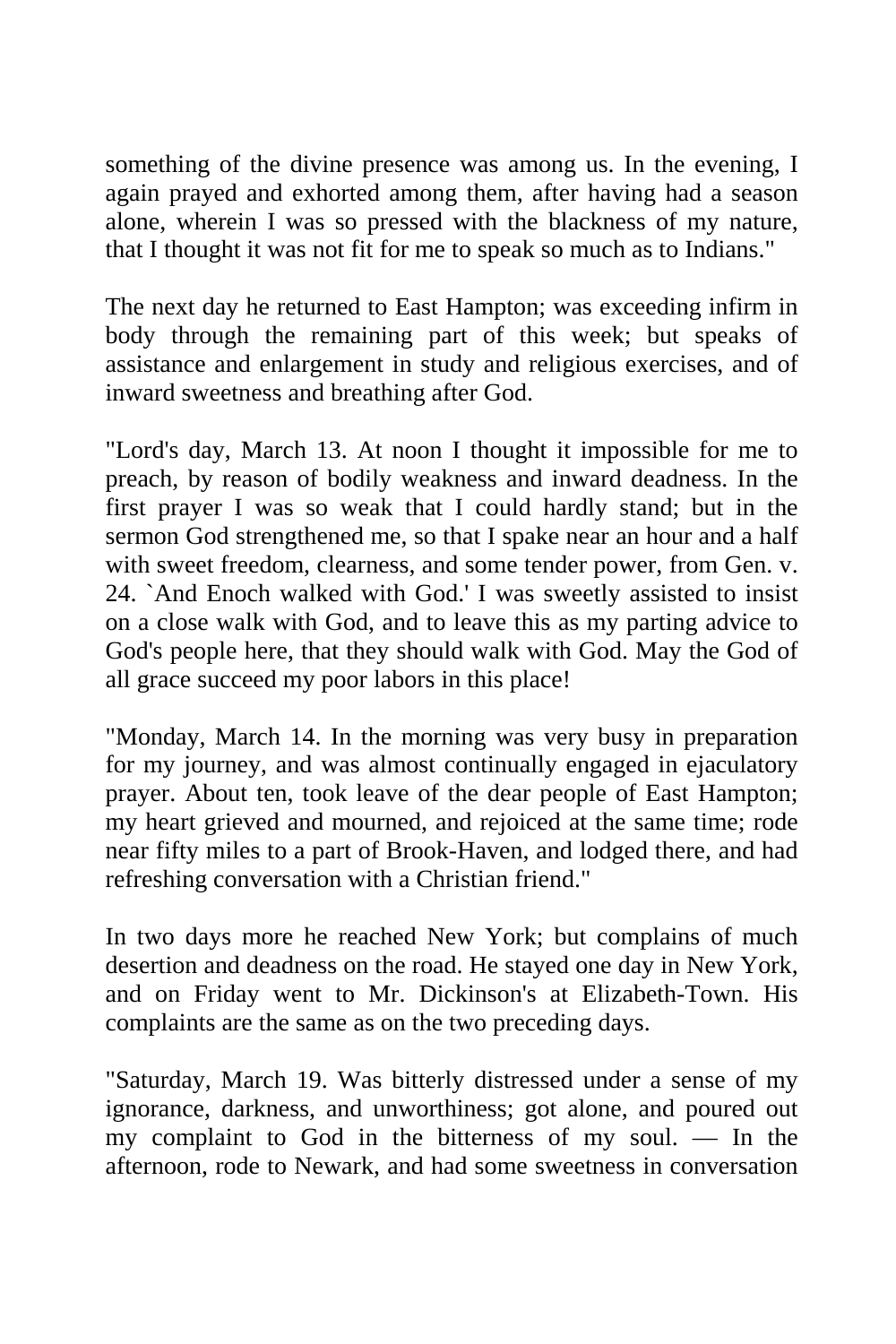something of the divine presence was among us. In the evening, I again prayed and exhorted among them, after having had a season alone, wherein I was so pressed with the blackness of my nature, that I thought it was not fit for me to speak so much as to Indians."

The next day he returned to East Hampton; was exceeding infirm in body through the remaining part of this week; but speaks of assistance and enlargement in study and religious exercises, and of inward sweetness and breathing after God.

"Lord's day, March 13. At noon I thought it impossible for me to preach, by reason of bodily weakness and inward deadness. In the first prayer I was so weak that I could hardly stand; but in the sermon God strengthened me, so that I spake near an hour and a half with sweet freedom, clearness, and some tender power, from Gen. v. 24. `And Enoch walked with God.' I was sweetly assisted to insist on a close walk with God, and to leave this as my parting advice to God's people here, that they should walk with God. May the God of all grace succeed my poor labors in this place!

"Monday, March 14. In the morning was very busy in preparation for my journey, and was almost continually engaged in ejaculatory prayer. About ten, took leave of the dear people of East Hampton; my heart grieved and mourned, and rejoiced at the same time; rode near fifty miles to a part of Brook-Haven, and lodged there, and had refreshing conversation with a Christian friend."

In two days more he reached New York; but complains of much desertion and deadness on the road. He stayed one day in New York, and on Friday went to Mr. Dickinson's at Elizabeth-Town. His complaints are the same as on the two preceding days.

"Saturday, March 19. Was bitterly distressed under a sense of my ignorance, darkness, and unworthiness; got alone, and poured out my complaint to God in the bitterness of my soul. — In the afternoon, rode to Newark, and had some sweetness in conversation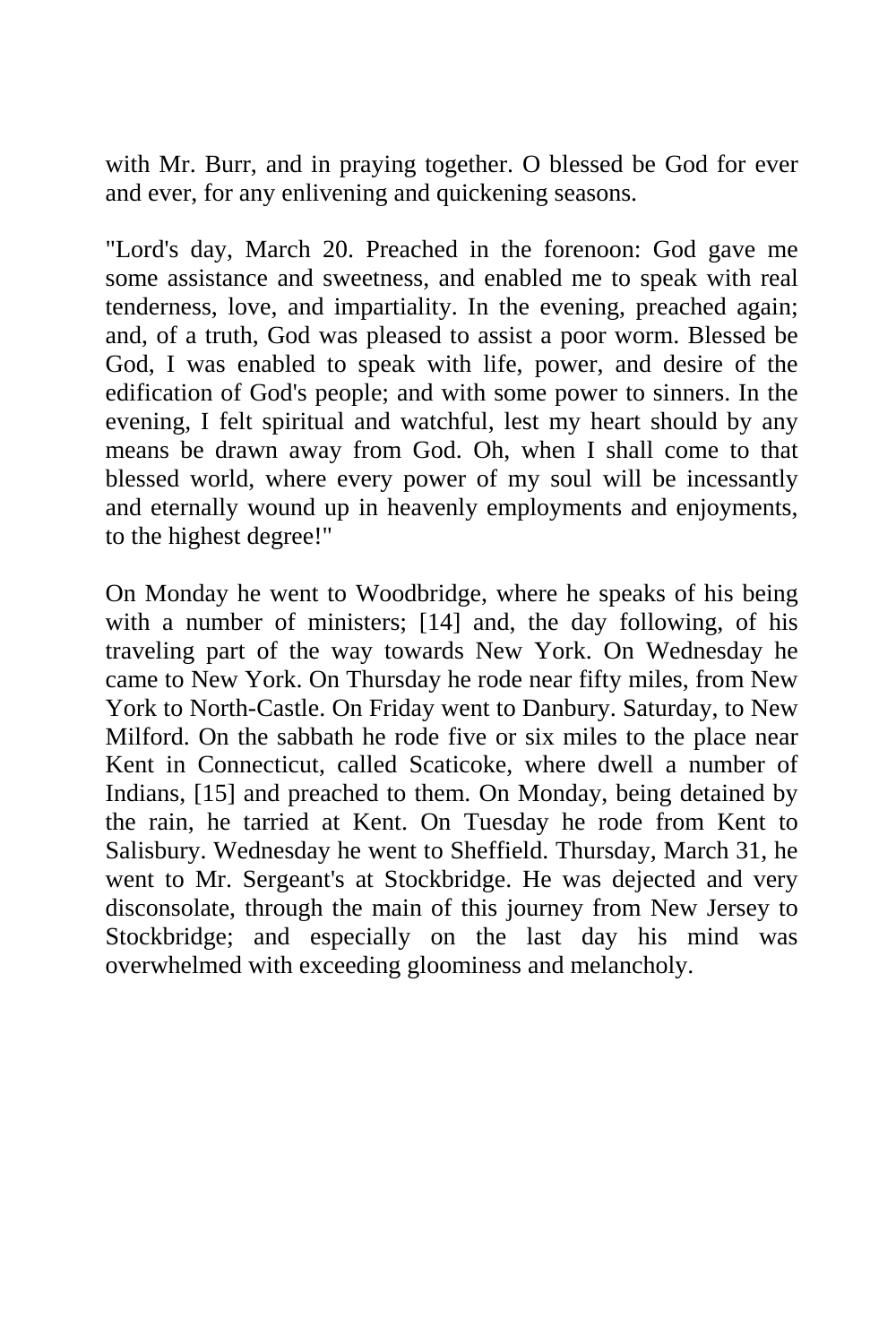with Mr. Burr, and in praying together. O blessed be God for ever and ever, for any enlivening and quickening seasons.

"Lord's day, March 20. Preached in the forenoon: God gave me some assistance and sweetness, and enabled me to speak with real tenderness, love, and impartiality. In the evening, preached again; and, of a truth, God was pleased to assist a poor worm. Blessed be God, I was enabled to speak with life, power, and desire of the edification of God's people; and with some power to sinners. In the evening, I felt spiritual and watchful, lest my heart should by any means be drawn away from God. Oh, when I shall come to that blessed world, where every power of my soul will be incessantly and eternally wound up in heavenly employments and enjoyments, to the highest degree!"

On Monday he went to Woodbridge, where he speaks of his being with a number of ministers; [14] and, the day following, of his traveling part of the way towards New York. On Wednesday he came to New York. On Thursday he rode near fifty miles, from New York to North-Castle. On Friday went to Danbury. Saturday, to New Milford. On the sabbath he rode five or six miles to the place near Kent in Connecticut, called Scaticoke, where dwell a number of Indians, [15] and preached to them. On Monday, being detained by the rain, he tarried at Kent. On Tuesday he rode from Kent to Salisbury. Wednesday he went to Sheffield. Thursday, March 31, he went to Mr. Sergeant's at Stockbridge. He was dejected and very disconsolate, through the main of this journey from New Jersey to Stockbridge; and especially on the last day his mind was overwhelmed with exceeding gloominess and melancholy.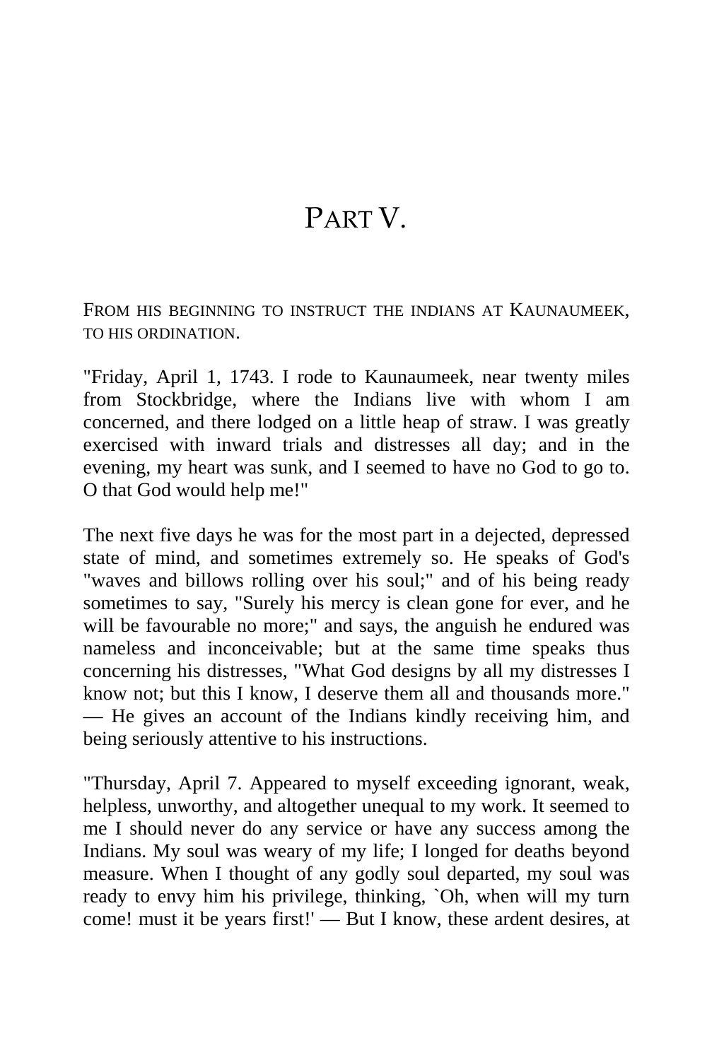# PART V.

FROM HIS BEGINNING TO INSTRUCT THE INDIANS AT KAUNAUMEEK, TO HIS ORDINATION.

"Friday, April 1, 1743. I rode to Kaunaumeek, near twenty miles from Stockbridge, where the Indians live with whom I am concerned, and there lodged on a little heap of straw. I was greatly exercised with inward trials and distresses all day; and in the evening, my heart was sunk, and I seemed to have no God to go to. O that God would help me!"

The next five days he was for the most part in a dejected, depressed state of mind, and sometimes extremely so. He speaks of God's "waves and billows rolling over his soul;" and of his being ready sometimes to say, "Surely his mercy is clean gone for ever, and he will be favourable no more;" and says, the anguish he endured was nameless and inconceivable; but at the same time speaks thus concerning his distresses, "What God designs by all my distresses I know not; but this I know, I deserve them all and thousands more." — He gives an account of the Indians kindly receiving him, and being seriously attentive to his instructions.

"Thursday, April 7. Appeared to myself exceeding ignorant, weak, helpless, unworthy, and altogether unequal to my work. It seemed to me I should never do any service or have any success among the Indians. My soul was weary of my life; I longed for deaths beyond measure. When I thought of any godly soul departed, my soul was ready to envy him his privilege, thinking, `Oh, when will my turn come! must it be years first!' — But I know, these ardent desires, at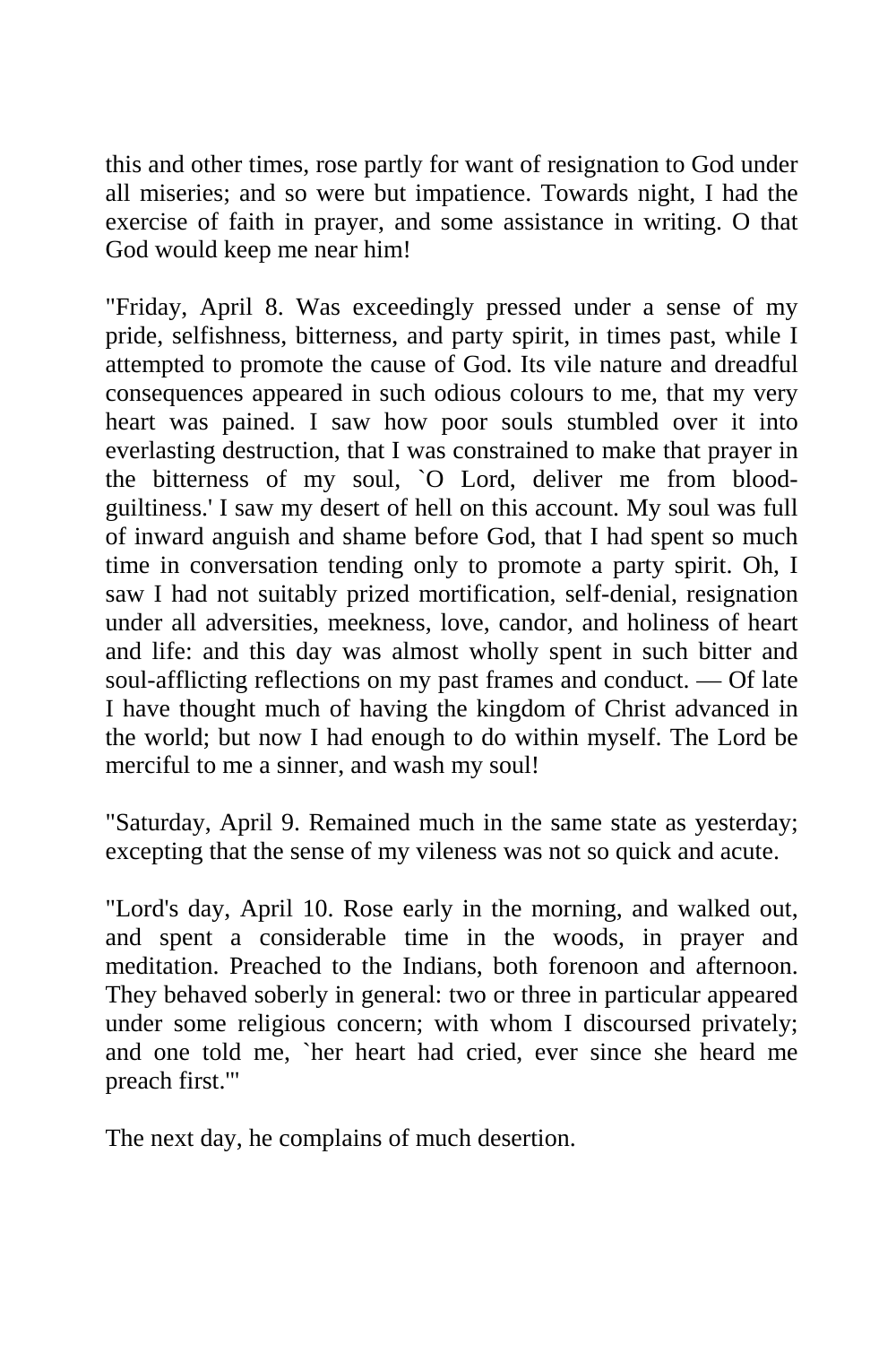this and other times, rose partly for want of resignation to God under all miseries; and so were but impatience. Towards night, I had the exercise of faith in prayer, and some assistance in writing. O that God would keep me near him!

"Friday, April 8. Was exceedingly pressed under a sense of my pride, selfishness, bitterness, and party spirit, in times past, while I attempted to promote the cause of God. Its vile nature and dreadful consequences appeared in such odious colours to me, that my very heart was pained. I saw how poor souls stumbled over it into everlasting destruction, that I was constrained to make that prayer in the bitterness of my soul, `O Lord, deliver me from blood-guiltiness.' I saw my desert of hell on this account. My soul was full of inward anguish and shame before God, that I had spent so much time in conversation tending only to promote a party spirit. Oh, I saw I had not suitably prized mortification, self-denial, resignation under all adversities, meekness, love, candor, and holiness of heart and life: and this day was almost wholly spent in such bitter and soul-afflicting reflections on my past frames and conduct. — Of late I have thought much of having the kingdom of Christ advanced in the world; but now I had enough to do within myself. The Lord be merciful to me a sinner, and wash my soul!

"Saturday, April 9. Remained much in the same state as yesterday; excepting that the sense of my vileness was not so quick and acute.

"Lord's day, April 10. Rose early in the morning, and walked out, and spent a considerable time in the woods, in prayer and meditation. Preached to the Indians, both forenoon and afternoon. They behaved soberly in general: two or three in particular appeared under some religious concern; with whom I discoursed privately; and one told me, `her heart had cried, ever since she heard me preach first.'"

The next day, he complains of much desertion.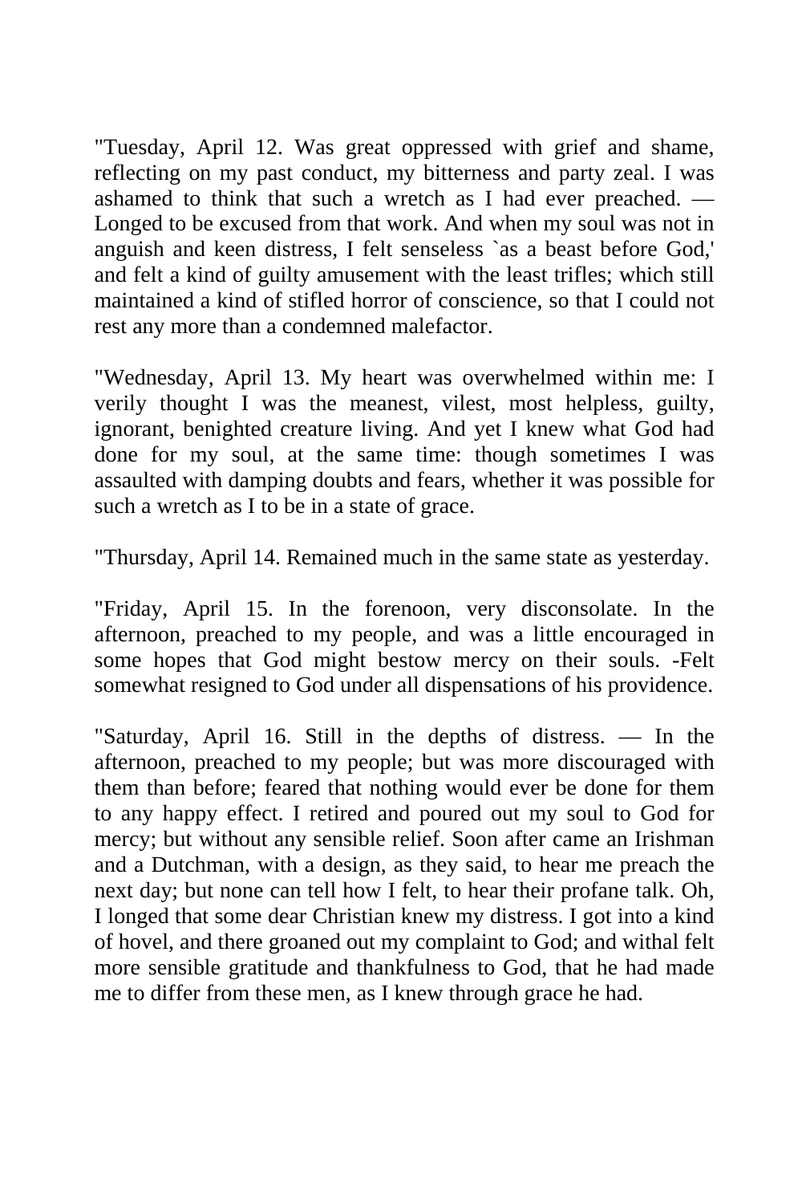"Tuesday, April 12. Was great oppressed with grief and shame, reflecting on my past conduct, my bitterness and party zeal. I was ashamed to think that such a wretch as I had ever preached. — Longed to be excused from that work. And when my soul was not in anguish and keen distress, I felt senseless `as a beast before God,' and felt a kind of guilty amusement with the least trifles; which still maintained a kind of stifled horror of conscience, so that I could not rest any more than a condemned malefactor.

"Wednesday, April 13. My heart was overwhelmed within me: I verily thought I was the meanest, vilest, most helpless, guilty, ignorant, benighted creature living. And yet I knew what God had done for my soul, at the same time: though sometimes I was assaulted with damping doubts and fears, whether it was possible for such a wretch as I to be in a state of grace.

"Thursday, April 14. Remained much in the same state as yesterday.

"Friday, April 15. In the forenoon, very disconsolate. In the afternoon, preached to my people, and was a little encouraged in some hopes that God might bestow mercy on their souls. -Felt somewhat resigned to God under all dispensations of his providence.

"Saturday, April 16. Still in the depths of distress. — In the afternoon, preached to my people; but was more discouraged with them than before; feared that nothing would ever be done for them to any happy effect. I retired and poured out my soul to God for mercy; but without any sensible relief. Soon after came an Irishman and a Dutchman, with a design, as they said, to hear me preach the next day; but none can tell how I felt, to hear their profane talk. Oh, I longed that some dear Christian knew my distress. I got into a kind of hovel, and there groaned out my complaint to God; and withal felt more sensible gratitude and thankfulness to God, that he had made me to differ from these men, as I knew through grace he had.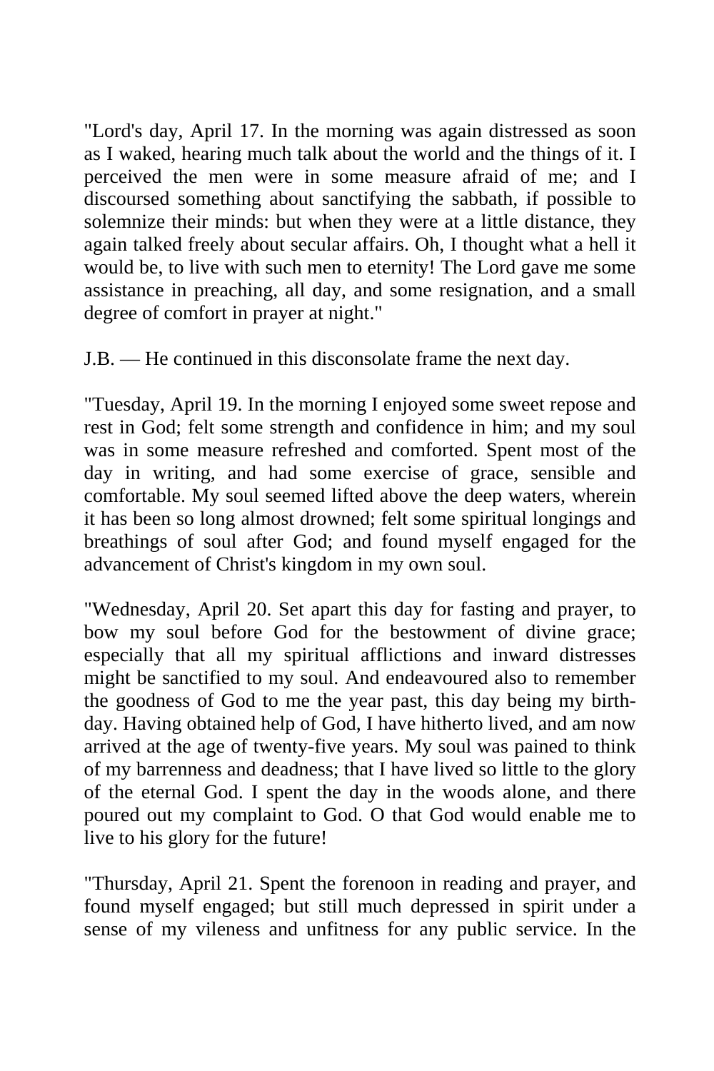"Lord's day, April 17. In the morning was again distressed as soon as I waked, hearing much talk about the world and the things of it. I perceived the men were in some measure afraid of me; and I discoursed something about sanctifying the sabbath, if possible to solemnize their minds: but when they were at a little distance, they again talked freely about secular affairs. Oh, I thought what a hell it would be, to live with such men to eternity! The Lord gave me some assistance in preaching, all day, and some resignation, and a small degree of comfort in prayer at night."

J.B. — He continued in this disconsolate frame the next day.

"Tuesday, April 19. In the morning I enjoyed some sweet repose and rest in God; felt some strength and confidence in him; and my soul was in some measure refreshed and comforted. Spent most of the day in writing, and had some exercise of grace, sensible and comfortable. My soul seemed lifted above the deep waters, wherein it has been so long almost drowned; felt some spiritual longings and breathings of soul after God; and found myself engaged for the advancement of Christ's kingdom in my own soul.

"Wednesday, April 20. Set apart this day for fasting and prayer, to bow my soul before God for the bestowment of divine grace; especially that all my spiritual afflictions and inward distresses might be sanctified to my soul. And endeavoured also to remember the goodness of God to me the year past, this day being my birth-day. Having obtained help of God, I have hitherto lived, and am now arrived at the age of twenty-five years. My soul was pained to think of my barrenness and deadness; that I have lived so little to the glory of the eternal God. I spent the day in the woods alone, and there poured out my complaint to God. O that God would enable me to live to his glory for the future!

"Thursday, April 21. Spent the forenoon in reading and prayer, and found myself engaged; but still much depressed in spirit under a sense of my vileness and unfitness for any public service. In the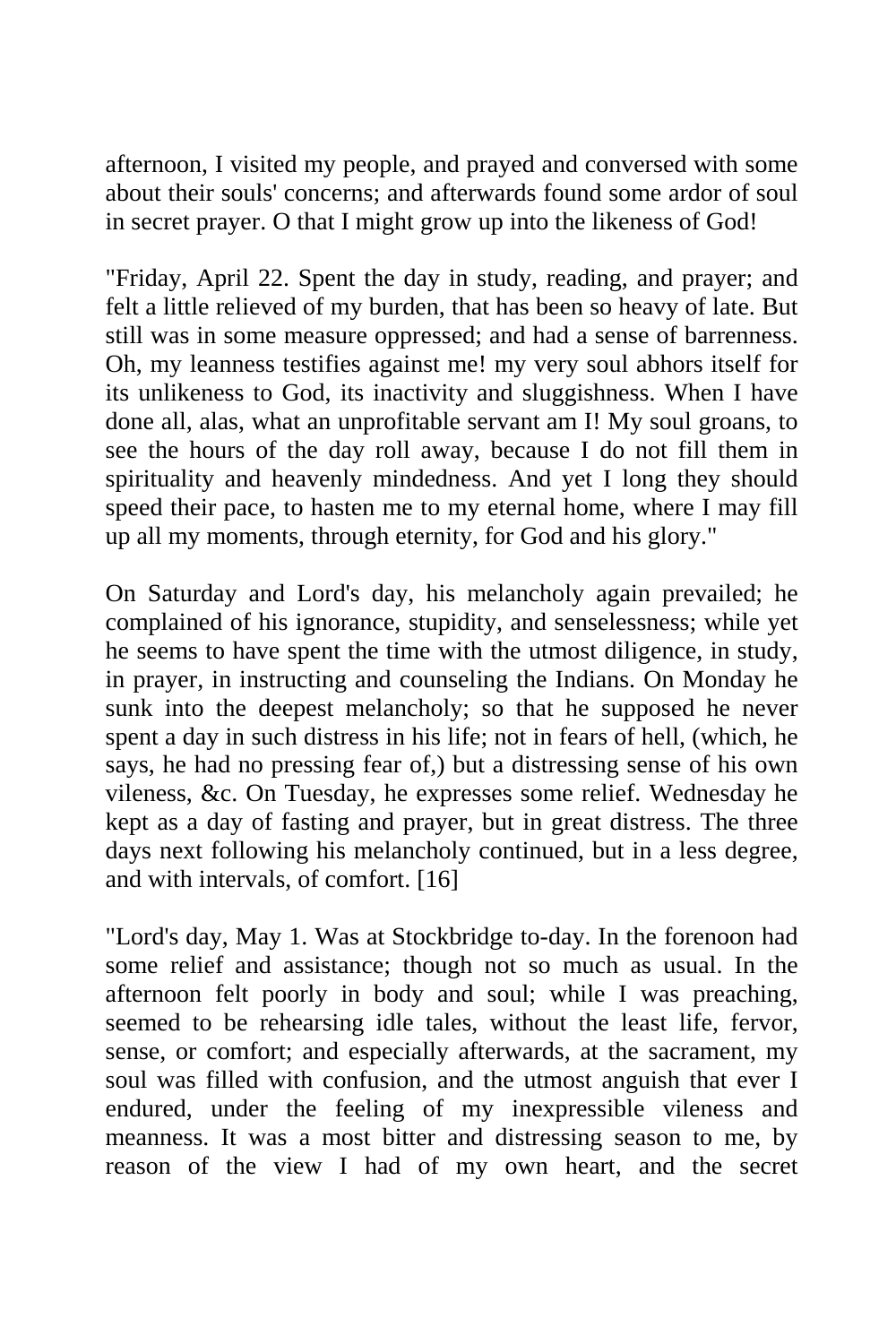afternoon, I visited my people, and prayed and conversed with some about their souls' concerns; and afterwards found some ardor of soul in secret prayer. O that I might grow up into the likeness of God!

"Friday, April 22. Spent the day in study, reading, and prayer; and felt a little relieved of my burden, that has been so heavy of late. But still was in some measure oppressed; and had a sense of barrenness. Oh, my leanness testifies against me! my very soul abhors itself for its unlikeness to God, its inactivity and sluggishness. When I have done all, alas, what an unprofitable servant am I! My soul groans, to see the hours of the day roll away, because I do not fill them in spirituality and heavenly mindedness. And yet I long they should speed their pace, to hasten me to my eternal home, where I may fill up all my moments, through eternity, for God and his glory."

On Saturday and Lord's day, his melancholy again prevailed; he complained of his ignorance, stupidity, and senselessness; while yet he seems to have spent the time with the utmost diligence, in study, in prayer, in instructing and counseling the Indians. On Monday he sunk into the deepest melancholy; so that he supposed he never spent a day in such distress in his life; not in fears of hell, (which, he says, he had no pressing fear of,) but a distressing sense of his own vileness, &c. On Tuesday, he expresses some relief. Wednesday he kept as a day of fasting and prayer, but in great distress. The three days next following his melancholy continued, but in a less degree, and with intervals, of comfort. [16]

"Lord's day, May 1. Was at Stockbridge to-day. In the forenoon had some relief and assistance; though not so much as usual. In the afternoon felt poorly in body and soul; while I was preaching, seemed to be rehearsing idle tales, without the least life, fervor, sense, or comfort; and especially afterwards, at the sacrament, my soul was filled with confusion, and the utmost anguish that ever I endured, under the feeling of my inexpressible vileness and meanness. It was a most bitter and distressing season to me, by reason of the view I had of my own heart, and the secret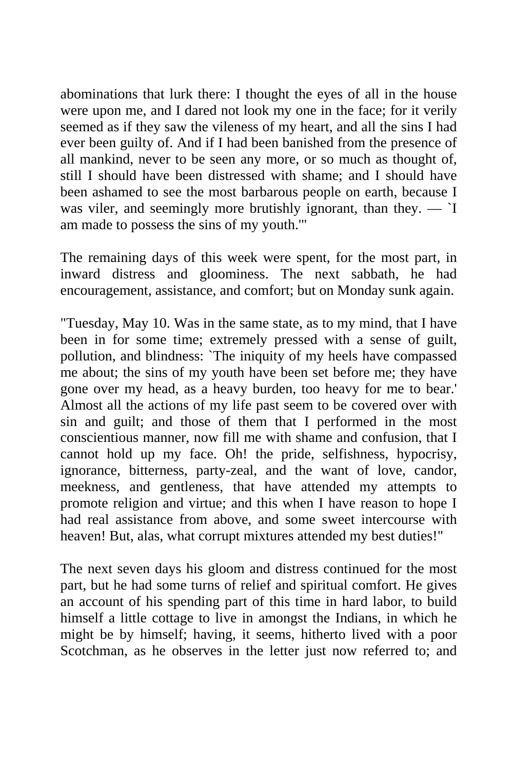abominations that lurk there: I thought the eyes of all in the house were upon me, and I dared not look my one in the face; for it verily seemed as if they saw the vileness of my heart, and all the sins I had ever been guilty of. And if I had been banished from the presence of all mankind, never to be seen any more, or so much as thought of, still I should have been distressed with shame; and I should have been ashamed to see the most barbarous people on earth, because I was viler, and seemingly more brutishly ignorant, than they. — `I am made to possess the sins of my youth.'"

The remaining days of this week were spent, for the most part, in inward distress and gloominess. The next sabbath, he had encouragement, assistance, and comfort; but on Monday sunk again.

"Tuesday, May 10. Was in the same state, as to my mind, that I have been in for some time; extremely pressed with a sense of guilt, pollution, and blindness: `The iniquity of my heels have compassed me about; the sins of my youth have been set before me; they have gone over my head, as a heavy burden, too heavy for me to bear.' Almost all the actions of my life past seem to be covered over with sin and guilt; and those of them that I performed in the most conscientious manner, now fill me with shame and confusion, that I cannot hold up my face. Oh! the pride, selfishness, hypocrisy, ignorance, bitterness, party-zeal, and the want of love, candor, meekness, and gentleness, that have attended my attempts to promote religion and virtue; and this when I have reason to hope I had real assistance from above, and some sweet intercourse with heaven! But, alas, what corrupt mixtures attended my best duties!"

The next seven days his gloom and distress continued for the most part, but he had some turns of relief and spiritual comfort. He gives an account of his spending part of this time in hard labor, to build himself a little cottage to live in amongst the Indians, in which he might be by himself; having, it seems, hitherto lived with a poor Scotchman, as he observes in the letter just now referred to; and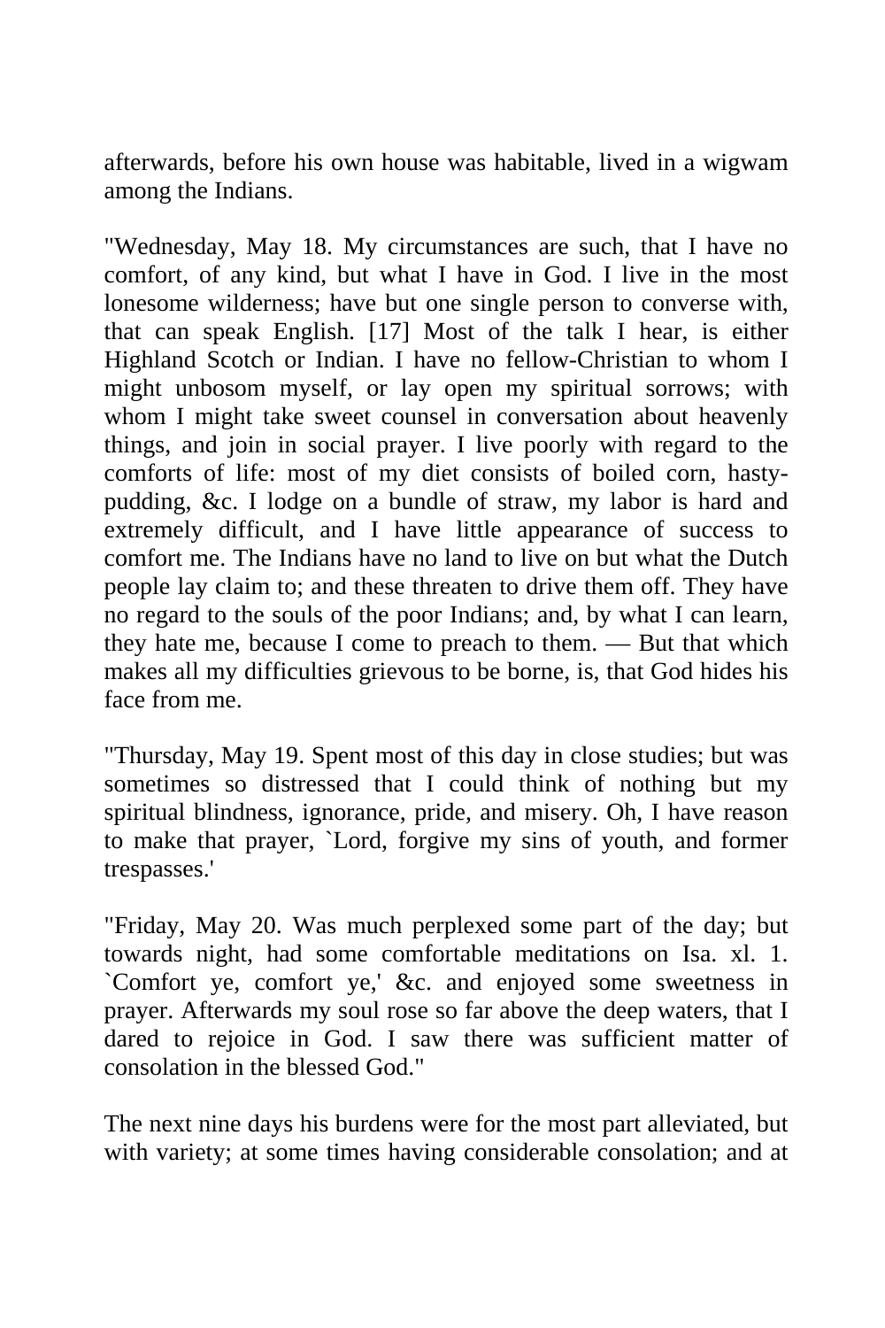afterwards, before his own house was habitable, lived in a wigwam among the Indians.

"Wednesday, May 18. My circumstances are such, that I have no comfort, of any kind, but what I have in God. I live in the most lonesome wilderness; have but one single person to converse with, that can speak English. [17] Most of the talk I hear, is either Highland Scotch or Indian. I have no fellow-Christian to whom I might unbosom myself, or lay open my spiritual sorrows; with whom I might take sweet counsel in conversation about heavenly things, and join in social prayer. I live poorly with regard to the comforts of life: most of my diet consists of boiled corn, hasty-pudding, &c. I lodge on a bundle of straw, my labor is hard and extremely difficult, and I have little appearance of success to comfort me. The Indians have no land to live on but what the Dutch people lay claim to; and these threaten to drive them off. They have no regard to the souls of the poor Indians; and, by what I can learn, they hate me, because I come to preach to them. — But that which makes all my difficulties grievous to be borne, is, that God hides his face from me.

"Thursday, May 19. Spent most of this day in close studies; but was sometimes so distressed that I could think of nothing but my spiritual blindness, ignorance, pride, and misery. Oh, I have reason to make that prayer, `Lord, forgive my sins of youth, and former trespasses.'

"Friday, May 20. Was much perplexed some part of the day; but towards night, had some comfortable meditations on Isa. xl. 1. `Comfort ye, comfort ye,' &c. and enjoyed some sweetness in prayer. Afterwards my soul rose so far above the deep waters, that I dared to rejoice in God. I saw there was sufficient matter of consolation in the blessed God."

The next nine days his burdens were for the most part alleviated, but with variety; at some times having considerable consolation; and at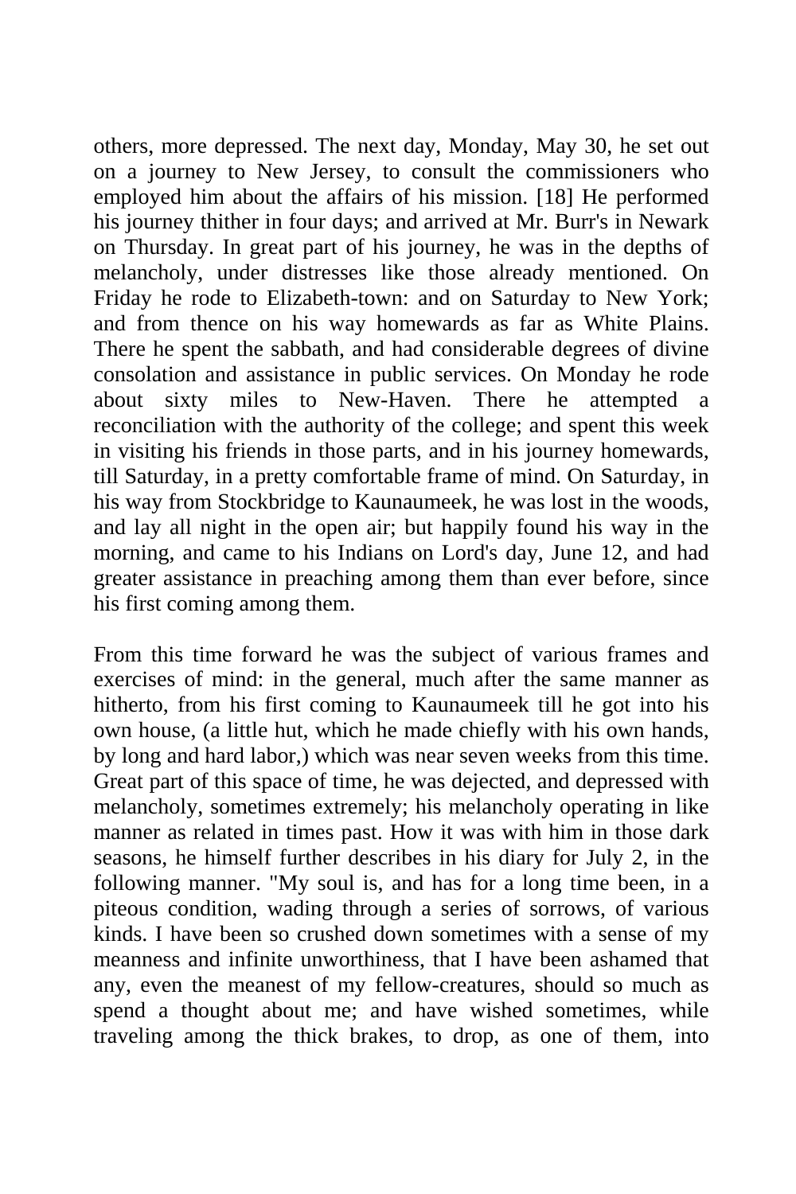others, more depressed. The next day, Monday, May 30, he set out on a journey to New Jersey, to consult the commissioners who employed him about the affairs of his mission. [18] He performed his journey thither in four days; and arrived at Mr. Burr's in Newark on Thursday. In great part of his journey, he was in the depths of melancholy, under distresses like those already mentioned. On Friday he rode to Elizabeth-town: and on Saturday to New York; and from thence on his way homewards as far as White Plains. There he spent the sabbath, and had considerable degrees of divine consolation and assistance in public services. On Monday he rode about sixty miles to New-Haven. There he attempted a reconciliation with the authority of the college; and spent this week in visiting his friends in those parts, and in his journey homewards, till Saturday, in a pretty comfortable frame of mind. On Saturday, in his way from Stockbridge to Kaunaumeek, he was lost in the woods, and lay all night in the open air; but happily found his way in the morning, and came to his Indians on Lord's day, June 12, and had greater assistance in preaching among them than ever before, since his first coming among them.

From this time forward he was the subject of various frames and exercises of mind: in the general, much after the same manner as hitherto, from his first coming to Kaunaumeek till he got into his own house, (a little hut, which he made chiefly with his own hands, by long and hard labor,) which was near seven weeks from this time. Great part of this space of time, he was dejected, and depressed with melancholy, sometimes extremely; his melancholy operating in like manner as related in times past. How it was with him in those dark seasons, he himself further describes in his diary for July 2, in the following manner. "My soul is, and has for a long time been, in a piteous condition, wading through a series of sorrows, of various kinds. I have been so crushed down sometimes with a sense of my meanness and infinite unworthiness, that I have been ashamed that any, even the meanest of my fellow-creatures, should so much as spend a thought about me; and have wished sometimes, while traveling among the thick brakes, to drop, as one of them, into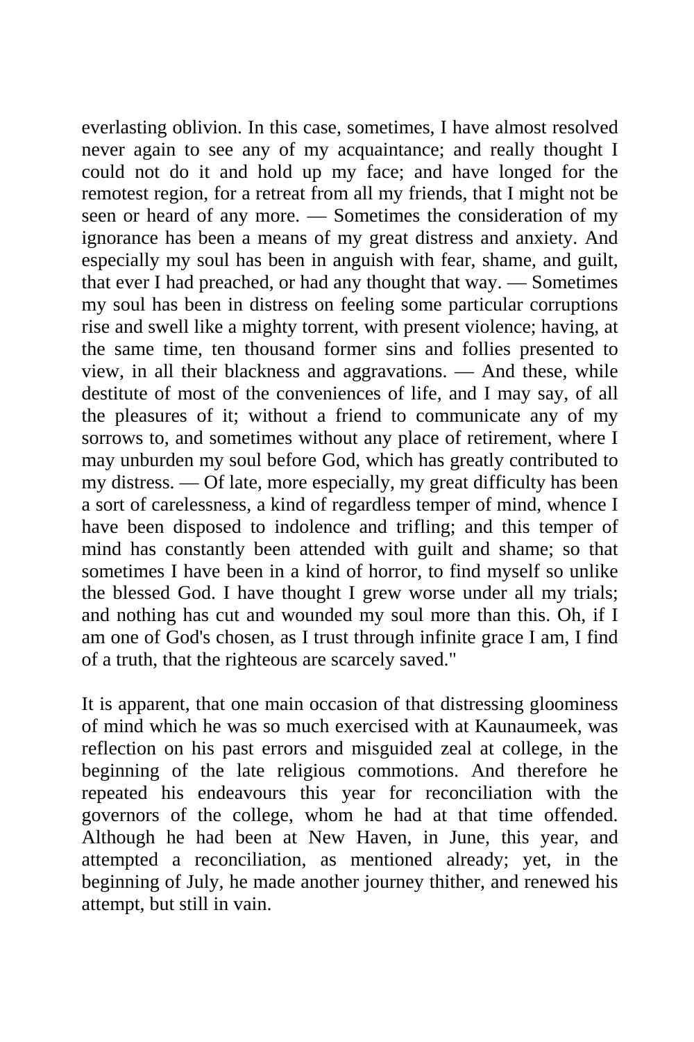everlasting oblivion. In this case, sometimes, I have almost resolved never again to see any of my acquaintance; and really thought I could not do it and hold up my face; and have longed for the remotest region, for a retreat from all my friends, that I might not be seen or heard of any more. — Sometimes the consideration of my ignorance has been a means of my great distress and anxiety. And especially my soul has been in anguish with fear, shame, and guilt, that ever I had preached, or had any thought that way. — Sometimes my soul has been in distress on feeling some particular corruptions rise and swell like a mighty torrent, with present violence; having, at the same time, ten thousand former sins and follies presented to view, in all their blackness and aggravations. — And these, while destitute of most of the conveniences of life, and I may say, of all the pleasures of it; without a friend to communicate any of my sorrows to, and sometimes without any place of retirement, where I may unburden my soul before God, which has greatly contributed to my distress. — Of late, more especially, my great difficulty has been a sort of carelessness, a kind of regardless temper of mind, whence I have been disposed to indolence and trifling; and this temper of mind has constantly been attended with guilt and shame; so that sometimes I have been in a kind of horror, to find myself so unlike the blessed God. I have thought I grew worse under all my trials; and nothing has cut and wounded my soul more than this. Oh, if I am one of God's chosen, as I trust through infinite grace I am, I find of a truth, that the righteous are scarcely saved."

It is apparent, that one main occasion of that distressing gloominess of mind which he was so much exercised with at Kaunaumeek, was reflection on his past errors and misguided zeal at college, in the beginning of the late religious commotions. And therefore he repeated his endeavours this year for reconciliation with the governors of the college, whom he had at that time offended. Although he had been at New Haven, in June, this year, and attempted a reconciliation, as mentioned already; yet, in the beginning of July, he made another journey thither, and renewed his attempt, but still in vain.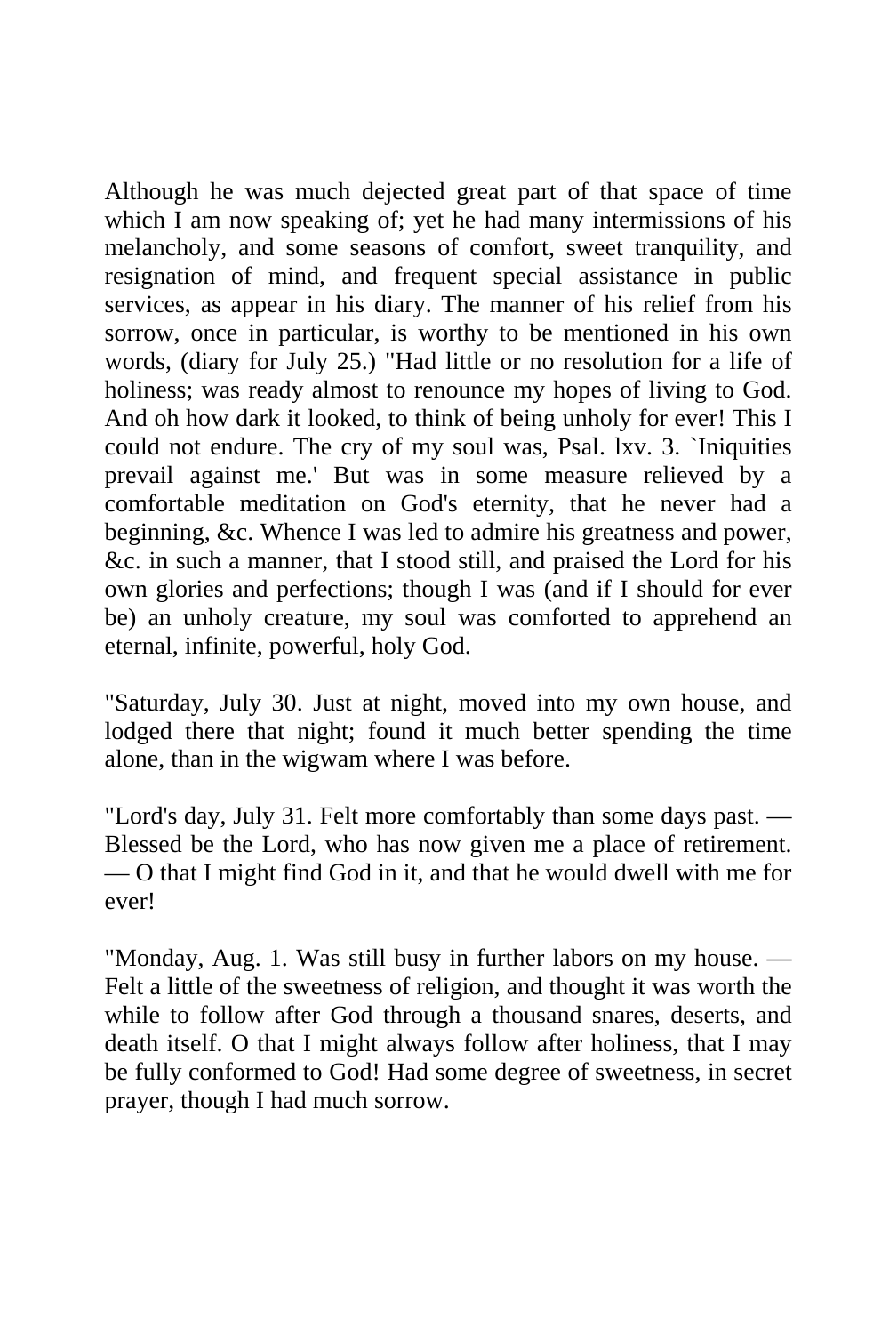Although he was much dejected great part of that space of time which I am now speaking of; yet he had many intermissions of his melancholy, and some seasons of comfort, sweet tranquility, and resignation of mind, and frequent special assistance in public services, as appear in his diary. The manner of his relief from his sorrow, once in particular, is worthy to be mentioned in his own words, (diary for July 25.) "Had little or no resolution for a life of holiness; was ready almost to renounce my hopes of living to God. And oh how dark it looked, to think of being unholy for ever! This I could not endure. The cry of my soul was, Psal. lxv. 3. `Iniquities prevail against me.' But was in some measure relieved by a comfortable meditation on God's eternity, that he never had a beginning, &c. Whence I was led to admire his greatness and power, &c. in such a manner, that I stood still, and praised the Lord for his own glories and perfections; though I was (and if I should for ever be) an unholy creature, my soul was comforted to apprehend an eternal, infinite, powerful, holy God.

"Saturday, July 30. Just at night, moved into my own house, and lodged there that night; found it much better spending the time alone, than in the wigwam where I was before.

"Lord's day, July 31. Felt more comfortably than some days past. — Blessed be the Lord, who has now given me a place of retirement. — O that I might find God in it, and that he would dwell with me for ever!

"Monday, Aug. 1. Was still busy in further labors on my house. — Felt a little of the sweetness of religion, and thought it was worth the while to follow after God through a thousand snares, deserts, and death itself. O that I might always follow after holiness, that I may be fully conformed to God! Had some degree of sweetness, in secret prayer, though I had much sorrow.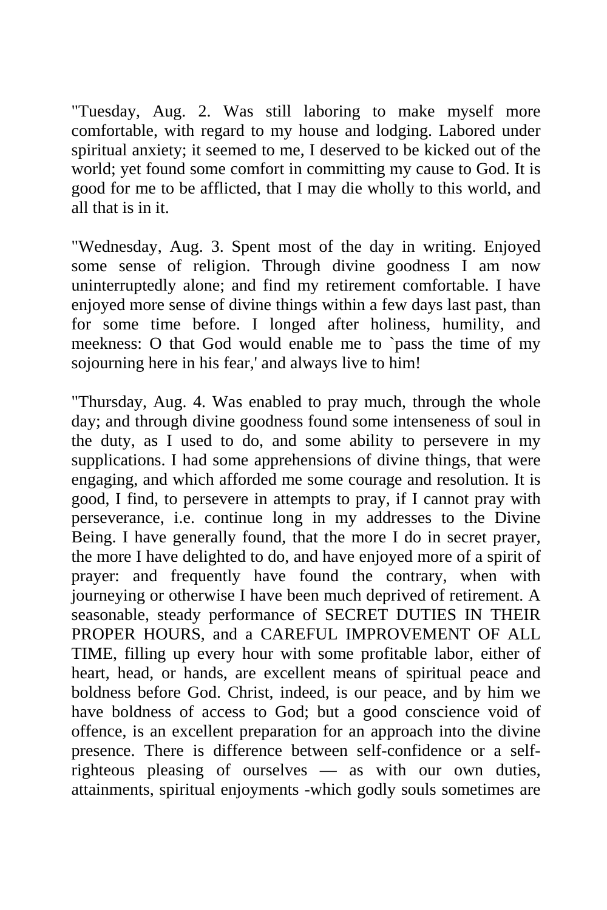"Tuesday, Aug. 2. Was still laboring to make myself more comfortable, with regard to my house and lodging. Labored under spiritual anxiety; it seemed to me, I deserved to be kicked out of the world; yet found some comfort in committing my cause to God. It is good for me to be afflicted, that I may die wholly to this world, and all that is in it.

"Wednesday, Aug. 3. Spent most of the day in writing. Enjoyed some sense of religion. Through divine goodness I am now uninterruptedly alone; and find my retirement comfortable. I have enjoyed more sense of divine things within a few days last past, than for some time before. I longed after holiness, humility, and meekness: O that God would enable me to `pass the time of my sojourning here in his fear,' and always live to him!

"Thursday, Aug. 4. Was enabled to pray much, through the whole day; and through divine goodness found some intenseness of soul in the duty, as I used to do, and some ability to persevere in my supplications. I had some apprehensions of divine things, that were engaging, and which afforded me some courage and resolution. It is good, I find, to persevere in attempts to pray, if I cannot pray with perseverance, i.e. continue long in my addresses to the Divine Being. I have generally found, that the more I do in secret prayer, the more I have delighted to do, and have enjoyed more of a spirit of prayer: and frequently have found the contrary, when with journeying or otherwise I have been much deprived of retirement. A seasonable, steady performance of SECRET DUTIES IN THEIR PROPER HOURS, and a CAREFUL IMPROVEMENT OF ALL TIME, filling up every hour with some profitable labor, either of heart, head, or hands, are excellent means of spiritual peace and boldness before God. Christ, indeed, is our peace, and by him we have boldness of access to God; but a good conscience void of offence, is an excellent preparation for an approach into the divine presence. There is difference between self-confidence or a self-righteous pleasing of ourselves — as with our own duties, attainments, spiritual enjoyments -which godly souls sometimes are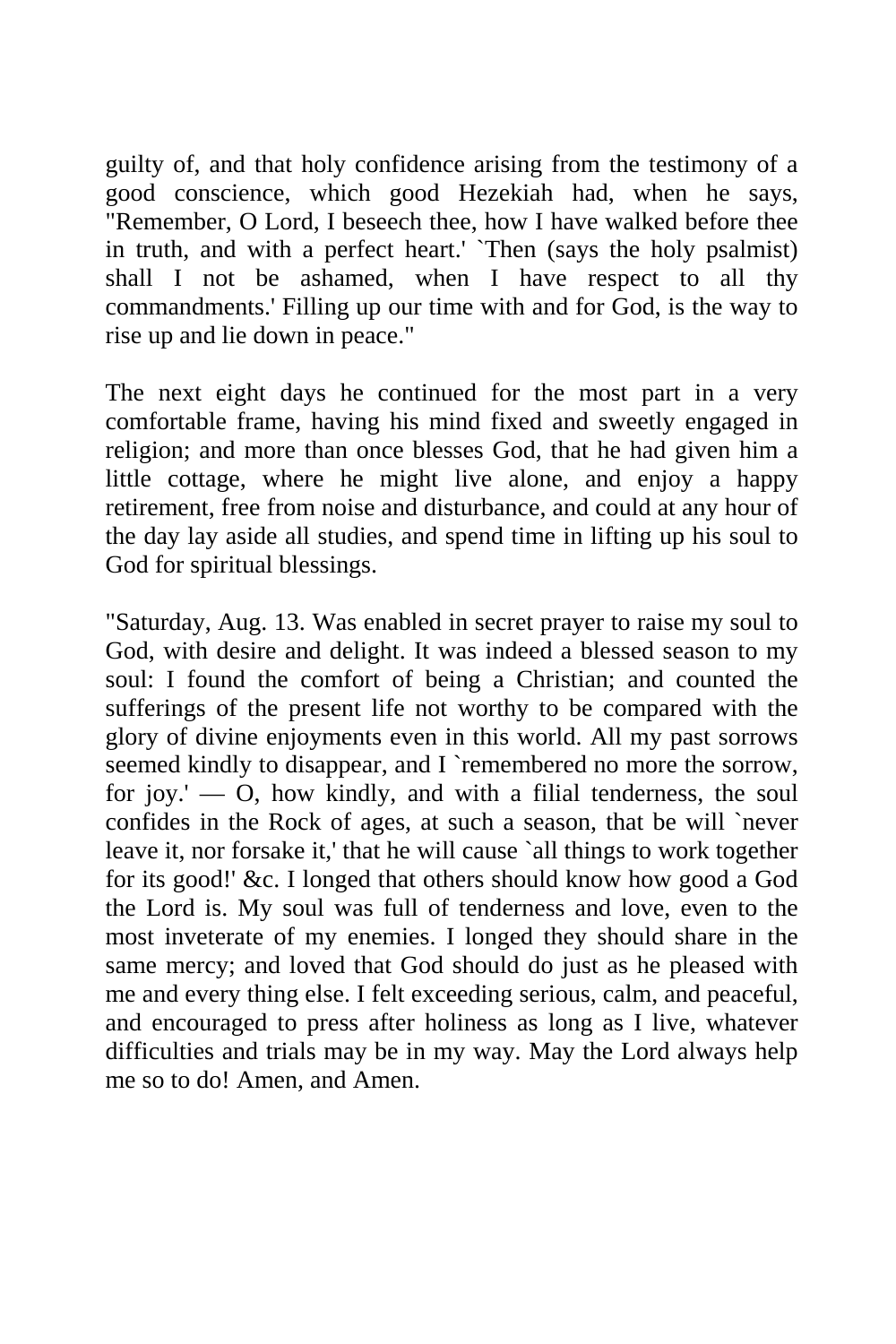guilty of, and that holy confidence arising from the testimony of a good conscience, which good Hezekiah had, when he says, "Remember, O Lord, I beseech thee, how I have walked before thee in truth, and with a perfect heart.' `Then (says the holy psalmist) shall I not be ashamed, when I have respect to all thy commandments.' Filling up our time with and for God, is the way to rise up and lie down in peace."

The next eight days he continued for the most part in a very comfortable frame, having his mind fixed and sweetly engaged in religion; and more than once blesses God, that he had given him a little cottage, where he might live alone, and enjoy a happy retirement, free from noise and disturbance, and could at any hour of the day lay aside all studies, and spend time in lifting up his soul to God for spiritual blessings.

"Saturday, Aug. 13. Was enabled in secret prayer to raise my soul to God, with desire and delight. It was indeed a blessed season to my soul: I found the comfort of being a Christian; and counted the sufferings of the present life not worthy to be compared with the glory of divine enjoyments even in this world. All my past sorrows seemed kindly to disappear, and I `remembered no more the sorrow, for joy.' — O, how kindly, and with a filial tenderness, the soul confides in the Rock of ages, at such a season, that be will `never leave it, nor forsake it,' that he will cause `all things to work together for its good!' &c. I longed that others should know how good a God the Lord is. My soul was full of tenderness and love, even to the most inveterate of my enemies. I longed they should share in the same mercy; and loved that God should do just as he pleased with me and every thing else. I felt exceeding serious, calm, and peaceful, and encouraged to press after holiness as long as I live, whatever difficulties and trials may be in my way. May the Lord always help me so to do! Amen, and Amen.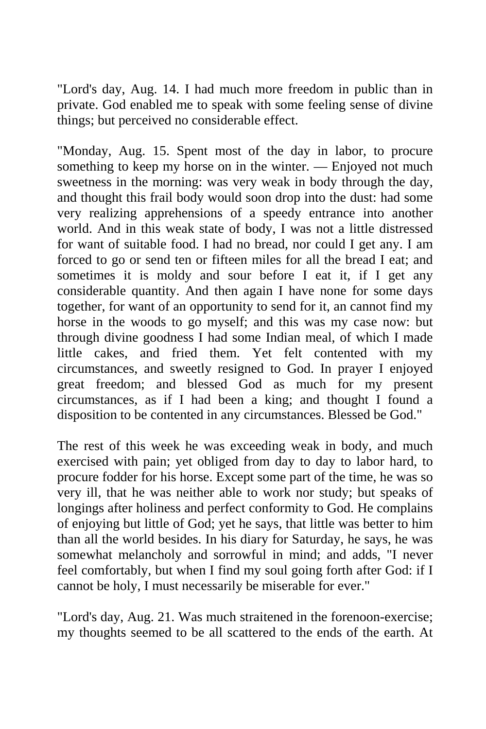"Lord's day, Aug. 14. I had much more freedom in public than in private. God enabled me to speak with some feeling sense of divine things; but perceived no considerable effect.

"Monday, Aug. 15. Spent most of the day in labor, to procure something to keep my horse on in the winter. — Enjoyed not much sweetness in the morning: was very weak in body through the day, and thought this frail body would soon drop into the dust: had some very realizing apprehensions of a speedy entrance into another world. And in this weak state of body, I was not a little distressed for want of suitable food. I had no bread, nor could I get any. I am forced to go or send ten or fifteen miles for all the bread I eat; and sometimes it is moldy and sour before I eat it, if I get any considerable quantity. And then again I have none for some days together, for want of an opportunity to send for it, an cannot find my horse in the woods to go myself; and this was my case now: but through divine goodness I had some Indian meal, of which I made little cakes, and fried them. Yet felt contented with my circumstances, and sweetly resigned to God. In prayer I enjoyed great freedom; and blessed God as much for my present circumstances, as if I had been a king; and thought I found a disposition to be contented in any circumstances. Blessed be God."

The rest of this week he was exceeding weak in body, and much exercised with pain; yet obliged from day to day to labor hard, to procure fodder for his horse. Except some part of the time, he was so very ill, that he was neither able to work nor study; but speaks of longings after holiness and perfect conformity to God. He complains of enjoying but little of God; yet he says, that little was better to him than all the world besides. In his diary for Saturday, he says, he was somewhat melancholy and sorrowful in mind; and adds, "I never feel comfortably, but when I find my soul going forth after God: if I cannot be holy, I must necessarily be miserable for ever."

"Lord's day, Aug. 21. Was much straitened in the forenoon-exercise; my thoughts seemed to be all scattered to the ends of the earth. At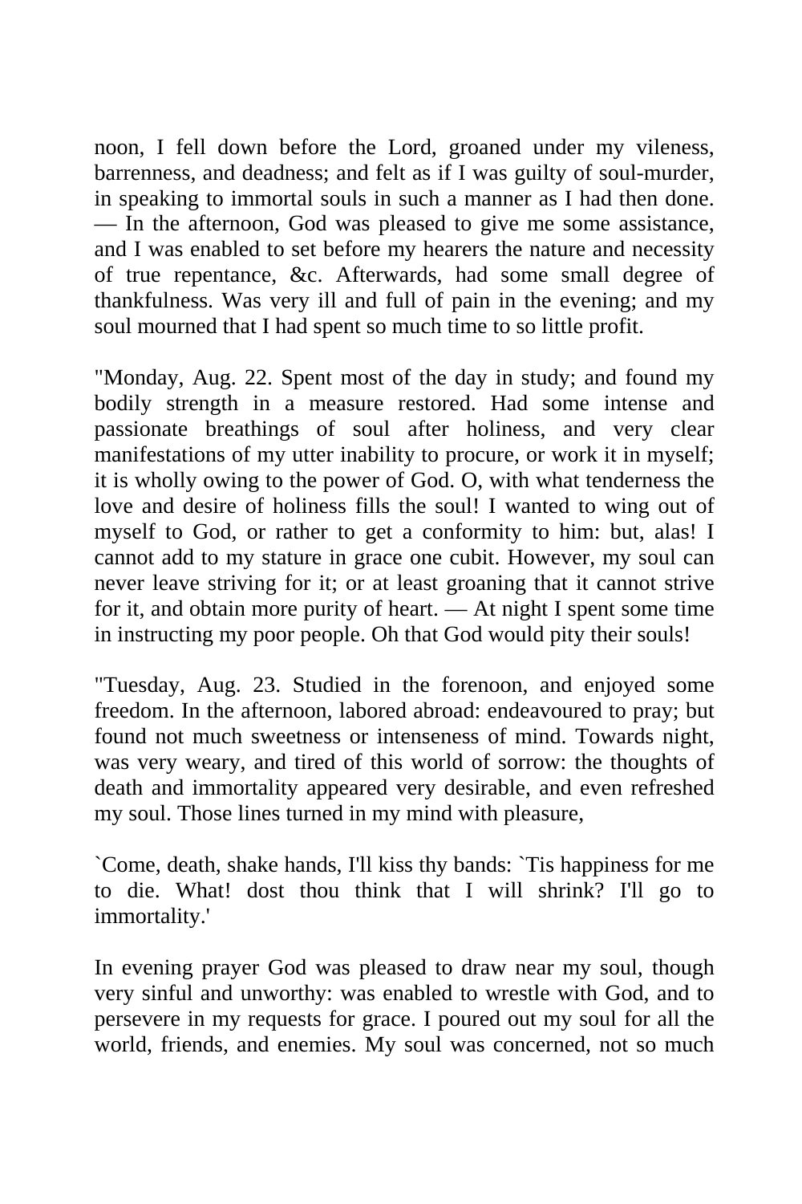noon, I fell down before the Lord, groaned under my vileness, barrenness, and deadness; and felt as if I was guilty of soul-murder, in speaking to immortal souls in such a manner as I had then done. — In the afternoon, God was pleased to give me some assistance, and I was enabled to set before my hearers the nature and necessity of true repentance, &c. Afterwards, had some small degree of thankfulness. Was very ill and full of pain in the evening; and my soul mourned that I had spent so much time to so little profit.

"Monday, Aug. 22. Spent most of the day in study; and found my bodily strength in a measure restored. Had some intense and passionate breathings of soul after holiness, and very clear manifestations of my utter inability to procure, or work it in myself; it is wholly owing to the power of God. O, with what tenderness the love and desire of holiness fills the soul! I wanted to wing out of myself to God, or rather to get a conformity to him: but, alas! I cannot add to my stature in grace one cubit. However, my soul can never leave striving for it; or at least groaning that it cannot strive for it, and obtain more purity of heart. — At night I spent some time in instructing my poor people. Oh that God would pity their souls!

"Tuesday, Aug. 23. Studied in the forenoon, and enjoyed some freedom. In the afternoon, labored abroad: endeavoured to pray; but found not much sweetness or intenseness of mind. Towards night, was very weary, and tired of this world of sorrow: the thoughts of death and immortality appeared very desirable, and even refreshed my soul. Those lines turned in my mind with pleasure,

`Come, death, shake hands, I'll kiss thy bands: `Tis happiness for me to die. What! dost thou think that I will shrink? I'll go to immortality.'

In evening prayer God was pleased to draw near my soul, though very sinful and unworthy: was enabled to wrestle with God, and to persevere in my requests for grace. I poured out my soul for all the world, friends, and enemies. My soul was concerned, not so much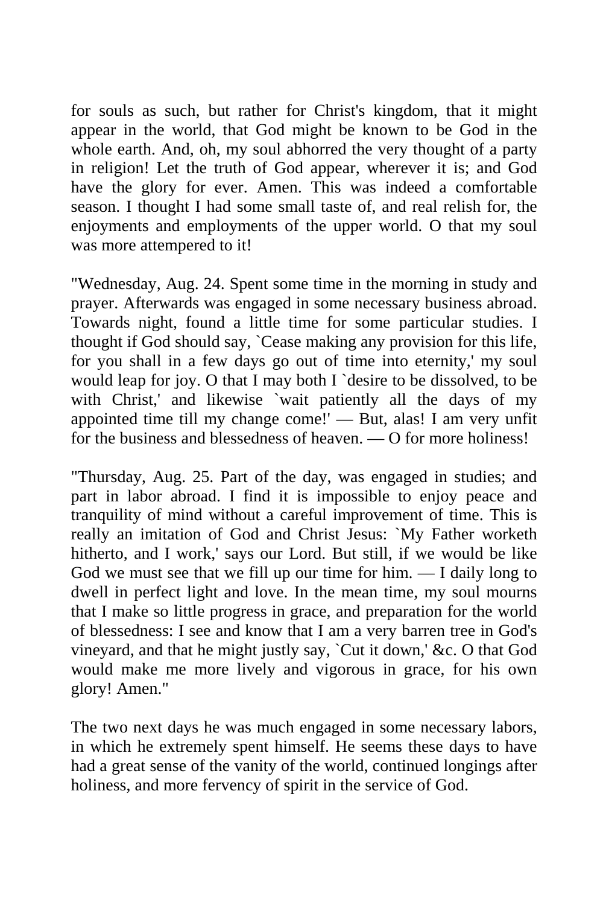for souls as such, but rather for Christ's kingdom, that it might appear in the world, that God might be known to be God in the whole earth. And, oh, my soul abhorred the very thought of a party in religion! Let the truth of God appear, wherever it is; and God have the glory for ever. Amen. This was indeed a comfortable season. I thought I had some small taste of, and real relish for, the enjoyments and employments of the upper world. O that my soul was more attempered to it!

"Wednesday, Aug. 24. Spent some time in the morning in study and prayer. Afterwards was engaged in some necessary business abroad. Towards night, found a little time for some particular studies. I thought if God should say, `Cease making any provision for this life, for you shall in a few days go out of time into eternity,' my soul would leap for joy. O that I may both I `desire to be dissolved, to be with Christ,' and likewise `wait patiently all the days of my appointed time till my change come!' — But, alas! I am very unfit for the business and blessedness of heaven. — O for more holiness!

"Thursday, Aug. 25. Part of the day, was engaged in studies; and part in labor abroad. I find it is impossible to enjoy peace and tranquility of mind without a careful improvement of time. This is really an imitation of God and Christ Jesus: `My Father worketh hitherto, and I work,' says our Lord. But still, if we would be like God we must see that we fill up our time for him. — I daily long to dwell in perfect light and love. In the mean time, my soul mourns that I make so little progress in grace, and preparation for the world of blessedness: I see and know that I am a very barren tree in God's vineyard, and that he might justly say, `Cut it down,' &c. O that God would make me more lively and vigorous in grace, for his own glory! Amen."

The two next days he was much engaged in some necessary labors, in which he extremely spent himself. He seems these days to have had a great sense of the vanity of the world, continued longings after holiness, and more fervency of spirit in the service of God.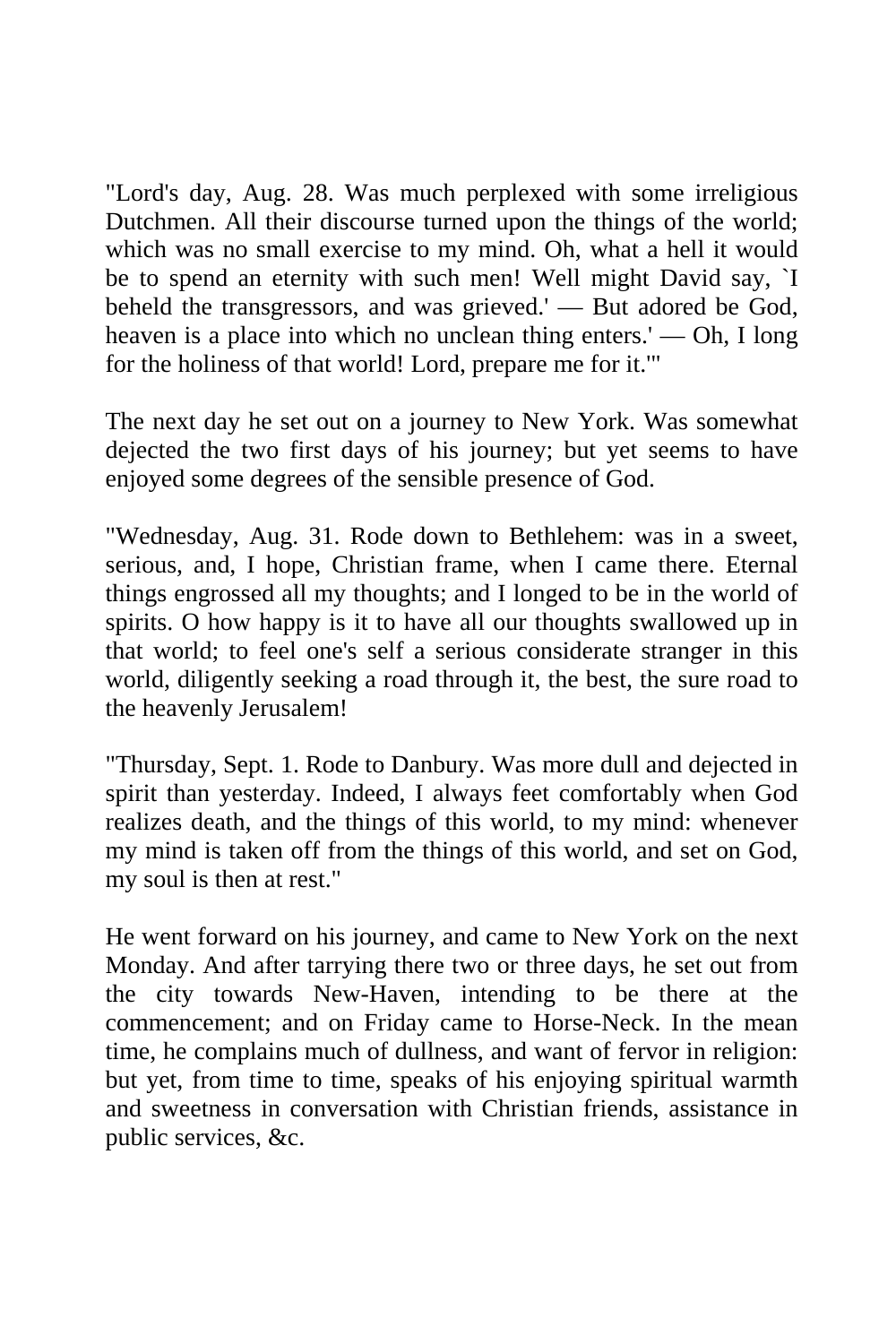"Lord's day, Aug. 28. Was much perplexed with some irreligious Dutchmen. All their discourse turned upon the things of the world; which was no small exercise to my mind. Oh, what a hell it would be to spend an eternity with such men! Well might David say, `I beheld the transgressors, and was grieved.' — But adored be God, heaven is a place into which no unclean thing enters.' — Oh, I long for the holiness of that world! Lord, prepare me for it.'"

The next day he set out on a journey to New York. Was somewhat dejected the two first days of his journey; but yet seems to have enjoyed some degrees of the sensible presence of God.

"Wednesday, Aug. 31. Rode down to Bethlehem: was in a sweet, serious, and, I hope, Christian frame, when I came there. Eternal things engrossed all my thoughts; and I longed to be in the world of spirits. O how happy is it to have all our thoughts swallowed up in that world; to feel one's self a serious considerate stranger in this world, diligently seeking a road through it, the best, the sure road to the heavenly Jerusalem!

"Thursday, Sept. 1. Rode to Danbury. Was more dull and dejected in spirit than yesterday. Indeed, I always feet comfortably when God realizes death, and the things of this world, to my mind: whenever my mind is taken off from the things of this world, and set on God, my soul is then at rest."

He went forward on his journey, and came to New York on the next Monday. And after tarrying there two or three days, he set out from the city towards New-Haven, intending to be there at the commencement; and on Friday came to Horse-Neck. In the mean time, he complains much of dullness, and want of fervor in religion: but yet, from time to time, speaks of his enjoying spiritual warmth and sweetness in conversation with Christian friends, assistance in public services, &c.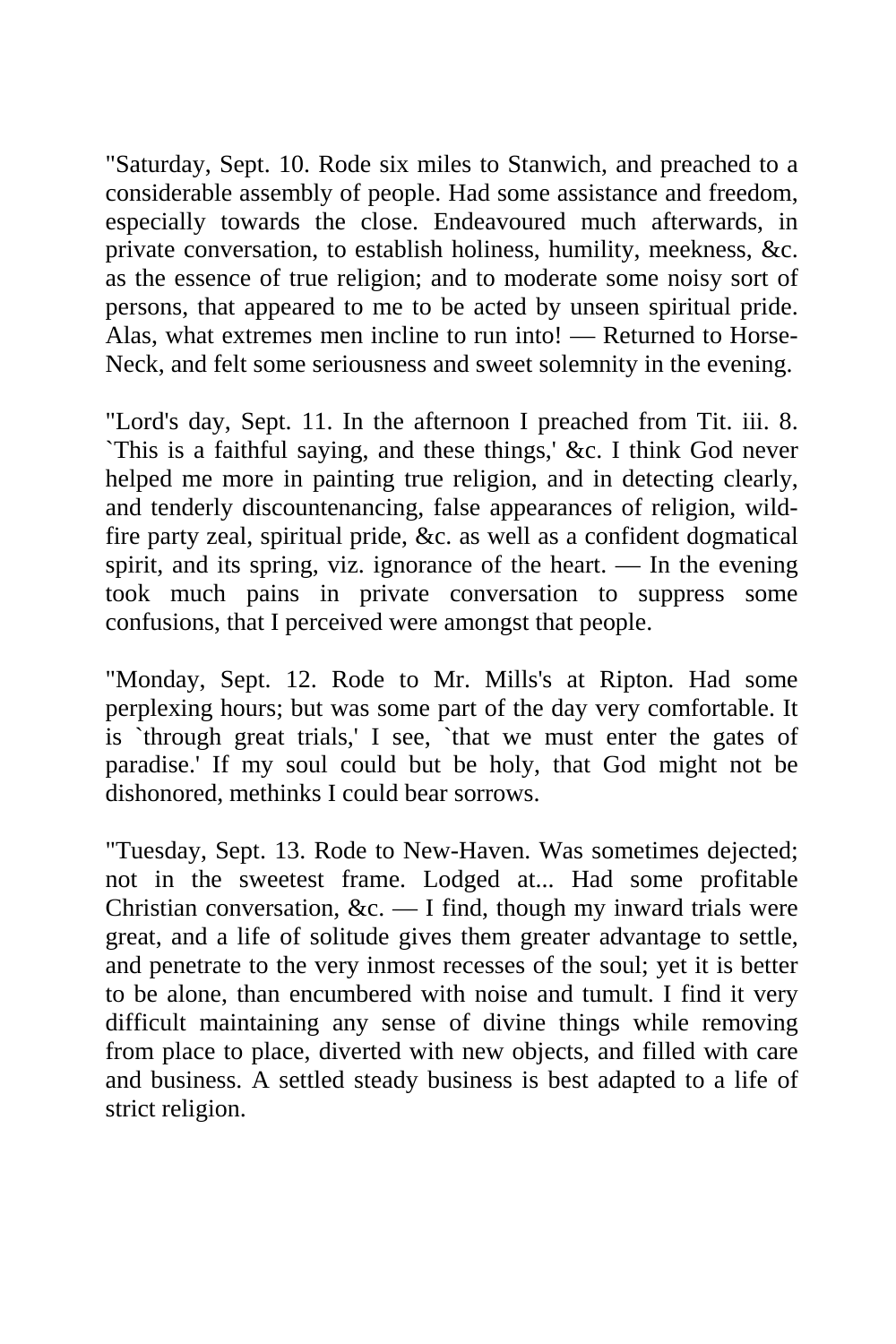"Saturday, Sept. 10. Rode six miles to Stanwich, and preached to a considerable assembly of people. Had some assistance and freedom, especially towards the close. Endeavoured much afterwards, in private conversation, to establish holiness, humility, meekness, &c. as the essence of true religion; and to moderate some noisy sort of persons, that appeared to me to be acted by unseen spiritual pride. Alas, what extremes men incline to run into! — Returned to Horse-Neck, and felt some seriousness and sweet solemnity in the evening.

"Lord's day, Sept. 11. In the afternoon I preached from Tit. iii. 8. `This is a faithful saying, and these things,' &c. I think God never helped me more in painting true religion, and in detecting clearly, and tenderly discountenancing, false appearances of religion, wild-fire party zeal, spiritual pride, &c. as well as a confident dogmatical spirit, and its spring, viz. ignorance of the heart. — In the evening took much pains in private conversation to suppress some confusions, that I perceived were amongst that people.

"Monday, Sept. 12. Rode to Mr. Mills's at Ripton. Had some perplexing hours; but was some part of the day very comfortable. It is `through great trials,' I see, `that we must enter the gates of paradise.' If my soul could but be holy, that God might not be dishonored, methinks I could bear sorrows.

"Tuesday, Sept. 13. Rode to New-Haven. Was sometimes dejected; not in the sweetest frame. Lodged at... Had some profitable Christian conversation, &c. — I find, though my inward trials were great, and a life of solitude gives them greater advantage to settle, and penetrate to the very inmost recesses of the soul; yet it is better to be alone, than encumbered with noise and tumult. I find it very difficult maintaining any sense of divine things while removing from place to place, diverted with new objects, and filled with care and business. A settled steady business is best adapted to a life of strict religion.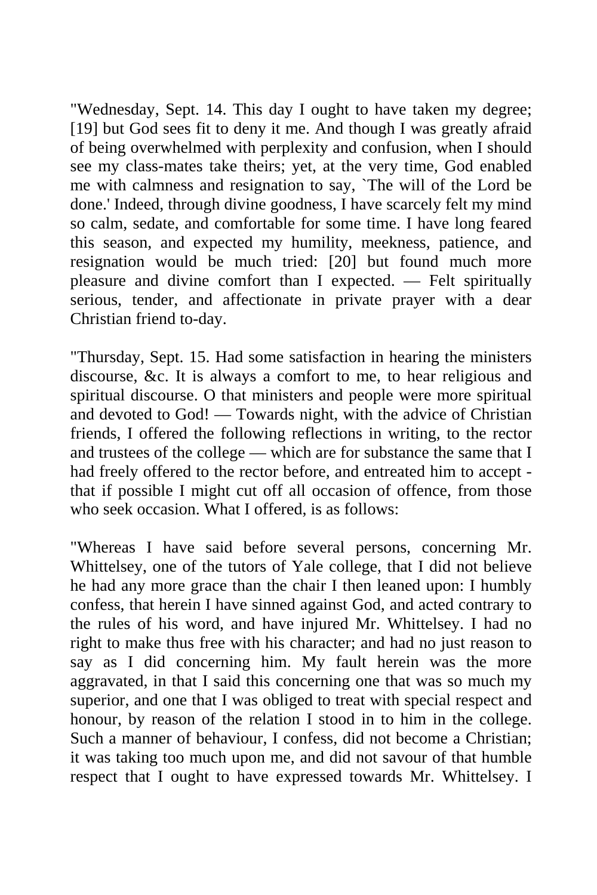"Wednesday, Sept. 14. This day I ought to have taken my degree; [19] but God sees fit to deny it me. And though I was greatly afraid of being overwhelmed with perplexity and confusion, when I should see my class-mates take theirs; yet, at the very time, God enabled me with calmness and resignation to say, `The will of the Lord be done.' Indeed, through divine goodness, I have scarcely felt my mind so calm, sedate, and comfortable for some time. I have long feared this season, and expected my humility, meekness, patience, and resignation would be much tried: [20] but found much more pleasure and divine comfort than I expected. — Felt spiritually serious, tender, and affectionate in private prayer with a dear Christian friend to-day.

"Thursday, Sept. 15. Had some satisfaction in hearing the ministers discourse, &c. It is always a comfort to me, to hear religious and spiritual discourse. O that ministers and people were more spiritual and devoted to God! — Towards night, with the advice of Christian friends, I offered the following reflections in writing, to the rector and trustees of the college — which are for substance the same that I had freely offered to the rector before, and entreated him to accept - that if possible I might cut off all occasion of offence, from those who seek occasion. What I offered, is as follows:

"Whereas I have said before several persons, concerning Mr. Whittelsey, one of the tutors of Yale college, that I did not believe he had any more grace than the chair I then leaned upon: I humbly confess, that herein I have sinned against God, and acted contrary to the rules of his word, and have injured Mr. Whittelsey. I had no right to make thus free with his character; and had no just reason to say as I did concerning him. My fault herein was the more aggravated, in that I said this concerning one that was so much my superior, and one that I was obliged to treat with special respect and honour, by reason of the relation I stood in to him in the college. Such a manner of behaviour, I confess, did not become a Christian; it was taking too much upon me, and did not savour of that humble respect that I ought to have expressed towards Mr. Whittelsey. I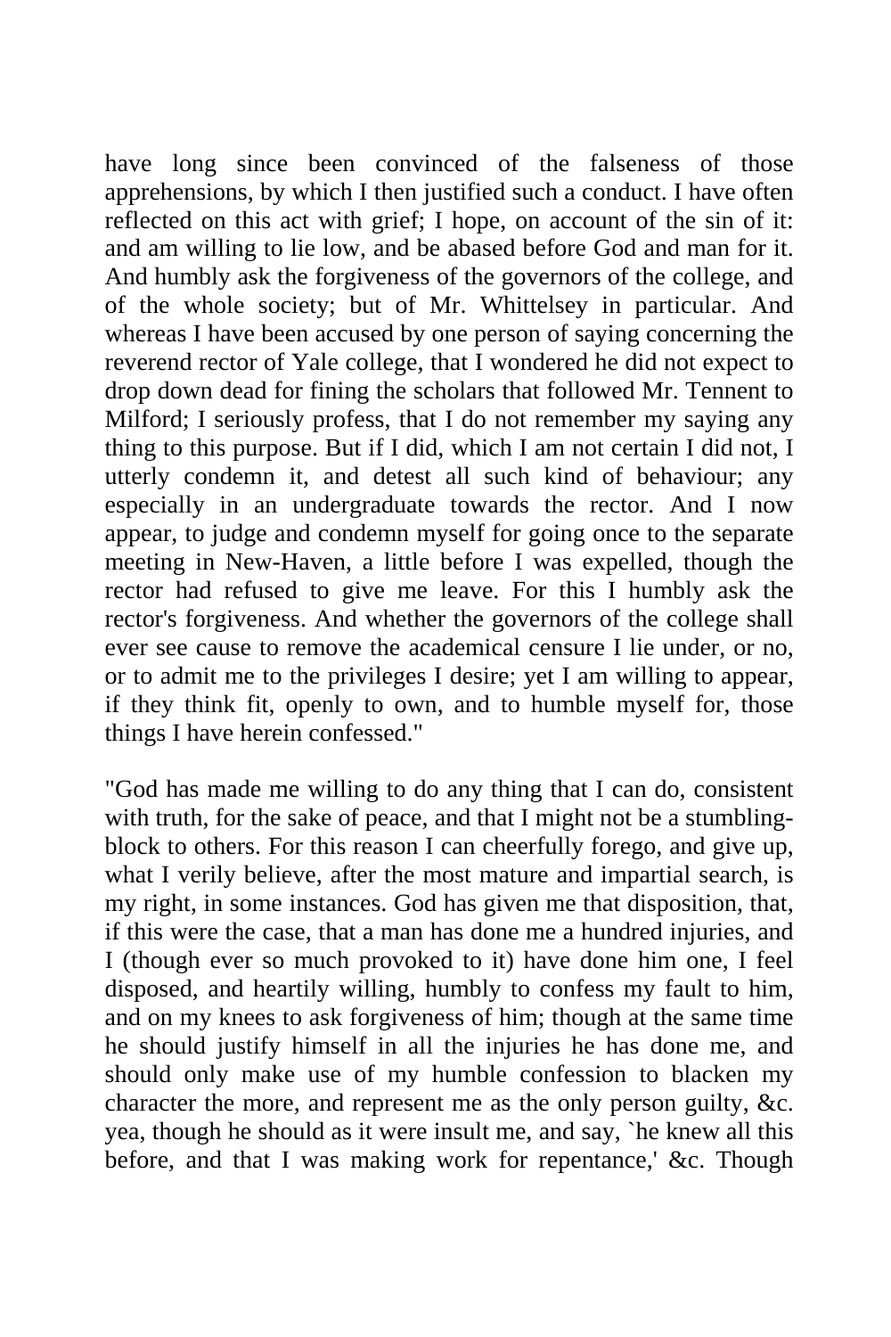have long since been convinced of the falseness of those apprehensions, by which I then justified such a conduct. I have often reflected on this act with grief; I hope, on account of the sin of it: and am willing to lie low, and be abased before God and man for it. And humbly ask the forgiveness of the governors of the college, and of the whole society; but of Mr. Whittelsey in particular. And whereas I have been accused by one person of saying concerning the reverend rector of Yale college, that I wondered he did not expect to drop down dead for fining the scholars that followed Mr. Tennent to Milford; I seriously profess, that I do not remember my saying any thing to this purpose. But if I did, which I am not certain I did not, I utterly condemn it, and detest all such kind of behaviour; any especially in an undergraduate towards the rector. And I now appear, to judge and condemn myself for going once to the separate meeting in New-Haven, a little before I was expelled, though the rector had refused to give me leave. For this I humbly ask the rector's forgiveness. And whether the governors of the college shall ever see cause to remove the academical censure I lie under, or no, or to admit me to the privileges I desire; yet I am willing to appear, if they think fit, openly to own, and to humble myself for, those things I have herein confessed."

"God has made me willing to do any thing that I can do, consistent with truth, for the sake of peace, and that I might not be a stumbling-block to others. For this reason I can cheerfully forego, and give up, what I verily believe, after the most mature and impartial search, is my right, in some instances. God has given me that disposition, that, if this were the case, that a man has done me a hundred injuries, and I (though ever so much provoked to it) have done him one, I feel disposed, and heartily willing, humbly to confess my fault to him, and on my knees to ask forgiveness of him; though at the same time he should justify himself in all the injuries he has done me, and should only make use of my humble confession to blacken my character the more, and represent me as the only person guilty, &c. yea, though he should as it were insult me, and say, `he knew all this before, and that I was making work for repentance,' &c. Though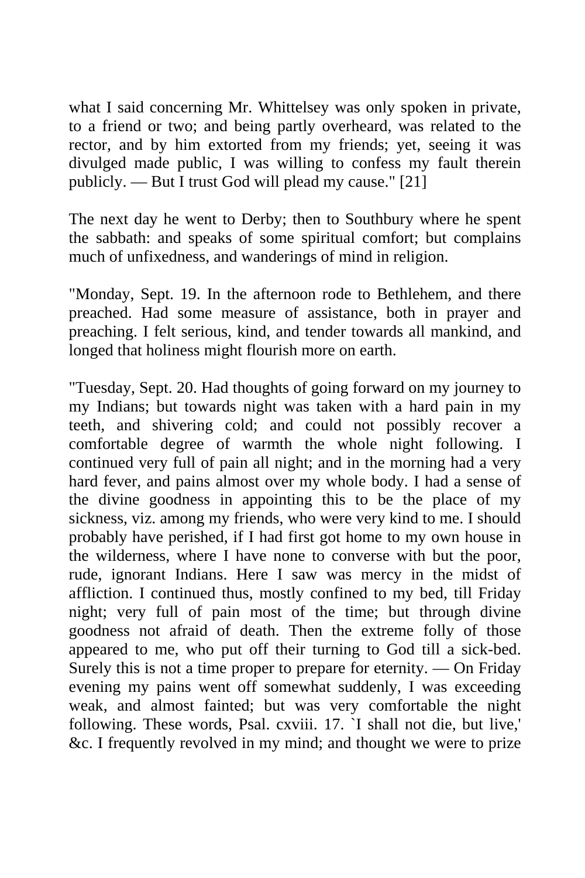what I said concerning Mr. Whittelsey was only spoken in private, to a friend or two; and being partly overheard, was related to the rector, and by him extorted from my friends; yet, seeing it was divulged made public, I was willing to confess my fault therein publicly. — But I trust God will plead my cause." [21]

The next day he went to Derby; then to Southbury where he spent the sabbath: and speaks of some spiritual comfort; but complains much of unfixedness, and wanderings of mind in religion.

"Monday, Sept. 19. In the afternoon rode to Bethlehem, and there preached. Had some measure of assistance, both in prayer and preaching. I felt serious, kind, and tender towards all mankind, and longed that holiness might flourish more on earth.

"Tuesday, Sept. 20. Had thoughts of going forward on my journey to my Indians; but towards night was taken with a hard pain in my teeth, and shivering cold; and could not possibly recover a comfortable degree of warmth the whole night following. I continued very full of pain all night; and in the morning had a very hard fever, and pains almost over my whole body. I had a sense of the divine goodness in appointing this to be the place of my sickness, viz. among my friends, who were very kind to me. I should probably have perished, if I had first got home to my own house in the wilderness, where I have none to converse with but the poor, rude, ignorant Indians. Here I saw was mercy in the midst of affliction. I continued thus, mostly confined to my bed, till Friday night; very full of pain most of the time; but through divine goodness not afraid of death. Then the extreme folly of those appeared to me, who put off their turning to God till a sick-bed. Surely this is not a time proper to prepare for eternity. — On Friday evening my pains went off somewhat suddenly, I was exceeding weak, and almost fainted; but was very comfortable the night following. These words, Psal. cxviii. 17. `I shall not die, but live,' &c. I frequently revolved in my mind; and thought we were to prize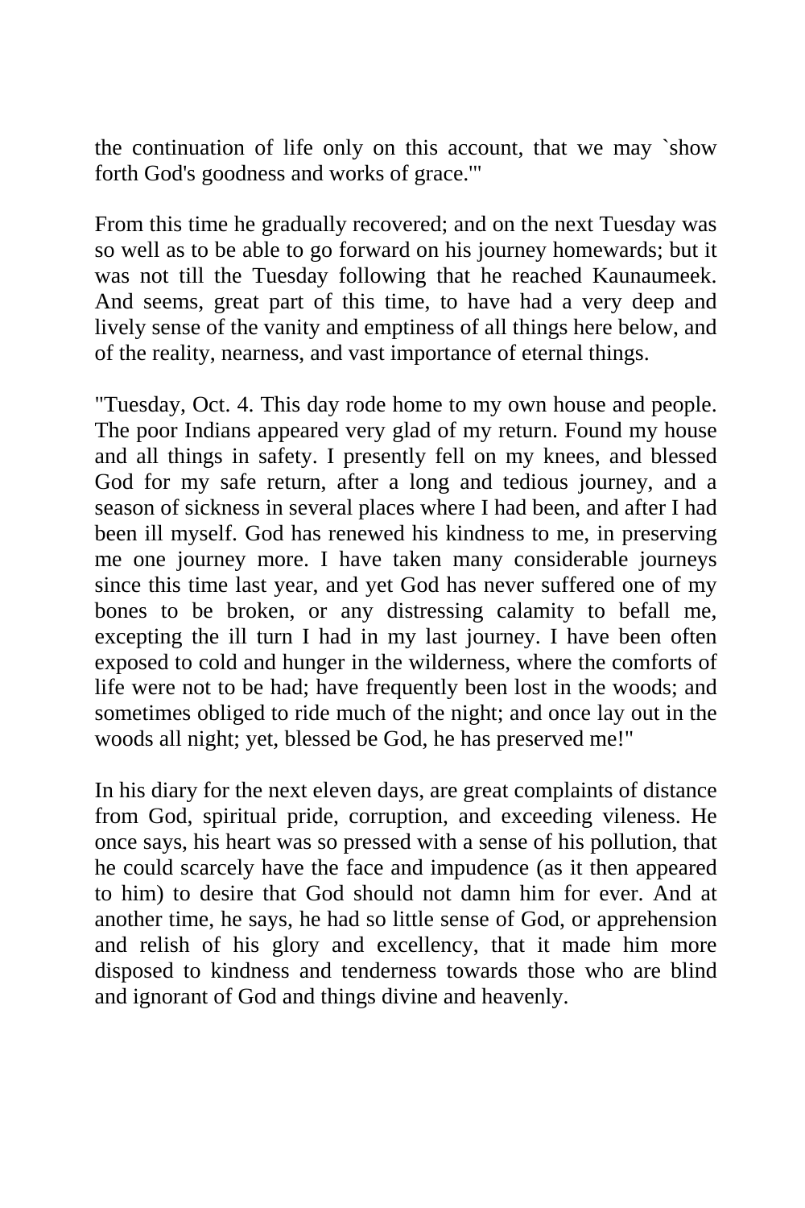the continuation of life only on this account, that we may `show forth God's goodness and works of grace.'"

From this time he gradually recovered; and on the next Tuesday was so well as to be able to go forward on his journey homewards; but it was not till the Tuesday following that he reached Kaunaumeek. And seems, great part of this time, to have had a very deep and lively sense of the vanity and emptiness of all things here below, and of the reality, nearness, and vast importance of eternal things.

"Tuesday, Oct. 4. This day rode home to my own house and people. The poor Indians appeared very glad of my return. Found my house and all things in safety. I presently fell on my knees, and blessed God for my safe return, after a long and tedious journey, and a season of sickness in several places where I had been, and after I had been ill myself. God has renewed his kindness to me, in preserving me one journey more. I have taken many considerable journeys since this time last year, and yet God has never suffered one of my bones to be broken, or any distressing calamity to befall me, excepting the ill turn I had in my last journey. I have been often exposed to cold and hunger in the wilderness, where the comforts of life were not to be had; have frequently been lost in the woods; and sometimes obliged to ride much of the night; and once lay out in the woods all night; yet, blessed be God, he has preserved me!"

In his diary for the next eleven days, are great complaints of distance from God, spiritual pride, corruption, and exceeding vileness. He once says, his heart was so pressed with a sense of his pollution, that he could scarcely have the face and impudence (as it then appeared to him) to desire that God should not damn him for ever. And at another time, he says, he had so little sense of God, or apprehension and relish of his glory and excellency, that it made him more disposed to kindness and tenderness towards those who are blind and ignorant of God and things divine and heavenly.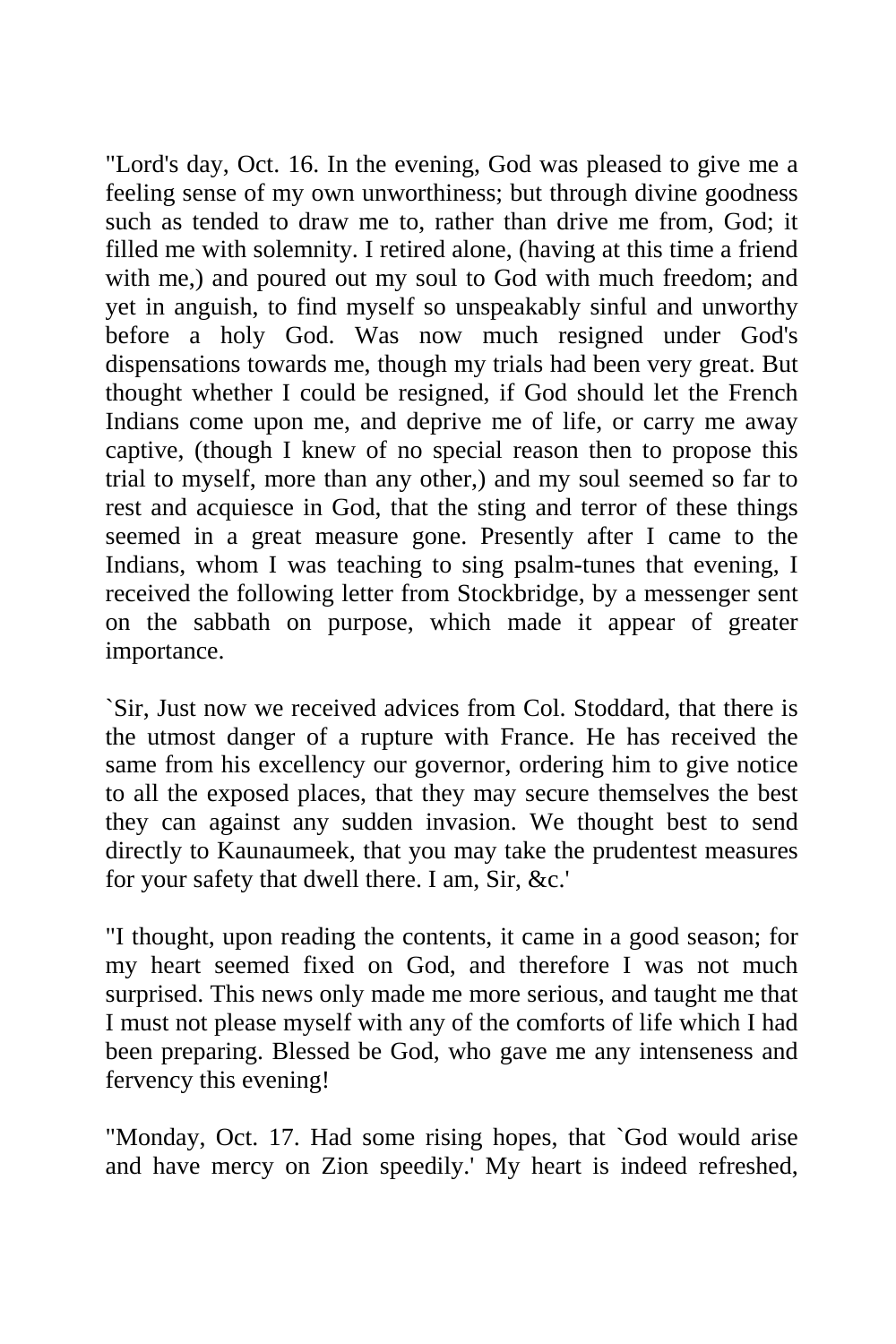"Lord's day, Oct. 16. In the evening, God was pleased to give me a feeling sense of my own unworthiness; but through divine goodness such as tended to draw me to, rather than drive me from, God; it filled me with solemnity. I retired alone, (having at this time a friend with me,) and poured out my soul to God with much freedom; and yet in anguish, to find myself so unspeakably sinful and unworthy before a holy God. Was now much resigned under God's dispensations towards me, though my trials had been very great. But thought whether I could be resigned, if God should let the French Indians come upon me, and deprive me of life, or carry me away captive, (though I knew of no special reason then to propose this trial to myself, more than any other,) and my soul seemed so far to rest and acquiesce in God, that the sting and terror of these things seemed in a great measure gone. Presently after I came to the Indians, whom I was teaching to sing psalm-tunes that evening, I received the following letter from Stockbridge, by a messenger sent on the sabbath on purpose, which made it appear of greater importance.

`Sir, Just now we received advices from Col. Stoddard, that there is the utmost danger of a rupture with France. He has received the same from his excellency our governor, ordering him to give notice to all the exposed places, that they may secure themselves the best they can against any sudden invasion. We thought best to send directly to Kaunaumeek, that you may take the prudentest measures for your safety that dwell there. I am, Sir, &c.'

"I thought, upon reading the contents, it came in a good season; for my heart seemed fixed on God, and therefore I was not much surprised. This news only made me more serious, and taught me that I must not please myself with any of the comforts of life which I had been preparing. Blessed be God, who gave me any intenseness and fervency this evening!

"Monday, Oct. 17. Had some rising hopes, that `God would arise and have mercy on Zion speedily.' My heart is indeed refreshed,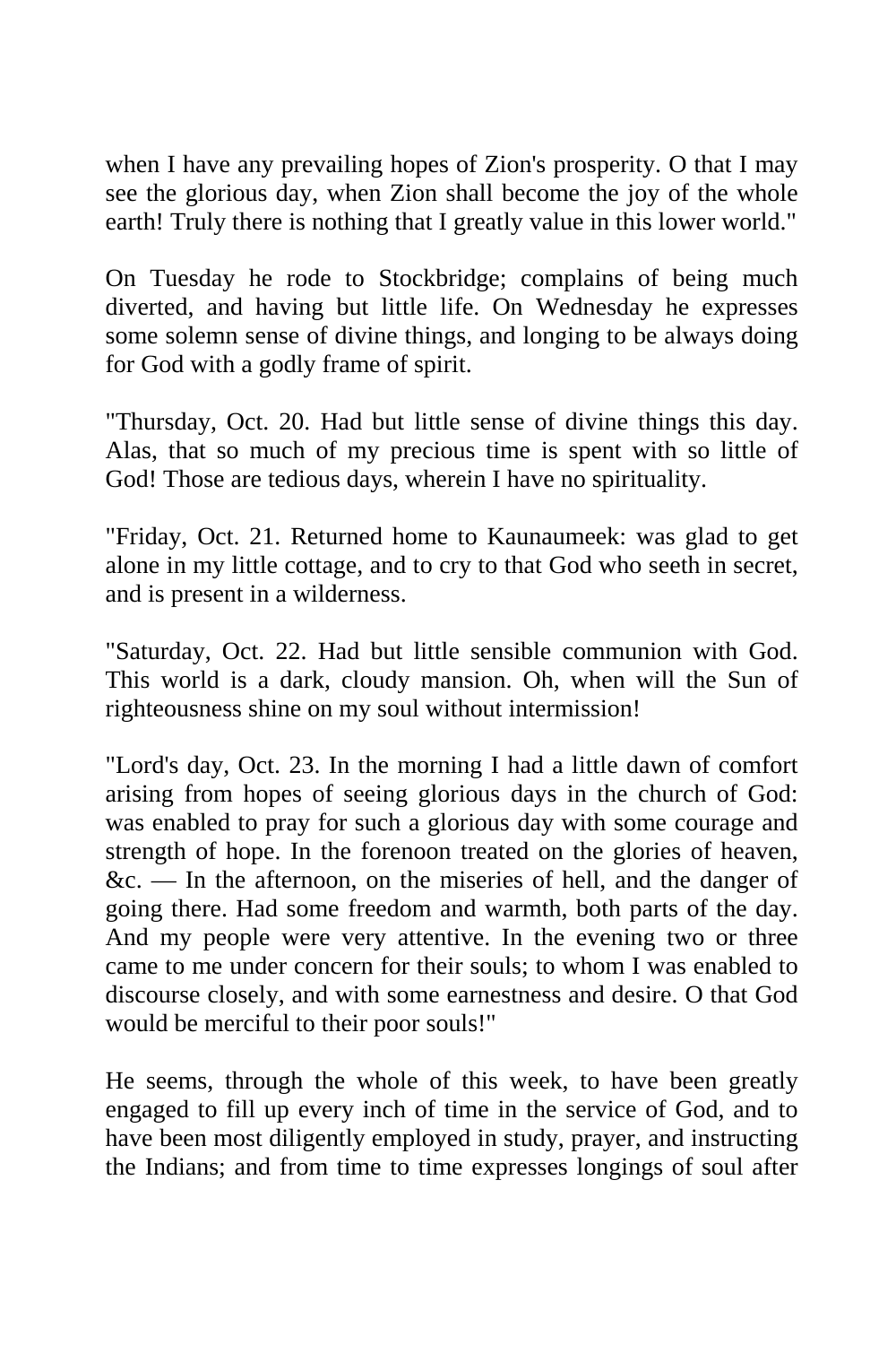when I have any prevailing hopes of Zion's prosperity. O that I may see the glorious day, when Zion shall become the joy of the whole earth! Truly there is nothing that I greatly value in this lower world."

On Tuesday he rode to Stockbridge; complains of being much diverted, and having but little life. On Wednesday he expresses some solemn sense of divine things, and longing to be always doing for God with a godly frame of spirit.

"Thursday, Oct. 20. Had but little sense of divine things this day. Alas, that so much of my precious time is spent with so little of God! Those are tedious days, wherein I have no spirituality.

"Friday, Oct. 21. Returned home to Kaunaumeek: was glad to get alone in my little cottage, and to cry to that God who seeth in secret, and is present in a wilderness.

"Saturday, Oct. 22. Had but little sensible communion with God. This world is a dark, cloudy mansion. Oh, when will the Sun of righteousness shine on my soul without intermission!

"Lord's day, Oct. 23. In the morning I had a little dawn of comfort arising from hopes of seeing glorious days in the church of God: was enabled to pray for such a glorious day with some courage and strength of hope. In the forenoon treated on the glories of heaven, &c. — In the afternoon, on the miseries of hell, and the danger of going there. Had some freedom and warmth, both parts of the day. And my people were very attentive. In the evening two or three came to me under concern for their souls; to whom I was enabled to discourse closely, and with some earnestness and desire. O that God would be merciful to their poor souls!"

He seems, through the whole of this week, to have been greatly engaged to fill up every inch of time in the service of God, and to have been most diligently employed in study, prayer, and instructing the Indians; and from time to time expresses longings of soul after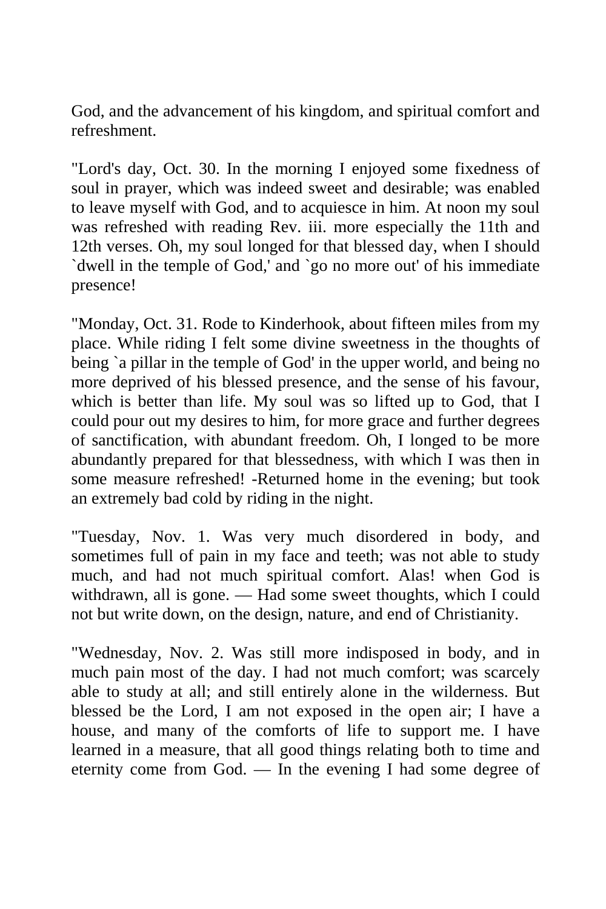God, and the advancement of his kingdom, and spiritual comfort and refreshment.

"Lord's day, Oct. 30. In the morning I enjoyed some fixedness of soul in prayer, which was indeed sweet and desirable; was enabled to leave myself with God, and to acquiesce in him. At noon my soul was refreshed with reading Rev. iii. more especially the 11th and 12th verses. Oh, my soul longed for that blessed day, when I should `dwell in the temple of God,' and `go no more out' of his immediate presence!

"Monday, Oct. 31. Rode to Kinderhook, about fifteen miles from my place. While riding I felt some divine sweetness in the thoughts of being `a pillar in the temple of God' in the upper world, and being no more deprived of his blessed presence, and the sense of his favour, which is better than life. My soul was so lifted up to God, that I could pour out my desires to him, for more grace and further degrees of sanctification, with abundant freedom. Oh, I longed to be more abundantly prepared for that blessedness, with which I was then in some measure refreshed! -Returned home in the evening; but took an extremely bad cold by riding in the night.

"Tuesday, Nov. 1. Was very much disordered in body, and sometimes full of pain in my face and teeth; was not able to study much, and had not much spiritual comfort. Alas! when God is withdrawn, all is gone. — Had some sweet thoughts, which I could not but write down, on the design, nature, and end of Christianity.

"Wednesday, Nov. 2. Was still more indisposed in body, and in much pain most of the day. I had not much comfort; was scarcely able to study at all; and still entirely alone in the wilderness. But blessed be the Lord, I am not exposed in the open air; I have a house, and many of the comforts of life to support me. I have learned in a measure, that all good things relating both to time and eternity come from God. — In the evening I had some degree of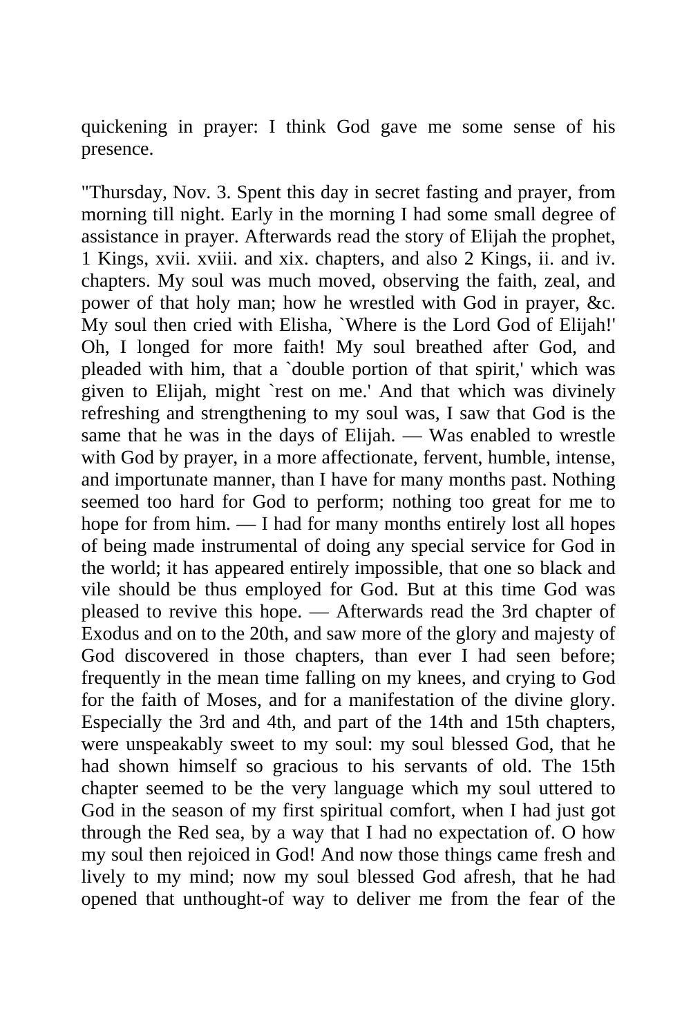quickening in prayer: I think God gave me some sense of his presence.

"Thursday, Nov. 3. Spent this day in secret fasting and prayer, from morning till night. Early in the morning I had some small degree of assistance in prayer. Afterwards read the story of Elijah the prophet, 1 Kings, xvii. xviii. and xix. chapters, and also 2 Kings, ii. and iv. chapters. My soul was much moved, observing the faith, zeal, and power of that holy man; how he wrestled with God in prayer, &c. My soul then cried with Elisha, `Where is the Lord God of Elijah!' Oh, I longed for more faith! My soul breathed after God, and pleaded with him, that a `double portion of that spirit,' which was given to Elijah, might `rest on me.' And that which was divinely refreshing and strengthening to my soul was, I saw that God is the same that he was in the days of Elijah. — Was enabled to wrestle with God by prayer, in a more affectionate, fervent, humble, intense, and importunate manner, than I have for many months past. Nothing seemed too hard for God to perform; nothing too great for me to hope for from him. — I had for many months entirely lost all hopes of being made instrumental of doing any special service for God in the world; it has appeared entirely impossible, that one so black and vile should be thus employed for God. But at this time God was pleased to revive this hope. — Afterwards read the 3rd chapter of Exodus and on to the 20th, and saw more of the glory and majesty of God discovered in those chapters, than ever I had seen before; frequently in the mean time falling on my knees, and crying to God for the faith of Moses, and for a manifestation of the divine glory. Especially the 3rd and 4th, and part of the 14th and 15th chapters, were unspeakably sweet to my soul: my soul blessed God, that he had shown himself so gracious to his servants of old. The 15th chapter seemed to be the very language which my soul uttered to God in the season of my first spiritual comfort, when I had just got through the Red sea, by a way that I had no expectation of. O how my soul then rejoiced in God! And now those things came fresh and lively to my mind; now my soul blessed God afresh, that he had opened that unthought-of way to deliver me from the fear of the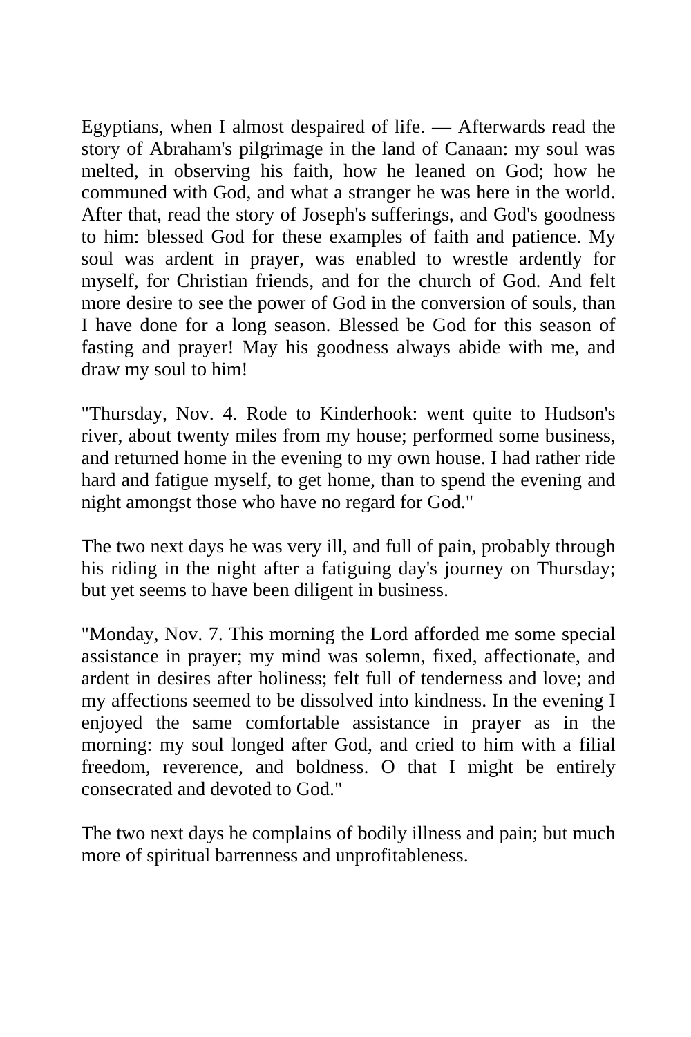Egyptians, when I almost despaired of life. — Afterwards read the story of Abraham's pilgrimage in the land of Canaan: my soul was melted, in observing his faith, how he leaned on God; how he communed with God, and what a stranger he was here in the world. After that, read the story of Joseph's sufferings, and God's goodness to him: blessed God for these examples of faith and patience. My soul was ardent in prayer, was enabled to wrestle ardently for myself, for Christian friends, and for the church of God. And felt more desire to see the power of God in the conversion of souls, than I have done for a long season. Blessed be God for this season of fasting and prayer! May his goodness always abide with me, and draw my soul to him!

"Thursday, Nov. 4. Rode to Kinderhook: went quite to Hudson's river, about twenty miles from my house; performed some business, and returned home in the evening to my own house. I had rather ride hard and fatigue myself, to get home, than to spend the evening and night amongst those who have no regard for God."

The two next days he was very ill, and full of pain, probably through his riding in the night after a fatiguing day's journey on Thursday; but yet seems to have been diligent in business.

"Monday, Nov. 7. This morning the Lord afforded me some special assistance in prayer; my mind was solemn, fixed, affectionate, and ardent in desires after holiness; felt full of tenderness and love; and my affections seemed to be dissolved into kindness. In the evening I enjoyed the same comfortable assistance in prayer as in the morning: my soul longed after God, and cried to him with a filial freedom, reverence, and boldness. O that I might be entirely consecrated and devoted to God."

The two next days he complains of bodily illness and pain; but much more of spiritual barrenness and unprofitableness.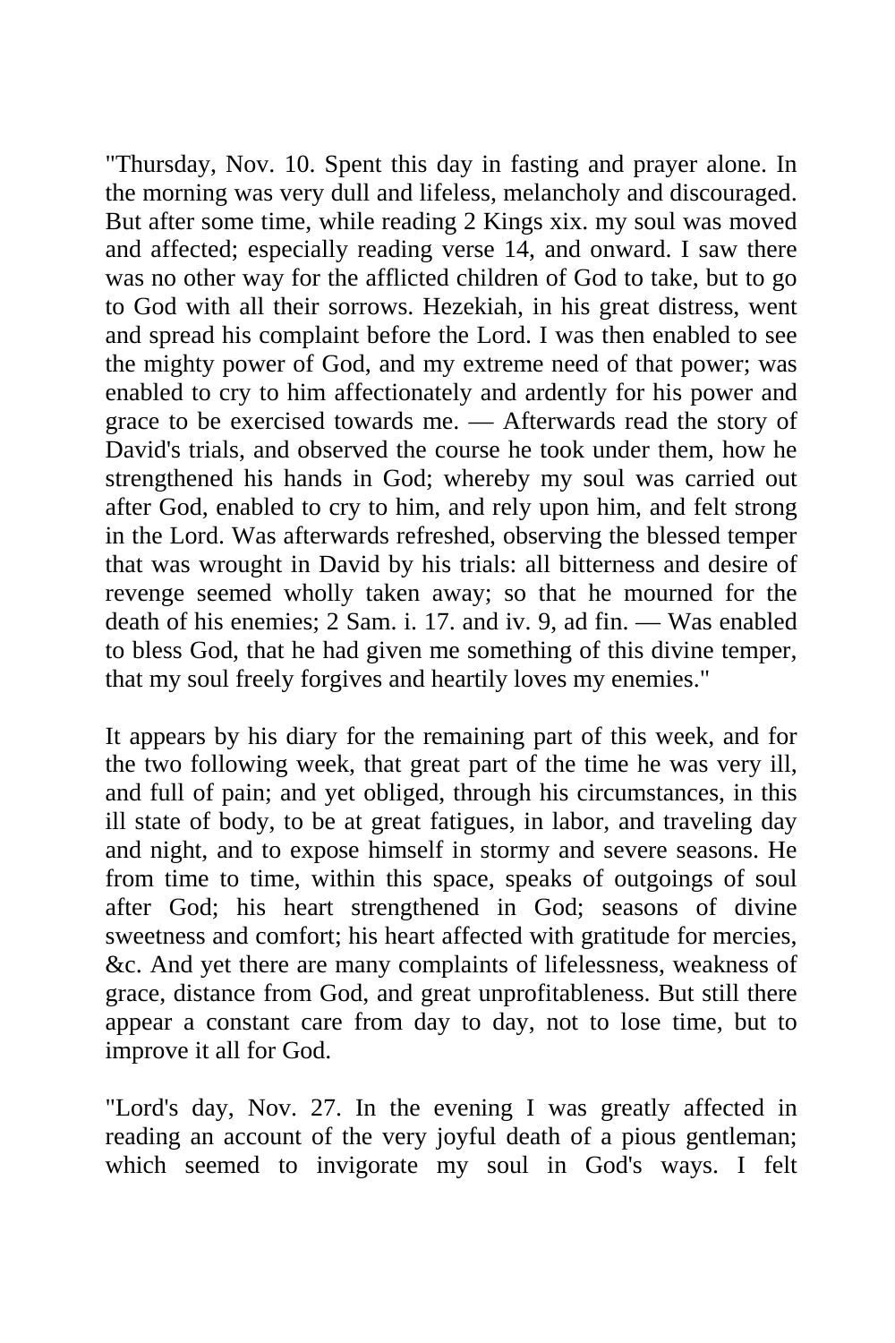"Thursday, Nov. 10. Spent this day in fasting and prayer alone. In the morning was very dull and lifeless, melancholy and discouraged. But after some time, while reading 2 Kings xix. my soul was moved and affected; especially reading verse 14, and onward. I saw there was no other way for the afflicted children of God to take, but to go to God with all their sorrows. Hezekiah, in his great distress, went and spread his complaint before the Lord. I was then enabled to see the mighty power of God, and my extreme need of that power; was enabled to cry to him affectionately and ardently for his power and grace to be exercised towards me. — Afterwards read the story of David's trials, and observed the course he took under them, how he strengthened his hands in God; whereby my soul was carried out after God, enabled to cry to him, and rely upon him, and felt strong in the Lord. Was afterwards refreshed, observing the blessed temper that was wrought in David by his trials: all bitterness and desire of revenge seemed wholly taken away; so that he mourned for the death of his enemies; 2 Sam. i. 17. and iv. 9, ad fin. — Was enabled to bless God, that he had given me something of this divine temper, that my soul freely forgives and heartily loves my enemies."

It appears by his diary for the remaining part of this week, and for the two following week, that great part of the time he was very ill, and full of pain; and yet obliged, through his circumstances, in this ill state of body, to be at great fatigues, in labor, and traveling day and night, and to expose himself in stormy and severe seasons. He from time to time, within this space, speaks of outgoings of soul after God; his heart strengthened in God; seasons of divine sweetness and comfort; his heart affected with gratitude for mercies, &c. And yet there are many complaints of lifelessness, weakness of grace, distance from God, and great unprofitableness. But still there appear a constant care from day to day, not to lose time, but to improve it all for God.

"Lord's day, Nov. 27. In the evening I was greatly affected in reading an account of the very joyful death of a pious gentleman; which seemed to invigorate my soul in God's ways. I felt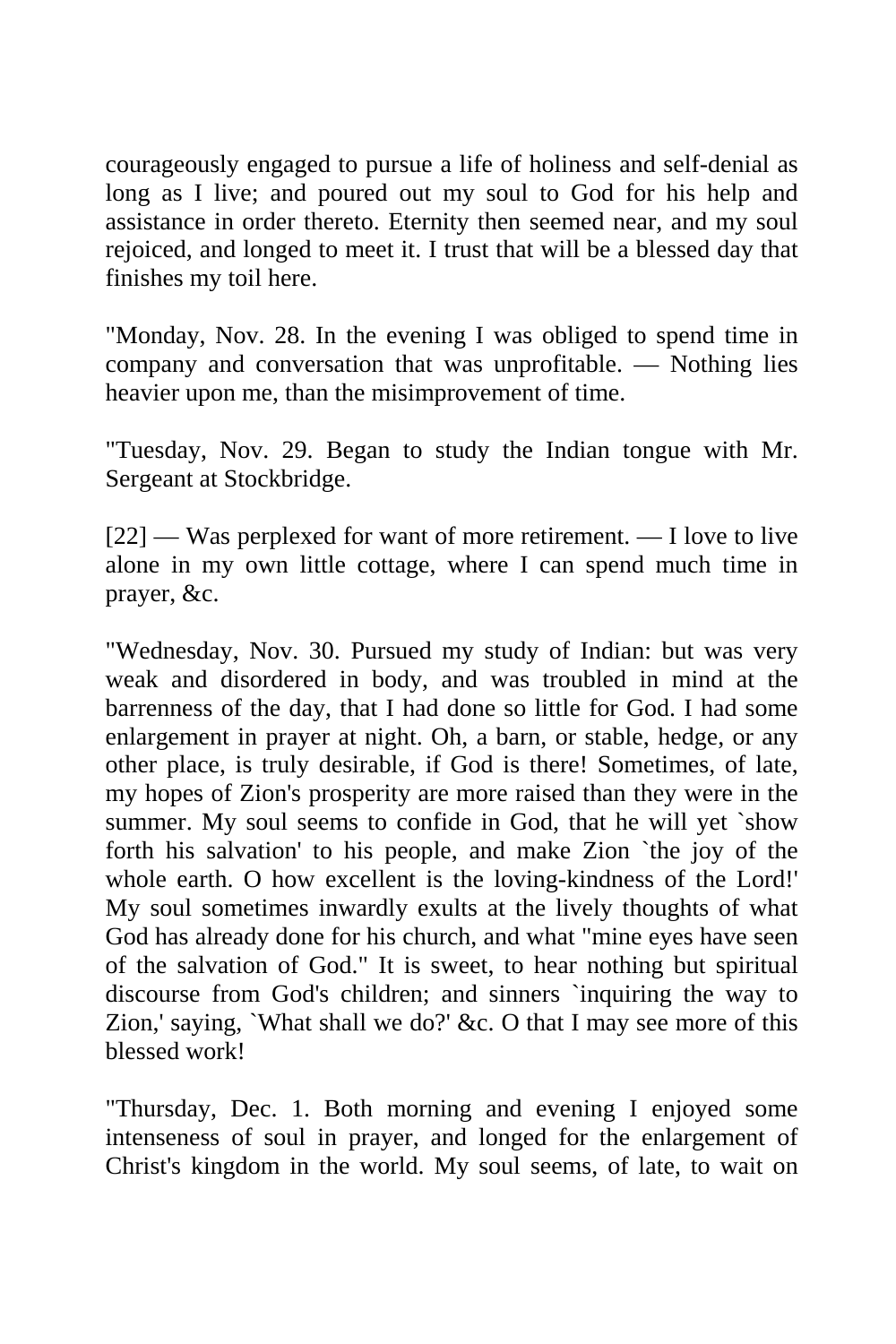courageously engaged to pursue a life of holiness and self-denial as long as I live; and poured out my soul to God for his help and assistance in order thereto. Eternity then seemed near, and my soul rejoiced, and longed to meet it. I trust that will be a blessed day that finishes my toil here.

"Monday, Nov. 28. In the evening I was obliged to spend time in company and conversation that was unprofitable. — Nothing lies heavier upon me, than the misimprovement of time.

"Tuesday, Nov. 29. Began to study the Indian tongue with Mr. Sergeant at Stockbridge.

[22] — Was perplexed for want of more retirement. — I love to live alone in my own little cottage, where I can spend much time in prayer, &c.

"Wednesday, Nov. 30. Pursued my study of Indian: but was very weak and disordered in body, and was troubled in mind at the barrenness of the day, that I had done so little for God. I had some enlargement in prayer at night. Oh, a barn, or stable, hedge, or any other place, is truly desirable, if God is there! Sometimes, of late, my hopes of Zion's prosperity are more raised than they were in the summer. My soul seems to confide in God, that he will yet `show forth his salvation' to his people, and make Zion `the joy of the whole earth. O how excellent is the loving-kindness of the Lord!' My soul sometimes inwardly exults at the lively thoughts of what God has already done for his church, and what "mine eyes have seen of the salvation of God." It is sweet, to hear nothing but spiritual discourse from God's children; and sinners `inquiring the way to Zion,' saying, `What shall we do?' &c. O that I may see more of this blessed work!

"Thursday, Dec. 1. Both morning and evening I enjoyed some intenseness of soul in prayer, and longed for the enlargement of Christ's kingdom in the world. My soul seems, of late, to wait on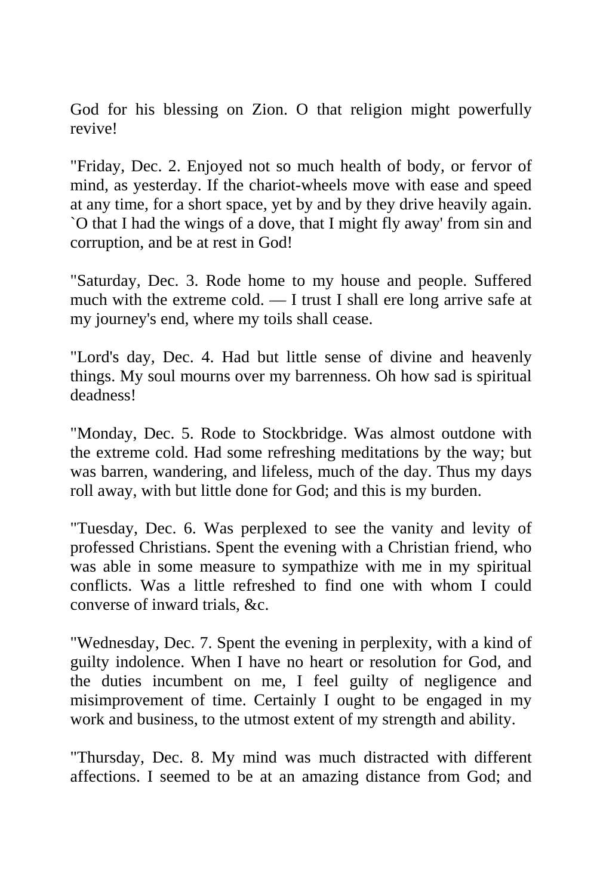God for his blessing on Zion. O that religion might powerfully revive!

"Friday, Dec. 2. Enjoyed not so much health of body, or fervor of mind, as yesterday. If the chariot-wheels move with ease and speed at any time, for a short space, yet by and by they drive heavily again. `O that I had the wings of a dove, that I might fly away' from sin and corruption, and be at rest in God!

"Saturday, Dec. 3. Rode home to my house and people. Suffered much with the extreme cold. — I trust I shall ere long arrive safe at my journey's end, where my toils shall cease.

"Lord's day, Dec. 4. Had but little sense of divine and heavenly things. My soul mourns over my barrenness. Oh how sad is spiritual deadness!

"Monday, Dec. 5. Rode to Stockbridge. Was almost outdone with the extreme cold. Had some refreshing meditations by the way; but was barren, wandering, and lifeless, much of the day. Thus my days roll away, with but little done for God; and this is my burden.

"Tuesday, Dec. 6. Was perplexed to see the vanity and levity of professed Christians. Spent the evening with a Christian friend, who was able in some measure to sympathize with me in my spiritual conflicts. Was a little refreshed to find one with whom I could converse of inward trials, &c.

"Wednesday, Dec. 7. Spent the evening in perplexity, with a kind of guilty indolence. When I have no heart or resolution for God, and the duties incumbent on me, I feel guilty of negligence and misimprovement of time. Certainly I ought to be engaged in my work and business, to the utmost extent of my strength and ability.

"Thursday, Dec. 8. My mind was much distracted with different affections. I seemed to be at an amazing distance from God; and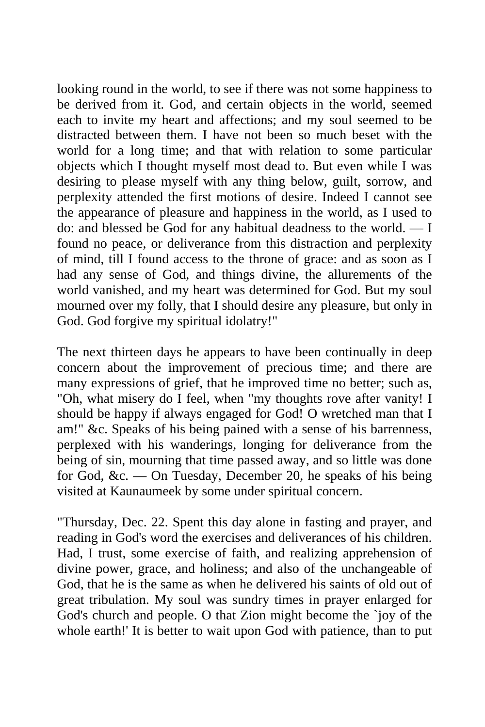looking round in the world, to see if there was not some happiness to be derived from it. God, and certain objects in the world, seemed each to invite my heart and affections; and my soul seemed to be distracted between them. I have not been so much beset with the world for a long time; and that with relation to some particular objects which I thought myself most dead to. But even while I was desiring to please myself with any thing below, guilt, sorrow, and perplexity attended the first motions of desire. Indeed I cannot see the appearance of pleasure and happiness in the world, as I used to do: and blessed be God for any habitual deadness to the world. — I found no peace, or deliverance from this distraction and perplexity of mind, till I found access to the throne of grace: and as soon as I had any sense of God, and things divine, the allurements of the world vanished, and my heart was determined for God. But my soul mourned over my folly, that I should desire any pleasure, but only in God. God forgive my spiritual idolatry!"

The next thirteen days he appears to have been continually in deep concern about the improvement of precious time; and there are many expressions of grief, that he improved time no better; such as, "Oh, what misery do I feel, when "my thoughts rove after vanity! I should be happy if always engaged for God! O wretched man that I am!" &c. Speaks of his being pained with a sense of his barrenness, perplexed with his wanderings, longing for deliverance from the being of sin, mourning that time passed away, and so little was done for God, &c. — On Tuesday, December 20, he speaks of his being visited at Kaunaumeek by some under spiritual concern.

"Thursday, Dec. 22. Spent this day alone in fasting and prayer, and reading in God's word the exercises and deliverances of his children. Had, I trust, some exercise of faith, and realizing apprehension of divine power, grace, and holiness; and also of the unchangeable of God, that he is the same as when he delivered his saints of old out of great tribulation. My soul was sundry times in prayer enlarged for God's church and people. O that Zion might become the `joy of the whole earth!' It is better to wait upon God with patience, than to put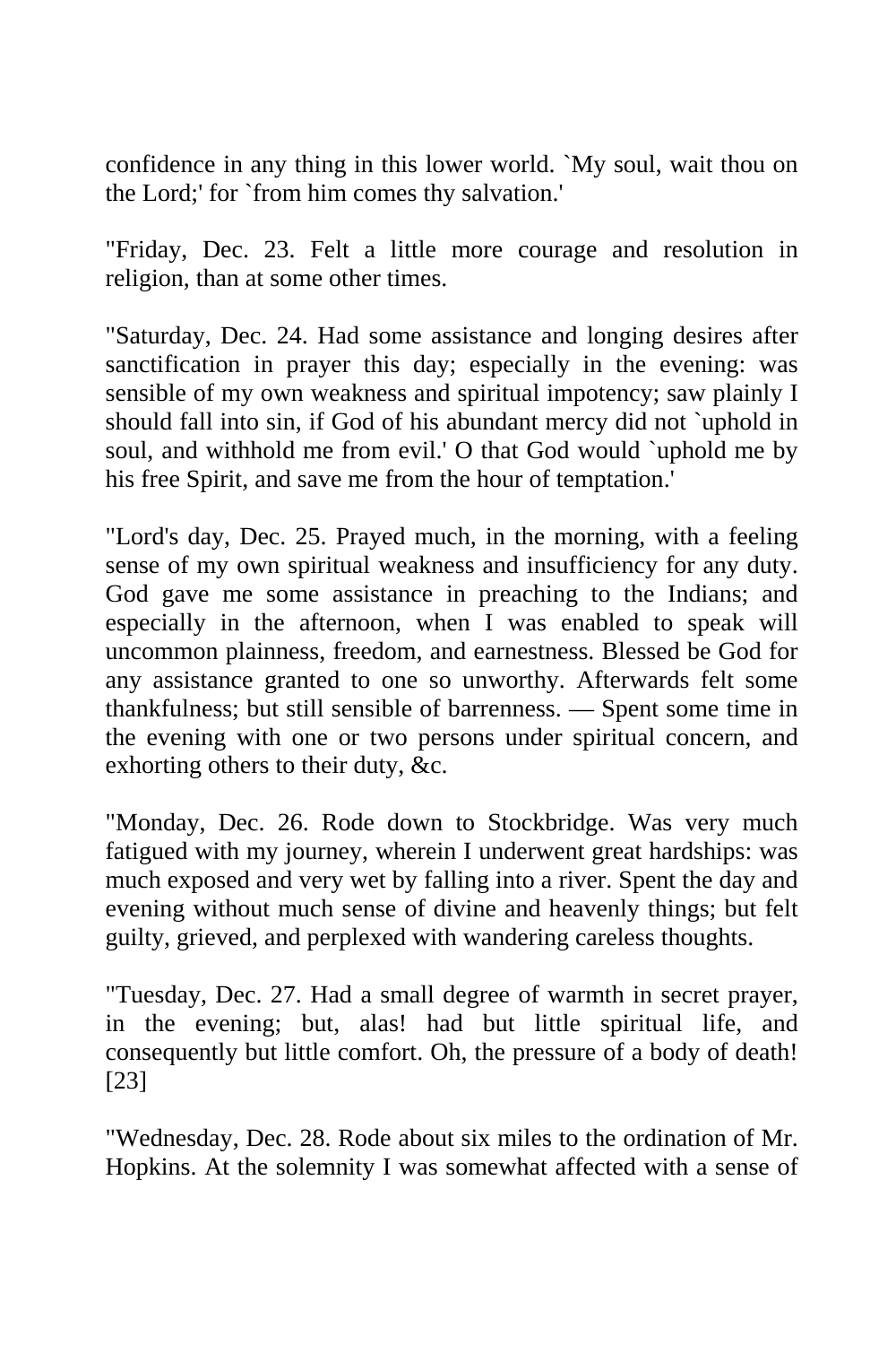confidence in any thing in this lower world. `My soul, wait thou on the Lord;' for `from him comes thy salvation.'

"Friday, Dec. 23. Felt a little more courage and resolution in religion, than at some other times.

"Saturday, Dec. 24. Had some assistance and longing desires after sanctification in prayer this day; especially in the evening: was sensible of my own weakness and spiritual impotency; saw plainly I should fall into sin, if God of his abundant mercy did not `uphold in soul, and withhold me from evil.' O that God would `uphold me by his free Spirit, and save me from the hour of temptation.'

"Lord's day, Dec. 25. Prayed much, in the morning, with a feeling sense of my own spiritual weakness and insufficiency for any duty. God gave me some assistance in preaching to the Indians; and especially in the afternoon, when I was enabled to speak will uncommon plainness, freedom, and earnestness. Blessed be God for any assistance granted to one so unworthy. Afterwards felt some thankfulness; but still sensible of barrenness. — Spent some time in the evening with one or two persons under spiritual concern, and exhorting others to their duty, &c.

"Monday, Dec. 26. Rode down to Stockbridge. Was very much fatigued with my journey, wherein I underwent great hardships: was much exposed and very wet by falling into a river. Spent the day and evening without much sense of divine and heavenly things; but felt guilty, grieved, and perplexed with wandering careless thoughts.

"Tuesday, Dec. 27. Had a small degree of warmth in secret prayer, in the evening; but, alas! had but little spiritual life, and consequently but little comfort. Oh, the pressure of a body of death! [23]

"Wednesday, Dec. 28. Rode about six miles to the ordination of Mr. Hopkins. At the solemnity I was somewhat affected with a sense of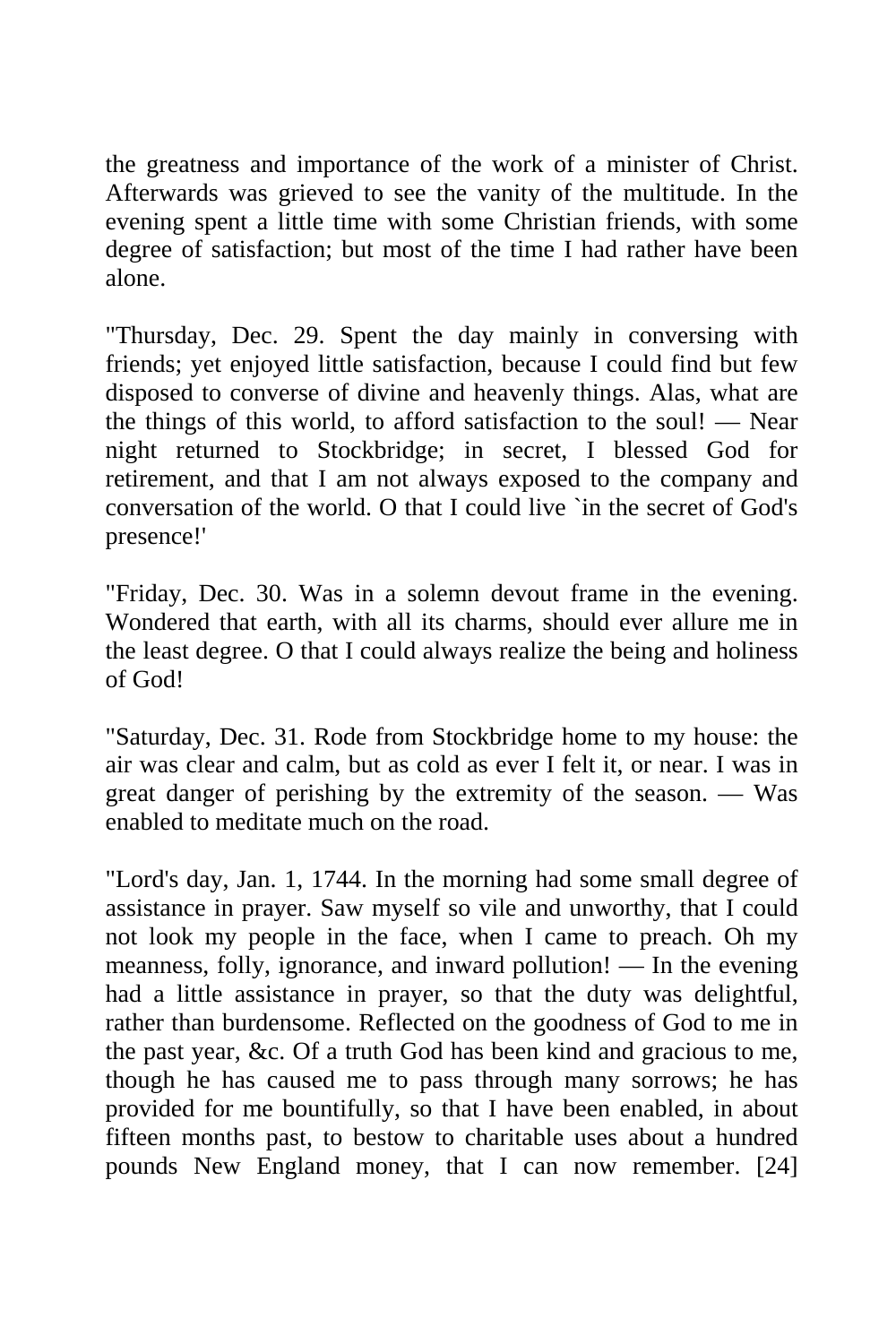the greatness and importance of the work of a minister of Christ. Afterwards was grieved to see the vanity of the multitude. In the evening spent a little time with some Christian friends, with some degree of satisfaction; but most of the time I had rather have been alone.

"Thursday, Dec. 29. Spent the day mainly in conversing with friends; yet enjoyed little satisfaction, because I could find but few disposed to converse of divine and heavenly things. Alas, what are the things of this world, to afford satisfaction to the soul! — Near night returned to Stockbridge; in secret, I blessed God for retirement, and that I am not always exposed to the company and conversation of the world. O that I could live `in the secret of God's presence!'

"Friday, Dec. 30. Was in a solemn devout frame in the evening. Wondered that earth, with all its charms, should ever allure me in the least degree. O that I could always realize the being and holiness of God!

"Saturday, Dec. 31. Rode from Stockbridge home to my house: the air was clear and calm, but as cold as ever I felt it, or near. I was in great danger of perishing by the extremity of the season. — Was enabled to meditate much on the road.

"Lord's day, Jan. 1, 1744. In the morning had some small degree of assistance in prayer. Saw myself so vile and unworthy, that I could not look my people in the face, when I came to preach. Oh my meanness, folly, ignorance, and inward pollution! — In the evening had a little assistance in prayer, so that the duty was delightful, rather than burdensome. Reflected on the goodness of God to me in the past year, &c. Of a truth God has been kind and gracious to me, though he has caused me to pass through many sorrows; he has provided for me bountifully, so that I have been enabled, in about fifteen months past, to bestow to charitable uses about a hundred pounds New England money, that I can now remember. [24]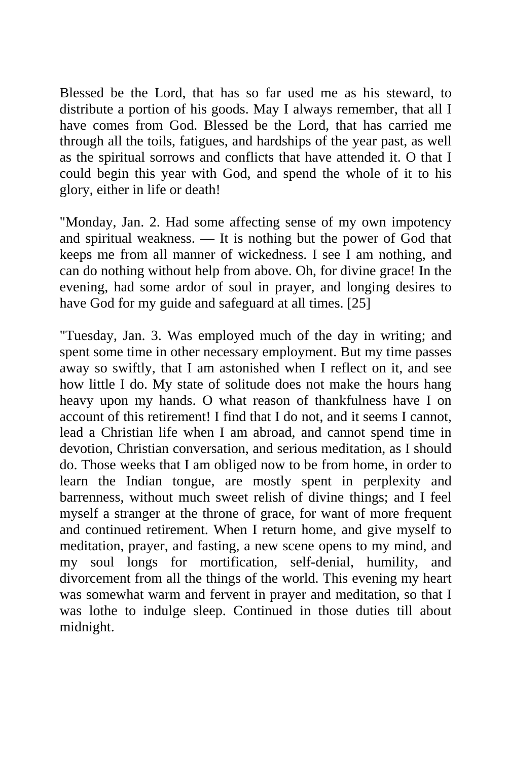Blessed be the Lord, that has so far used me as his steward, to distribute a portion of his goods. May I always remember, that all I have comes from God. Blessed be the Lord, that has carried me through all the toils, fatigues, and hardships of the year past, as well as the spiritual sorrows and conflicts that have attended it. O that I could begin this year with God, and spend the whole of it to his glory, either in life or death!

"Monday, Jan. 2. Had some affecting sense of my own impotency and spiritual weakness. — It is nothing but the power of God that keeps me from all manner of wickedness. I see I am nothing, and can do nothing without help from above. Oh, for divine grace! In the evening, had some ardor of soul in prayer, and longing desires to have God for my guide and safeguard at all times. [25]

"Tuesday, Jan. 3. Was employed much of the day in writing; and spent some time in other necessary employment. But my time passes away so swiftly, that I am astonished when I reflect on it, and see how little I do. My state of solitude does not make the hours hang heavy upon my hands. O what reason of thankfulness have I on account of this retirement! I find that I do not, and it seems I cannot, lead a Christian life when I am abroad, and cannot spend time in devotion, Christian conversation, and serious meditation, as I should do. Those weeks that I am obliged now to be from home, in order to learn the Indian tongue, are mostly spent in perplexity and barrenness, without much sweet relish of divine things; and I feel myself a stranger at the throne of grace, for want of more frequent and continued retirement. When I return home, and give myself to meditation, prayer, and fasting, a new scene opens to my mind, and my soul longs for mortification, self-denial, humility, and divorcement from all the things of the world. This evening my heart was somewhat warm and fervent in prayer and meditation, so that I was lothe to indulge sleep. Continued in those duties till about midnight.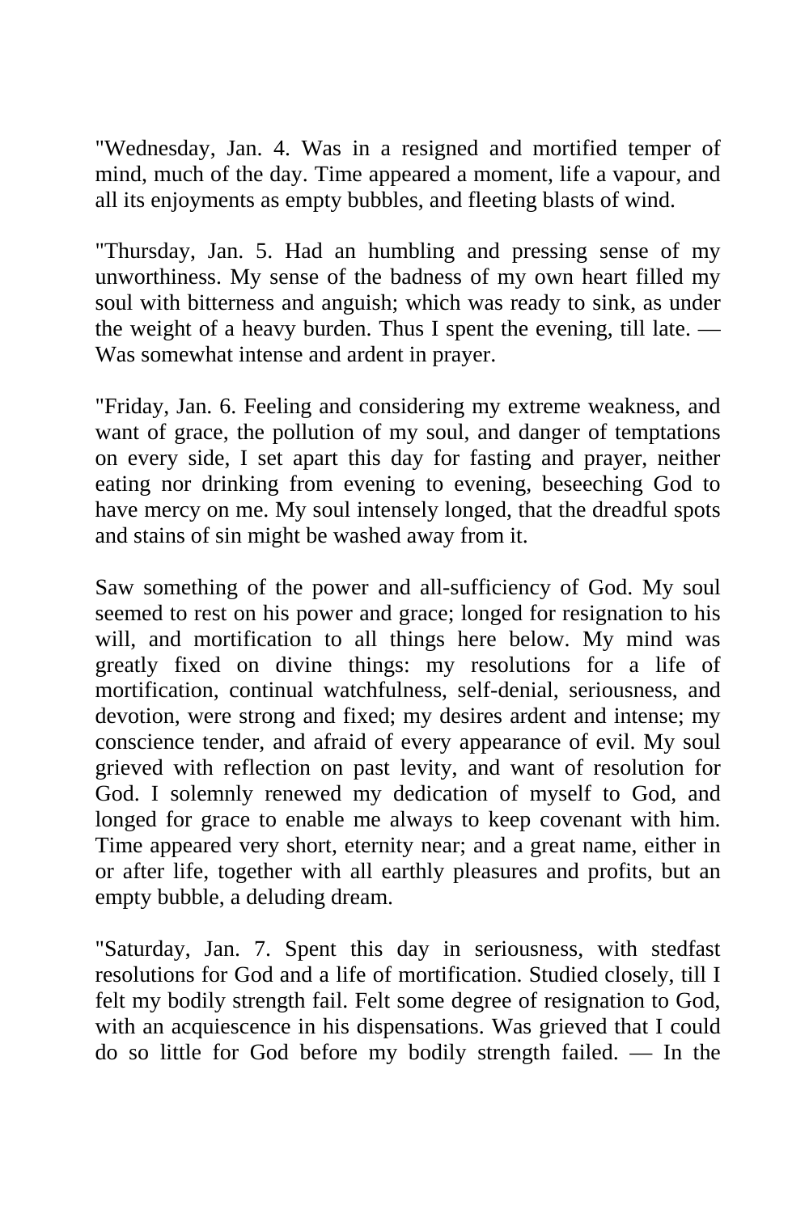"Wednesday, Jan. 4. Was in a resigned and mortified temper of mind, much of the day. Time appeared a moment, life a vapour, and all its enjoyments as empty bubbles, and fleeting blasts of wind.

"Thursday, Jan. 5. Had an humbling and pressing sense of my unworthiness. My sense of the badness of my own heart filled my soul with bitterness and anguish; which was ready to sink, as under the weight of a heavy burden. Thus I spent the evening, till late. — Was somewhat intense and ardent in prayer.

"Friday, Jan. 6. Feeling and considering my extreme weakness, and want of grace, the pollution of my soul, and danger of temptations on every side, I set apart this day for fasting and prayer, neither eating nor drinking from evening to evening, beseeching God to have mercy on me. My soul intensely longed, that the dreadful spots and stains of sin might be washed away from it.

Saw something of the power and all-sufficiency of God. My soul seemed to rest on his power and grace; longed for resignation to his will, and mortification to all things here below. My mind was greatly fixed on divine things: my resolutions for a life of mortification, continual watchfulness, self-denial, seriousness, and devotion, were strong and fixed; my desires ardent and intense; my conscience tender, and afraid of every appearance of evil. My soul grieved with reflection on past levity, and want of resolution for God. I solemnly renewed my dedication of myself to God, and longed for grace to enable me always to keep covenant with him. Time appeared very short, eternity near; and a great name, either in or after life, together with all earthly pleasures and profits, but an empty bubble, a deluding dream.

"Saturday, Jan. 7. Spent this day in seriousness, with stedfast resolutions for God and a life of mortification. Studied closely, till I felt my bodily strength fail. Felt some degree of resignation to God, with an acquiescence in his dispensations. Was grieved that I could do so little for God before my bodily strength failed. — In the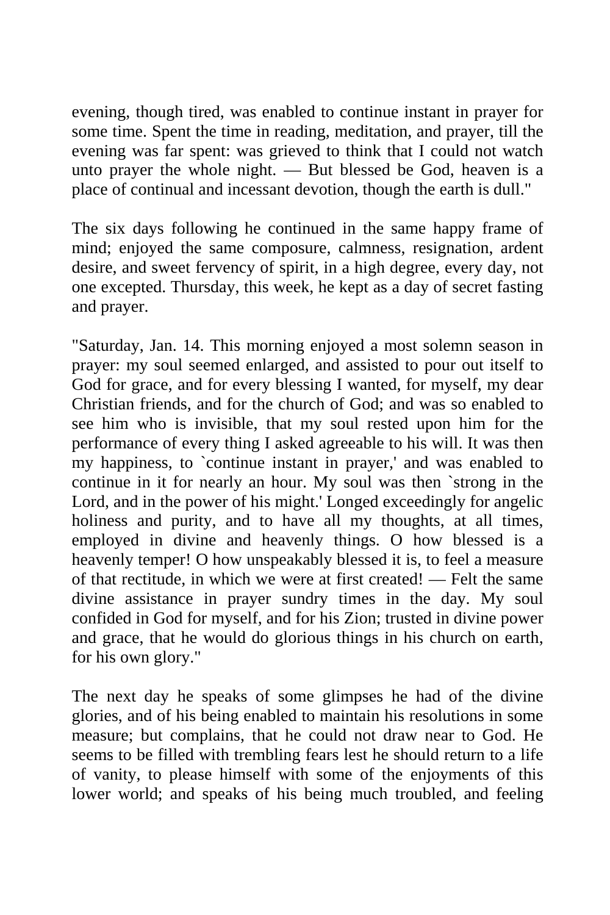evening, though tired, was enabled to continue instant in prayer for some time. Spent the time in reading, meditation, and prayer, till the evening was far spent: was grieved to think that I could not watch unto prayer the whole night. — But blessed be God, heaven is a place of continual and incessant devotion, though the earth is dull."

The six days following he continued in the same happy frame of mind; enjoyed the same composure, calmness, resignation, ardent desire, and sweet fervency of spirit, in a high degree, every day, not one excepted. Thursday, this week, he kept as a day of secret fasting and prayer.

"Saturday, Jan. 14. This morning enjoyed a most solemn season in prayer: my soul seemed enlarged, and assisted to pour out itself to God for grace, and for every blessing I wanted, for myself, my dear Christian friends, and for the church of God; and was so enabled to see him who is invisible, that my soul rested upon him for the performance of every thing I asked agreeable to his will. It was then my happiness, to `continue instant in prayer,' and was enabled to continue in it for nearly an hour. My soul was then `strong in the Lord, and in the power of his might.' Longed exceedingly for angelic holiness and purity, and to have all my thoughts, at all times, employed in divine and heavenly things. O how blessed is a heavenly temper! O how unspeakably blessed it is, to feel a measure of that rectitude, in which we were at first created! — Felt the same divine assistance in prayer sundry times in the day. My soul confided in God for myself, and for his Zion; trusted in divine power and grace, that he would do glorious things in his church on earth, for his own glory."

The next day he speaks of some glimpses he had of the divine glories, and of his being enabled to maintain his resolutions in some measure; but complains, that he could not draw near to God. He seems to be filled with trembling fears lest he should return to a life of vanity, to please himself with some of the enjoyments of this lower world; and speaks of his being much troubled, and feeling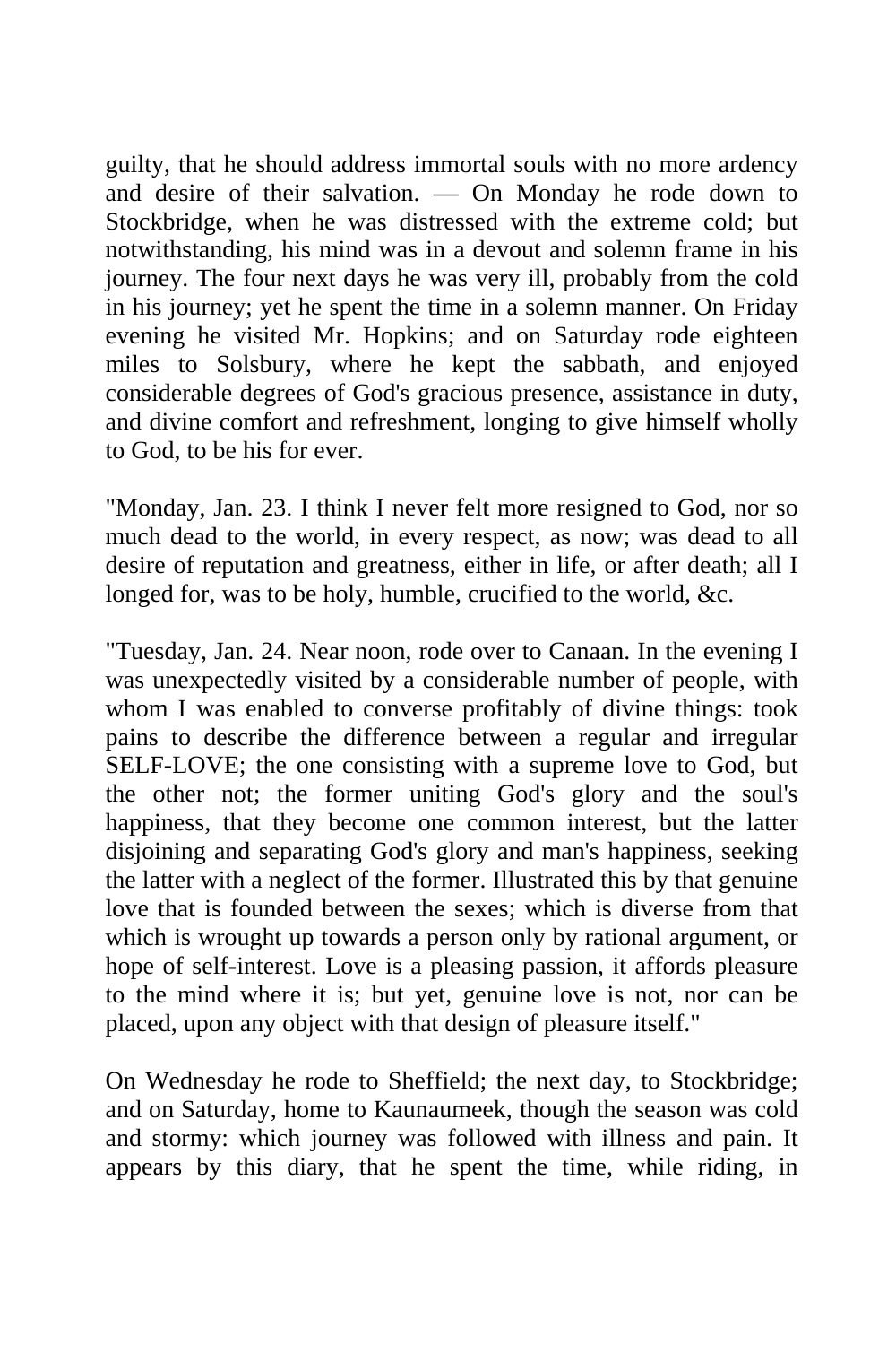guilty, that he should address immortal souls with no more ardency and desire of their salvation. — On Monday he rode down to Stockbridge, when he was distressed with the extreme cold; but notwithstanding, his mind was in a devout and solemn frame in his journey. The four next days he was very ill, probably from the cold in his journey; yet he spent the time in a solemn manner. On Friday evening he visited Mr. Hopkins; and on Saturday rode eighteen miles to Solsbury, where he kept the sabbath, and enjoyed considerable degrees of God's gracious presence, assistance in duty, and divine comfort and refreshment, longing to give himself wholly to God, to be his for ever.

"Monday, Jan. 23. I think I never felt more resigned to God, nor so much dead to the world, in every respect, as now; was dead to all desire of reputation and greatness, either in life, or after death; all I longed for, was to be holy, humble, crucified to the world, &c.

"Tuesday, Jan. 24. Near noon, rode over to Canaan. In the evening I was unexpectedly visited by a considerable number of people, with whom I was enabled to converse profitably of divine things: took pains to describe the difference between a regular and irregular SELF-LOVE; the one consisting with a supreme love to God, but the other not; the former uniting God's glory and the soul's happiness, that they become one common interest, but the latter disjoining and separating God's glory and man's happiness, seeking the latter with a neglect of the former. Illustrated this by that genuine love that is founded between the sexes; which is diverse from that which is wrought up towards a person only by rational argument, or hope of self-interest. Love is a pleasing passion, it affords pleasure to the mind where it is; but yet, genuine love is not, nor can be placed, upon any object with that design of pleasure itself."

On Wednesday he rode to Sheffield; the next day, to Stockbridge; and on Saturday, home to Kaunaumeek, though the season was cold and stormy: which journey was followed with illness and pain. It appears by this diary, that he spent the time, while riding, in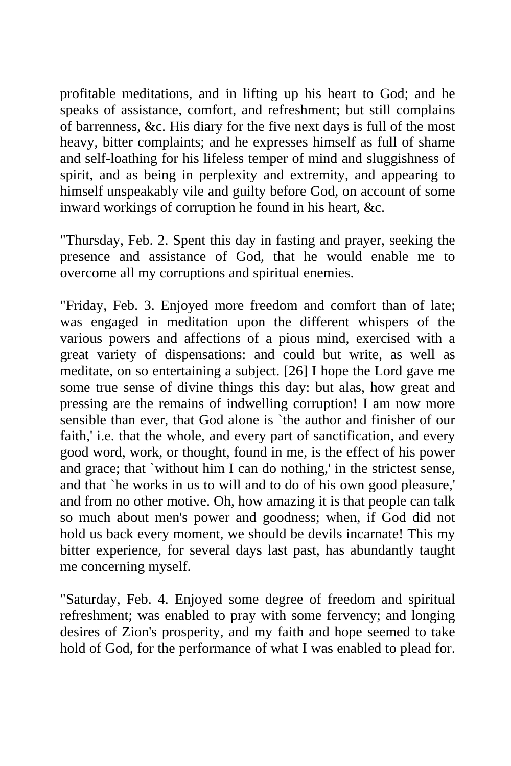profitable meditations, and in lifting up his heart to God; and he speaks of assistance, comfort, and refreshment; but still complains of barrenness, &c. His diary for the five next days is full of the most heavy, bitter complaints; and he expresses himself as full of shame and self-loathing for his lifeless temper of mind and sluggishness of spirit, and as being in perplexity and extremity, and appearing to himself unspeakably vile and guilty before God, on account of some inward workings of corruption he found in his heart, &c.

"Thursday, Feb. 2. Spent this day in fasting and prayer, seeking the presence and assistance of God, that he would enable me to overcome all my corruptions and spiritual enemies.

"Friday, Feb. 3. Enjoyed more freedom and comfort than of late; was engaged in meditation upon the different whispers of the various powers and affections of a pious mind, exercised with a great variety of dispensations: and could but write, as well as meditate, on so entertaining a subject. [26] I hope the Lord gave me some true sense of divine things this day: but alas, how great and pressing are the remains of indwelling corruption! I am now more sensible than ever, that God alone is `the author and finisher of our faith,' i.e. that the whole, and every part of sanctification, and every good word, work, or thought, found in me, is the effect of his power and grace; that `without him I can do nothing,' in the strictest sense, and that `he works in us to will and to do of his own good pleasure,' and from no other motive. Oh, how amazing it is that people can talk so much about men's power and goodness; when, if God did not hold us back every moment, we should be devils incarnate! This my bitter experience, for several days last past, has abundantly taught me concerning myself.

"Saturday, Feb. 4. Enjoyed some degree of freedom and spiritual refreshment; was enabled to pray with some fervency; and longing desires of Zion's prosperity, and my faith and hope seemed to take hold of God, for the performance of what I was enabled to plead for.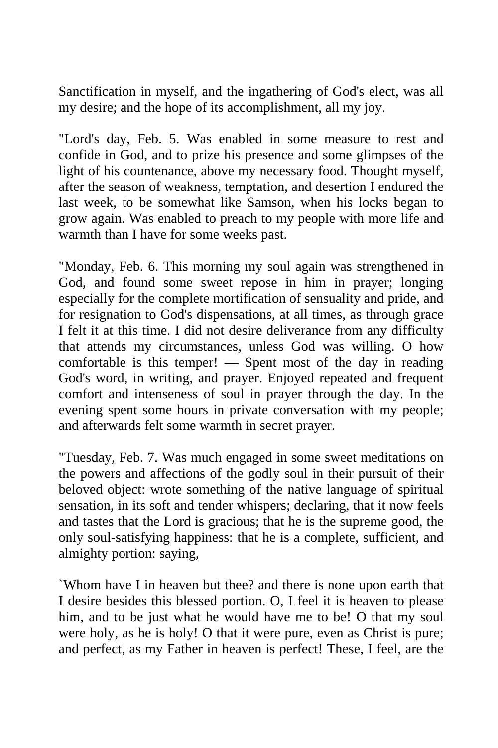Sanctification in myself, and the ingathering of God's elect, was all my desire; and the hope of its accomplishment, all my joy.

"Lord's day, Feb. 5. Was enabled in some measure to rest and confide in God, and to prize his presence and some glimpses of the light of his countenance, above my necessary food. Thought myself, after the season of weakness, temptation, and desertion I endured the last week, to be somewhat like Samson, when his locks began to grow again. Was enabled to preach to my people with more life and warmth than I have for some weeks past.

"Monday, Feb. 6. This morning my soul again was strengthened in God, and found some sweet repose in him in prayer; longing especially for the complete mortification of sensuality and pride, and for resignation to God's dispensations, at all times, as through grace I felt it at this time. I did not desire deliverance from any difficulty that attends my circumstances, unless God was willing. O how comfortable is this temper! — Spent most of the day in reading God's word, in writing, and prayer. Enjoyed repeated and frequent comfort and intenseness of soul in prayer through the day. In the evening spent some hours in private conversation with my people; and afterwards felt some warmth in secret prayer.

"Tuesday, Feb. 7. Was much engaged in some sweet meditations on the powers and affections of the godly soul in their pursuit of their beloved object: wrote something of the native language of spiritual sensation, in its soft and tender whispers; declaring, that it now feels and tastes that the Lord is gracious; that he is the supreme good, the only soul-satisfying happiness: that he is a complete, sufficient, and almighty portion: saying,

`Whom have I in heaven but thee? and there is none upon earth that I desire besides this blessed portion. O, I feel it is heaven to please him, and to be just what he would have me to be! O that my soul were holy, as he is holy! O that it were pure, even as Christ is pure; and perfect, as my Father in heaven is perfect! These, I feel, are the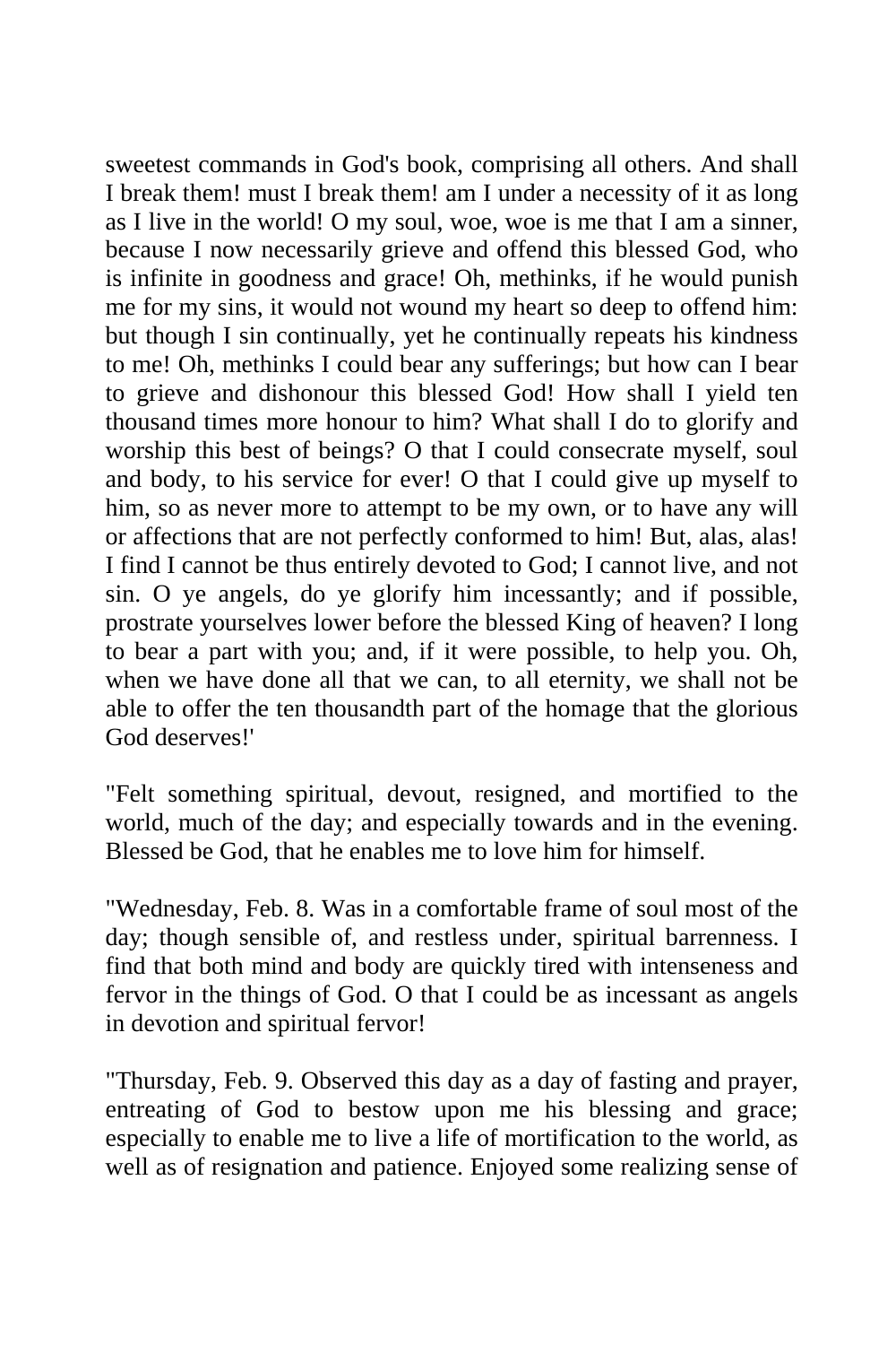sweetest commands in God's book, comprising all others. And shall I break them! must I break them! am I under a necessity of it as long as I live in the world! O my soul, woe, woe is me that I am a sinner, because I now necessarily grieve and offend this blessed God, who is infinite in goodness and grace! Oh, methinks, if he would punish me for my sins, it would not wound my heart so deep to offend him: but though I sin continually, yet he continually repeats his kindness to me! Oh, methinks I could bear any sufferings; but how can I bear to grieve and dishonour this blessed God! How shall I yield ten thousand times more honour to him? What shall I do to glorify and worship this best of beings? O that I could consecrate myself, soul and body, to his service for ever! O that I could give up myself to him, so as never more to attempt to be my own, or to have any will or affections that are not perfectly conformed to him! But, alas, alas! I find I cannot be thus entirely devoted to God; I cannot live, and not sin. O ye angels, do ye glorify him incessantly; and if possible, prostrate yourselves lower before the blessed King of heaven? I long to bear a part with you; and, if it were possible, to help you. Oh, when we have done all that we can, to all eternity, we shall not be able to offer the ten thousandth part of the homage that the glorious God deserves!'

"Felt something spiritual, devout, resigned, and mortified to the world, much of the day; and especially towards and in the evening. Blessed be God, that he enables me to love him for himself.

"Wednesday, Feb. 8. Was in a comfortable frame of soul most of the day; though sensible of, and restless under, spiritual barrenness. I find that both mind and body are quickly tired with intenseness and fervor in the things of God. O that I could be as incessant as angels in devotion and spiritual fervor!

"Thursday, Feb. 9. Observed this day as a day of fasting and prayer, entreating of God to bestow upon me his blessing and grace; especially to enable me to live a life of mortification to the world, as well as of resignation and patience. Enjoyed some realizing sense of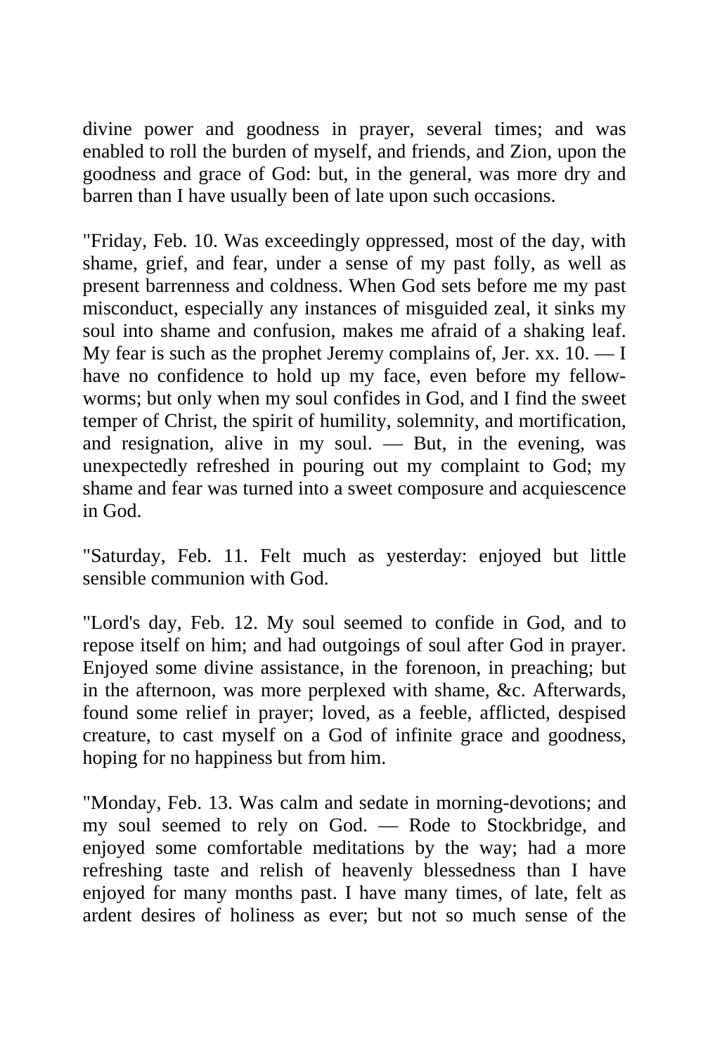divine power and goodness in prayer, several times; and was enabled to roll the burden of myself, and friends, and Zion, upon the goodness and grace of God: but, in the general, was more dry and barren than I have usually been of late upon such occasions.

"Friday, Feb. 10. Was exceedingly oppressed, most of the day, with shame, grief, and fear, under a sense of my past folly, as well as present barrenness and coldness. When God sets before me my past misconduct, especially any instances of misguided zeal, it sinks my soul into shame and confusion, makes me afraid of a shaking leaf. My fear is such as the prophet Jeremy complains of, Jer. xx. 10. — I have no confidence to hold up my face, even before my fellow-worms; but only when my soul confides in God, and I find the sweet temper of Christ, the spirit of humility, solemnity, and mortification, and resignation, alive in my soul. — But, in the evening, was unexpectedly refreshed in pouring out my complaint to God; my shame and fear was turned into a sweet composure and acquiescence in God.

"Saturday, Feb. 11. Felt much as yesterday: enjoyed but little sensible communion with God.

"Lord's day, Feb. 12. My soul seemed to confide in God, and to repose itself on him; and had outgoings of soul after God in prayer. Enjoyed some divine assistance, in the forenoon, in preaching; but in the afternoon, was more perplexed with shame, &c. Afterwards, found some relief in prayer; loved, as a feeble, afflicted, despised creature, to cast myself on a God of infinite grace and goodness, hoping for no happiness but from him.

"Monday, Feb. 13. Was calm and sedate in morning-devotions; and my soul seemed to rely on God. — Rode to Stockbridge, and enjoyed some comfortable meditations by the way; had a more refreshing taste and relish of heavenly blessedness than I have enjoyed for many months past. I have many times, of late, felt as ardent desires of holiness as ever; but not so much sense of the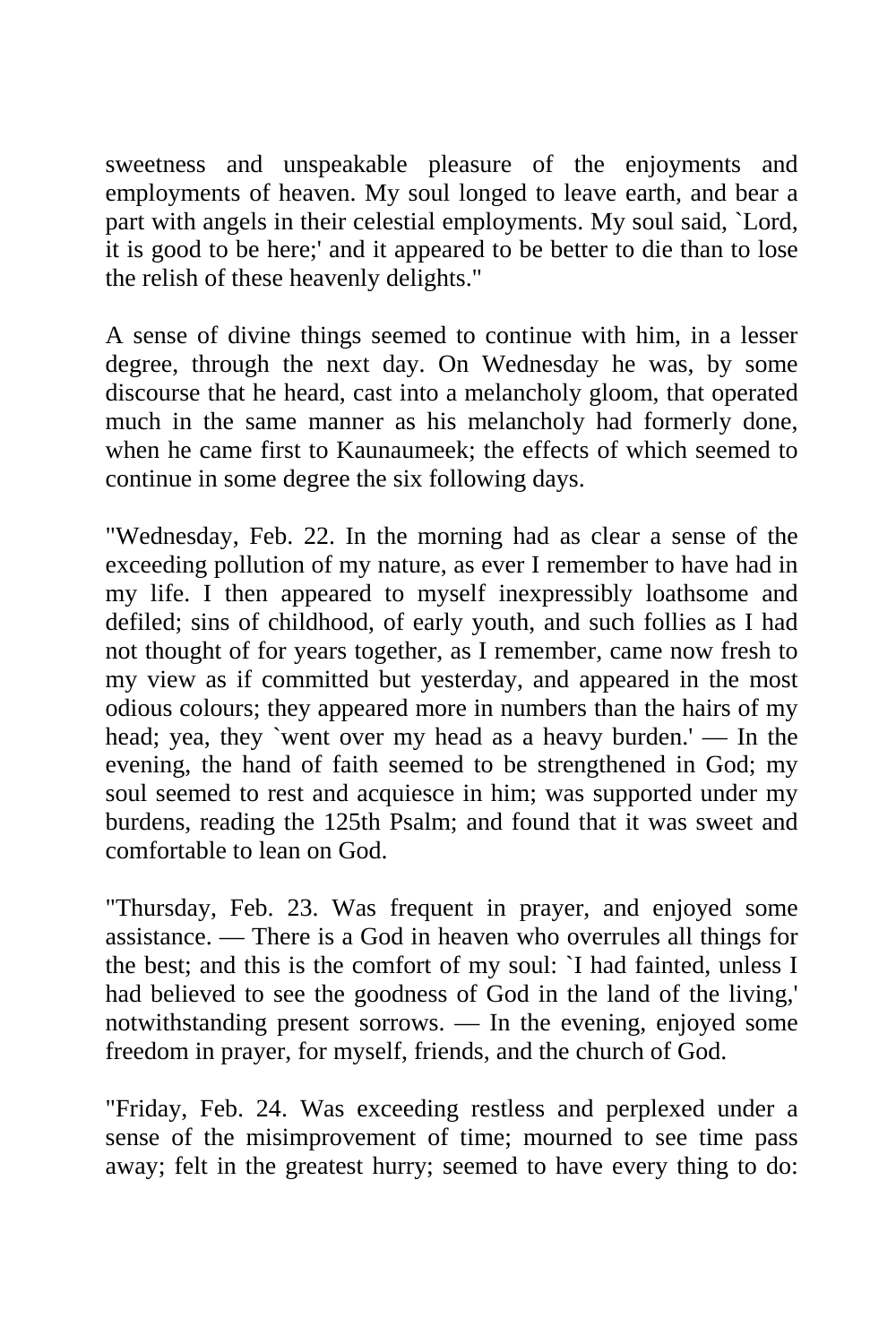sweetness and unspeakable pleasure of the enjoyments and employments of heaven. My soul longed to leave earth, and bear a part with angels in their celestial employments. My soul said, `Lord, it is good to be here;' and it appeared to be better to die than to lose the relish of these heavenly delights."

A sense of divine things seemed to continue with him, in a lesser degree, through the next day. On Wednesday he was, by some discourse that he heard, cast into a melancholy gloom, that operated much in the same manner as his melancholy had formerly done, when he came first to Kaunaumeek; the effects of which seemed to continue in some degree the six following days.

"Wednesday, Feb. 22. In the morning had as clear a sense of the exceeding pollution of my nature, as ever I remember to have had in my life. I then appeared to myself inexpressibly loathsome and defiled; sins of childhood, of early youth, and such follies as I had not thought of for years together, as I remember, came now fresh to my view as if committed but yesterday, and appeared in the most odious colours; they appeared more in numbers than the hairs of my head; yea, they `went over my head as a heavy burden.' — In the evening, the hand of faith seemed to be strengthened in God; my soul seemed to rest and acquiesce in him; was supported under my burdens, reading the 125th Psalm; and found that it was sweet and comfortable to lean on God.

"Thursday, Feb. 23. Was frequent in prayer, and enjoyed some assistance. — There is a God in heaven who overrules all things for the best; and this is the comfort of my soul: `I had fainted, unless I had believed to see the goodness of God in the land of the living,' notwithstanding present sorrows. — In the evening, enjoyed some freedom in prayer, for myself, friends, and the church of God.

"Friday, Feb. 24. Was exceeding restless and perplexed under a sense of the misimprovement of time; mourned to see time pass away; felt in the greatest hurry; seemed to have every thing to do: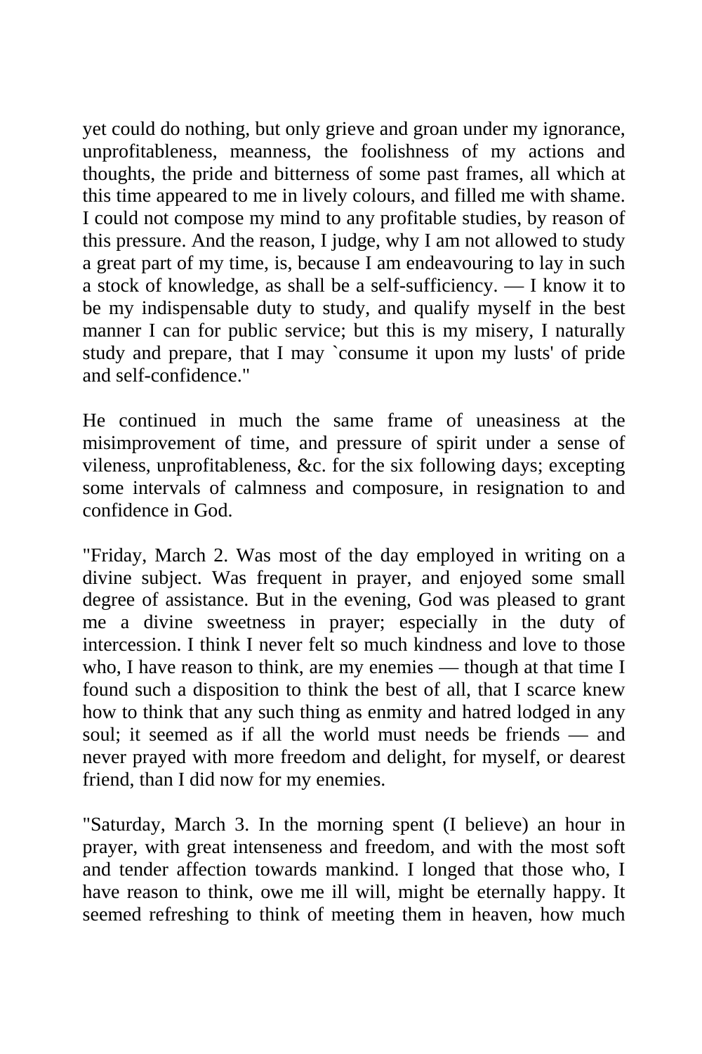yet could do nothing, but only grieve and groan under my ignorance, unprofitableness, meanness, the foolishness of my actions and thoughts, the pride and bitterness of some past frames, all which at this time appeared to me in lively colours, and filled me with shame. I could not compose my mind to any profitable studies, by reason of this pressure. And the reason, I judge, why I am not allowed to study a great part of my time, is, because I am endeavouring to lay in such a stock of knowledge, as shall be a self-sufficiency. — I know it to be my indispensable duty to study, and qualify myself in the best manner I can for public service; but this is my misery, I naturally study and prepare, that I may `consume it upon my lusts' of pride and self-confidence."

He continued in much the same frame of uneasiness at the misimprovement of time, and pressure of spirit under a sense of vileness, unprofitableness, &c. for the six following days; excepting some intervals of calmness and composure, in resignation to and confidence in God.

"Friday, March 2. Was most of the day employed in writing on a divine subject. Was frequent in prayer, and enjoyed some small degree of assistance. But in the evening, God was pleased to grant me a divine sweetness in prayer; especially in the duty of intercession. I think I never felt so much kindness and love to those who, I have reason to think, are my enemies — though at that time I found such a disposition to think the best of all, that I scarce knew how to think that any such thing as enmity and hatred lodged in any soul; it seemed as if all the world must needs be friends — and never prayed with more freedom and delight, for myself, or dearest friend, than I did now for my enemies.

"Saturday, March 3. In the morning spent (I believe) an hour in prayer, with great intenseness and freedom, and with the most soft and tender affection towards mankind. I longed that those who, I have reason to think, owe me ill will, might be eternally happy. It seemed refreshing to think of meeting them in heaven, how much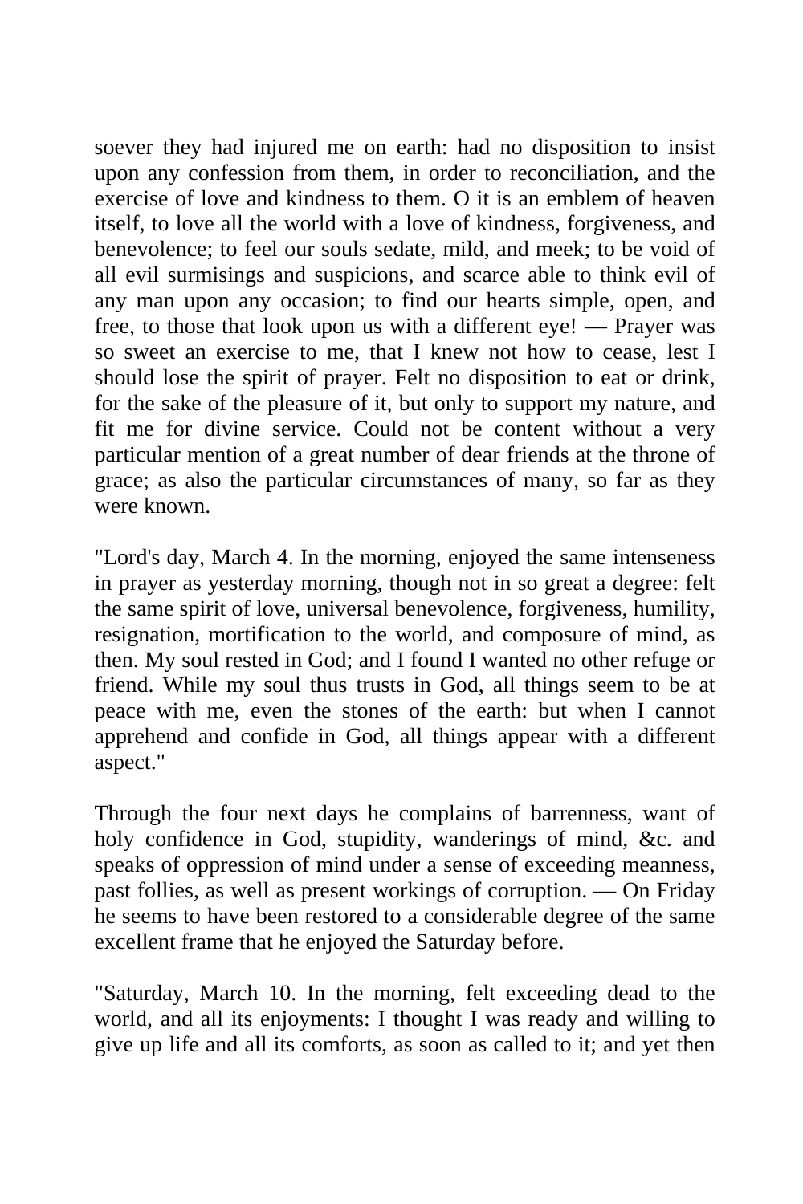soever they had injured me on earth: had no disposition to insist upon any confession from them, in order to reconciliation, and the exercise of love and kindness to them. O it is an emblem of heaven itself, to love all the world with a love of kindness, forgiveness, and benevolence; to feel our souls sedate, mild, and meek; to be void of all evil surmisings and suspicions, and scarce able to think evil of any man upon any occasion; to find our hearts simple, open, and free, to those that look upon us with a different eye! — Prayer was so sweet an exercise to me, that I knew not how to cease, lest I should lose the spirit of prayer. Felt no disposition to eat or drink, for the sake of the pleasure of it, but only to support my nature, and fit me for divine service. Could not be content without a very particular mention of a great number of dear friends at the throne of grace; as also the particular circumstances of many, so far as they were known.

"Lord's day, March 4. In the morning, enjoyed the same intenseness in prayer as yesterday morning, though not in so great a degree: felt the same spirit of love, universal benevolence, forgiveness, humility, resignation, mortification to the world, and composure of mind, as then. My soul rested in God; and I found I wanted no other refuge or friend. While my soul thus trusts in God, all things seem to be at peace with me, even the stones of the earth: but when I cannot apprehend and confide in God, all things appear with a different aspect."

Through the four next days he complains of barrenness, want of holy confidence in God, stupidity, wanderings of mind, &c. and speaks of oppression of mind under a sense of exceeding meanness, past follies, as well as present workings of corruption. — On Friday he seems to have been restored to a considerable degree of the same excellent frame that he enjoyed the Saturday before.

"Saturday, March 10. In the morning, felt exceeding dead to the world, and all its enjoyments: I thought I was ready and willing to give up life and all its comforts, as soon as called to it; and yet then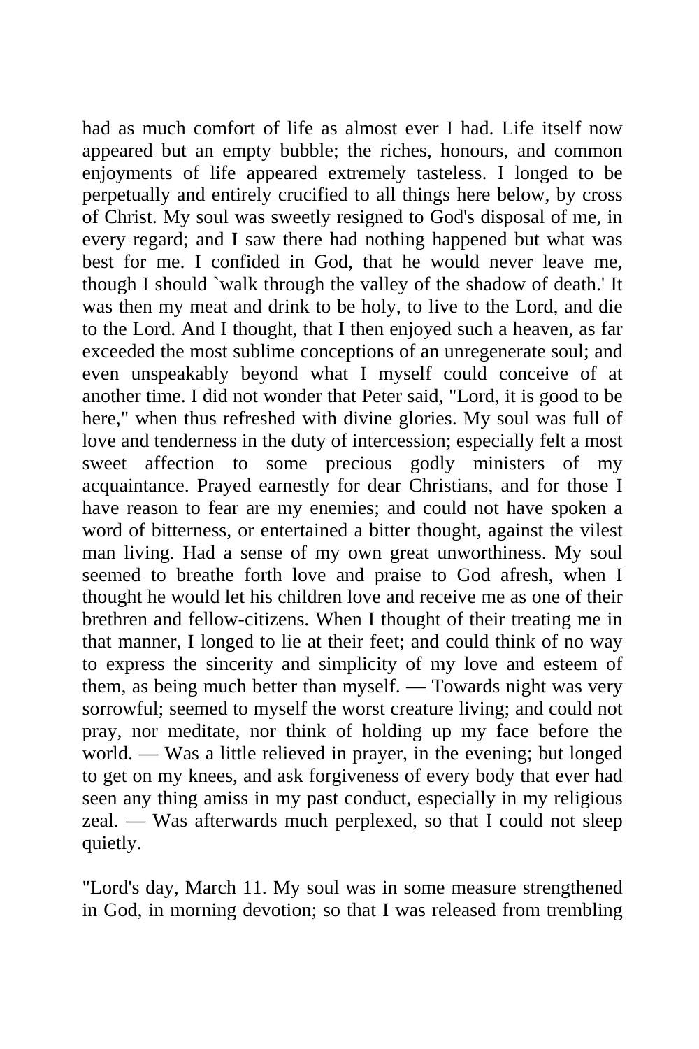had as much comfort of life as almost ever I had. Life itself now appeared but an empty bubble; the riches, honours, and common enjoyments of life appeared extremely tasteless. I longed to be perpetually and entirely crucified to all things here below, by cross of Christ. My soul was sweetly resigned to God's disposal of me, in every regard; and I saw there had nothing happened but what was best for me. I confided in God, that he would never leave me, though I should `walk through the valley of the shadow of death.' It was then my meat and drink to be holy, to live to the Lord, and die to the Lord. And I thought, that I then enjoyed such a heaven, as far exceeded the most sublime conceptions of an unregenerate soul; and even unspeakably beyond what I myself could conceive of at another time. I did not wonder that Peter said, "Lord, it is good to be here," when thus refreshed with divine glories. My soul was full of love and tenderness in the duty of intercession; especially felt a most sweet affection to some precious godly ministers of my acquaintance. Prayed earnestly for dear Christians, and for those I have reason to fear are my enemies; and could not have spoken a word of bitterness, or entertained a bitter thought, against the vilest man living. Had a sense of my own great unworthiness. My soul seemed to breathe forth love and praise to God afresh, when I thought he would let his children love and receive me as one of their brethren and fellow-citizens. When I thought of their treating me in that manner, I longed to lie at their feet; and could think of no way to express the sincerity and simplicity of my love and esteem of them, as being much better than myself. — Towards night was very sorrowful; seemed to myself the worst creature living; and could not pray, nor meditate, nor think of holding up my face before the world. — Was a little relieved in prayer, in the evening; but longed to get on my knees, and ask forgiveness of every body that ever had seen any thing amiss in my past conduct, especially in my religious zeal. — Was afterwards much perplexed, so that I could not sleep quietly.

"Lord's day, March 11. My soul was in some measure strengthened in God, in morning devotion; so that I was released from trembling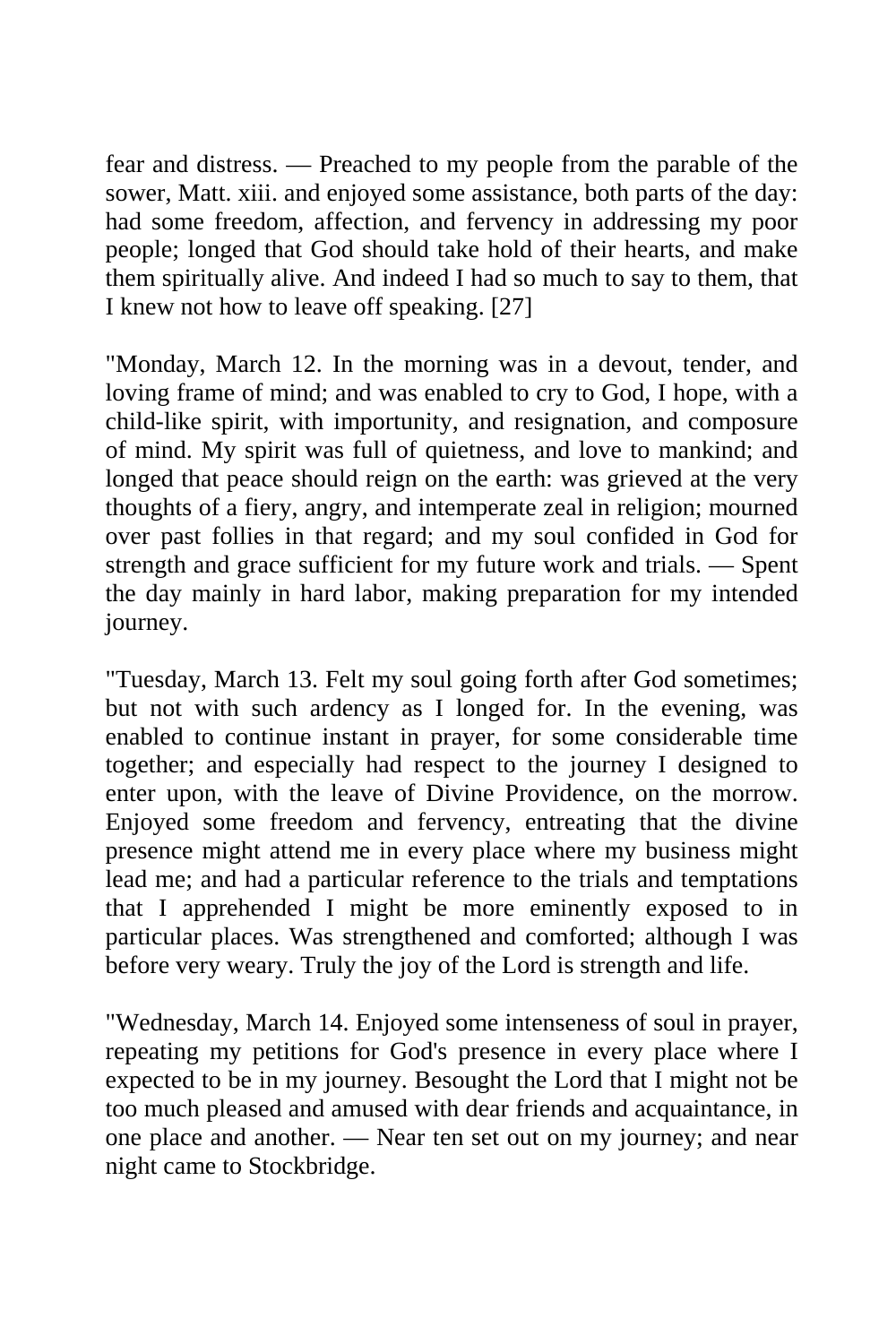fear and distress. — Preached to my people from the parable of the sower, Matt. xiii. and enjoyed some assistance, both parts of the day: had some freedom, affection, and fervency in addressing my poor people; longed that God should take hold of their hearts, and make them spiritually alive. And indeed I had so much to say to them, that I knew not how to leave off speaking. [27]

"Monday, March 12. In the morning was in a devout, tender, and loving frame of mind; and was enabled to cry to God, I hope, with a child-like spirit, with importunity, and resignation, and composure of mind. My spirit was full of quietness, and love to mankind; and longed that peace should reign on the earth: was grieved at the very thoughts of a fiery, angry, and intemperate zeal in religion; mourned over past follies in that regard; and my soul confided in God for strength and grace sufficient for my future work and trials. — Spent the day mainly in hard labor, making preparation for my intended journey.

"Tuesday, March 13. Felt my soul going forth after God sometimes; but not with such ardency as I longed for. In the evening, was enabled to continue instant in prayer, for some considerable time together; and especially had respect to the journey I designed to enter upon, with the leave of Divine Providence, on the morrow. Enjoyed some freedom and fervency, entreating that the divine presence might attend me in every place where my business might lead me; and had a particular reference to the trials and temptations that I apprehended I might be more eminently exposed to in particular places. Was strengthened and comforted; although I was before very weary. Truly the joy of the Lord is strength and life.

"Wednesday, March 14. Enjoyed some intenseness of soul in prayer, repeating my petitions for God's presence in every place where I expected to be in my journey. Besought the Lord that I might not be too much pleased and amused with dear friends and acquaintance, in one place and another. — Near ten set out on my journey; and near night came to Stockbridge.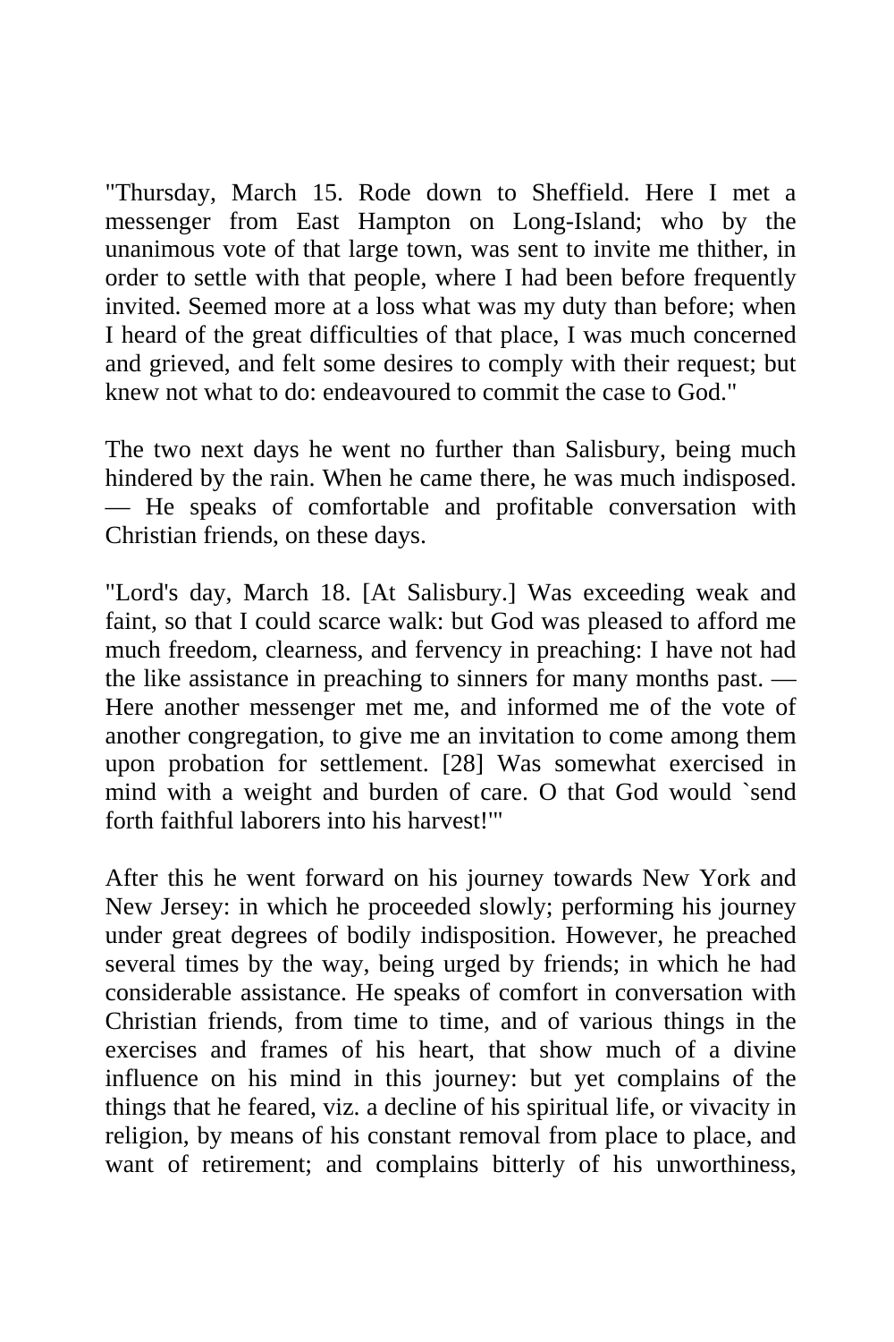"Thursday, March 15. Rode down to Sheffield. Here I met a messenger from East Hampton on Long-Island; who by the unanimous vote of that large town, was sent to invite me thither, in order to settle with that people, where I had been before frequently invited. Seemed more at a loss what was my duty than before; when I heard of the great difficulties of that place, I was much concerned and grieved, and felt some desires to comply with their request; but knew not what to do: endeavoured to commit the case to God."

The two next days he went no further than Salisbury, being much hindered by the rain. When he came there, he was much indisposed. — He speaks of comfortable and profitable conversation with Christian friends, on these days.

"Lord's day, March 18. [At Salisbury.] Was exceeding weak and faint, so that I could scarce walk: but God was pleased to afford me much freedom, clearness, and fervency in preaching: I have not had the like assistance in preaching to sinners for many months past. — Here another messenger met me, and informed me of the vote of another congregation, to give me an invitation to come among them upon probation for settlement. [28] Was somewhat exercised in mind with a weight and burden of care. O that God would `send forth faithful laborers into his harvest!'"

After this he went forward on his journey towards New York and New Jersey: in which he proceeded slowly; performing his journey under great degrees of bodily indisposition. However, he preached several times by the way, being urged by friends; in which he had considerable assistance. He speaks of comfort in conversation with Christian friends, from time to time, and of various things in the exercises and frames of his heart, that show much of a divine influence on his mind in this journey: but yet complains of the things that he feared, viz. a decline of his spiritual life, or vivacity in religion, by means of his constant removal from place to place, and want of retirement; and complains bitterly of his unworthiness,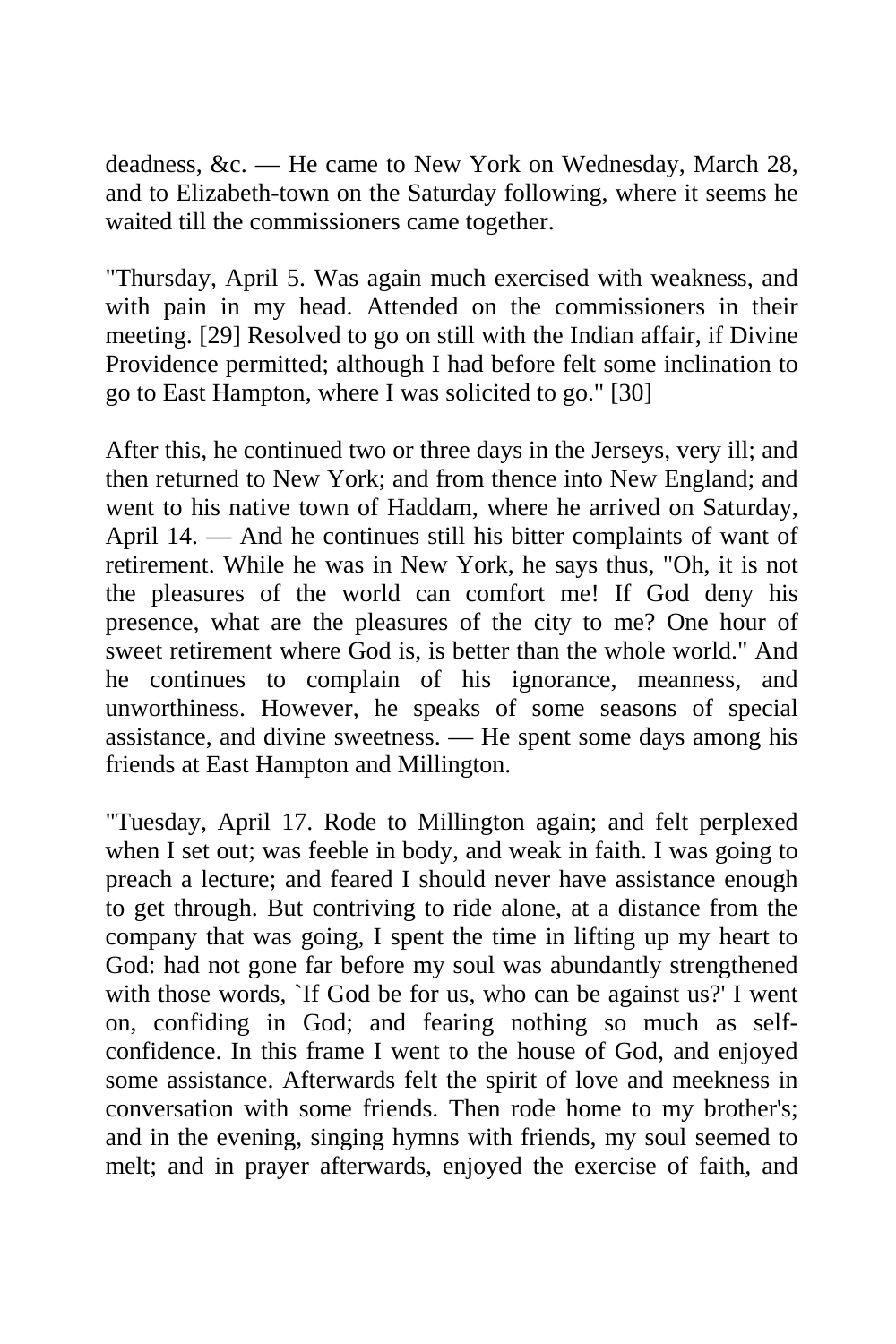deadness, &c. — He came to New York on Wednesday, March 28, and to Elizabeth-town on the Saturday following, where it seems he waited till the commissioners came together.

"Thursday, April 5. Was again much exercised with weakness, and with pain in my head. Attended on the commissioners in their meeting. [29] Resolved to go on still with the Indian affair, if Divine Providence permitted; although I had before felt some inclination to go to East Hampton, where I was solicited to go." [30]

After this, he continued two or three days in the Jerseys, very ill; and then returned to New York; and from thence into New England; and went to his native town of Haddam, where he arrived on Saturday, April 14. — And he continues still his bitter complaints of want of retirement. While he was in New York, he says thus, "Oh, it is not the pleasures of the world can comfort me! If God deny his presence, what are the pleasures of the city to me? One hour of sweet retirement where God is, is better than the whole world." And he continues to complain of his ignorance, meanness, and unworthiness. However, he speaks of some seasons of special assistance, and divine sweetness. — He spent some days among his friends at East Hampton and Millington.

"Tuesday, April 17. Rode to Millington again; and felt perplexed when I set out; was feeble in body, and weak in faith. I was going to preach a lecture; and feared I should never have assistance enough to get through. But contriving to ride alone, at a distance from the company that was going, I spent the time in lifting up my heart to God: had not gone far before my soul was abundantly strengthened with those words, `If God be for us, who can be against us?' I went on, confiding in God; and fearing nothing so much as self-confidence. In this frame I went to the house of God, and enjoyed some assistance. Afterwards felt the spirit of love and meekness in conversation with some friends. Then rode home to my brother's; and in the evening, singing hymns with friends, my soul seemed to melt; and in prayer afterwards, enjoyed the exercise of faith, and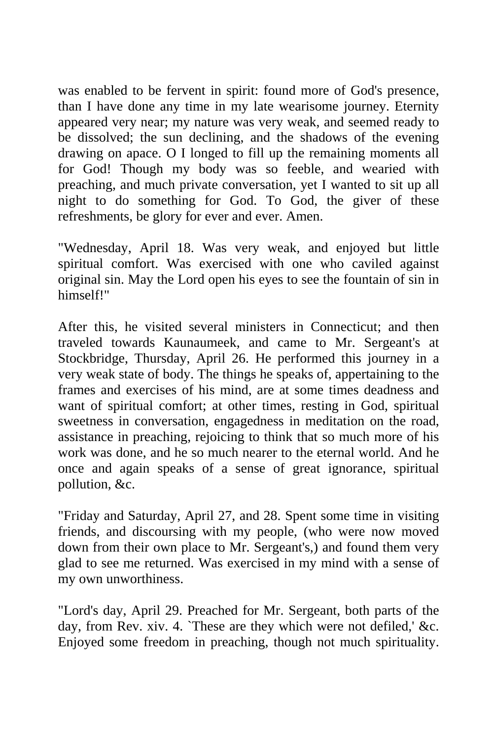was enabled to be fervent in spirit: found more of God's presence, than I have done any time in my late wearisome journey. Eternity appeared very near; my nature was very weak, and seemed ready to be dissolved; the sun declining, and the shadows of the evening drawing on apace. O I longed to fill up the remaining moments all for God! Though my body was so feeble, and wearied with preaching, and much private conversation, yet I wanted to sit up all night to do something for God. To God, the giver of these refreshments, be glory for ever and ever. Amen.

"Wednesday, April 18. Was very weak, and enjoyed but little spiritual comfort. Was exercised with one who caviled against original sin. May the Lord open his eyes to see the fountain of sin in himself!"

After this, he visited several ministers in Connecticut; and then traveled towards Kaunaumeek, and came to Mr. Sergeant's at Stockbridge, Thursday, April 26. He performed this journey in a very weak state of body. The things he speaks of, appertaining to the frames and exercises of his mind, are at some times deadness and want of spiritual comfort; at other times, resting in God, spiritual sweetness in conversation, engagedness in meditation on the road, assistance in preaching, rejoicing to think that so much more of his work was done, and he so much nearer to the eternal world. And he once and again speaks of a sense of great ignorance, spiritual pollution, &c.

"Friday and Saturday, April 27, and 28. Spent some time in visiting friends, and discoursing with my people, (who were now moved down from their own place to Mr. Sergeant's,) and found them very glad to see me returned. Was exercised in my mind with a sense of my own unworthiness.

"Lord's day, April 29. Preached for Mr. Sergeant, both parts of the day, from Rev. xiv. 4. `These are they which were not defiled,' &c. Enjoyed some freedom in preaching, though not much spirituality.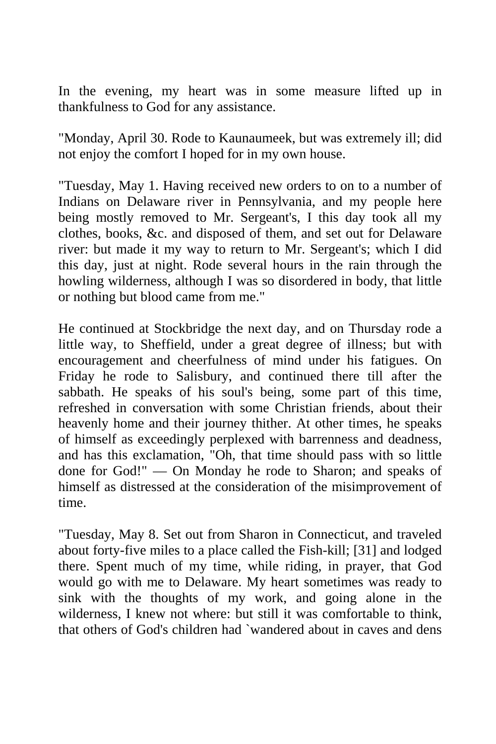In the evening, my heart was in some measure lifted up in thankfulness to God for any assistance.

"Monday, April 30. Rode to Kaunaumeek, but was extremely ill; did not enjoy the comfort I hoped for in my own house.

"Tuesday, May 1. Having received new orders to on to a number of Indians on Delaware river in Pennsylvania, and my people here being mostly removed to Mr. Sergeant's, I this day took all my clothes, books, &c. and disposed of them, and set out for Delaware river: but made it my way to return to Mr. Sergeant's; which I did this day, just at night. Rode several hours in the rain through the howling wilderness, although I was so disordered in body, that little or nothing but blood came from me."

He continued at Stockbridge the next day, and on Thursday rode a little way, to Sheffield, under a great degree of illness; but with encouragement and cheerfulness of mind under his fatigues. On Friday he rode to Salisbury, and continued there till after the sabbath. He speaks of his soul's being, some part of this time, refreshed in conversation with some Christian friends, about their heavenly home and their journey thither. At other times, he speaks of himself as exceedingly perplexed with barrenness and deadness, and has this exclamation, "Oh, that time should pass with so little done for God!" — On Monday he rode to Sharon; and speaks of himself as distressed at the consideration of the misimprovement of time.

"Tuesday, May 8. Set out from Sharon in Connecticut, and traveled about forty-five miles to a place called the Fish-kill; [31] and lodged there. Spent much of my time, while riding, in prayer, that God would go with me to Delaware. My heart sometimes was ready to sink with the thoughts of my work, and going alone in the wilderness, I knew not where: but still it was comfortable to think, that others of God's children had `wandered about in caves and dens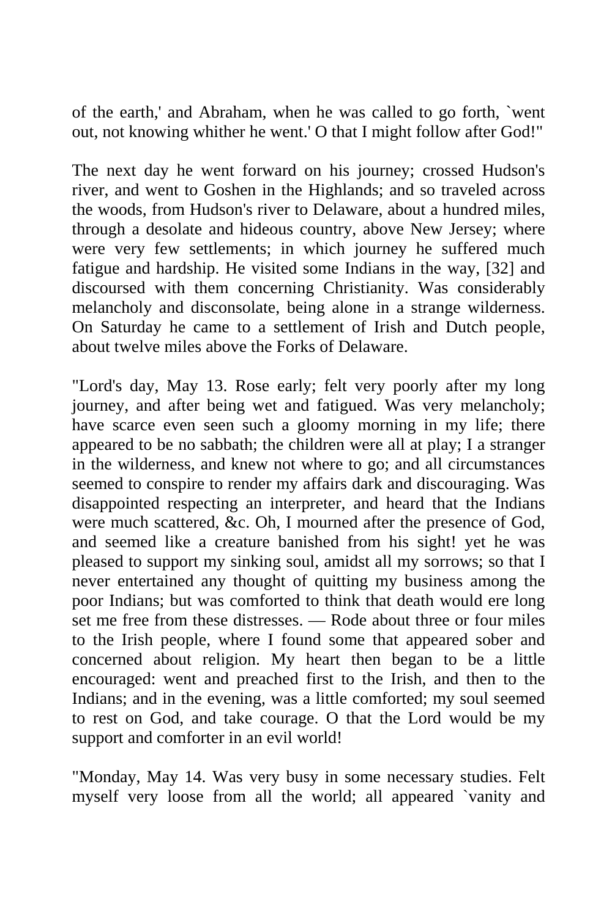of the earth,' and Abraham, when he was called to go forth, `went out, not knowing whither he went.' O that I might follow after God!"

The next day he went forward on his journey; crossed Hudson's river, and went to Goshen in the Highlands; and so traveled across the woods, from Hudson's river to Delaware, about a hundred miles, through a desolate and hideous country, above New Jersey; where were very few settlements; in which journey he suffered much fatigue and hardship. He visited some Indians in the way, [32] and discoursed with them concerning Christianity. Was considerably melancholy and disconsolate, being alone in a strange wilderness. On Saturday he came to a settlement of Irish and Dutch people, about twelve miles above the Forks of Delaware.

"Lord's day, May 13. Rose early; felt very poorly after my long journey, and after being wet and fatigued. Was very melancholy; have scarce even seen such a gloomy morning in my life; there appeared to be no sabbath; the children were all at play; I a stranger in the wilderness, and knew not where to go; and all circumstances seemed to conspire to render my affairs dark and discouraging. Was disappointed respecting an interpreter, and heard that the Indians were much scattered, &c. Oh, I mourned after the presence of God, and seemed like a creature banished from his sight! yet he was pleased to support my sinking soul, amidst all my sorrows; so that I never entertained any thought of quitting my business among the poor Indians; but was comforted to think that death would ere long set me free from these distresses. — Rode about three or four miles to the Irish people, where I found some that appeared sober and concerned about religion. My heart then began to be a little encouraged: went and preached first to the Irish, and then to the Indians; and in the evening, was a little comforted; my soul seemed to rest on God, and take courage. O that the Lord would be my support and comforter in an evil world!

"Monday, May 14. Was very busy in some necessary studies. Felt myself very loose from all the world; all appeared `vanity and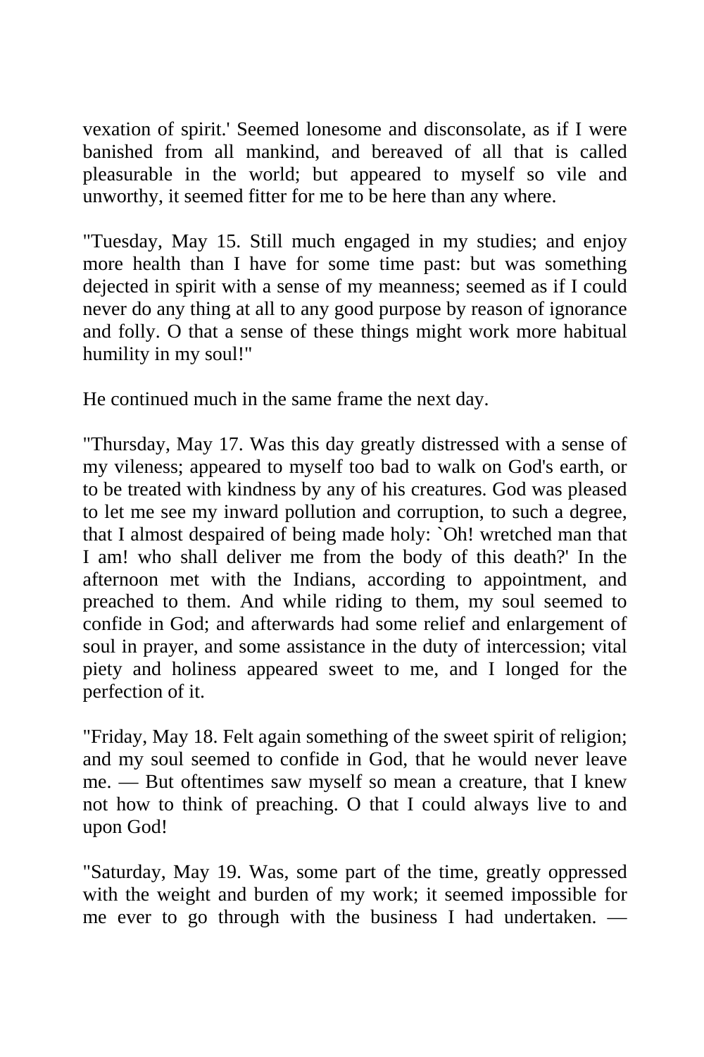vexation of spirit.' Seemed lonesome and disconsolate, as if I were banished from all mankind, and bereaved of all that is called pleasurable in the world; but appeared to myself so vile and unworthy, it seemed fitter for me to be here than any where.

"Tuesday, May 15. Still much engaged in my studies; and enjoy more health than I have for some time past: but was something dejected in spirit with a sense of my meanness; seemed as if I could never do any thing at all to any good purpose by reason of ignorance and folly. O that a sense of these things might work more habitual humility in my soul!"

He continued much in the same frame the next day.

"Thursday, May 17. Was this day greatly distressed with a sense of my vileness; appeared to myself too bad to walk on God's earth, or to be treated with kindness by any of his creatures. God was pleased to let me see my inward pollution and corruption, to such a degree, that I almost despaired of being made holy: `Oh! wretched man that I am! who shall deliver me from the body of this death?' In the afternoon met with the Indians, according to appointment, and preached to them. And while riding to them, my soul seemed to confide in God; and afterwards had some relief and enlargement of soul in prayer, and some assistance in the duty of intercession; vital piety and holiness appeared sweet to me, and I longed for the perfection of it.

"Friday, May 18. Felt again something of the sweet spirit of religion; and my soul seemed to confide in God, that he would never leave me. — But oftentimes saw myself so mean a creature, that I knew not how to think of preaching. O that I could always live to and upon God!

"Saturday, May 19. Was, some part of the time, greatly oppressed with the weight and burden of my work; it seemed impossible for me ever to go through with the business I had undertaken. —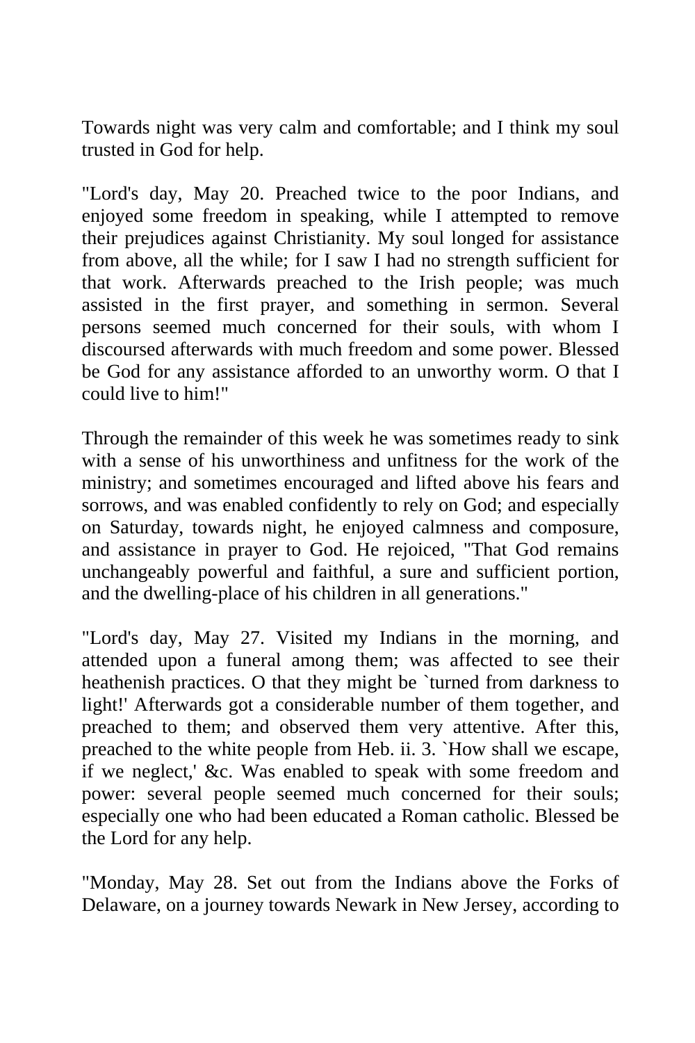Towards night was very calm and comfortable; and I think my soul trusted in God for help.

"Lord's day, May 20. Preached twice to the poor Indians, and enjoyed some freedom in speaking, while I attempted to remove their prejudices against Christianity. My soul longed for assistance from above, all the while; for I saw I had no strength sufficient for that work. Afterwards preached to the Irish people; was much assisted in the first prayer, and something in sermon. Several persons seemed much concerned for their souls, with whom I discoursed afterwards with much freedom and some power. Blessed be God for any assistance afforded to an unworthy worm. O that I could live to him!"

Through the remainder of this week he was sometimes ready to sink with a sense of his unworthiness and unfitness for the work of the ministry; and sometimes encouraged and lifted above his fears and sorrows, and was enabled confidently to rely on God; and especially on Saturday, towards night, he enjoyed calmness and composure, and assistance in prayer to God. He rejoiced, "That God remains unchangeably powerful and faithful, a sure and sufficient portion, and the dwelling-place of his children in all generations."

"Lord's day, May 27. Visited my Indians in the morning, and attended upon a funeral among them; was affected to see their heathenish practices. O that they might be `turned from darkness to light!' Afterwards got a considerable number of them together, and preached to them; and observed them very attentive. After this, preached to the white people from Heb. ii. 3. `How shall we escape, if we neglect,' &c. Was enabled to speak with some freedom and power: several people seemed much concerned for their souls; especially one who had been educated a Roman catholic. Blessed be the Lord for any help.

"Monday, May 28. Set out from the Indians above the Forks of Delaware, on a journey towards Newark in New Jersey, according to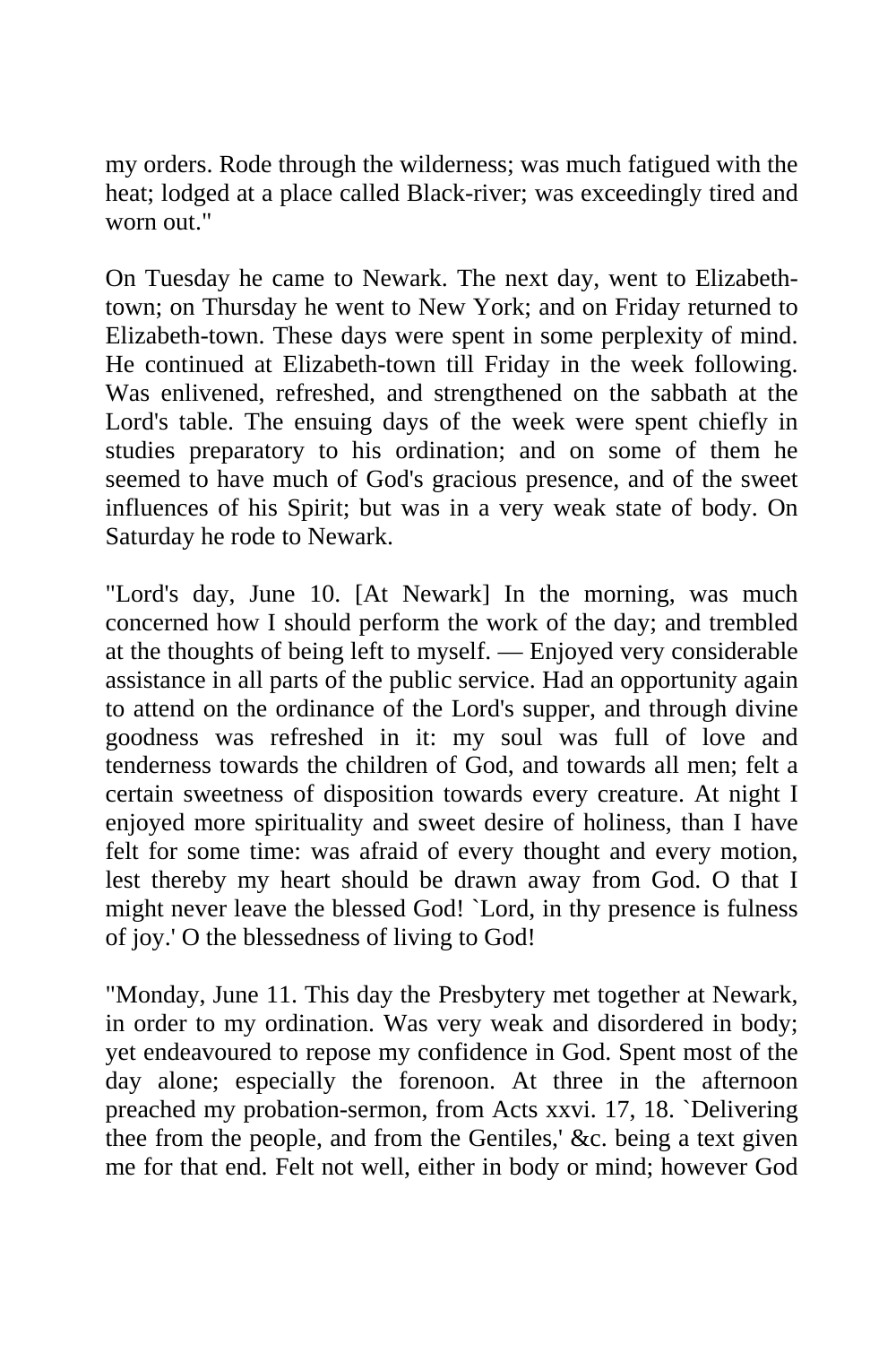my orders. Rode through the wilderness; was much fatigued with the heat; lodged at a place called Black-river; was exceedingly tired and worn out."

On Tuesday he came to Newark. The next day, went to Elizabeth-town; on Thursday he went to New York; and on Friday returned to Elizabeth-town. These days were spent in some perplexity of mind. He continued at Elizabeth-town till Friday in the week following. Was enlivened, refreshed, and strengthened on the sabbath at the Lord's table. The ensuing days of the week were spent chiefly in studies preparatory to his ordination; and on some of them he seemed to have much of God's gracious presence, and of the sweet influences of his Spirit; but was in a very weak state of body. On Saturday he rode to Newark.

"Lord's day, June 10. [At Newark] In the morning, was much concerned how I should perform the work of the day; and trembled at the thoughts of being left to myself. — Enjoyed very considerable assistance in all parts of the public service. Had an opportunity again to attend on the ordinance of the Lord's supper, and through divine goodness was refreshed in it: my soul was full of love and tenderness towards the children of God, and towards all men; felt a certain sweetness of disposition towards every creature. At night I enjoyed more spirituality and sweet desire of holiness, than I have felt for some time: was afraid of every thought and every motion, lest thereby my heart should be drawn away from God. O that I might never leave the blessed God! `Lord, in thy presence is fulness of joy.' O the blessedness of living to God!

"Monday, June 11. This day the Presbytery met together at Newark, in order to my ordination. Was very weak and disordered in body; yet endeavoured to repose my confidence in God. Spent most of the day alone; especially the forenoon. At three in the afternoon preached my probation-sermon, from Acts xxvi. 17, 18. `Delivering thee from the people, and from the Gentiles,' &c. being a text given me for that end. Felt not well, either in body or mind; however God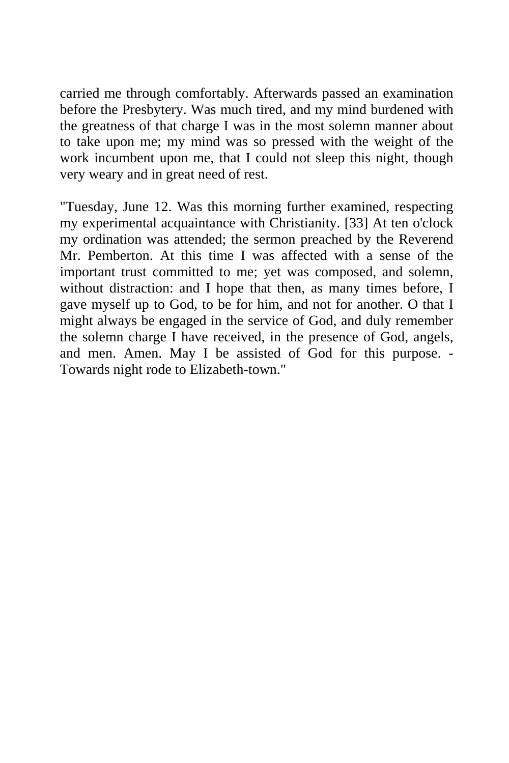carried me through comfortably. Afterwards passed an examination before the Presbytery. Was much tired, and my mind burdened with the greatness of that charge I was in the most solemn manner about to take upon me; my mind was so pressed with the weight of the work incumbent upon me, that I could not sleep this night, though very weary and in great need of rest.

"Tuesday, June 12. Was this morning further examined, respecting my experimental acquaintance with Christianity. [33] At ten o'clock my ordination was attended; the sermon preached by the Reverend Mr. Pemberton. At this time I was affected with a sense of the important trust committed to me; yet was composed, and solemn, without distraction: and I hope that then, as many times before, I gave myself up to God, to be for him, and not for another. O that I might always be engaged in the service of God, and duly remember the solemn charge I have received, in the presence of God, angels, and men. Amen. May I be assisted of God for this purpose. - Towards night rode to Elizabeth-town."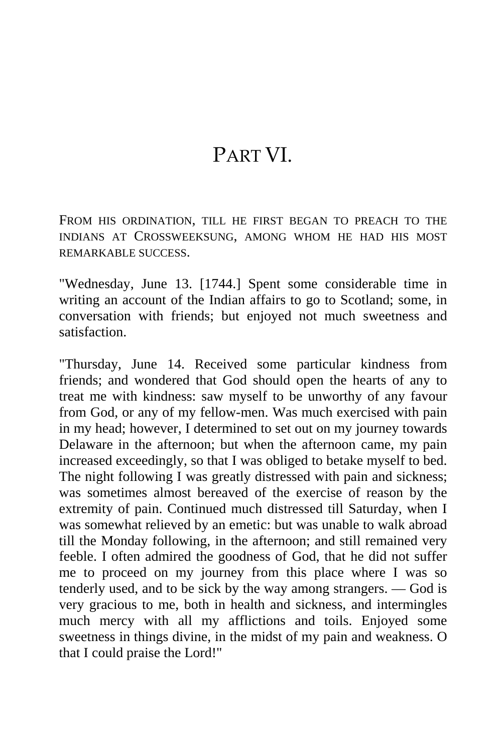# PART VI.

FROM HIS ORDINATION, TILL HE FIRST BEGAN TO PREACH TO THE INDIANS AT CROSSWEEKSUNG, AMONG WHOM HE HAD HIS MOST REMARKABLE SUCCESS.

"Wednesday, June 13. [1744.] Spent some considerable time in writing an account of the Indian affairs to go to Scotland; some, in conversation with friends; but enjoyed not much sweetness and satisfaction.

"Thursday, June 14. Received some particular kindness from friends; and wondered that God should open the hearts of any to treat me with kindness: saw myself to be unworthy of any favour from God, or any of my fellow-men. Was much exercised with pain in my head; however, I determined to set out on my journey towards Delaware in the afternoon; but when the afternoon came, my pain increased exceedingly, so that I was obliged to betake myself to bed. The night following I was greatly distressed with pain and sickness; was sometimes almost bereaved of the exercise of reason by the extremity of pain. Continued much distressed till Saturday, when I was somewhat relieved by an emetic: but was unable to walk abroad till the Monday following, in the afternoon; and still remained very feeble. I often admired the goodness of God, that he did not suffer me to proceed on my journey from this place where I was so tenderly used, and to be sick by the way among strangers. — God is very gracious to me, both in health and sickness, and intermingles much mercy with all my afflictions and toils. Enjoyed some sweetness in things divine, in the midst of my pain and weakness. O that I could praise the Lord!"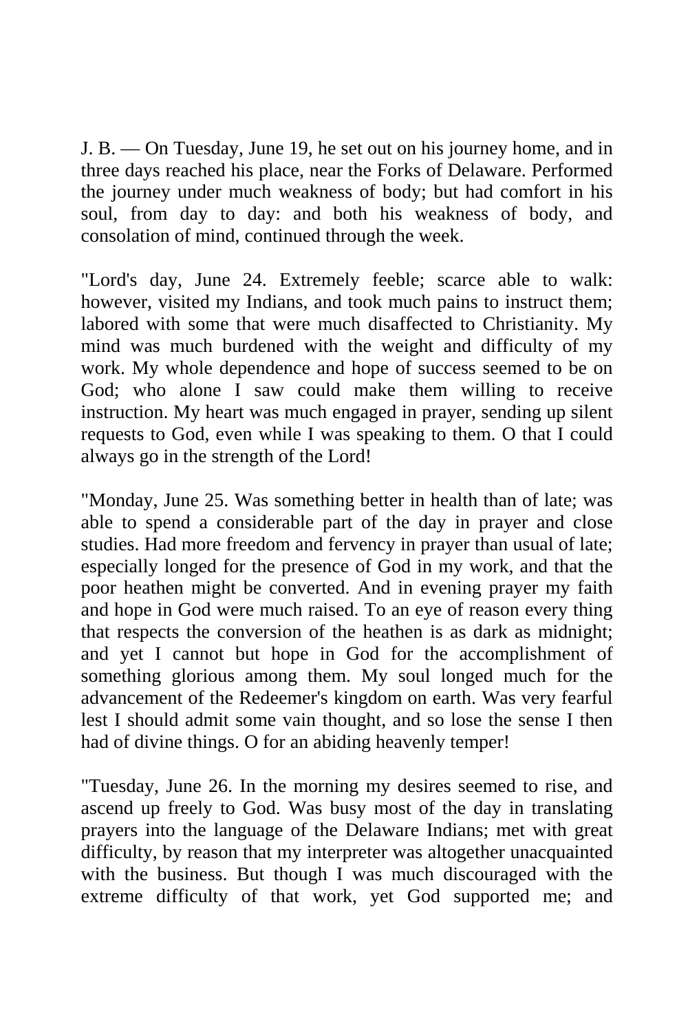J. B. — On Tuesday, June 19, he set out on his journey home, and in three days reached his place, near the Forks of Delaware. Performed the journey under much weakness of body; but had comfort in his soul, from day to day: and both his weakness of body, and consolation of mind, continued through the week.

"Lord's day, June 24. Extremely feeble; scarce able to walk: however, visited my Indians, and took much pains to instruct them; labored with some that were much disaffected to Christianity. My mind was much burdened with the weight and difficulty of my work. My whole dependence and hope of success seemed to be on God; who alone I saw could make them willing to receive instruction. My heart was much engaged in prayer, sending up silent requests to God, even while I was speaking to them. O that I could always go in the strength of the Lord!

"Monday, June 25. Was something better in health than of late; was able to spend a considerable part of the day in prayer and close studies. Had more freedom and fervency in prayer than usual of late; especially longed for the presence of God in my work, and that the poor heathen might be converted. And in evening prayer my faith and hope in God were much raised. To an eye of reason every thing that respects the conversion of the heathen is as dark as midnight; and yet I cannot but hope in God for the accomplishment of something glorious among them. My soul longed much for the advancement of the Redeemer's kingdom on earth. Was very fearful lest I should admit some vain thought, and so lose the sense I then had of divine things. O for an abiding heavenly temper!

"Tuesday, June 26. In the morning my desires seemed to rise, and ascend up freely to God. Was busy most of the day in translating prayers into the language of the Delaware Indians; met with great difficulty, by reason that my interpreter was altogether unacquainted with the business. But though I was much discouraged with the extreme difficulty of that work, yet God supported me; and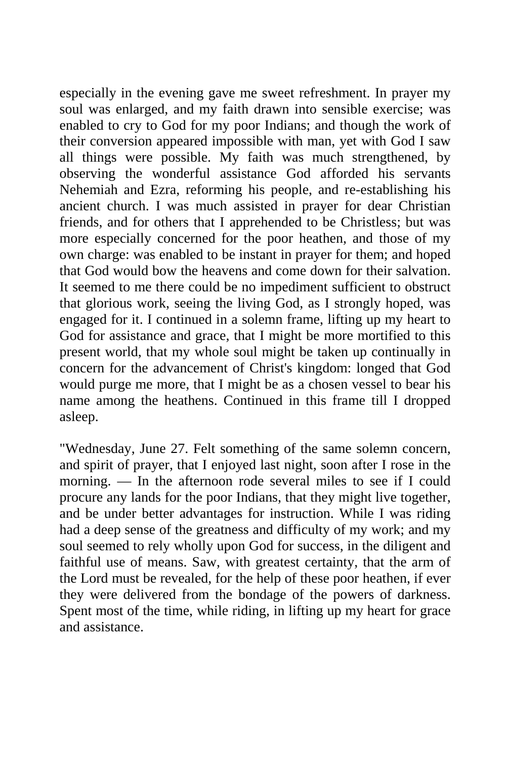especially in the evening gave me sweet refreshment. In prayer my soul was enlarged, and my faith drawn into sensible exercise; was enabled to cry to God for my poor Indians; and though the work of their conversion appeared impossible with man, yet with God I saw all things were possible. My faith was much strengthened, by observing the wonderful assistance God afforded his servants Nehemiah and Ezra, reforming his people, and re-establishing his ancient church. I was much assisted in prayer for dear Christian friends, and for others that I apprehended to be Christless; but was more especially concerned for the poor heathen, and those of my own charge: was enabled to be instant in prayer for them; and hoped that God would bow the heavens and come down for their salvation. It seemed to me there could be no impediment sufficient to obstruct that glorious work, seeing the living God, as I strongly hoped, was engaged for it. I continued in a solemn frame, lifting up my heart to God for assistance and grace, that I might be more mortified to this present world, that my whole soul might be taken up continually in concern for the advancement of Christ's kingdom: longed that God would purge me more, that I might be as a chosen vessel to bear his name among the heathens. Continued in this frame till I dropped asleep.

"Wednesday, June 27. Felt something of the same solemn concern, and spirit of prayer, that I enjoyed last night, soon after I rose in the morning. — In the afternoon rode several miles to see if I could procure any lands for the poor Indians, that they might live together, and be under better advantages for instruction. While I was riding had a deep sense of the greatness and difficulty of my work; and my soul seemed to rely wholly upon God for success, in the diligent and faithful use of means. Saw, with greatest certainty, that the arm of the Lord must be revealed, for the help of these poor heathen, if ever they were delivered from the bondage of the powers of darkness. Spent most of the time, while riding, in lifting up my heart for grace and assistance.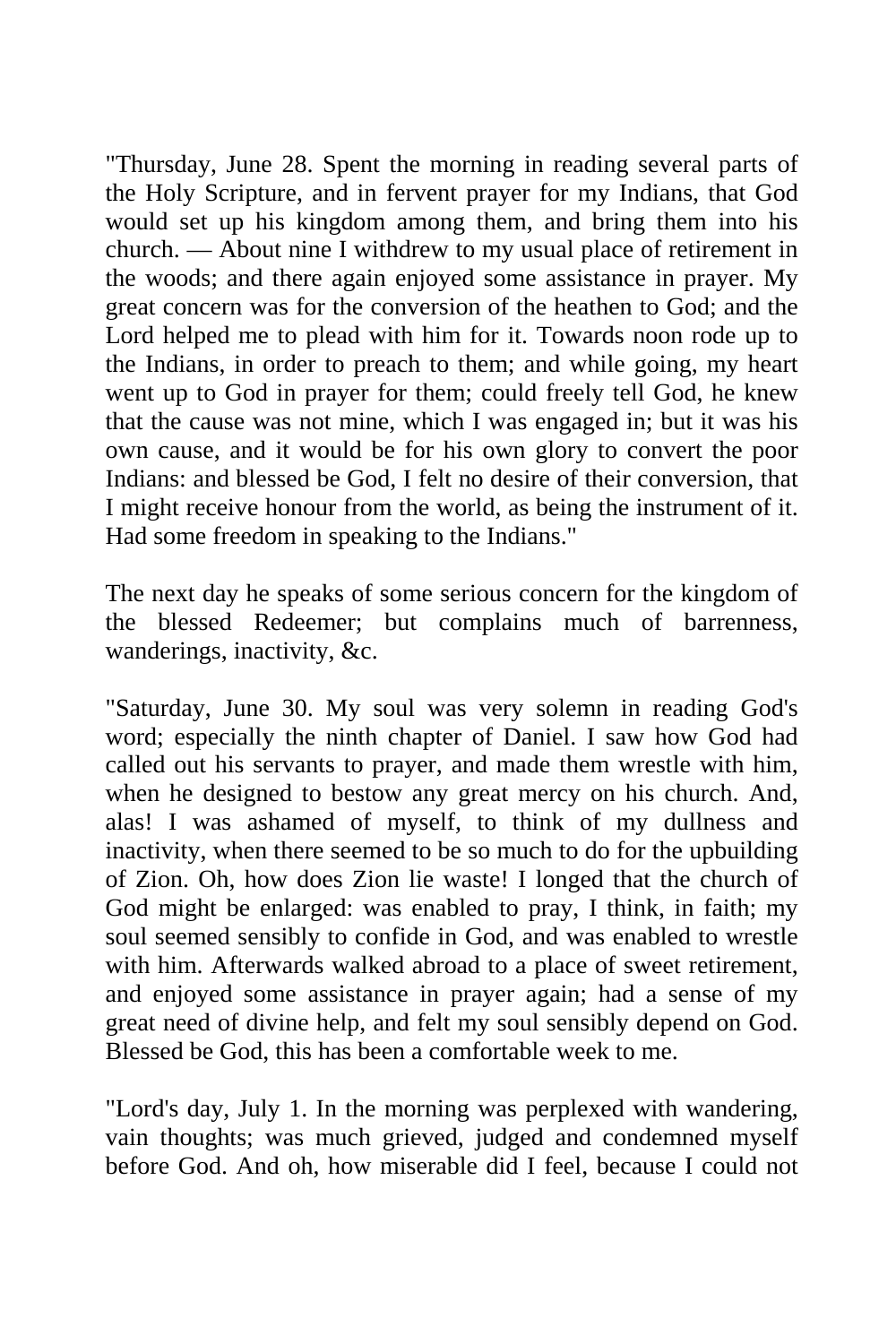"Thursday, June 28. Spent the morning in reading several parts of the Holy Scripture, and in fervent prayer for my Indians, that God would set up his kingdom among them, and bring them into his church. — About nine I withdrew to my usual place of retirement in the woods; and there again enjoyed some assistance in prayer. My great concern was for the conversion of the heathen to God; and the Lord helped me to plead with him for it. Towards noon rode up to the Indians, in order to preach to them; and while going, my heart went up to God in prayer for them; could freely tell God, he knew that the cause was not mine, which I was engaged in; but it was his own cause, and it would be for his own glory to convert the poor Indians: and blessed be God, I felt no desire of their conversion, that I might receive honour from the world, as being the instrument of it. Had some freedom in speaking to the Indians."

The next day he speaks of some serious concern for the kingdom of the blessed Redeemer; but complains much of barrenness, wanderings, inactivity, &c.

"Saturday, June 30. My soul was very solemn in reading God's word; especially the ninth chapter of Daniel. I saw how God had called out his servants to prayer, and made them wrestle with him, when he designed to bestow any great mercy on his church. And, alas! I was ashamed of myself, to think of my dullness and inactivity, when there seemed to be so much to do for the upbuilding of Zion. Oh, how does Zion lie waste! I longed that the church of God might be enlarged: was enabled to pray, I think, in faith; my soul seemed sensibly to confide in God, and was enabled to wrestle with him. Afterwards walked abroad to a place of sweet retirement, and enjoyed some assistance in prayer again; had a sense of my great need of divine help, and felt my soul sensibly depend on God. Blessed be God, this has been a comfortable week to me.

"Lord's day, July 1. In the morning was perplexed with wandering, vain thoughts; was much grieved, judged and condemned myself before God. And oh, how miserable did I feel, because I could not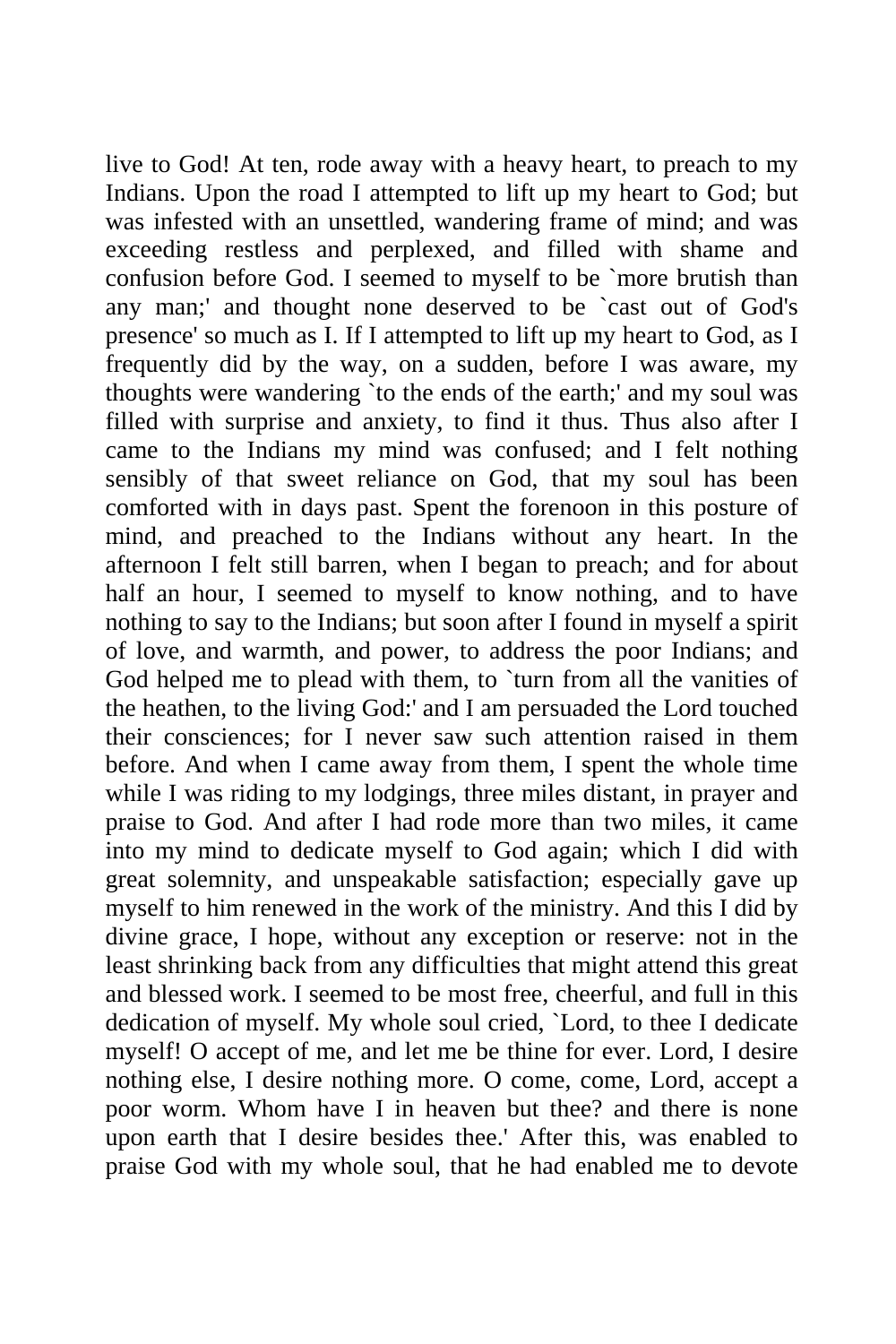live to God! At ten, rode away with a heavy heart, to preach to my Indians. Upon the road I attempted to lift up my heart to God; but was infested with an unsettled, wandering frame of mind; and was exceeding restless and perplexed, and filled with shame and confusion before God. I seemed to myself to be `more brutish than any man;' and thought none deserved to be `cast out of God's presence' so much as I. If I attempted to lift up my heart to God, as I frequently did by the way, on a sudden, before I was aware, my thoughts were wandering `to the ends of the earth;' and my soul was filled with surprise and anxiety, to find it thus. Thus also after I came to the Indians my mind was confused; and I felt nothing sensibly of that sweet reliance on God, that my soul has been comforted with in days past. Spent the forenoon in this posture of mind, and preached to the Indians without any heart. In the afternoon I felt still barren, when I began to preach; and for about half an hour, I seemed to myself to know nothing, and to have nothing to say to the Indians; but soon after I found in myself a spirit of love, and warmth, and power, to address the poor Indians; and God helped me to plead with them, to `turn from all the vanities of the heathen, to the living God:' and I am persuaded the Lord touched their consciences; for I never saw such attention raised in them before. And when I came away from them, I spent the whole time while I was riding to my lodgings, three miles distant, in prayer and praise to God. And after I had rode more than two miles, it came into my mind to dedicate myself to God again; which I did with great solemnity, and unspeakable satisfaction; especially gave up myself to him renewed in the work of the ministry. And this I did by divine grace, I hope, without any exception or reserve: not in the least shrinking back from any difficulties that might attend this great and blessed work. I seemed to be most free, cheerful, and full in this dedication of myself. My whole soul cried, `Lord, to thee I dedicate myself! O accept of me, and let me be thine for ever. Lord, I desire nothing else, I desire nothing more. O come, come, Lord, accept a poor worm. Whom have I in heaven but thee? and there is none upon earth that I desire besides thee.' After this, was enabled to praise God with my whole soul, that he had enabled me to devote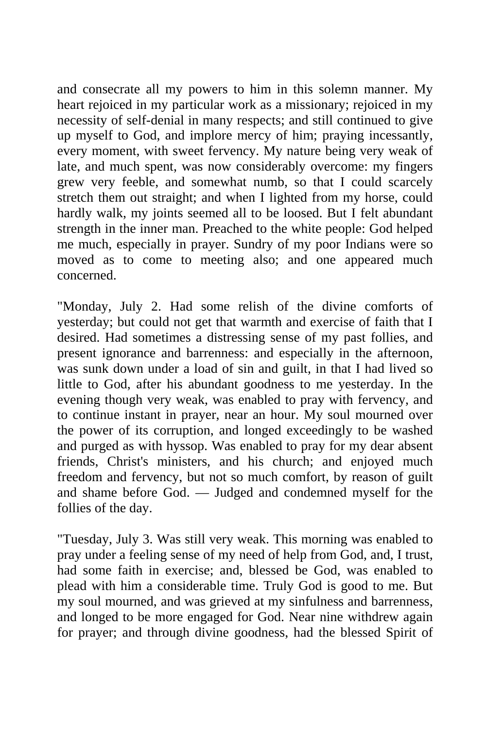and consecrate all my powers to him in this solemn manner. My heart rejoiced in my particular work as a missionary; rejoiced in my necessity of self-denial in many respects; and still continued to give up myself to God, and implore mercy of him; praying incessantly, every moment, with sweet fervency. My nature being very weak of late, and much spent, was now considerably overcome: my fingers grew very feeble, and somewhat numb, so that I could scarcely stretch them out straight; and when I lighted from my horse, could hardly walk, my joints seemed all to be loosed. But I felt abundant strength in the inner man. Preached to the white people: God helped me much, especially in prayer. Sundry of my poor Indians were so moved as to come to meeting also; and one appeared much concerned.

"Monday, July 2. Had some relish of the divine comforts of yesterday; but could not get that warmth and exercise of faith that I desired. Had sometimes a distressing sense of my past follies, and present ignorance and barrenness: and especially in the afternoon, was sunk down under a load of sin and guilt, in that I had lived so little to God, after his abundant goodness to me yesterday. In the evening though very weak, was enabled to pray with fervency, and to continue instant in prayer, near an hour. My soul mourned over the power of its corruption, and longed exceedingly to be washed and purged as with hyssop. Was enabled to pray for my dear absent friends, Christ's ministers, and his church; and enjoyed much freedom and fervency, but not so much comfort, by reason of guilt and shame before God. — Judged and condemned myself for the follies of the day.

"Tuesday, July 3. Was still very weak. This morning was enabled to pray under a feeling sense of my need of help from God, and, I trust, had some faith in exercise; and, blessed be God, was enabled to plead with him a considerable time. Truly God is good to me. But my soul mourned, and was grieved at my sinfulness and barrenness, and longed to be more engaged for God. Near nine withdrew again for prayer; and through divine goodness, had the blessed Spirit of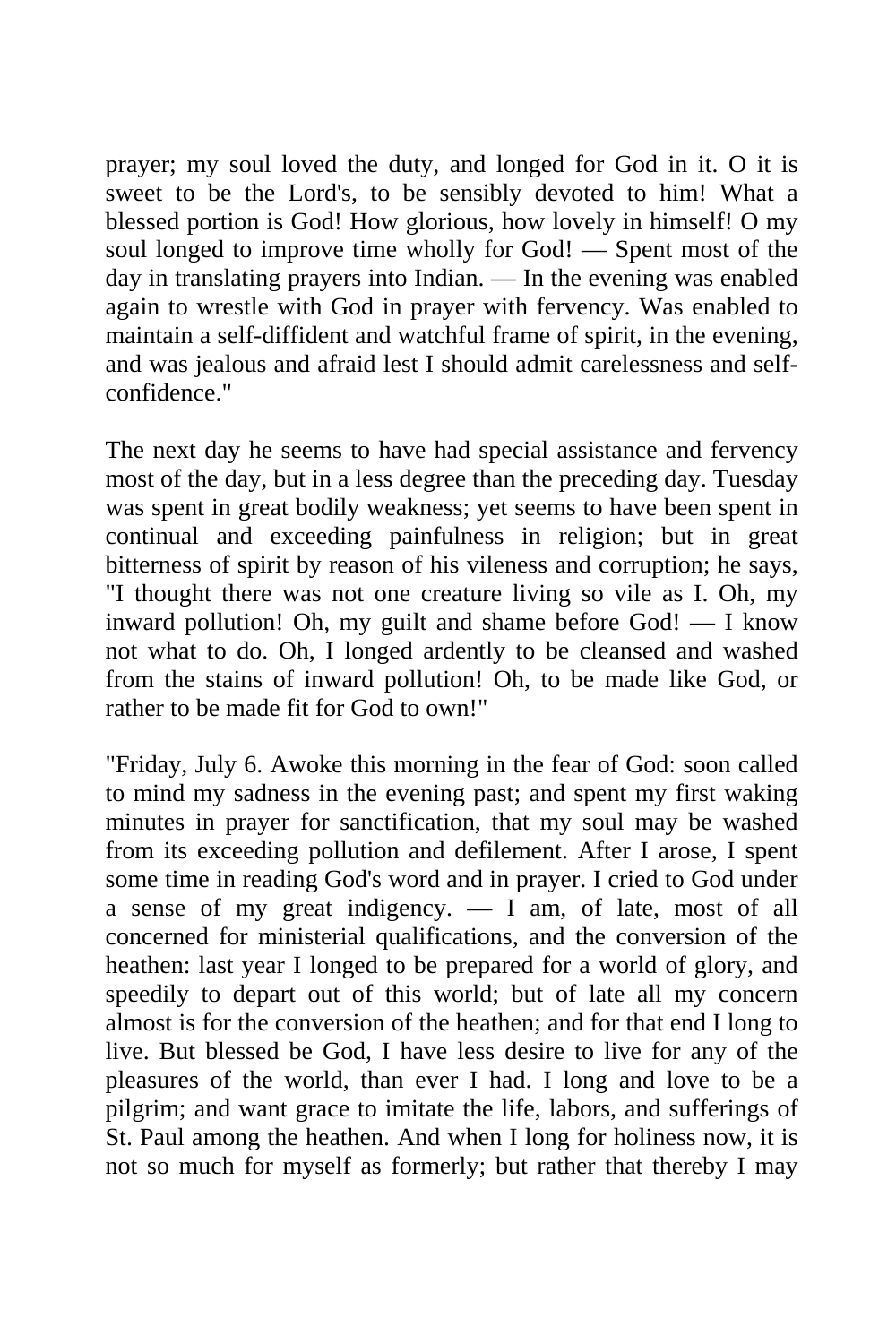prayer; my soul loved the duty, and longed for God in it. O it is sweet to be the Lord's, to be sensibly devoted to him! What a blessed portion is God! How glorious, how lovely in himself! O my soul longed to improve time wholly for God! — Spent most of the day in translating prayers into Indian. — In the evening was enabled again to wrestle with God in prayer with fervency. Was enabled to maintain a self-diffident and watchful frame of spirit, in the evening, and was jealous and afraid lest I should admit carelessness and self-confidence."

The next day he seems to have had special assistance and fervency most of the day, but in a less degree than the preceding day. Tuesday was spent in great bodily weakness; yet seems to have been spent in continual and exceeding painfulness in religion; but in great bitterness of spirit by reason of his vileness and corruption; he says, "I thought there was not one creature living so vile as I. Oh, my inward pollution! Oh, my guilt and shame before God! — I know not what to do. Oh, I longed ardently to be cleansed and washed from the stains of inward pollution! Oh, to be made like God, or rather to be made fit for God to own!"

"Friday, July 6. Awoke this morning in the fear of God: soon called to mind my sadness in the evening past; and spent my first waking minutes in prayer for sanctification, that my soul may be washed from its exceeding pollution and defilement. After I arose, I spent some time in reading God's word and in prayer. I cried to God under a sense of my great indigency. — I am, of late, most of all concerned for ministerial qualifications, and the conversion of the heathen: last year I longed to be prepared for a world of glory, and speedily to depart out of this world; but of late all my concern almost is for the conversion of the heathen; and for that end I long to live. But blessed be God, I have less desire to live for any of the pleasures of the world, than ever I had. I long and love to be a pilgrim; and want grace to imitate the life, labors, and sufferings of St. Paul among the heathen. And when I long for holiness now, it is not so much for myself as formerly; but rather that thereby I may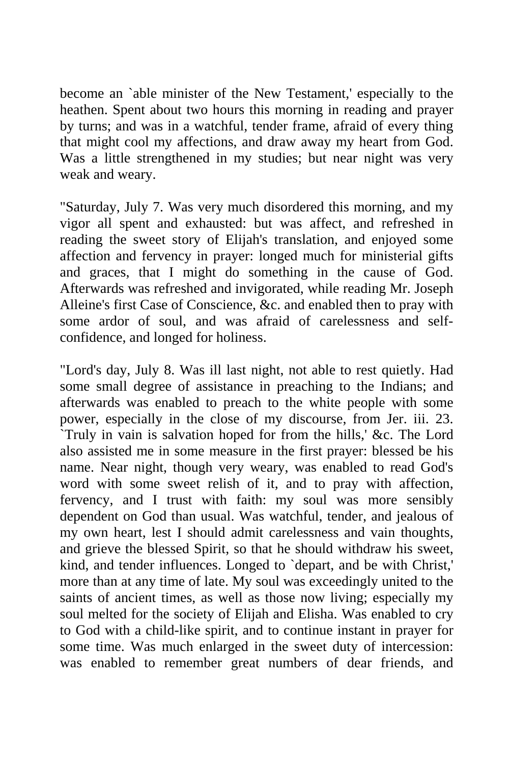become an `able minister of the New Testament,' especially to the heathen. Spent about two hours this morning in reading and prayer by turns; and was in a watchful, tender frame, afraid of every thing that might cool my affections, and draw away my heart from God. Was a little strengthened in my studies; but near night was very weak and weary.

"Saturday, July 7. Was very much disordered this morning, and my vigor all spent and exhausted: but was affect, and refreshed in reading the sweet story of Elijah's translation, and enjoyed some affection and fervency in prayer: longed much for ministerial gifts and graces, that I might do something in the cause of God. Afterwards was refreshed and invigorated, while reading Mr. Joseph Alleine's first Case of Conscience, &c. and enabled then to pray with some ardor of soul, and was afraid of carelessness and self-confidence, and longed for holiness.

"Lord's day, July 8. Was ill last night, not able to rest quietly. Had some small degree of assistance in preaching to the Indians; and afterwards was enabled to preach to the white people with some power, especially in the close of my discourse, from Jer. iii. 23. `Truly in vain is salvation hoped for from the hills,' &c. The Lord also assisted me in some measure in the first prayer: blessed be his name. Near night, though very weary, was enabled to read God's word with some sweet relish of it, and to pray with affection, fervency, and I trust with faith: my soul was more sensibly dependent on God than usual. Was watchful, tender, and jealous of my own heart, lest I should admit carelessness and vain thoughts, and grieve the blessed Spirit, so that he should withdraw his sweet, kind, and tender influences. Longed to `depart, and be with Christ,' more than at any time of late. My soul was exceedingly united to the saints of ancient times, as well as those now living; especially my soul melted for the society of Elijah and Elisha. Was enabled to cry to God with a child-like spirit, and to continue instant in prayer for some time. Was much enlarged in the sweet duty of intercession: was enabled to remember great numbers of dear friends, and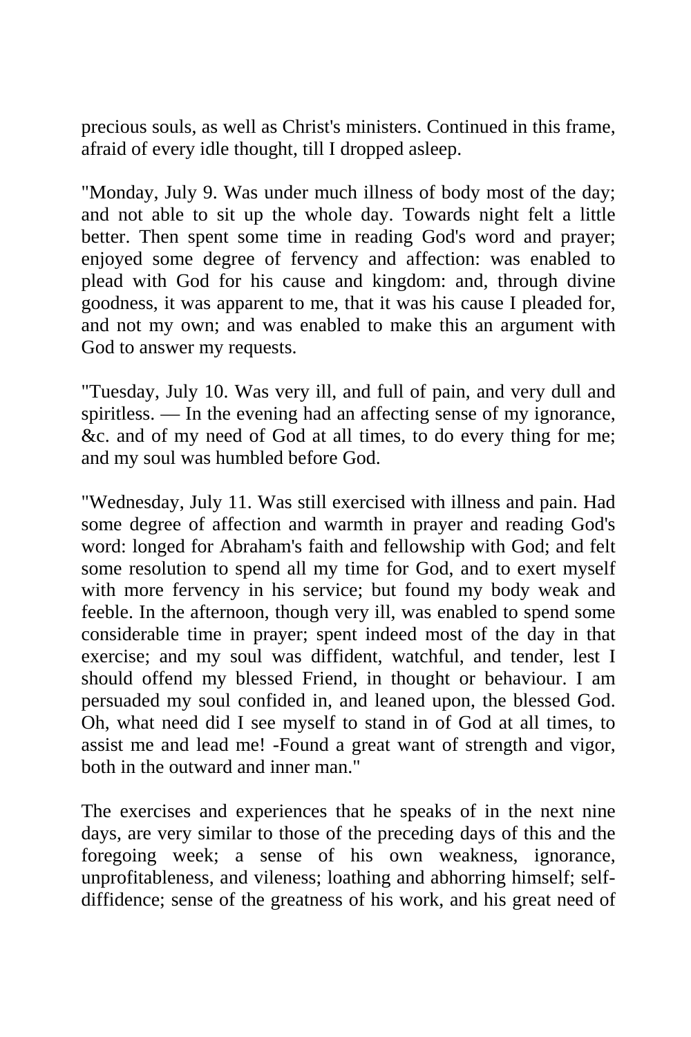precious souls, as well as Christ's ministers. Continued in this frame, afraid of every idle thought, till I dropped asleep.

"Monday, July 9. Was under much illness of body most of the day; and not able to sit up the whole day. Towards night felt a little better. Then spent some time in reading God's word and prayer; enjoyed some degree of fervency and affection: was enabled to plead with God for his cause and kingdom: and, through divine goodness, it was apparent to me, that it was his cause I pleaded for, and not my own; and was enabled to make this an argument with God to answer my requests.

"Tuesday, July 10. Was very ill, and full of pain, and very dull and spiritless. — In the evening had an affecting sense of my ignorance, &c. and of my need of God at all times, to do every thing for me; and my soul was humbled before God.

"Wednesday, July 11. Was still exercised with illness and pain. Had some degree of affection and warmth in prayer and reading God's word: longed for Abraham's faith and fellowship with God; and felt some resolution to spend all my time for God, and to exert myself with more fervency in his service; but found my body weak and feeble. In the afternoon, though very ill, was enabled to spend some considerable time in prayer; spent indeed most of the day in that exercise; and my soul was diffident, watchful, and tender, lest I should offend my blessed Friend, in thought or behaviour. I am persuaded my soul confided in, and leaned upon, the blessed God. Oh, what need did I see myself to stand in of God at all times, to assist me and lead me! -Found a great want of strength and vigor, both in the outward and inner man."

The exercises and experiences that he speaks of in the next nine days, are very similar to those of the preceding days of this and the foregoing week; a sense of his own weakness, ignorance, unprofitableness, and vileness; loathing and abhorring himself; self-diffidence; sense of the greatness of his work, and his great need of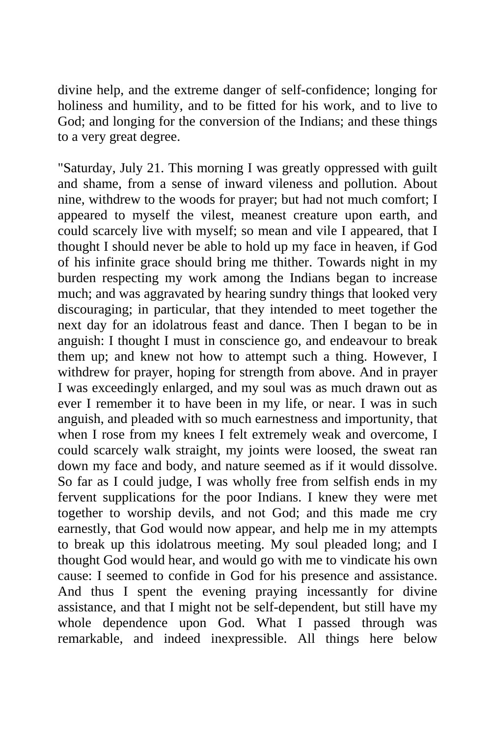divine help, and the extreme danger of self-confidence; longing for holiness and humility, and to be fitted for his work, and to live to God; and longing for the conversion of the Indians; and these things to a very great degree.

"Saturday, July 21. This morning I was greatly oppressed with guilt and shame, from a sense of inward vileness and pollution. About nine, withdrew to the woods for prayer; but had not much comfort; I appeared to myself the vilest, meanest creature upon earth, and could scarcely live with myself; so mean and vile I appeared, that I thought I should never be able to hold up my face in heaven, if God of his infinite grace should bring me thither. Towards night in my burden respecting my work among the Indians began to increase much; and was aggravated by hearing sundry things that looked very discouraging; in particular, that they intended to meet together the next day for an idolatrous feast and dance. Then I began to be in anguish: I thought I must in conscience go, and endeavour to break them up; and knew not how to attempt such a thing. However, I withdrew for prayer, hoping for strength from above. And in prayer I was exceedingly enlarged, and my soul was as much drawn out as ever I remember it to have been in my life, or near. I was in such anguish, and pleaded with so much earnestness and importunity, that when I rose from my knees I felt extremely weak and overcome, I could scarcely walk straight, my joints were loosed, the sweat ran down my face and body, and nature seemed as if it would dissolve. So far as I could judge, I was wholly free from selfish ends in my fervent supplications for the poor Indians. I knew they were met together to worship devils, and not God; and this made me cry earnestly, that God would now appear, and help me in my attempts to break up this idolatrous meeting. My soul pleaded long; and I thought God would hear, and would go with me to vindicate his own cause: I seemed to confide in God for his presence and assistance. And thus I spent the evening praying incessantly for divine assistance, and that I might not be self-dependent, but still have my whole dependence upon God. What I passed through was remarkable, and indeed inexpressible. All things here below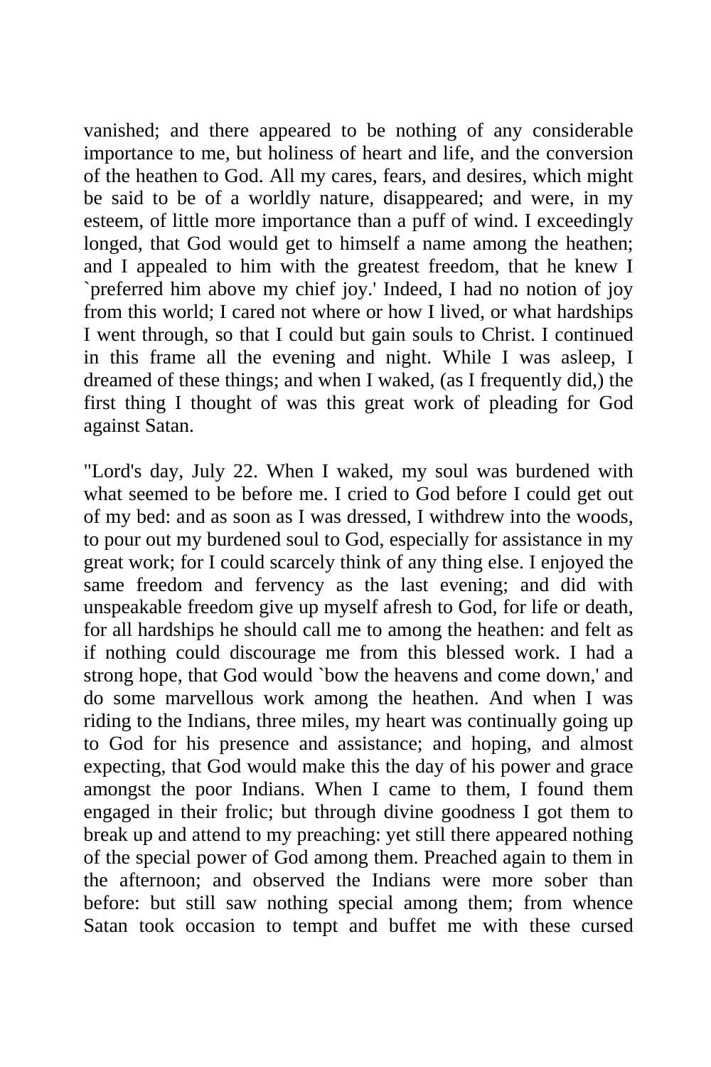vanished; and there appeared to be nothing of any considerable importance to me, but holiness of heart and life, and the conversion of the heathen to God. All my cares, fears, and desires, which might be said to be of a worldly nature, disappeared; and were, in my esteem, of little more importance than a puff of wind. I exceedingly longed, that God would get to himself a name among the heathen; and I appealed to him with the greatest freedom, that he knew I `preferred him above my chief joy.' Indeed, I had no notion of joy from this world; I cared not where or how I lived, or what hardships I went through, so that I could but gain souls to Christ. I continued in this frame all the evening and night. While I was asleep, I dreamed of these things; and when I waked, (as I frequently did,) the first thing I thought of was this great work of pleading for God against Satan.

"Lord's day, July 22. When I waked, my soul was burdened with what seemed to be before me. I cried to God before I could get out of my bed: and as soon as I was dressed, I withdrew into the woods, to pour out my burdened soul to God, especially for assistance in my great work; for I could scarcely think of any thing else. I enjoyed the same freedom and fervency as the last evening; and did with unspeakable freedom give up myself afresh to God, for life or death, for all hardships he should call me to among the heathen: and felt as if nothing could discourage me from this blessed work. I had a strong hope, that God would `bow the heavens and come down,' and do some marvellous work among the heathen. And when I was riding to the Indians, three miles, my heart was continually going up to God for his presence and assistance; and hoping, and almost expecting, that God would make this the day of his power and grace amongst the poor Indians. When I came to them, I found them engaged in their frolic; but through divine goodness I got them to break up and attend to my preaching: yet still there appeared nothing of the special power of God among them. Preached again to them in the afternoon; and observed the Indians were more sober than before: but still saw nothing special among them; from whence Satan took occasion to tempt and buffet me with these cursed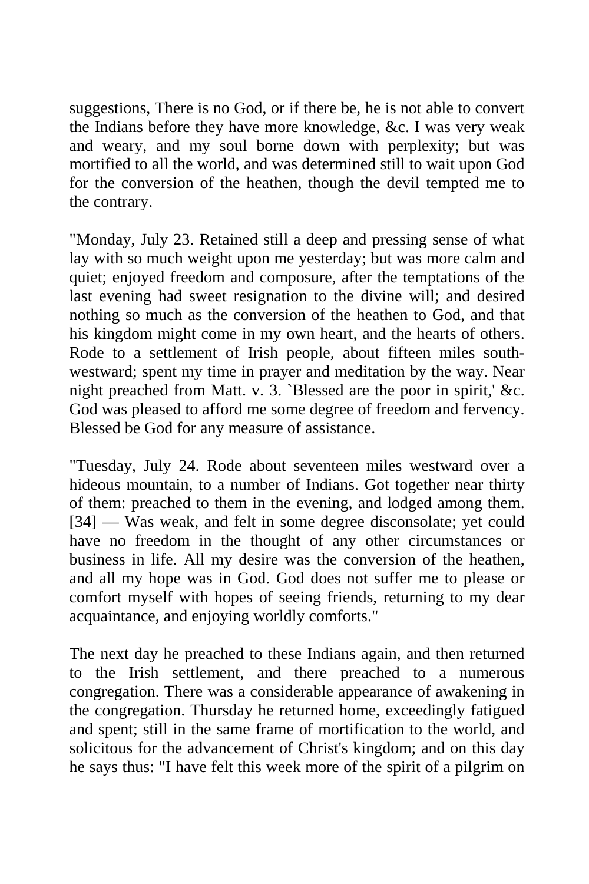suggestions, There is no God, or if there be, he is not able to convert the Indians before they have more knowledge, &c. I was very weak and weary, and my soul borne down with perplexity; but was mortified to all the world, and was determined still to wait upon God for the conversion of the heathen, though the devil tempted me to the contrary.

"Monday, July 23. Retained still a deep and pressing sense of what lay with so much weight upon me yesterday; but was more calm and quiet; enjoyed freedom and composure, after the temptations of the last evening had sweet resignation to the divine will; and desired nothing so much as the conversion of the heathen to God, and that his kingdom might come in my own heart, and the hearts of others. Rode to a settlement of Irish people, about fifteen miles south-westward; spent my time in prayer and meditation by the way. Near night preached from Matt. v. 3. `Blessed are the poor in spirit,' &c. God was pleased to afford me some degree of freedom and fervency. Blessed be God for any measure of assistance.

"Tuesday, July 24. Rode about seventeen miles westward over a hideous mountain, to a number of Indians. Got together near thirty of them: preached to them in the evening, and lodged among them. [34] — Was weak, and felt in some degree disconsolate; yet could have no freedom in the thought of any other circumstances or business in life. All my desire was the conversion of the heathen, and all my hope was in God. God does not suffer me to please or comfort myself with hopes of seeing friends, returning to my dear acquaintance, and enjoying worldly comforts."

The next day he preached to these Indians again, and then returned to the Irish settlement, and there preached to a numerous congregation. There was a considerable appearance of awakening in the congregation. Thursday he returned home, exceedingly fatigued and spent; still in the same frame of mortification to the world, and solicitous for the advancement of Christ's kingdom; and on this day he says thus: "I have felt this week more of the spirit of a pilgrim on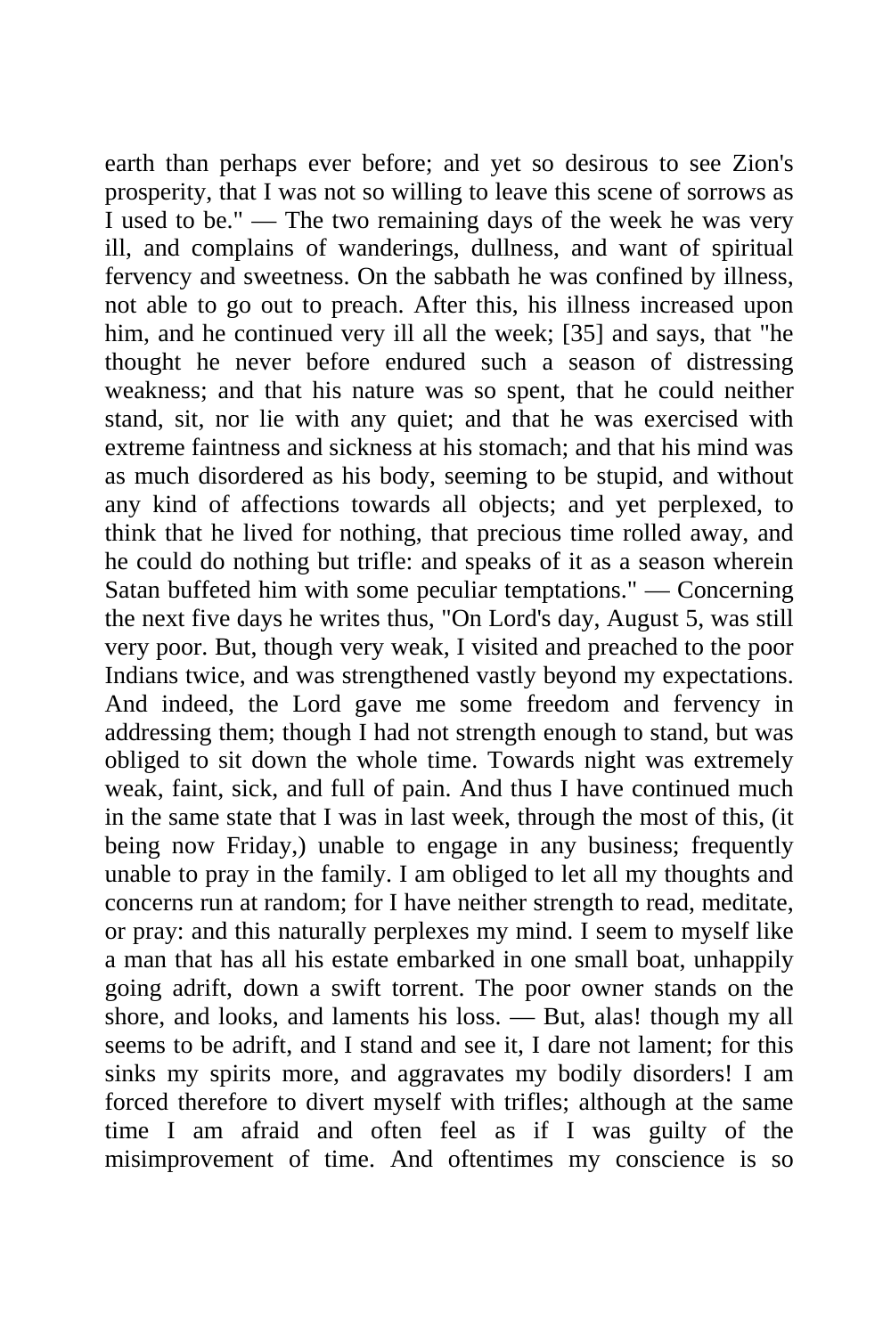earth than perhaps ever before; and yet so desirous to see Zion's prosperity, that I was not so willing to leave this scene of sorrows as I used to be." — The two remaining days of the week he was very ill, and complains of wanderings, dullness, and want of spiritual fervency and sweetness. On the sabbath he was confined by illness, not able to go out to preach. After this, his illness increased upon him, and he continued very ill all the week; [35] and says, that "he thought he never before endured such a season of distressing weakness; and that his nature was so spent, that he could neither stand, sit, nor lie with any quiet; and that he was exercised with extreme faintness and sickness at his stomach; and that his mind was as much disordered as his body, seeming to be stupid, and without any kind of affections towards all objects; and yet perplexed, to think that he lived for nothing, that precious time rolled away, and he could do nothing but trifle: and speaks of it as a season wherein Satan buffeted him with some peculiar temptations." — Concerning the next five days he writes thus, "On Lord's day, August 5, was still very poor. But, though very weak, I visited and preached to the poor Indians twice, and was strengthened vastly beyond my expectations. And indeed, the Lord gave me some freedom and fervency in addressing them; though I had not strength enough to stand, but was obliged to sit down the whole time. Towards night was extremely weak, faint, sick, and full of pain. And thus I have continued much in the same state that I was in last week, through the most of this, (it being now Friday,) unable to engage in any business; frequently unable to pray in the family. I am obliged to let all my thoughts and concerns run at random; for I have neither strength to read, meditate, or pray: and this naturally perplexes my mind. I seem to myself like a man that has all his estate embarked in one small boat, unhappily going adrift, down a swift torrent. The poor owner stands on the shore, and looks, and laments his loss. — But, alas! though my all seems to be adrift, and I stand and see it, I dare not lament; for this sinks my spirits more, and aggravates my bodily disorders! I am forced therefore to divert myself with trifles; although at the same time I am afraid and often feel as if I was guilty of the misimprovement of time. And oftentimes my conscience is so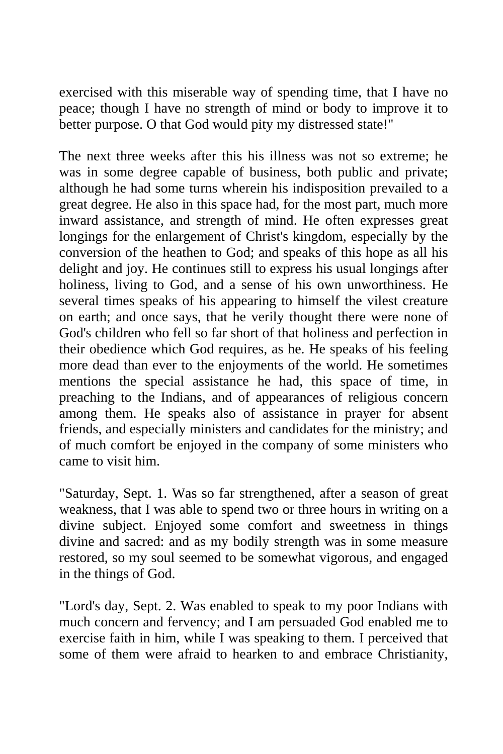exercised with this miserable way of spending time, that I have no peace; though I have no strength of mind or body to improve it to better purpose. O that God would pity my distressed state!"

The next three weeks after this his illness was not so extreme; he was in some degree capable of business, both public and private; although he had some turns wherein his indisposition prevailed to a great degree. He also in this space had, for the most part, much more inward assistance, and strength of mind. He often expresses great longings for the enlargement of Christ's kingdom, especially by the conversion of the heathen to God; and speaks of this hope as all his delight and joy. He continues still to express his usual longings after holiness, living to God, and a sense of his own unworthiness. He several times speaks of his appearing to himself the vilest creature on earth; and once says, that he verily thought there were none of God's children who fell so far short of that holiness and perfection in their obedience which God requires, as he. He speaks of his feeling more dead than ever to the enjoyments of the world. He sometimes mentions the special assistance he had, this space of time, in preaching to the Indians, and of appearances of religious concern among them. He speaks also of assistance in prayer for absent friends, and especially ministers and candidates for the ministry; and of much comfort be enjoyed in the company of some ministers who came to visit him.

"Saturday, Sept. 1. Was so far strengthened, after a season of great weakness, that I was able to spend two or three hours in writing on a divine subject. Enjoyed some comfort and sweetness in things divine and sacred: and as my bodily strength was in some measure restored, so my soul seemed to be somewhat vigorous, and engaged in the things of God.

"Lord's day, Sept. 2. Was enabled to speak to my poor Indians with much concern and fervency; and I am persuaded God enabled me to exercise faith in him, while I was speaking to them. I perceived that some of them were afraid to hearken to and embrace Christianity,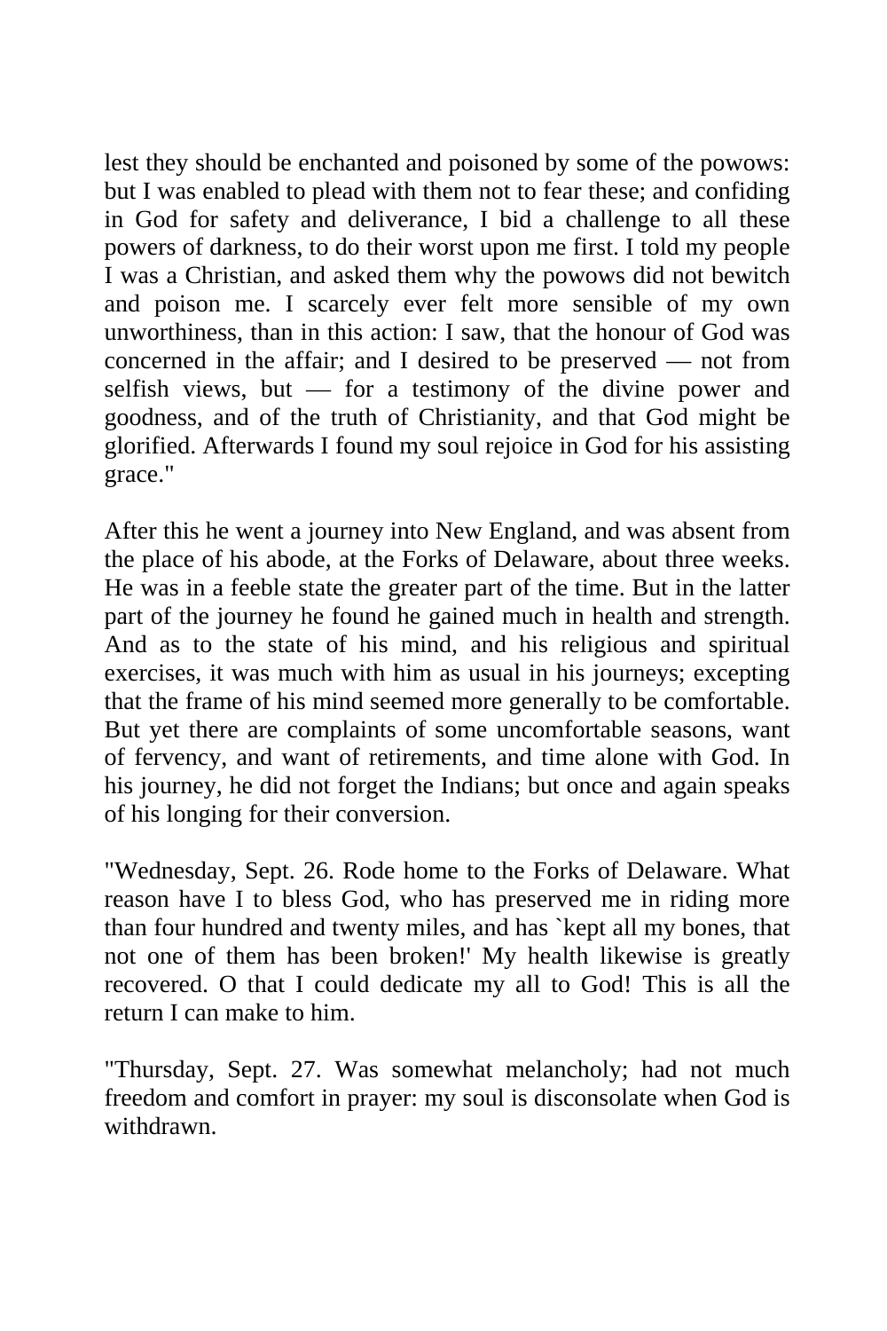lest they should be enchanted and poisoned by some of the powows: but I was enabled to plead with them not to fear these; and confiding in God for safety and deliverance, I bid a challenge to all these powers of darkness, to do their worst upon me first. I told my people I was a Christian, and asked them why the powows did not bewitch and poison me. I scarcely ever felt more sensible of my own unworthiness, than in this action: I saw, that the honour of God was concerned in the affair; and I desired to be preserved — not from selfish views, but — for a testimony of the divine power and goodness, and of the truth of Christianity, and that God might be glorified. Afterwards I found my soul rejoice in God for his assisting grace."

After this he went a journey into New England, and was absent from the place of his abode, at the Forks of Delaware, about three weeks. He was in a feeble state the greater part of the time. But in the latter part of the journey he found he gained much in health and strength. And as to the state of his mind, and his religious and spiritual exercises, it was much with him as usual in his journeys; excepting that the frame of his mind seemed more generally to be comfortable. But yet there are complaints of some uncomfortable seasons, want of fervency, and want of retirements, and time alone with God. In his journey, he did not forget the Indians; but once and again speaks of his longing for their conversion.

"Wednesday, Sept. 26. Rode home to the Forks of Delaware. What reason have I to bless God, who has preserved me in riding more than four hundred and twenty miles, and has `kept all my bones, that not one of them has been broken!' My health likewise is greatly recovered. O that I could dedicate my all to God! This is all the return I can make to him.

"Thursday, Sept. 27. Was somewhat melancholy; had not much freedom and comfort in prayer: my soul is disconsolate when God is withdrawn.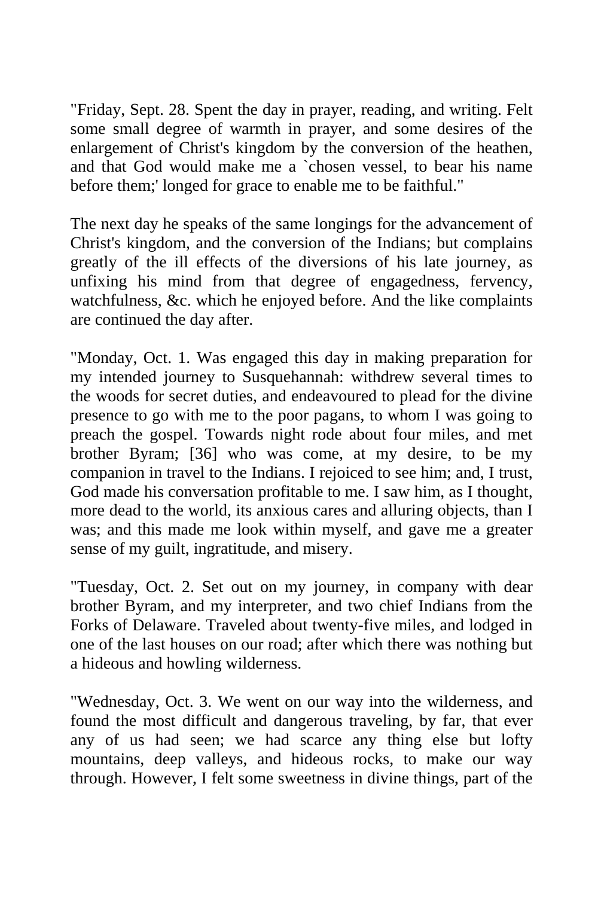"Friday, Sept. 28. Spent the day in prayer, reading, and writing. Felt some small degree of warmth in prayer, and some desires of the enlargement of Christ's kingdom by the conversion of the heathen, and that God would make me a `chosen vessel, to bear his name before them;' longed for grace to enable me to be faithful."

The next day he speaks of the same longings for the advancement of Christ's kingdom, and the conversion of the Indians; but complains greatly of the ill effects of the diversions of his late journey, as unfixing his mind from that degree of engagedness, fervency, watchfulness, &c. which he enjoyed before. And the like complaints are continued the day after.

"Monday, Oct. 1. Was engaged this day in making preparation for my intended journey to Susquehannah: withdrew several times to the woods for secret duties, and endeavoured to plead for the divine presence to go with me to the poor pagans, to whom I was going to preach the gospel. Towards night rode about four miles, and met brother Byram; [36] who was come, at my desire, to be my companion in travel to the Indians. I rejoiced to see him; and, I trust, God made his conversation profitable to me. I saw him, as I thought, more dead to the world, its anxious cares and alluring objects, than I was; and this made me look within myself, and gave me a greater sense of my guilt, ingratitude, and misery.

"Tuesday, Oct. 2. Set out on my journey, in company with dear brother Byram, and my interpreter, and two chief Indians from the Forks of Delaware. Traveled about twenty-five miles, and lodged in one of the last houses on our road; after which there was nothing but a hideous and howling wilderness.

"Wednesday, Oct. 3. We went on our way into the wilderness, and found the most difficult and dangerous traveling, by far, that ever any of us had seen; we had scarce any thing else but lofty mountains, deep valleys, and hideous rocks, to make our way through. However, I felt some sweetness in divine things, part of the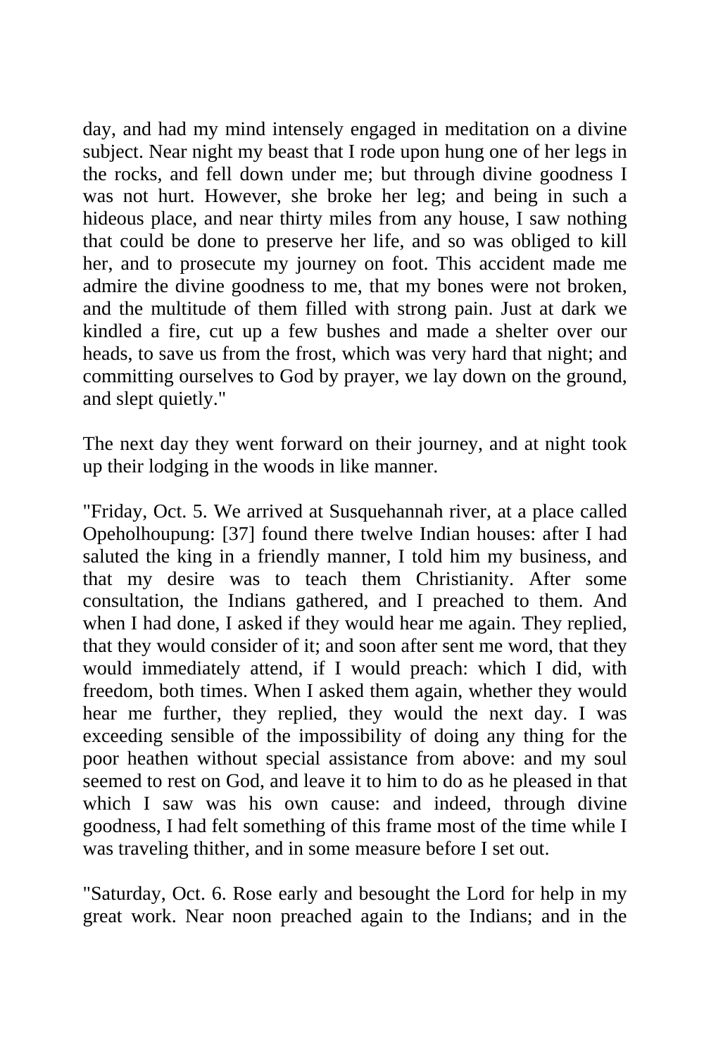day, and had my mind intensely engaged in meditation on a divine subject. Near night my beast that I rode upon hung one of her legs in the rocks, and fell down under me; but through divine goodness I was not hurt. However, she broke her leg; and being in such a hideous place, and near thirty miles from any house, I saw nothing that could be done to preserve her life, and so was obliged to kill her, and to prosecute my journey on foot. This accident made me admire the divine goodness to me, that my bones were not broken, and the multitude of them filled with strong pain. Just at dark we kindled a fire, cut up a few bushes and made a shelter over our heads, to save us from the frost, which was very hard that night; and committing ourselves to God by prayer, we lay down on the ground, and slept quietly."

The next day they went forward on their journey, and at night took up their lodging in the woods in like manner.

"Friday, Oct. 5. We arrived at Susquehannah river, at a place called Opeholhoupung: [37] found there twelve Indian houses: after I had saluted the king in a friendly manner, I told him my business, and that my desire was to teach them Christianity. After some consultation, the Indians gathered, and I preached to them. And when I had done, I asked if they would hear me again. They replied, that they would consider of it; and soon after sent me word, that they would immediately attend, if I would preach: which I did, with freedom, both times. When I asked them again, whether they would hear me further, they replied, they would the next day. I was exceeding sensible of the impossibility of doing any thing for the poor heathen without special assistance from above: and my soul seemed to rest on God, and leave it to him to do as he pleased in that which I saw was his own cause: and indeed, through divine goodness, I had felt something of this frame most of the time while I was traveling thither, and in some measure before I set out.

"Saturday, Oct. 6. Rose early and besought the Lord for help in my great work. Near noon preached again to the Indians; and in the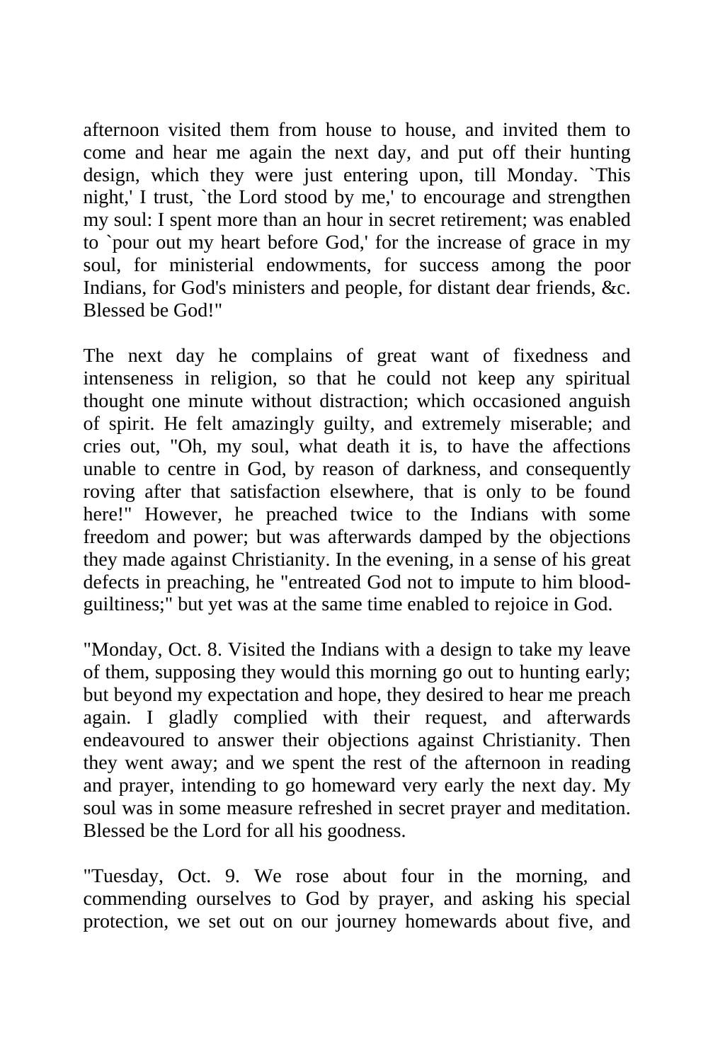afternoon visited them from house to house, and invited them to come and hear me again the next day, and put off their hunting design, which they were just entering upon, till Monday. `This night,' I trust, `the Lord stood by me,' to encourage and strengthen my soul: I spent more than an hour in secret retirement; was enabled to `pour out my heart before God,' for the increase of grace in my soul, for ministerial endowments, for success among the poor Indians, for God's ministers and people, for distant dear friends, &c. Blessed be God!"

The next day he complains of great want of fixedness and intenseness in religion, so that he could not keep any spiritual thought one minute without distraction; which occasioned anguish of spirit. He felt amazingly guilty, and extremely miserable; and cries out, "Oh, my soul, what death it is, to have the affections unable to centre in God, by reason of darkness, and consequently roving after that satisfaction elsewhere, that is only to be found here!" However, he preached twice to the Indians with some freedom and power; but was afterwards damped by the objections they made against Christianity. In the evening, in a sense of his great defects in preaching, he "entreated God not to impute to him blood-guiltiness;" but yet was at the same time enabled to rejoice in God.

"Monday, Oct. 8. Visited the Indians with a design to take my leave of them, supposing they would this morning go out to hunting early; but beyond my expectation and hope, they desired to hear me preach again. I gladly complied with their request, and afterwards endeavoured to answer their objections against Christianity. Then they went away; and we spent the rest of the afternoon in reading and prayer, intending to go homeward very early the next day. My soul was in some measure refreshed in secret prayer and meditation. Blessed be the Lord for all his goodness.

"Tuesday, Oct. 9. We rose about four in the morning, and commending ourselves to God by prayer, and asking his special protection, we set out on our journey homewards about five, and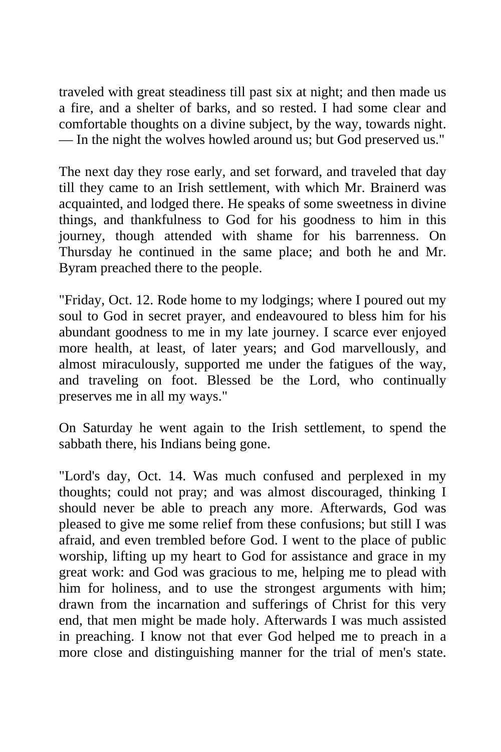traveled with great steadiness till past six at night; and then made us a fire, and a shelter of barks, and so rested. I had some clear and comfortable thoughts on a divine subject, by the way, towards night. — In the night the wolves howled around us; but God preserved us."

The next day they rose early, and set forward, and traveled that day till they came to an Irish settlement, with which Mr. Brainerd was acquainted, and lodged there. He speaks of some sweetness in divine things, and thankfulness to God for his goodness to him in this journey, though attended with shame for his barrenness. On Thursday he continued in the same place; and both he and Mr. Byram preached there to the people.

"Friday, Oct. 12. Rode home to my lodgings; where I poured out my soul to God in secret prayer, and endeavoured to bless him for his abundant goodness to me in my late journey. I scarce ever enjoyed more health, at least, of later years; and God marvellously, and almost miraculously, supported me under the fatigues of the way, and traveling on foot. Blessed be the Lord, who continually preserves me in all my ways."

On Saturday he went again to the Irish settlement, to spend the sabbath there, his Indians being gone.

"Lord's day, Oct. 14. Was much confused and perplexed in my thoughts; could not pray; and was almost discouraged, thinking I should never be able to preach any more. Afterwards, God was pleased to give me some relief from these confusions; but still I was afraid, and even trembled before God. I went to the place of public worship, lifting up my heart to God for assistance and grace in my great work: and God was gracious to me, helping me to plead with him for holiness, and to use the strongest arguments with him; drawn from the incarnation and sufferings of Christ for this very end, that men might be made holy. Afterwards I was much assisted in preaching. I know not that ever God helped me to preach in a more close and distinguishing manner for the trial of men's state.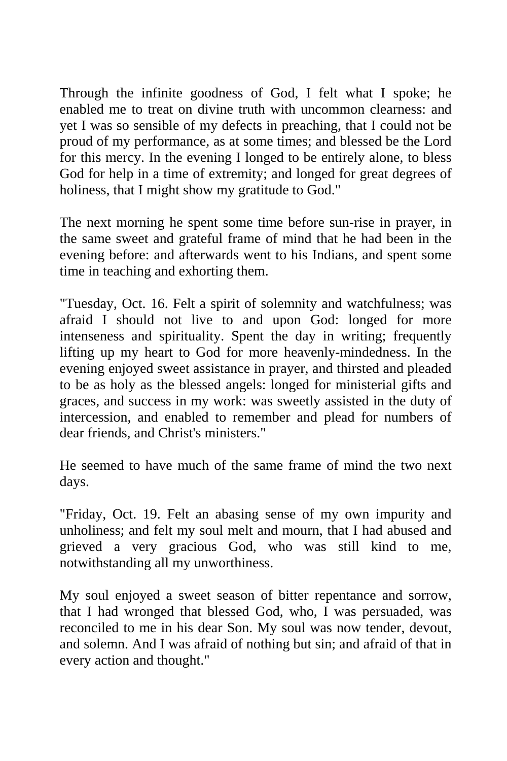Through the infinite goodness of God, I felt what I spoke; he enabled me to treat on divine truth with uncommon clearness: and yet I was so sensible of my defects in preaching, that I could not be proud of my performance, as at some times; and blessed be the Lord for this mercy. In the evening I longed to be entirely alone, to bless God for help in a time of extremity; and longed for great degrees of holiness, that I might show my gratitude to God."

The next morning he spent some time before sun-rise in prayer, in the same sweet and grateful frame of mind that he had been in the evening before: and afterwards went to his Indians, and spent some time in teaching and exhorting them.

"Tuesday, Oct. 16. Felt a spirit of solemnity and watchfulness; was afraid I should not live to and upon God: longed for more intenseness and spirituality. Spent the day in writing; frequently lifting up my heart to God for more heavenly-mindedness. In the evening enjoyed sweet assistance in prayer, and thirsted and pleaded to be as holy as the blessed angels: longed for ministerial gifts and graces, and success in my work: was sweetly assisted in the duty of intercession, and enabled to remember and plead for numbers of dear friends, and Christ's ministers."

He seemed to have much of the same frame of mind the two next days.

"Friday, Oct. 19. Felt an abasing sense of my own impurity and unholiness; and felt my soul melt and mourn, that I had abused and grieved a very gracious God, who was still kind to me, notwithstanding all my unworthiness.

My soul enjoyed a sweet season of bitter repentance and sorrow, that I had wronged that blessed God, who, I was persuaded, was reconciled to me in his dear Son. My soul was now tender, devout, and solemn. And I was afraid of nothing but sin; and afraid of that in every action and thought."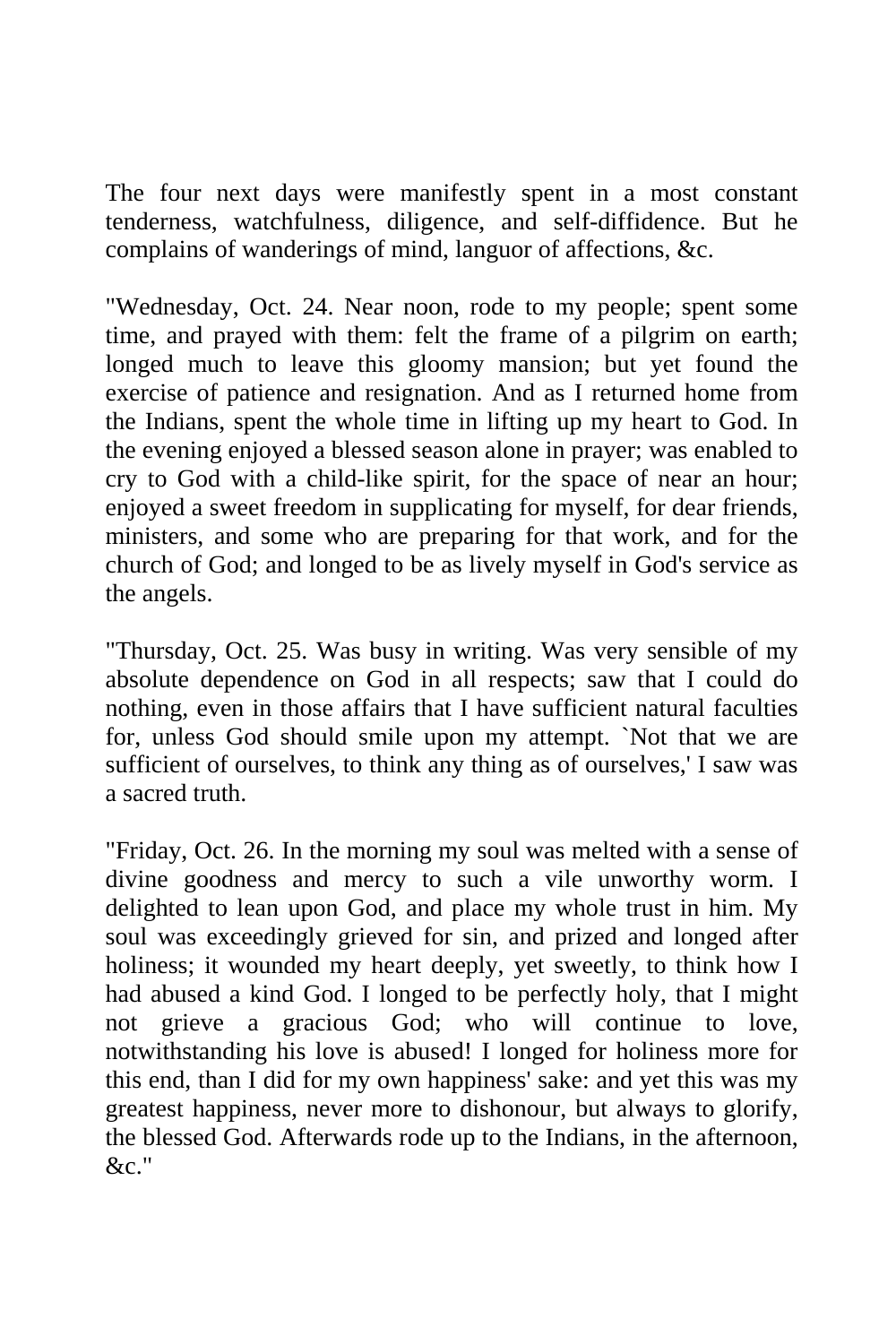The four next days were manifestly spent in a most constant tenderness, watchfulness, diligence, and self-diffidence. But he complains of wanderings of mind, languor of affections, &c.

"Wednesday, Oct. 24. Near noon, rode to my people; spent some time, and prayed with them: felt the frame of a pilgrim on earth; longed much to leave this gloomy mansion; but yet found the exercise of patience and resignation. And as I returned home from the Indians, spent the whole time in lifting up my heart to God. In the evening enjoyed a blessed season alone in prayer; was enabled to cry to God with a child-like spirit, for the space of near an hour; enjoyed a sweet freedom in supplicating for myself, for dear friends, ministers, and some who are preparing for that work, and for the church of God; and longed to be as lively myself in God's service as the angels.

"Thursday, Oct. 25. Was busy in writing. Was very sensible of my absolute dependence on God in all respects; saw that I could do nothing, even in those affairs that I have sufficient natural faculties for, unless God should smile upon my attempt. `Not that we are sufficient of ourselves, to think any thing as of ourselves,' I saw was a sacred truth.

"Friday, Oct. 26. In the morning my soul was melted with a sense of divine goodness and mercy to such a vile unworthy worm. I delighted to lean upon God, and place my whole trust in him. My soul was exceedingly grieved for sin, and prized and longed after holiness; it wounded my heart deeply, yet sweetly, to think how I had abused a kind God. I longed to be perfectly holy, that I might not grieve a gracious God; who will continue to love, notwithstanding his love is abused! I longed for holiness more for this end, than I did for my own happiness' sake: and yet this was my greatest happiness, never more to dishonour, but always to glorify, the blessed God. Afterwards rode up to the Indians, in the afternoon, &c."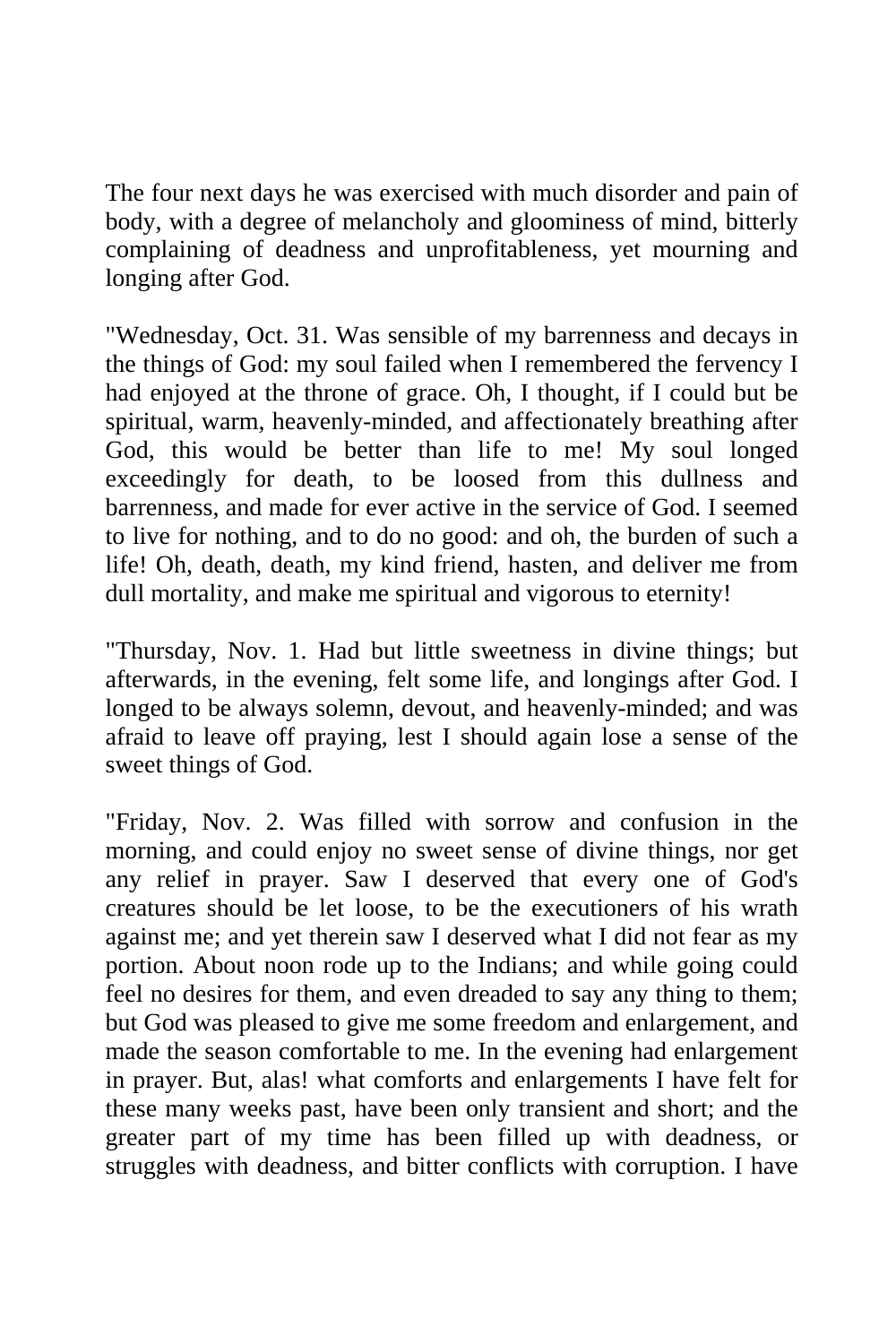The four next days he was exercised with much disorder and pain of body, with a degree of melancholy and gloominess of mind, bitterly complaining of deadness and unprofitableness, yet mourning and longing after God.

"Wednesday, Oct. 31. Was sensible of my barrenness and decays in the things of God: my soul failed when I remembered the fervency I had enjoyed at the throne of grace. Oh, I thought, if I could but be spiritual, warm, heavenly-minded, and affectionately breathing after God, this would be better than life to me! My soul longed exceedingly for death, to be loosed from this dullness and barrenness, and made for ever active in the service of God. I seemed to live for nothing, and to do no good: and oh, the burden of such a life! Oh, death, death, my kind friend, hasten, and deliver me from dull mortality, and make me spiritual and vigorous to eternity!

"Thursday, Nov. 1. Had but little sweetness in divine things; but afterwards, in the evening, felt some life, and longings after God. I longed to be always solemn, devout, and heavenly-minded; and was afraid to leave off praying, lest I should again lose a sense of the sweet things of God.

"Friday, Nov. 2. Was filled with sorrow and confusion in the morning, and could enjoy no sweet sense of divine things, nor get any relief in prayer. Saw I deserved that every one of God's creatures should be let loose, to be the executioners of his wrath against me; and yet therein saw I deserved what I did not fear as my portion. About noon rode up to the Indians; and while going could feel no desires for them, and even dreaded to say any thing to them; but God was pleased to give me some freedom and enlargement, and made the season comfortable to me. In the evening had enlargement in prayer. But, alas! what comforts and enlargements I have felt for these many weeks past, have been only transient and short; and the greater part of my time has been filled up with deadness, or struggles with deadness, and bitter conflicts with corruption. I have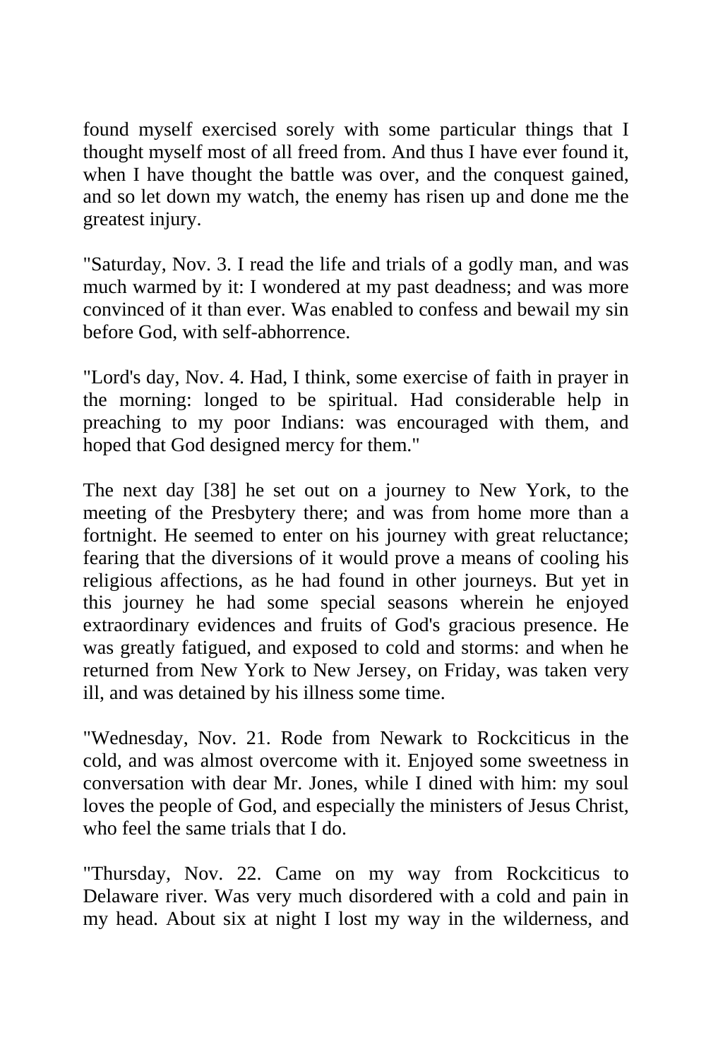found myself exercised sorely with some particular things that I thought myself most of all freed from. And thus I have ever found it, when I have thought the battle was over, and the conquest gained, and so let down my watch, the enemy has risen up and done me the greatest injury.

"Saturday, Nov. 3. I read the life and trials of a godly man, and was much warmed by it: I wondered at my past deadness; and was more convinced of it than ever. Was enabled to confess and bewail my sin before God, with self-abhorrence.

"Lord's day, Nov. 4. Had, I think, some exercise of faith in prayer in the morning: longed to be spiritual. Had considerable help in preaching to my poor Indians: was encouraged with them, and hoped that God designed mercy for them."

The next day [38] he set out on a journey to New York, to the meeting of the Presbytery there; and was from home more than a fortnight. He seemed to enter on his journey with great reluctance; fearing that the diversions of it would prove a means of cooling his religious affections, as he had found in other journeys. But yet in this journey he had some special seasons wherein he enjoyed extraordinary evidences and fruits of God's gracious presence. He was greatly fatigued, and exposed to cold and storms: and when he returned from New York to New Jersey, on Friday, was taken very ill, and was detained by his illness some time.

"Wednesday, Nov. 21. Rode from Newark to Rockciticus in the cold, and was almost overcome with it. Enjoyed some sweetness in conversation with dear Mr. Jones, while I dined with him: my soul loves the people of God, and especially the ministers of Jesus Christ, who feel the same trials that I do.

"Thursday, Nov. 22. Came on my way from Rockciticus to Delaware river. Was very much disordered with a cold and pain in my head. About six at night I lost my way in the wilderness, and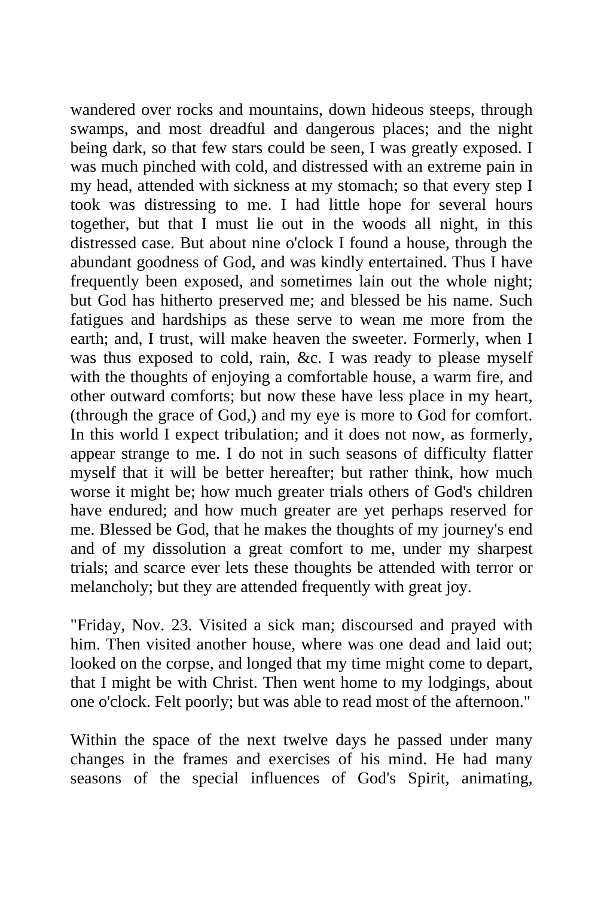wandered over rocks and mountains, down hideous steeps, through swamps, and most dreadful and dangerous places; and the night being dark, so that few stars could be seen, I was greatly exposed. I was much pinched with cold, and distressed with an extreme pain in my head, attended with sickness at my stomach; so that every step I took was distressing to me. I had little hope for several hours together, but that I must lie out in the woods all night, in this distressed case. But about nine o'clock I found a house, through the abundant goodness of God, and was kindly entertained. Thus I have frequently been exposed, and sometimes lain out the whole night; but God has hitherto preserved me; and blessed be his name. Such fatigues and hardships as these serve to wean me more from the earth; and, I trust, will make heaven the sweeter. Formerly, when I was thus exposed to cold, rain, &c. I was ready to please myself with the thoughts of enjoying a comfortable house, a warm fire, and other outward comforts; but now these have less place in my heart, (through the grace of God,) and my eye is more to God for comfort. In this world I expect tribulation; and it does not now, as formerly, appear strange to me. I do not in such seasons of difficulty flatter myself that it will be better hereafter; but rather think, how much worse it might be; how much greater trials others of God's children have endured; and how much greater are yet perhaps reserved for me. Blessed be God, that he makes the thoughts of my journey's end and of my dissolution a great comfort to me, under my sharpest trials; and scarce ever lets these thoughts be attended with terror or melancholy; but they are attended frequently with great joy.

"Friday, Nov. 23. Visited a sick man; discoursed and prayed with him. Then visited another house, where was one dead and laid out; looked on the corpse, and longed that my time might come to depart, that I might be with Christ. Then went home to my lodgings, about one o'clock. Felt poorly; but was able to read most of the afternoon."

Within the space of the next twelve days he passed under many changes in the frames and exercises of his mind. He had many seasons of the special influences of God's Spirit, animating,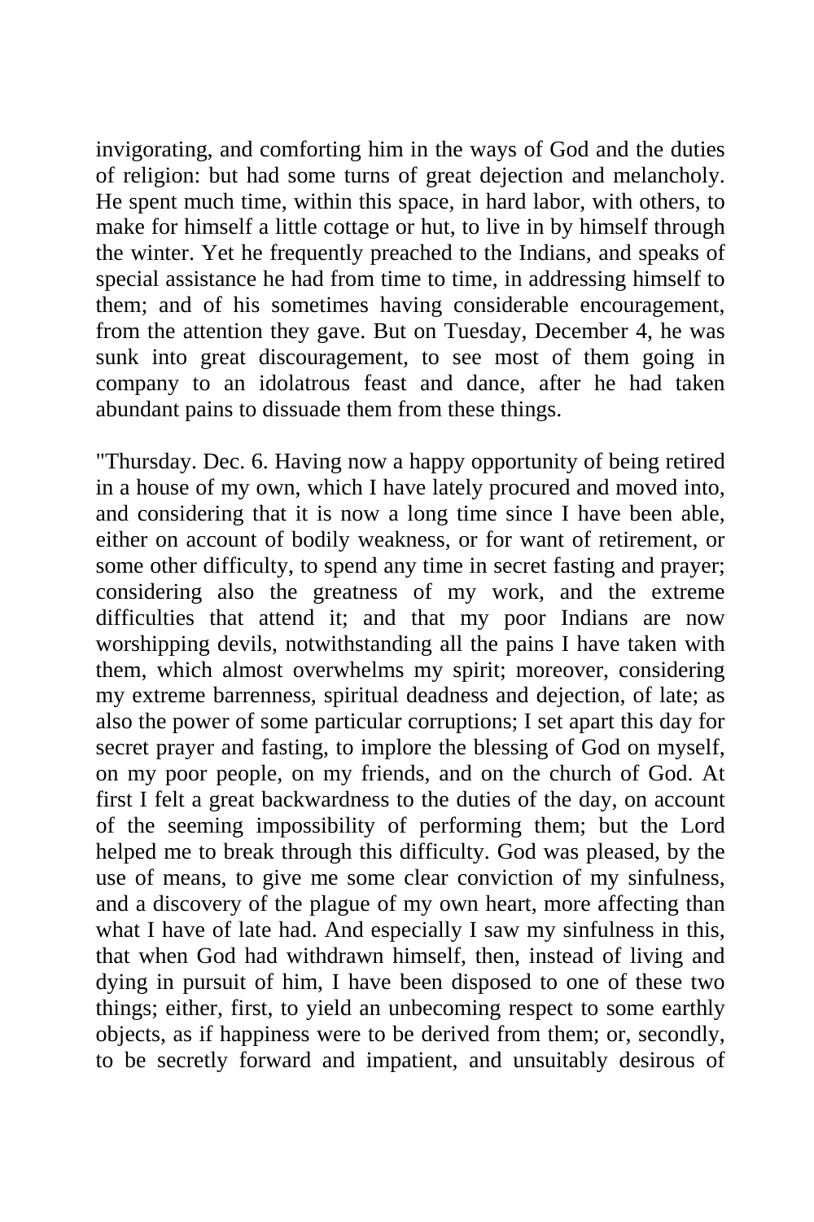invigorating, and comforting him in the ways of God and the duties of religion: but had some turns of great dejection and melancholy. He spent much time, within this space, in hard labor, with others, to make for himself a little cottage or hut, to live in by himself through the winter. Yet he frequently preached to the Indians, and speaks of special assistance he had from time to time, in addressing himself to them; and of his sometimes having considerable encouragement, from the attention they gave. But on Tuesday, December 4, he was sunk into great discouragement, to see most of them going in company to an idolatrous feast and dance, after he had taken abundant pains to dissuade them from these things.

"Thursday. Dec. 6. Having now a happy opportunity of being retired in a house of my own, which I have lately procured and moved into, and considering that it is now a long time since I have been able, either on account of bodily weakness, or for want of retirement, or some other difficulty, to spend any time in secret fasting and prayer; considering also the greatness of my work, and the extreme difficulties that attend it; and that my poor Indians are now worshipping devils, notwithstanding all the pains I have taken with them, which almost overwhelms my spirit; moreover, considering my extreme barrenness, spiritual deadness and dejection, of late; as also the power of some particular corruptions; I set apart this day for secret prayer and fasting, to implore the blessing of God on myself, on my poor people, on my friends, and on the church of God. At first I felt a great backwardness to the duties of the day, on account of the seeming impossibility of performing them; but the Lord helped me to break through this difficulty. God was pleased, by the use of means, to give me some clear conviction of my sinfulness, and a discovery of the plague of my own heart, more affecting than what I have of late had. And especially I saw my sinfulness in this, that when God had withdrawn himself, then, instead of living and dying in pursuit of him, I have been disposed to one of these two things; either, first, to yield an unbecoming respect to some earthly objects, as if happiness were to be derived from them; or, secondly, to be secretly forward and impatient, and unsuitably desirous of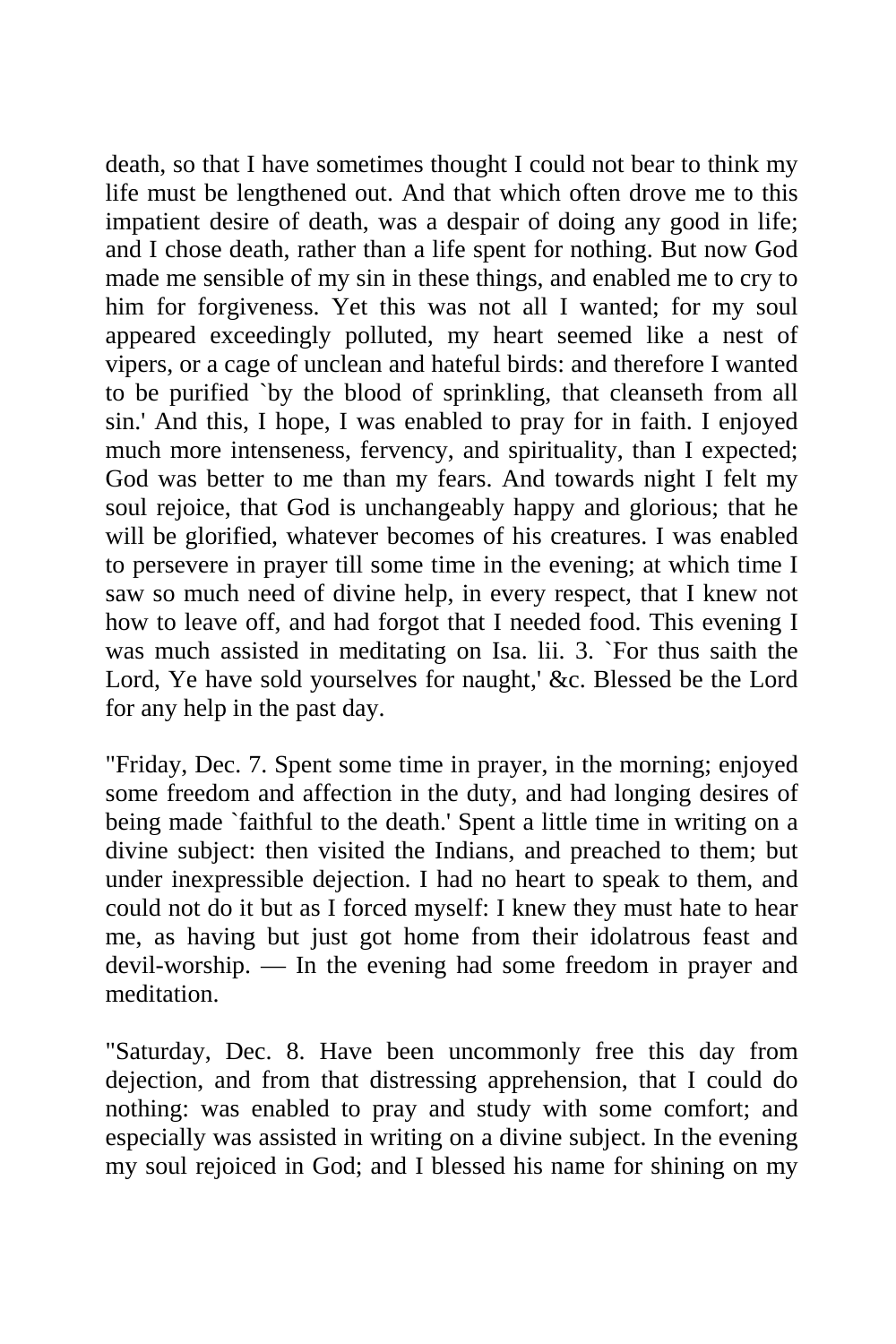death, so that I have sometimes thought I could not bear to think my life must be lengthened out. And that which often drove me to this impatient desire of death, was a despair of doing any good in life; and I chose death, rather than a life spent for nothing. But now God made me sensible of my sin in these things, and enabled me to cry to him for forgiveness. Yet this was not all I wanted; for my soul appeared exceedingly polluted, my heart seemed like a nest of vipers, or a cage of unclean and hateful birds: and therefore I wanted to be purified `by the blood of sprinkling, that cleanseth from all sin.' And this, I hope, I was enabled to pray for in faith. I enjoyed much more intenseness, fervency, and spirituality, than I expected; God was better to me than my fears. And towards night I felt my soul rejoice, that God is unchangeably happy and glorious; that he will be glorified, whatever becomes of his creatures. I was enabled to persevere in prayer till some time in the evening; at which time I saw so much need of divine help, in every respect, that I knew not how to leave off, and had forgot that I needed food. This evening I was much assisted in meditating on Isa. lii. 3. `For thus saith the Lord, Ye have sold yourselves for naught,' &c. Blessed be the Lord for any help in the past day.

"Friday, Dec. 7. Spent some time in prayer, in the morning; enjoyed some freedom and affection in the duty, and had longing desires of being made `faithful to the death.' Spent a little time in writing on a divine subject: then visited the Indians, and preached to them; but under inexpressible dejection. I had no heart to speak to them, and could not do it but as I forced myself: I knew they must hate to hear me, as having but just got home from their idolatrous feast and devil-worship. — In the evening had some freedom in prayer and meditation.

"Saturday, Dec. 8. Have been uncommonly free this day from dejection, and from that distressing apprehension, that I could do nothing: was enabled to pray and study with some comfort; and especially was assisted in writing on a divine subject. In the evening my soul rejoiced in God; and I blessed his name for shining on my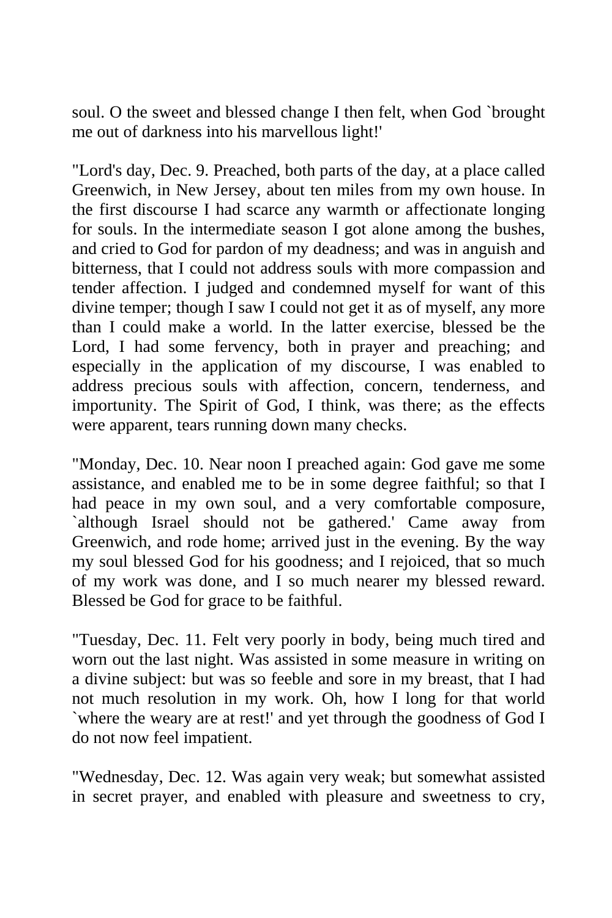soul. O the sweet and blessed change I then felt, when God `brought me out of darkness into his marvellous light!'

"Lord's day, Dec. 9. Preached, both parts of the day, at a place called Greenwich, in New Jersey, about ten miles from my own house. In the first discourse I had scarce any warmth or affectionate longing for souls. In the intermediate season I got alone among the bushes, and cried to God for pardon of my deadness; and was in anguish and bitterness, that I could not address souls with more compassion and tender affection. I judged and condemned myself for want of this divine temper; though I saw I could not get it as of myself, any more than I could make a world. In the latter exercise, blessed be the Lord, I had some fervency, both in prayer and preaching; and especially in the application of my discourse, I was enabled to address precious souls with affection, concern, tenderness, and importunity. The Spirit of God, I think, was there; as the effects were apparent, tears running down many checks.

"Monday, Dec. 10. Near noon I preached again: God gave me some assistance, and enabled me to be in some degree faithful; so that I had peace in my own soul, and a very comfortable composure, `although Israel should not be gathered.' Came away from Greenwich, and rode home; arrived just in the evening. By the way my soul blessed God for his goodness; and I rejoiced, that so much of my work was done, and I so much nearer my blessed reward. Blessed be God for grace to be faithful.

"Tuesday, Dec. 11. Felt very poorly in body, being much tired and worn out the last night. Was assisted in some measure in writing on a divine subject: but was so feeble and sore in my breast, that I had not much resolution in my work. Oh, how I long for that world `where the weary are at rest!' and yet through the goodness of God I do not now feel impatient.

"Wednesday, Dec. 12. Was again very weak; but somewhat assisted in secret prayer, and enabled with pleasure and sweetness to cry,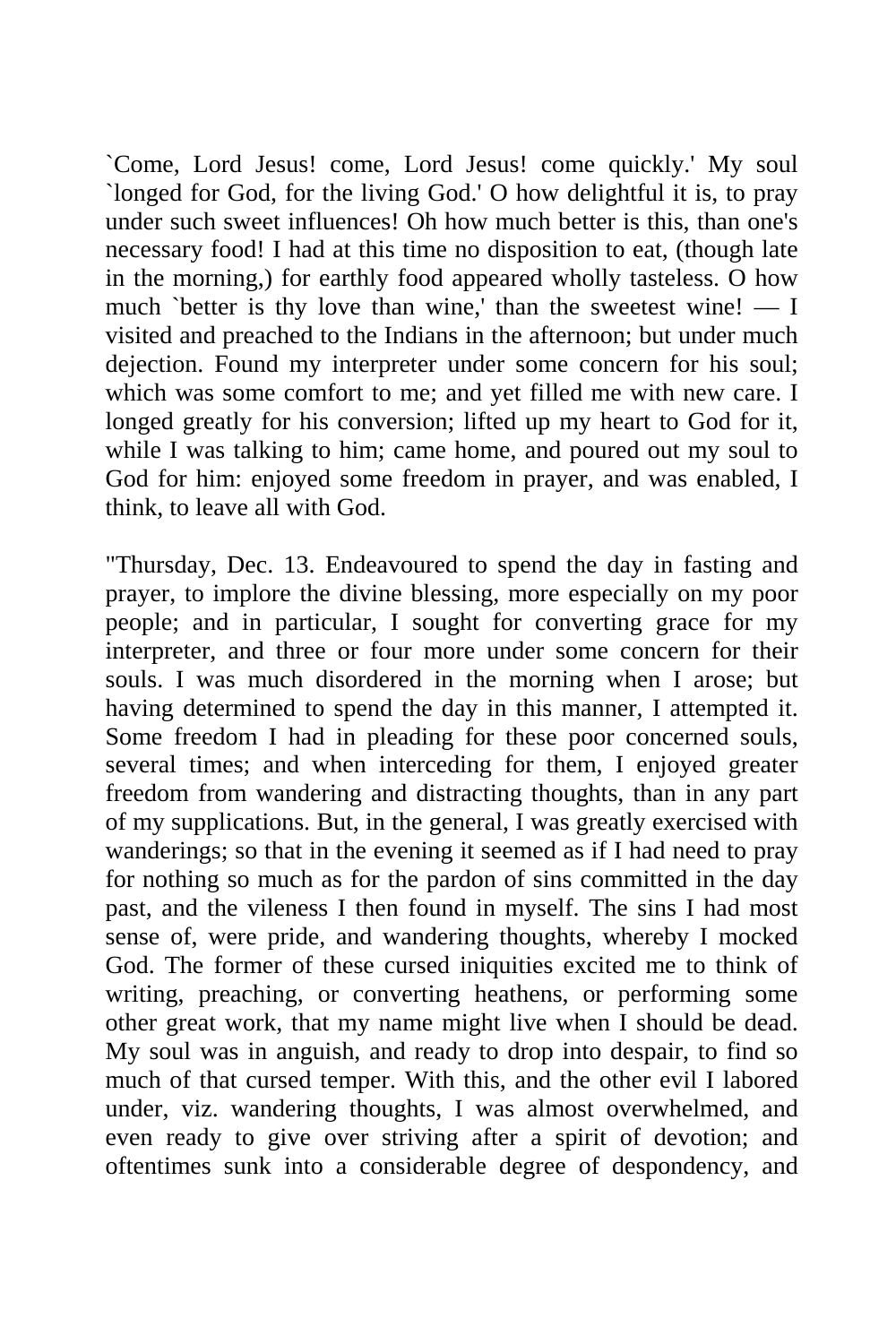`Come, Lord Jesus! come, Lord Jesus! come quickly.' My soul `longed for God, for the living God.' O how delightful it is, to pray under such sweet influences! Oh how much better is this, than one's necessary food! I had at this time no disposition to eat, (though late in the morning,) for earthly food appeared wholly tasteless. O how much `better is thy love than wine,' than the sweetest wine! — I visited and preached to the Indians in the afternoon; but under much dejection. Found my interpreter under some concern for his soul; which was some comfort to me; and yet filled me with new care. I longed greatly for his conversion; lifted up my heart to God for it, while I was talking to him; came home, and poured out my soul to God for him: enjoyed some freedom in prayer, and was enabled, I think, to leave all with God.

"Thursday, Dec. 13. Endeavoured to spend the day in fasting and prayer, to implore the divine blessing, more especially on my poor people; and in particular, I sought for converting grace for my interpreter, and three or four more under some concern for their souls. I was much disordered in the morning when I arose; but having determined to spend the day in this manner, I attempted it. Some freedom I had in pleading for these poor concerned souls, several times; and when interceding for them, I enjoyed greater freedom from wandering and distracting thoughts, than in any part of my supplications. But, in the general, I was greatly exercised with wanderings; so that in the evening it seemed as if I had need to pray for nothing so much as for the pardon of sins committed in the day past, and the vileness I then found in myself. The sins I had most sense of, were pride, and wandering thoughts, whereby I mocked God. The former of these cursed iniquities excited me to think of writing, preaching, or converting heathens, or performing some other great work, that my name might live when I should be dead. My soul was in anguish, and ready to drop into despair, to find so much of that cursed temper. With this, and the other evil I labored under, viz. wandering thoughts, I was almost overwhelmed, and even ready to give over striving after a spirit of devotion; and oftentimes sunk into a considerable degree of despondency, and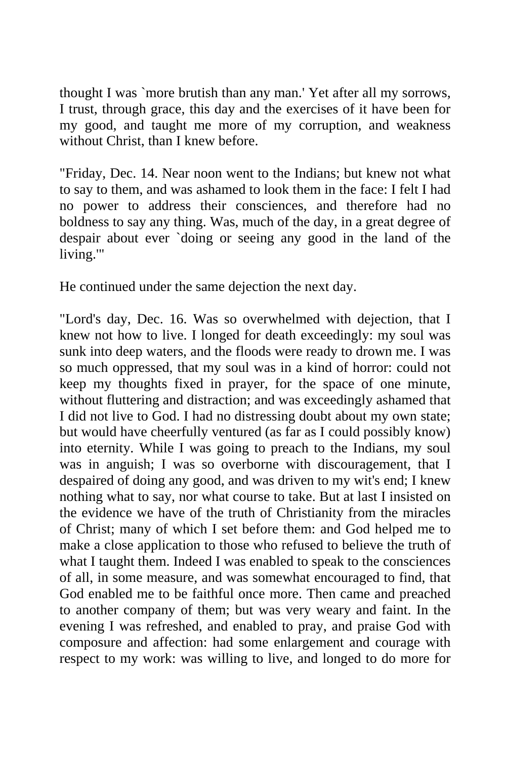thought I was `more brutish than any man.' Yet after all my sorrows, I trust, through grace, this day and the exercises of it have been for my good, and taught me more of my corruption, and weakness without Christ, than I knew before.

"Friday, Dec. 14. Near noon went to the Indians; but knew not what to say to them, and was ashamed to look them in the face: I felt I had no power to address their consciences, and therefore had no boldness to say any thing. Was, much of the day, in a great degree of despair about ever `doing or seeing any good in the land of the living.'"

He continued under the same dejection the next day.

"Lord's day, Dec. 16. Was so overwhelmed with dejection, that I knew not how to live. I longed for death exceedingly: my soul was sunk into deep waters, and the floods were ready to drown me. I was so much oppressed, that my soul was in a kind of horror: could not keep my thoughts fixed in prayer, for the space of one minute, without fluttering and distraction; and was exceedingly ashamed that I did not live to God. I had no distressing doubt about my own state; but would have cheerfully ventured (as far as I could possibly know) into eternity. While I was going to preach to the Indians, my soul was in anguish; I was so overborne with discouragement, that I despaired of doing any good, and was driven to my wit's end; I knew nothing what to say, nor what course to take. But at last I insisted on the evidence we have of the truth of Christianity from the miracles of Christ; many of which I set before them: and God helped me to make a close application to those who refused to believe the truth of what I taught them. Indeed I was enabled to speak to the consciences of all, in some measure, and was somewhat encouraged to find, that God enabled me to be faithful once more. Then came and preached to another company of them; but was very weary and faint. In the evening I was refreshed, and enabled to pray, and praise God with composure and affection: had some enlargement and courage with respect to my work: was willing to live, and longed to do more for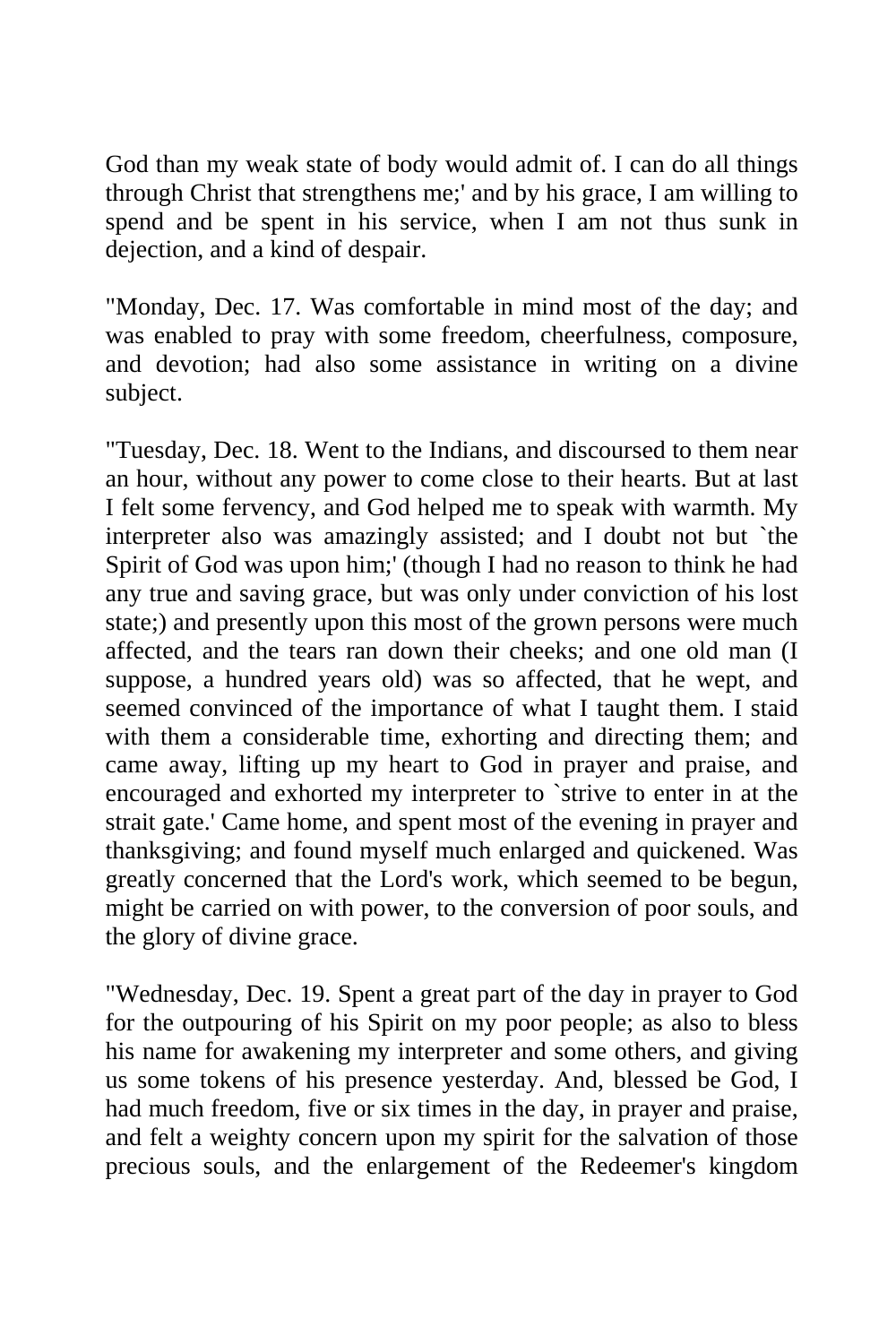God than my weak state of body would admit of. I can do all things through Christ that strengthens me;' and by his grace, I am willing to spend and be spent in his service, when I am not thus sunk in dejection, and a kind of despair.

"Monday, Dec. 17. Was comfortable in mind most of the day; and was enabled to pray with some freedom, cheerfulness, composure, and devotion; had also some assistance in writing on a divine subject.

"Tuesday, Dec. 18. Went to the Indians, and discoursed to them near an hour, without any power to come close to their hearts. But at last I felt some fervency, and God helped me to speak with warmth. My interpreter also was amazingly assisted; and I doubt not but `the Spirit of God was upon him;' (though I had no reason to think he had any true and saving grace, but was only under conviction of his lost state;) and presently upon this most of the grown persons were much affected, and the tears ran down their cheeks; and one old man (I suppose, a hundred years old) was so affected, that he wept, and seemed convinced of the importance of what I taught them. I staid with them a considerable time, exhorting and directing them; and came away, lifting up my heart to God in prayer and praise, and encouraged and exhorted my interpreter to `strive to enter in at the strait gate.' Came home, and spent most of the evening in prayer and thanksgiving; and found myself much enlarged and quickened. Was greatly concerned that the Lord's work, which seemed to be begun, might be carried on with power, to the conversion of poor souls, and the glory of divine grace.

"Wednesday, Dec. 19. Spent a great part of the day in prayer to God for the outpouring of his Spirit on my poor people; as also to bless his name for awakening my interpreter and some others, and giving us some tokens of his presence yesterday. And, blessed be God, I had much freedom, five or six times in the day, in prayer and praise, and felt a weighty concern upon my spirit for the salvation of those precious souls, and the enlargement of the Redeemer's kingdom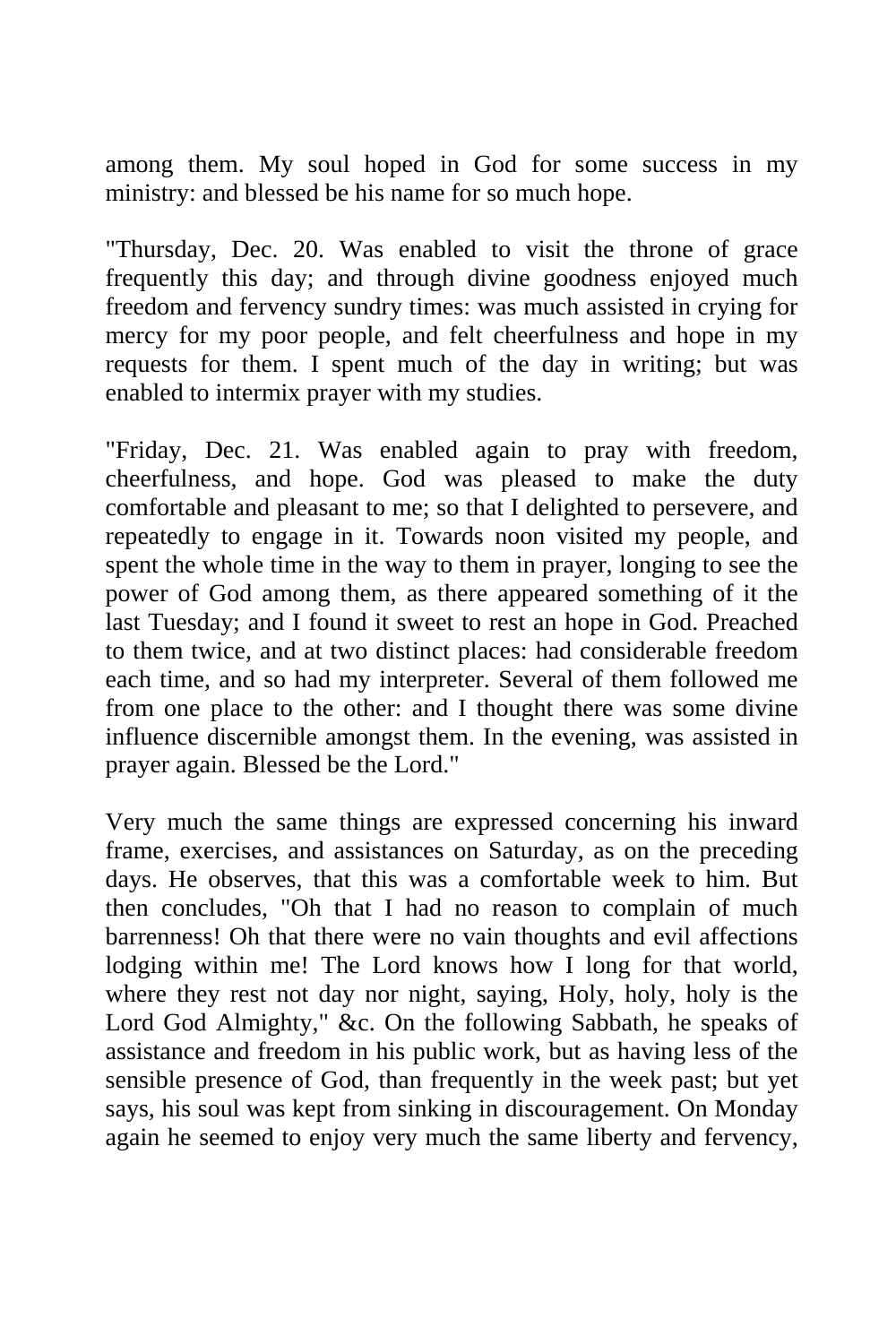among them. My soul hoped in God for some success in my ministry: and blessed be his name for so much hope.

"Thursday, Dec. 20. Was enabled to visit the throne of grace frequently this day; and through divine goodness enjoyed much freedom and fervency sundry times: was much assisted in crying for mercy for my poor people, and felt cheerfulness and hope in my requests for them. I spent much of the day in writing; but was enabled to intermix prayer with my studies.

"Friday, Dec. 21. Was enabled again to pray with freedom, cheerfulness, and hope. God was pleased to make the duty comfortable and pleasant to me; so that I delighted to persevere, and repeatedly to engage in it. Towards noon visited my people, and spent the whole time in the way to them in prayer, longing to see the power of God among them, as there appeared something of it the last Tuesday; and I found it sweet to rest an hope in God. Preached to them twice, and at two distinct places: had considerable freedom each time, and so had my interpreter. Several of them followed me from one place to the other: and I thought there was some divine influence discernible amongst them. In the evening, was assisted in prayer again. Blessed be the Lord."

Very much the same things are expressed concerning his inward frame, exercises, and assistances on Saturday, as on the preceding days. He observes, that this was a comfortable week to him. But then concludes, "Oh that I had no reason to complain of much barrenness! Oh that there were no vain thoughts and evil affections lodging within me! The Lord knows how I long for that world, where they rest not day nor night, saying, Holy, holy, holy is the Lord God Almighty," &c. On the following Sabbath, he speaks of assistance and freedom in his public work, but as having less of the sensible presence of God, than frequently in the week past; but yet says, his soul was kept from sinking in discouragement. On Monday again he seemed to enjoy very much the same liberty and fervency,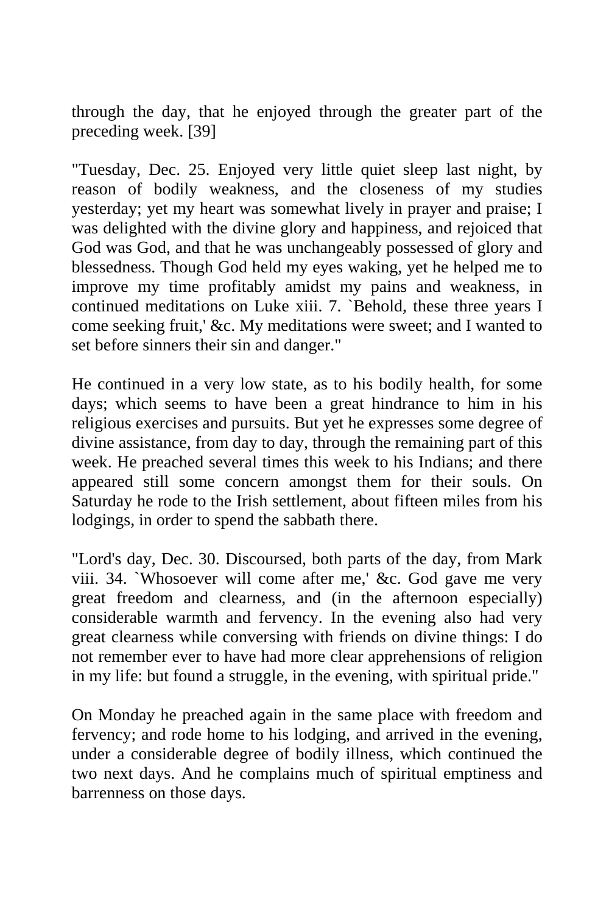through the day, that he enjoyed through the greater part of the preceding week. [39]

"Tuesday, Dec. 25. Enjoyed very little quiet sleep last night, by reason of bodily weakness, and the closeness of my studies yesterday; yet my heart was somewhat lively in prayer and praise; I was delighted with the divine glory and happiness, and rejoiced that God was God, and that he was unchangeably possessed of glory and blessedness. Though God held my eyes waking, yet he helped me to improve my time profitably amidst my pains and weakness, in continued meditations on Luke xiii. 7. `Behold, these three years I come seeking fruit,' &c. My meditations were sweet; and I wanted to set before sinners their sin and danger."

He continued in a very low state, as to his bodily health, for some days; which seems to have been a great hindrance to him in his religious exercises and pursuits. But yet he expresses some degree of divine assistance, from day to day, through the remaining part of this week. He preached several times this week to his Indians; and there appeared still some concern amongst them for their souls. On Saturday he rode to the Irish settlement, about fifteen miles from his lodgings, in order to spend the sabbath there.

"Lord's day, Dec. 30. Discoursed, both parts of the day, from Mark viii. 34. `Whosoever will come after me,' &c. God gave me very great freedom and clearness, and (in the afternoon especially) considerable warmth and fervency. In the evening also had very great clearness while conversing with friends on divine things: I do not remember ever to have had more clear apprehensions of religion in my life: but found a struggle, in the evening, with spiritual pride."

On Monday he preached again in the same place with freedom and fervency; and rode home to his lodging, and arrived in the evening, under a considerable degree of bodily illness, which continued the two next days. And he complains much of spiritual emptiness and barrenness on those days.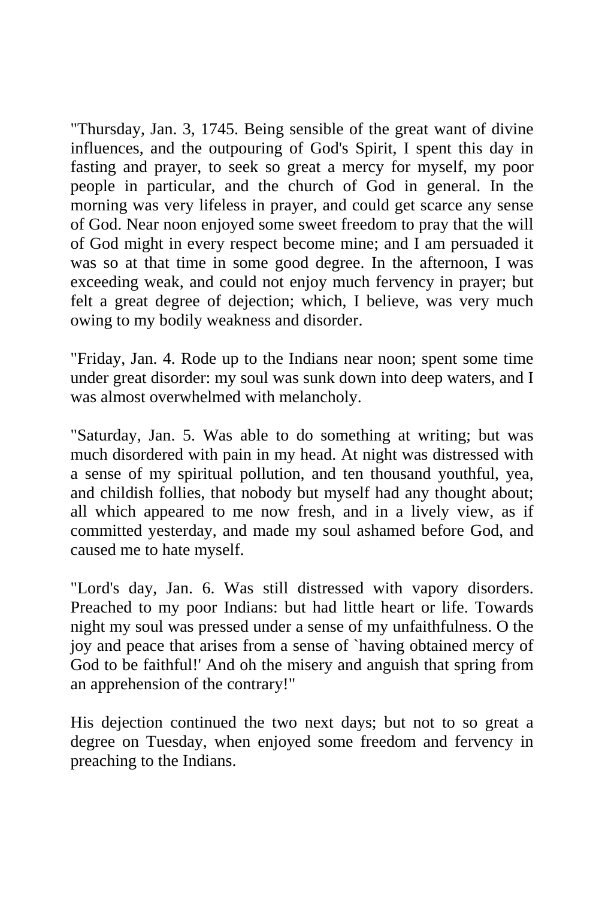"Thursday, Jan. 3, 1745. Being sensible of the great want of divine influences, and the outpouring of God's Spirit, I spent this day in fasting and prayer, to seek so great a mercy for myself, my poor people in particular, and the church of God in general. In the morning was very lifeless in prayer, and could get scarce any sense of God. Near noon enjoyed some sweet freedom to pray that the will of God might in every respect become mine; and I am persuaded it was so at that time in some good degree. In the afternoon, I was exceeding weak, and could not enjoy much fervency in prayer; but felt a great degree of dejection; which, I believe, was very much owing to my bodily weakness and disorder.

"Friday, Jan. 4. Rode up to the Indians near noon; spent some time under great disorder: my soul was sunk down into deep waters, and I was almost overwhelmed with melancholy.

"Saturday, Jan. 5. Was able to do something at writing; but was much disordered with pain in my head. At night was distressed with a sense of my spiritual pollution, and ten thousand youthful, yea, and childish follies, that nobody but myself had any thought about; all which appeared to me now fresh, and in a lively view, as if committed yesterday, and made my soul ashamed before God, and caused me to hate myself.

"Lord's day, Jan. 6. Was still distressed with vapory disorders. Preached to my poor Indians: but had little heart or life. Towards night my soul was pressed under a sense of my unfaithfulness. O the joy and peace that arises from a sense of `having obtained mercy of God to be faithful!' And oh the misery and anguish that spring from an apprehension of the contrary!"

His dejection continued the two next days; but not to so great a degree on Tuesday, when enjoyed some freedom and fervency in preaching to the Indians.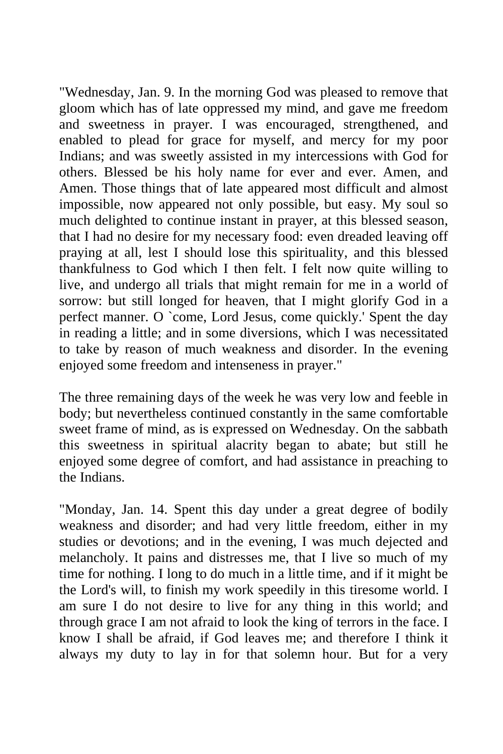"Wednesday, Jan. 9. In the morning God was pleased to remove that gloom which has of late oppressed my mind, and gave me freedom and sweetness in prayer. I was encouraged, strengthened, and enabled to plead for grace for myself, and mercy for my poor Indians; and was sweetly assisted in my intercessions with God for others. Blessed be his holy name for ever and ever. Amen, and Amen. Those things that of late appeared most difficult and almost impossible, now appeared not only possible, but easy. My soul so much delighted to continue instant in prayer, at this blessed season, that I had no desire for my necessary food: even dreaded leaving off praying at all, lest I should lose this spirituality, and this blessed thankfulness to God which I then felt. I felt now quite willing to live, and undergo all trials that might remain for me in a world of sorrow: but still longed for heaven, that I might glorify God in a perfect manner. O `come, Lord Jesus, come quickly.' Spent the day in reading a little; and in some diversions, which I was necessitated to take by reason of much weakness and disorder. In the evening enjoyed some freedom and intenseness in prayer."

The three remaining days of the week he was very low and feeble in body; but nevertheless continued constantly in the same comfortable sweet frame of mind, as is expressed on Wednesday. On the sabbath this sweetness in spiritual alacrity began to abate; but still he enjoyed some degree of comfort, and had assistance in preaching to the Indians.

"Monday, Jan. 14. Spent this day under a great degree of bodily weakness and disorder; and had very little freedom, either in my studies or devotions; and in the evening, I was much dejected and melancholy. It pains and distresses me, that I live so much of my time for nothing. I long to do much in a little time, and if it might be the Lord's will, to finish my work speedily in this tiresome world. I am sure I do not desire to live for any thing in this world; and through grace I am not afraid to look the king of terrors in the face. I know I shall be afraid, if God leaves me; and therefore I think it always my duty to lay in for that solemn hour. But for a very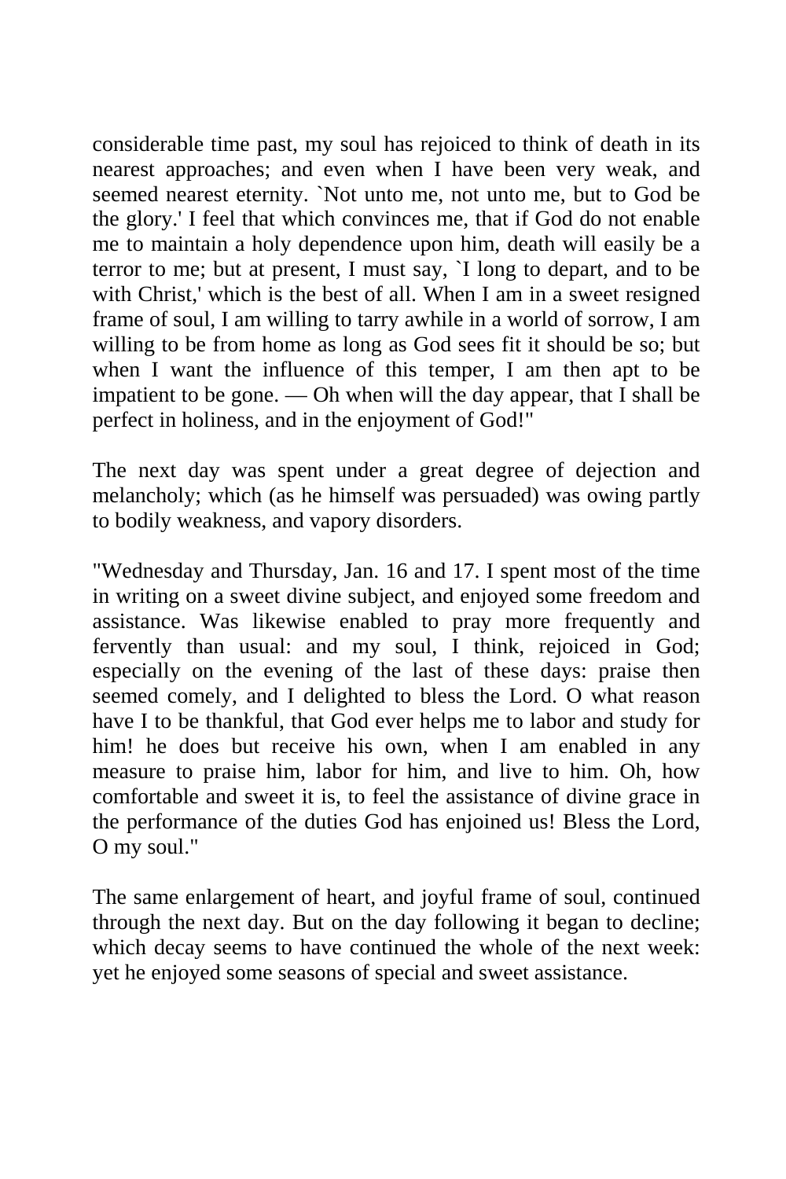considerable time past, my soul has rejoiced to think of death in its nearest approaches; and even when I have been very weak, and seemed nearest eternity. `Not unto me, not unto me, but to God be the glory.' I feel that which convinces me, that if God do not enable me to maintain a holy dependence upon him, death will easily be a terror to me; but at present, I must say, `I long to depart, and to be with Christ,' which is the best of all. When I am in a sweet resigned frame of soul, I am willing to tarry awhile in a world of sorrow, I am willing to be from home as long as God sees fit it should be so; but when I want the influence of this temper, I am then apt to be impatient to be gone. — Oh when will the day appear, that I shall be perfect in holiness, and in the enjoyment of God!"

The next day was spent under a great degree of dejection and melancholy; which (as he himself was persuaded) was owing partly to bodily weakness, and vapory disorders.

"Wednesday and Thursday, Jan. 16 and 17. I spent most of the time in writing on a sweet divine subject, and enjoyed some freedom and assistance. Was likewise enabled to pray more frequently and fervently than usual: and my soul, I think, rejoiced in God; especially on the evening of the last of these days: praise then seemed comely, and I delighted to bless the Lord. O what reason have I to be thankful, that God ever helps me to labor and study for him! he does but receive his own, when I am enabled in any measure to praise him, labor for him, and live to him. Oh, how comfortable and sweet it is, to feel the assistance of divine grace in the performance of the duties God has enjoined us! Bless the Lord, O my soul."

The same enlargement of heart, and joyful frame of soul, continued through the next day. But on the day following it began to decline; which decay seems to have continued the whole of the next week: yet he enjoyed some seasons of special and sweet assistance.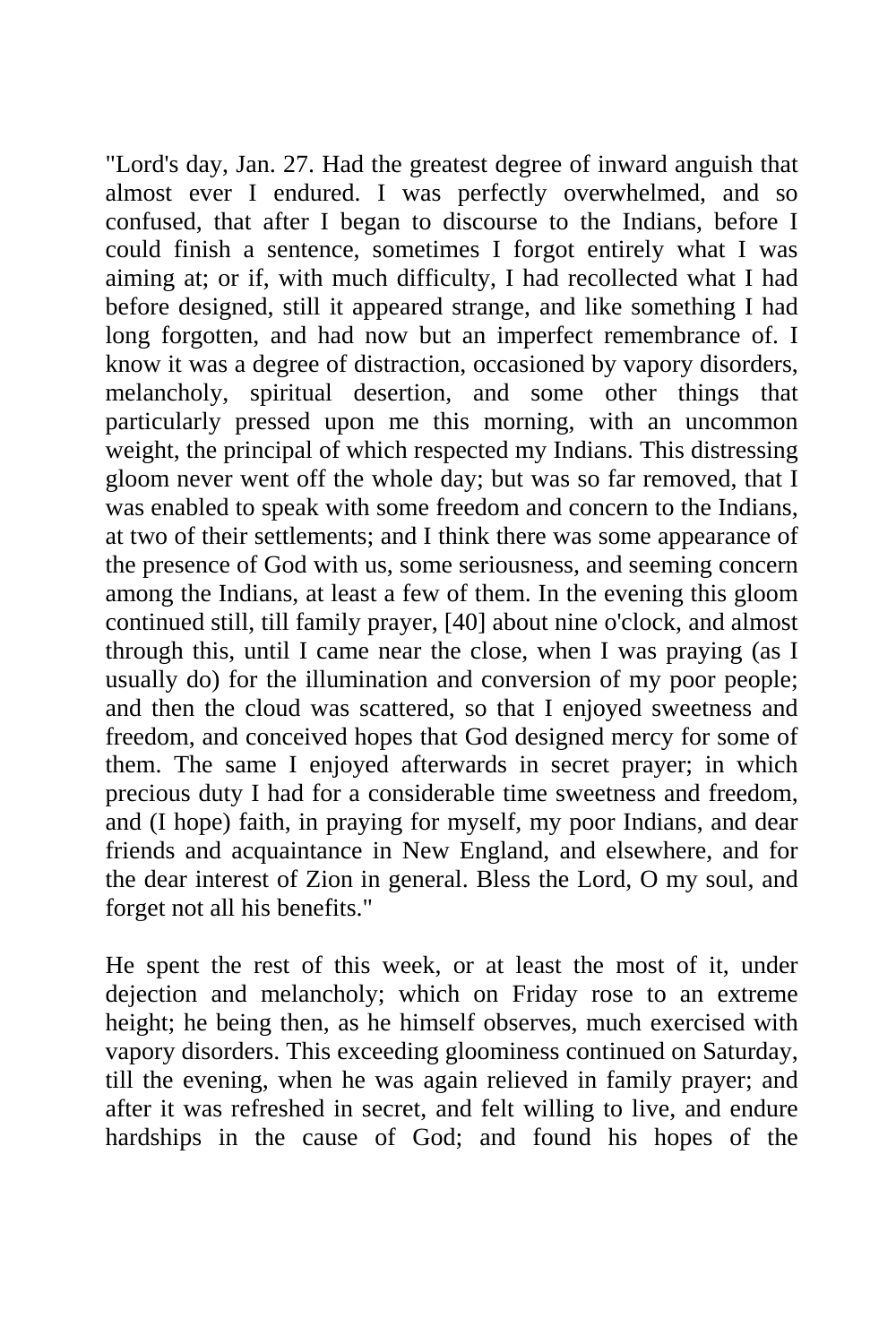"Lord's day, Jan. 27. Had the greatest degree of inward anguish that almost ever I endured. I was perfectly overwhelmed, and so confused, that after I began to discourse to the Indians, before I could finish a sentence, sometimes I forgot entirely what I was aiming at; or if, with much difficulty, I had recollected what I had before designed, still it appeared strange, and like something I had long forgotten, and had now but an imperfect remembrance of. I know it was a degree of distraction, occasioned by vapory disorders, melancholy, spiritual desertion, and some other things that particularly pressed upon me this morning, with an uncommon weight, the principal of which respected my Indians. This distressing gloom never went off the whole day; but was so far removed, that I was enabled to speak with some freedom and concern to the Indians, at two of their settlements; and I think there was some appearance of the presence of God with us, some seriousness, and seeming concern among the Indians, at least a few of them. In the evening this gloom continued still, till family prayer, [40] about nine o'clock, and almost through this, until I came near the close, when I was praying (as I usually do) for the illumination and conversion of my poor people; and then the cloud was scattered, so that I enjoyed sweetness and freedom, and conceived hopes that God designed mercy for some of them. The same I enjoyed afterwards in secret prayer; in which precious duty I had for a considerable time sweetness and freedom, and (I hope) faith, in praying for myself, my poor Indians, and dear friends and acquaintance in New England, and elsewhere, and for the dear interest of Zion in general. Bless the Lord, O my soul, and forget not all his benefits."

He spent the rest of this week, or at least the most of it, under dejection and melancholy; which on Friday rose to an extreme height; he being then, as he himself observes, much exercised with vapory disorders. This exceeding gloominess continued on Saturday, till the evening, when he was again relieved in family prayer; and after it was refreshed in secret, and felt willing to live, and endure hardships in the cause of God; and found his hopes of the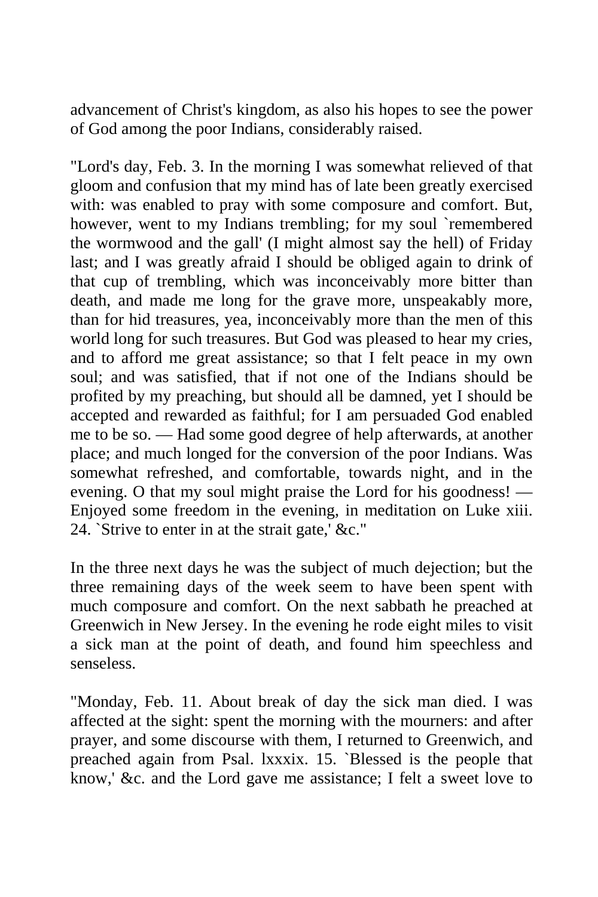advancement of Christ's kingdom, as also his hopes to see the power of God among the poor Indians, considerably raised.

"Lord's day, Feb. 3. In the morning I was somewhat relieved of that gloom and confusion that my mind has of late been greatly exercised with: was enabled to pray with some composure and comfort. But, however, went to my Indians trembling; for my soul `remembered the wormwood and the gall' (I might almost say the hell) of Friday last; and I was greatly afraid I should be obliged again to drink of that cup of trembling, which was inconceivably more bitter than death, and made me long for the grave more, unspeakably more, than for hid treasures, yea, inconceivably more than the men of this world long for such treasures. But God was pleased to hear my cries, and to afford me great assistance; so that I felt peace in my own soul; and was satisfied, that if not one of the Indians should be profited by my preaching, but should all be damned, yet I should be accepted and rewarded as faithful; for I am persuaded God enabled me to be so. — Had some good degree of help afterwards, at another place; and much longed for the conversion of the poor Indians. Was somewhat refreshed, and comfortable, towards night, and in the evening. O that my soul might praise the Lord for his goodness! — Enjoyed some freedom in the evening, in meditation on Luke xiii. 24. `Strive to enter in at the strait gate,' &c."

In the three next days he was the subject of much dejection; but the three remaining days of the week seem to have been spent with much composure and comfort. On the next sabbath he preached at Greenwich in New Jersey. In the evening he rode eight miles to visit a sick man at the point of death, and found him speechless and senseless.

"Monday, Feb. 11. About break of day the sick man died. I was affected at the sight: spent the morning with the mourners: and after prayer, and some discourse with them, I returned to Greenwich, and preached again from Psal. lxxxix. 15. `Blessed is the people that know,' &c. and the Lord gave me assistance; I felt a sweet love to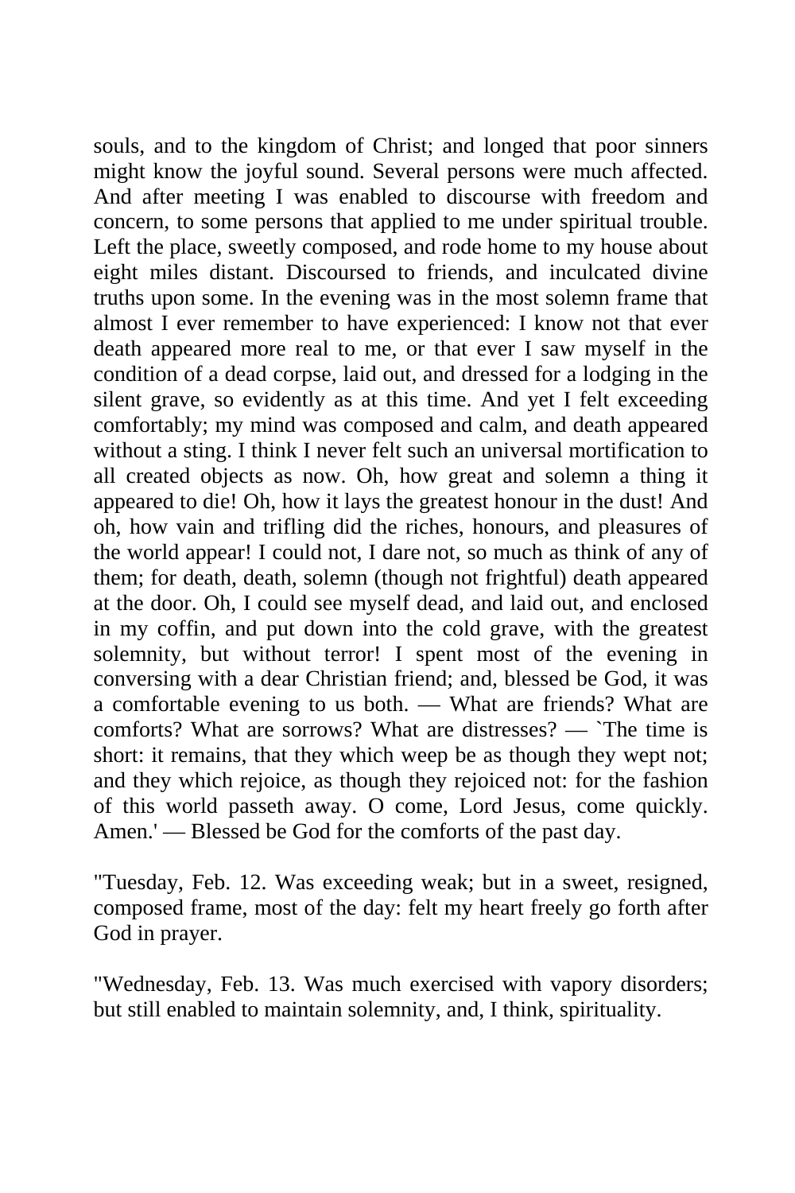souls, and to the kingdom of Christ; and longed that poor sinners might know the joyful sound. Several persons were much affected. And after meeting I was enabled to discourse with freedom and concern, to some persons that applied to me under spiritual trouble. Left the place, sweetly composed, and rode home to my house about eight miles distant. Discoursed to friends, and inculcated divine truths upon some. In the evening was in the most solemn frame that almost I ever remember to have experienced: I know not that ever death appeared more real to me, or that ever I saw myself in the condition of a dead corpse, laid out, and dressed for a lodging in the silent grave, so evidently as at this time. And yet I felt exceeding comfortably; my mind was composed and calm, and death appeared without a sting. I think I never felt such an universal mortification to all created objects as now. Oh, how great and solemn a thing it appeared to die! Oh, how it lays the greatest honour in the dust! And oh, how vain and trifling did the riches, honours, and pleasures of the world appear! I could not, I dare not, so much as think of any of them; for death, death, solemn (though not frightful) death appeared at the door. Oh, I could see myself dead, and laid out, and enclosed in my coffin, and put down into the cold grave, with the greatest solemnity, but without terror! I spent most of the evening in conversing with a dear Christian friend; and, blessed be God, it was a comfortable evening to us both. — What are friends? What are comforts? What are sorrows? What are distresses? — `The time is short: it remains, that they which weep be as though they wept not; and they which rejoice, as though they rejoiced not: for the fashion of this world passeth away. O come, Lord Jesus, come quickly. Amen.' — Blessed be God for the comforts of the past day.

"Tuesday, Feb. 12. Was exceeding weak; but in a sweet, resigned, composed frame, most of the day: felt my heart freely go forth after God in prayer.

"Wednesday, Feb. 13. Was much exercised with vapory disorders; but still enabled to maintain solemnity, and, I think, spirituality.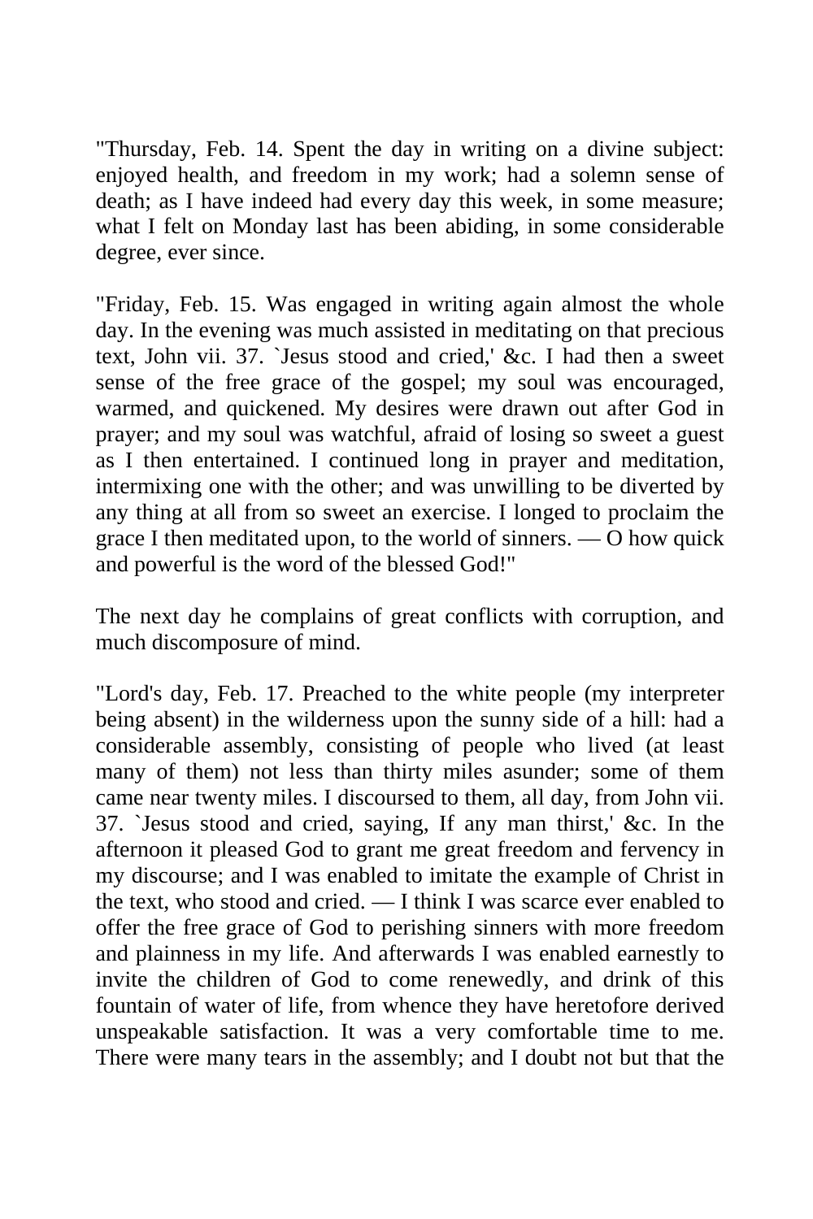"Thursday, Feb. 14. Spent the day in writing on a divine subject: enjoyed health, and freedom in my work; had a solemn sense of death; as I have indeed had every day this week, in some measure; what I felt on Monday last has been abiding, in some considerable degree, ever since.

"Friday, Feb. 15. Was engaged in writing again almost the whole day. In the evening was much assisted in meditating on that precious text, John vii. 37. `Jesus stood and cried,' &c. I had then a sweet sense of the free grace of the gospel; my soul was encouraged, warmed, and quickened. My desires were drawn out after God in prayer; and my soul was watchful, afraid of losing so sweet a guest as I then entertained. I continued long in prayer and meditation, intermixing one with the other; and was unwilling to be diverted by any thing at all from so sweet an exercise. I longed to proclaim the grace I then meditated upon, to the world of sinners. — O how quick and powerful is the word of the blessed God!"

The next day he complains of great conflicts with corruption, and much discomposure of mind.

"Lord's day, Feb. 17. Preached to the white people (my interpreter being absent) in the wilderness upon the sunny side of a hill: had a considerable assembly, consisting of people who lived (at least many of them) not less than thirty miles asunder; some of them came near twenty miles. I discoursed to them, all day, from John vii. 37. `Jesus stood and cried, saying, If any man thirst,' &c. In the afternoon it pleased God to grant me great freedom and fervency in my discourse; and I was enabled to imitate the example of Christ in the text, who stood and cried. — I think I was scarce ever enabled to offer the free grace of God to perishing sinners with more freedom and plainness in my life. And afterwards I was enabled earnestly to invite the children of God to come renewedly, and drink of this fountain of water of life, from whence they have heretofore derived unspeakable satisfaction. It was a very comfortable time to me. There were many tears in the assembly; and I doubt not but that the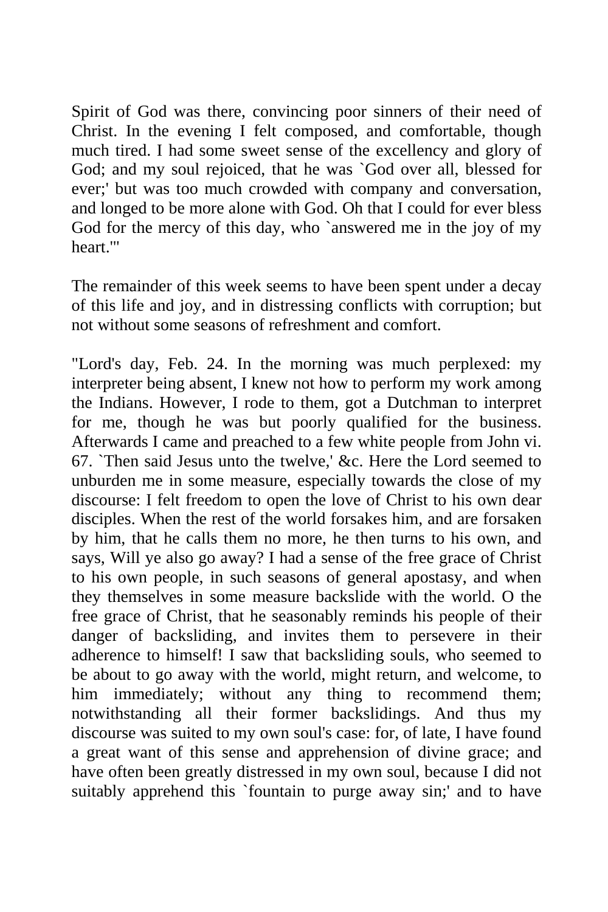Spirit of God was there, convincing poor sinners of their need of Christ. In the evening I felt composed, and comfortable, though much tired. I had some sweet sense of the excellency and glory of God; and my soul rejoiced, that he was `God over all, blessed for ever;' but was too much crowded with company and conversation, and longed to be more alone with God. Oh that I could for ever bless God for the mercy of this day, who `answered me in the joy of my heart.'"

The remainder of this week seems to have been spent under a decay of this life and joy, and in distressing conflicts with corruption; but not without some seasons of refreshment and comfort.

"Lord's day, Feb. 24. In the morning was much perplexed: my interpreter being absent, I knew not how to perform my work among the Indians. However, I rode to them, got a Dutchman to interpret for me, though he was but poorly qualified for the business. Afterwards I came and preached to a few white people from John vi. 67. `Then said Jesus unto the twelve,' &c. Here the Lord seemed to unburden me in some measure, especially towards the close of my discourse: I felt freedom to open the love of Christ to his own dear disciples. When the rest of the world forsakes him, and are forsaken by him, that he calls them no more, he then turns to his own, and says, Will ye also go away? I had a sense of the free grace of Christ to his own people, in such seasons of general apostasy, and when they themselves in some measure backslide with the world. O the free grace of Christ, that he seasonably reminds his people of their danger of backsliding, and invites them to persevere in their adherence to himself! I saw that backsliding souls, who seemed to be about to go away with the world, might return, and welcome, to him immediately; without any thing to recommend them; notwithstanding all their former backslidings. And thus my discourse was suited to my own soul's case: for, of late, I have found a great want of this sense and apprehension of divine grace; and have often been greatly distressed in my own soul, because I did not suitably apprehend this `fountain to purge away sin;' and to have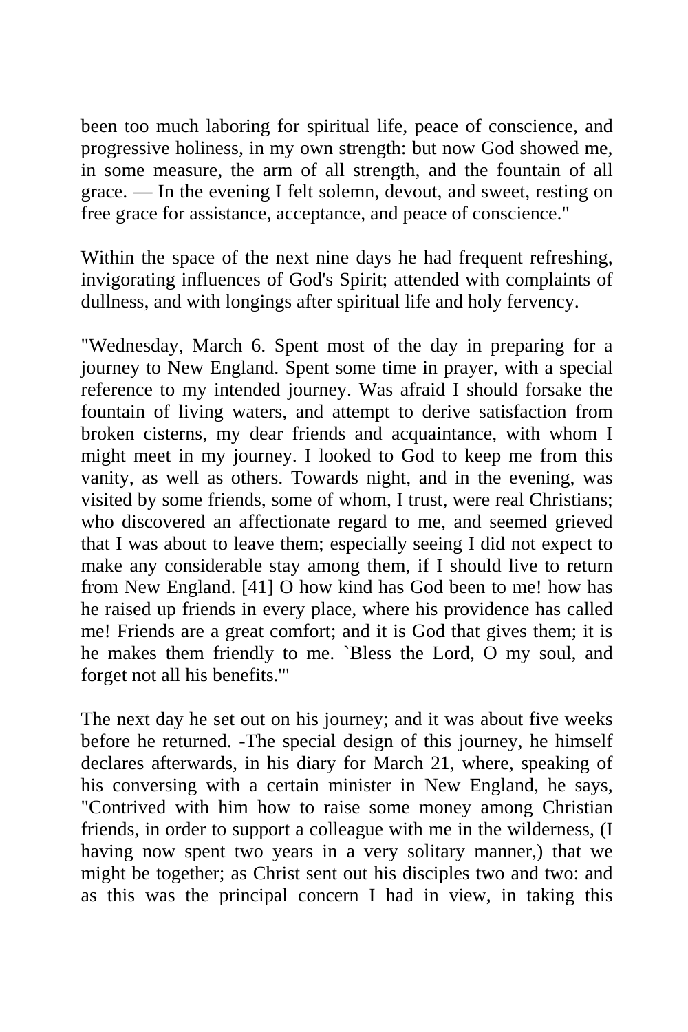been too much laboring for spiritual life, peace of conscience, and progressive holiness, in my own strength: but now God showed me, in some measure, the arm of all strength, and the fountain of all grace. — In the evening I felt solemn, devout, and sweet, resting on free grace for assistance, acceptance, and peace of conscience."

Within the space of the next nine days he had frequent refreshing, invigorating influences of God's Spirit; attended with complaints of dullness, and with longings after spiritual life and holy fervency.

"Wednesday, March 6. Spent most of the day in preparing for a journey to New England. Spent some time in prayer, with a special reference to my intended journey. Was afraid I should forsake the fountain of living waters, and attempt to derive satisfaction from broken cisterns, my dear friends and acquaintance, with whom I might meet in my journey. I looked to God to keep me from this vanity, as well as others. Towards night, and in the evening, was visited by some friends, some of whom, I trust, were real Christians; who discovered an affectionate regard to me, and seemed grieved that I was about to leave them; especially seeing I did not expect to make any considerable stay among them, if I should live to return from New England. [41] O how kind has God been to me! how has he raised up friends in every place, where his providence has called me! Friends are a great comfort; and it is God that gives them; it is he makes them friendly to me. `Bless the Lord, O my soul, and forget not all his benefits.'"

The next day he set out on his journey; and it was about five weeks before he returned. -The special design of this journey, he himself declares afterwards, in his diary for March 21, where, speaking of his conversing with a certain minister in New England, he says, "Contrived with him how to raise some money among Christian friends, in order to support a colleague with me in the wilderness, (I having now spent two years in a very solitary manner,) that we might be together; as Christ sent out his disciples two and two: and as this was the principal concern I had in view, in taking this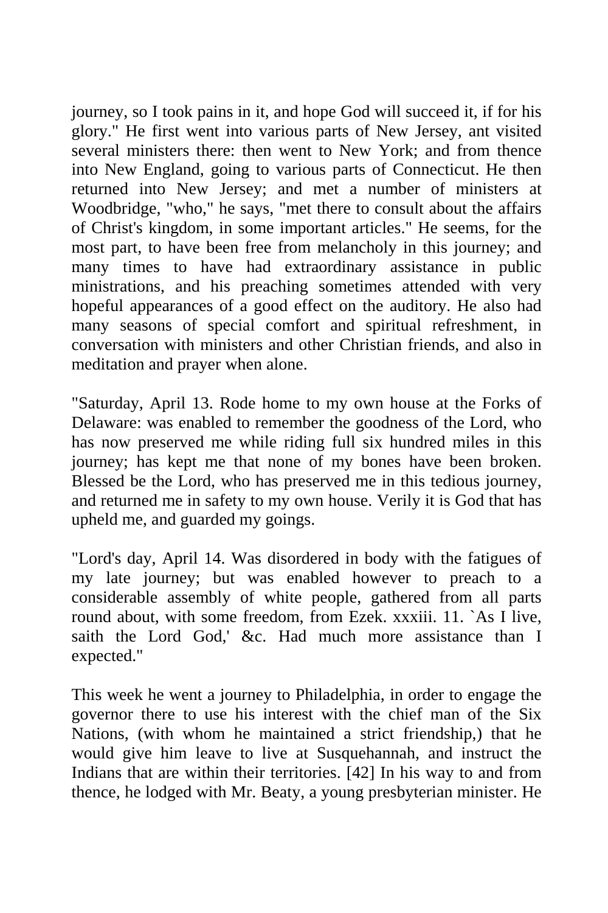journey, so I took pains in it, and hope God will succeed it, if for his glory." He first went into various parts of New Jersey, ant visited several ministers there: then went to New York; and from thence into New England, going to various parts of Connecticut. He then returned into New Jersey; and met a number of ministers at Woodbridge, "who," he says, "met there to consult about the affairs of Christ's kingdom, in some important articles." He seems, for the most part, to have been free from melancholy in this journey; and many times to have had extraordinary assistance in public ministrations, and his preaching sometimes attended with very hopeful appearances of a good effect on the auditory. He also had many seasons of special comfort and spiritual refreshment, in conversation with ministers and other Christian friends, and also in meditation and prayer when alone.

"Saturday, April 13. Rode home to my own house at the Forks of Delaware: was enabled to remember the goodness of the Lord, who has now preserved me while riding full six hundred miles in this journey; has kept me that none of my bones have been broken. Blessed be the Lord, who has preserved me in this tedious journey, and returned me in safety to my own house. Verily it is God that has upheld me, and guarded my goings.

"Lord's day, April 14. Was disordered in body with the fatigues of my late journey; but was enabled however to preach to a considerable assembly of white people, gathered from all parts round about, with some freedom, from Ezek. xxxiii. 11. `As I live, saith the Lord God,' &c. Had much more assistance than I expected."

This week he went a journey to Philadelphia, in order to engage the governor there to use his interest with the chief man of the Six Nations, (with whom he maintained a strict friendship,) that he would give him leave to live at Susquehannah, and instruct the Indians that are within their territories. [42] In his way to and from thence, he lodged with Mr. Beaty, a young presbyterian minister. He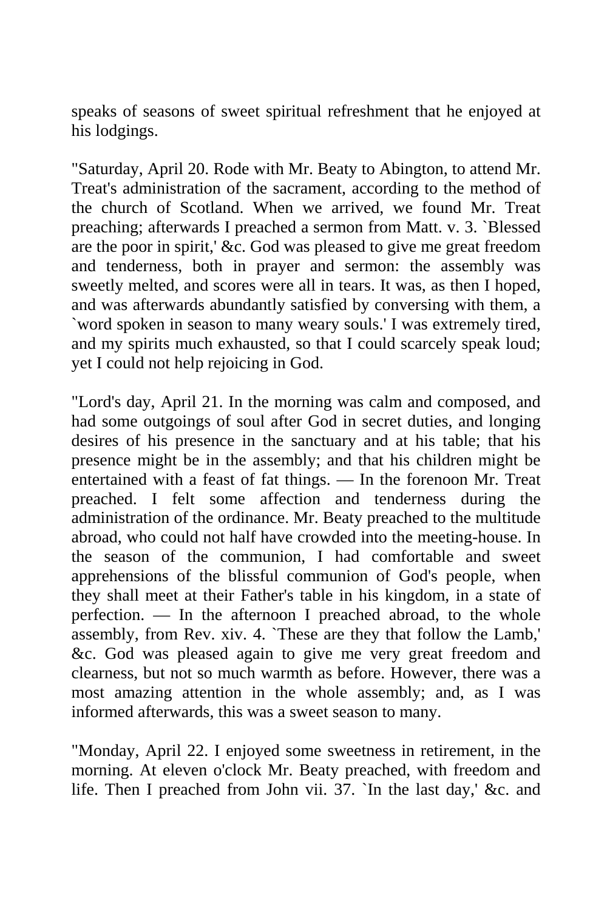speaks of seasons of sweet spiritual refreshment that he enjoyed at his lodgings.

"Saturday, April 20. Rode with Mr. Beaty to Abington, to attend Mr. Treat's administration of the sacrament, according to the method of the church of Scotland. When we arrived, we found Mr. Treat preaching; afterwards I preached a sermon from Matt. v. 3. `Blessed are the poor in spirit,' &c. God was pleased to give me great freedom and tenderness, both in prayer and sermon: the assembly was sweetly melted, and scores were all in tears. It was, as then I hoped, and was afterwards abundantly satisfied by conversing with them, a `word spoken in season to many weary souls.' I was extremely tired, and my spirits much exhausted, so that I could scarcely speak loud; yet I could not help rejoicing in God.

"Lord's day, April 21. In the morning was calm and composed, and had some outgoings of soul after God in secret duties, and longing desires of his presence in the sanctuary and at his table; that his presence might be in the assembly; and that his children might be entertained with a feast of fat things. — In the forenoon Mr. Treat preached. I felt some affection and tenderness during the administration of the ordinance. Mr. Beaty preached to the multitude abroad, who could not half have crowded into the meeting-house. In the season of the communion, I had comfortable and sweet apprehensions of the blissful communion of God's people, when they shall meet at their Father's table in his kingdom, in a state of perfection. — In the afternoon I preached abroad, to the whole assembly, from Rev. xiv. 4. `These are they that follow the Lamb,' &c. God was pleased again to give me very great freedom and clearness, but not so much warmth as before. However, there was a most amazing attention in the whole assembly; and, as I was informed afterwards, this was a sweet season to many.

"Monday, April 22. I enjoyed some sweetness in retirement, in the morning. At eleven o'clock Mr. Beaty preached, with freedom and life. Then I preached from John vii. 37. `In the last day,' &c. and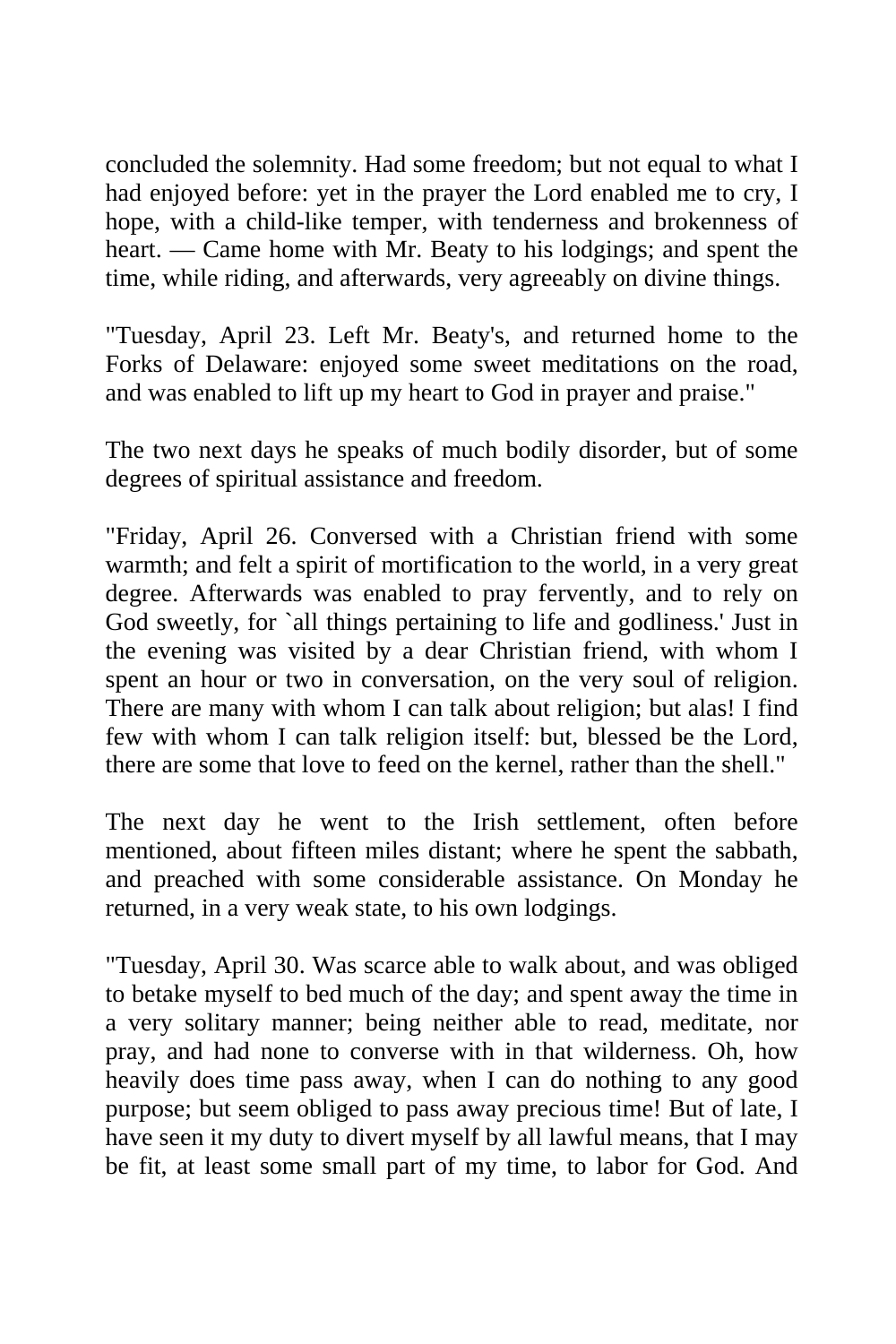concluded the solemnity. Had some freedom; but not equal to what I had enjoyed before: yet in the prayer the Lord enabled me to cry, I hope, with a child-like temper, with tenderness and brokenness of heart. — Came home with Mr. Beaty to his lodgings; and spent the time, while riding, and afterwards, very agreeably on divine things.

"Tuesday, April 23. Left Mr. Beaty's, and returned home to the Forks of Delaware: enjoyed some sweet meditations on the road, and was enabled to lift up my heart to God in prayer and praise."

The two next days he speaks of much bodily disorder, but of some degrees of spiritual assistance and freedom.

"Friday, April 26. Conversed with a Christian friend with some warmth; and felt a spirit of mortification to the world, in a very great degree. Afterwards was enabled to pray fervently, and to rely on God sweetly, for `all things pertaining to life and godliness.' Just in the evening was visited by a dear Christian friend, with whom I spent an hour or two in conversation, on the very soul of religion. There are many with whom I can talk about religion; but alas! I find few with whom I can talk religion itself: but, blessed be the Lord, there are some that love to feed on the kernel, rather than the shell."

The next day he went to the Irish settlement, often before mentioned, about fifteen miles distant; where he spent the sabbath, and preached with some considerable assistance. On Monday he returned, in a very weak state, to his own lodgings.

"Tuesday, April 30. Was scarce able to walk about, and was obliged to betake myself to bed much of the day; and spent away the time in a very solitary manner; being neither able to read, meditate, nor pray, and had none to converse with in that wilderness. Oh, how heavily does time pass away, when I can do nothing to any good purpose; but seem obliged to pass away precious time! But of late, I have seen it my duty to divert myself by all lawful means, that I may be fit, at least some small part of my time, to labor for God. And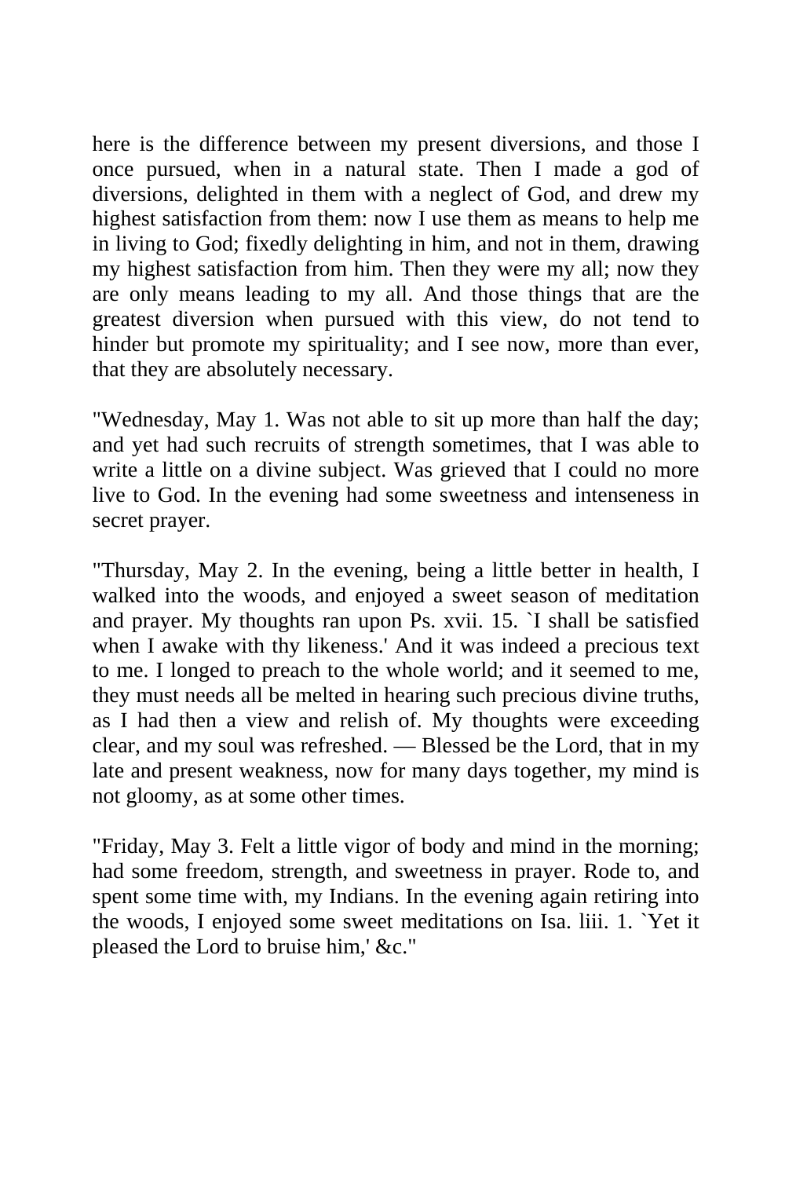here is the difference between my present diversions, and those I once pursued, when in a natural state. Then I made a god of diversions, delighted in them with a neglect of God, and drew my highest satisfaction from them: now I use them as means to help me in living to God; fixedly delighting in him, and not in them, drawing my highest satisfaction from him. Then they were my all; now they are only means leading to my all. And those things that are the greatest diversion when pursued with this view, do not tend to hinder but promote my spirituality; and I see now, more than ever, that they are absolutely necessary.

"Wednesday, May 1. Was not able to sit up more than half the day; and yet had such recruits of strength sometimes, that I was able to write a little on a divine subject. Was grieved that I could no more live to God. In the evening had some sweetness and intenseness in secret prayer.

"Thursday, May 2. In the evening, being a little better in health, I walked into the woods, and enjoyed a sweet season of meditation and prayer. My thoughts ran upon Ps. xvii. 15. `I shall be satisfied when I awake with thy likeness.' And it was indeed a precious text to me. I longed to preach to the whole world; and it seemed to me, they must needs all be melted in hearing such precious divine truths, as I had then a view and relish of. My thoughts were exceeding clear, and my soul was refreshed. — Blessed be the Lord, that in my late and present weakness, now for many days together, my mind is not gloomy, as at some other times.

"Friday, May 3. Felt a little vigor of body and mind in the morning; had some freedom, strength, and sweetness in prayer. Rode to, and spent some time with, my Indians. In the evening again retiring into the woods, I enjoyed some sweet meditations on Isa. liii. 1. `Yet it pleased the Lord to bruise him,' &c."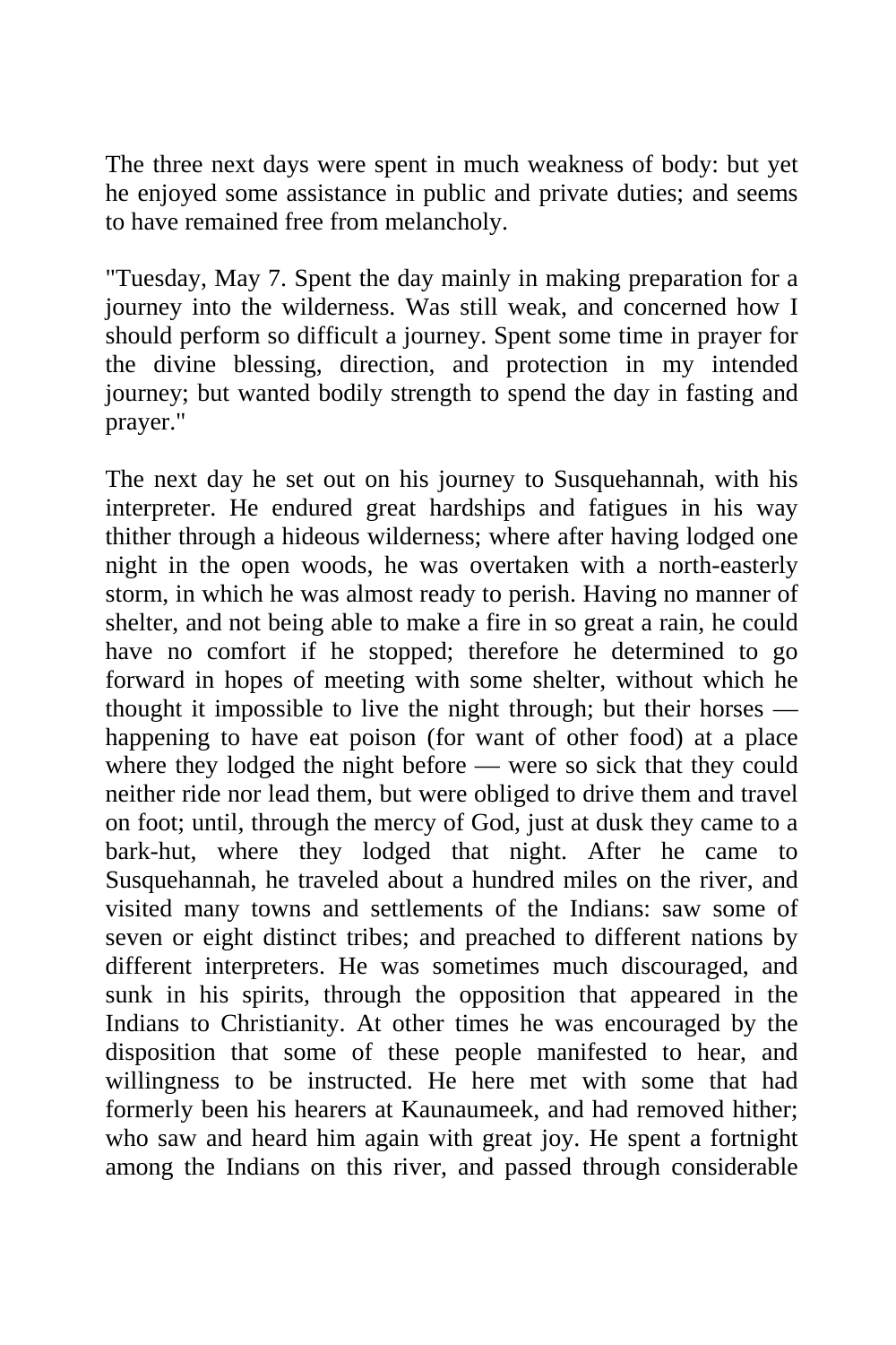The three next days were spent in much weakness of body: but yet he enjoyed some assistance in public and private duties; and seems to have remained free from melancholy.

"Tuesday, May 7. Spent the day mainly in making preparation for a journey into the wilderness. Was still weak, and concerned how I should perform so difficult a journey. Spent some time in prayer for the divine blessing, direction, and protection in my intended journey; but wanted bodily strength to spend the day in fasting and prayer."

The next day he set out on his journey to Susquehannah, with his interpreter. He endured great hardships and fatigues in his way thither through a hideous wilderness; where after having lodged one night in the open woods, he was overtaken with a north-easterly storm, in which he was almost ready to perish. Having no manner of shelter, and not being able to make a fire in so great a rain, he could have no comfort if he stopped; therefore he determined to go forward in hopes of meeting with some shelter, without which he thought it impossible to live the night through; but their horses — happening to have eat poison (for want of other food) at a place where they lodged the night before — were so sick that they could neither ride nor lead them, but were obliged to drive them and travel on foot; until, through the mercy of God, just at dusk they came to a bark-hut, where they lodged that night. After he came to Susquehannah, he traveled about a hundred miles on the river, and visited many towns and settlements of the Indians: saw some of seven or eight distinct tribes; and preached to different nations by different interpreters. He was sometimes much discouraged, and sunk in his spirits, through the opposition that appeared in the Indians to Christianity. At other times he was encouraged by the disposition that some of these people manifested to hear, and willingness to be instructed. He here met with some that had formerly been his hearers at Kaunaumeek, and had removed hither; who saw and heard him again with great joy. He spent a fortnight among the Indians on this river, and passed through considerable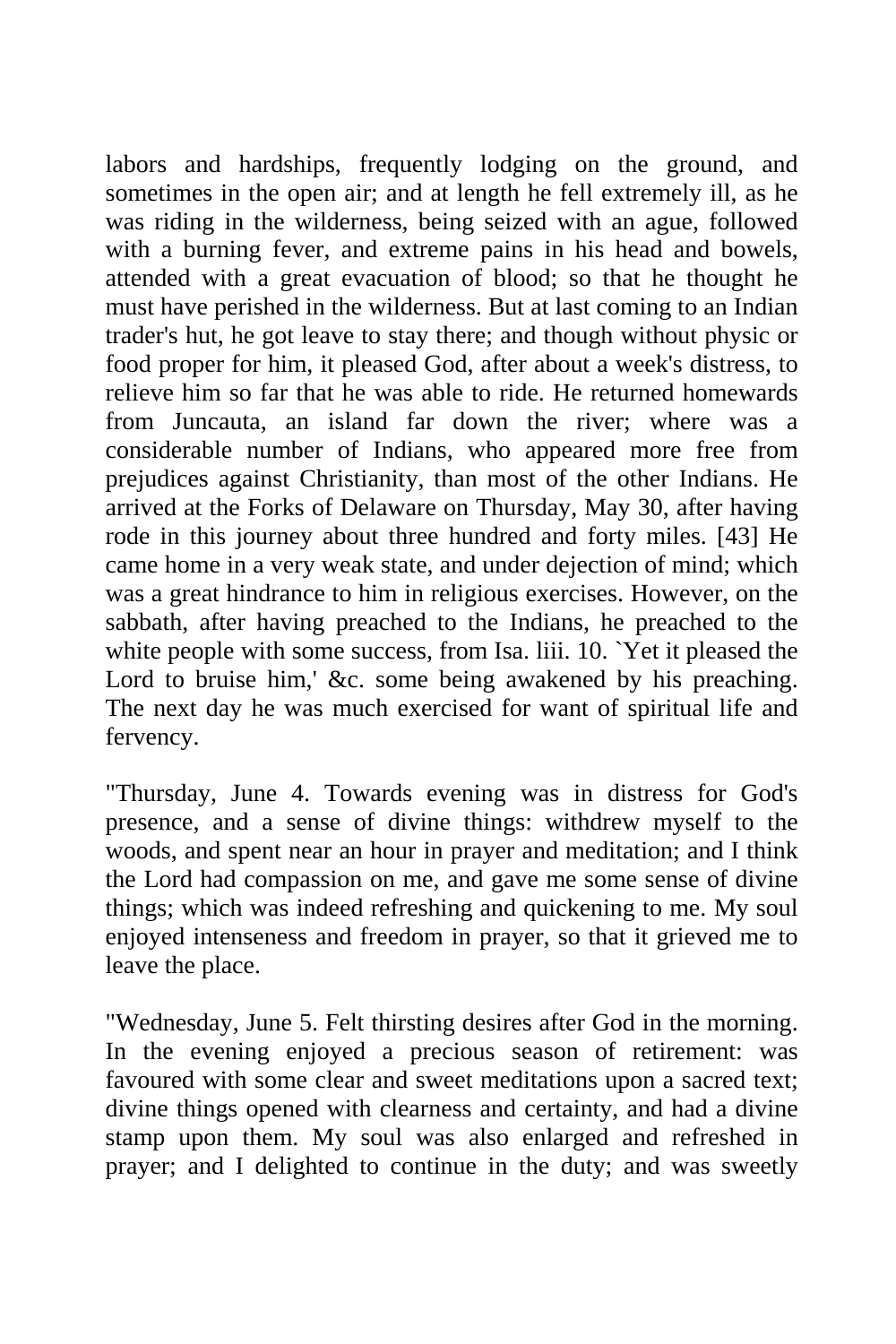labors and hardships, frequently lodging on the ground, and sometimes in the open air; and at length he fell extremely ill, as he was riding in the wilderness, being seized with an ague, followed with a burning fever, and extreme pains in his head and bowels, attended with a great evacuation of blood; so that he thought he must have perished in the wilderness. But at last coming to an Indian trader's hut, he got leave to stay there; and though without physic or food proper for him, it pleased God, after about a week's distress, to relieve him so far that he was able to ride. He returned homewards from Juncauta, an island far down the river; where was a considerable number of Indians, who appeared more free from prejudices against Christianity, than most of the other Indians. He arrived at the Forks of Delaware on Thursday, May 30, after having rode in this journey about three hundred and forty miles. [43] He came home in a very weak state, and under dejection of mind; which was a great hindrance to him in religious exercises. However, on the sabbath, after having preached to the Indians, he preached to the white people with some success, from Isa. liii. 10. `Yet it pleased the Lord to bruise him,' &c. some being awakened by his preaching. The next day he was much exercised for want of spiritual life and fervency.

"Thursday, June 4. Towards evening was in distress for God's presence, and a sense of divine things: withdrew myself to the woods, and spent near an hour in prayer and meditation; and I think the Lord had compassion on me, and gave me some sense of divine things; which was indeed refreshing and quickening to me. My soul enjoyed intenseness and freedom in prayer, so that it grieved me to leave the place.

"Wednesday, June 5. Felt thirsting desires after God in the morning. In the evening enjoyed a precious season of retirement: was favoured with some clear and sweet meditations upon a sacred text; divine things opened with clearness and certainty, and had a divine stamp upon them. My soul was also enlarged and refreshed in prayer; and I delighted to continue in the duty; and was sweetly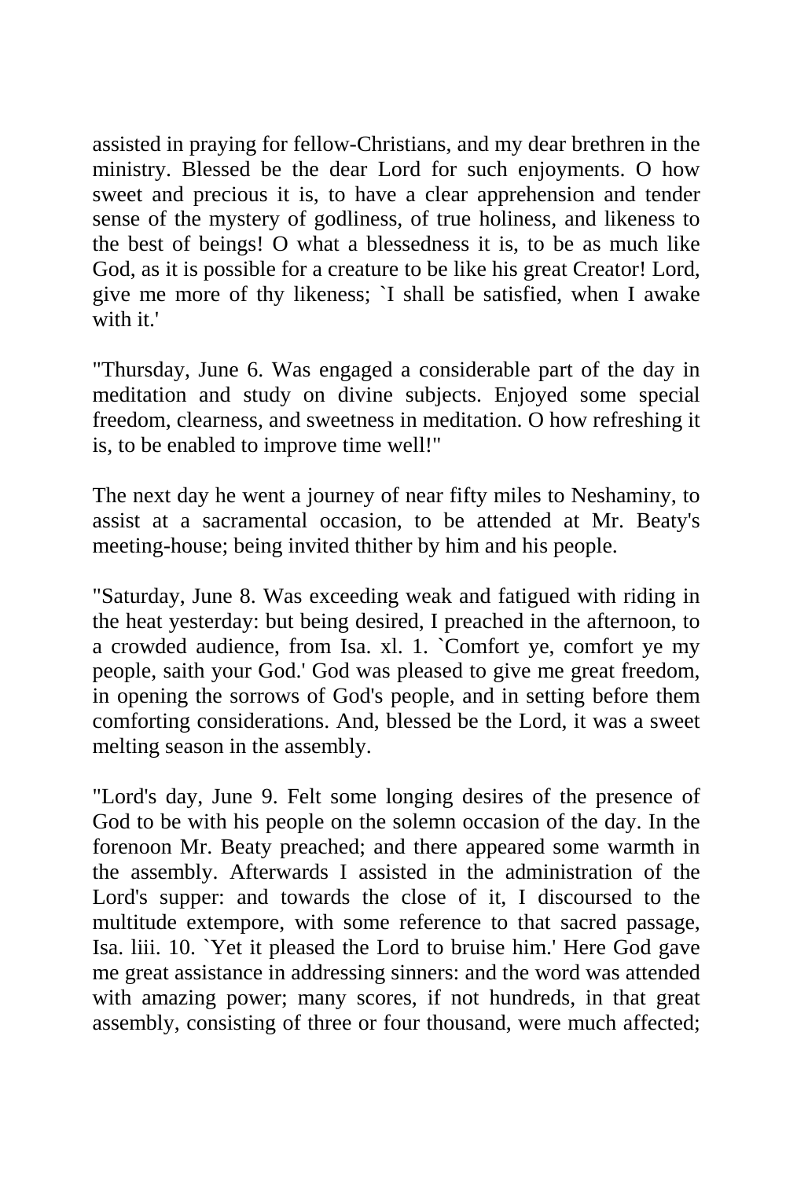assisted in praying for fellow-Christians, and my dear brethren in the ministry. Blessed be the dear Lord for such enjoyments. O how sweet and precious it is, to have a clear apprehension and tender sense of the mystery of godliness, of true holiness, and likeness to the best of beings! O what a blessedness it is, to be as much like God, as it is possible for a creature to be like his great Creator! Lord, give me more of thy likeness; `I shall be satisfied, when I awake with it.'

"Thursday, June 6. Was engaged a considerable part of the day in meditation and study on divine subjects. Enjoyed some special freedom, clearness, and sweetness in meditation. O how refreshing it is, to be enabled to improve time well!"

The next day he went a journey of near fifty miles to Neshaminy, to assist at a sacramental occasion, to be attended at Mr. Beaty's meeting-house; being invited thither by him and his people.

"Saturday, June 8. Was exceeding weak and fatigued with riding in the heat yesterday: but being desired, I preached in the afternoon, to a crowded audience, from Isa. xl. 1. `Comfort ye, comfort ye my people, saith your God.' God was pleased to give me great freedom, in opening the sorrows of God's people, and in setting before them comforting considerations. And, blessed be the Lord, it was a sweet melting season in the assembly.

"Lord's day, June 9. Felt some longing desires of the presence of God to be with his people on the solemn occasion of the day. In the forenoon Mr. Beaty preached; and there appeared some warmth in the assembly. Afterwards I assisted in the administration of the Lord's supper: and towards the close of it, I discoursed to the multitude extempore, with some reference to that sacred passage, Isa. liii. 10. `Yet it pleased the Lord to bruise him.' Here God gave me great assistance in addressing sinners: and the word was attended with amazing power; many scores, if not hundreds, in that great assembly, consisting of three or four thousand, were much affected;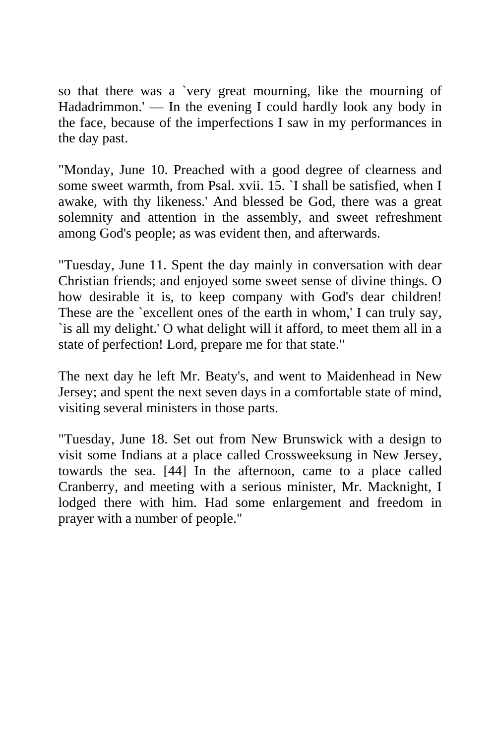so that there was a `very great mourning, like the mourning of Hadadrimmon.' — In the evening I could hardly look any body in the face, because of the imperfections I saw in my performances in the day past.

"Monday, June 10. Preached with a good degree of clearness and some sweet warmth, from Psal. xvii. 15. `I shall be satisfied, when I awake, with thy likeness.' And blessed be God, there was a great solemnity and attention in the assembly, and sweet refreshment among God's people; as was evident then, and afterwards.

"Tuesday, June 11. Spent the day mainly in conversation with dear Christian friends; and enjoyed some sweet sense of divine things. O how desirable it is, to keep company with God's dear children! These are the `excellent ones of the earth in whom,' I can truly say, `is all my delight.' O what delight will it afford, to meet them all in a state of perfection! Lord, prepare me for that state."

The next day he left Mr. Beaty's, and went to Maidenhead in New Jersey; and spent the next seven days in a comfortable state of mind, visiting several ministers in those parts.

"Tuesday, June 18. Set out from New Brunswick with a design to visit some Indians at a place called Crossweeksung in New Jersey, towards the sea. [44] In the afternoon, came to a place called Cranberry, and meeting with a serious minister, Mr. Macknight, I lodged there with him. Had some enlargement and freedom in prayer with a number of people."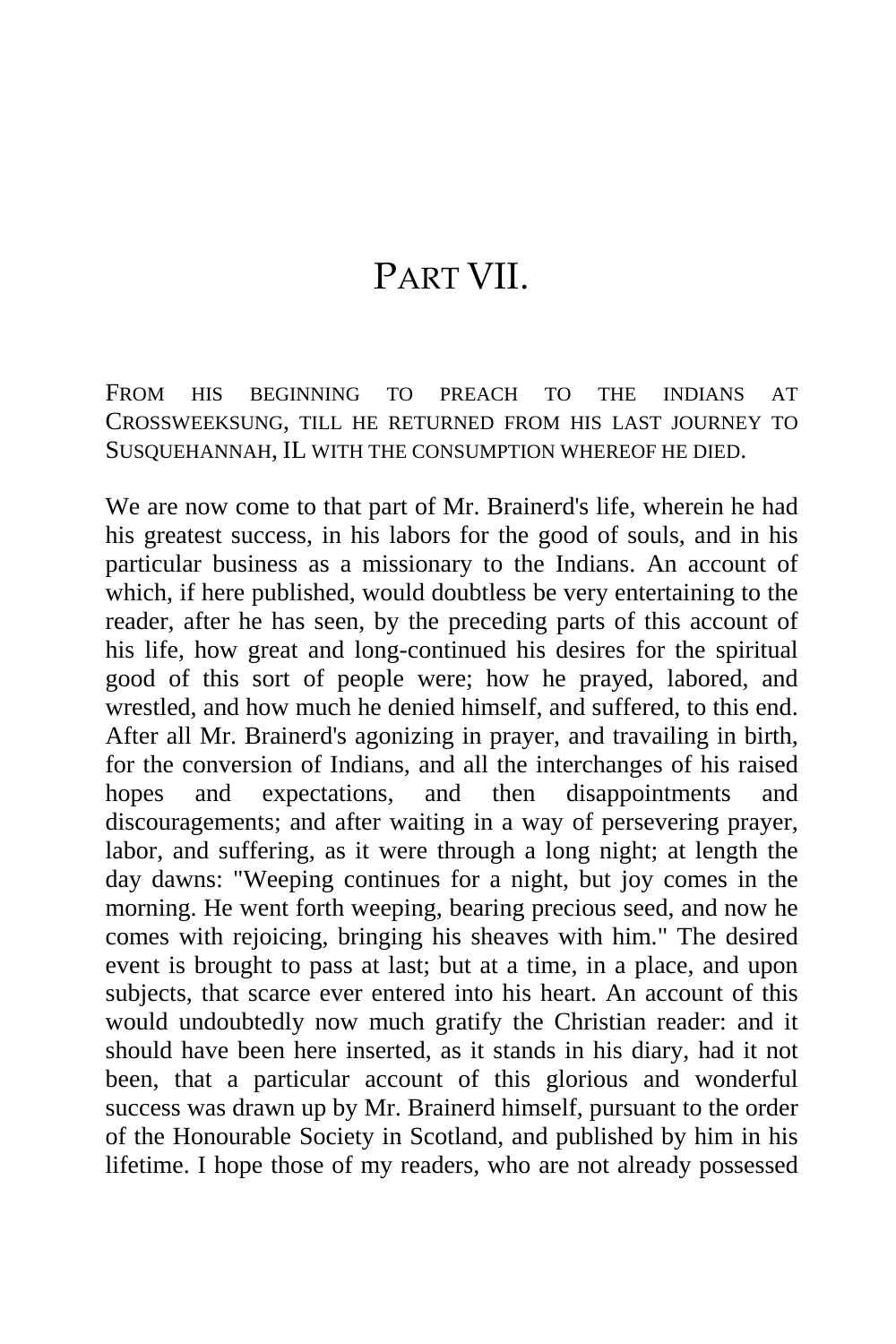# PART VII.

FROM HIS BEGINNING TO PREACH TO THE INDIANS AT CROSSWEEKSUNG, TILL HE RETURNED FROM HIS LAST JOURNEY TO SUSQUEHANNAH, IL WITH THE CONSUMPTION WHEREOF HE DIED.

We are now come to that part of Mr. Brainerd's life, wherein he had his greatest success, in his labors for the good of souls, and in his particular business as a missionary to the Indians. An account of which, if here published, would doubtless be very entertaining to the reader, after he has seen, by the preceding parts of this account of his life, how great and long-continued his desires for the spiritual good of this sort of people were; how he prayed, labored, and wrestled, and how much he denied himself, and suffered, to this end. After all Mr. Brainerd's agonizing in prayer, and travailing in birth, for the conversion of Indians, and all the interchanges of his raised hopes and expectations, and then disappointments and discouragements; and after waiting in a way of persevering prayer, labor, and suffering, as it were through a long night; at length the day dawns: "Weeping continues for a night, but joy comes in the morning. He went forth weeping, bearing precious seed, and now he comes with rejoicing, bringing his sheaves with him." The desired event is brought to pass at last; but at a time, in a place, and upon subjects, that scarce ever entered into his heart. An account of this would undoubtedly now much gratify the Christian reader: and it should have been here inserted, as it stands in his diary, had it not been, that a particular account of this glorious and wonderful success was drawn up by Mr. Brainerd himself, pursuant to the order of the Honourable Society in Scotland, and published by him in his lifetime. I hope those of my readers, who are not already possessed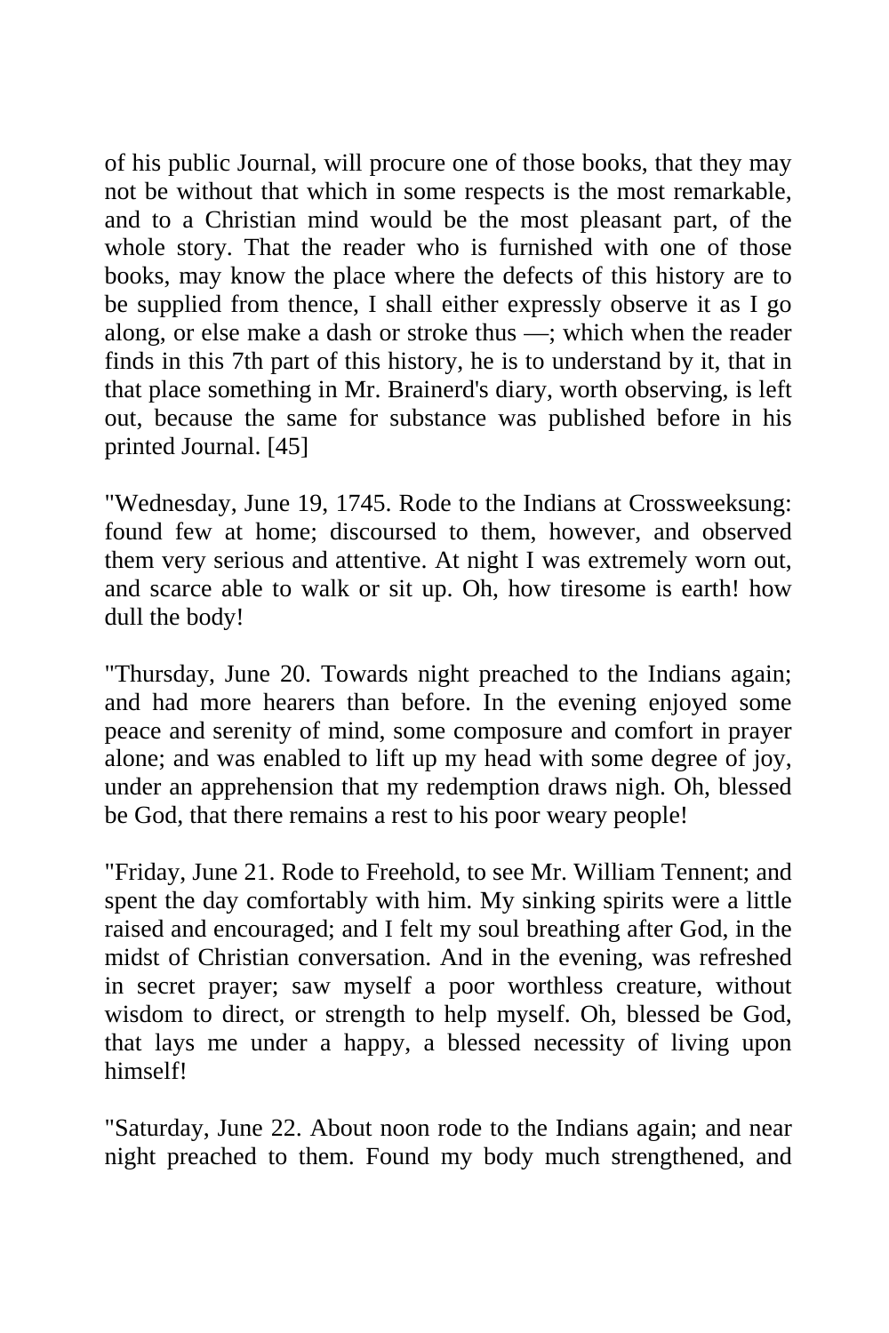of his public Journal, will procure one of those books, that they may not be without that which in some respects is the most remarkable, and to a Christian mind would be the most pleasant part, of the whole story. That the reader who is furnished with one of those books, may know the place where the defects of this history are to be supplied from thence, I shall either expressly observe it as I go along, or else make a dash or stroke thus —; which when the reader finds in this 7th part of this history, he is to understand by it, that in that place something in Mr. Brainerd's diary, worth observing, is left out, because the same for substance was published before in his printed Journal. [45]

"Wednesday, June 19, 1745. Rode to the Indians at Crossweeksung: found few at home; discoursed to them, however, and observed them very serious and attentive. At night I was extremely worn out, and scarce able to walk or sit up. Oh, how tiresome is earth! how dull the body!

"Thursday, June 20. Towards night preached to the Indians again; and had more hearers than before. In the evening enjoyed some peace and serenity of mind, some composure and comfort in prayer alone; and was enabled to lift up my head with some degree of joy, under an apprehension that my redemption draws nigh. Oh, blessed be God, that there remains a rest to his poor weary people!

"Friday, June 21. Rode to Freehold, to see Mr. William Tennent; and spent the day comfortably with him. My sinking spirits were a little raised and encouraged; and I felt my soul breathing after God, in the midst of Christian conversation. And in the evening, was refreshed in secret prayer; saw myself a poor worthless creature, without wisdom to direct, or strength to help myself. Oh, blessed be God, that lays me under a happy, a blessed necessity of living upon himself!

"Saturday, June 22. About noon rode to the Indians again; and near night preached to them. Found my body much strengthened, and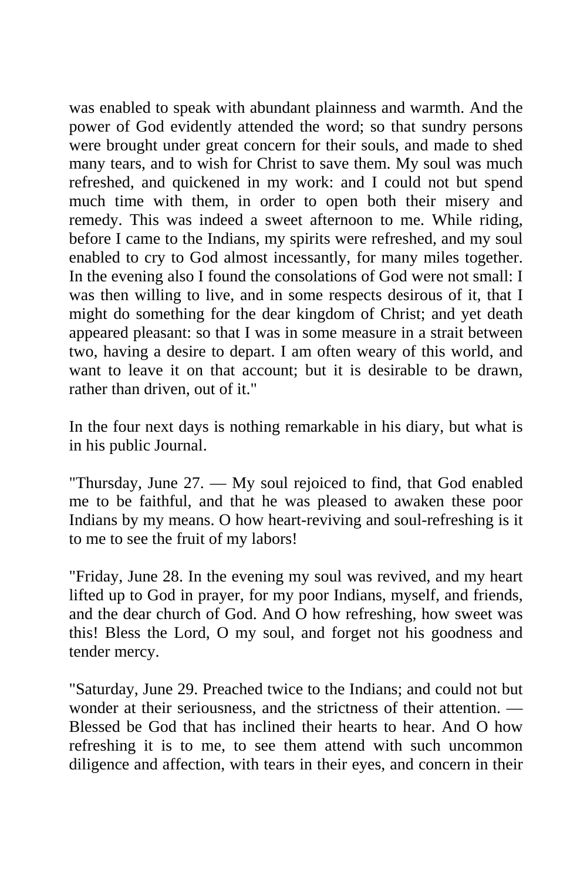was enabled to speak with abundant plainness and warmth. And the power of God evidently attended the word; so that sundry persons were brought under great concern for their souls, and made to shed many tears, and to wish for Christ to save them. My soul was much refreshed, and quickened in my work: and I could not but spend much time with them, in order to open both their misery and remedy. This was indeed a sweet afternoon to me. While riding, before I came to the Indians, my spirits were refreshed, and my soul enabled to cry to God almost incessantly, for many miles together. In the evening also I found the consolations of God were not small: I was then willing to live, and in some respects desirous of it, that I might do something for the dear kingdom of Christ; and yet death appeared pleasant: so that I was in some measure in a strait between two, having a desire to depart. I am often weary of this world, and want to leave it on that account; but it is desirable to be drawn, rather than driven, out of it."

In the four next days is nothing remarkable in his diary, but what is in his public Journal.

"Thursday, June 27. — My soul rejoiced to find, that God enabled me to be faithful, and that he was pleased to awaken these poor Indians by my means. O how heart-reviving and soul-refreshing is it to me to see the fruit of my labors!

"Friday, June 28. In the evening my soul was revived, and my heart lifted up to God in prayer, for my poor Indians, myself, and friends, and the dear church of God. And O how refreshing, how sweet was this! Bless the Lord, O my soul, and forget not his goodness and tender mercy.

"Saturday, June 29. Preached twice to the Indians; and could not but wonder at their seriousness, and the strictness of their attention. — Blessed be God that has inclined their hearts to hear. And O how refreshing it is to me, to see them attend with such uncommon diligence and affection, with tears in their eyes, and concern in their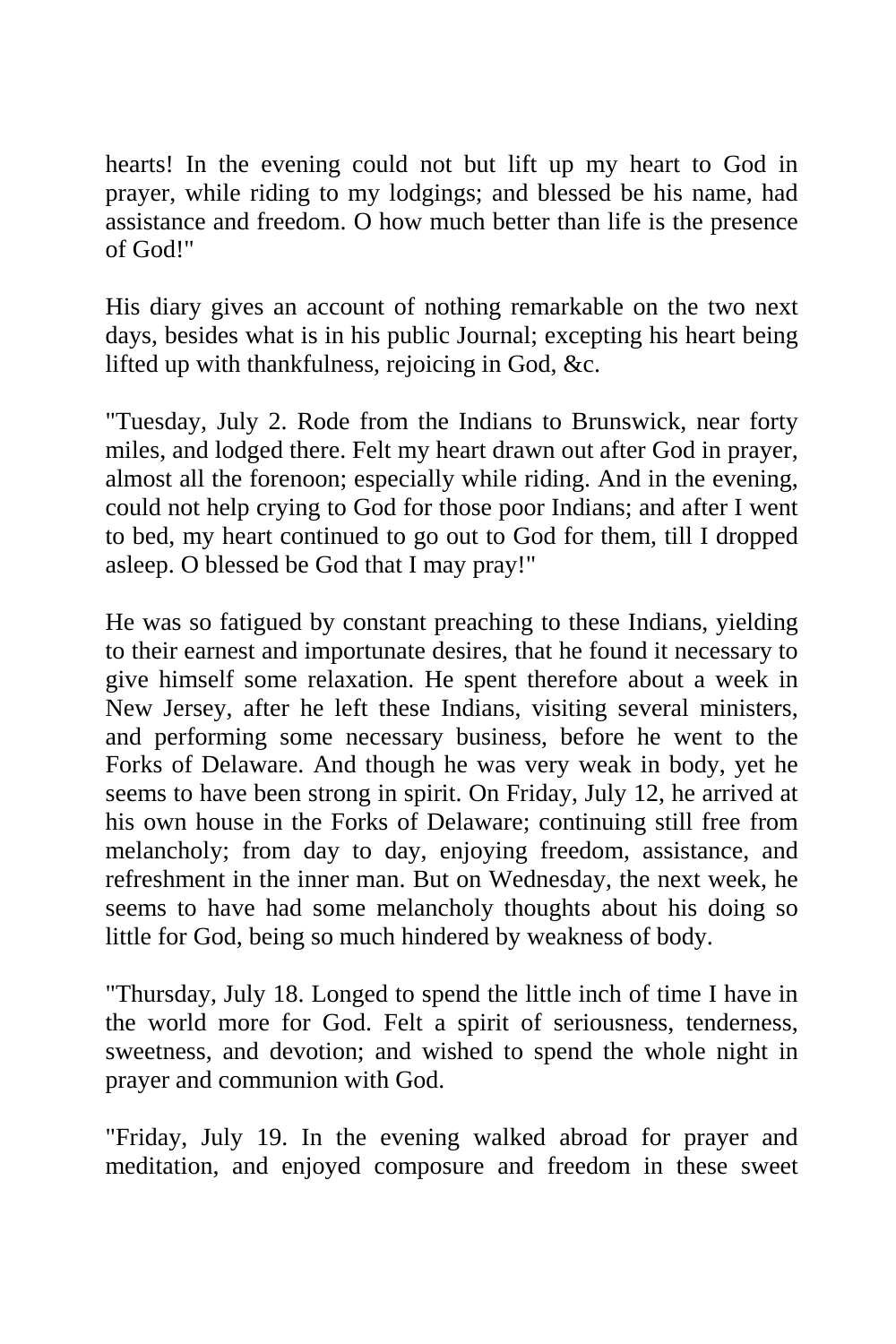hearts! In the evening could not but lift up my heart to God in prayer, while riding to my lodgings; and blessed be his name, had assistance and freedom. O how much better than life is the presence of God!"

His diary gives an account of nothing remarkable on the two next days, besides what is in his public Journal; excepting his heart being lifted up with thankfulness, rejoicing in God, &c.

"Tuesday, July 2. Rode from the Indians to Brunswick, near forty miles, and lodged there. Felt my heart drawn out after God in prayer, almost all the forenoon; especially while riding. And in the evening, could not help crying to God for those poor Indians; and after I went to bed, my heart continued to go out to God for them, till I dropped asleep. O blessed be God that I may pray!"

He was so fatigued by constant preaching to these Indians, yielding to their earnest and importunate desires, that he found it necessary to give himself some relaxation. He spent therefore about a week in New Jersey, after he left these Indians, visiting several ministers, and performing some necessary business, before he went to the Forks of Delaware. And though he was very weak in body, yet he seems to have been strong in spirit. On Friday, July 12, he arrived at his own house in the Forks of Delaware; continuing still free from melancholy; from day to day, enjoying freedom, assistance, and refreshment in the inner man. But on Wednesday, the next week, he seems to have had some melancholy thoughts about his doing so little for God, being so much hindered by weakness of body.

"Thursday, July 18. Longed to spend the little inch of time I have in the world more for God. Felt a spirit of seriousness, tenderness, sweetness, and devotion; and wished to spend the whole night in prayer and communion with God.

"Friday, July 19. In the evening walked abroad for prayer and meditation, and enjoyed composure and freedom in these sweet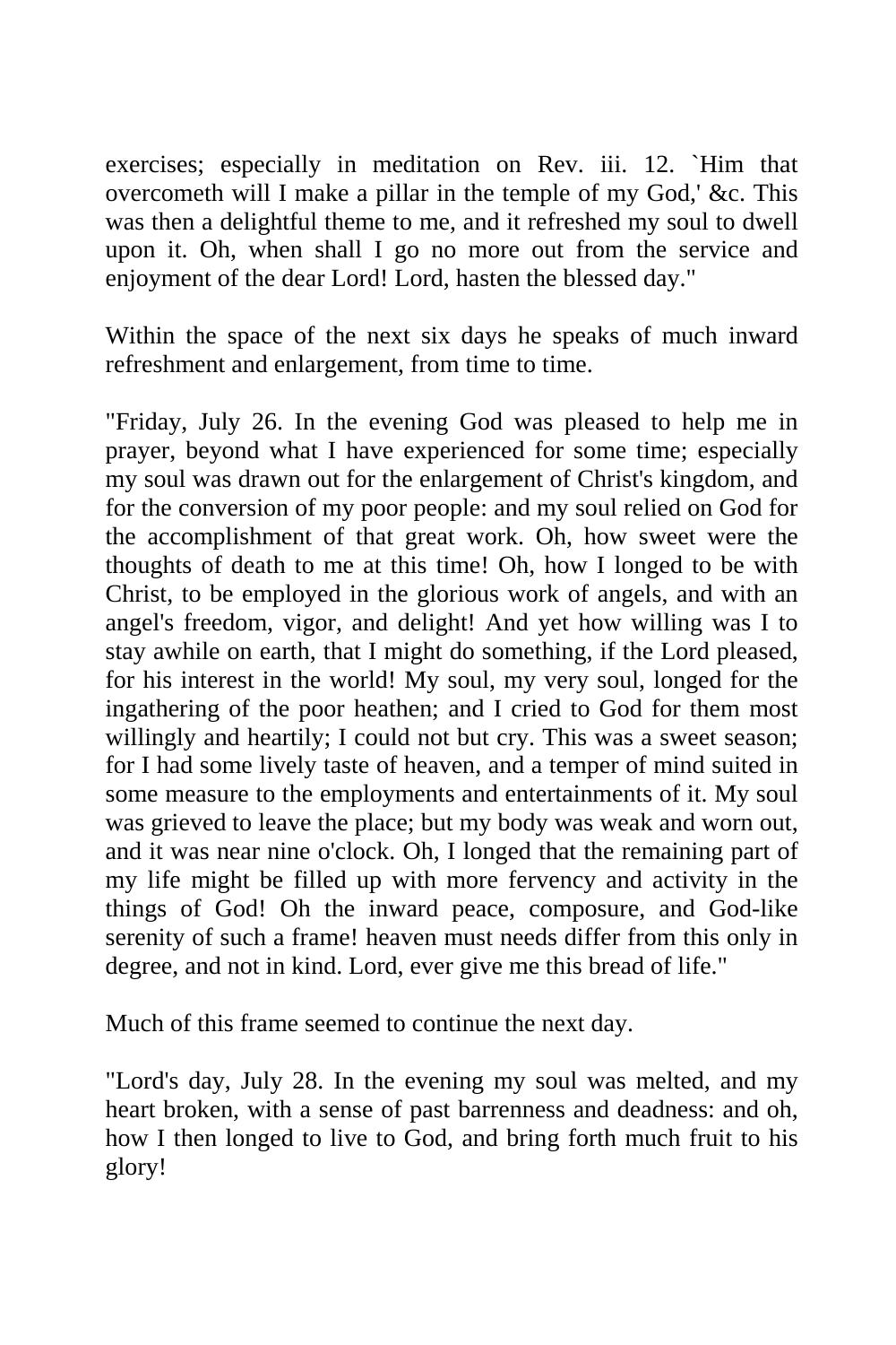exercises; especially in meditation on Rev. iii. 12. `Him that overcometh will I make a pillar in the temple of my God,' &c. This was then a delightful theme to me, and it refreshed my soul to dwell upon it. Oh, when shall I go no more out from the service and enjoyment of the dear Lord! Lord, hasten the blessed day."

Within the space of the next six days he speaks of much inward refreshment and enlargement, from time to time.

"Friday, July 26. In the evening God was pleased to help me in prayer, beyond what I have experienced for some time; especially my soul was drawn out for the enlargement of Christ's kingdom, and for the conversion of my poor people: and my soul relied on God for the accomplishment of that great work. Oh, how sweet were the thoughts of death to me at this time! Oh, how I longed to be with Christ, to be employed in the glorious work of angels, and with an angel's freedom, vigor, and delight! And yet how willing was I to stay awhile on earth, that I might do something, if the Lord pleased, for his interest in the world! My soul, my very soul, longed for the ingathering of the poor heathen; and I cried to God for them most willingly and heartily; I could not but cry. This was a sweet season; for I had some lively taste of heaven, and a temper of mind suited in some measure to the employments and entertainments of it. My soul was grieved to leave the place; but my body was weak and worn out, and it was near nine o'clock. Oh, I longed that the remaining part of my life might be filled up with more fervency and activity in the things of God! Oh the inward peace, composure, and God-like serenity of such a frame! heaven must needs differ from this only in degree, and not in kind. Lord, ever give me this bread of life."

Much of this frame seemed to continue the next day.

"Lord's day, July 28. In the evening my soul was melted, and my heart broken, with a sense of past barrenness and deadness: and oh, how I then longed to live to God, and bring forth much fruit to his glory!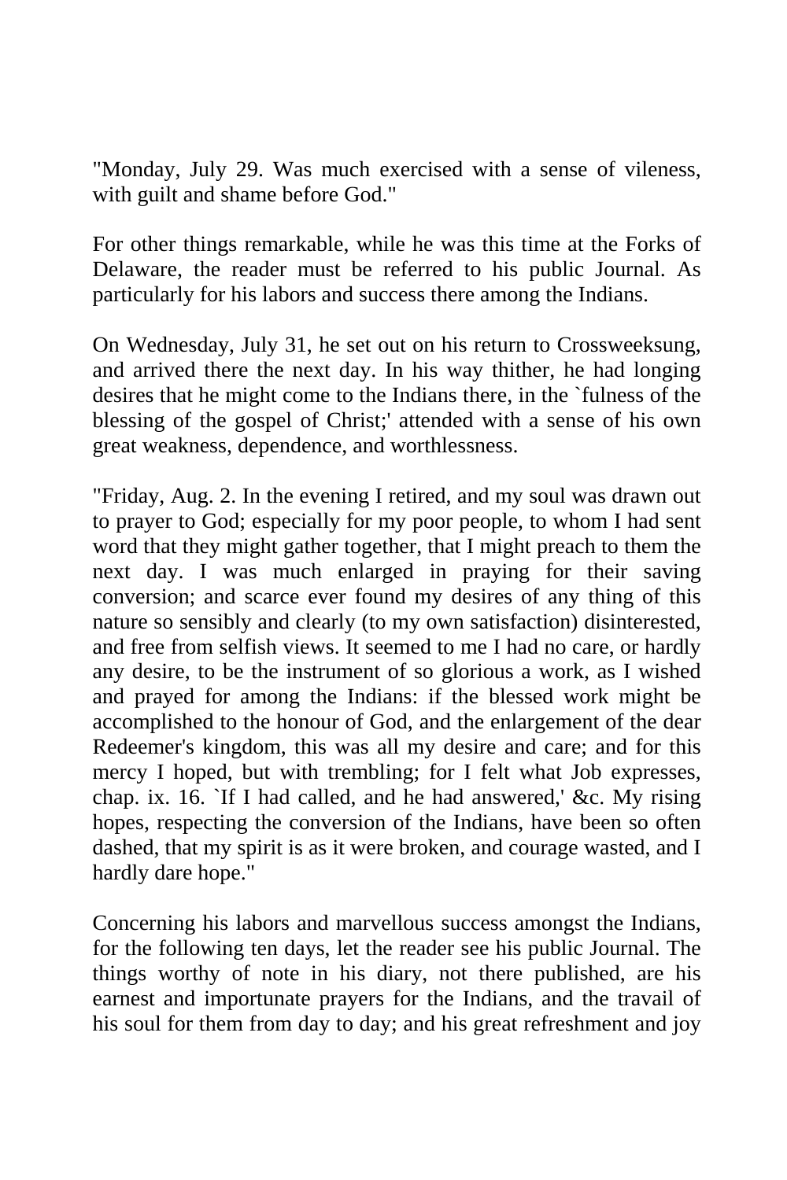"Monday, July 29. Was much exercised with a sense of vileness, with guilt and shame before God."

For other things remarkable, while he was this time at the Forks of Delaware, the reader must be referred to his public Journal. As particularly for his labors and success there among the Indians.

On Wednesday, July 31, he set out on his return to Crossweeksung, and arrived there the next day. In his way thither, he had longing desires that he might come to the Indians there, in the `fulness of the blessing of the gospel of Christ;' attended with a sense of his own great weakness, dependence, and worthlessness.

"Friday, Aug. 2. In the evening I retired, and my soul was drawn out to prayer to God; especially for my poor people, to whom I had sent word that they might gather together, that I might preach to them the next day. I was much enlarged in praying for their saving conversion; and scarce ever found my desires of any thing of this nature so sensibly and clearly (to my own satisfaction) disinterested, and free from selfish views. It seemed to me I had no care, or hardly any desire, to be the instrument of so glorious a work, as I wished and prayed for among the Indians: if the blessed work might be accomplished to the honour of God, and the enlargement of the dear Redeemer's kingdom, this was all my desire and care; and for this mercy I hoped, but with trembling; for I felt what Job expresses, chap. ix. 16. `If I had called, and he had answered,' &c. My rising hopes, respecting the conversion of the Indians, have been so often dashed, that my spirit is as it were broken, and courage wasted, and I hardly dare hope."

Concerning his labors and marvellous success amongst the Indians, for the following ten days, let the reader see his public Journal. The things worthy of note in his diary, not there published, are his earnest and importunate prayers for the Indians, and the travail of his soul for them from day to day; and his great refreshment and joy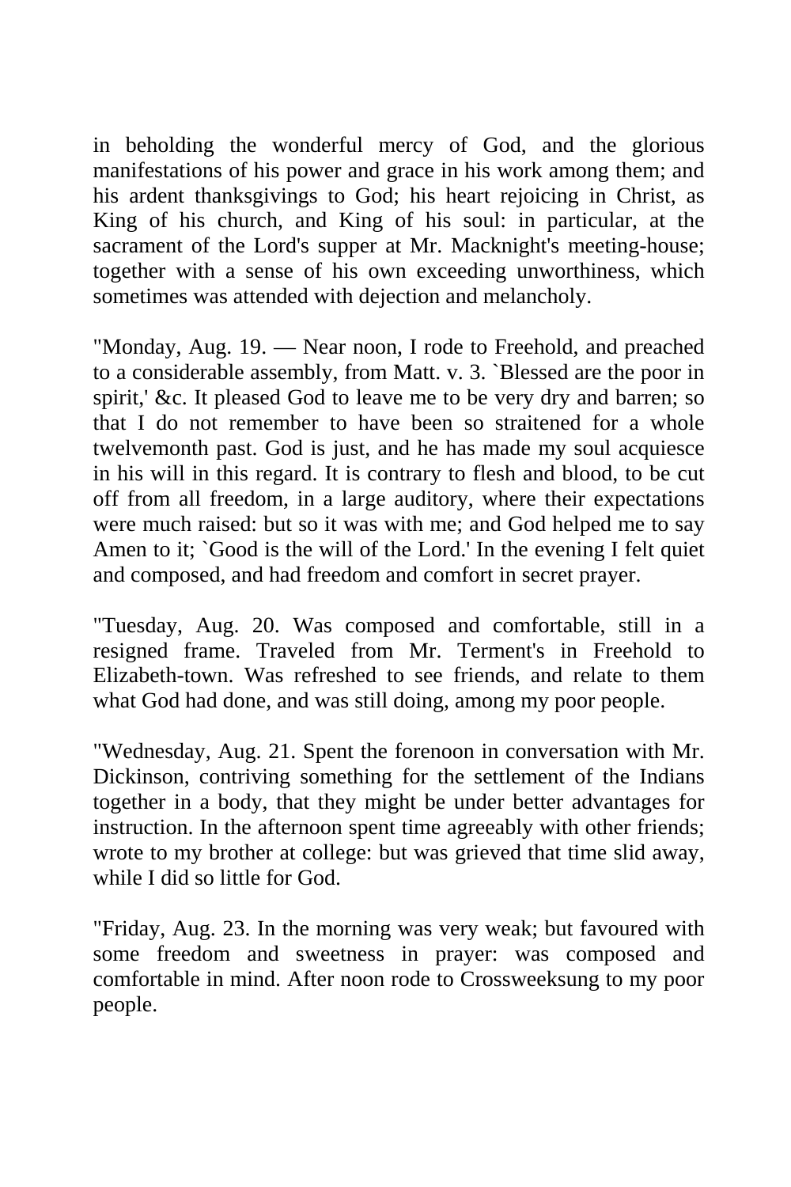in beholding the wonderful mercy of God, and the glorious manifestations of his power and grace in his work among them; and his ardent thanksgivings to God; his heart rejoicing in Christ, as King of his church, and King of his soul: in particular, at the sacrament of the Lord's supper at Mr. Macknight's meeting-house; together with a sense of his own exceeding unworthiness, which sometimes was attended with dejection and melancholy.

"Monday, Aug. 19. — Near noon, I rode to Freehold, and preached to a considerable assembly, from Matt. v. 3. `Blessed are the poor in spirit,' &c. It pleased God to leave me to be very dry and barren; so that I do not remember to have been so straitened for a whole twelvemonth past. God is just, and he has made my soul acquiesce in his will in this regard. It is contrary to flesh and blood, to be cut off from all freedom, in a large auditory, where their expectations were much raised: but so it was with me; and God helped me to say Amen to it; `Good is the will of the Lord.' In the evening I felt quiet and composed, and had freedom and comfort in secret prayer.

"Tuesday, Aug. 20. Was composed and comfortable, still in a resigned frame. Traveled from Mr. Terment's in Freehold to Elizabeth-town. Was refreshed to see friends, and relate to them what God had done, and was still doing, among my poor people.

"Wednesday, Aug. 21. Spent the forenoon in conversation with Mr. Dickinson, contriving something for the settlement of the Indians together in a body, that they might be under better advantages for instruction. In the afternoon spent time agreeably with other friends; wrote to my brother at college: but was grieved that time slid away, while I did so little for God.

"Friday, Aug. 23. In the morning was very weak; but favoured with some freedom and sweetness in prayer: was composed and comfortable in mind. After noon rode to Crossweeksung to my poor people.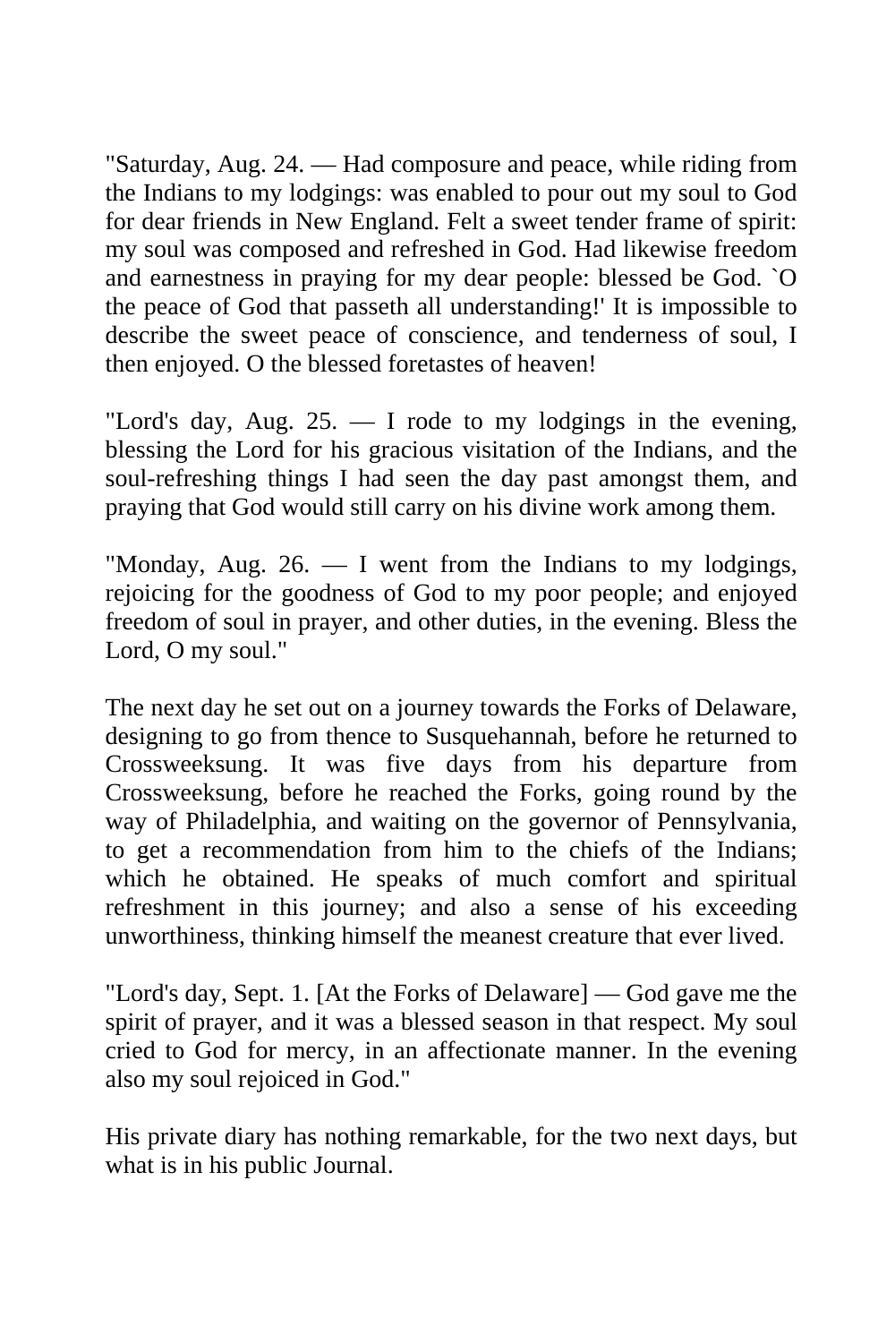"Saturday, Aug. 24. — Had composure and peace, while riding from the Indians to my lodgings: was enabled to pour out my soul to God for dear friends in New England. Felt a sweet tender frame of spirit: my soul was composed and refreshed in God. Had likewise freedom and earnestness in praying for my dear people: blessed be God. `O the peace of God that passeth all understanding!' It is impossible to describe the sweet peace of conscience, and tenderness of soul, I then enjoyed. O the blessed foretastes of heaven!

"Lord's day, Aug. 25. — I rode to my lodgings in the evening, blessing the Lord for his gracious visitation of the Indians, and the soul-refreshing things I had seen the day past amongst them, and praying that God would still carry on his divine work among them.

"Monday, Aug. 26. — I went from the Indians to my lodgings, rejoicing for the goodness of God to my poor people; and enjoyed freedom of soul in prayer, and other duties, in the evening. Bless the Lord, O my soul."

The next day he set out on a journey towards the Forks of Delaware, designing to go from thence to Susquehannah, before he returned to Crossweeksung. It was five days from his departure from Crossweeksung, before he reached the Forks, going round by the way of Philadelphia, and waiting on the governor of Pennsylvania, to get a recommendation from him to the chiefs of the Indians; which he obtained. He speaks of much comfort and spiritual refreshment in this journey; and also a sense of his exceeding unworthiness, thinking himself the meanest creature that ever lived.

"Lord's day, Sept. 1. [At the Forks of Delaware] — God gave me the spirit of prayer, and it was a blessed season in that respect. My soul cried to God for mercy, in an affectionate manner. In the evening also my soul rejoiced in God."

His private diary has nothing remarkable, for the two next days, but what is in his public Journal.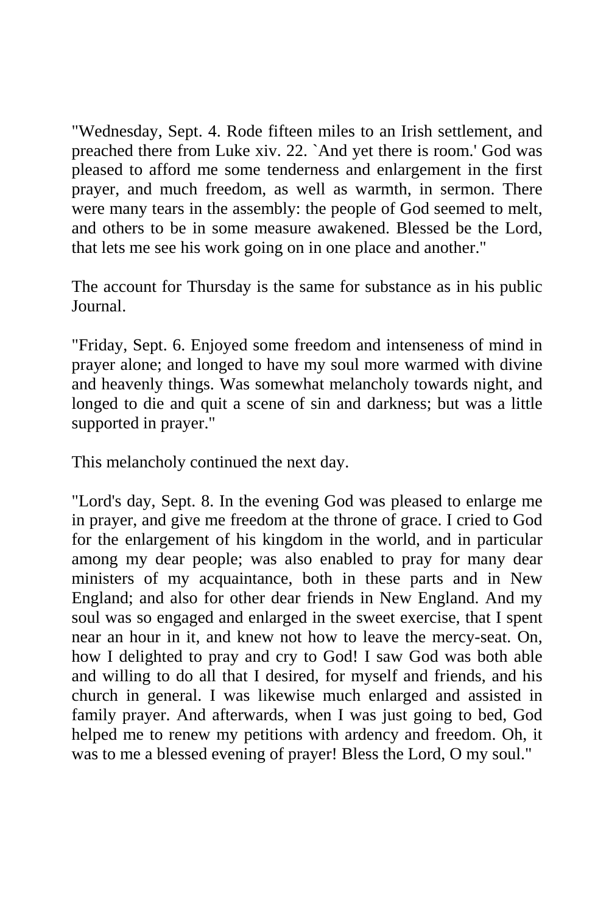"Wednesday, Sept. 4. Rode fifteen miles to an Irish settlement, and preached there from Luke xiv. 22. `And yet there is room.' God was pleased to afford me some tenderness and enlargement in the first prayer, and much freedom, as well as warmth, in sermon. There were many tears in the assembly: the people of God seemed to melt, and others to be in some measure awakened. Blessed be the Lord, that lets me see his work going on in one place and another."

The account for Thursday is the same for substance as in his public Journal.

"Friday, Sept. 6. Enjoyed some freedom and intenseness of mind in prayer alone; and longed to have my soul more warmed with divine and heavenly things. Was somewhat melancholy towards night, and longed to die and quit a scene of sin and darkness; but was a little supported in prayer."

This melancholy continued the next day.

"Lord's day, Sept. 8. In the evening God was pleased to enlarge me in prayer, and give me freedom at the throne of grace. I cried to God for the enlargement of his kingdom in the world, and in particular among my dear people; was also enabled to pray for many dear ministers of my acquaintance, both in these parts and in New England; and also for other dear friends in New England. And my soul was so engaged and enlarged in the sweet exercise, that I spent near an hour in it, and knew not how to leave the mercy-seat. On, how I delighted to pray and cry to God! I saw God was both able and willing to do all that I desired, for myself and friends, and his church in general. I was likewise much enlarged and assisted in family prayer. And afterwards, when I was just going to bed, God helped me to renew my petitions with ardency and freedom. Oh, it was to me a blessed evening of prayer! Bless the Lord, O my soul."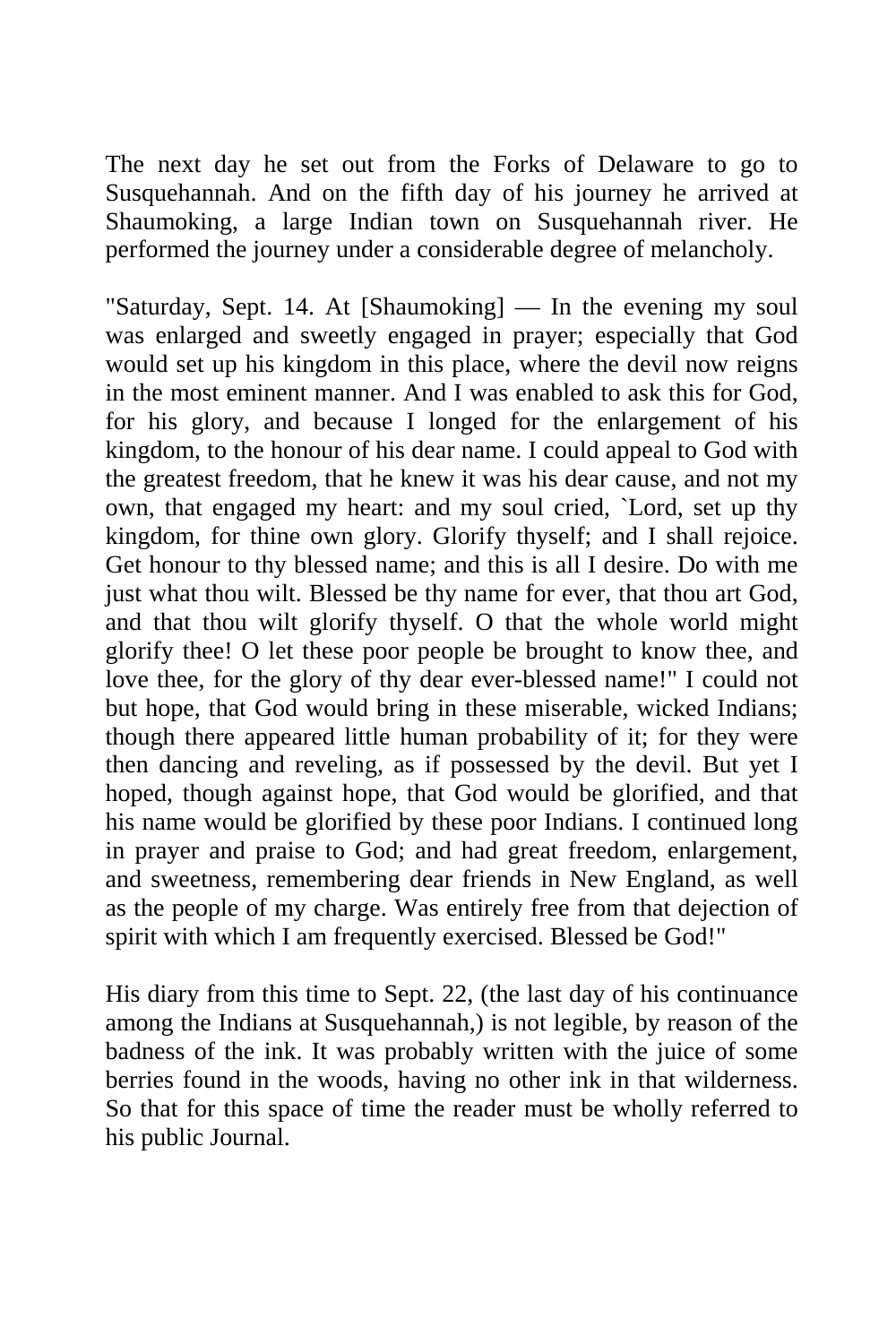The next day he set out from the Forks of Delaware to go to Susquehannah. And on the fifth day of his journey he arrived at Shaumoking, a large Indian town on Susquehannah river. He performed the journey under a considerable degree of melancholy.

"Saturday, Sept. 14. At [Shaumoking] — In the evening my soul was enlarged and sweetly engaged in prayer; especially that God would set up his kingdom in this place, where the devil now reigns in the most eminent manner. And I was enabled to ask this for God, for his glory, and because I longed for the enlargement of his kingdom, to the honour of his dear name. I could appeal to God with the greatest freedom, that he knew it was his dear cause, and not my own, that engaged my heart: and my soul cried, `Lord, set up thy kingdom, for thine own glory. Glorify thyself; and I shall rejoice. Get honour to thy blessed name; and this is all I desire. Do with me just what thou wilt. Blessed be thy name for ever, that thou art God, and that thou wilt glorify thyself. O that the whole world might glorify thee! O let these poor people be brought to know thee, and love thee, for the glory of thy dear ever-blessed name!" I could not but hope, that God would bring in these miserable, wicked Indians; though there appeared little human probability of it; for they were then dancing and reveling, as if possessed by the devil. But yet I hoped, though against hope, that God would be glorified, and that his name would be glorified by these poor Indians. I continued long in prayer and praise to God; and had great freedom, enlargement, and sweetness, remembering dear friends in New England, as well as the people of my charge. Was entirely free from that dejection of spirit with which I am frequently exercised. Blessed be God!"

His diary from this time to Sept. 22, (the last day of his continuance among the Indians at Susquehannah,) is not legible, by reason of the badness of the ink. It was probably written with the juice of some berries found in the woods, having no other ink in that wilderness. So that for this space of time the reader must be wholly referred to his public Journal.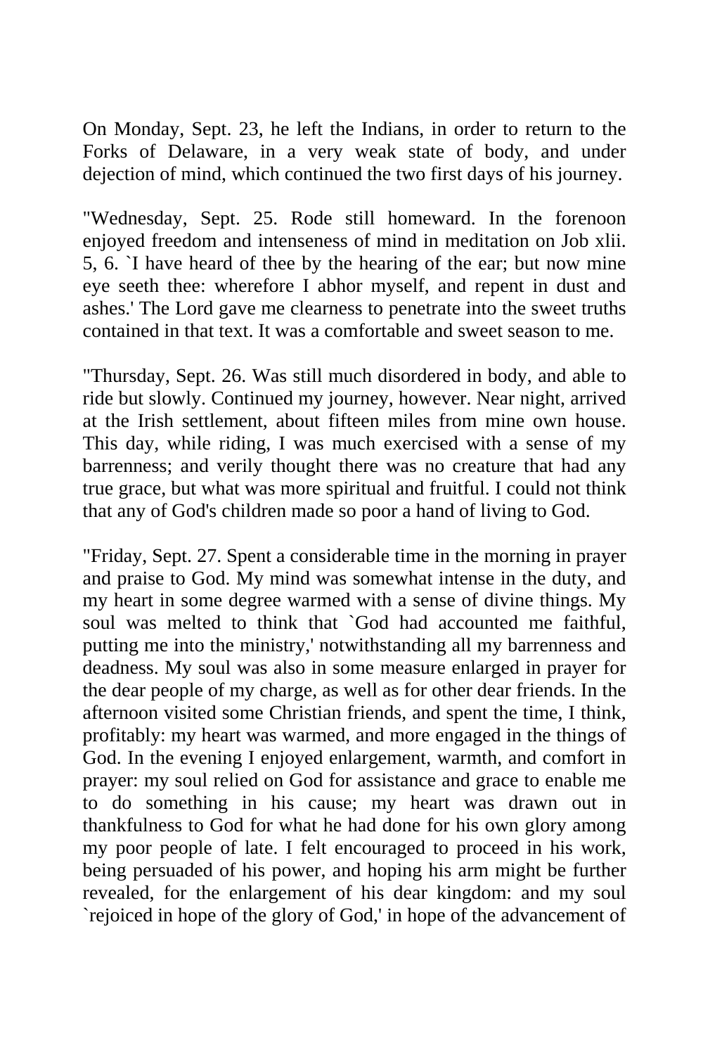On Monday, Sept. 23, he left the Indians, in order to return to the Forks of Delaware, in a very weak state of body, and under dejection of mind, which continued the two first days of his journey.

"Wednesday, Sept. 25. Rode still homeward. In the forenoon enjoyed freedom and intenseness of mind in meditation on Job xlii. 5, 6. `I have heard of thee by the hearing of the ear; but now mine eye seeth thee: wherefore I abhor myself, and repent in dust and ashes.' The Lord gave me clearness to penetrate into the sweet truths contained in that text. It was a comfortable and sweet season to me.

"Thursday, Sept. 26. Was still much disordered in body, and able to ride but slowly. Continued my journey, however. Near night, arrived at the Irish settlement, about fifteen miles from mine own house. This day, while riding, I was much exercised with a sense of my barrenness; and verily thought there was no creature that had any true grace, but what was more spiritual and fruitful. I could not think that any of God's children made so poor a hand of living to God.

"Friday, Sept. 27. Spent a considerable time in the morning in prayer and praise to God. My mind was somewhat intense in the duty, and my heart in some degree warmed with a sense of divine things. My soul was melted to think that `God had accounted me faithful, putting me into the ministry,' notwithstanding all my barrenness and deadness. My soul was also in some measure enlarged in prayer for the dear people of my charge, as well as for other dear friends. In the afternoon visited some Christian friends, and spent the time, I think, profitably: my heart was warmed, and more engaged in the things of God. In the evening I enjoyed enlargement, warmth, and comfort in prayer: my soul relied on God for assistance and grace to enable me to do something in his cause; my heart was drawn out in thankfulness to God for what he had done for his own glory among my poor people of late. I felt encouraged to proceed in his work, being persuaded of his power, and hoping his arm might be further revealed, for the enlargement of his dear kingdom: and my soul `rejoiced in hope of the glory of God,' in hope of the advancement of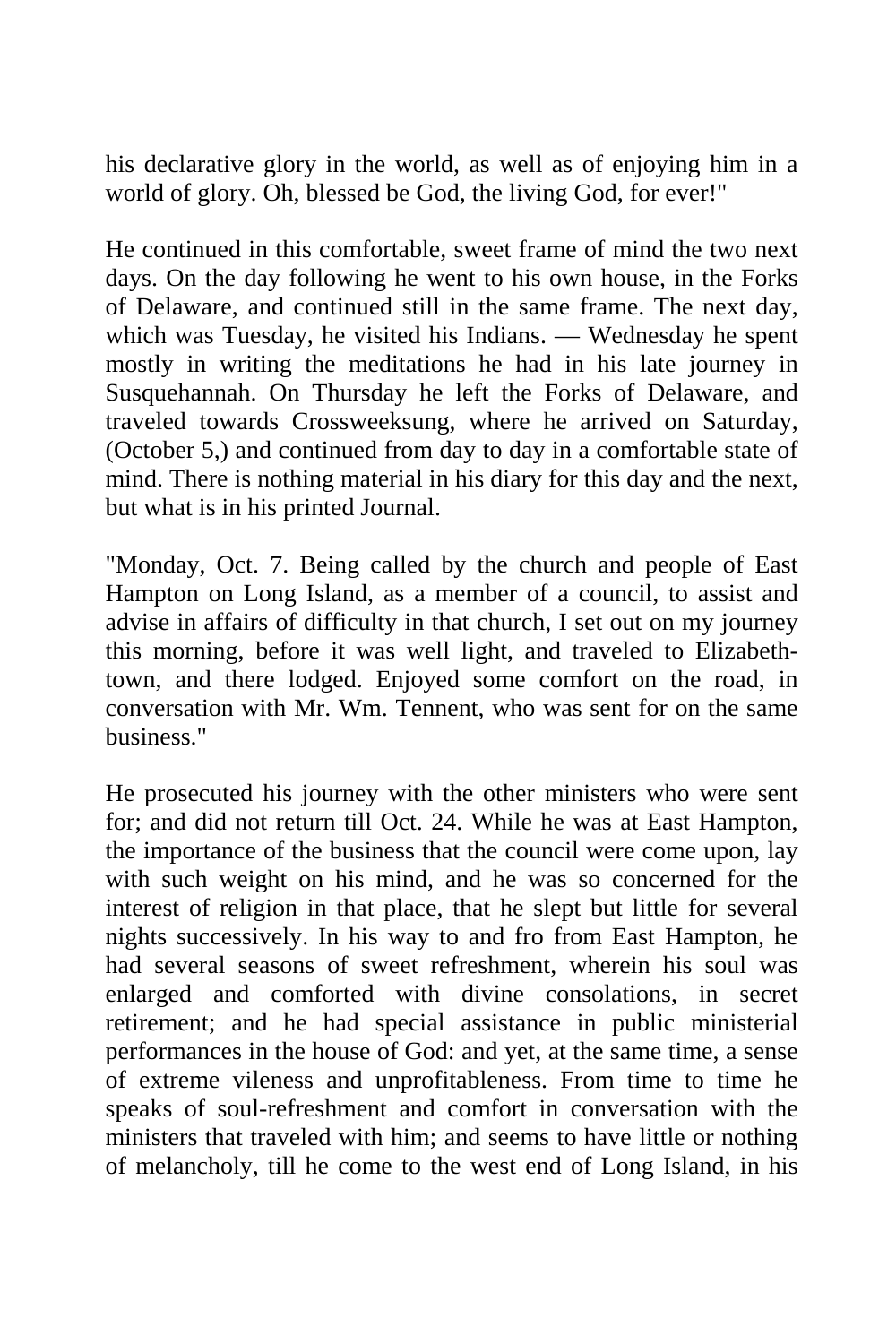his declarative glory in the world, as well as of enjoying him in a world of glory. Oh, blessed be God, the living God, for ever!"

He continued in this comfortable, sweet frame of mind the two next days. On the day following he went to his own house, in the Forks of Delaware, and continued still in the same frame. The next day, which was Tuesday, he visited his Indians. — Wednesday he spent mostly in writing the meditations he had in his late journey in Susquehannah. On Thursday he left the Forks of Delaware, and traveled towards Crossweeksung, where he arrived on Saturday, (October 5,) and continued from day to day in a comfortable state of mind. There is nothing material in his diary for this day and the next, but what is in his printed Journal.

"Monday, Oct. 7. Being called by the church and people of East Hampton on Long Island, as a member of a council, to assist and advise in affairs of difficulty in that church, I set out on my journey this morning, before it was well light, and traveled to Elizabeth-town, and there lodged. Enjoyed some comfort on the road, in conversation with Mr. Wm. Tennent, who was sent for on the same business."

He prosecuted his journey with the other ministers who were sent for; and did not return till Oct. 24. While he was at East Hampton, the importance of the business that the council were come upon, lay with such weight on his mind, and he was so concerned for the interest of religion in that place, that he slept but little for several nights successively. In his way to and fro from East Hampton, he had several seasons of sweet refreshment, wherein his soul was enlarged and comforted with divine consolations, in secret retirement; and he had special assistance in public ministerial performances in the house of God: and yet, at the same time, a sense of extreme vileness and unprofitableness. From time to time he speaks of soul-refreshment and comfort in conversation with the ministers that traveled with him; and seems to have little or nothing of melancholy, till he come to the west end of Long Island, in his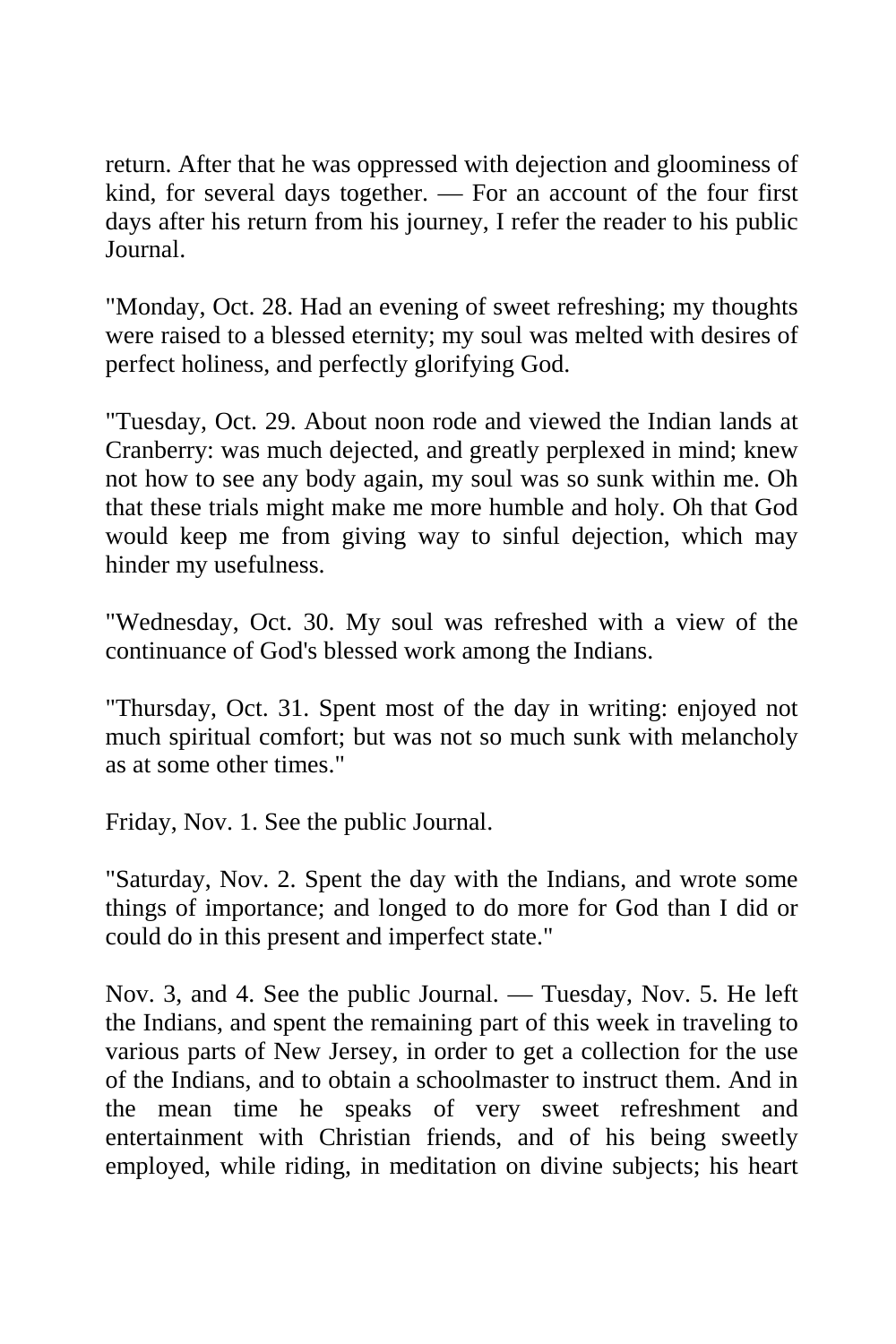return. After that he was oppressed with dejection and gloominess of kind, for several days together. — For an account of the four first days after his return from his journey, I refer the reader to his public Journal.

"Monday, Oct. 28. Had an evening of sweet refreshing; my thoughts were raised to a blessed eternity; my soul was melted with desires of perfect holiness, and perfectly glorifying God.

"Tuesday, Oct. 29. About noon rode and viewed the Indian lands at Cranberry: was much dejected, and greatly perplexed in mind; knew not how to see any body again, my soul was so sunk within me. Oh that these trials might make me more humble and holy. Oh that God would keep me from giving way to sinful dejection, which may hinder my usefulness.

"Wednesday, Oct. 30. My soul was refreshed with a view of the continuance of God's blessed work among the Indians.

"Thursday, Oct. 31. Spent most of the day in writing: enjoyed not much spiritual comfort; but was not so much sunk with melancholy as at some other times."

Friday, Nov. 1. See the public Journal.

"Saturday, Nov. 2. Spent the day with the Indians, and wrote some things of importance; and longed to do more for God than I did or could do in this present and imperfect state."

Nov. 3, and 4. See the public Journal. — Tuesday, Nov. 5. He left the Indians, and spent the remaining part of this week in traveling to various parts of New Jersey, in order to get a collection for the use of the Indians, and to obtain a schoolmaster to instruct them. And in the mean time he speaks of very sweet refreshment and entertainment with Christian friends, and of his being sweetly employed, while riding, in meditation on divine subjects; his heart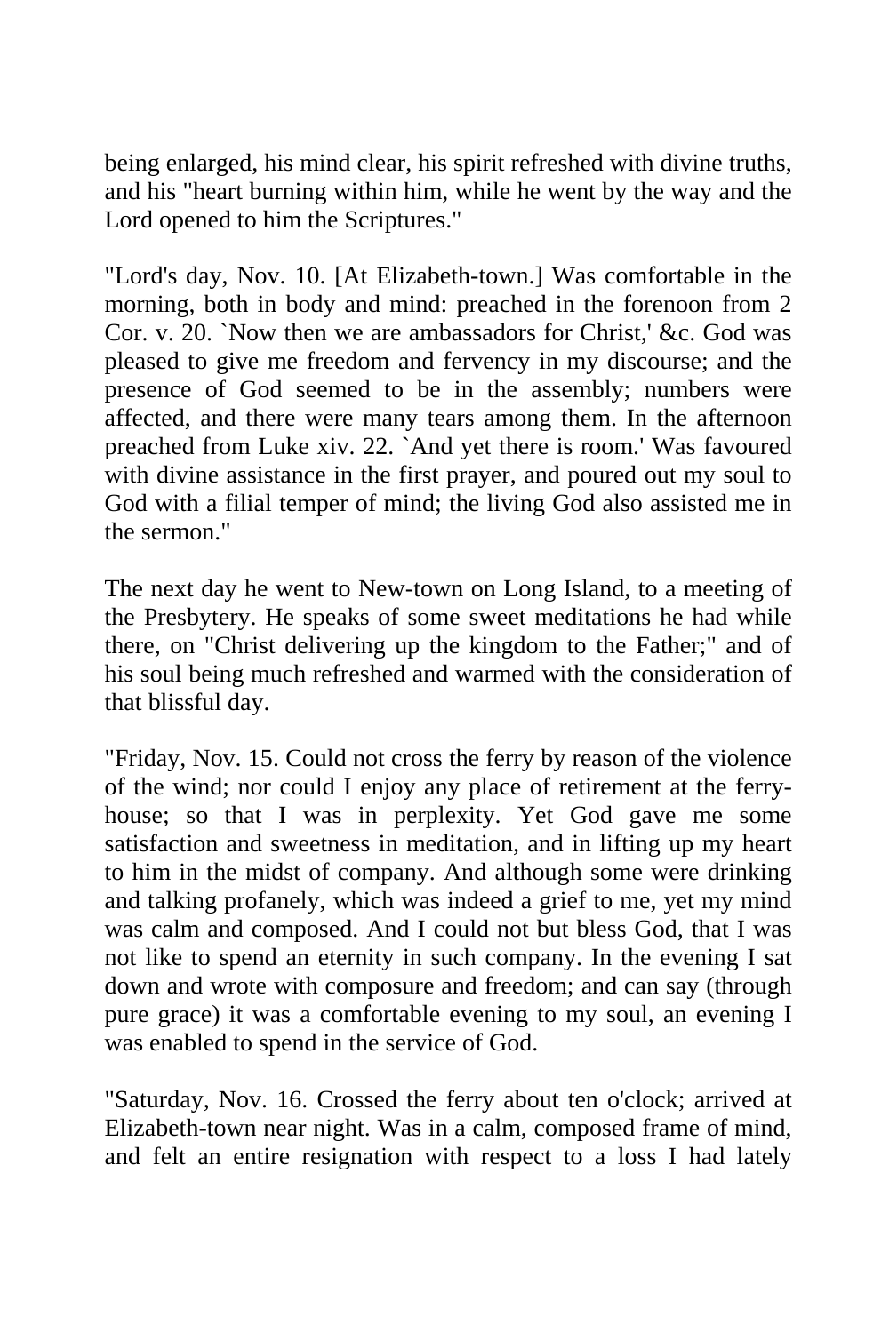being enlarged, his mind clear, his spirit refreshed with divine truths, and his "heart burning within him, while he went by the way and the Lord opened to him the Scriptures."

"Lord's day, Nov. 10. [At Elizabeth-town.] Was comfortable in the morning, both in body and mind: preached in the forenoon from 2 Cor. v. 20. `Now then we are ambassadors for Christ,' &c. God was pleased to give me freedom and fervency in my discourse; and the presence of God seemed to be in the assembly; numbers were affected, and there were many tears among them. In the afternoon preached from Luke xiv. 22. `And yet there is room.' Was favoured with divine assistance in the first prayer, and poured out my soul to God with a filial temper of mind; the living God also assisted me in the sermon."

The next day he went to New-town on Long Island, to a meeting of the Presbytery. He speaks of some sweet meditations he had while there, on "Christ delivering up the kingdom to the Father;" and of his soul being much refreshed and warmed with the consideration of that blissful day.

"Friday, Nov. 15. Could not cross the ferry by reason of the violence of the wind; nor could I enjoy any place of retirement at the ferry-house; so that I was in perplexity. Yet God gave me some satisfaction and sweetness in meditation, and in lifting up my heart to him in the midst of company. And although some were drinking and talking profanely, which was indeed a grief to me, yet my mind was calm and composed. And I could not but bless God, that I was not like to spend an eternity in such company. In the evening I sat down and wrote with composure and freedom; and can say (through pure grace) it was a comfortable evening to my soul, an evening I was enabled to spend in the service of God.

"Saturday, Nov. 16. Crossed the ferry about ten o'clock; arrived at Elizabeth-town near night. Was in a calm, composed frame of mind, and felt an entire resignation with respect to a loss I had lately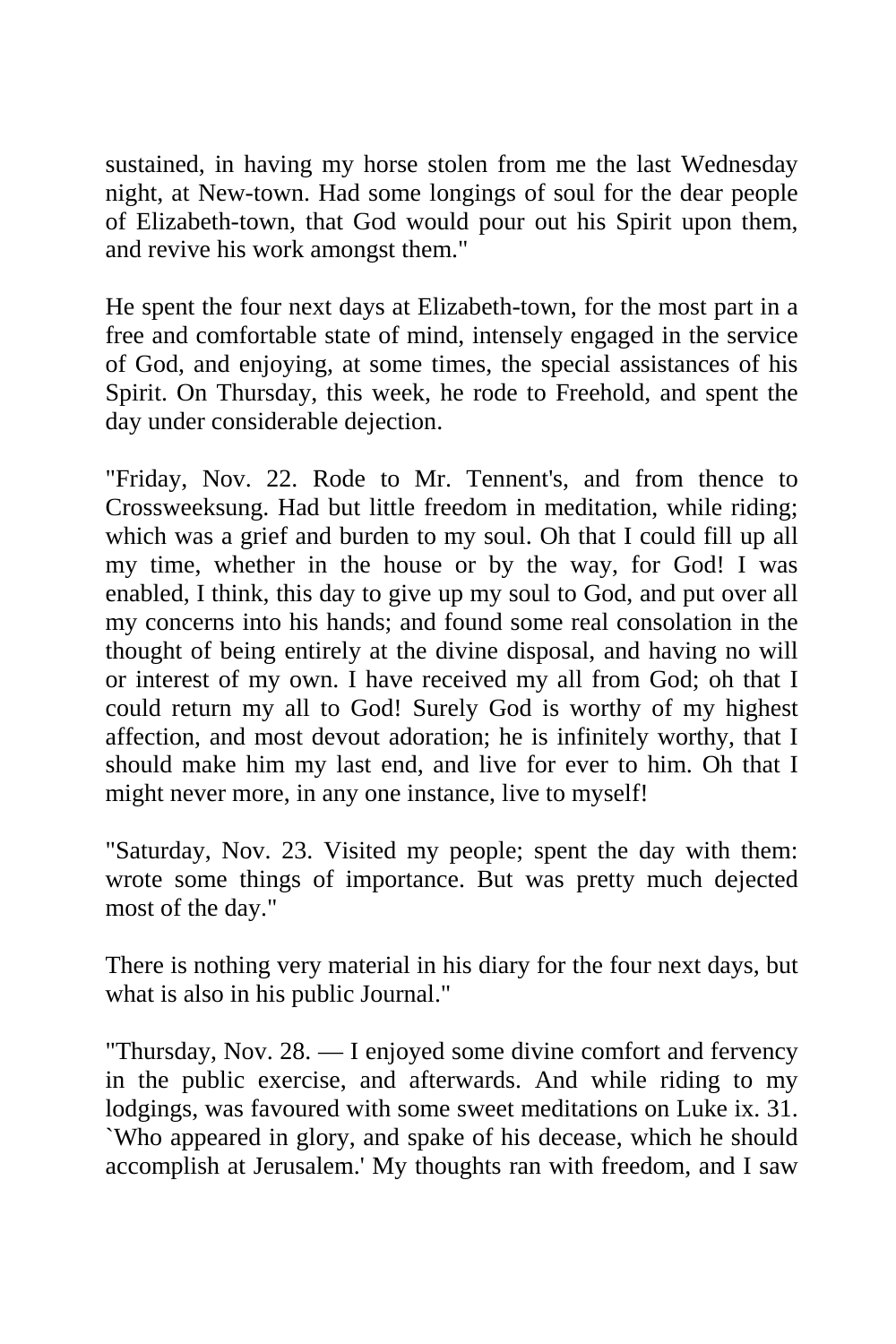sustained, in having my horse stolen from me the last Wednesday night, at New-town. Had some longings of soul for the dear people of Elizabeth-town, that God would pour out his Spirit upon them, and revive his work amongst them."

He spent the four next days at Elizabeth-town, for the most part in a free and comfortable state of mind, intensely engaged in the service of God, and enjoying, at some times, the special assistances of his Spirit. On Thursday, this week, he rode to Freehold, and spent the day under considerable dejection.

"Friday, Nov. 22. Rode to Mr. Tennent's, and from thence to Crossweeksung. Had but little freedom in meditation, while riding; which was a grief and burden to my soul. Oh that I could fill up all my time, whether in the house or by the way, for God! I was enabled, I think, this day to give up my soul to God, and put over all my concerns into his hands; and found some real consolation in the thought of being entirely at the divine disposal, and having no will or interest of my own. I have received my all from God; oh that I could return my all to God! Surely God is worthy of my highest affection, and most devout adoration; he is infinitely worthy, that I should make him my last end, and live for ever to him. Oh that I might never more, in any one instance, live to myself!

"Saturday, Nov. 23. Visited my people; spent the day with them: wrote some things of importance. But was pretty much dejected most of the day."

There is nothing very material in his diary for the four next days, but what is also in his public Journal."

"Thursday, Nov. 28. — I enjoyed some divine comfort and fervency in the public exercise, and afterwards. And while riding to my lodgings, was favoured with some sweet meditations on Luke ix. 31. `Who appeared in glory, and spake of his decease, which he should accomplish at Jerusalem.' My thoughts ran with freedom, and I saw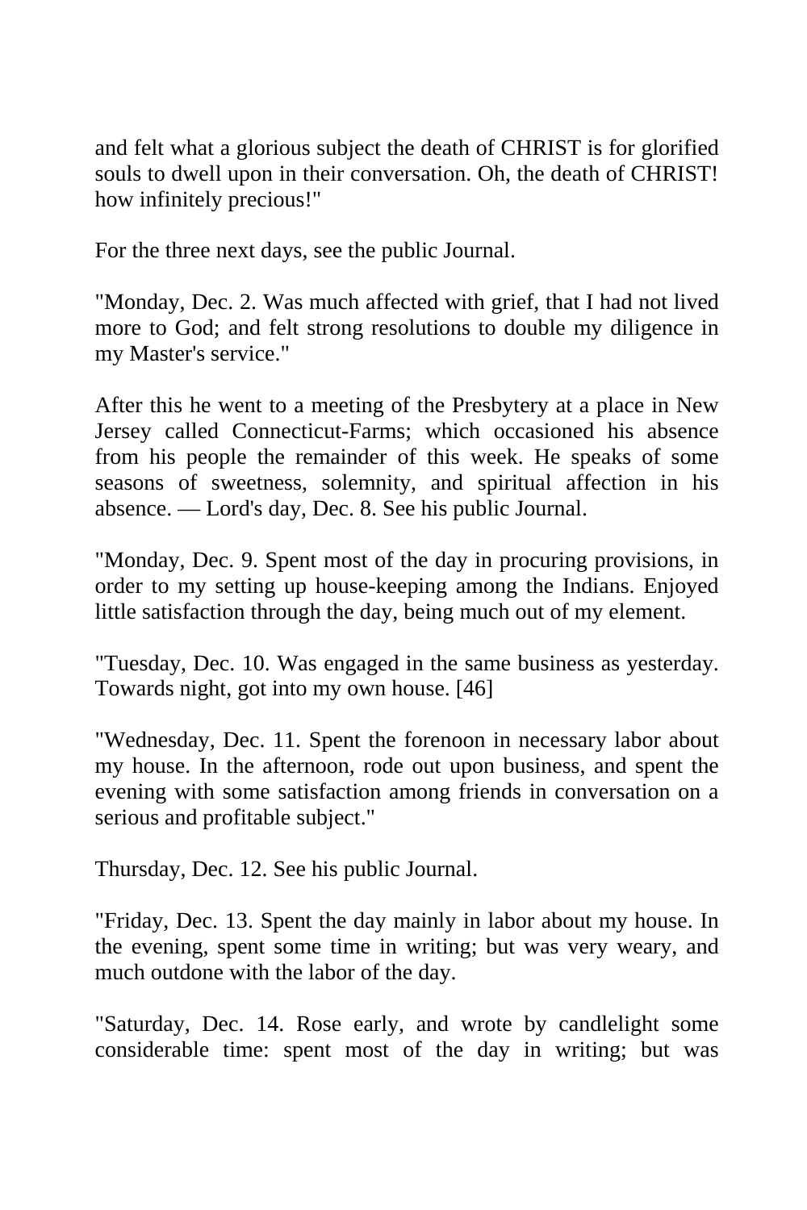and felt what a glorious subject the death of CHRIST is for glorified souls to dwell upon in their conversation. Oh, the death of CHRIST! how infinitely precious!"

For the three next days, see the public Journal.

"Monday, Dec. 2. Was much affected with grief, that I had not lived more to God; and felt strong resolutions to double my diligence in my Master's service."

After this he went to a meeting of the Presbytery at a place in New Jersey called Connecticut-Farms; which occasioned his absence from his people the remainder of this week. He speaks of some seasons of sweetness, solemnity, and spiritual affection in his absence. — Lord's day, Dec. 8. See his public Journal.

"Monday, Dec. 9. Spent most of the day in procuring provisions, in order to my setting up house-keeping among the Indians. Enjoyed little satisfaction through the day, being much out of my element.

"Tuesday, Dec. 10. Was engaged in the same business as yesterday. Towards night, got into my own house. [46]

"Wednesday, Dec. 11. Spent the forenoon in necessary labor about my house. In the afternoon, rode out upon business, and spent the evening with some satisfaction among friends in conversation on a serious and profitable subject."

Thursday, Dec. 12. See his public Journal.

"Friday, Dec. 13. Spent the day mainly in labor about my house. In the evening, spent some time in writing; but was very weary, and much outdone with the labor of the day.

"Saturday, Dec. 14. Rose early, and wrote by candlelight some considerable time: spent most of the day in writing; but was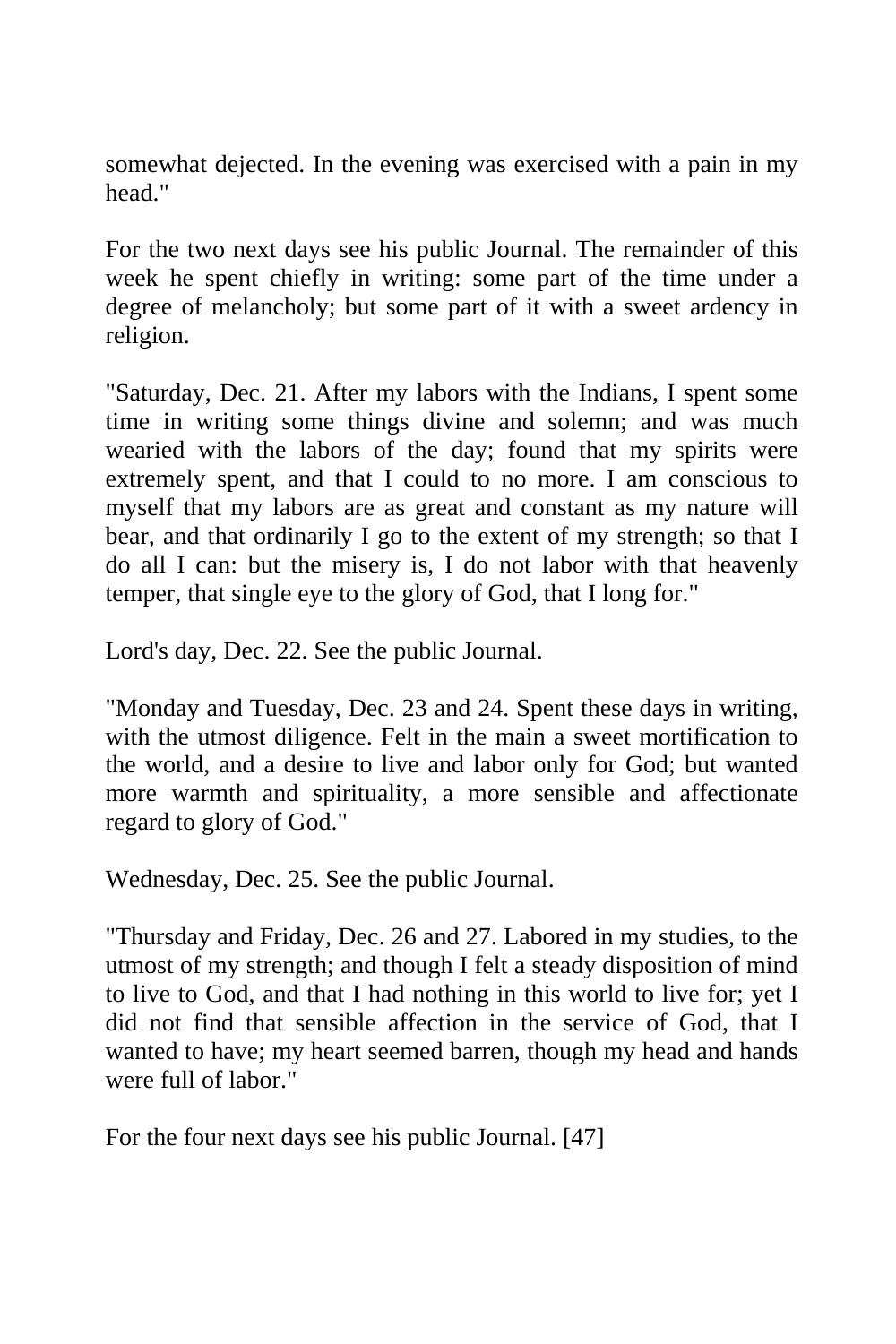somewhat dejected. In the evening was exercised with a pain in my head."

For the two next days see his public Journal. The remainder of this week he spent chiefly in writing: some part of the time under a degree of melancholy; but some part of it with a sweet ardency in religion.

"Saturday, Dec. 21. After my labors with the Indians, I spent some time in writing some things divine and solemn; and was much wearied with the labors of the day; found that my spirits were extremely spent, and that I could to no more. I am conscious to myself that my labors are as great and constant as my nature will bear, and that ordinarily I go to the extent of my strength; so that I do all I can: but the misery is, I do not labor with that heavenly temper, that single eye to the glory of God, that I long for."

Lord's day, Dec. 22. See the public Journal.

"Monday and Tuesday, Dec. 23 and 24. Spent these days in writing, with the utmost diligence. Felt in the main a sweet mortification to the world, and a desire to live and labor only for God; but wanted more warmth and spirituality, a more sensible and affectionate regard to glory of God."

Wednesday, Dec. 25. See the public Journal.

"Thursday and Friday, Dec. 26 and 27. Labored in my studies, to the utmost of my strength; and though I felt a steady disposition of mind to live to God, and that I had nothing in this world to live for; yet I did not find that sensible affection in the service of God, that I wanted to have; my heart seemed barren, though my head and hands were full of labor."

For the four next days see his public Journal. [47]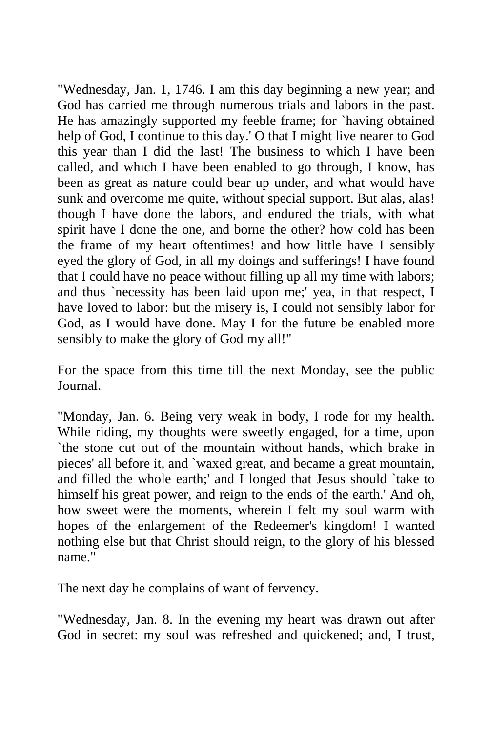"Wednesday, Jan. 1, 1746. I am this day beginning a new year; and God has carried me through numerous trials and labors in the past. He has amazingly supported my feeble frame; for `having obtained help of God, I continue to this day.' O that I might live nearer to God this year than I did the last! The business to which I have been called, and which I have been enabled to go through, I know, has been as great as nature could bear up under, and what would have sunk and overcome me quite, without special support. But alas, alas! though I have done the labors, and endured the trials, with what spirit have I done the one, and borne the other? how cold has been the frame of my heart oftentimes! and how little have I sensibly eyed the glory of God, in all my doings and sufferings! I have found that I could have no peace without filling up all my time with labors; and thus `necessity has been laid upon me;' yea, in that respect, I have loved to labor: but the misery is, I could not sensibly labor for God, as I would have done. May I for the future be enabled more sensibly to make the glory of God my all!"

For the space from this time till the next Monday, see the public Journal.

"Monday, Jan. 6. Being very weak in body, I rode for my health. While riding, my thoughts were sweetly engaged, for a time, upon `the stone cut out of the mountain without hands, which brake in pieces' all before it, and `waxed great, and became a great mountain, and filled the whole earth;' and I longed that Jesus should `take to himself his great power, and reign to the ends of the earth.' And oh, how sweet were the moments, wherein I felt my soul warm with hopes of the enlargement of the Redeemer's kingdom! I wanted nothing else but that Christ should reign, to the glory of his blessed name."

The next day he complains of want of fervency.

"Wednesday, Jan. 8. In the evening my heart was drawn out after God in secret: my soul was refreshed and quickened; and, I trust,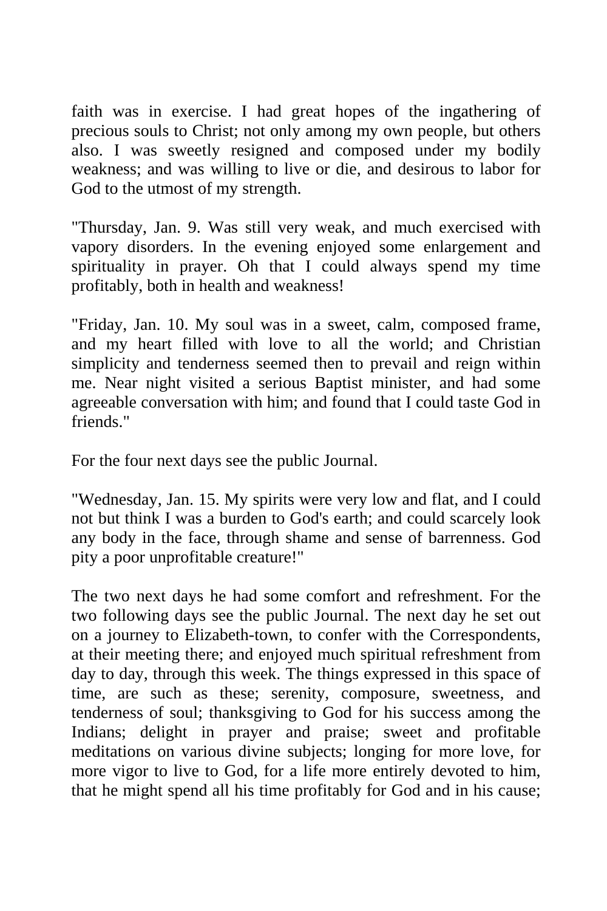faith was in exercise. I had great hopes of the ingathering of precious souls to Christ; not only among my own people, but others also. I was sweetly resigned and composed under my bodily weakness; and was willing to live or die, and desirous to labor for God to the utmost of my strength.

"Thursday, Jan. 9. Was still very weak, and much exercised with vapory disorders. In the evening enjoyed some enlargement and spirituality in prayer. Oh that I could always spend my time profitably, both in health and weakness!

"Friday, Jan. 10. My soul was in a sweet, calm, composed frame, and my heart filled with love to all the world; and Christian simplicity and tenderness seemed then to prevail and reign within me. Near night visited a serious Baptist minister, and had some agreeable conversation with him; and found that I could taste God in friends."

For the four next days see the public Journal.

"Wednesday, Jan. 15. My spirits were very low and flat, and I could not but think I was a burden to God's earth; and could scarcely look any body in the face, through shame and sense of barrenness. God pity a poor unprofitable creature!"

The two next days he had some comfort and refreshment. For the two following days see the public Journal. The next day he set out on a journey to Elizabeth-town, to confer with the Correspondents, at their meeting there; and enjoyed much spiritual refreshment from day to day, through this week. The things expressed in this space of time, are such as these; serenity, composure, sweetness, and tenderness of soul; thanksgiving to God for his success among the Indians; delight in prayer and praise; sweet and profitable meditations on various divine subjects; longing for more love, for more vigor to live to God, for a life more entirely devoted to him, that he might spend all his time profitably for God and in his cause;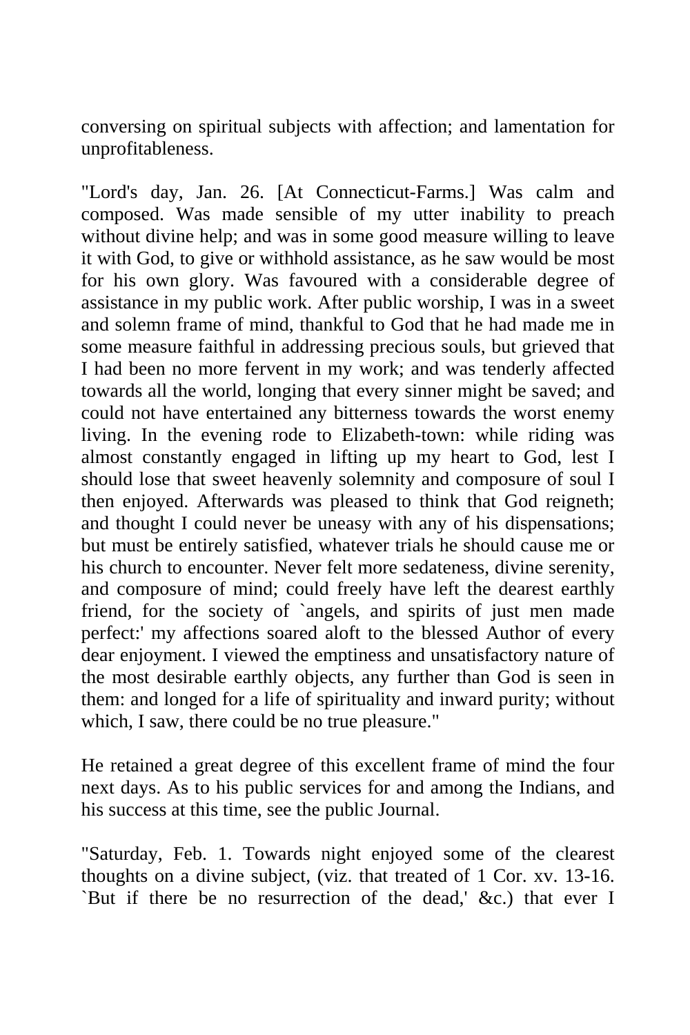conversing on spiritual subjects with affection; and lamentation for unprofitableness.

"Lord's day, Jan. 26. [At Connecticut-Farms.] Was calm and composed. Was made sensible of my utter inability to preach without divine help; and was in some good measure willing to leave it with God, to give or withhold assistance, as he saw would be most for his own glory. Was favoured with a considerable degree of assistance in my public work. After public worship, I was in a sweet and solemn frame of mind, thankful to God that he had made me in some measure faithful in addressing precious souls, but grieved that I had been no more fervent in my work; and was tenderly affected towards all the world, longing that every sinner might be saved; and could not have entertained any bitterness towards the worst enemy living. In the evening rode to Elizabeth-town: while riding was almost constantly engaged in lifting up my heart to God, lest I should lose that sweet heavenly solemnity and composure of soul I then enjoyed. Afterwards was pleased to think that God reigneth; and thought I could never be uneasy with any of his dispensations; but must be entirely satisfied, whatever trials he should cause me or his church to encounter. Never felt more sedateness, divine serenity, and composure of mind; could freely have left the dearest earthly friend, for the society of `angels, and spirits of just men made perfect:' my affections soared aloft to the blessed Author of every dear enjoyment. I viewed the emptiness and unsatisfactory nature of the most desirable earthly objects, any further than God is seen in them: and longed for a life of spirituality and inward purity; without which, I saw, there could be no true pleasure."

He retained a great degree of this excellent frame of mind the four next days. As to his public services for and among the Indians, and his success at this time, see the public Journal.

"Saturday, Feb. 1. Towards night enjoyed some of the clearest thoughts on a divine subject, (viz. that treated of 1 Cor. xv. 13-16. `But if there be no resurrection of the dead,' &c.) that ever I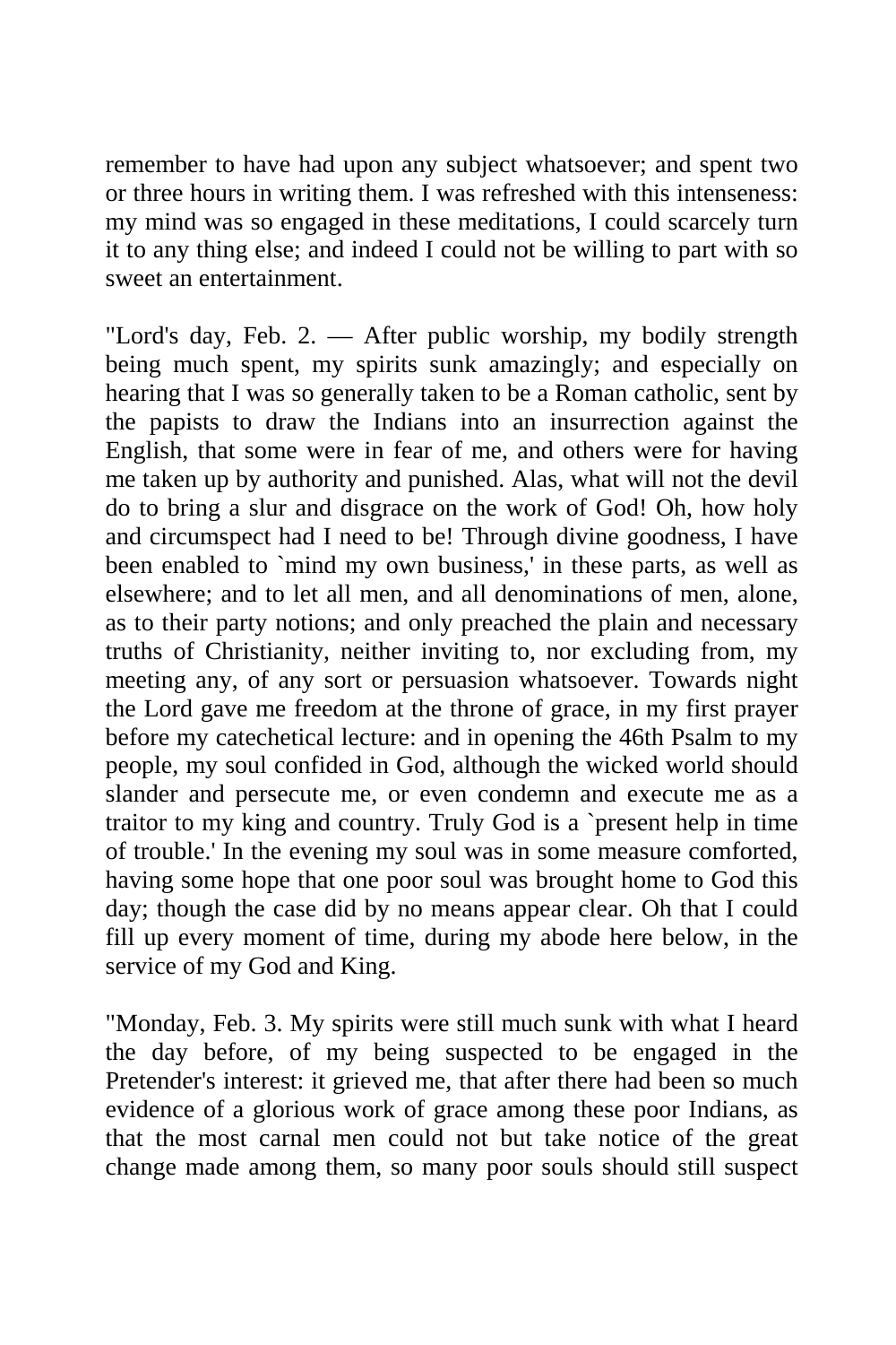remember to have had upon any subject whatsoever; and spent two or three hours in writing them. I was refreshed with this intenseness: my mind was so engaged in these meditations, I could scarcely turn it to any thing else; and indeed I could not be willing to part with so sweet an entertainment.

"Lord's day, Feb. 2. — After public worship, my bodily strength being much spent, my spirits sunk amazingly; and especially on hearing that I was so generally taken to be a Roman catholic, sent by the papists to draw the Indians into an insurrection against the English, that some were in fear of me, and others were for having me taken up by authority and punished. Alas, what will not the devil do to bring a slur and disgrace on the work of God! Oh, how holy and circumspect had I need to be! Through divine goodness, I have been enabled to `mind my own business,' in these parts, as well as elsewhere; and to let all men, and all denominations of men, alone, as to their party notions; and only preached the plain and necessary truths of Christianity, neither inviting to, nor excluding from, my meeting any, of any sort or persuasion whatsoever. Towards night the Lord gave me freedom at the throne of grace, in my first prayer before my catechetical lecture: and in opening the 46th Psalm to my people, my soul confided in God, although the wicked world should slander and persecute me, or even condemn and execute me as a traitor to my king and country. Truly God is a `present help in time of trouble.' In the evening my soul was in some measure comforted, having some hope that one poor soul was brought home to God this day; though the case did by no means appear clear. Oh that I could fill up every moment of time, during my abode here below, in the service of my God and King.

"Monday, Feb. 3. My spirits were still much sunk with what I heard the day before, of my being suspected to be engaged in the Pretender's interest: it grieved me, that after there had been so much evidence of a glorious work of grace among these poor Indians, as that the most carnal men could not but take notice of the great change made among them, so many poor souls should still suspect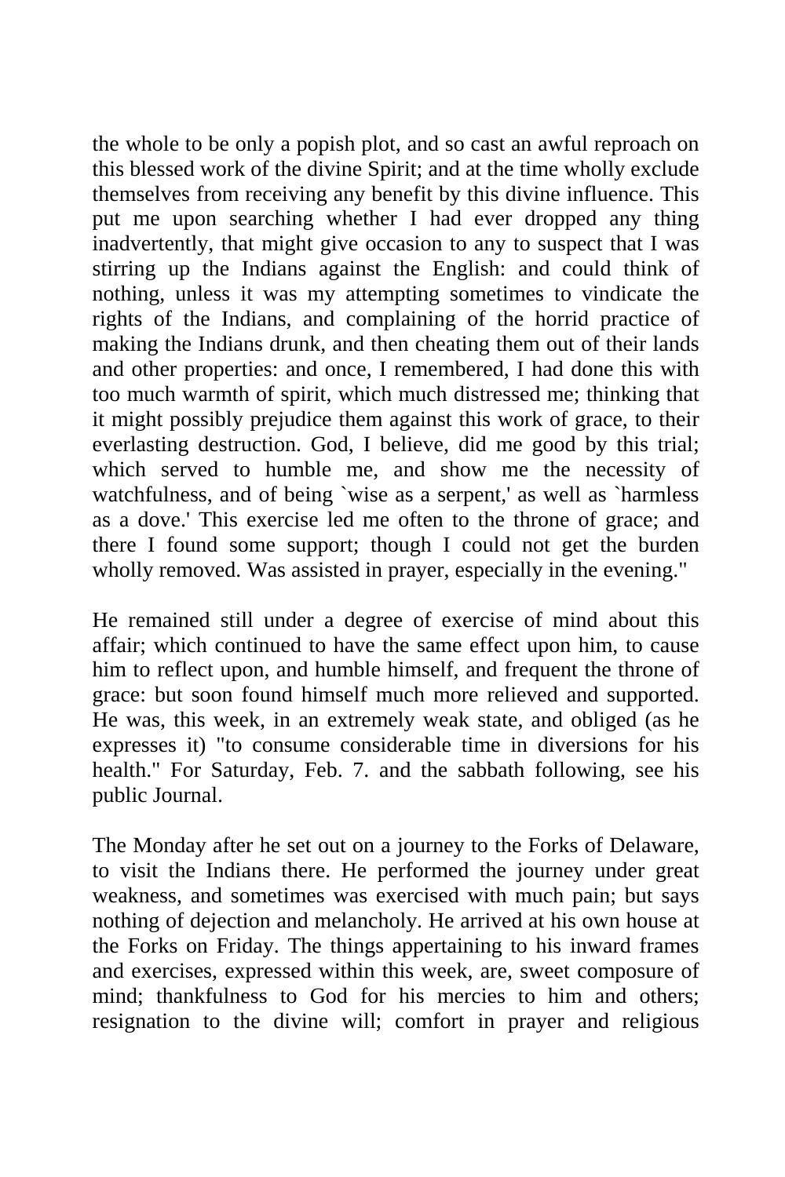the whole to be only a popish plot, and so cast an awful reproach on this blessed work of the divine Spirit; and at the time wholly exclude themselves from receiving any benefit by this divine influence. This put me upon searching whether I had ever dropped any thing inadvertently, that might give occasion to any to suspect that I was stirring up the Indians against the English: and could think of nothing, unless it was my attempting sometimes to vindicate the rights of the Indians, and complaining of the horrid practice of making the Indians drunk, and then cheating them out of their lands and other properties: and once, I remembered, I had done this with too much warmth of spirit, which much distressed me; thinking that it might possibly prejudice them against this work of grace, to their everlasting destruction. God, I believe, did me good by this trial; which served to humble me, and show me the necessity of watchfulness, and of being `wise as a serpent,' as well as `harmless as a dove.' This exercise led me often to the throne of grace; and there I found some support; though I could not get the burden wholly removed. Was assisted in prayer, especially in the evening."

He remained still under a degree of exercise of mind about this affair; which continued to have the same effect upon him, to cause him to reflect upon, and humble himself, and frequent the throne of grace: but soon found himself much more relieved and supported. He was, this week, in an extremely weak state, and obliged (as he expresses it) "to consume considerable time in diversions for his health." For Saturday, Feb. 7. and the sabbath following, see his public Journal.

The Monday after he set out on a journey to the Forks of Delaware, to visit the Indians there. He performed the journey under great weakness, and sometimes was exercised with much pain; but says nothing of dejection and melancholy. He arrived at his own house at the Forks on Friday. The things appertaining to his inward frames and exercises, expressed within this week, are, sweet composure of mind; thankfulness to God for his mercies to him and others; resignation to the divine will; comfort in prayer and religious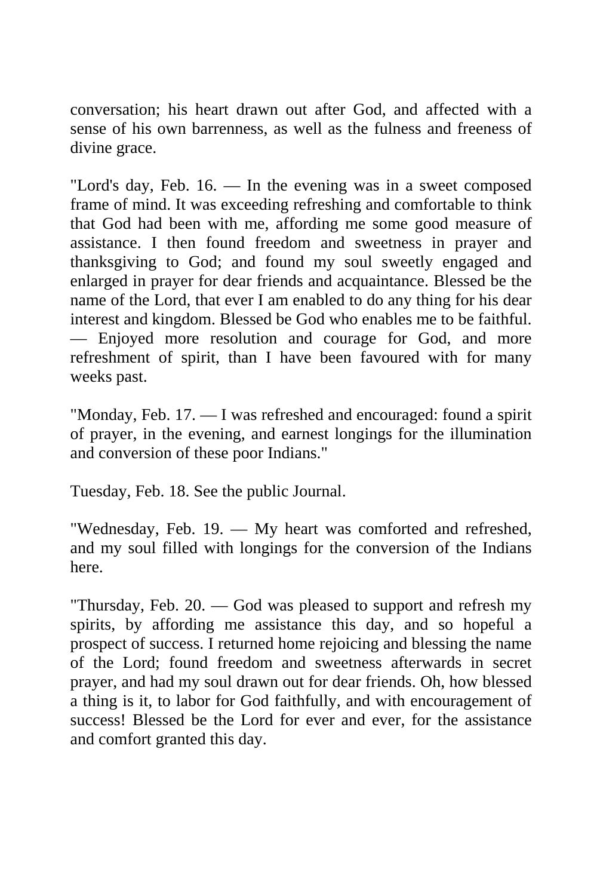conversation; his heart drawn out after God, and affected with a sense of his own barrenness, as well as the fulness and freeness of divine grace.

"Lord's day, Feb. 16. — In the evening was in a sweet composed frame of mind. It was exceeding refreshing and comfortable to think that God had been with me, affording me some good measure of assistance. I then found freedom and sweetness in prayer and thanksgiving to God; and found my soul sweetly engaged and enlarged in prayer for dear friends and acquaintance. Blessed be the name of the Lord, that ever I am enabled to do any thing for his dear interest and kingdom. Blessed be God who enables me to be faithful. — Enjoyed more resolution and courage for God, and more refreshment of spirit, than I have been favoured with for many weeks past.

"Monday, Feb. 17. — I was refreshed and encouraged: found a spirit of prayer, in the evening, and earnest longings for the illumination and conversion of these poor Indians."

Tuesday, Feb. 18. See the public Journal.

"Wednesday, Feb. 19. — My heart was comforted and refreshed, and my soul filled with longings for the conversion of the Indians here.

"Thursday, Feb. 20. — God was pleased to support and refresh my spirits, by affording me assistance this day, and so hopeful a prospect of success. I returned home rejoicing and blessing the name of the Lord; found freedom and sweetness afterwards in secret prayer, and had my soul drawn out for dear friends. Oh, how blessed a thing is it, to labor for God faithfully, and with encouragement of success! Blessed be the Lord for ever and ever, for the assistance and comfort granted this day.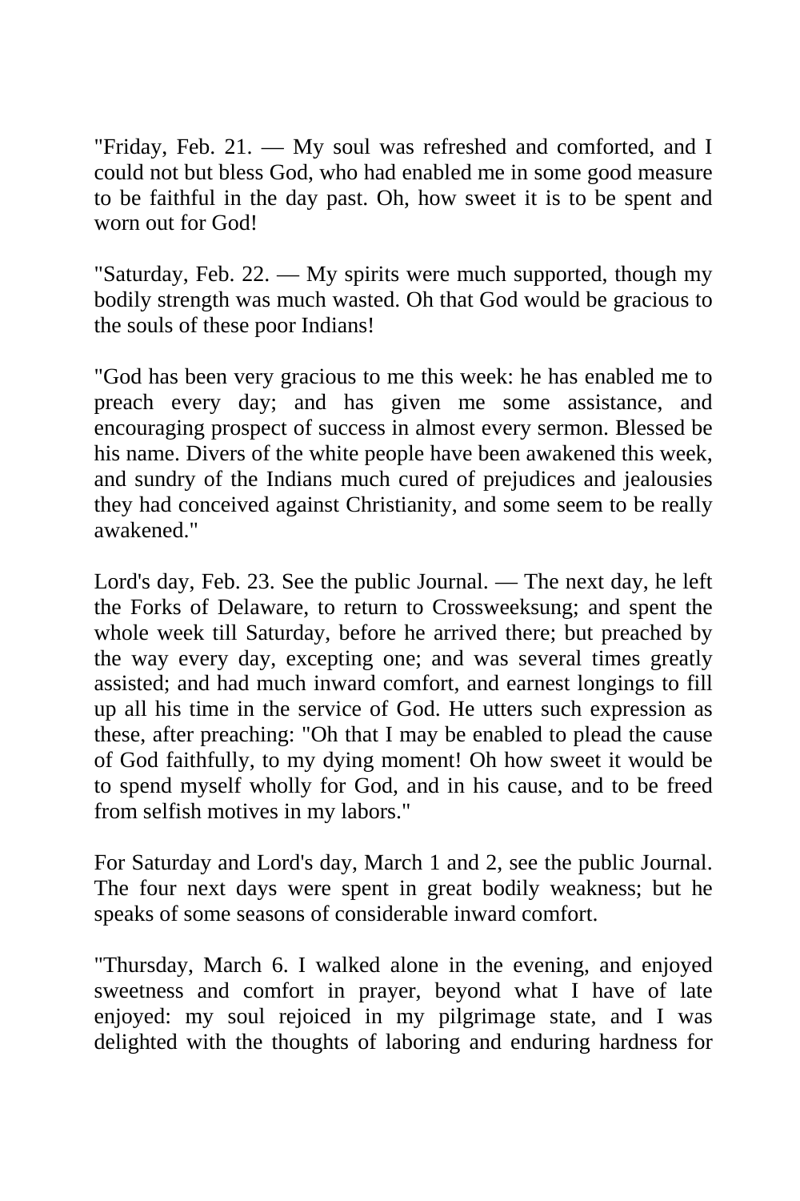"Friday, Feb. 21. — My soul was refreshed and comforted, and I could not but bless God, who had enabled me in some good measure to be faithful in the day past. Oh, how sweet it is to be spent and worn out for God!

"Saturday, Feb. 22. — My spirits were much supported, though my bodily strength was much wasted. Oh that God would be gracious to the souls of these poor Indians!

"God has been very gracious to me this week: he has enabled me to preach every day; and has given me some assistance, and encouraging prospect of success in almost every sermon. Blessed be his name. Divers of the white people have been awakened this week, and sundry of the Indians much cured of prejudices and jealousies they had conceived against Christianity, and some seem to be really awakened."

Lord's day, Feb. 23. See the public Journal. — The next day, he left the Forks of Delaware, to return to Crossweeksung; and spent the whole week till Saturday, before he arrived there; but preached by the way every day, excepting one; and was several times greatly assisted; and had much inward comfort, and earnest longings to fill up all his time in the service of God. He utters such expression as these, after preaching: "Oh that I may be enabled to plead the cause of God faithfully, to my dying moment! Oh how sweet it would be to spend myself wholly for God, and in his cause, and to be freed from selfish motives in my labors."

For Saturday and Lord's day, March 1 and 2, see the public Journal. The four next days were spent in great bodily weakness; but he speaks of some seasons of considerable inward comfort.

"Thursday, March 6. I walked alone in the evening, and enjoyed sweetness and comfort in prayer, beyond what I have of late enjoyed: my soul rejoiced in my pilgrimage state, and I was delighted with the thoughts of laboring and enduring hardness for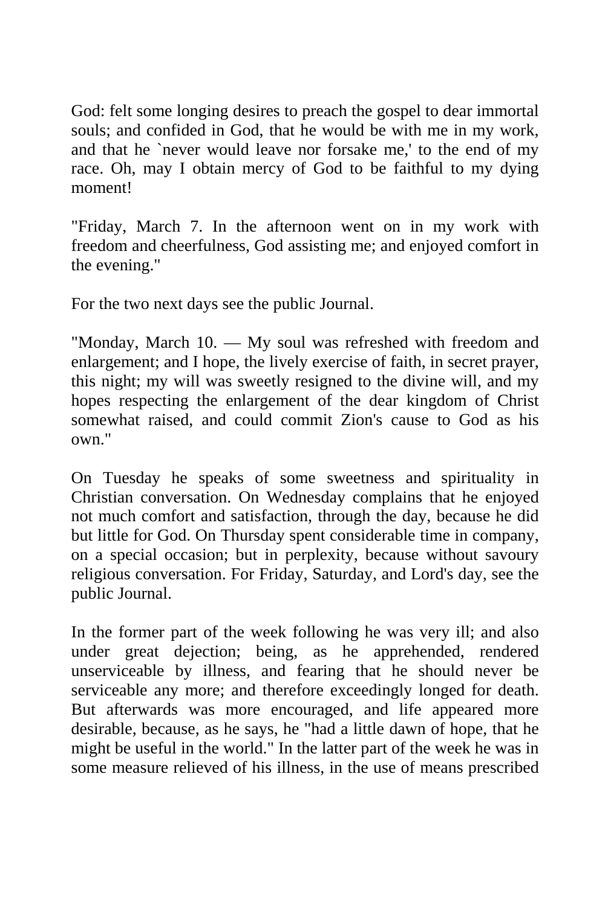God: felt some longing desires to preach the gospel to dear immortal souls; and confided in God, that he would be with me in my work, and that he `never would leave nor forsake me,' to the end of my race. Oh, may I obtain mercy of God to be faithful to my dying moment!

"Friday, March 7. In the afternoon went on in my work with freedom and cheerfulness, God assisting me; and enjoyed comfort in the evening."

For the two next days see the public Journal.

"Monday, March 10. — My soul was refreshed with freedom and enlargement; and I hope, the lively exercise of faith, in secret prayer, this night; my will was sweetly resigned to the divine will, and my hopes respecting the enlargement of the dear kingdom of Christ somewhat raised, and could commit Zion's cause to God as his own."

On Tuesday he speaks of some sweetness and spirituality in Christian conversation. On Wednesday complains that he enjoyed not much comfort and satisfaction, through the day, because he did but little for God. On Thursday spent considerable time in company, on a special occasion; but in perplexity, because without savoury religious conversation. For Friday, Saturday, and Lord's day, see the public Journal.

In the former part of the week following he was very ill; and also under great dejection; being, as he apprehended, rendered unserviceable by illness, and fearing that he should never be serviceable any more; and therefore exceedingly longed for death. But afterwards was more encouraged, and life appeared more desirable, because, as he says, he "had a little dawn of hope, that he might be useful in the world." In the latter part of the week he was in some measure relieved of his illness, in the use of means prescribed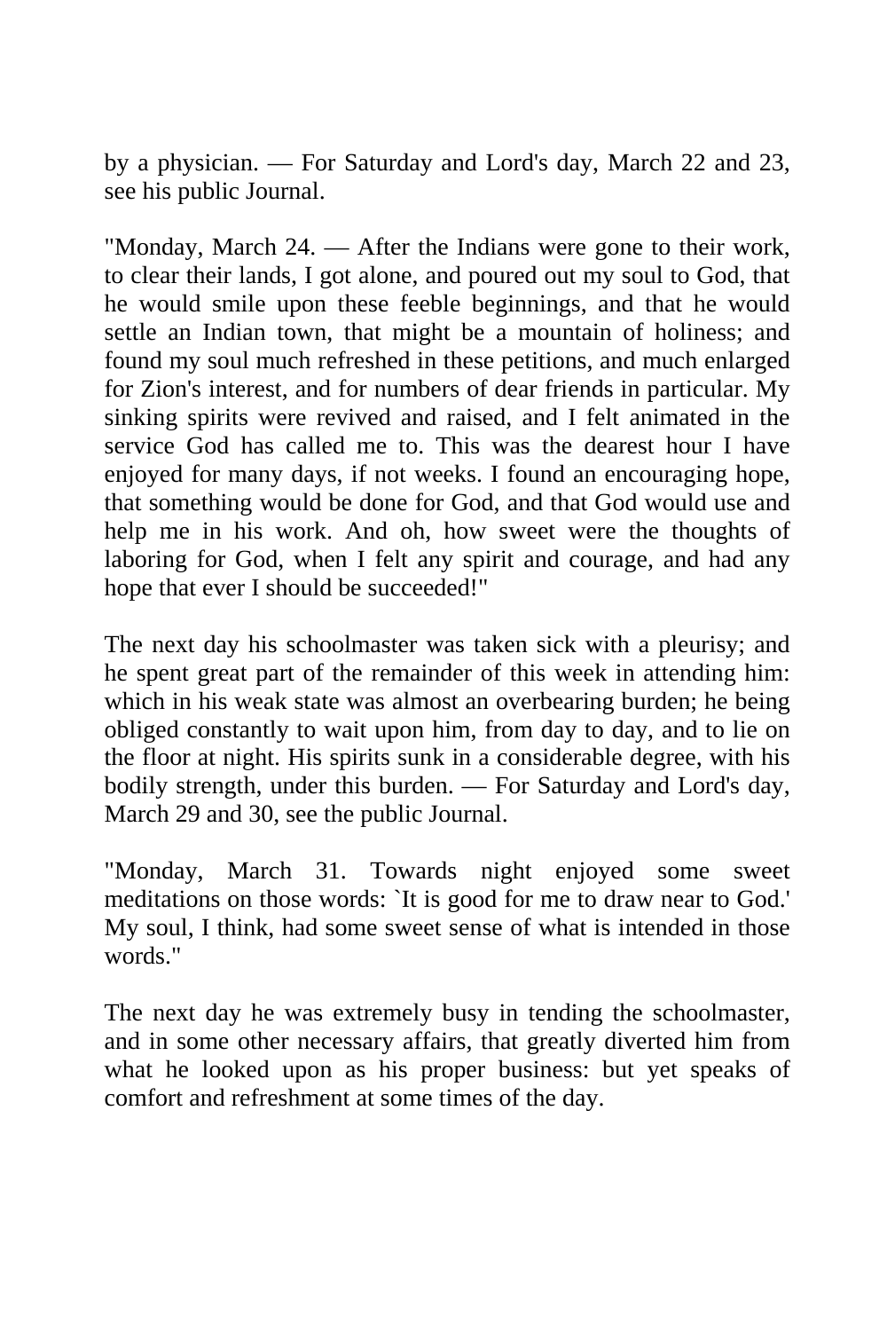by a physician. — For Saturday and Lord's day, March 22 and 23, see his public Journal.

"Monday, March 24. — After the Indians were gone to their work, to clear their lands, I got alone, and poured out my soul to God, that he would smile upon these feeble beginnings, and that he would settle an Indian town, that might be a mountain of holiness; and found my soul much refreshed in these petitions, and much enlarged for Zion's interest, and for numbers of dear friends in particular. My sinking spirits were revived and raised, and I felt animated in the service God has called me to. This was the dearest hour I have enjoyed for many days, if not weeks. I found an encouraging hope, that something would be done for God, and that God would use and help me in his work. And oh, how sweet were the thoughts of laboring for God, when I felt any spirit and courage, and had any hope that ever I should be succeeded!"

The next day his schoolmaster was taken sick with a pleurisy; and he spent great part of the remainder of this week in attending him: which in his weak state was almost an overbearing burden; he being obliged constantly to wait upon him, from day to day, and to lie on the floor at night. His spirits sunk in a considerable degree, with his bodily strength, under this burden. — For Saturday and Lord's day, March 29 and 30, see the public Journal.

"Monday, March 31. Towards night enjoyed some sweet meditations on those words: `It is good for me to draw near to God.' My soul, I think, had some sweet sense of what is intended in those words."

The next day he was extremely busy in tending the schoolmaster, and in some other necessary affairs, that greatly diverted him from what he looked upon as his proper business: but yet speaks of comfort and refreshment at some times of the day.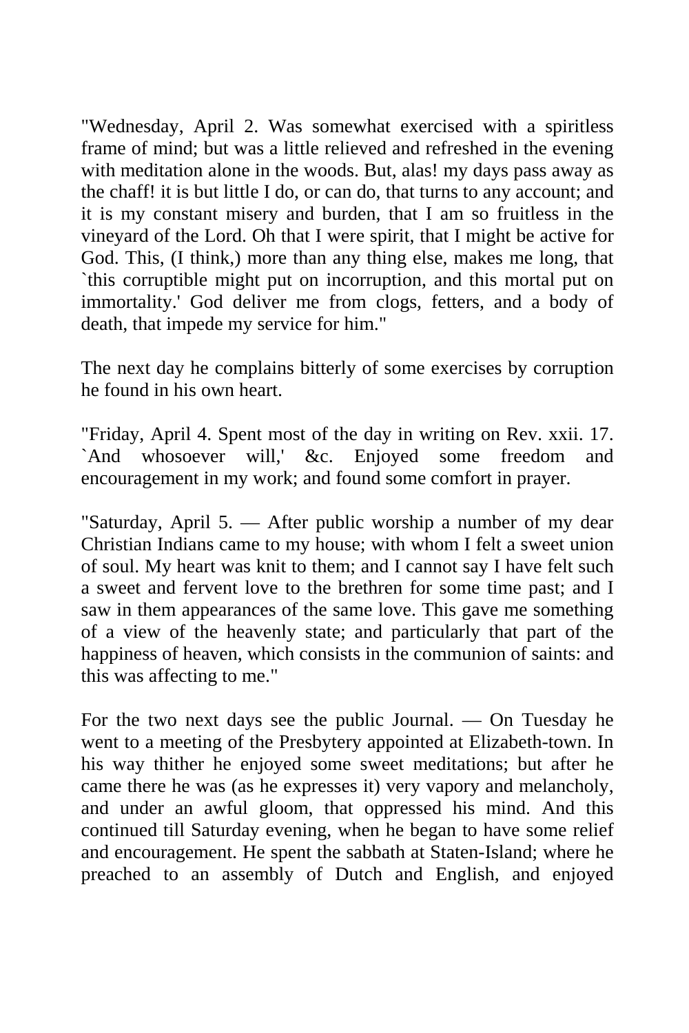"Wednesday, April 2. Was somewhat exercised with a spiritless frame of mind; but was a little relieved and refreshed in the evening with meditation alone in the woods. But, alas! my days pass away as the chaff! it is but little I do, or can do, that turns to any account; and it is my constant misery and burden, that I am so fruitless in the vineyard of the Lord. Oh that I were spirit, that I might be active for God. This, (I think,) more than any thing else, makes me long, that `this corruptible might put on incorruption, and this mortal put on immortality.' God deliver me from clogs, fetters, and a body of death, that impede my service for him."

The next day he complains bitterly of some exercises by corruption he found in his own heart.

"Friday, April 4. Spent most of the day in writing on Rev. xxii. 17. `And whosoever will,' &c. Enjoyed some freedom and encouragement in my work; and found some comfort in prayer.

"Saturday, April 5. — After public worship a number of my dear Christian Indians came to my house; with whom I felt a sweet union of soul. My heart was knit to them; and I cannot say I have felt such a sweet and fervent love to the brethren for some time past; and I saw in them appearances of the same love. This gave me something of a view of the heavenly state; and particularly that part of the happiness of heaven, which consists in the communion of saints: and this was affecting to me."

For the two next days see the public Journal. — On Tuesday he went to a meeting of the Presbytery appointed at Elizabeth-town. In his way thither he enjoyed some sweet meditations; but after he came there he was (as he expresses it) very vapory and melancholy, and under an awful gloom, that oppressed his mind. And this continued till Saturday evening, when he began to have some relief and encouragement. He spent the sabbath at Staten-Island; where he preached to an assembly of Dutch and English, and enjoyed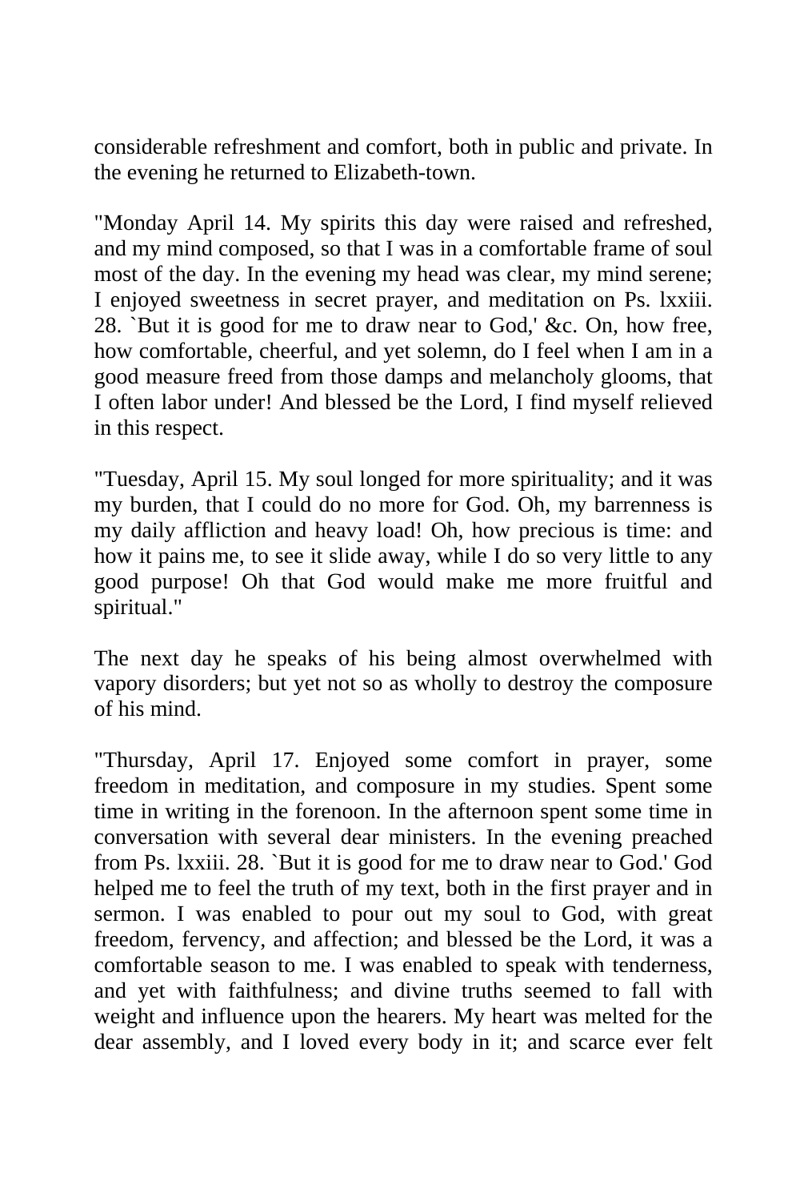considerable refreshment and comfort, both in public and private. In the evening he returned to Elizabeth-town.

"Monday April 14. My spirits this day were raised and refreshed, and my mind composed, so that I was in a comfortable frame of soul most of the day. In the evening my head was clear, my mind serene; I enjoyed sweetness in secret prayer, and meditation on Ps. lxxiii. 28. `But it is good for me to draw near to God,' &c. On, how free, how comfortable, cheerful, and yet solemn, do I feel when I am in a good measure freed from those damps and melancholy glooms, that I often labor under! And blessed be the Lord, I find myself relieved in this respect.

"Tuesday, April 15. My soul longed for more spirituality; and it was my burden, that I could do no more for God. Oh, my barrenness is my daily affliction and heavy load! Oh, how precious is time: and how it pains me, to see it slide away, while I do so very little to any good purpose! Oh that God would make me more fruitful and spiritual."

The next day he speaks of his being almost overwhelmed with vapory disorders; but yet not so as wholly to destroy the composure of his mind.

"Thursday, April 17. Enjoyed some comfort in prayer, some freedom in meditation, and composure in my studies. Spent some time in writing in the forenoon. In the afternoon spent some time in conversation with several dear ministers. In the evening preached from Ps. lxxiii. 28. `But it is good for me to draw near to God.' God helped me to feel the truth of my text, both in the first prayer and in sermon. I was enabled to pour out my soul to God, with great freedom, fervency, and affection; and blessed be the Lord, it was a comfortable season to me. I was enabled to speak with tenderness, and yet with faithfulness; and divine truths seemed to fall with weight and influence upon the hearers. My heart was melted for the dear assembly, and I loved every body in it; and scarce ever felt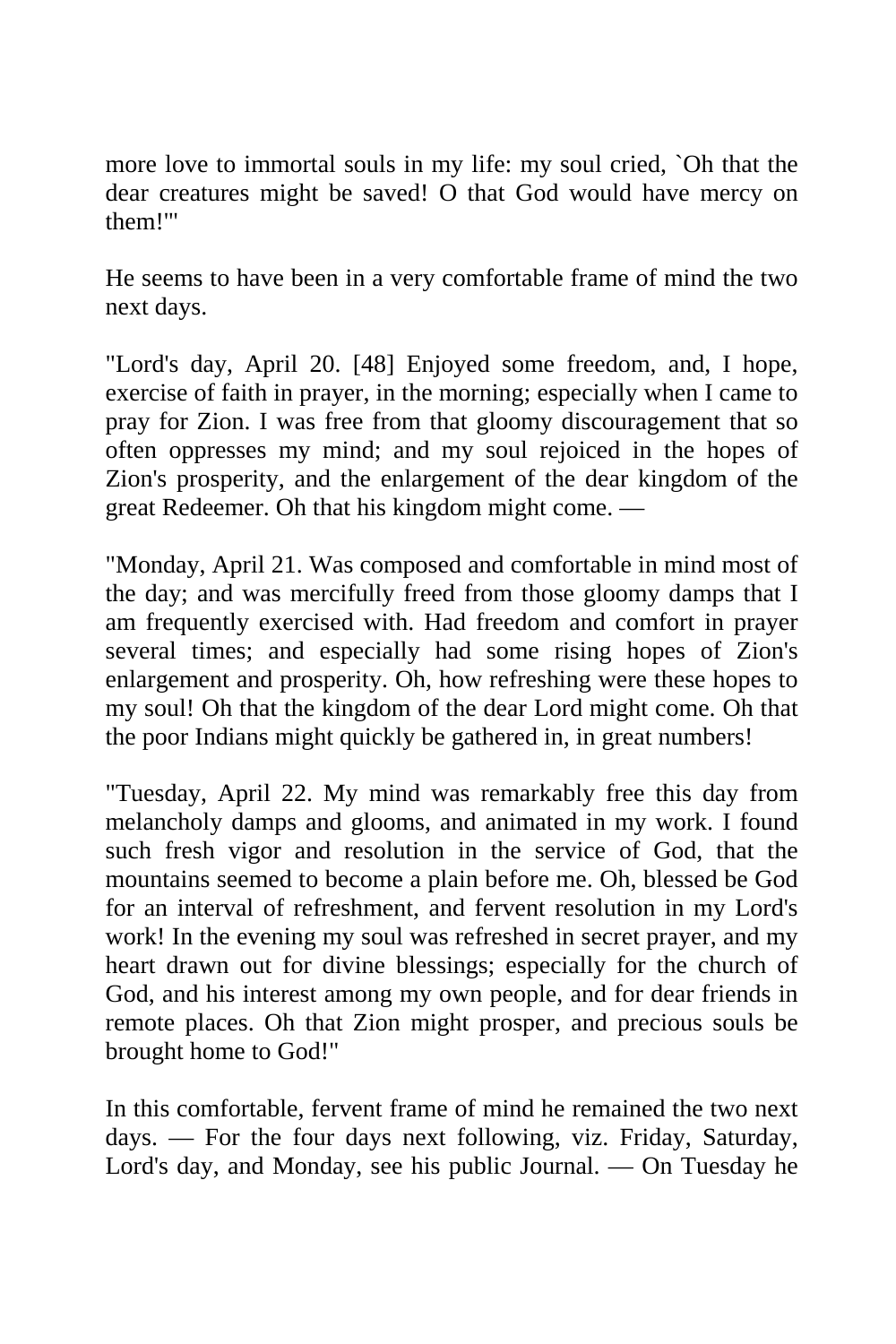more love to immortal souls in my life: my soul cried, `Oh that the dear creatures might be saved! O that God would have mercy on them!'"

He seems to have been in a very comfortable frame of mind the two next days.

"Lord's day, April 20. [48] Enjoyed some freedom, and, I hope, exercise of faith in prayer, in the morning; especially when I came to pray for Zion. I was free from that gloomy discouragement that so often oppresses my mind; and my soul rejoiced in the hopes of Zion's prosperity, and the enlargement of the dear kingdom of the great Redeemer. Oh that his kingdom might come. —

"Monday, April 21. Was composed and comfortable in mind most of the day; and was mercifully freed from those gloomy damps that I am frequently exercised with. Had freedom and comfort in prayer several times; and especially had some rising hopes of Zion's enlargement and prosperity. Oh, how refreshing were these hopes to my soul! Oh that the kingdom of the dear Lord might come. Oh that the poor Indians might quickly be gathered in, in great numbers!

"Tuesday, April 22. My mind was remarkably free this day from melancholy damps and glooms, and animated in my work. I found such fresh vigor and resolution in the service of God, that the mountains seemed to become a plain before me. Oh, blessed be God for an interval of refreshment, and fervent resolution in my Lord's work! In the evening my soul was refreshed in secret prayer, and my heart drawn out for divine blessings; especially for the church of God, and his interest among my own people, and for dear friends in remote places. Oh that Zion might prosper, and precious souls be brought home to God!"

In this comfortable, fervent frame of mind he remained the two next days. — For the four days next following, viz. Friday, Saturday, Lord's day, and Monday, see his public Journal. — On Tuesday he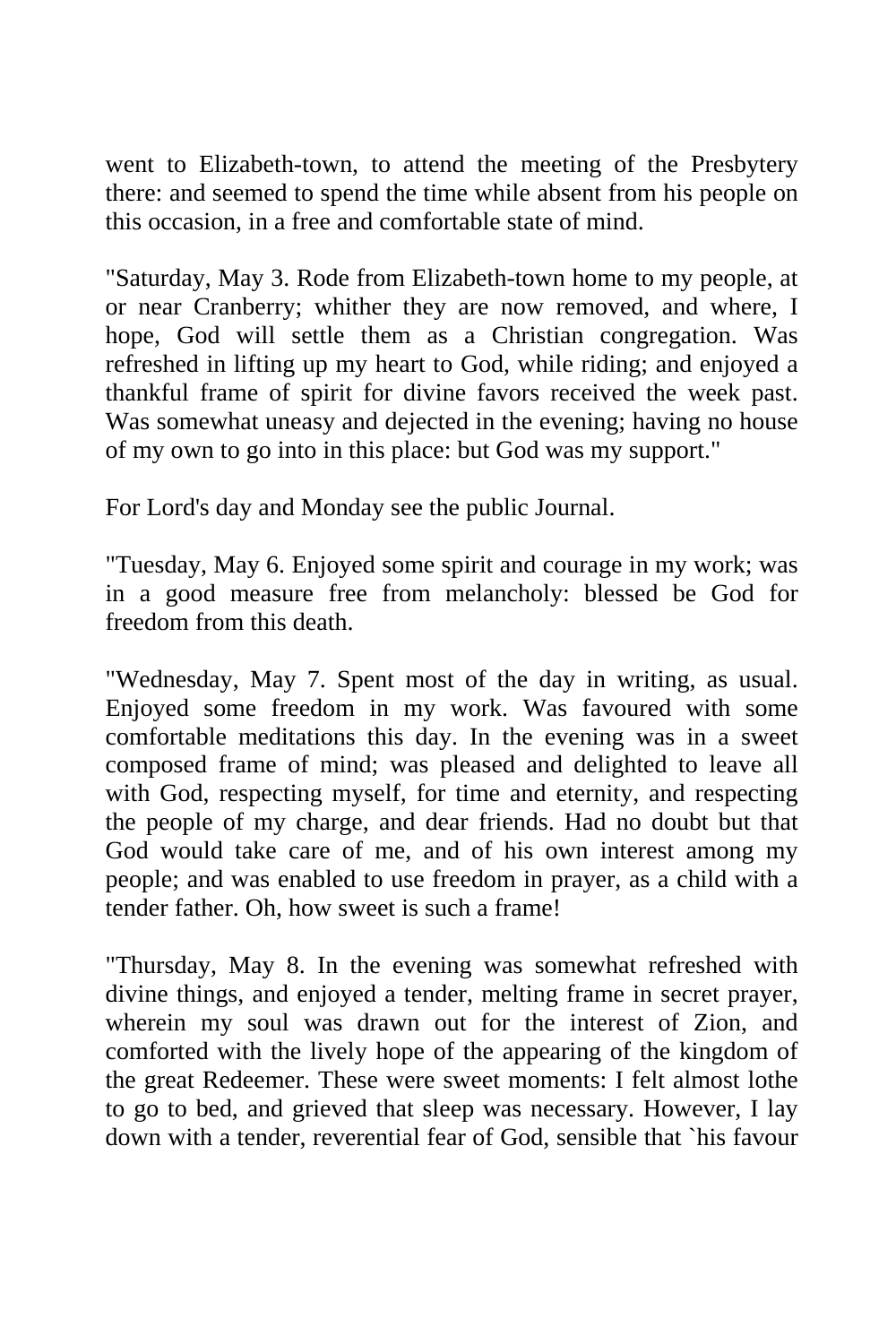went to Elizabeth-town, to attend the meeting of the Presbytery there: and seemed to spend the time while absent from his people on this occasion, in a free and comfortable state of mind.

"Saturday, May 3. Rode from Elizabeth-town home to my people, at or near Cranberry; whither they are now removed, and where, I hope, God will settle them as a Christian congregation. Was refreshed in lifting up my heart to God, while riding; and enjoyed a thankful frame of spirit for divine favors received the week past. Was somewhat uneasy and dejected in the evening; having no house of my own to go into in this place: but God was my support."

For Lord's day and Monday see the public Journal.

"Tuesday, May 6. Enjoyed some spirit and courage in my work; was in a good measure free from melancholy: blessed be God for freedom from this death.

"Wednesday, May 7. Spent most of the day in writing, as usual. Enjoyed some freedom in my work. Was favoured with some comfortable meditations this day. In the evening was in a sweet composed frame of mind; was pleased and delighted to leave all with God, respecting myself, for time and eternity, and respecting the people of my charge, and dear friends. Had no doubt but that God would take care of me, and of his own interest among my people; and was enabled to use freedom in prayer, as a child with a tender father. Oh, how sweet is such a frame!

"Thursday, May 8. In the evening was somewhat refreshed with divine things, and enjoyed a tender, melting frame in secret prayer, wherein my soul was drawn out for the interest of Zion, and comforted with the lively hope of the appearing of the kingdom of the great Redeemer. These were sweet moments: I felt almost lothe to go to bed, and grieved that sleep was necessary. However, I lay down with a tender, reverential fear of God, sensible that `his favour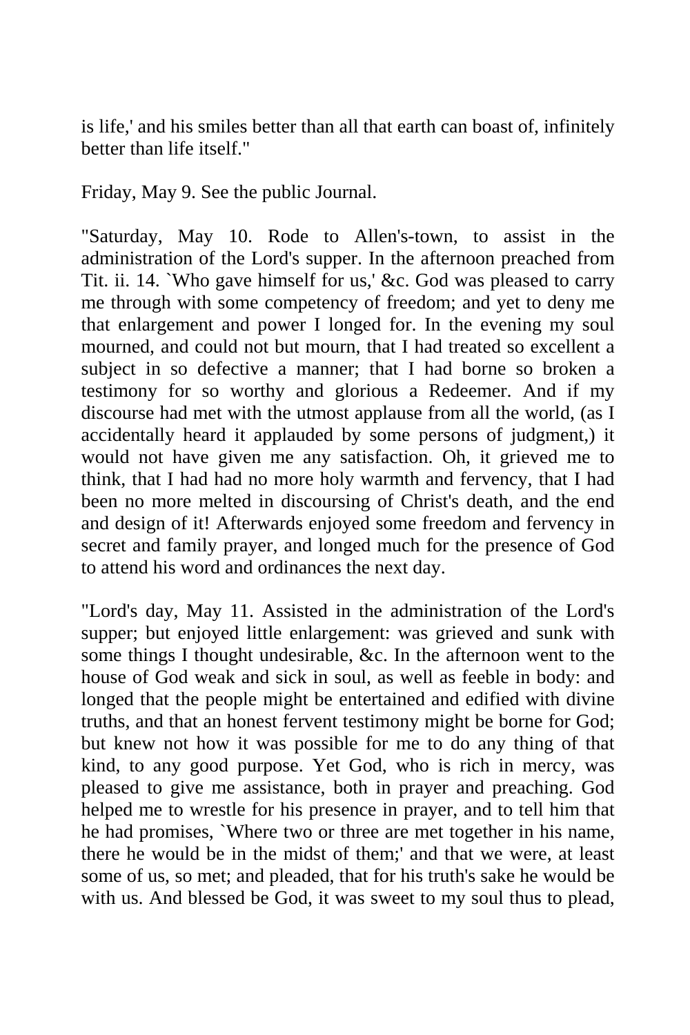is life,' and his smiles better than all that earth can boast of, infinitely better than life itself."

Friday, May 9. See the public Journal.

"Saturday, May 10. Rode to Allen's-town, to assist in the administration of the Lord's supper. In the afternoon preached from Tit. ii. 14. `Who gave himself for us,' &c. God was pleased to carry me through with some competency of freedom; and yet to deny me that enlargement and power I longed for. In the evening my soul mourned, and could not but mourn, that I had treated so excellent a subject in so defective a manner; that I had borne so broken a testimony for so worthy and glorious a Redeemer. And if my discourse had met with the utmost applause from all the world, (as I accidentally heard it applauded by some persons of judgment,) it would not have given me any satisfaction. Oh, it grieved me to think, that I had had no more holy warmth and fervency, that I had been no more melted in discoursing of Christ's death, and the end and design of it! Afterwards enjoyed some freedom and fervency in secret and family prayer, and longed much for the presence of God to attend his word and ordinances the next day.

"Lord's day, May 11. Assisted in the administration of the Lord's supper; but enjoyed little enlargement: was grieved and sunk with some things I thought undesirable, &c. In the afternoon went to the house of God weak and sick in soul, as well as feeble in body: and longed that the people might be entertained and edified with divine truths, and that an honest fervent testimony might be borne for God; but knew not how it was possible for me to do any thing of that kind, to any good purpose. Yet God, who is rich in mercy, was pleased to give me assistance, both in prayer and preaching. God helped me to wrestle for his presence in prayer, and to tell him that he had promises, `Where two or three are met together in his name, there he would be in the midst of them;' and that we were, at least some of us, so met; and pleaded, that for his truth's sake he would be with us. And blessed be God, it was sweet to my soul thus to plead,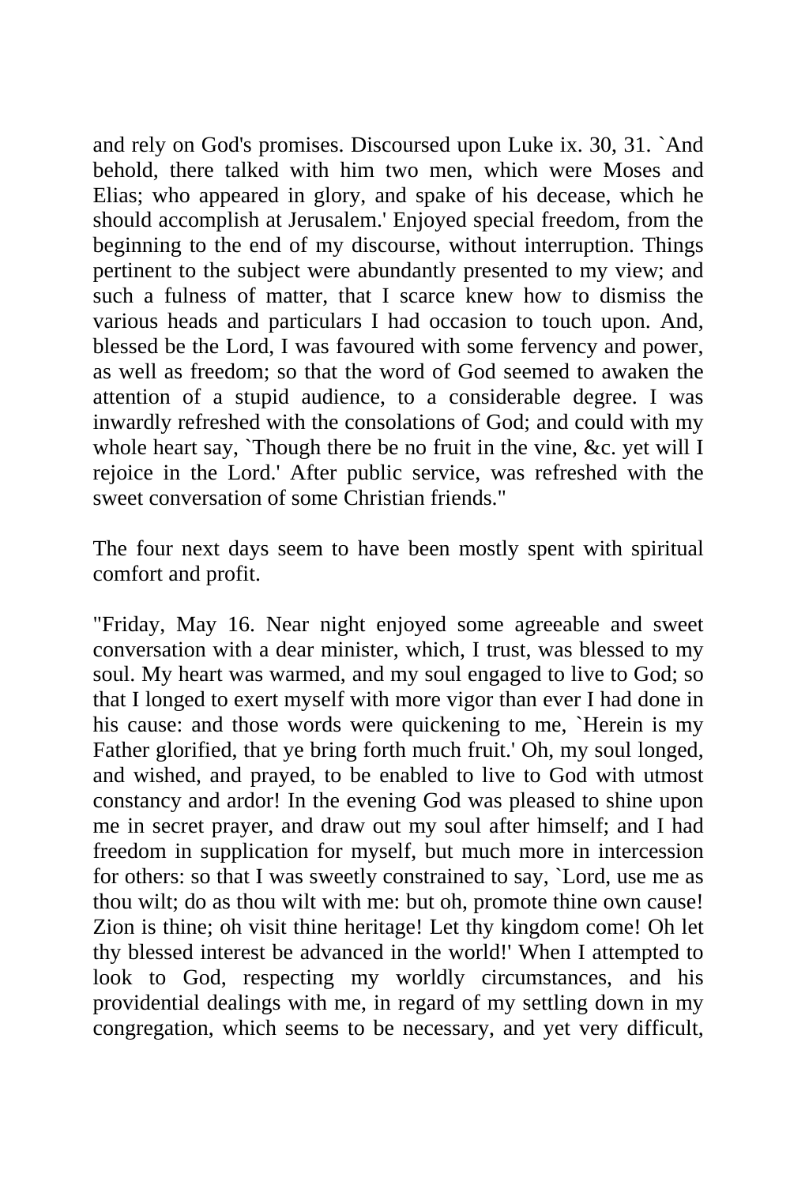and rely on God's promises. Discoursed upon Luke ix. 30, 31. `And behold, there talked with him two men, which were Moses and Elias; who appeared in glory, and spake of his decease, which he should accomplish at Jerusalem.' Enjoyed special freedom, from the beginning to the end of my discourse, without interruption. Things pertinent to the subject were abundantly presented to my view; and such a fulness of matter, that I scarce knew how to dismiss the various heads and particulars I had occasion to touch upon. And, blessed be the Lord, I was favoured with some fervency and power, as well as freedom; so that the word of God seemed to awaken the attention of a stupid audience, to a considerable degree. I was inwardly refreshed with the consolations of God; and could with my whole heart say, `Though there be no fruit in the vine, &c. yet will I rejoice in the Lord.' After public service, was refreshed with the sweet conversation of some Christian friends."

The four next days seem to have been mostly spent with spiritual comfort and profit.

"Friday, May 16. Near night enjoyed some agreeable and sweet conversation with a dear minister, which, I trust, was blessed to my soul. My heart was warmed, and my soul engaged to live to God; so that I longed to exert myself with more vigor than ever I had done in his cause: and those words were quickening to me, `Herein is my Father glorified, that ye bring forth much fruit.' Oh, my soul longed, and wished, and prayed, to be enabled to live to God with utmost constancy and ardor! In the evening God was pleased to shine upon me in secret prayer, and draw out my soul after himself; and I had freedom in supplication for myself, but much more in intercession for others: so that I was sweetly constrained to say, `Lord, use me as thou wilt; do as thou wilt with me: but oh, promote thine own cause! Zion is thine; oh visit thine heritage! Let thy kingdom come! Oh let thy blessed interest be advanced in the world!' When I attempted to look to God, respecting my worldly circumstances, and his providential dealings with me, in regard of my settling down in my congregation, which seems to be necessary, and yet very difficult,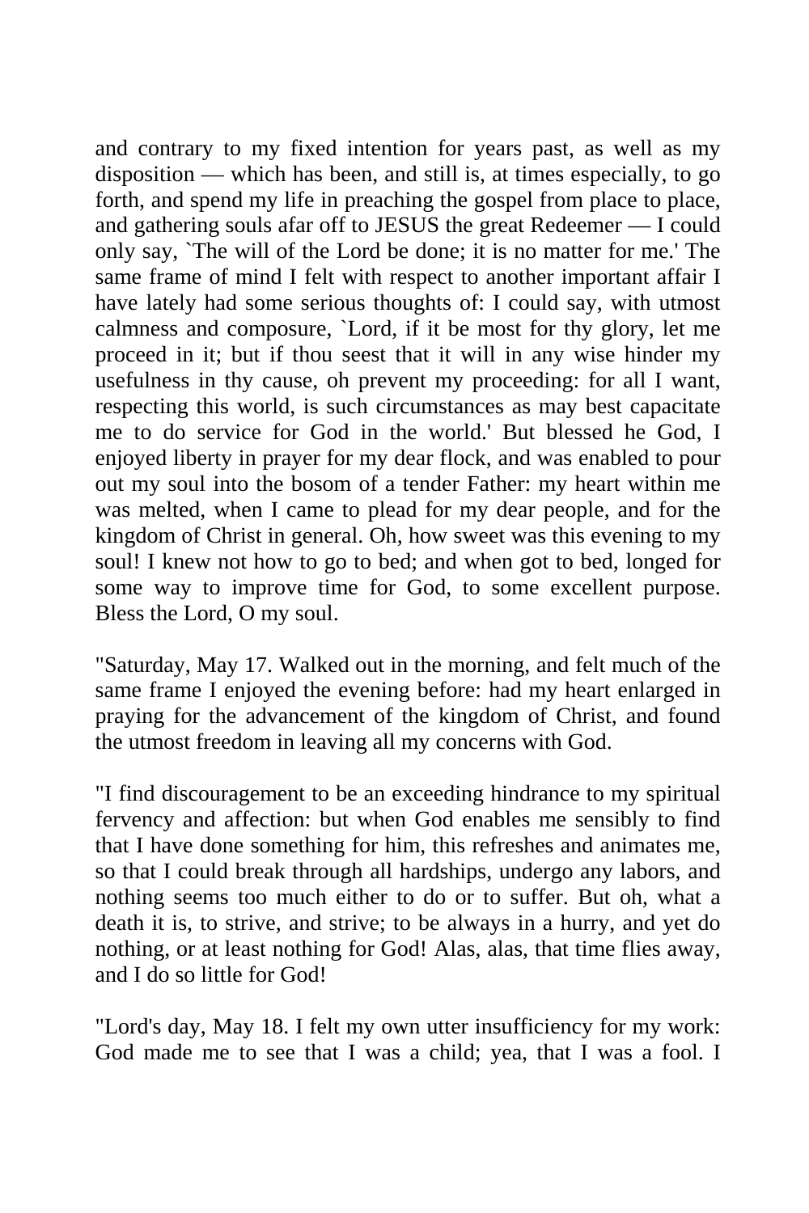and contrary to my fixed intention for years past, as well as my disposition — which has been, and still is, at times especially, to go forth, and spend my life in preaching the gospel from place to place, and gathering souls afar off to JESUS the great Redeemer — I could only say, `The will of the Lord be done; it is no matter for me.' The same frame of mind I felt with respect to another important affair I have lately had some serious thoughts of: I could say, with utmost calmness and composure, `Lord, if it be most for thy glory, let me proceed in it; but if thou seest that it will in any wise hinder my usefulness in thy cause, oh prevent my proceeding: for all I want, respecting this world, is such circumstances as may best capacitate me to do service for God in the world.' But blessed he God, I enjoyed liberty in prayer for my dear flock, and was enabled to pour out my soul into the bosom of a tender Father: my heart within me was melted, when I came to plead for my dear people, and for the kingdom of Christ in general. Oh, how sweet was this evening to my soul! I knew not how to go to bed; and when got to bed, longed for some way to improve time for God, to some excellent purpose. Bless the Lord, O my soul.

"Saturday, May 17. Walked out in the morning, and felt much of the same frame I enjoyed the evening before: had my heart enlarged in praying for the advancement of the kingdom of Christ, and found the utmost freedom in leaving all my concerns with God.

"I find discouragement to be an exceeding hindrance to my spiritual fervency and affection: but when God enables me sensibly to find that I have done something for him, this refreshes and animates me, so that I could break through all hardships, undergo any labors, and nothing seems too much either to do or to suffer. But oh, what a death it is, to strive, and strive; to be always in a hurry, and yet do nothing, or at least nothing for God! Alas, alas, that time flies away, and I do so little for God!

"Lord's day, May 18. I felt my own utter insufficiency for my work: God made me to see that I was a child; yea, that I was a fool. I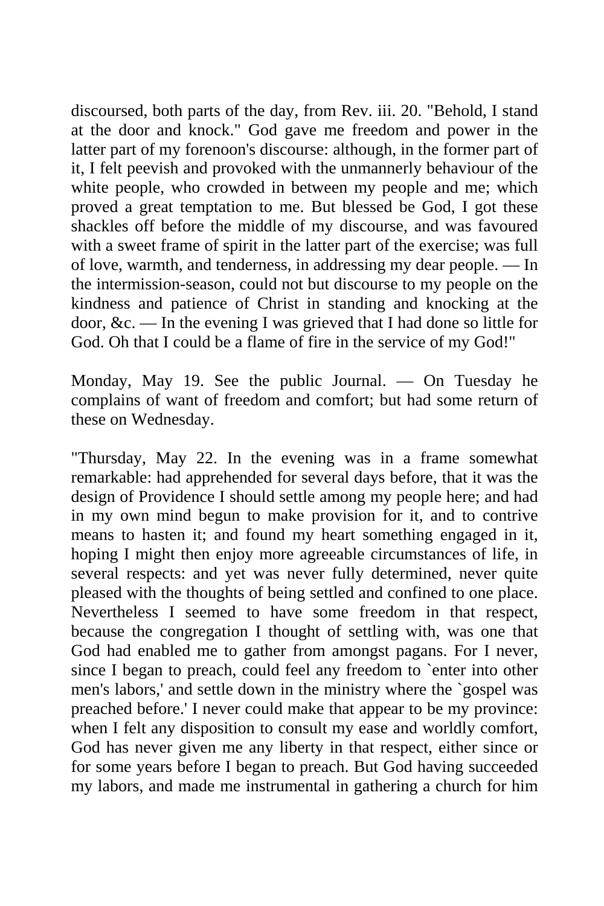discoursed, both parts of the day, from Rev. iii. 20. "Behold, I stand at the door and knock." God gave me freedom and power in the latter part of my forenoon's discourse: although, in the former part of it, I felt peevish and provoked with the unmannerly behaviour of the white people, who crowded in between my people and me; which proved a great temptation to me. But blessed be God, I got these shackles off before the middle of my discourse, and was favoured with a sweet frame of spirit in the latter part of the exercise; was full of love, warmth, and tenderness, in addressing my dear people. — In the intermission-season, could not but discourse to my people on the kindness and patience of Christ in standing and knocking at the door, &c. — In the evening I was grieved that I had done so little for God. Oh that I could be a flame of fire in the service of my God!"

Monday, May 19. See the public Journal. — On Tuesday he complains of want of freedom and comfort; but had some return of these on Wednesday.

"Thursday, May 22. In the evening was in a frame somewhat remarkable: had apprehended for several days before, that it was the design of Providence I should settle among my people here; and had in my own mind begun to make provision for it, and to contrive means to hasten it; and found my heart something engaged in it, hoping I might then enjoy more agreeable circumstances of life, in several respects: and yet was never fully determined, never quite pleased with the thoughts of being settled and confined to one place. Nevertheless I seemed to have some freedom in that respect, because the congregation I thought of settling with, was one that God had enabled me to gather from amongst pagans. For I never, since I began to preach, could feel any freedom to `enter into other men's labors,' and settle down in the ministry where the `gospel was preached before.' I never could make that appear to be my province: when I felt any disposition to consult my ease and worldly comfort, God has never given me any liberty in that respect, either since or for some years before I began to preach. But God having succeeded my labors, and made me instrumental in gathering a church for him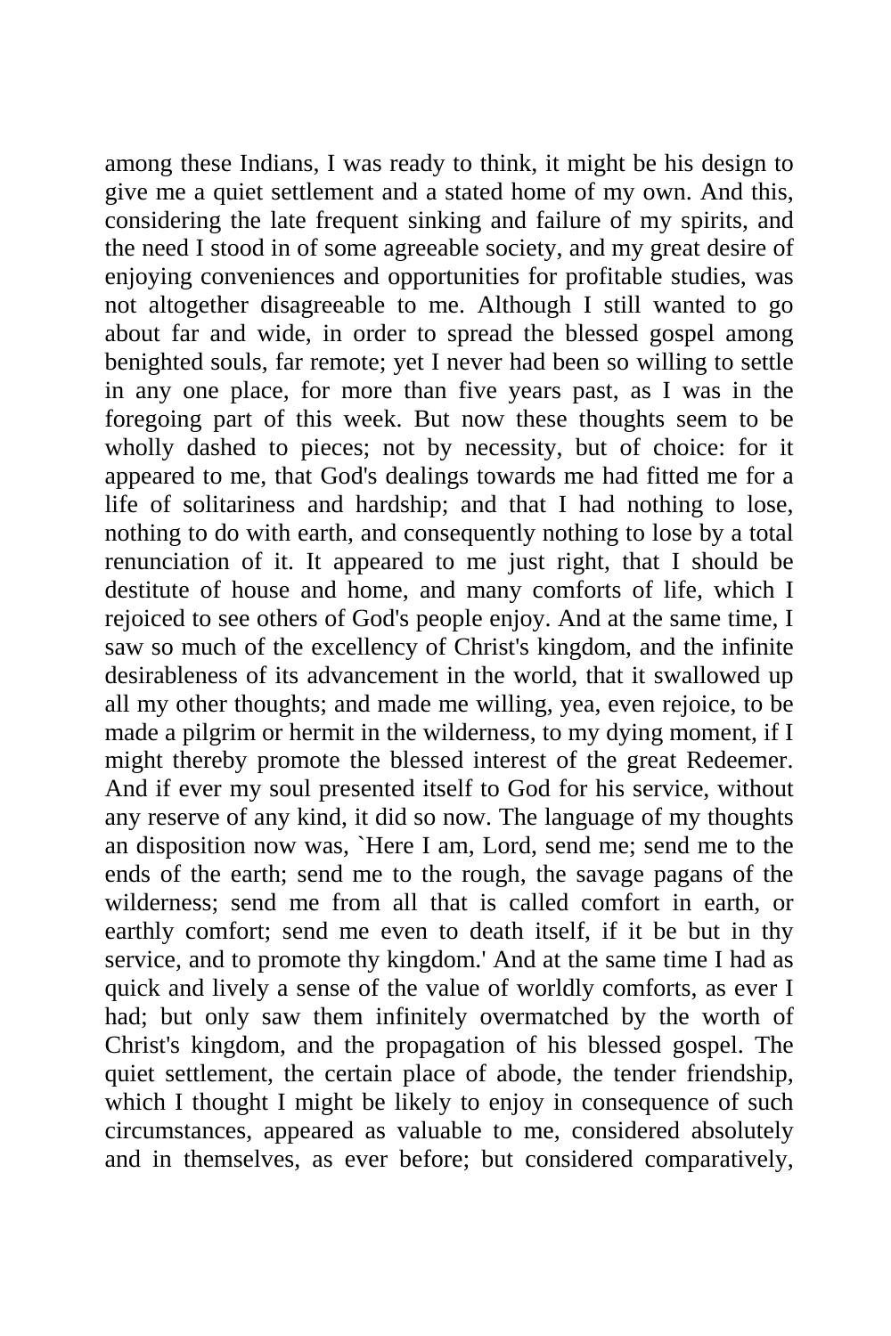among these Indians, I was ready to think, it might be his design to give me a quiet settlement and a stated home of my own. And this, considering the late frequent sinking and failure of my spirits, and the need I stood in of some agreeable society, and my great desire of enjoying conveniences and opportunities for profitable studies, was not altogether disagreeable to me. Although I still wanted to go about far and wide, in order to spread the blessed gospel among benighted souls, far remote; yet I never had been so willing to settle in any one place, for more than five years past, as I was in the foregoing part of this week. But now these thoughts seem to be wholly dashed to pieces; not by necessity, but of choice: for it appeared to me, that God's dealings towards me had fitted me for a life of solitariness and hardship; and that I had nothing to lose, nothing to do with earth, and consequently nothing to lose by a total renunciation of it. It appeared to me just right, that I should be destitute of house and home, and many comforts of life, which I rejoiced to see others of God's people enjoy. And at the same time, I saw so much of the excellency of Christ's kingdom, and the infinite desirableness of its advancement in the world, that it swallowed up all my other thoughts; and made me willing, yea, even rejoice, to be made a pilgrim or hermit in the wilderness, to my dying moment, if I might thereby promote the blessed interest of the great Redeemer. And if ever my soul presented itself to God for his service, without any reserve of any kind, it did so now. The language of my thoughts an disposition now was, `Here I am, Lord, send me; send me to the ends of the earth; send me to the rough, the savage pagans of the wilderness; send me from all that is called comfort in earth, or earthly comfort; send me even to death itself, if it be but in thy service, and to promote thy kingdom.' And at the same time I had as quick and lively a sense of the value of worldly comforts, as ever I had; but only saw them infinitely overmatched by the worth of Christ's kingdom, and the propagation of his blessed gospel. The quiet settlement, the certain place of abode, the tender friendship, which I thought I might be likely to enjoy in consequence of such circumstances, appeared as valuable to me, considered absolutely and in themselves, as ever before; but considered comparatively,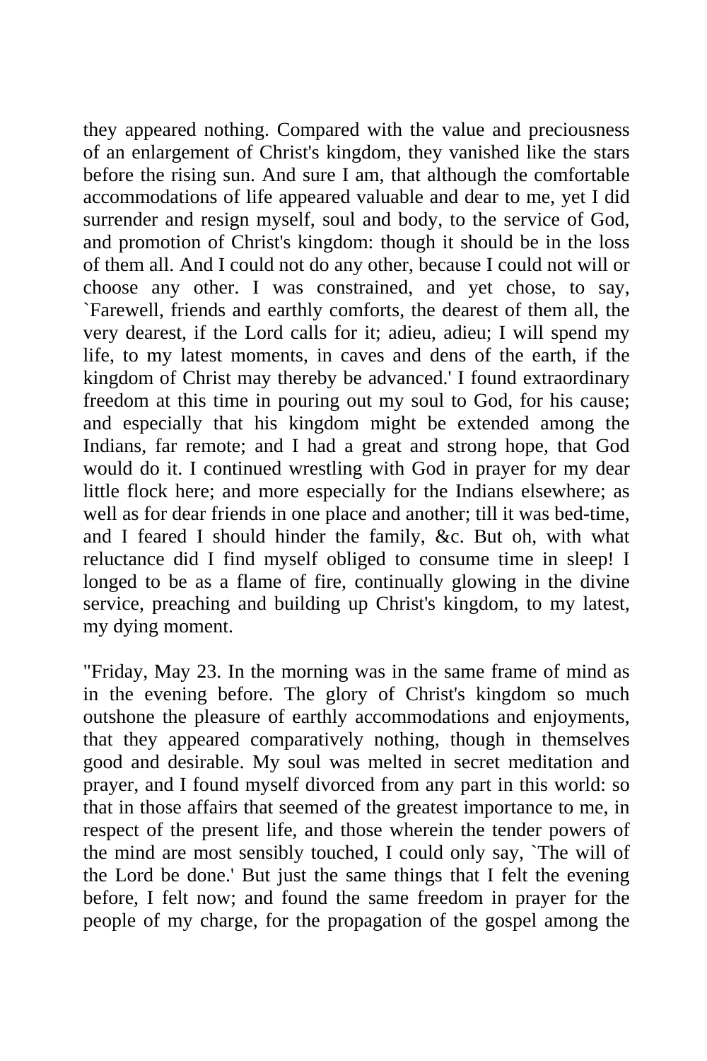they appeared nothing. Compared with the value and preciousness of an enlargement of Christ's kingdom, they vanished like the stars before the rising sun. And sure I am, that although the comfortable accommodations of life appeared valuable and dear to me, yet I did surrender and resign myself, soul and body, to the service of God, and promotion of Christ's kingdom: though it should be in the loss of them all. And I could not do any other, because I could not will or choose any other. I was constrained, and yet chose, to say, `Farewell, friends and earthly comforts, the dearest of them all, the very dearest, if the Lord calls for it; adieu, adieu; I will spend my life, to my latest moments, in caves and dens of the earth, if the kingdom of Christ may thereby be advanced.' I found extraordinary freedom at this time in pouring out my soul to God, for his cause; and especially that his kingdom might be extended among the Indians, far remote; and I had a great and strong hope, that God would do it. I continued wrestling with God in prayer for my dear little flock here; and more especially for the Indians elsewhere; as well as for dear friends in one place and another; till it was bed-time, and I feared I should hinder the family, &c. But oh, with what reluctance did I find myself obliged to consume time in sleep! I longed to be as a flame of fire, continually glowing in the divine service, preaching and building up Christ's kingdom, to my latest, my dying moment.

"Friday, May 23. In the morning was in the same frame of mind as in the evening before. The glory of Christ's kingdom so much outshone the pleasure of earthly accommodations and enjoyments, that they appeared comparatively nothing, though in themselves good and desirable. My soul was melted in secret meditation and prayer, and I found myself divorced from any part in this world: so that in those affairs that seemed of the greatest importance to me, in respect of the present life, and those wherein the tender powers of the mind are most sensibly touched, I could only say, `The will of the Lord be done.' But just the same things that I felt the evening before, I felt now; and found the same freedom in prayer for the people of my charge, for the propagation of the gospel among the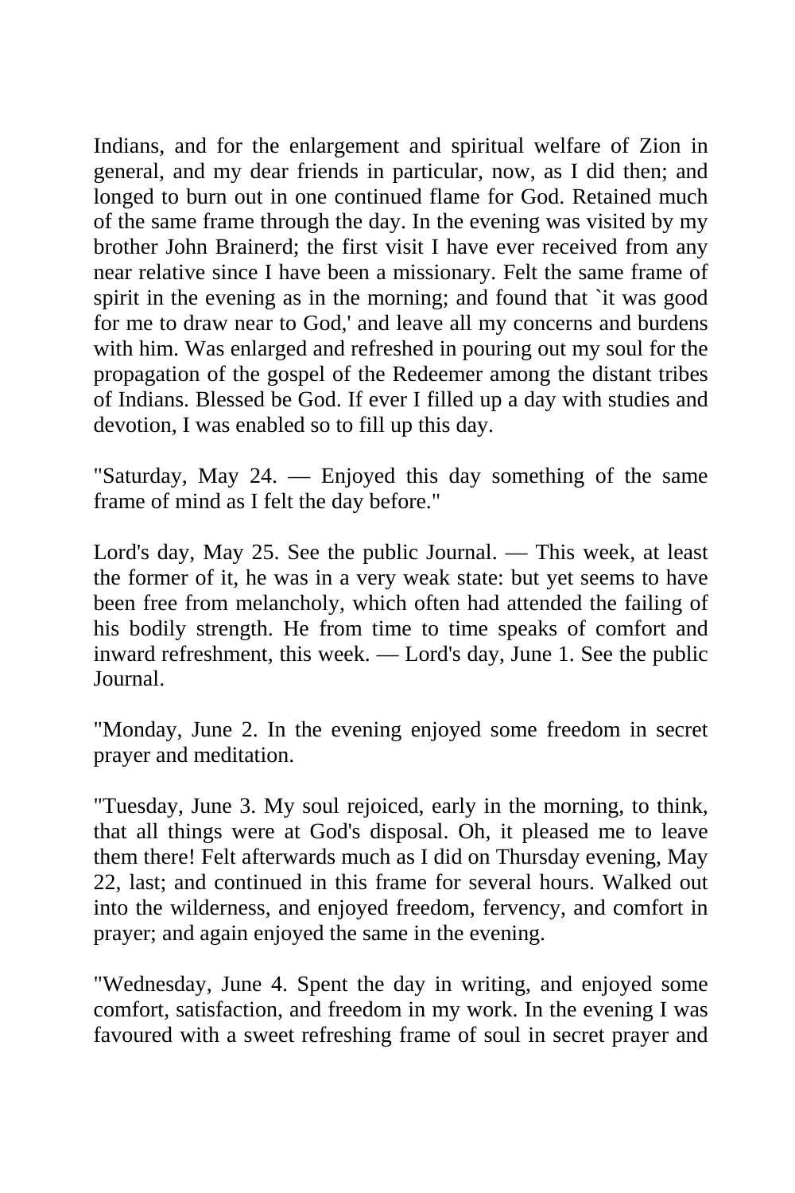Indians, and for the enlargement and spiritual welfare of Zion in general, and my dear friends in particular, now, as I did then; and longed to burn out in one continued flame for God. Retained much of the same frame through the day. In the evening was visited by my brother John Brainerd; the first visit I have ever received from any near relative since I have been a missionary. Felt the same frame of spirit in the evening as in the morning; and found that `it was good for me to draw near to God,' and leave all my concerns and burdens with him. Was enlarged and refreshed in pouring out my soul for the propagation of the gospel of the Redeemer among the distant tribes of Indians. Blessed be God. If ever I filled up a day with studies and devotion, I was enabled so to fill up this day.

"Saturday, May 24. — Enjoyed this day something of the same frame of mind as I felt the day before."

Lord's day, May 25. See the public Journal. — This week, at least the former of it, he was in a very weak state: but yet seems to have been free from melancholy, which often had attended the failing of his bodily strength. He from time to time speaks of comfort and inward refreshment, this week. — Lord's day, June 1. See the public Journal.

"Monday, June 2. In the evening enjoyed some freedom in secret prayer and meditation.

"Tuesday, June 3. My soul rejoiced, early in the morning, to think, that all things were at God's disposal. Oh, it pleased me to leave them there! Felt afterwards much as I did on Thursday evening, May 22, last; and continued in this frame for several hours. Walked out into the wilderness, and enjoyed freedom, fervency, and comfort in prayer; and again enjoyed the same in the evening.

"Wednesday, June 4. Spent the day in writing, and enjoyed some comfort, satisfaction, and freedom in my work. In the evening I was favoured with a sweet refreshing frame of soul in secret prayer and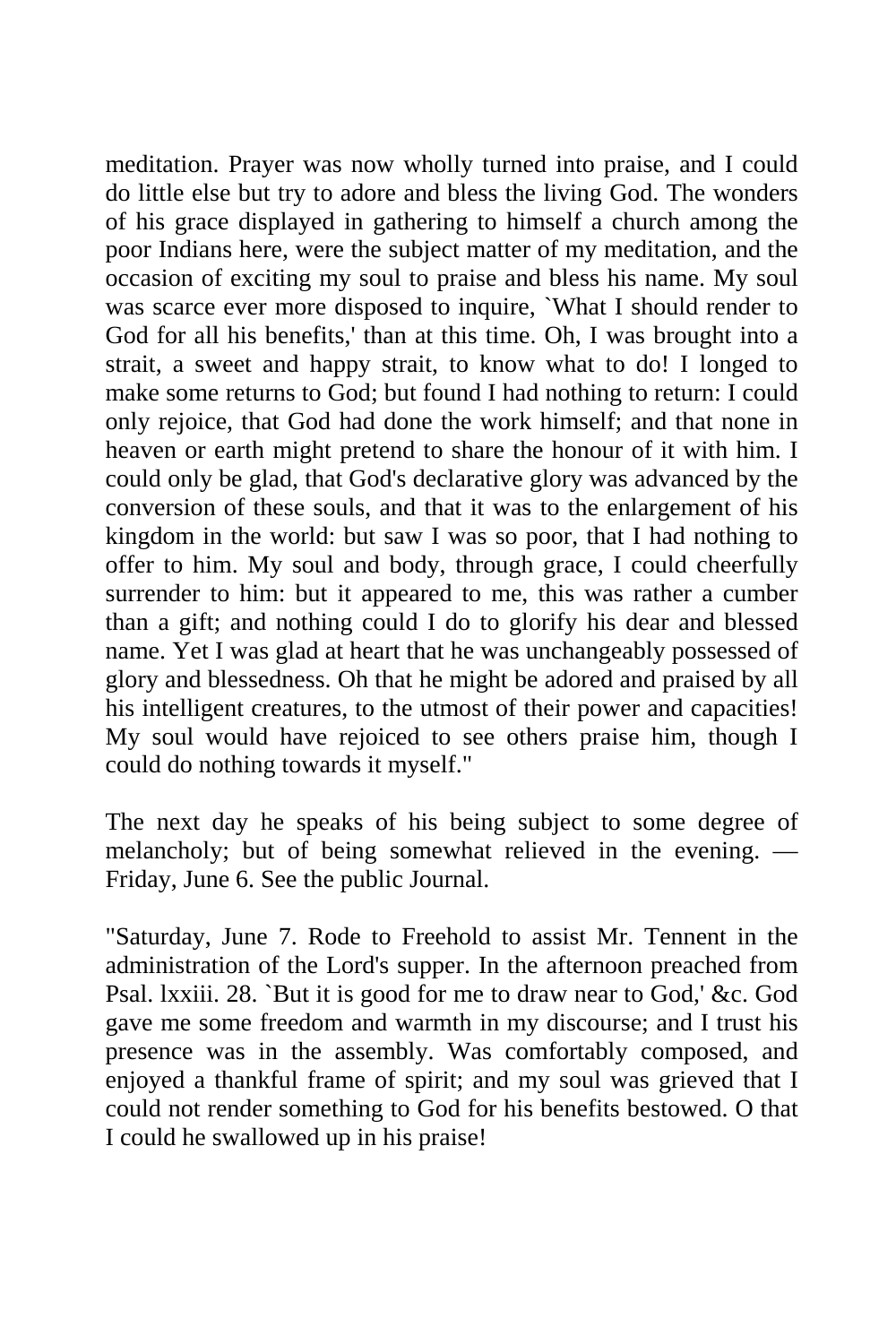meditation. Prayer was now wholly turned into praise, and I could do little else but try to adore and bless the living God. The wonders of his grace displayed in gathering to himself a church among the poor Indians here, were the subject matter of my meditation, and the occasion of exciting my soul to praise and bless his name. My soul was scarce ever more disposed to inquire, `What I should render to God for all his benefits,' than at this time. Oh, I was brought into a strait, a sweet and happy strait, to know what to do! I longed to make some returns to God; but found I had nothing to return: I could only rejoice, that God had done the work himself; and that none in heaven or earth might pretend to share the honour of it with him. I could only be glad, that God's declarative glory was advanced by the conversion of these souls, and that it was to the enlargement of his kingdom in the world: but saw I was so poor, that I had nothing to offer to him. My soul and body, through grace, I could cheerfully surrender to him: but it appeared to me, this was rather a cumber than a gift; and nothing could I do to glorify his dear and blessed name. Yet I was glad at heart that he was unchangeably possessed of glory and blessedness. Oh that he might be adored and praised by all his intelligent creatures, to the utmost of their power and capacities! My soul would have rejoiced to see others praise him, though I could do nothing towards it myself."

The next day he speaks of his being subject to some degree of melancholy; but of being somewhat relieved in the evening. — Friday, June 6. See the public Journal.

"Saturday, June 7. Rode to Freehold to assist Mr. Tennent in the administration of the Lord's supper. In the afternoon preached from Psal. lxxiii. 28. `But it is good for me to draw near to God,' &c. God gave me some freedom and warmth in my discourse; and I trust his presence was in the assembly. Was comfortably composed, and enjoyed a thankful frame of spirit; and my soul was grieved that I could not render something to God for his benefits bestowed. O that I could he swallowed up in his praise!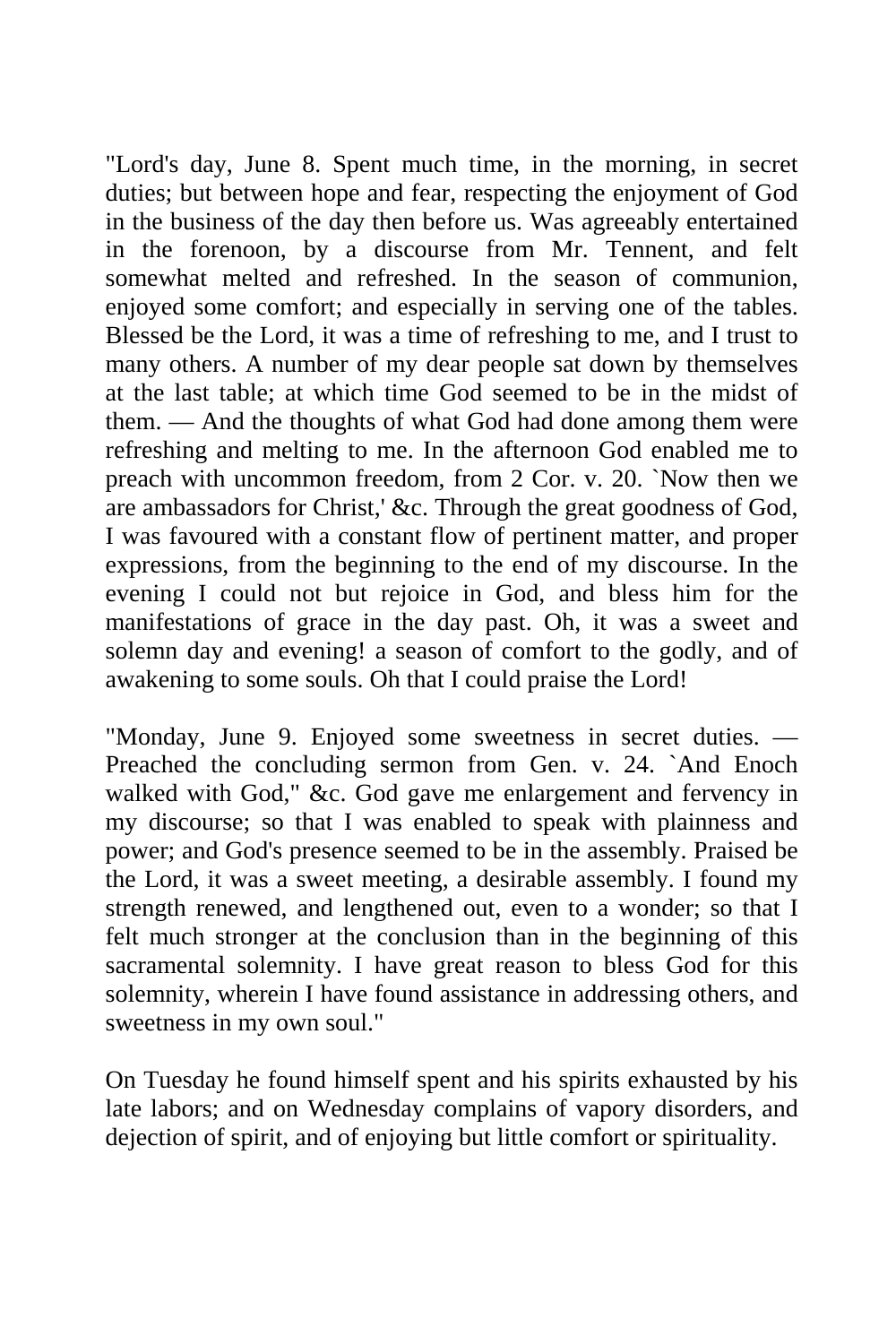"Lord's day, June 8. Spent much time, in the morning, in secret duties; but between hope and fear, respecting the enjoyment of God in the business of the day then before us. Was agreeably entertained in the forenoon, by a discourse from Mr. Tennent, and felt somewhat melted and refreshed. In the season of communion, enjoyed some comfort; and especially in serving one of the tables. Blessed be the Lord, it was a time of refreshing to me, and I trust to many others. A number of my dear people sat down by themselves at the last table; at which time God seemed to be in the midst of them. — And the thoughts of what God had done among them were refreshing and melting to me. In the afternoon God enabled me to preach with uncommon freedom, from 2 Cor. v. 20. `Now then we are ambassadors for Christ,' &c. Through the great goodness of God, I was favoured with a constant flow of pertinent matter, and proper expressions, from the beginning to the end of my discourse. In the evening I could not but rejoice in God, and bless him for the manifestations of grace in the day past. Oh, it was a sweet and solemn day and evening! a season of comfort to the godly, and of awakening to some souls. Oh that I could praise the Lord!

"Monday, June 9. Enjoyed some sweetness in secret duties. — Preached the concluding sermon from Gen. v. 24. `And Enoch walked with God," &c. God gave me enlargement and fervency in my discourse; so that I was enabled to speak with plainness and power; and God's presence seemed to be in the assembly. Praised be the Lord, it was a sweet meeting, a desirable assembly. I found my strength renewed, and lengthened out, even to a wonder; so that I felt much stronger at the conclusion than in the beginning of this sacramental solemnity. I have great reason to bless God for this solemnity, wherein I have found assistance in addressing others, and sweetness in my own soul."

On Tuesday he found himself spent and his spirits exhausted by his late labors; and on Wednesday complains of vapory disorders, and dejection of spirit, and of enjoying but little comfort or spirituality.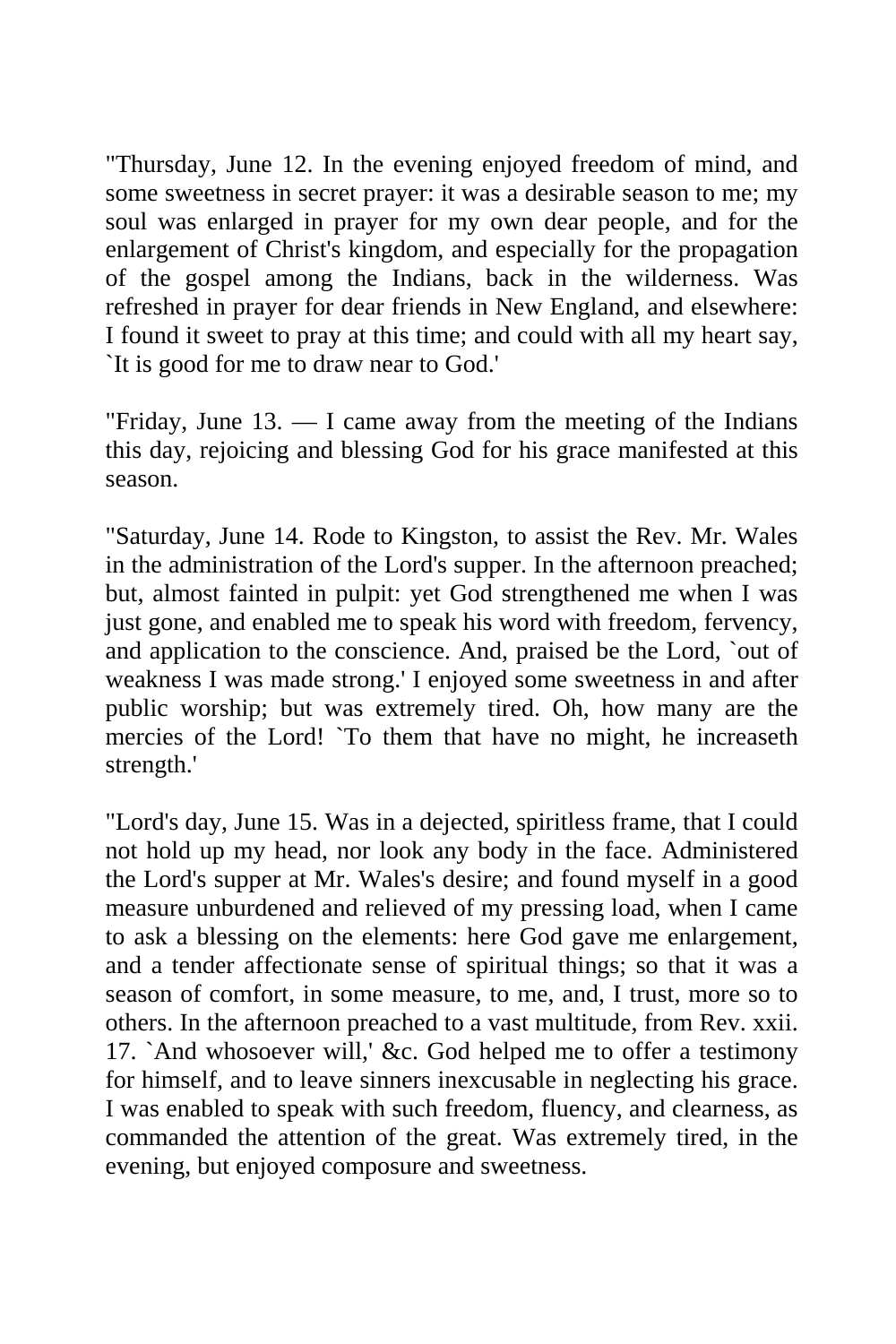"Thursday, June 12. In the evening enjoyed freedom of mind, and some sweetness in secret prayer: it was a desirable season to me; my soul was enlarged in prayer for my own dear people, and for the enlargement of Christ's kingdom, and especially for the propagation of the gospel among the Indians, back in the wilderness. Was refreshed in prayer for dear friends in New England, and elsewhere: I found it sweet to pray at this time; and could with all my heart say, `It is good for me to draw near to God.'

"Friday, June 13. — I came away from the meeting of the Indians this day, rejoicing and blessing God for his grace manifested at this season.

"Saturday, June 14. Rode to Kingston, to assist the Rev. Mr. Wales in the administration of the Lord's supper. In the afternoon preached; but, almost fainted in pulpit: yet God strengthened me when I was just gone, and enabled me to speak his word with freedom, fervency, and application to the conscience. And, praised be the Lord, `out of weakness I was made strong.' I enjoyed some sweetness in and after public worship; but was extremely tired. Oh, how many are the mercies of the Lord! `To them that have no might, he increaseth strength.'

"Lord's day, June 15. Was in a dejected, spiritless frame, that I could not hold up my head, nor look any body in the face. Administered the Lord's supper at Mr. Wales's desire; and found myself in a good measure unburdened and relieved of my pressing load, when I came to ask a blessing on the elements: here God gave me enlargement, and a tender affectionate sense of spiritual things; so that it was a season of comfort, in some measure, to me, and, I trust, more so to others. In the afternoon preached to a vast multitude, from Rev. xxii. 17. `And whosoever will,' &c. God helped me to offer a testimony for himself, and to leave sinners inexcusable in neglecting his grace. I was enabled to speak with such freedom, fluency, and clearness, as commanded the attention of the great. Was extremely tired, in the evening, but enjoyed composure and sweetness.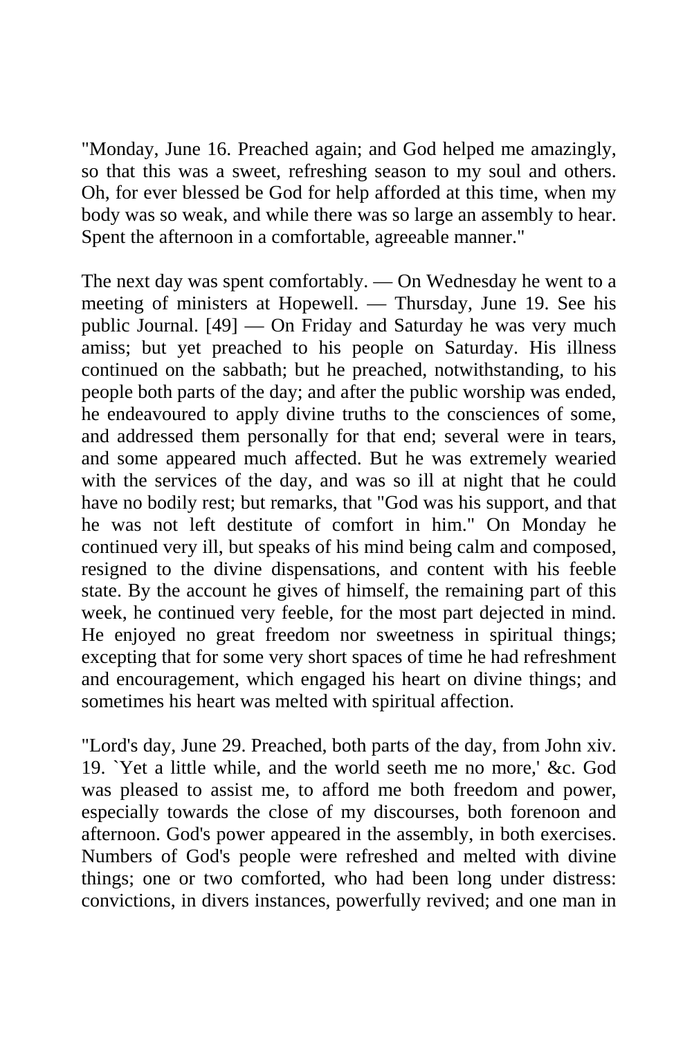"Monday, June 16. Preached again; and God helped me amazingly, so that this was a sweet, refreshing season to my soul and others. Oh, for ever blessed be God for help afforded at this time, when my body was so weak, and while there was so large an assembly to hear. Spent the afternoon in a comfortable, agreeable manner."

The next day was spent comfortably. — On Wednesday he went to a meeting of ministers at Hopewell. — Thursday, June 19. See his public Journal. [49] — On Friday and Saturday he was very much amiss; but yet preached to his people on Saturday. His illness continued on the sabbath; but he preached, notwithstanding, to his people both parts of the day; and after the public worship was ended, he endeavoured to apply divine truths to the consciences of some, and addressed them personally for that end; several were in tears, and some appeared much affected. But he was extremely wearied with the services of the day, and was so ill at night that he could have no bodily rest; but remarks, that "God was his support, and that he was not left destitute of comfort in him." On Monday he continued very ill, but speaks of his mind being calm and composed, resigned to the divine dispensations, and content with his feeble state. By the account he gives of himself, the remaining part of this week, he continued very feeble, for the most part dejected in mind. He enjoyed no great freedom nor sweetness in spiritual things; excepting that for some very short spaces of time he had refreshment and encouragement, which engaged his heart on divine things; and sometimes his heart was melted with spiritual affection.

"Lord's day, June 29. Preached, both parts of the day, from John xiv. 19. `Yet a little while, and the world seeth me no more,' &c. God was pleased to assist me, to afford me both freedom and power, especially towards the close of my discourses, both forenoon and afternoon. God's power appeared in the assembly, in both exercises. Numbers of God's people were refreshed and melted with divine things; one or two comforted, who had been long under distress: convictions, in divers instances, powerfully revived; and one man in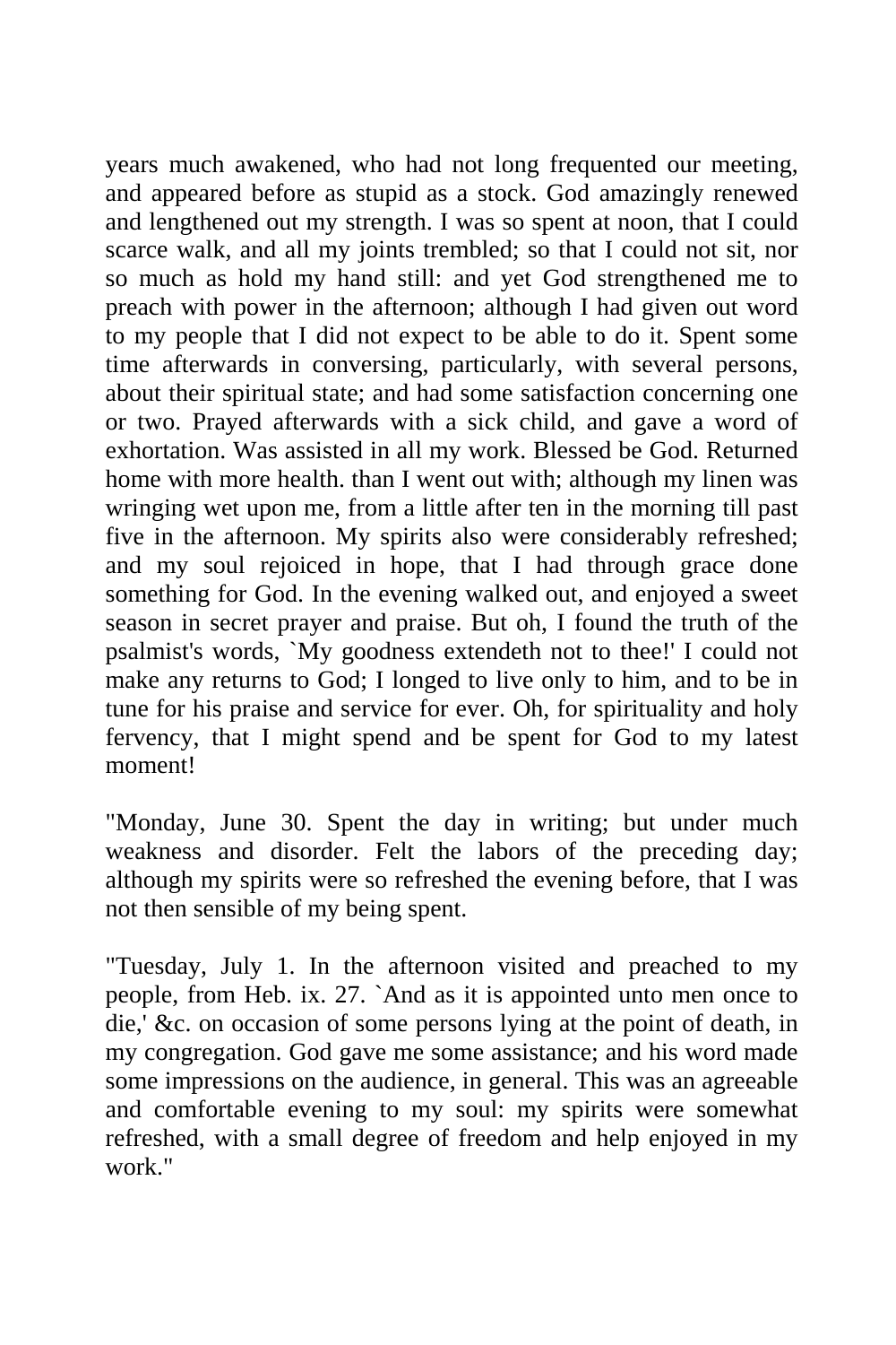years much awakened, who had not long frequented our meeting, and appeared before as stupid as a stock. God amazingly renewed and lengthened out my strength. I was so spent at noon, that I could scarce walk, and all my joints trembled; so that I could not sit, nor so much as hold my hand still: and yet God strengthened me to preach with power in the afternoon; although I had given out word to my people that I did not expect to be able to do it. Spent some time afterwards in conversing, particularly, with several persons, about their spiritual state; and had some satisfaction concerning one or two. Prayed afterwards with a sick child, and gave a word of exhortation. Was assisted in all my work. Blessed be God. Returned home with more health. than I went out with; although my linen was wringing wet upon me, from a little after ten in the morning till past five in the afternoon. My spirits also were considerably refreshed; and my soul rejoiced in hope, that I had through grace done something for God. In the evening walked out, and enjoyed a sweet season in secret prayer and praise. But oh, I found the truth of the psalmist's words, `My goodness extendeth not to thee!' I could not make any returns to God; I longed to live only to him, and to be in tune for his praise and service for ever. Oh, for spirituality and holy fervency, that I might spend and be spent for God to my latest moment!

"Monday, June 30. Spent the day in writing; but under much weakness and disorder. Felt the labors of the preceding day; although my spirits were so refreshed the evening before, that I was not then sensible of my being spent.

"Tuesday, July 1. In the afternoon visited and preached to my people, from Heb. ix. 27. `And as it is appointed unto men once to die,' &c. on occasion of some persons lying at the point of death, in my congregation. God gave me some assistance; and his word made some impressions on the audience, in general. This was an agreeable and comfortable evening to my soul: my spirits were somewhat refreshed, with a small degree of freedom and help enjoyed in my work."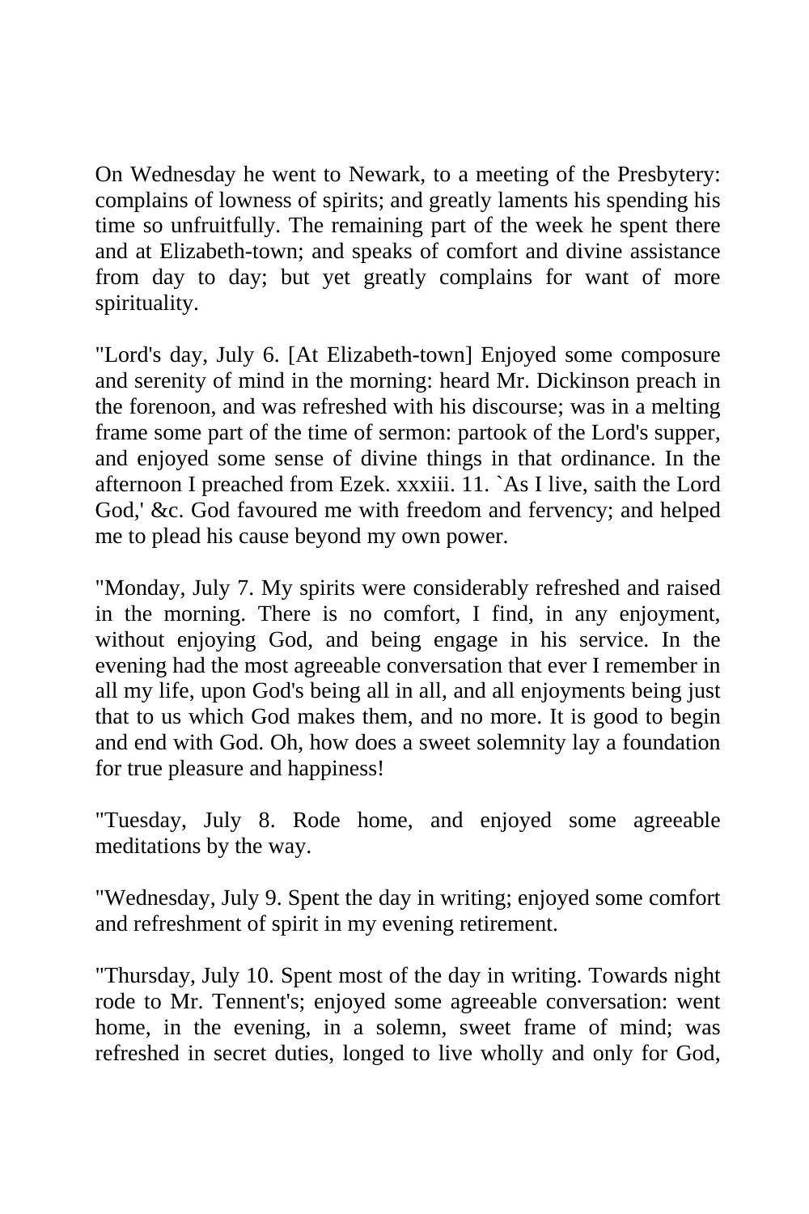On Wednesday he went to Newark, to a meeting of the Presbytery: complains of lowness of spirits; and greatly laments his spending his time so unfruitfully. The remaining part of the week he spent there and at Elizabeth-town; and speaks of comfort and divine assistance from day to day; but yet greatly complains for want of more spirituality.

"Lord's day, July 6. [At Elizabeth-town] Enjoyed some composure and serenity of mind in the morning: heard Mr. Dickinson preach in the forenoon, and was refreshed with his discourse; was in a melting frame some part of the time of sermon: partook of the Lord's supper, and enjoyed some sense of divine things in that ordinance. In the afternoon I preached from Ezek. xxxiii. 11. `As I live, saith the Lord God,' &c. God favoured me with freedom and fervency; and helped me to plead his cause beyond my own power.

"Monday, July 7. My spirits were considerably refreshed and raised in the morning. There is no comfort, I find, in any enjoyment, without enjoying God, and being engage in his service. In the evening had the most agreeable conversation that ever I remember in all my life, upon God's being all in all, and all enjoyments being just that to us which God makes them, and no more. It is good to begin and end with God. Oh, how does a sweet solemnity lay a foundation for true pleasure and happiness!

"Tuesday, July 8. Rode home, and enjoyed some agreeable meditations by the way.

"Wednesday, July 9. Spent the day in writing; enjoyed some comfort and refreshment of spirit in my evening retirement.

"Thursday, July 10. Spent most of the day in writing. Towards night rode to Mr. Tennent's; enjoyed some agreeable conversation: went home, in the evening, in a solemn, sweet frame of mind; was refreshed in secret duties, longed to live wholly and only for God,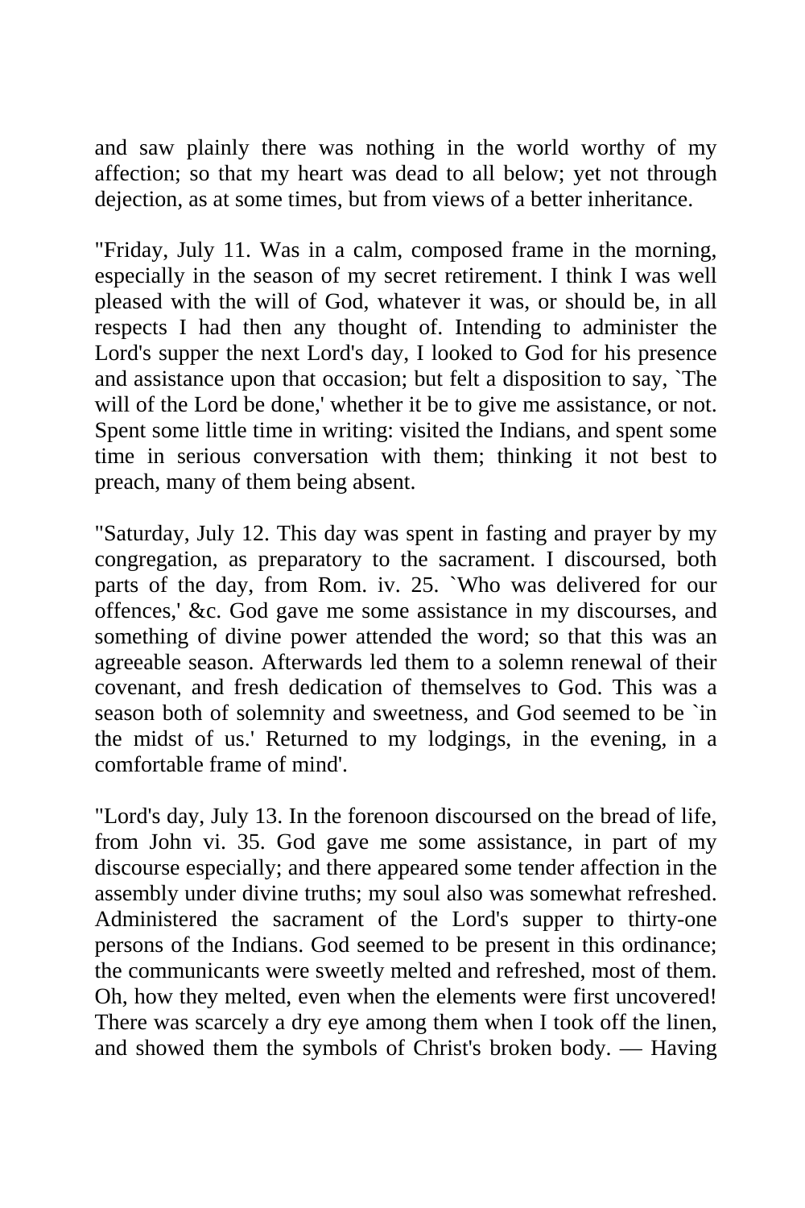and saw plainly there was nothing in the world worthy of my affection; so that my heart was dead to all below; yet not through dejection, as at some times, but from views of a better inheritance.

"Friday, July 11. Was in a calm, composed frame in the morning, especially in the season of my secret retirement. I think I was well pleased with the will of God, whatever it was, or should be, in all respects I had then any thought of. Intending to administer the Lord's supper the next Lord's day, I looked to God for his presence and assistance upon that occasion; but felt a disposition to say, `The will of the Lord be done,' whether it be to give me assistance, or not. Spent some little time in writing: visited the Indians, and spent some time in serious conversation with them; thinking it not best to preach, many of them being absent.

"Saturday, July 12. This day was spent in fasting and prayer by my congregation, as preparatory to the sacrament. I discoursed, both parts of the day, from Rom. iv. 25. `Who was delivered for our offences,' &c. God gave me some assistance in my discourses, and something of divine power attended the word; so that this was an agreeable season. Afterwards led them to a solemn renewal of their covenant, and fresh dedication of themselves to God. This was a season both of solemnity and sweetness, and God seemed to be `in the midst of us.' Returned to my lodgings, in the evening, in a comfortable frame of mind'.

"Lord's day, July 13. In the forenoon discoursed on the bread of life, from John vi. 35. God gave me some assistance, in part of my discourse especially; and there appeared some tender affection in the assembly under divine truths; my soul also was somewhat refreshed. Administered the sacrament of the Lord's supper to thirty-one persons of the Indians. God seemed to be present in this ordinance; the communicants were sweetly melted and refreshed, most of them. Oh, how they melted, even when the elements were first uncovered! There was scarcely a dry eye among them when I took off the linen, and showed them the symbols of Christ's broken body. — Having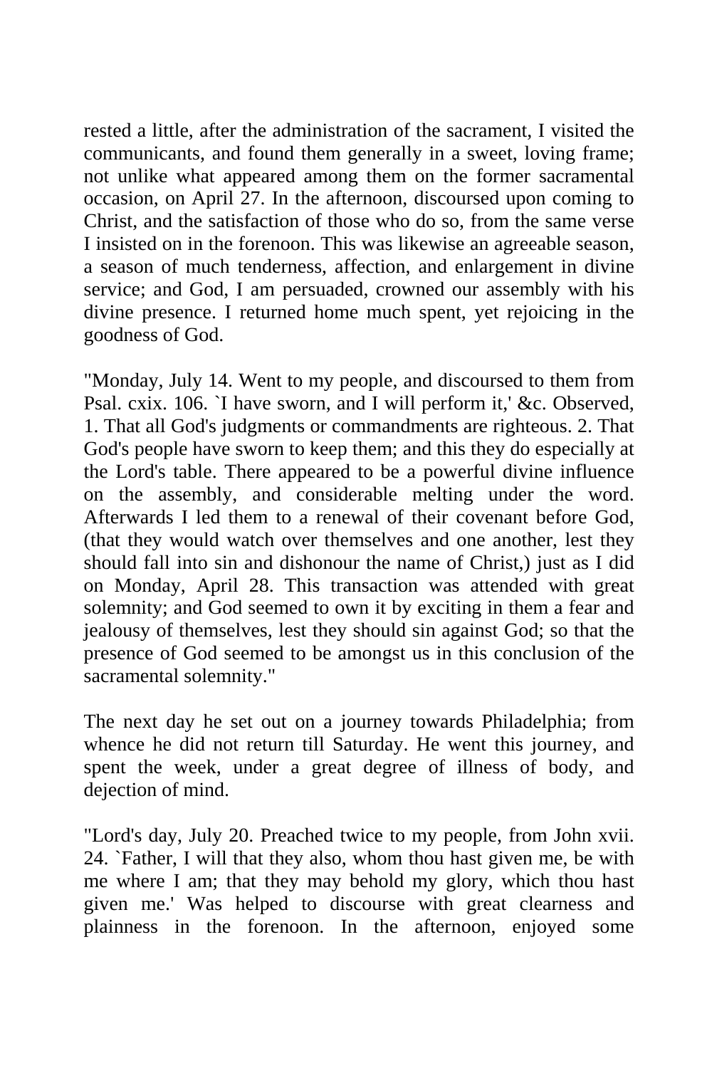rested a little, after the administration of the sacrament, I visited the communicants, and found them generally in a sweet, loving frame; not unlike what appeared among them on the former sacramental occasion, on April 27. In the afternoon, discoursed upon coming to Christ, and the satisfaction of those who do so, from the same verse I insisted on in the forenoon. This was likewise an agreeable season, a season of much tenderness, affection, and enlargement in divine service; and God, I am persuaded, crowned our assembly with his divine presence. I returned home much spent, yet rejoicing in the goodness of God.

"Monday, July 14. Went to my people, and discoursed to them from Psal. cxix. 106. `I have sworn, and I will perform it,' &c. Observed, 1. That all God's judgments or commandments are righteous. 2. That God's people have sworn to keep them; and this they do especially at the Lord's table. There appeared to be a powerful divine influence on the assembly, and considerable melting under the word. Afterwards I led them to a renewal of their covenant before God, (that they would watch over themselves and one another, lest they should fall into sin and dishonour the name of Christ,) just as I did on Monday, April 28. This transaction was attended with great solemnity; and God seemed to own it by exciting in them a fear and jealousy of themselves, lest they should sin against God; so that the presence of God seemed to be amongst us in this conclusion of the sacramental solemnity."

The next day he set out on a journey towards Philadelphia; from whence he did not return till Saturday. He went this journey, and spent the week, under a great degree of illness of body, and dejection of mind.

"Lord's day, July 20. Preached twice to my people, from John xvii. 24. `Father, I will that they also, whom thou hast given me, be with me where I am; that they may behold my glory, which thou hast given me.' Was helped to discourse with great clearness and plainness in the forenoon. In the afternoon, enjoyed some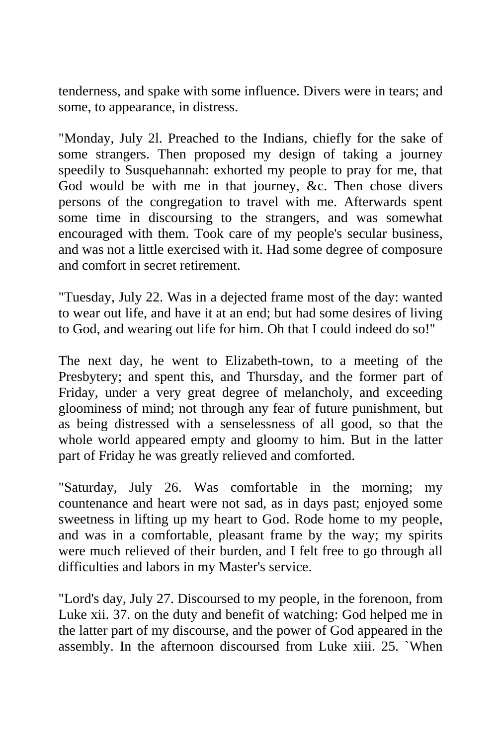tenderness, and spake with some influence. Divers were in tears; and some, to appearance, in distress.

"Monday, July 2l. Preached to the Indians, chiefly for the sake of some strangers. Then proposed my design of taking a journey speedily to Susquehannah: exhorted my people to pray for me, that God would be with me in that journey, &c. Then chose divers persons of the congregation to travel with me. Afterwards spent some time in discoursing to the strangers, and was somewhat encouraged with them. Took care of my people's secular business, and was not a little exercised with it. Had some degree of composure and comfort in secret retirement.

"Tuesday, July 22. Was in a dejected frame most of the day: wanted to wear out life, and have it at an end; but had some desires of living to God, and wearing out life for him. Oh that I could indeed do so!"

The next day, he went to Elizabeth-town, to a meeting of the Presbytery; and spent this, and Thursday, and the former part of Friday, under a very great degree of melancholy, and exceeding gloominess of mind; not through any fear of future punishment, but as being distressed with a senselessness of all good, so that the whole world appeared empty and gloomy to him. But in the latter part of Friday he was greatly relieved and comforted.

"Saturday, July 26. Was comfortable in the morning; my countenance and heart were not sad, as in days past; enjoyed some sweetness in lifting up my heart to God. Rode home to my people, and was in a comfortable, pleasant frame by the way; my spirits were much relieved of their burden, and I felt free to go through all difficulties and labors in my Master's service.

"Lord's day, July 27. Discoursed to my people, in the forenoon, from Luke xii. 37. on the duty and benefit of watching: God helped me in the latter part of my discourse, and the power of God appeared in the assembly. In the afternoon discoursed from Luke xiii. 25. `When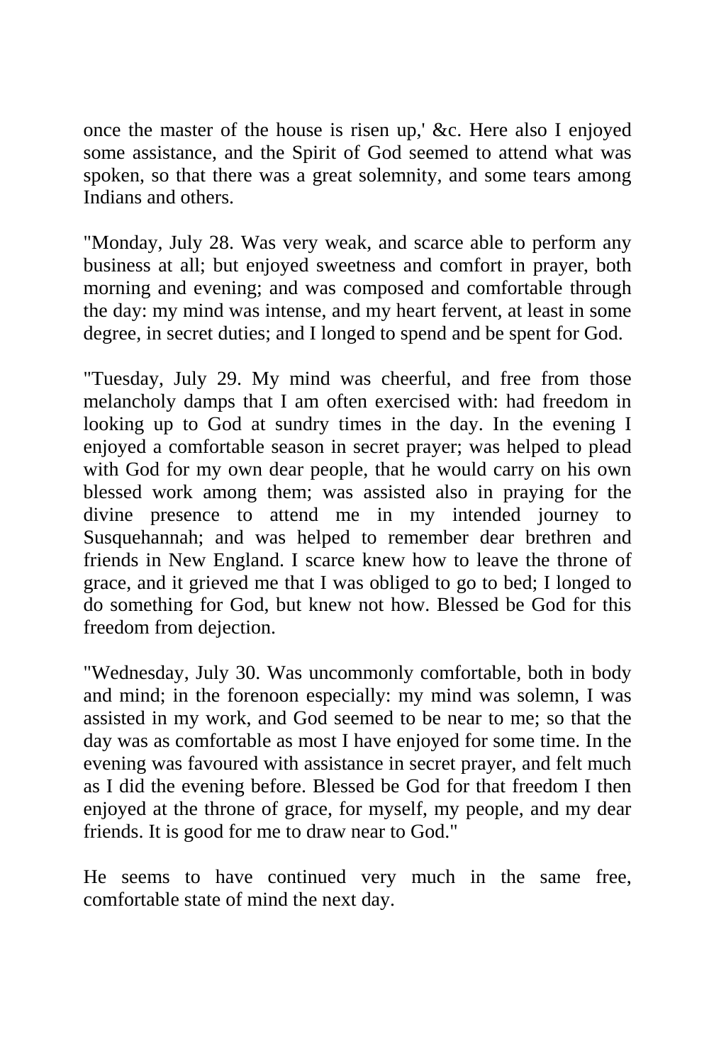once the master of the house is risen up,' &c. Here also I enjoyed some assistance, and the Spirit of God seemed to attend what was spoken, so that there was a great solemnity, and some tears among Indians and others.

"Monday, July 28. Was very weak, and scarce able to perform any business at all; but enjoyed sweetness and comfort in prayer, both morning and evening; and was composed and comfortable through the day: my mind was intense, and my heart fervent, at least in some degree, in secret duties; and I longed to spend and be spent for God.

"Tuesday, July 29. My mind was cheerful, and free from those melancholy damps that I am often exercised with: had freedom in looking up to God at sundry times in the day. In the evening I enjoyed a comfortable season in secret prayer; was helped to plead with God for my own dear people, that he would carry on his own blessed work among them; was assisted also in praying for the divine presence to attend me in my intended journey to Susquehannah; and was helped to remember dear brethren and friends in New England. I scarce knew how to leave the throne of grace, and it grieved me that I was obliged to go to bed; I longed to do something for God, but knew not how. Blessed be God for this freedom from dejection.

"Wednesday, July 30. Was uncommonly comfortable, both in body and mind; in the forenoon especially: my mind was solemn, I was assisted in my work, and God seemed to be near to me; so that the day was as comfortable as most I have enjoyed for some time. In the evening was favoured with assistance in secret prayer, and felt much as I did the evening before. Blessed be God for that freedom I then enjoyed at the throne of grace, for myself, my people, and my dear friends. It is good for me to draw near to God."

He seems to have continued very much in the same free, comfortable state of mind the next day.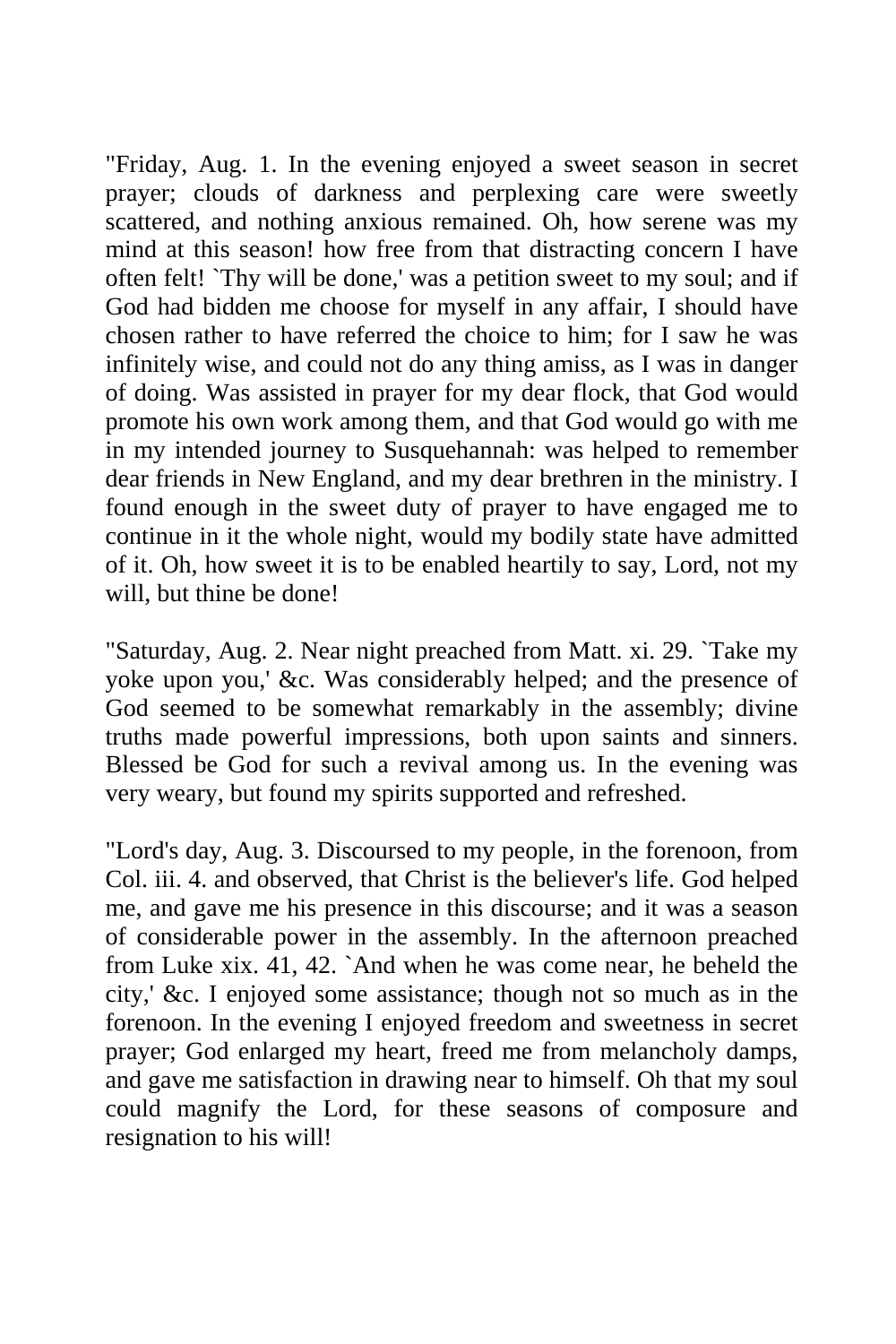"Friday, Aug. 1. In the evening enjoyed a sweet season in secret prayer; clouds of darkness and perplexing care were sweetly scattered, and nothing anxious remained. Oh, how serene was my mind at this season! how free from that distracting concern I have often felt! `Thy will be done,' was a petition sweet to my soul; and if God had bidden me choose for myself in any affair, I should have chosen rather to have referred the choice to him; for I saw he was infinitely wise, and could not do any thing amiss, as I was in danger of doing. Was assisted in prayer for my dear flock, that God would promote his own work among them, and that God would go with me in my intended journey to Susquehannah: was helped to remember dear friends in New England, and my dear brethren in the ministry. I found enough in the sweet duty of prayer to have engaged me to continue in it the whole night, would my bodily state have admitted of it. Oh, how sweet it is to be enabled heartily to say, Lord, not my will, but thine be done!

"Saturday, Aug. 2. Near night preached from Matt. xi. 29. `Take my yoke upon you,' &c. Was considerably helped; and the presence of God seemed to be somewhat remarkably in the assembly; divine truths made powerful impressions, both upon saints and sinners. Blessed be God for such a revival among us. In the evening was very weary, but found my spirits supported and refreshed.

"Lord's day, Aug. 3. Discoursed to my people, in the forenoon, from Col. iii. 4. and observed, that Christ is the believer's life. God helped me, and gave me his presence in this discourse; and it was a season of considerable power in the assembly. In the afternoon preached from Luke xix. 41, 42. `And when he was come near, he beheld the city,' &c. I enjoyed some assistance; though not so much as in the forenoon. In the evening I enjoyed freedom and sweetness in secret prayer; God enlarged my heart, freed me from melancholy damps, and gave me satisfaction in drawing near to himself. Oh that my soul could magnify the Lord, for these seasons of composure and resignation to his will!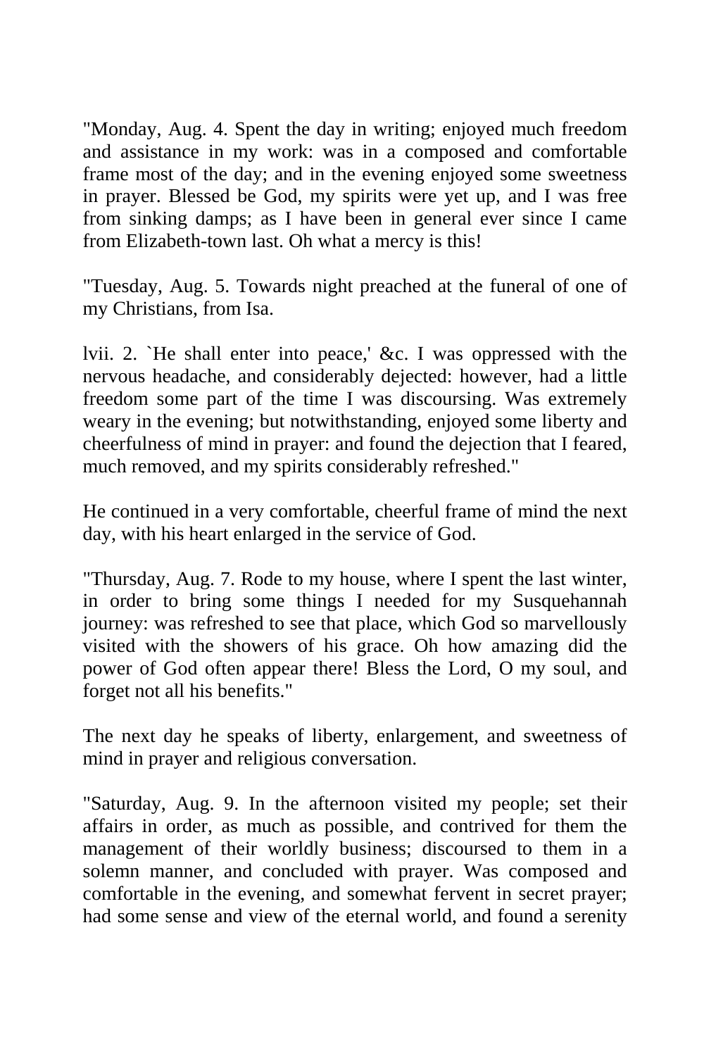"Monday, Aug. 4. Spent the day in writing; enjoyed much freedom and assistance in my work: was in a composed and comfortable frame most of the day; and in the evening enjoyed some sweetness in prayer. Blessed be God, my spirits were yet up, and I was free from sinking damps; as I have been in general ever since I came from Elizabeth-town last. Oh what a mercy is this!

"Tuesday, Aug. 5. Towards night preached at the funeral of one of my Christians, from Isa.

lvii. 2. `He shall enter into peace,' &c. I was oppressed with the nervous headache, and considerably dejected: however, had a little freedom some part of the time I was discoursing. Was extremely weary in the evening; but notwithstanding, enjoyed some liberty and cheerfulness of mind in prayer: and found the dejection that I feared, much removed, and my spirits considerably refreshed."

He continued in a very comfortable, cheerful frame of mind the next day, with his heart enlarged in the service of God.

"Thursday, Aug. 7. Rode to my house, where I spent the last winter, in order to bring some things I needed for my Susquehannah journey: was refreshed to see that place, which God so marvellously visited with the showers of his grace. Oh how amazing did the power of God often appear there! Bless the Lord, O my soul, and forget not all his benefits."

The next day he speaks of liberty, enlargement, and sweetness of mind in prayer and religious conversation.

"Saturday, Aug. 9. In the afternoon visited my people; set their affairs in order, as much as possible, and contrived for them the management of their worldly business; discoursed to them in a solemn manner, and concluded with prayer. Was composed and comfortable in the evening, and somewhat fervent in secret prayer; had some sense and view of the eternal world, and found a serenity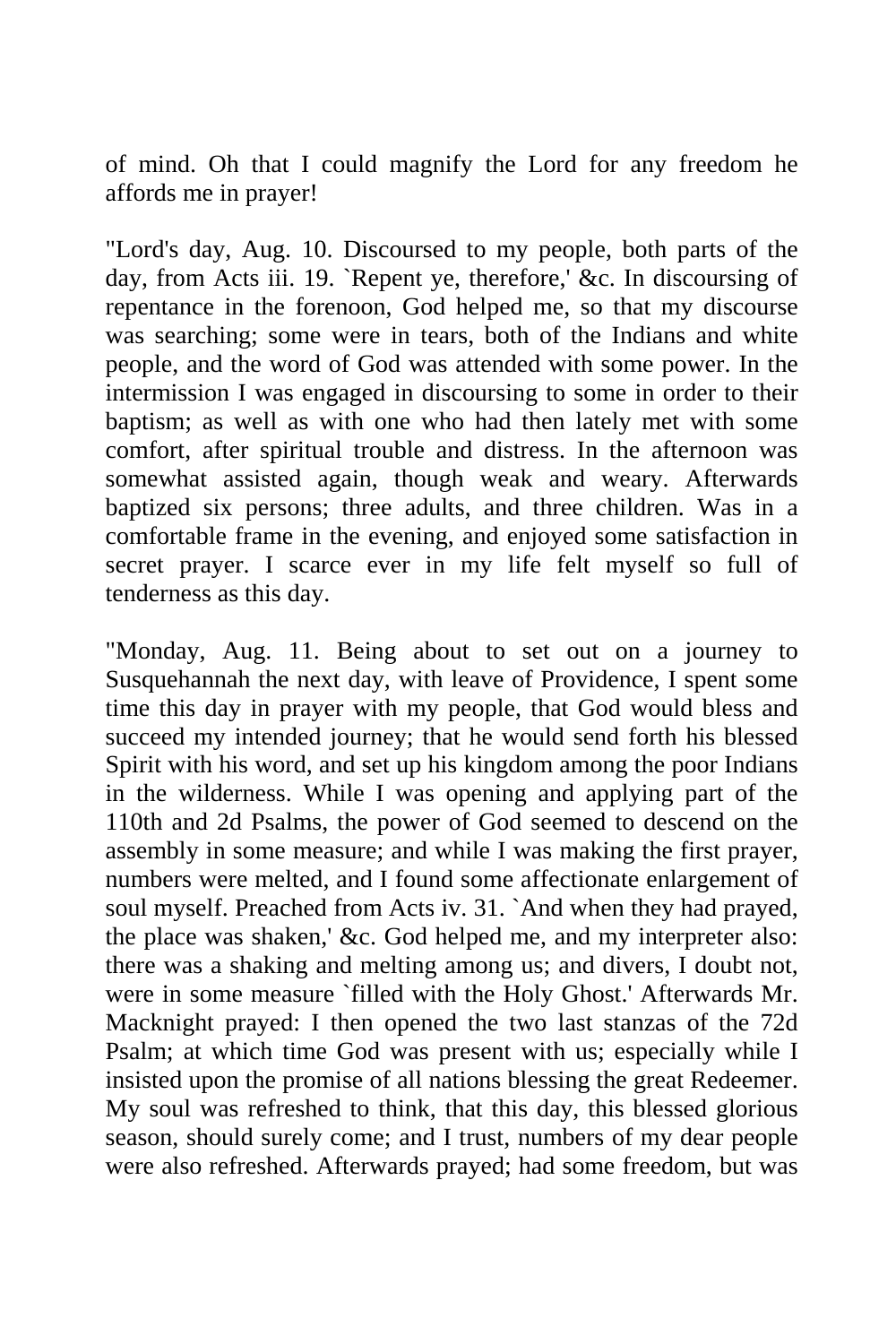of mind. Oh that I could magnify the Lord for any freedom he affords me in prayer!

"Lord's day, Aug. 10. Discoursed to my people, both parts of the day, from Acts iii. 19. `Repent ye, therefore,' &c. In discoursing of repentance in the forenoon, God helped me, so that my discourse was searching; some were in tears, both of the Indians and white people, and the word of God was attended with some power. In the intermission I was engaged in discoursing to some in order to their baptism; as well as with one who had then lately met with some comfort, after spiritual trouble and distress. In the afternoon was somewhat assisted again, though weak and weary. Afterwards baptized six persons; three adults, and three children. Was in a comfortable frame in the evening, and enjoyed some satisfaction in secret prayer. I scarce ever in my life felt myself so full of tenderness as this day.

"Monday, Aug. 11. Being about to set out on a journey to Susquehannah the next day, with leave of Providence, I spent some time this day in prayer with my people, that God would bless and succeed my intended journey; that he would send forth his blessed Spirit with his word, and set up his kingdom among the poor Indians in the wilderness. While I was opening and applying part of the 110th and 2d Psalms, the power of God seemed to descend on the assembly in some measure; and while I was making the first prayer, numbers were melted, and I found some affectionate enlargement of soul myself. Preached from Acts iv. 31. `And when they had prayed, the place was shaken,' &c. God helped me, and my interpreter also: there was a shaking and melting among us; and divers, I doubt not, were in some measure `filled with the Holy Ghost.' Afterwards Mr. Macknight prayed: I then opened the two last stanzas of the 72d Psalm; at which time God was present with us; especially while I insisted upon the promise of all nations blessing the great Redeemer. My soul was refreshed to think, that this day, this blessed glorious season, should surely come; and I trust, numbers of my dear people were also refreshed. Afterwards prayed; had some freedom, but was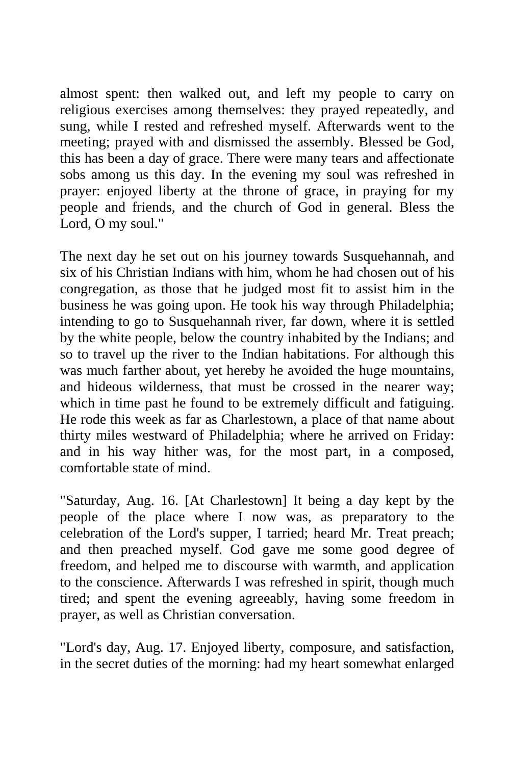almost spent: then walked out, and left my people to carry on religious exercises among themselves: they prayed repeatedly, and sung, while I rested and refreshed myself. Afterwards went to the meeting; prayed with and dismissed the assembly. Blessed be God, this has been a day of grace. There were many tears and affectionate sobs among us this day. In the evening my soul was refreshed in prayer: enjoyed liberty at the throne of grace, in praying for my people and friends, and the church of God in general. Bless the Lord, O my soul."

The next day he set out on his journey towards Susquehannah, and six of his Christian Indians with him, whom he had chosen out of his congregation, as those that he judged most fit to assist him in the business he was going upon. He took his way through Philadelphia; intending to go to Susquehannah river, far down, where it is settled by the white people, below the country inhabited by the Indians; and so to travel up the river to the Indian habitations. For although this was much farther about, yet hereby he avoided the huge mountains, and hideous wilderness, that must be crossed in the nearer way; which in time past he found to be extremely difficult and fatiguing. He rode this week as far as Charlestown, a place of that name about thirty miles westward of Philadelphia; where he arrived on Friday: and in his way hither was, for the most part, in a composed, comfortable state of mind.

"Saturday, Aug. 16. [At Charlestown] It being a day kept by the people of the place where I now was, as preparatory to the celebration of the Lord's supper, I tarried; heard Mr. Treat preach; and then preached myself. God gave me some good degree of freedom, and helped me to discourse with warmth, and application to the conscience. Afterwards I was refreshed in spirit, though much tired; and spent the evening agreeably, having some freedom in prayer, as well as Christian conversation.

"Lord's day, Aug. 17. Enjoyed liberty, composure, and satisfaction, in the secret duties of the morning: had my heart somewhat enlarged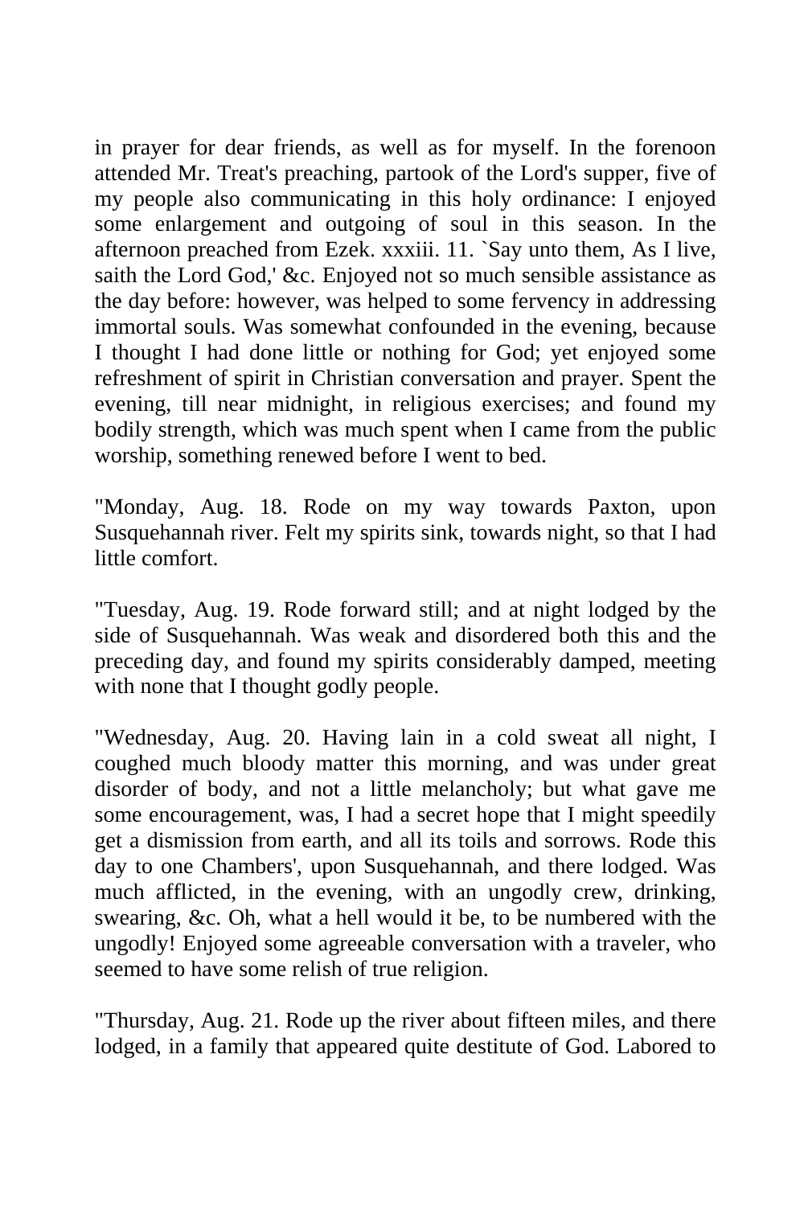in prayer for dear friends, as well as for myself. In the forenoon attended Mr. Treat's preaching, partook of the Lord's supper, five of my people also communicating in this holy ordinance: I enjoyed some enlargement and outgoing of soul in this season. In the afternoon preached from Ezek. xxxiii. 11. `Say unto them, As I live, saith the Lord God,' &c. Enjoyed not so much sensible assistance as the day before: however, was helped to some fervency in addressing immortal souls. Was somewhat confounded in the evening, because I thought I had done little or nothing for God; yet enjoyed some refreshment of spirit in Christian conversation and prayer. Spent the evening, till near midnight, in religious exercises; and found my bodily strength, which was much spent when I came from the public worship, something renewed before I went to bed.

"Monday, Aug. 18. Rode on my way towards Paxton, upon Susquehannah river. Felt my spirits sink, towards night, so that I had little comfort.

"Tuesday, Aug. 19. Rode forward still; and at night lodged by the side of Susquehannah. Was weak and disordered both this and the preceding day, and found my spirits considerably damped, meeting with none that I thought godly people.

"Wednesday, Aug. 20. Having lain in a cold sweat all night, I coughed much bloody matter this morning, and was under great disorder of body, and not a little melancholy; but what gave me some encouragement, was, I had a secret hope that I might speedily get a dismission from earth, and all its toils and sorrows. Rode this day to one Chambers', upon Susquehannah, and there lodged. Was much afflicted, in the evening, with an ungodly crew, drinking, swearing, &c. Oh, what a hell would it be, to be numbered with the ungodly! Enjoyed some agreeable conversation with a traveler, who seemed to have some relish of true religion.

"Thursday, Aug. 21. Rode up the river about fifteen miles, and there lodged, in a family that appeared quite destitute of God. Labored to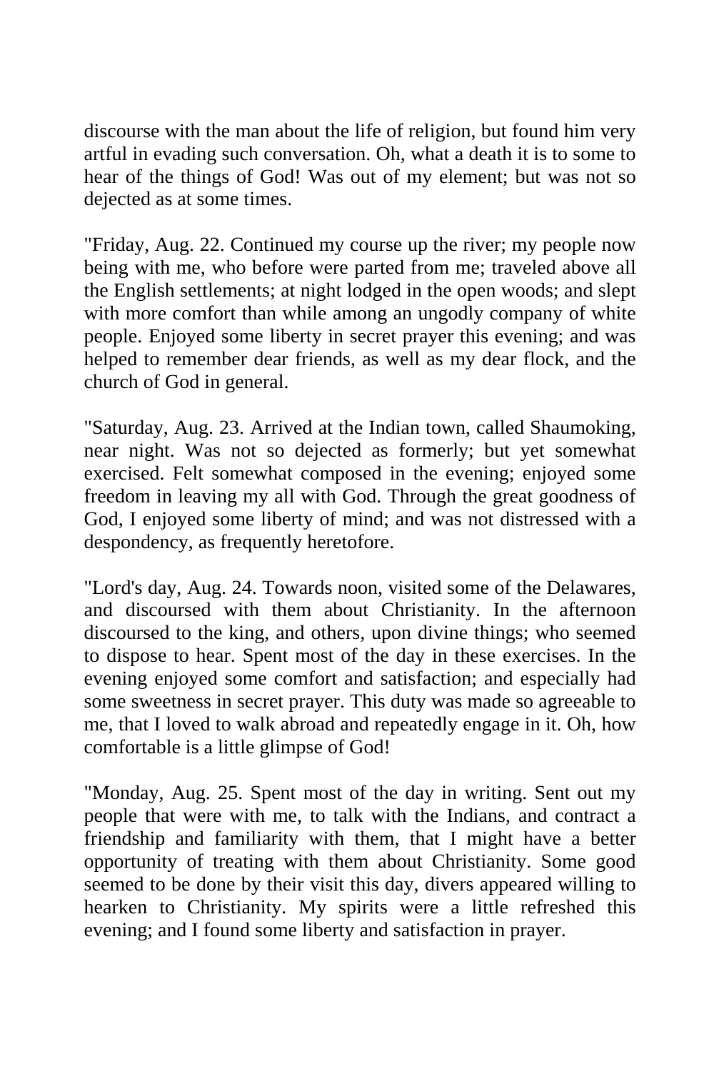discourse with the man about the life of religion, but found him very artful in evading such conversation. Oh, what a death it is to some to hear of the things of God! Was out of my element; but was not so dejected as at some times.

"Friday, Aug. 22. Continued my course up the river; my people now being with me, who before were parted from me; traveled above all the English settlements; at night lodged in the open woods; and slept with more comfort than while among an ungodly company of white people. Enjoyed some liberty in secret prayer this evening; and was helped to remember dear friends, as well as my dear flock, and the church of God in general.

"Saturday, Aug. 23. Arrived at the Indian town, called Shaumoking, near night. Was not so dejected as formerly; but yet somewhat exercised. Felt somewhat composed in the evening; enjoyed some freedom in leaving my all with God. Through the great goodness of God, I enjoyed some liberty of mind; and was not distressed with a despondency, as frequently heretofore.

"Lord's day, Aug. 24. Towards noon, visited some of the Delawares, and discoursed with them about Christianity. In the afternoon discoursed to the king, and others, upon divine things; who seemed to dispose to hear. Spent most of the day in these exercises. In the evening enjoyed some comfort and satisfaction; and especially had some sweetness in secret prayer. This duty was made so agreeable to me, that I loved to walk abroad and repeatedly engage in it. Oh, how comfortable is a little glimpse of God!

"Monday, Aug. 25. Spent most of the day in writing. Sent out my people that were with me, to talk with the Indians, and contract a friendship and familiarity with them, that I might have a better opportunity of treating with them about Christianity. Some good seemed to be done by their visit this day, divers appeared willing to hearken to Christianity. My spirits were a little refreshed this evening; and I found some liberty and satisfaction in prayer.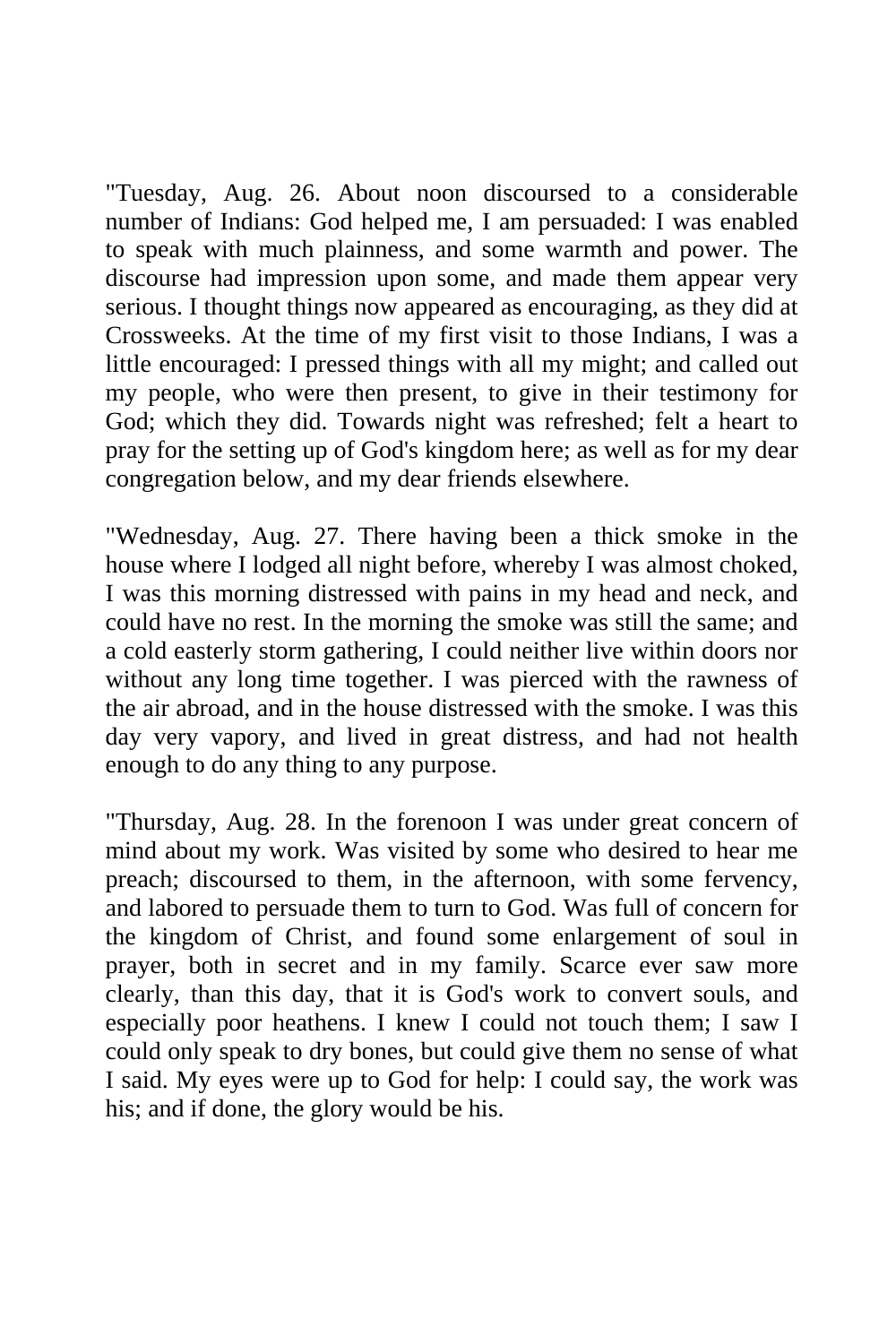"Tuesday, Aug. 26. About noon discoursed to a considerable number of Indians: God helped me, I am persuaded: I was enabled to speak with much plainness, and some warmth and power. The discourse had impression upon some, and made them appear very serious. I thought things now appeared as encouraging, as they did at Crossweeks. At the time of my first visit to those Indians, I was a little encouraged: I pressed things with all my might; and called out my people, who were then present, to give in their testimony for God; which they did. Towards night was refreshed; felt a heart to pray for the setting up of God's kingdom here; as well as for my dear congregation below, and my dear friends elsewhere.

"Wednesday, Aug. 27. There having been a thick smoke in the house where I lodged all night before, whereby I was almost choked, I was this morning distressed with pains in my head and neck, and could have no rest. In the morning the smoke was still the same; and a cold easterly storm gathering, I could neither live within doors nor without any long time together. I was pierced with the rawness of the air abroad, and in the house distressed with the smoke. I was this day very vapory, and lived in great distress, and had not health enough to do any thing to any purpose.

"Thursday, Aug. 28. In the forenoon I was under great concern of mind about my work. Was visited by some who desired to hear me preach; discoursed to them, in the afternoon, with some fervency, and labored to persuade them to turn to God. Was full of concern for the kingdom of Christ, and found some enlargement of soul in prayer, both in secret and in my family. Scarce ever saw more clearly, than this day, that it is God's work to convert souls, and especially poor heathens. I knew I could not touch them; I saw I could only speak to dry bones, but could give them no sense of what I said. My eyes were up to God for help: I could say, the work was his; and if done, the glory would be his.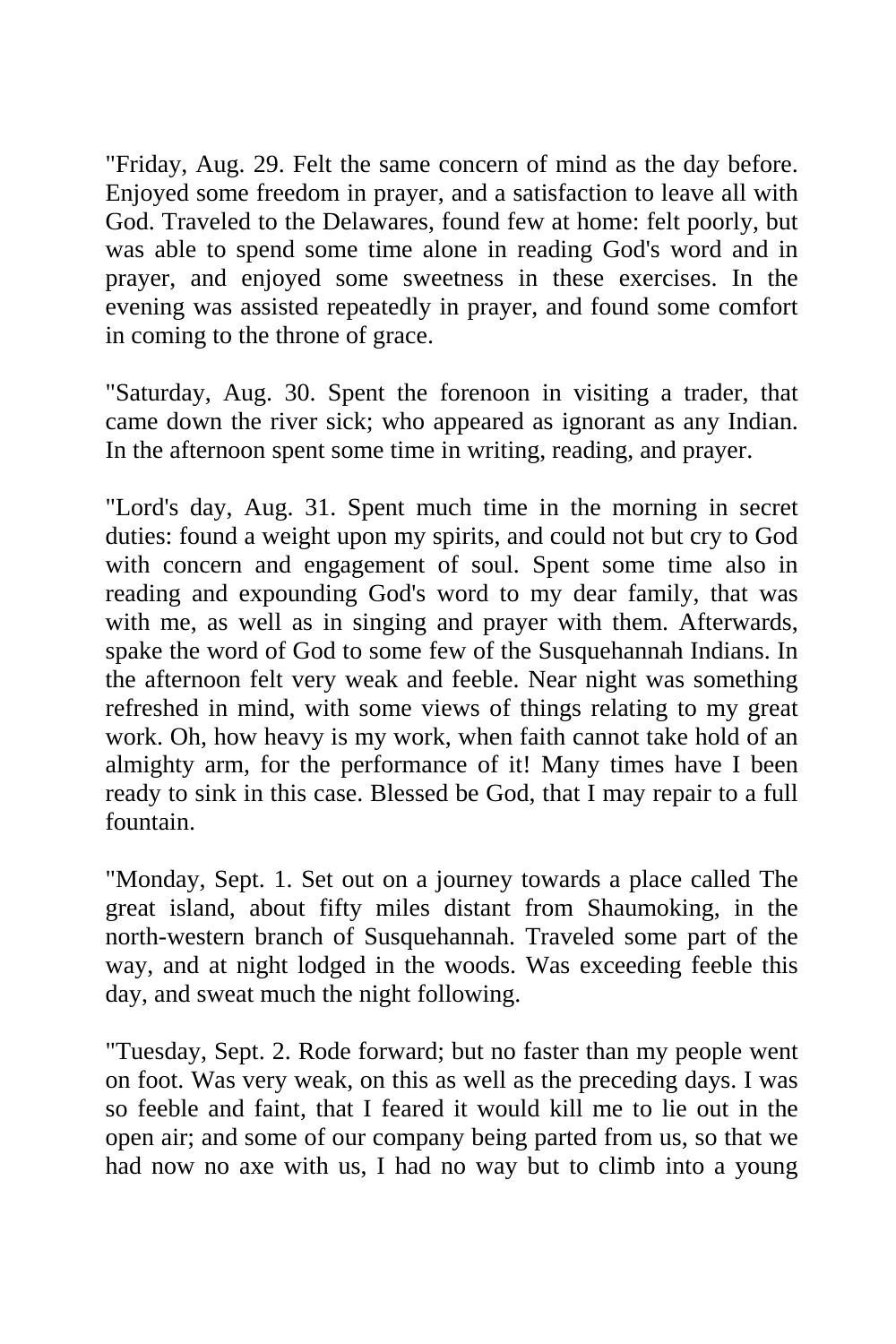"Friday, Aug. 29. Felt the same concern of mind as the day before. Enjoyed some freedom in prayer, and a satisfaction to leave all with God. Traveled to the Delawares, found few at home: felt poorly, but was able to spend some time alone in reading God's word and in prayer, and enjoyed some sweetness in these exercises. In the evening was assisted repeatedly in prayer, and found some comfort in coming to the throne of grace.

"Saturday, Aug. 30. Spent the forenoon in visiting a trader, that came down the river sick; who appeared as ignorant as any Indian. In the afternoon spent some time in writing, reading, and prayer.

"Lord's day, Aug. 31. Spent much time in the morning in secret duties: found a weight upon my spirits, and could not but cry to God with concern and engagement of soul. Spent some time also in reading and expounding God's word to my dear family, that was with me, as well as in singing and prayer with them. Afterwards, spake the word of God to some few of the Susquehannah Indians. In the afternoon felt very weak and feeble. Near night was something refreshed in mind, with some views of things relating to my great work. Oh, how heavy is my work, when faith cannot take hold of an almighty arm, for the performance of it! Many times have I been ready to sink in this case. Blessed be God, that I may repair to a full fountain.

"Monday, Sept. 1. Set out on a journey towards a place called The great island, about fifty miles distant from Shaumoking, in the north-western branch of Susquehannah. Traveled some part of the way, and at night lodged in the woods. Was exceeding feeble this day, and sweat much the night following.

"Tuesday, Sept. 2. Rode forward; but no faster than my people went on foot. Was very weak, on this as well as the preceding days. I was so feeble and faint, that I feared it would kill me to lie out in the open air; and some of our company being parted from us, so that we had now no axe with us, I had no way but to climb into a young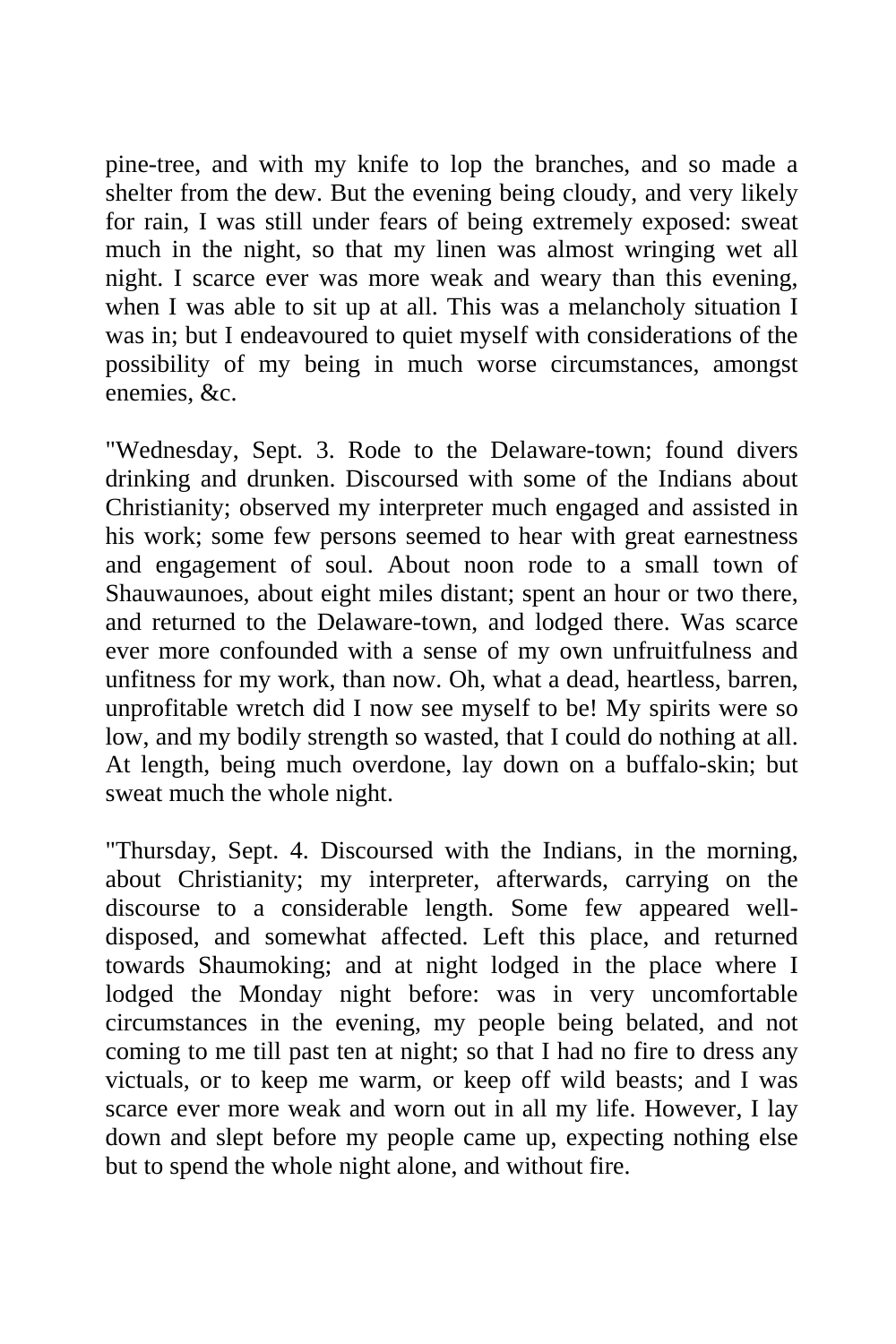pine-tree, and with my knife to lop the branches, and so made a shelter from the dew. But the evening being cloudy, and very likely for rain, I was still under fears of being extremely exposed: sweat much in the night, so that my linen was almost wringing wet all night. I scarce ever was more weak and weary than this evening, when I was able to sit up at all. This was a melancholy situation I was in; but I endeavoured to quiet myself with considerations of the possibility of my being in much worse circumstances, amongst enemies, &c.

"Wednesday, Sept. 3. Rode to the Delaware-town; found divers drinking and drunken. Discoursed with some of the Indians about Christianity; observed my interpreter much engaged and assisted in his work; some few persons seemed to hear with great earnestness and engagement of soul. About noon rode to a small town of Shauwaunoes, about eight miles distant; spent an hour or two there, and returned to the Delaware-town, and lodged there. Was scarce ever more confounded with a sense of my own unfruitfulness and unfitness for my work, than now. Oh, what a dead, heartless, barren, unprofitable wretch did I now see myself to be! My spirits were so low, and my bodily strength so wasted, that I could do nothing at all. At length, being much overdone, lay down on a buffalo-skin; but sweat much the whole night.

"Thursday, Sept. 4. Discoursed with the Indians, in the morning, about Christianity; my interpreter, afterwards, carrying on the discourse to a considerable length. Some few appeared well-disposed, and somewhat affected. Left this place, and returned towards Shaumoking; and at night lodged in the place where I lodged the Monday night before: was in very uncomfortable circumstances in the evening, my people being belated, and not coming to me till past ten at night; so that I had no fire to dress any victuals, or to keep me warm, or keep off wild beasts; and I was scarce ever more weak and worn out in all my life. However, I lay down and slept before my people came up, expecting nothing else but to spend the whole night alone, and without fire.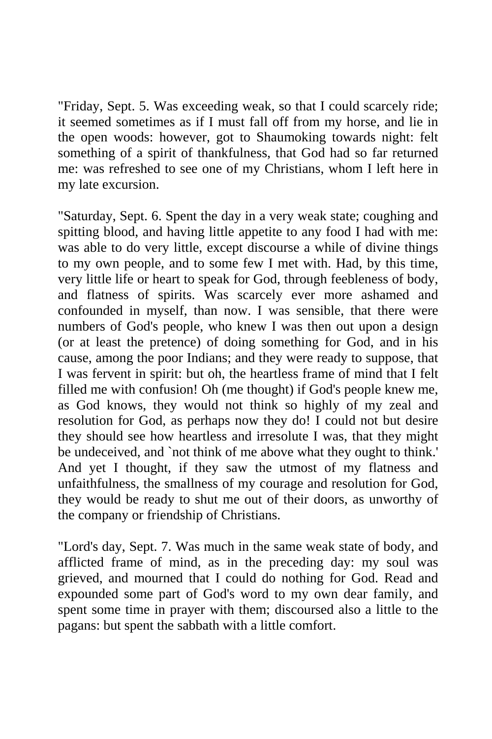"Friday, Sept. 5. Was exceeding weak, so that I could scarcely ride; it seemed sometimes as if I must fall off from my horse, and lie in the open woods: however, got to Shaumoking towards night: felt something of a spirit of thankfulness, that God had so far returned me: was refreshed to see one of my Christians, whom I left here in my late excursion.

"Saturday, Sept. 6. Spent the day in a very weak state; coughing and spitting blood, and having little appetite to any food I had with me: was able to do very little, except discourse a while of divine things to my own people, and to some few I met with. Had, by this time, very little life or heart to speak for God, through feebleness of body, and flatness of spirits. Was scarcely ever more ashamed and confounded in myself, than now. I was sensible, that there were numbers of God's people, who knew I was then out upon a design (or at least the pretence) of doing something for God, and in his cause, among the poor Indians; and they were ready to suppose, that I was fervent in spirit: but oh, the heartless frame of mind that I felt filled me with confusion! Oh (me thought) if God's people knew me, as God knows, they would not think so highly of my zeal and resolution for God, as perhaps now they do! I could not but desire they should see how heartless and irresolute I was, that they might be undeceived, and `not think of me above what they ought to think.' And yet I thought, if they saw the utmost of my flatness and unfaithfulness, the smallness of my courage and resolution for God, they would be ready to shut me out of their doors, as unworthy of the company or friendship of Christians.

"Lord's day, Sept. 7. Was much in the same weak state of body, and afflicted frame of mind, as in the preceding day: my soul was grieved, and mourned that I could do nothing for God. Read and expounded some part of God's word to my own dear family, and spent some time in prayer with them; discoursed also a little to the pagans: but spent the sabbath with a little comfort.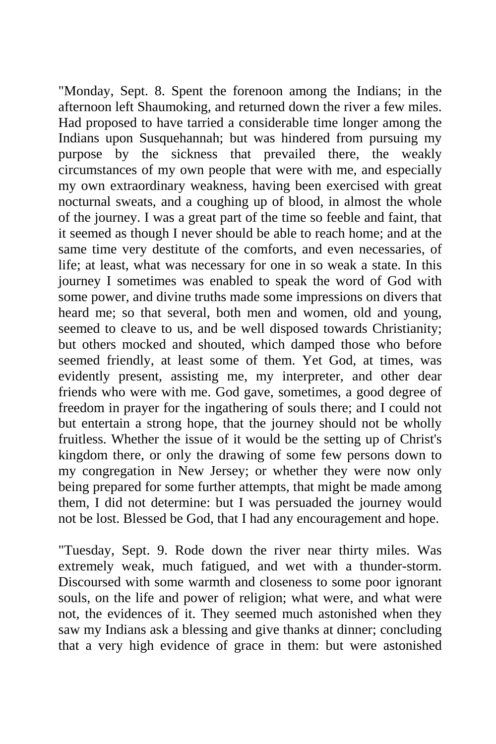"Monday, Sept. 8. Spent the forenoon among the Indians; in the afternoon left Shaumoking, and returned down the river a few miles. Had proposed to have tarried a considerable time longer among the Indians upon Susquehannah; but was hindered from pursuing my purpose by the sickness that prevailed there, the weakly circumstances of my own people that were with me, and especially my own extraordinary weakness, having been exercised with great nocturnal sweats, and a coughing up of blood, in almost the whole of the journey. I was a great part of the time so feeble and faint, that it seemed as though I never should be able to reach home; and at the same time very destitute of the comforts, and even necessaries, of life; at least, what was necessary for one in so weak a state. In this journey I sometimes was enabled to speak the word of God with some power, and divine truths made some impressions on divers that heard me; so that several, both men and women, old and young, seemed to cleave to us, and be well disposed towards Christianity; but others mocked and shouted, which damped those who before seemed friendly, at least some of them. Yet God, at times, was evidently present, assisting me, my interpreter, and other dear friends who were with me. God gave, sometimes, a good degree of freedom in prayer for the ingathering of souls there; and I could not but entertain a strong hope, that the journey should not be wholly fruitless. Whether the issue of it would be the setting up of Christ's kingdom there, or only the drawing of some few persons down to my congregation in New Jersey; or whether they were now only being prepared for some further attempts, that might be made among them, I did not determine: but I was persuaded the journey would not be lost. Blessed be God, that I had any encouragement and hope.

"Tuesday, Sept. 9. Rode down the river near thirty miles. Was extremely weak, much fatigued, and wet with a thunder-storm. Discoursed with some warmth and closeness to some poor ignorant souls, on the life and power of religion; what were, and what were not, the evidences of it. They seemed much astonished when they saw my Indians ask a blessing and give thanks at dinner; concluding that a very high evidence of grace in them: but were astonished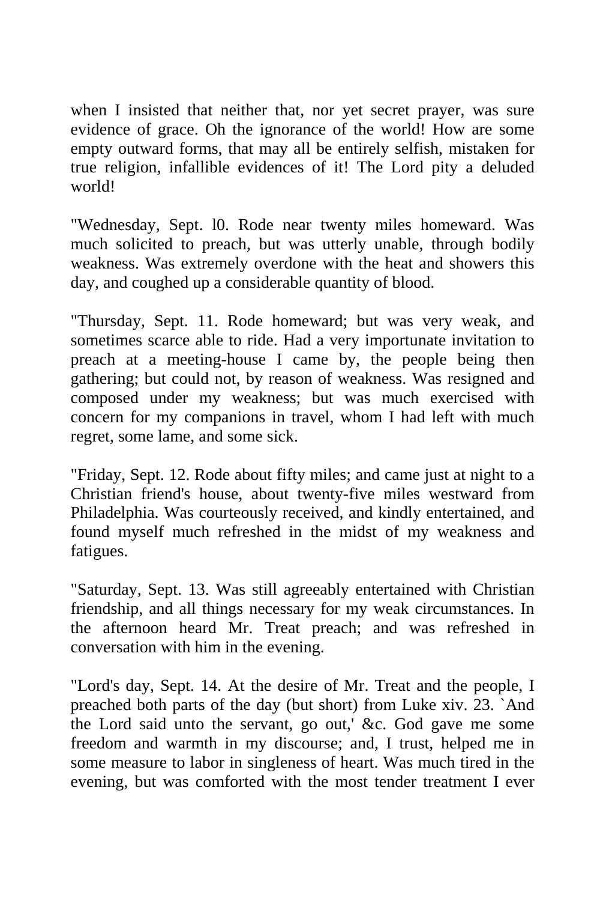when I insisted that neither that, nor yet secret prayer, was sure evidence of grace. Oh the ignorance of the world! How are some empty outward forms, that may all be entirely selfish, mistaken for true religion, infallible evidences of it! The Lord pity a deluded world!

"Wednesday, Sept. l0. Rode near twenty miles homeward. Was much solicited to preach, but was utterly unable, through bodily weakness. Was extremely overdone with the heat and showers this day, and coughed up a considerable quantity of blood.

"Thursday, Sept. 11. Rode homeward; but was very weak, and sometimes scarce able to ride. Had a very importunate invitation to preach at a meeting-house I came by, the people being then gathering; but could not, by reason of weakness. Was resigned and composed under my weakness; but was much exercised with concern for my companions in travel, whom I had left with much regret, some lame, and some sick.

"Friday, Sept. 12. Rode about fifty miles; and came just at night to a Christian friend's house, about twenty-five miles westward from Philadelphia. Was courteously received, and kindly entertained, and found myself much refreshed in the midst of my weakness and fatigues.

"Saturday, Sept. 13. Was still agreeably entertained with Christian friendship, and all things necessary for my weak circumstances. In the afternoon heard Mr. Treat preach; and was refreshed in conversation with him in the evening.

"Lord's day, Sept. 14. At the desire of Mr. Treat and the people, I preached both parts of the day (but short) from Luke xiv. 23. `And the Lord said unto the servant, go out,' &c. God gave me some freedom and warmth in my discourse; and, I trust, helped me in some measure to labor in singleness of heart. Was much tired in the evening, but was comforted with the most tender treatment I ever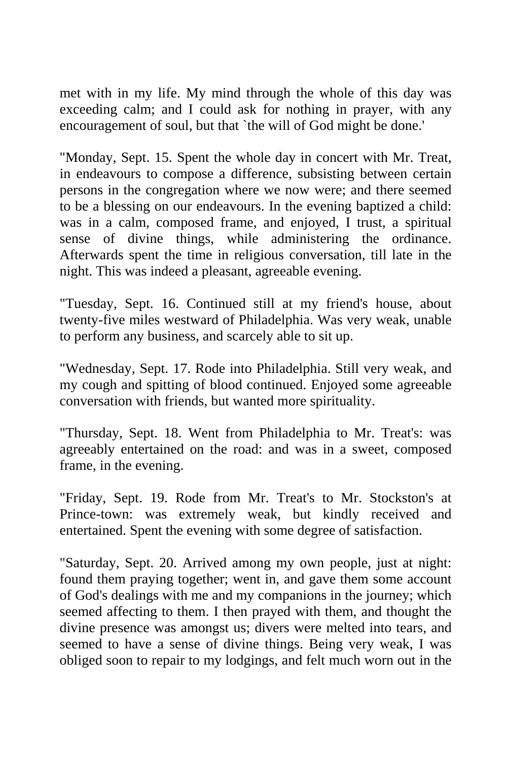met with in my life. My mind through the whole of this day was exceeding calm; and I could ask for nothing in prayer, with any encouragement of soul, but that `the will of God might be done.'

"Monday, Sept. 15. Spent the whole day in concert with Mr. Treat, in endeavours to compose a difference, subsisting between certain persons in the congregation where we now were; and there seemed to be a blessing on our endeavours. In the evening baptized a child: was in a calm, composed frame, and enjoyed, I trust, a spiritual sense of divine things, while administering the ordinance. Afterwards spent the time in religious conversation, till late in the night. This was indeed a pleasant, agreeable evening.

"Tuesday, Sept. 16. Continued still at my friend's house, about twenty-five miles westward of Philadelphia. Was very weak, unable to perform any business, and scarcely able to sit up.

"Wednesday, Sept. 17. Rode into Philadelphia. Still very weak, and my cough and spitting of blood continued. Enjoyed some agreeable conversation with friends, but wanted more spirituality.

"Thursday, Sept. 18. Went from Philadelphia to Mr. Treat's: was agreeably entertained on the road: and was in a sweet, composed frame, in the evening.

"Friday, Sept. 19. Rode from Mr. Treat's to Mr. Stockston's at Prince-town: was extremely weak, but kindly received and entertained. Spent the evening with some degree of satisfaction.

"Saturday, Sept. 20. Arrived among my own people, just at night: found them praying together; went in, and gave them some account of God's dealings with me and my companions in the journey; which seemed affecting to them. I then prayed with them, and thought the divine presence was amongst us; divers were melted into tears, and seemed to have a sense of divine things. Being very weak, I was obliged soon to repair to my lodgings, and felt much worn out in the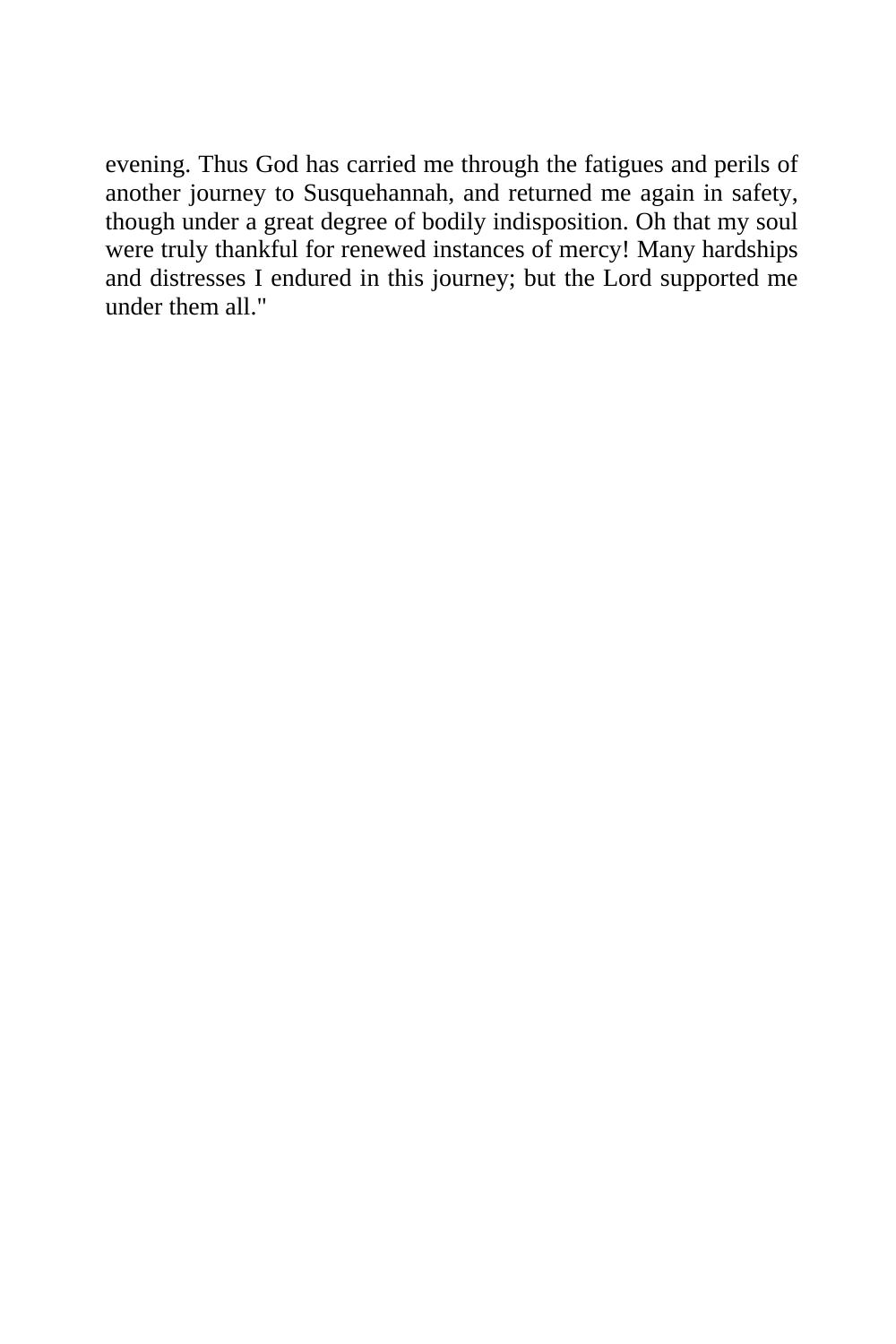evening. Thus God has carried me through the fatigues and perils of another journey to Susquehannah, and returned me again in safety, though under a great degree of bodily indisposition. Oh that my soul were truly thankful for renewed instances of mercy! Many hardships and distresses I endured in this journey; but the Lord supported me under them all."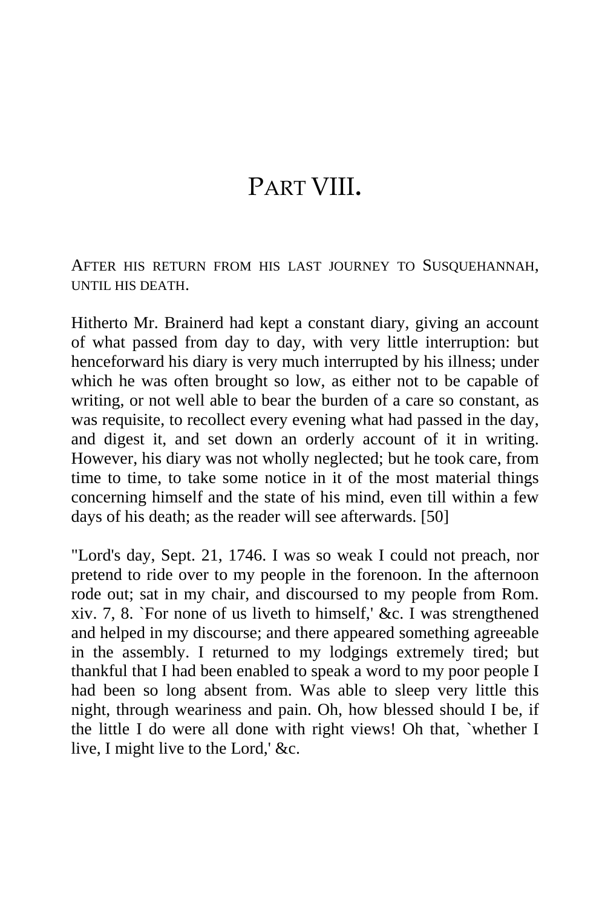# PART VIII.

AFTER HIS RETURN FROM HIS LAST JOURNEY TO SUSQUEHANNAH, UNTIL HIS DEATH.

Hitherto Mr. Brainerd had kept a constant diary, giving an account of what passed from day to day, with very little interruption: but henceforward his diary is very much interrupted by his illness; under which he was often brought so low, as either not to be capable of writing, or not well able to bear the burden of a care so constant, as was requisite, to recollect every evening what had passed in the day, and digest it, and set down an orderly account of it in writing. However, his diary was not wholly neglected; but he took care, from time to time, to take some notice in it of the most material things concerning himself and the state of his mind, even till within a few days of his death; as the reader will see afterwards. [50]

"Lord's day, Sept. 21, 1746. I was so weak I could not preach, nor pretend to ride over to my people in the forenoon. In the afternoon rode out; sat in my chair, and discoursed to my people from Rom. xiv. 7, 8. `For none of us liveth to himself,' &c. I was strengthened and helped in my discourse; and there appeared something agreeable in the assembly. I returned to my lodgings extremely tired; but thankful that I had been enabled to speak a word to my poor people I had been so long absent from. Was able to sleep very little this night, through weariness and pain. Oh, how blessed should I be, if the little I do were all done with right views! Oh that, `whether I live, I might live to the Lord,' &c.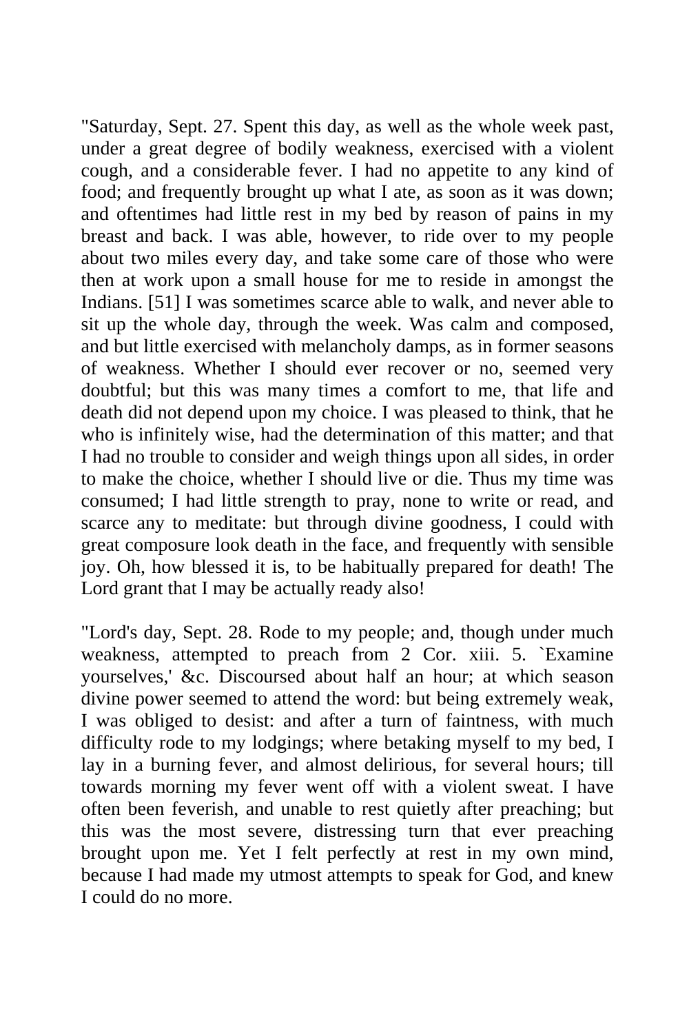"Saturday, Sept. 27. Spent this day, as well as the whole week past, under a great degree of bodily weakness, exercised with a violent cough, and a considerable fever. I had no appetite to any kind of food; and frequently brought up what I ate, as soon as it was down; and oftentimes had little rest in my bed by reason of pains in my breast and back. I was able, however, to ride over to my people about two miles every day, and take some care of those who were then at work upon a small house for me to reside in amongst the Indians. [51] I was sometimes scarce able to walk, and never able to sit up the whole day, through the week. Was calm and composed, and but little exercised with melancholy damps, as in former seasons of weakness. Whether I should ever recover or no, seemed very doubtful; but this was many times a comfort to me, that life and death did not depend upon my choice. I was pleased to think, that he who is infinitely wise, had the determination of this matter; and that I had no trouble to consider and weigh things upon all sides, in order to make the choice, whether I should live or die. Thus my time was consumed; I had little strength to pray, none to write or read, and scarce any to meditate: but through divine goodness, I could with great composure look death in the face, and frequently with sensible joy. Oh, how blessed it is, to be habitually prepared for death! The Lord grant that I may be actually ready also!

"Lord's day, Sept. 28. Rode to my people; and, though under much weakness, attempted to preach from 2 Cor. xiii. 5. `Examine yourselves,' &c. Discoursed about half an hour; at which season divine power seemed to attend the word: but being extremely weak, I was obliged to desist: and after a turn of faintness, with much difficulty rode to my lodgings; where betaking myself to my bed, I lay in a burning fever, and almost delirious, for several hours; till towards morning my fever went off with a violent sweat. I have often been feverish, and unable to rest quietly after preaching; but this was the most severe, distressing turn that ever preaching brought upon me. Yet I felt perfectly at rest in my own mind, because I had made my utmost attempts to speak for God, and knew I could do no more.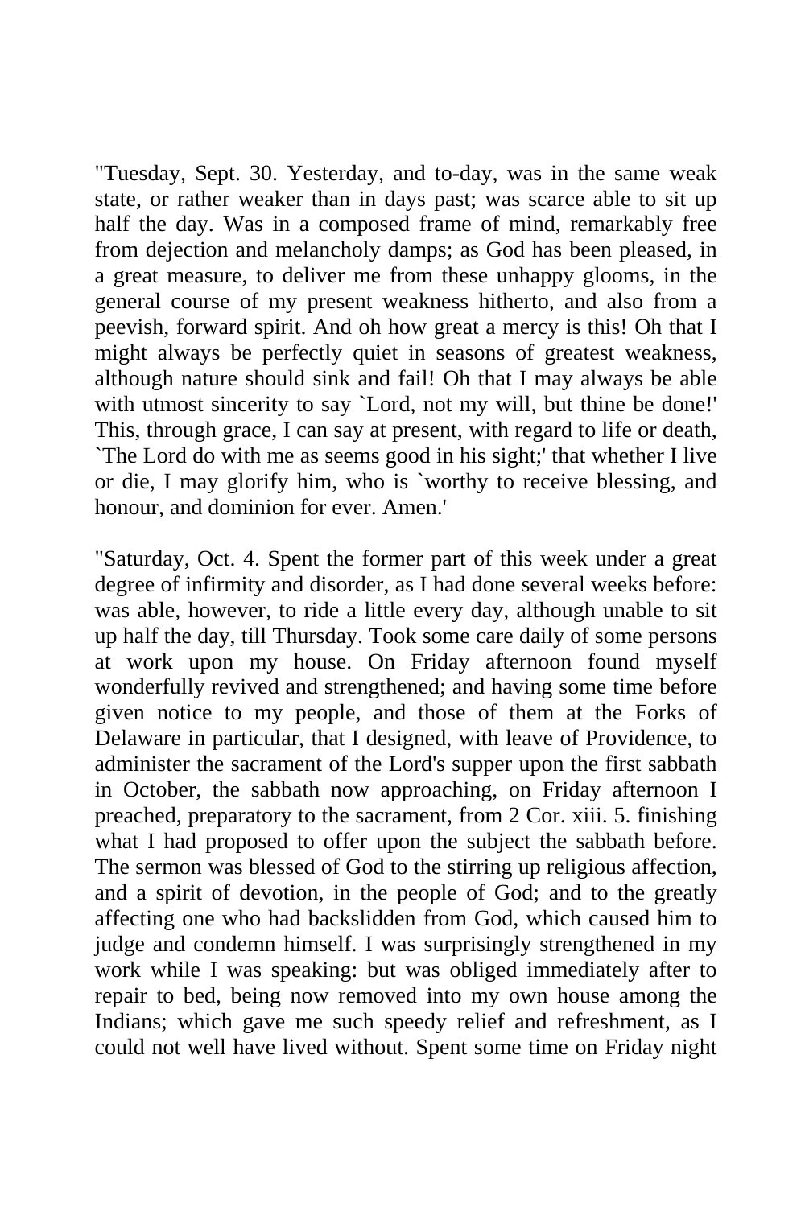"Tuesday, Sept. 30. Yesterday, and to-day, was in the same weak state, or rather weaker than in days past; was scarce able to sit up half the day. Was in a composed frame of mind, remarkably free from dejection and melancholy damps; as God has been pleased, in a great measure, to deliver me from these unhappy glooms, in the general course of my present weakness hitherto, and also from a peevish, forward spirit. And oh how great a mercy is this! Oh that I might always be perfectly quiet in seasons of greatest weakness, although nature should sink and fail! Oh that I may always be able with utmost sincerity to say `Lord, not my will, but thine be done!' This, through grace, I can say at present, with regard to life or death, `The Lord do with me as seems good in his sight;' that whether I live or die, I may glorify him, who is `worthy to receive blessing, and honour, and dominion for ever. Amen.'

"Saturday, Oct. 4. Spent the former part of this week under a great degree of infirmity and disorder, as I had done several weeks before: was able, however, to ride a little every day, although unable to sit up half the day, till Thursday. Took some care daily of some persons at work upon my house. On Friday afternoon found myself wonderfully revived and strengthened; and having some time before given notice to my people, and those of them at the Forks of Delaware in particular, that I designed, with leave of Providence, to administer the sacrament of the Lord's supper upon the first sabbath in October, the sabbath now approaching, on Friday afternoon I preached, preparatory to the sacrament, from 2 Cor. xiii. 5. finishing what I had proposed to offer upon the subject the sabbath before. The sermon was blessed of God to the stirring up religious affection, and a spirit of devotion, in the people of God; and to the greatly affecting one who had backslidden from God, which caused him to judge and condemn himself. I was surprisingly strengthened in my work while I was speaking: but was obliged immediately after to repair to bed, being now removed into my own house among the Indians; which gave me such speedy relief and refreshment, as I could not well have lived without. Spent some time on Friday night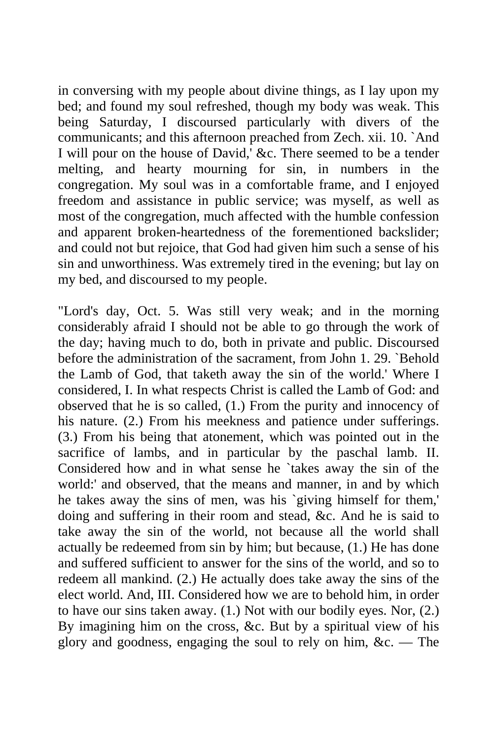in conversing with my people about divine things, as I lay upon my bed; and found my soul refreshed, though my body was weak. This being Saturday, I discoursed particularly with divers of the communicants; and this afternoon preached from Zech. xii. 10. `And I will pour on the house of David,' &c. There seemed to be a tender melting, and hearty mourning for sin, in numbers in the congregation. My soul was in a comfortable frame, and I enjoyed freedom and assistance in public service; was myself, as well as most of the congregation, much affected with the humble confession and apparent broken-heartedness of the forementioned backslider; and could not but rejoice, that God had given him such a sense of his sin and unworthiness. Was extremely tired in the evening; but lay on my bed, and discoursed to my people.

"Lord's day, Oct. 5. Was still very weak; and in the morning considerably afraid I should not be able to go through the work of the day; having much to do, both in private and public. Discoursed before the administration of the sacrament, from John 1. 29. `Behold the Lamb of God, that taketh away the sin of the world.' Where I considered, I. In what respects Christ is called the Lamb of God: and observed that he is so called, (1.) From the purity and innocency of his nature. (2.) From his meekness and patience under sufferings. (3.) From his being that atonement, which was pointed out in the sacrifice of lambs, and in particular by the paschal lamb. II. Considered how and in what sense he `takes away the sin of the world:' and observed, that the means and manner, in and by which he takes away the sins of men, was his `giving himself for them,' doing and suffering in their room and stead, &c. And he is said to take away the sin of the world, not because all the world shall actually be redeemed from sin by him; but because, (1.) He has done and suffered sufficient to answer for the sins of the world, and so to redeem all mankind. (2.) He actually does take away the sins of the elect world. And, III. Considered how we are to behold him, in order to have our sins taken away. (1.) Not with our bodily eyes. Nor, (2.) By imagining him on the cross, &c. But by a spiritual view of his glory and goodness, engaging the soul to rely on him, &c. — The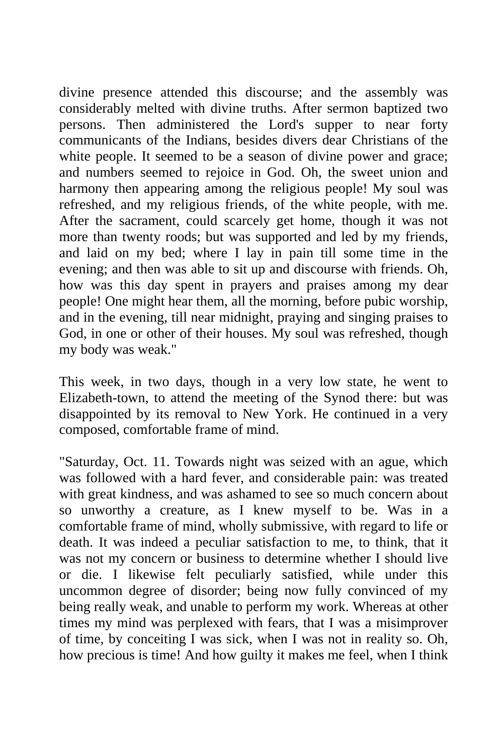divine presence attended this discourse; and the assembly was considerably melted with divine truths. After sermon baptized two persons. Then administered the Lord's supper to near forty communicants of the Indians, besides divers dear Christians of the white people. It seemed to be a season of divine power and grace; and numbers seemed to rejoice in God. Oh, the sweet union and harmony then appearing among the religious people! My soul was refreshed, and my religious friends, of the white people, with me. After the sacrament, could scarcely get home, though it was not more than twenty roods; but was supported and led by my friends, and laid on my bed; where I lay in pain till some time in the evening; and then was able to sit up and discourse with friends. Oh, how was this day spent in prayers and praises among my dear people! One might hear them, all the morning, before pubic worship, and in the evening, till near midnight, praying and singing praises to God, in one or other of their houses. My soul was refreshed, though my body was weak."

This week, in two days, though in a very low state, he went to Elizabeth-town, to attend the meeting of the Synod there: but was disappointed by its removal to New York. He continued in a very composed, comfortable frame of mind.

"Saturday, Oct. 11. Towards night was seized with an ague, which was followed with a hard fever, and considerable pain: was treated with great kindness, and was ashamed to see so much concern about so unworthy a creature, as I knew myself to be. Was in a comfortable frame of mind, wholly submissive, with regard to life or death. It was indeed a peculiar satisfaction to me, to think, that it was not my concern or business to determine whether I should live or die. I likewise felt peculiarly satisfied, while under this uncommon degree of disorder; being now fully convinced of my being really weak, and unable to perform my work. Whereas at other times my mind was perplexed with fears, that I was a misimprover of time, by conceiting I was sick, when I was not in reality so. Oh, how precious is time! And how guilty it makes me feel, when I think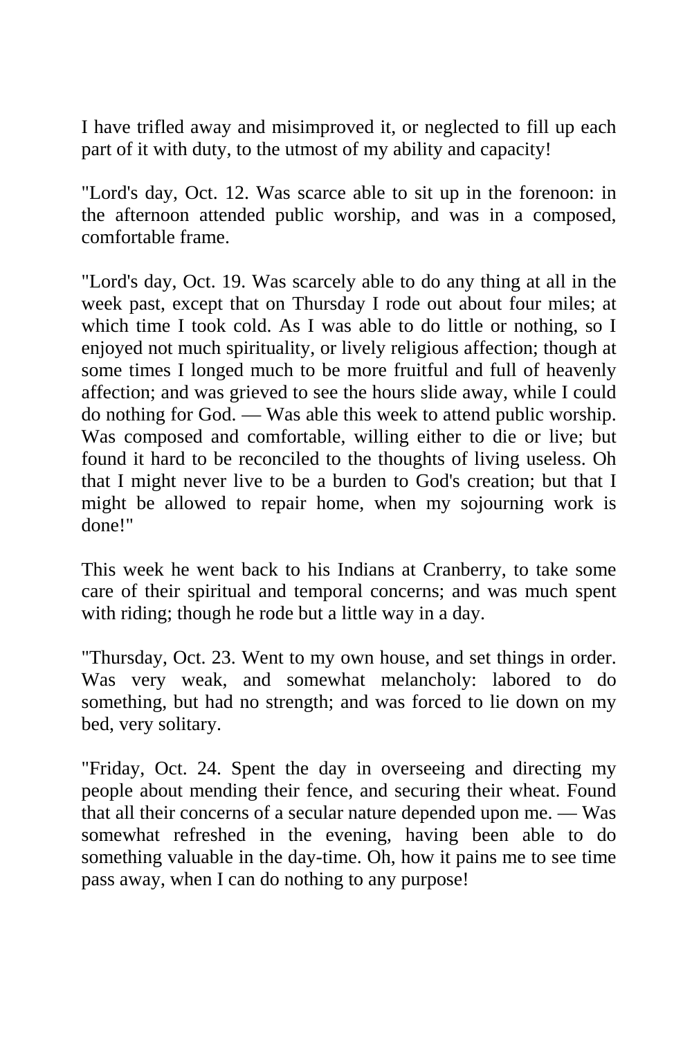I have trifled away and misimproved it, or neglected to fill up each part of it with duty, to the utmost of my ability and capacity!

"Lord's day, Oct. 12. Was scarce able to sit up in the forenoon: in the afternoon attended public worship, and was in a composed, comfortable frame.

"Lord's day, Oct. 19. Was scarcely able to do any thing at all in the week past, except that on Thursday I rode out about four miles; at which time I took cold. As I was able to do little or nothing, so I enjoyed not much spirituality, or lively religious affection; though at some times I longed much to be more fruitful and full of heavenly affection; and was grieved to see the hours slide away, while I could do nothing for God. — Was able this week to attend public worship. Was composed and comfortable, willing either to die or live; but found it hard to be reconciled to the thoughts of living useless. Oh that I might never live to be a burden to God's creation; but that I might be allowed to repair home, when my sojourning work is done!"

This week he went back to his Indians at Cranberry, to take some care of their spiritual and temporal concerns; and was much spent with riding; though he rode but a little way in a day.

"Thursday, Oct. 23. Went to my own house, and set things in order. Was very weak, and somewhat melancholy: labored to do something, but had no strength; and was forced to lie down on my bed, very solitary.

"Friday, Oct. 24. Spent the day in overseeing and directing my people about mending their fence, and securing their wheat. Found that all their concerns of a secular nature depended upon me. — Was somewhat refreshed in the evening, having been able to do something valuable in the day-time. Oh, how it pains me to see time pass away, when I can do nothing to any purpose!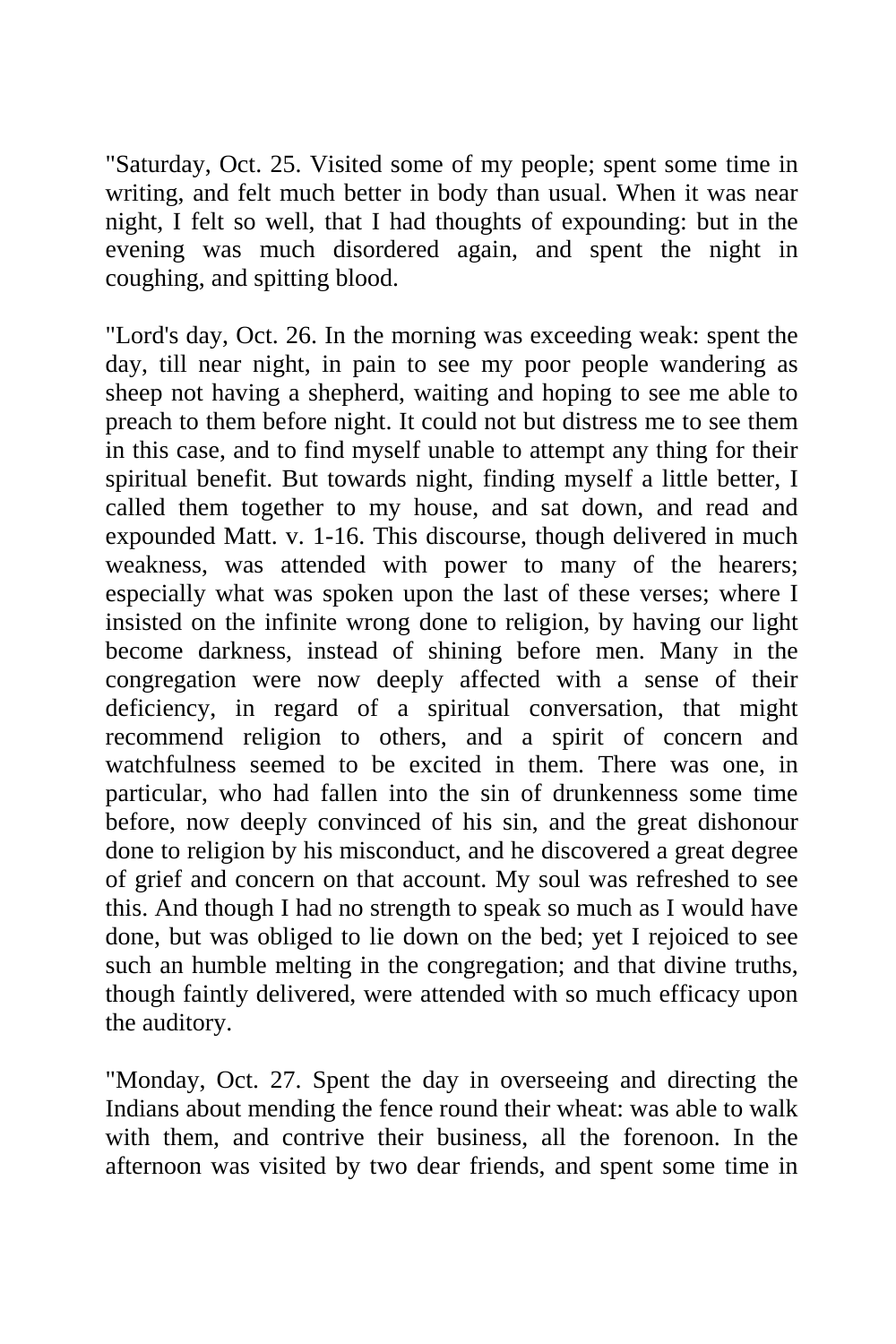"Saturday, Oct. 25. Visited some of my people; spent some time in writing, and felt much better in body than usual. When it was near night, I felt so well, that I had thoughts of expounding: but in the evening was much disordered again, and spent the night in coughing, and spitting blood.

"Lord's day, Oct. 26. In the morning was exceeding weak: spent the day, till near night, in pain to see my poor people wandering as sheep not having a shepherd, waiting and hoping to see me able to preach to them before night. It could not but distress me to see them in this case, and to find myself unable to attempt any thing for their spiritual benefit. But towards night, finding myself a little better, I called them together to my house, and sat down, and read and expounded Matt. v. 1-16. This discourse, though delivered in much weakness, was attended with power to many of the hearers; especially what was spoken upon the last of these verses; where I insisted on the infinite wrong done to religion, by having our light become darkness, instead of shining before men. Many in the congregation were now deeply affected with a sense of their deficiency, in regard of a spiritual conversation, that might recommend religion to others, and a spirit of concern and watchfulness seemed to be excited in them. There was one, in particular, who had fallen into the sin of drunkenness some time before, now deeply convinced of his sin, and the great dishonour done to religion by his misconduct, and he discovered a great degree of grief and concern on that account. My soul was refreshed to see this. And though I had no strength to speak so much as I would have done, but was obliged to lie down on the bed; yet I rejoiced to see such an humble melting in the congregation; and that divine truths, though faintly delivered, were attended with so much efficacy upon the auditory.

"Monday, Oct. 27. Spent the day in overseeing and directing the Indians about mending the fence round their wheat: was able to walk with them, and contrive their business, all the forenoon. In the afternoon was visited by two dear friends, and spent some time in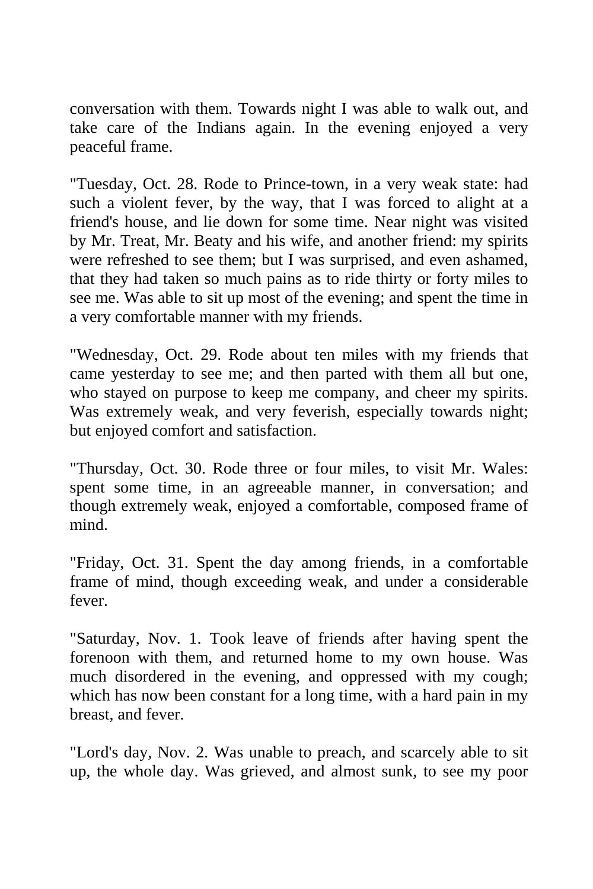conversation with them. Towards night I was able to walk out, and take care of the Indians again. In the evening enjoyed a very peaceful frame.

"Tuesday, Oct. 28. Rode to Prince-town, in a very weak state: had such a violent fever, by the way, that I was forced to alight at a friend's house, and lie down for some time. Near night was visited by Mr. Treat, Mr. Beaty and his wife, and another friend: my spirits were refreshed to see them; but I was surprised, and even ashamed, that they had taken so much pains as to ride thirty or forty miles to see me. Was able to sit up most of the evening; and spent the time in a very comfortable manner with my friends.

"Wednesday, Oct. 29. Rode about ten miles with my friends that came yesterday to see me; and then parted with them all but one, who stayed on purpose to keep me company, and cheer my spirits. Was extremely weak, and very feverish, especially towards night; but enjoyed comfort and satisfaction.

"Thursday, Oct. 30. Rode three or four miles, to visit Mr. Wales: spent some time, in an agreeable manner, in conversation; and though extremely weak, enjoyed a comfortable, composed frame of mind.

"Friday, Oct. 31. Spent the day among friends, in a comfortable frame of mind, though exceeding weak, and under a considerable fever.

"Saturday, Nov. 1. Took leave of friends after having spent the forenoon with them, and returned home to my own house. Was much disordered in the evening, and oppressed with my cough; which has now been constant for a long time, with a hard pain in my breast, and fever.

"Lord's day, Nov. 2. Was unable to preach, and scarcely able to sit up, the whole day. Was grieved, and almost sunk, to see my poor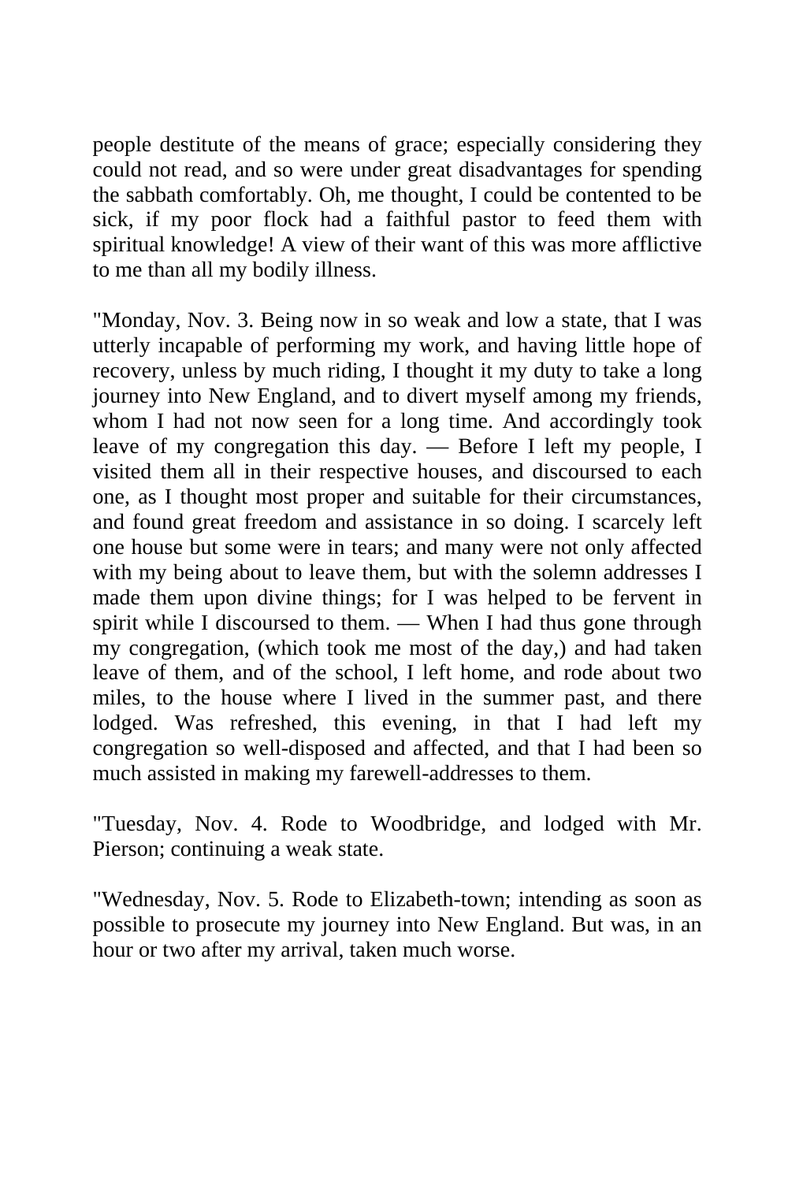people destitute of the means of grace; especially considering they could not read, and so were under great disadvantages for spending the sabbath comfortably. Oh, me thought, I could be contented to be sick, if my poor flock had a faithful pastor to feed them with spiritual knowledge! A view of their want of this was more afflictive to me than all my bodily illness.

"Monday, Nov. 3. Being now in so weak and low a state, that I was utterly incapable of performing my work, and having little hope of recovery, unless by much riding, I thought it my duty to take a long journey into New England, and to divert myself among my friends, whom I had not now seen for a long time. And accordingly took leave of my congregation this day. — Before I left my people, I visited them all in their respective houses, and discoursed to each one, as I thought most proper and suitable for their circumstances, and found great freedom and assistance in so doing. I scarcely left one house but some were in tears; and many were not only affected with my being about to leave them, but with the solemn addresses I made them upon divine things; for I was helped to be fervent in spirit while I discoursed to them. — When I had thus gone through my congregation, (which took me most of the day,) and had taken leave of them, and of the school, I left home, and rode about two miles, to the house where I lived in the summer past, and there lodged. Was refreshed, this evening, in that I had left my congregation so well-disposed and affected, and that I had been so much assisted in making my farewell-addresses to them.

"Tuesday, Nov. 4. Rode to Woodbridge, and lodged with Mr. Pierson; continuing a weak state.

"Wednesday, Nov. 5. Rode to Elizabeth-town; intending as soon as possible to prosecute my journey into New England. But was, in an hour or two after my arrival, taken much worse.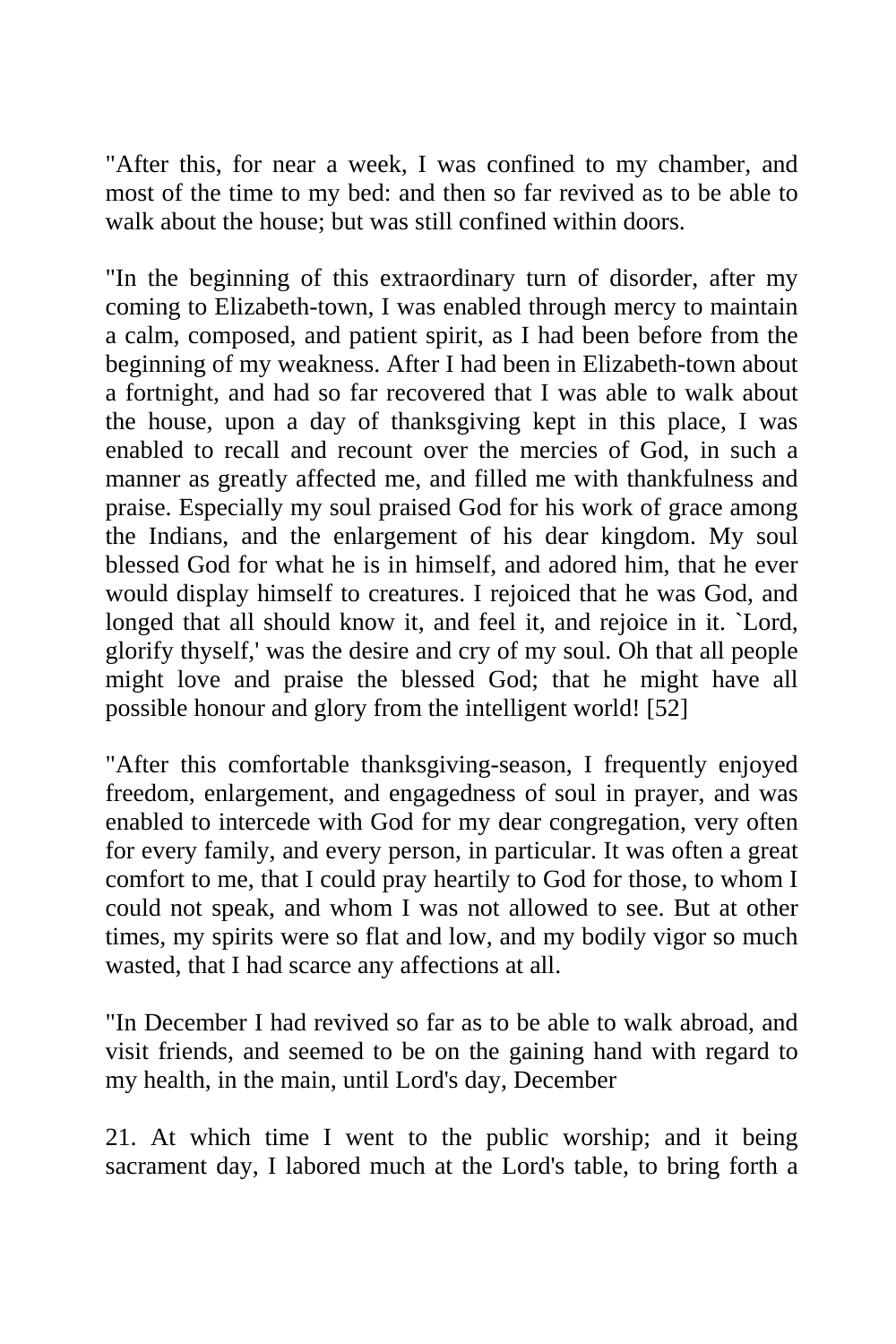"After this, for near a week, I was confined to my chamber, and most of the time to my bed: and then so far revived as to be able to walk about the house; but was still confined within doors.

"In the beginning of this extraordinary turn of disorder, after my coming to Elizabeth-town, I was enabled through mercy to maintain a calm, composed, and patient spirit, as I had been before from the beginning of my weakness. After I had been in Elizabeth-town about a fortnight, and had so far recovered that I was able to walk about the house, upon a day of thanksgiving kept in this place, I was enabled to recall and recount over the mercies of God, in such a manner as greatly affected me, and filled me with thankfulness and praise. Especially my soul praised God for his work of grace among the Indians, and the enlargement of his dear kingdom. My soul blessed God for what he is in himself, and adored him, that he ever would display himself to creatures. I rejoiced that he was God, and longed that all should know it, and feel it, and rejoice in it. `Lord, glorify thyself,' was the desire and cry of my soul. Oh that all people might love and praise the blessed God; that he might have all possible honour and glory from the intelligent world! [52]

"After this comfortable thanksgiving-season, I frequently enjoyed freedom, enlargement, and engagedness of soul in prayer, and was enabled to intercede with God for my dear congregation, very often for every family, and every person, in particular. It was often a great comfort to me, that I could pray heartily to God for those, to whom I could not speak, and whom I was not allowed to see. But at other times, my spirits were so flat and low, and my bodily vigor so much wasted, that I had scarce any affections at all.

"In December I had revived so far as to be able to walk abroad, and visit friends, and seemed to be on the gaining hand with regard to my health, in the main, until Lord's day, December

21. At which time I went to the public worship; and it being sacrament day, I labored much at the Lord's table, to bring forth a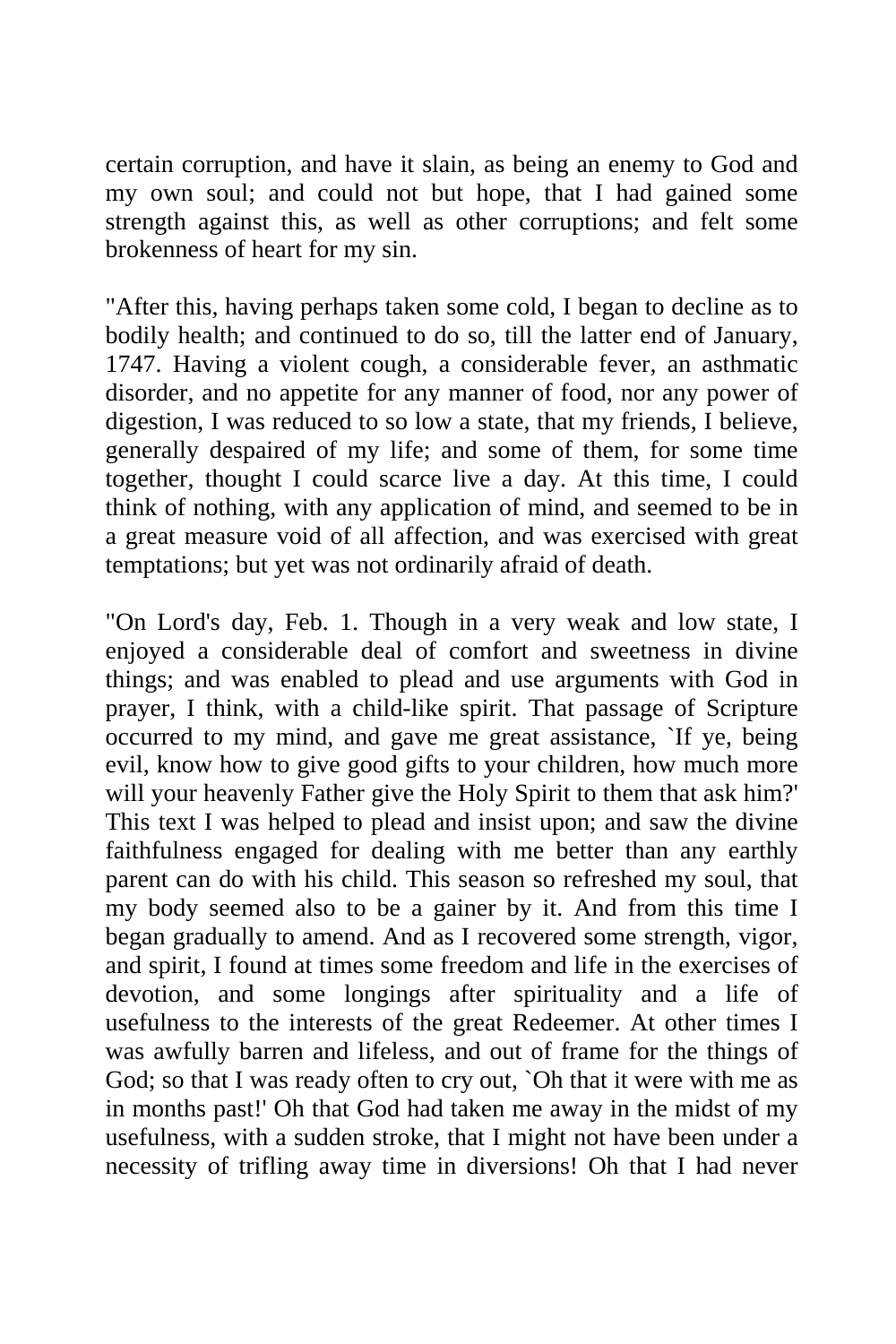certain corruption, and have it slain, as being an enemy to God and my own soul; and could not but hope, that I had gained some strength against this, as well as other corruptions; and felt some brokenness of heart for my sin.

"After this, having perhaps taken some cold, I began to decline as to bodily health; and continued to do so, till the latter end of January, 1747. Having a violent cough, a considerable fever, an asthmatic disorder, and no appetite for any manner of food, nor any power of digestion, I was reduced to so low a state, that my friends, I believe, generally despaired of my life; and some of them, for some time together, thought I could scarce live a day. At this time, I could think of nothing, with any application of mind, and seemed to be in a great measure void of all affection, and was exercised with great temptations; but yet was not ordinarily afraid of death.

"On Lord's day, Feb. 1. Though in a very weak and low state, I enjoyed a considerable deal of comfort and sweetness in divine things; and was enabled to plead and use arguments with God in prayer, I think, with a child-like spirit. That passage of Scripture occurred to my mind, and gave me great assistance, `If ye, being evil, know how to give good gifts to your children, how much more will your heavenly Father give the Holy Spirit to them that ask him?' This text I was helped to plead and insist upon; and saw the divine faithfulness engaged for dealing with me better than any earthly parent can do with his child. This season so refreshed my soul, that my body seemed also to be a gainer by it. And from this time I began gradually to amend. And as I recovered some strength, vigor, and spirit, I found at times some freedom and life in the exercises of devotion, and some longings after spirituality and a life of usefulness to the interests of the great Redeemer. At other times I was awfully barren and lifeless, and out of frame for the things of God; so that I was ready often to cry out, `Oh that it were with me as in months past!' Oh that God had taken me away in the midst of my usefulness, with a sudden stroke, that I might not have been under a necessity of trifling away time in diversions! Oh that I had never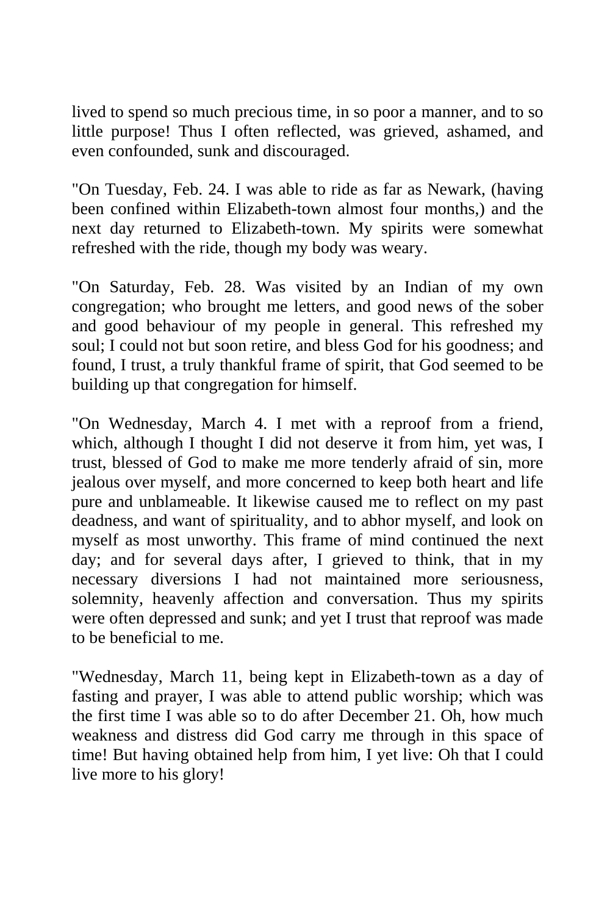lived to spend so much precious time, in so poor a manner, and to so little purpose! Thus I often reflected, was grieved, ashamed, and even confounded, sunk and discouraged.

"On Tuesday, Feb. 24. I was able to ride as far as Newark, (having been confined within Elizabeth-town almost four months,) and the next day returned to Elizabeth-town. My spirits were somewhat refreshed with the ride, though my body was weary.

"On Saturday, Feb. 28. Was visited by an Indian of my own congregation; who brought me letters, and good news of the sober and good behaviour of my people in general. This refreshed my soul; I could not but soon retire, and bless God for his goodness; and found, I trust, a truly thankful frame of spirit, that God seemed to be building up that congregation for himself.

"On Wednesday, March 4. I met with a reproof from a friend, which, although I thought I did not deserve it from him, yet was, I trust, blessed of God to make me more tenderly afraid of sin, more jealous over myself, and more concerned to keep both heart and life pure and unblameable. It likewise caused me to reflect on my past deadness, and want of spirituality, and to abhor myself, and look on myself as most unworthy. This frame of mind continued the next day; and for several days after, I grieved to think, that in my necessary diversions I had not maintained more seriousness, solemnity, heavenly affection and conversation. Thus my spirits were often depressed and sunk; and yet I trust that reproof was made to be beneficial to me.

"Wednesday, March 11, being kept in Elizabeth-town as a day of fasting and prayer, I was able to attend public worship; which was the first time I was able so to do after December 21. Oh, how much weakness and distress did God carry me through in this space of time! But having obtained help from him, I yet live: Oh that I could live more to his glory!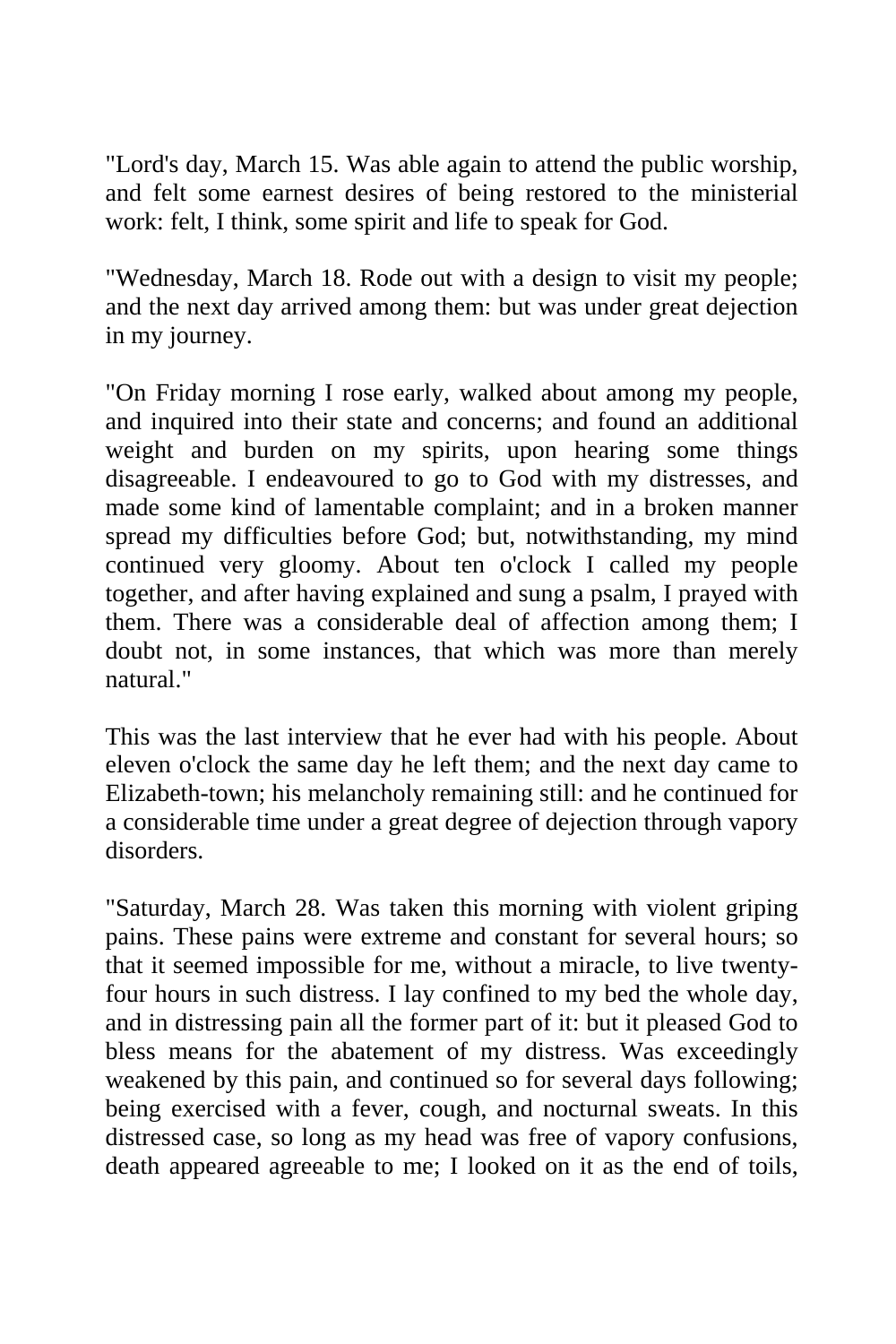"Lord's day, March 15. Was able again to attend the public worship, and felt some earnest desires of being restored to the ministerial work: felt, I think, some spirit and life to speak for God.

"Wednesday, March 18. Rode out with a design to visit my people; and the next day arrived among them: but was under great dejection in my journey.

"On Friday morning I rose early, walked about among my people, and inquired into their state and concerns; and found an additional weight and burden on my spirits, upon hearing some things disagreeable. I endeavoured to go to God with my distresses, and made some kind of lamentable complaint; and in a broken manner spread my difficulties before God; but, notwithstanding, my mind continued very gloomy. About ten o'clock I called my people together, and after having explained and sung a psalm, I prayed with them. There was a considerable deal of affection among them; I doubt not, in some instances, that which was more than merely natural."

This was the last interview that he ever had with his people. About eleven o'clock the same day he left them; and the next day came to Elizabeth-town; his melancholy remaining still: and he continued for a considerable time under a great degree of dejection through vapory disorders.

"Saturday, March 28. Was taken this morning with violent griping pains. These pains were extreme and constant for several hours; so that it seemed impossible for me, without a miracle, to live twenty-four hours in such distress. I lay confined to my bed the whole day, and in distressing pain all the former part of it: but it pleased God to bless means for the abatement of my distress. Was exceedingly weakened by this pain, and continued so for several days following; being exercised with a fever, cough, and nocturnal sweats. In this distressed case, so long as my head was free of vapory confusions, death appeared agreeable to me; I looked on it as the end of toils,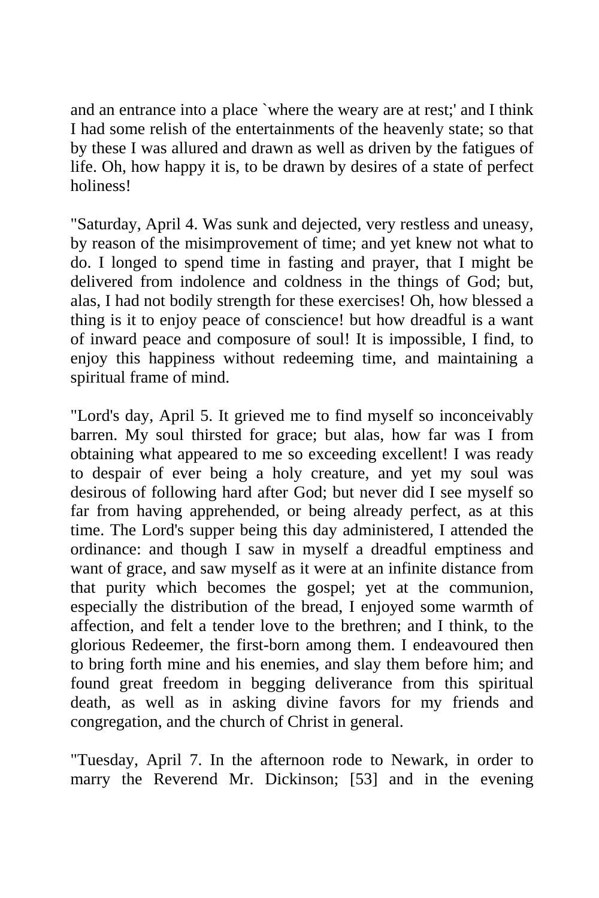and an entrance into a place `where the weary are at rest;' and I think I had some relish of the entertainments of the heavenly state; so that by these I was allured and drawn as well as driven by the fatigues of life. Oh, how happy it is, to be drawn by desires of a state of perfect holiness!

"Saturday, April 4. Was sunk and dejected, very restless and uneasy, by reason of the misimprovement of time; and yet knew not what to do. I longed to spend time in fasting and prayer, that I might be delivered from indolence and coldness in the things of God; but, alas, I had not bodily strength for these exercises! Oh, how blessed a thing is it to enjoy peace of conscience! but how dreadful is a want of inward peace and composure of soul! It is impossible, I find, to enjoy this happiness without redeeming time, and maintaining a spiritual frame of mind.

"Lord's day, April 5. It grieved me to find myself so inconceivably barren. My soul thirsted for grace; but alas, how far was I from obtaining what appeared to me so exceeding excellent! I was ready to despair of ever being a holy creature, and yet my soul was desirous of following hard after God; but never did I see myself so far from having apprehended, or being already perfect, as at this time. The Lord's supper being this day administered, I attended the ordinance: and though I saw in myself a dreadful emptiness and want of grace, and saw myself as it were at an infinite distance from that purity which becomes the gospel; yet at the communion, especially the distribution of the bread, I enjoyed some warmth of affection, and felt a tender love to the brethren; and I think, to the glorious Redeemer, the first-born among them. I endeavoured then to bring forth mine and his enemies, and slay them before him; and found great freedom in begging deliverance from this spiritual death, as well as in asking divine favors for my friends and congregation, and the church of Christ in general.

"Tuesday, April 7. In the afternoon rode to Newark, in order to marry the Reverend Mr. Dickinson; [53] and in the evening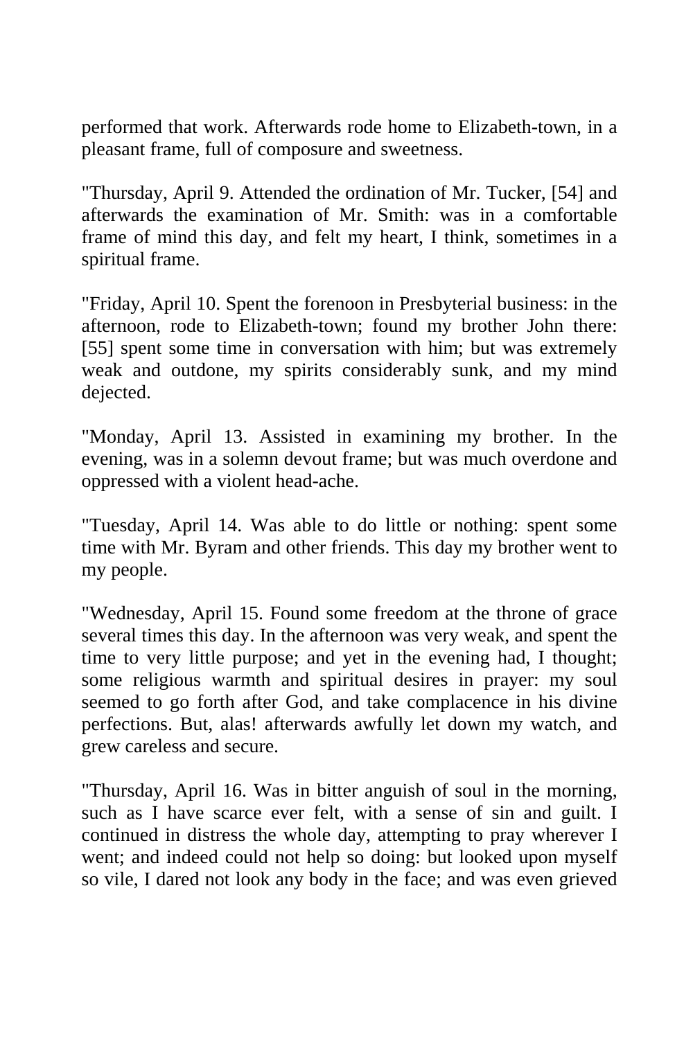performed that work. Afterwards rode home to Elizabeth-town, in a pleasant frame, full of composure and sweetness.

"Thursday, April 9. Attended the ordination of Mr. Tucker, [54] and afterwards the examination of Mr. Smith: was in a comfortable frame of mind this day, and felt my heart, I think, sometimes in a spiritual frame.

"Friday, April 10. Spent the forenoon in Presbyterial business: in the afternoon, rode to Elizabeth-town; found my brother John there: [55] spent some time in conversation with him; but was extremely weak and outdone, my spirits considerably sunk, and my mind dejected.

"Monday, April 13. Assisted in examining my brother. In the evening, was in a solemn devout frame; but was much overdone and oppressed with a violent head-ache.

"Tuesday, April 14. Was able to do little or nothing: spent some time with Mr. Byram and other friends. This day my brother went to my people.

"Wednesday, April 15. Found some freedom at the throne of grace several times this day. In the afternoon was very weak, and spent the time to very little purpose; and yet in the evening had, I thought; some religious warmth and spiritual desires in prayer: my soul seemed to go forth after God, and take complacence in his divine perfections. But, alas! afterwards awfully let down my watch, and grew careless and secure.

"Thursday, April 16. Was in bitter anguish of soul in the morning, such as I have scarce ever felt, with a sense of sin and guilt. I continued in distress the whole day, attempting to pray wherever I went; and indeed could not help so doing: but looked upon myself so vile, I dared not look any body in the face; and was even grieved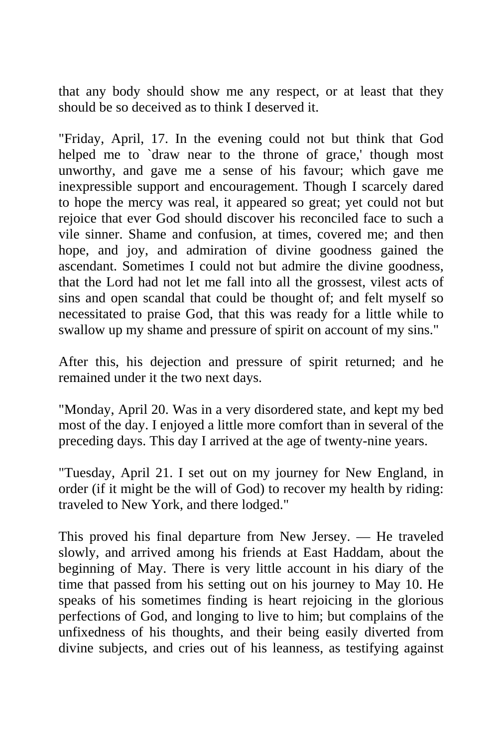that any body should show me any respect, or at least that they should be so deceived as to think I deserved it.

"Friday, April, 17. In the evening could not but think that God helped me to `draw near to the throne of grace,' though most unworthy, and gave me a sense of his favour; which gave me inexpressible support and encouragement. Though I scarcely dared to hope the mercy was real, it appeared so great; yet could not but rejoice that ever God should discover his reconciled face to such a vile sinner. Shame and confusion, at times, covered me; and then hope, and joy, and admiration of divine goodness gained the ascendant. Sometimes I could not but admire the divine goodness, that the Lord had not let me fall into all the grossest, vilest acts of sins and open scandal that could be thought of; and felt myself so necessitated to praise God, that this was ready for a little while to swallow up my shame and pressure of spirit on account of my sins."

After this, his dejection and pressure of spirit returned; and he remained under it the two next days.

"Monday, April 20. Was in a very disordered state, and kept my bed most of the day. I enjoyed a little more comfort than in several of the preceding days. This day I arrived at the age of twenty-nine years.

"Tuesday, April 21. I set out on my journey for New England, in order (if it might be the will of God) to recover my health by riding: traveled to New York, and there lodged."

This proved his final departure from New Jersey. — He traveled slowly, and arrived among his friends at East Haddam, about the beginning of May. There is very little account in his diary of the time that passed from his setting out on his journey to May 10. He speaks of his sometimes finding is heart rejoicing in the glorious perfections of God, and longing to live to him; but complains of the unfixedness of his thoughts, and their being easily diverted from divine subjects, and cries out of his leanness, as testifying against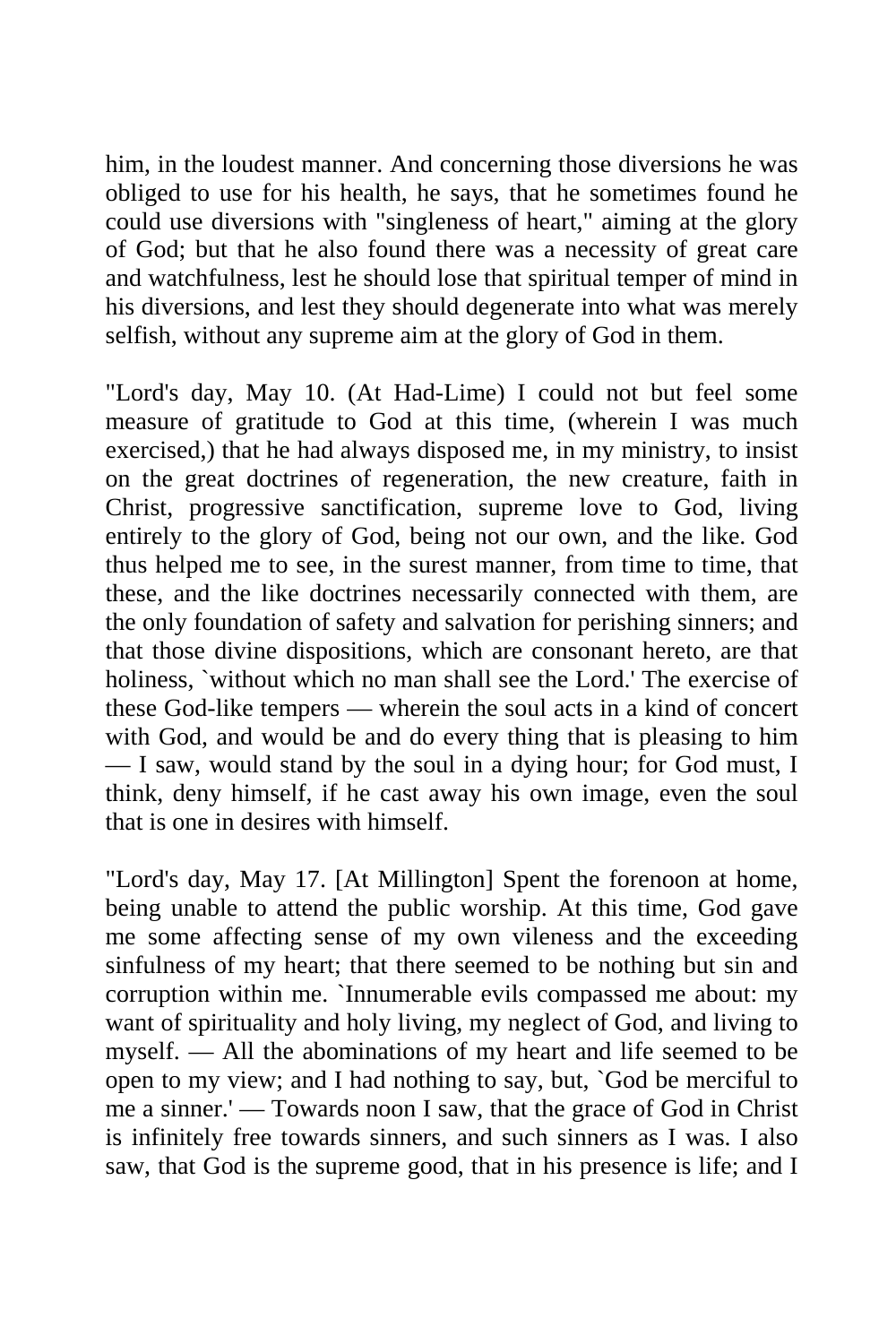him, in the loudest manner. And concerning those diversions he was obliged to use for his health, he says, that he sometimes found he could use diversions with "singleness of heart," aiming at the glory of God; but that he also found there was a necessity of great care and watchfulness, lest he should lose that spiritual temper of mind in his diversions, and lest they should degenerate into what was merely selfish, without any supreme aim at the glory of God in them.

"Lord's day, May 10. (At Had-Lime) I could not but feel some measure of gratitude to God at this time, (wherein I was much exercised,) that he had always disposed me, in my ministry, to insist on the great doctrines of regeneration, the new creature, faith in Christ, progressive sanctification, supreme love to God, living entirely to the glory of God, being not our own, and the like. God thus helped me to see, in the surest manner, from time to time, that these, and the like doctrines necessarily connected with them, are the only foundation of safety and salvation for perishing sinners; and that those divine dispositions, which are consonant hereto, are that holiness, `without which no man shall see the Lord.' The exercise of these God-like tempers — wherein the soul acts in a kind of concert with God, and would be and do every thing that is pleasing to him — I saw, would stand by the soul in a dying hour; for God must, I think, deny himself, if he cast away his own image, even the soul that is one in desires with himself.

"Lord's day, May 17. [At Millington] Spent the forenoon at home, being unable to attend the public worship. At this time, God gave me some affecting sense of my own vileness and the exceeding sinfulness of my heart; that there seemed to be nothing but sin and corruption within me. `Innumerable evils compassed me about: my want of spirituality and holy living, my neglect of God, and living to myself. — All the abominations of my heart and life seemed to be open to my view; and I had nothing to say, but, `God be merciful to me a sinner.' — Towards noon I saw, that the grace of God in Christ is infinitely free towards sinners, and such sinners as I was. I also saw, that God is the supreme good, that in his presence is life; and I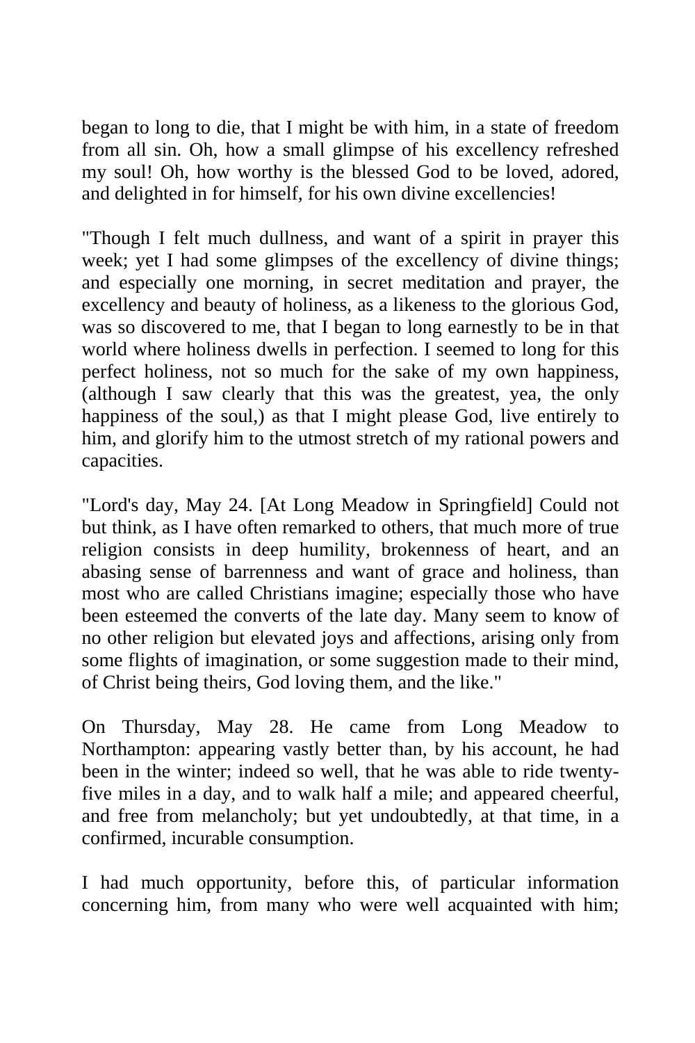began to long to die, that I might be with him, in a state of freedom from all sin. Oh, how a small glimpse of his excellency refreshed my soul! Oh, how worthy is the blessed God to be loved, adored, and delighted in for himself, for his own divine excellencies!

"Though I felt much dullness, and want of a spirit in prayer this week; yet I had some glimpses of the excellency of divine things; and especially one morning, in secret meditation and prayer, the excellency and beauty of holiness, as a likeness to the glorious God, was so discovered to me, that I began to long earnestly to be in that world where holiness dwells in perfection. I seemed to long for this perfect holiness, not so much for the sake of my own happiness, (although I saw clearly that this was the greatest, yea, the only happiness of the soul,) as that I might please God, live entirely to him, and glorify him to the utmost stretch of my rational powers and capacities.

"Lord's day, May 24. [At Long Meadow in Springfield] Could not but think, as I have often remarked to others, that much more of true religion consists in deep humility, brokenness of heart, and an abasing sense of barrenness and want of grace and holiness, than most who are called Christians imagine; especially those who have been esteemed the converts of the late day. Many seem to know of no other religion but elevated joys and affections, arising only from some flights of imagination, or some suggestion made to their mind, of Christ being theirs, God loving them, and the like."

On Thursday, May 28. He came from Long Meadow to Northampton: appearing vastly better than, by his account, he had been in the winter; indeed so well, that he was able to ride twenty-five miles in a day, and to walk half a mile; and appeared cheerful, and free from melancholy; but yet undoubtedly, at that time, in a confirmed, incurable consumption.

I had much opportunity, before this, of particular information concerning him, from many who were well acquainted with him;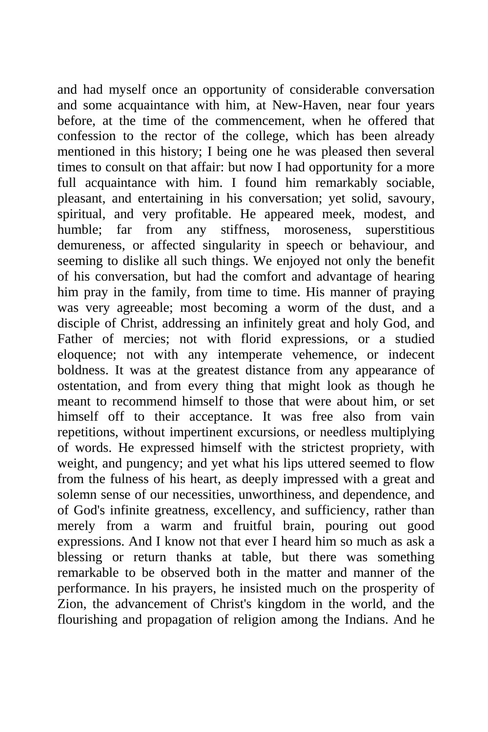and had myself once an opportunity of considerable conversation and some acquaintance with him, at New-Haven, near four years before, at the time of the commencement, when he offered that confession to the rector of the college, which has been already mentioned in this history; I being one he was pleased then several times to consult on that affair: but now I had opportunity for a more full acquaintance with him. I found him remarkably sociable, pleasant, and entertaining in his conversation; yet solid, savoury, spiritual, and very profitable. He appeared meek, modest, and humble; far from any stiffness, moroseness, superstitious demureness, or affected singularity in speech or behaviour, and seeming to dislike all such things. We enjoyed not only the benefit of his conversation, but had the comfort and advantage of hearing him pray in the family, from time to time. His manner of praying was very agreeable; most becoming a worm of the dust, and a disciple of Christ, addressing an infinitely great and holy God, and Father of mercies; not with florid expressions, or a studied eloquence; not with any intemperate vehemence, or indecent boldness. It was at the greatest distance from any appearance of ostentation, and from every thing that might look as though he meant to recommend himself to those that were about him, or set himself off to their acceptance. It was free also from vain repetitions, without impertinent excursions, or needless multiplying of words. He expressed himself with the strictest propriety, with weight, and pungency; and yet what his lips uttered seemed to flow from the fulness of his heart, as deeply impressed with a great and solemn sense of our necessities, unworthiness, and dependence, and of God's infinite greatness, excellency, and sufficiency, rather than merely from a warm and fruitful brain, pouring out good expressions. And I know not that ever I heard him so much as ask a blessing or return thanks at table, but there was something remarkable to be observed both in the matter and manner of the performance. In his prayers, he insisted much on the prosperity of Zion, the advancement of Christ's kingdom in the world, and the flourishing and propagation of religion among the Indians. And he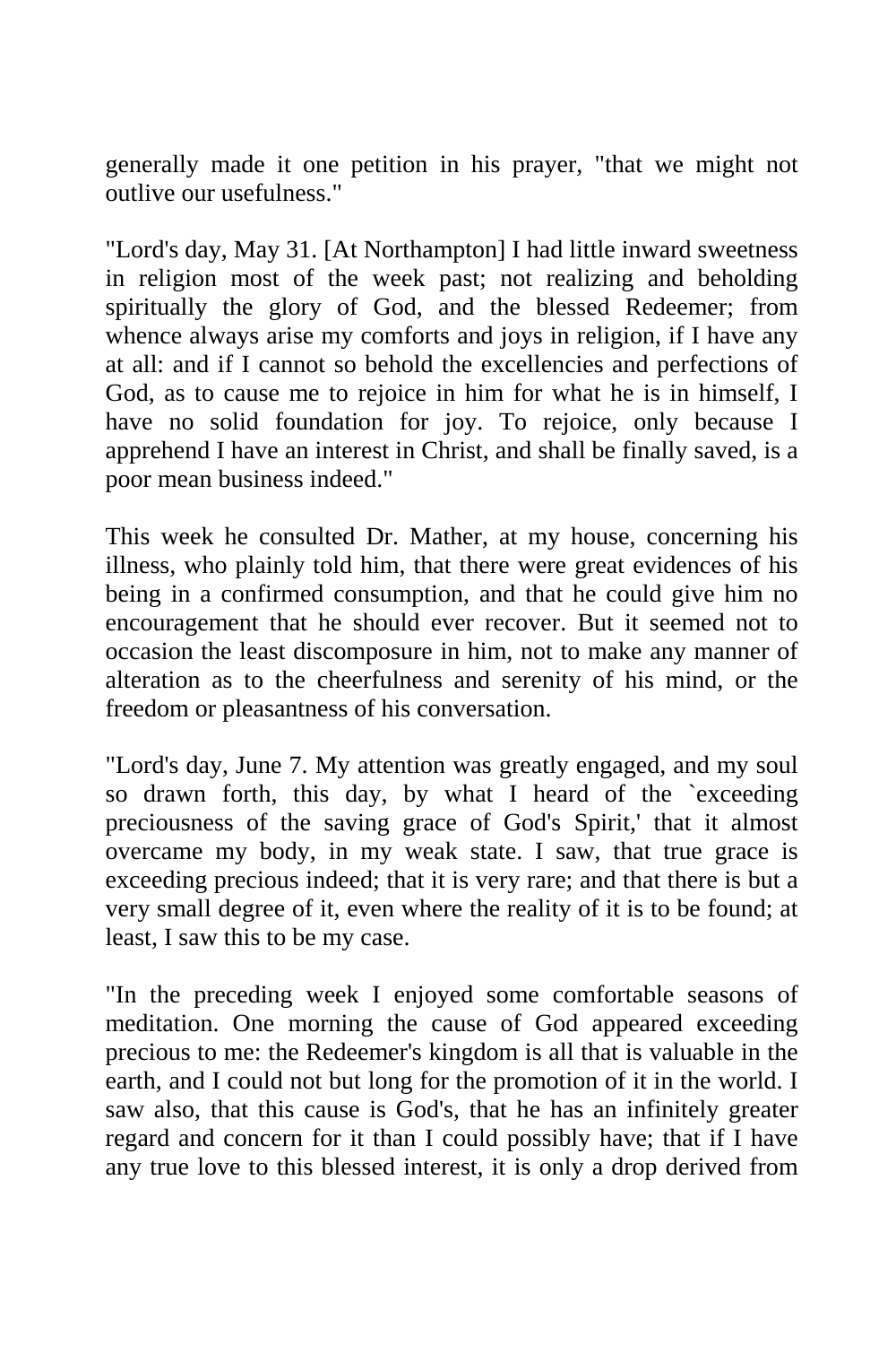generally made it one petition in his prayer, "that we might not outlive our usefulness."

"Lord's day, May 31. [At Northampton] I had little inward sweetness in religion most of the week past; not realizing and beholding spiritually the glory of God, and the blessed Redeemer; from whence always arise my comforts and joys in religion, if I have any at all: and if I cannot so behold the excellencies and perfections of God, as to cause me to rejoice in him for what he is in himself, I have no solid foundation for joy. To rejoice, only because I apprehend I have an interest in Christ, and shall be finally saved, is a poor mean business indeed."

This week he consulted Dr. Mather, at my house, concerning his illness, who plainly told him, that there were great evidences of his being in a confirmed consumption, and that he could give him no encouragement that he should ever recover. But it seemed not to occasion the least discomposure in him, not to make any manner of alteration as to the cheerfulness and serenity of his mind, or the freedom or pleasantness of his conversation.

"Lord's day, June 7. My attention was greatly engaged, and my soul so drawn forth, this day, by what I heard of the `exceeding preciousness of the saving grace of God's Spirit,' that it almost overcame my body, in my weak state. I saw, that true grace is exceeding precious indeed; that it is very rare; and that there is but a very small degree of it, even where the reality of it is to be found; at least, I saw this to be my case.

"In the preceding week I enjoyed some comfortable seasons of meditation. One morning the cause of God appeared exceeding precious to me: the Redeemer's kingdom is all that is valuable in the earth, and I could not but long for the promotion of it in the world. I saw also, that this cause is God's, that he has an infinitely greater regard and concern for it than I could possibly have; that if I have any true love to this blessed interest, it is only a drop derived from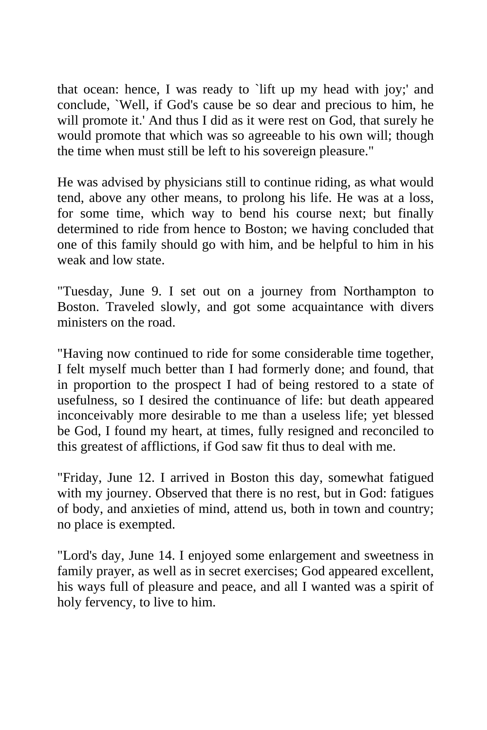that ocean: hence, I was ready to `lift up my head with joy;' and conclude, `Well, if God's cause be so dear and precious to him, he will promote it.' And thus I did as it were rest on God, that surely he would promote that which was so agreeable to his own will; though the time when must still be left to his sovereign pleasure."

He was advised by physicians still to continue riding, as what would tend, above any other means, to prolong his life. He was at a loss, for some time, which way to bend his course next; but finally determined to ride from hence to Boston; we having concluded that one of this family should go with him, and be helpful to him in his weak and low state.

"Tuesday, June 9. I set out on a journey from Northampton to Boston. Traveled slowly, and got some acquaintance with divers ministers on the road.

"Having now continued to ride for some considerable time together, I felt myself much better than I had formerly done; and found, that in proportion to the prospect I had of being restored to a state of usefulness, so I desired the continuance of life: but death appeared inconceivably more desirable to me than a useless life; yet blessed be God, I found my heart, at times, fully resigned and reconciled to this greatest of afflictions, if God saw fit thus to deal with me.

"Friday, June 12. I arrived in Boston this day, somewhat fatigued with my journey. Observed that there is no rest, but in God: fatigues of body, and anxieties of mind, attend us, both in town and country; no place is exempted.

"Lord's day, June 14. I enjoyed some enlargement and sweetness in family prayer, as well as in secret exercises; God appeared excellent, his ways full of pleasure and peace, and all I wanted was a spirit of holy fervency, to live to him.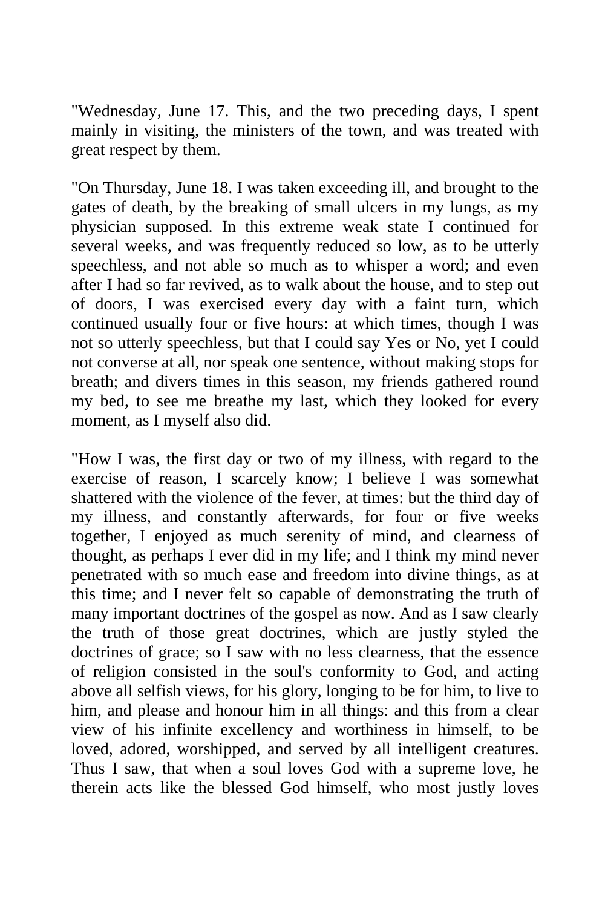"Wednesday, June 17. This, and the two preceding days, I spent mainly in visiting, the ministers of the town, and was treated with great respect by them.

"On Thursday, June 18. I was taken exceeding ill, and brought to the gates of death, by the breaking of small ulcers in my lungs, as my physician supposed. In this extreme weak state I continued for several weeks, and was frequently reduced so low, as to be utterly speechless, and not able so much as to whisper a word; and even after I had so far revived, as to walk about the house, and to step out of doors, I was exercised every day with a faint turn, which continued usually four or five hours: at which times, though I was not so utterly speechless, but that I could say Yes or No, yet I could not converse at all, nor speak one sentence, without making stops for breath; and divers times in this season, my friends gathered round my bed, to see me breathe my last, which they looked for every moment, as I myself also did.

"How I was, the first day or two of my illness, with regard to the exercise of reason, I scarcely know; I believe I was somewhat shattered with the violence of the fever, at times: but the third day of my illness, and constantly afterwards, for four or five weeks together, I enjoyed as much serenity of mind, and clearness of thought, as perhaps I ever did in my life; and I think my mind never penetrated with so much ease and freedom into divine things, as at this time; and I never felt so capable of demonstrating the truth of many important doctrines of the gospel as now. And as I saw clearly the truth of those great doctrines, which are justly styled the doctrines of grace; so I saw with no less clearness, that the essence of religion consisted in the soul's conformity to God, and acting above all selfish views, for his glory, longing to be for him, to live to him, and please and honour him in all things: and this from a clear view of his infinite excellency and worthiness in himself, to be loved, adored, worshipped, and served by all intelligent creatures. Thus I saw, that when a soul loves God with a supreme love, he therein acts like the blessed God himself, who most justly loves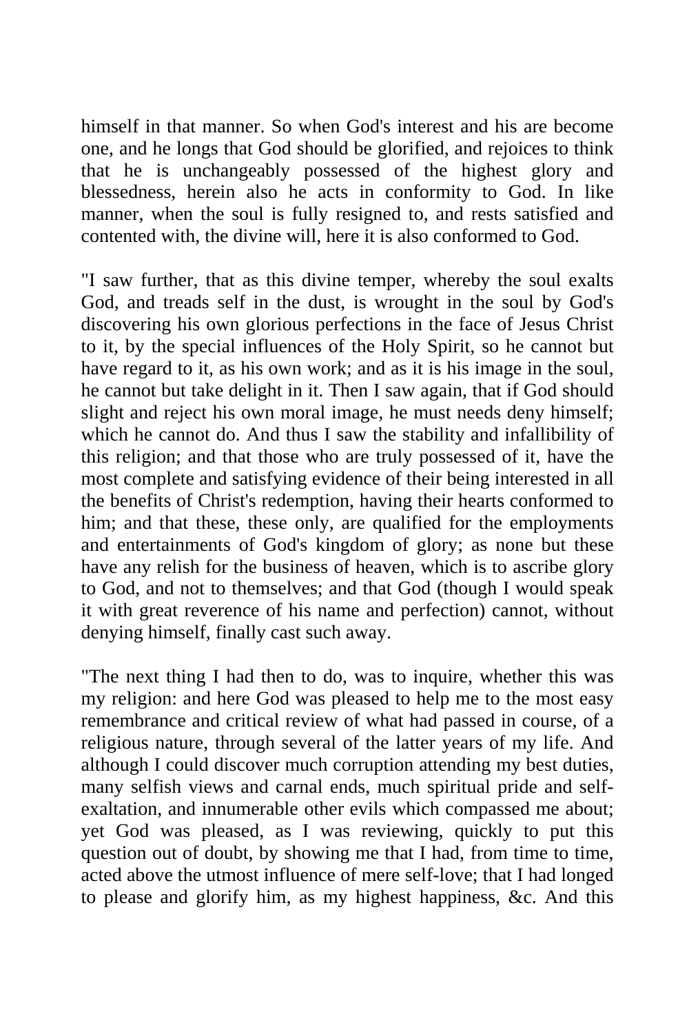himself in that manner. So when God's interest and his are become one, and he longs that God should be glorified, and rejoices to think that he is unchangeably possessed of the highest glory and blessedness, herein also he acts in conformity to God. In like manner, when the soul is fully resigned to, and rests satisfied and contented with, the divine will, here it is also conformed to God.

"I saw further, that as this divine temper, whereby the soul exalts God, and treads self in the dust, is wrought in the soul by God's discovering his own glorious perfections in the face of Jesus Christ to it, by the special influences of the Holy Spirit, so he cannot but have regard to it, as his own work; and as it is his image in the soul, he cannot but take delight in it. Then I saw again, that if God should slight and reject his own moral image, he must needs deny himself; which he cannot do. And thus I saw the stability and infallibility of this religion; and that those who are truly possessed of it, have the most complete and satisfying evidence of their being interested in all the benefits of Christ's redemption, having their hearts conformed to him; and that these, these only, are qualified for the employments and entertainments of God's kingdom of glory; as none but these have any relish for the business of heaven, which is to ascribe glory to God, and not to themselves; and that God (though I would speak it with great reverence of his name and perfection) cannot, without denying himself, finally cast such away.

"The next thing I had then to do, was to inquire, whether this was my religion: and here God was pleased to help me to the most easy remembrance and critical review of what had passed in course, of a religious nature, through several of the latter years of my life. And although I could discover much corruption attending my best duties, many selfish views and carnal ends, much spiritual pride and self-exaltation, and innumerable other evils which compassed me about; yet God was pleased, as I was reviewing, quickly to put this question out of doubt, by showing me that I had, from time to time, acted above the utmost influence of mere self-love; that I had longed to please and glorify him, as my highest happiness, &c. And this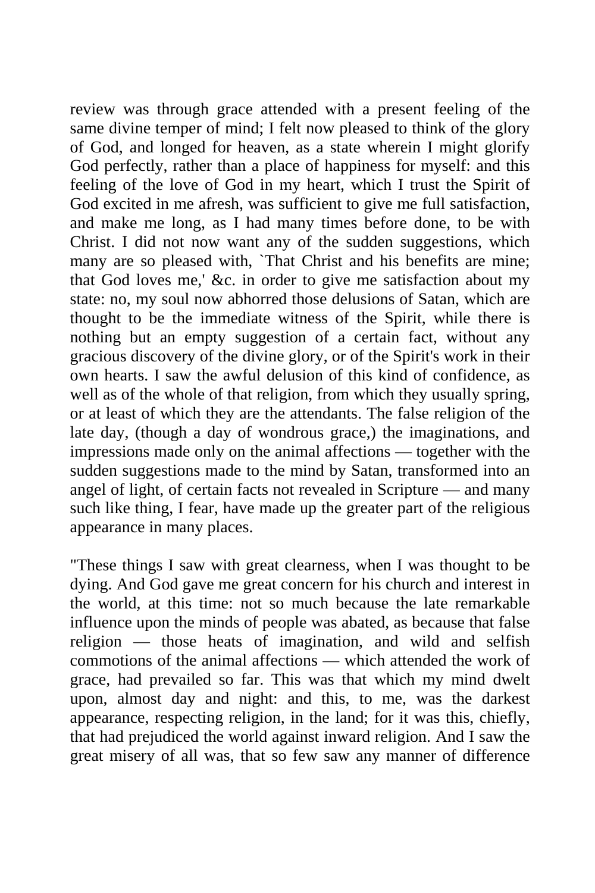review was through grace attended with a present feeling of the same divine temper of mind; I felt now pleased to think of the glory of God, and longed for heaven, as a state wherein I might glorify God perfectly, rather than a place of happiness for myself: and this feeling of the love of God in my heart, which I trust the Spirit of God excited in me afresh, was sufficient to give me full satisfaction, and make me long, as I had many times before done, to be with Christ. I did not now want any of the sudden suggestions, which many are so pleased with, `That Christ and his benefits are mine; that God loves me,' &c. in order to give me satisfaction about my state: no, my soul now abhorred those delusions of Satan, which are thought to be the immediate witness of the Spirit, while there is nothing but an empty suggestion of a certain fact, without any gracious discovery of the divine glory, or of the Spirit's work in their own hearts. I saw the awful delusion of this kind of confidence, as well as of the whole of that religion, from which they usually spring, or at least of which they are the attendants. The false religion of the late day, (though a day of wondrous grace,) the imaginations, and impressions made only on the animal affections — together with the sudden suggestions made to the mind by Satan, transformed into an angel of light, of certain facts not revealed in Scripture — and many such like thing, I fear, have made up the greater part of the religious appearance in many places.

"These things I saw with great clearness, when I was thought to be dying. And God gave me great concern for his church and interest in the world, at this time: not so much because the late remarkable influence upon the minds of people was abated, as because that false religion — those heats of imagination, and wild and selfish commotions of the animal affections — which attended the work of grace, had prevailed so far. This was that which my mind dwelt upon, almost day and night: and this, to me, was the darkest appearance, respecting religion, in the land; for it was this, chiefly, that had prejudiced the world against inward religion. And I saw the great misery of all was, that so few saw any manner of difference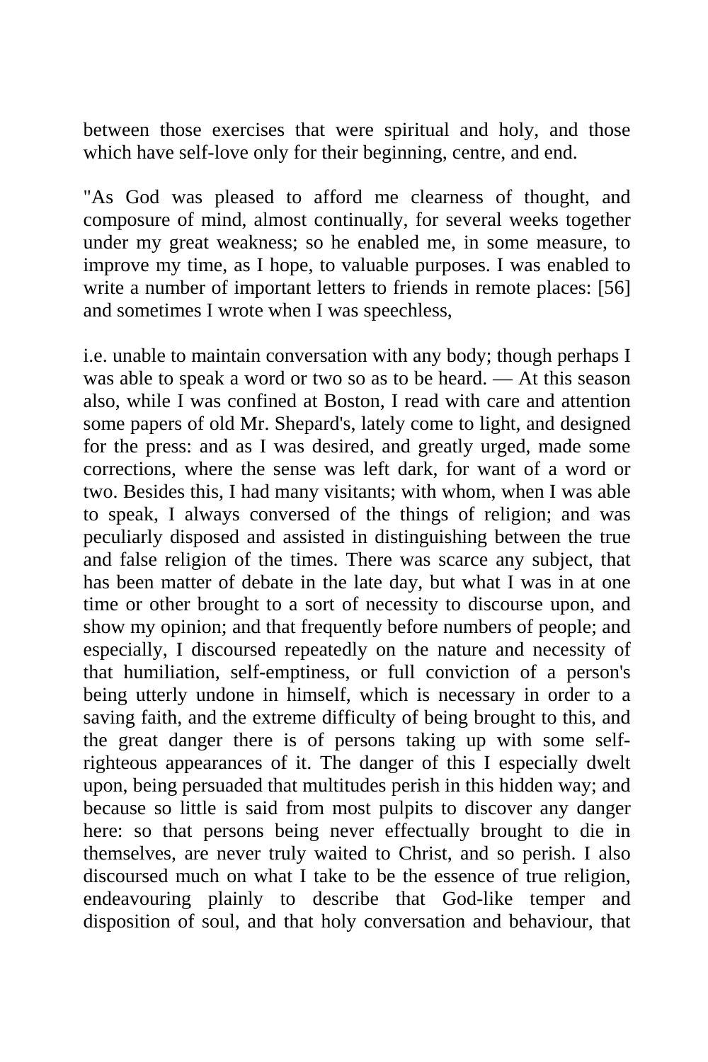between those exercises that were spiritual and holy, and those which have self-love only for their beginning, centre, and end.

"As God was pleased to afford me clearness of thought, and composure of mind, almost continually, for several weeks together under my great weakness; so he enabled me, in some measure, to improve my time, as I hope, to valuable purposes. I was enabled to write a number of important letters to friends in remote places: [56] and sometimes I wrote when I was speechless,

i.e. unable to maintain conversation with any body; though perhaps I was able to speak a word or two so as to be heard. — At this season also, while I was confined at Boston, I read with care and attention some papers of old Mr. Shepard's, lately come to light, and designed for the press: and as I was desired, and greatly urged, made some corrections, where the sense was left dark, for want of a word or two. Besides this, I had many visitants; with whom, when I was able to speak, I always conversed of the things of religion; and was peculiarly disposed and assisted in distinguishing between the true and false religion of the times. There was scarce any subject, that has been matter of debate in the late day, but what I was in at one time or other brought to a sort of necessity to discourse upon, and show my opinion; and that frequently before numbers of people; and especially, I discoursed repeatedly on the nature and necessity of that humiliation, self-emptiness, or full conviction of a person's being utterly undone in himself, which is necessary in order to a saving faith, and the extreme difficulty of being brought to this, and the great danger there is of persons taking up with some self-righteous appearances of it. The danger of this I especially dwelt upon, being persuaded that multitudes perish in this hidden way; and because so little is said from most pulpits to discover any danger here: so that persons being never effectually brought to die in themselves, are never truly waited to Christ, and so perish. I also discoursed much on what I take to be the essence of true religion, endeavouring plainly to describe that God-like temper and disposition of soul, and that holy conversation and behaviour, that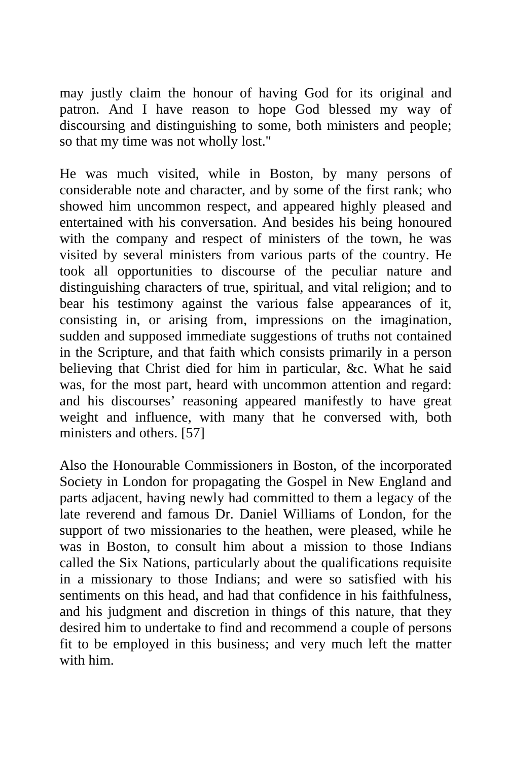may justly claim the honour of having God for its original and patron. And I have reason to hope God blessed my way of discoursing and distinguishing to some, both ministers and people; so that my time was not wholly lost."

He was much visited, while in Boston, by many persons of considerable note and character, and by some of the first rank; who showed him uncommon respect, and appeared highly pleased and entertained with his conversation. And besides his being honoured with the company and respect of ministers of the town, he was visited by several ministers from various parts of the country. He took all opportunities to discourse of the peculiar nature and distinguishing characters of true, spiritual, and vital religion; and to bear his testimony against the various false appearances of it, consisting in, or arising from, impressions on the imagination, sudden and supposed immediate suggestions of truths not contained in the Scripture, and that faith which consists primarily in a person believing that Christ died for him in particular, &c. What he said was, for the most part, heard with uncommon attention and regard: and his discourses' reasoning appeared manifestly to have great weight and influence, with many that he conversed with, both ministers and others. [57]

Also the Honourable Commissioners in Boston, of the incorporated Society in London for propagating the Gospel in New England and parts adjacent, having newly had committed to them a legacy of the late reverend and famous Dr. Daniel Williams of London, for the support of two missionaries to the heathen, were pleased, while he was in Boston, to consult him about a mission to those Indians called the Six Nations, particularly about the qualifications requisite in a missionary to those Indians; and were so satisfied with his sentiments on this head, and had that confidence in his faithfulness, and his judgment and discretion in things of this nature, that they desired him to undertake to find and recommend a couple of persons fit to be employed in this business; and very much left the matter with him.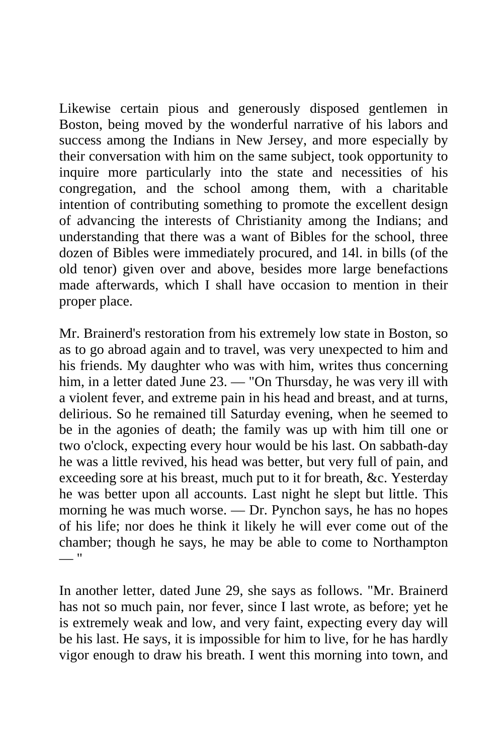Likewise certain pious and generously disposed gentlemen in Boston, being moved by the wonderful narrative of his labors and success among the Indians in New Jersey, and more especially by their conversation with him on the same subject, took opportunity to inquire more particularly into the state and necessities of his congregation, and the school among them, with a charitable intention of contributing something to promote the excellent design of advancing the interests of Christianity among the Indians; and understanding that there was a want of Bibles for the school, three dozen of Bibles were immediately procured, and 14l. in bills (of the old tenor) given over and above, besides more large benefactions made afterwards, which I shall have occasion to mention in their proper place.

Mr. Brainerd's restoration from his extremely low state in Boston, so as to go abroad again and to travel, was very unexpected to him and his friends. My daughter who was with him, writes thus concerning him, in a letter dated June 23. — "On Thursday, he was very ill with a violent fever, and extreme pain in his head and breast, and at turns, delirious. So he remained till Saturday evening, when he seemed to be in the agonies of death; the family was up with him till one or two o'clock, expecting every hour would be his last. On sabbath-day he was a little revived, his head was better, but very full of pain, and exceeding sore at his breast, much put to it for breath, &c. Yesterday he was better upon all accounts. Last night he slept but little. This morning he was much worse. — Dr. Pynchon says, he has no hopes of his life; nor does he think it likely he will ever come out of the chamber; though he says, he may be able to come to Northampton — "

In another letter, dated June 29, she says as follows. "Mr. Brainerd has not so much pain, nor fever, since I last wrote, as before; yet he is extremely weak and low, and very faint, expecting every day will be his last. He says, it is impossible for him to live, for he has hardly vigor enough to draw his breath. I went this morning into town, and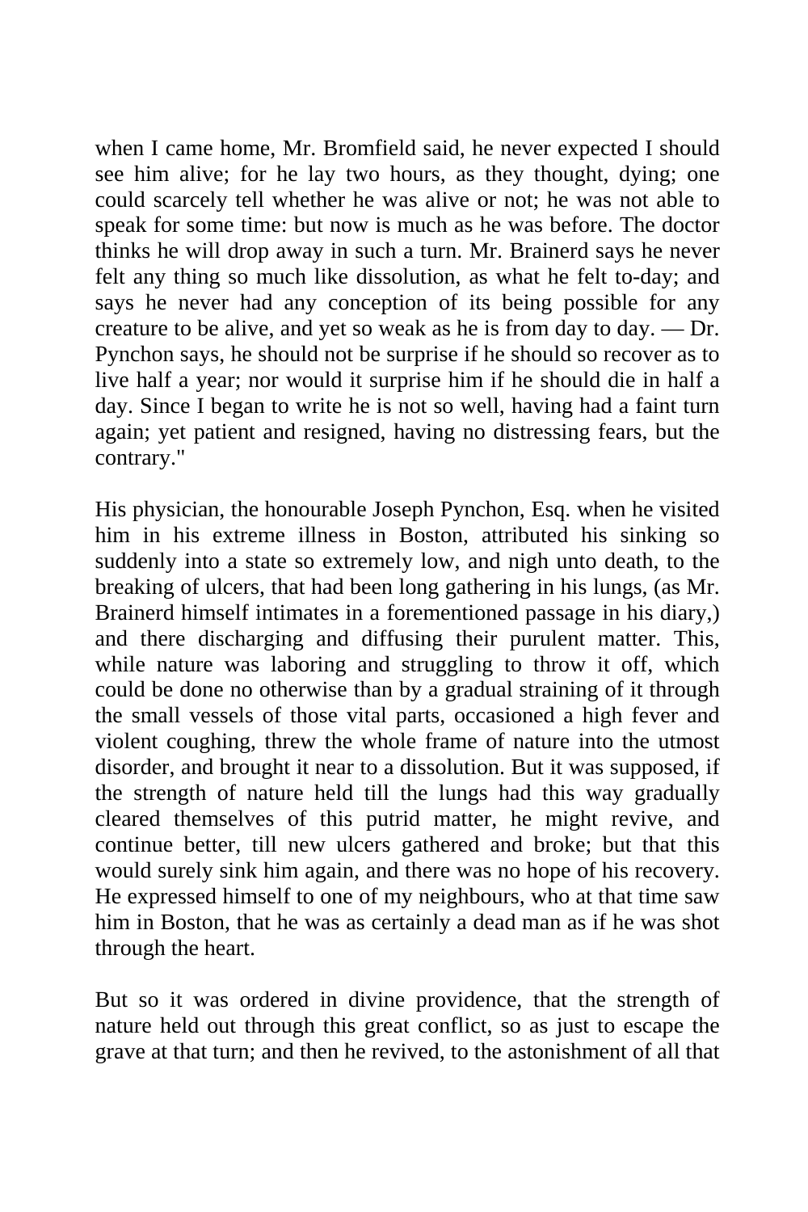when I came home, Mr. Bromfield said, he never expected I should see him alive; for he lay two hours, as they thought, dying; one could scarcely tell whether he was alive or not; he was not able to speak for some time: but now is much as he was before. The doctor thinks he will drop away in such a turn. Mr. Brainerd says he never felt any thing so much like dissolution, as what he felt to-day; and says he never had any conception of its being possible for any creature to be alive, and yet so weak as he is from day to day. — Dr. Pynchon says, he should not be surprise if he should so recover as to live half a year; nor would it surprise him if he should die in half a day. Since I began to write he is not so well, having had a faint turn again; yet patient and resigned, having no distressing fears, but the contrary."

His physician, the honourable Joseph Pynchon, Esq. when he visited him in his extreme illness in Boston, attributed his sinking so suddenly into a state so extremely low, and nigh unto death, to the breaking of ulcers, that had been long gathering in his lungs, (as Mr. Brainerd himself intimates in a forementioned passage in his diary,) and there discharging and diffusing their purulent matter. This, while nature was laboring and struggling to throw it off, which could be done no otherwise than by a gradual straining of it through the small vessels of those vital parts, occasioned a high fever and violent coughing, threw the whole frame of nature into the utmost disorder, and brought it near to a dissolution. But it was supposed, if the strength of nature held till the lungs had this way gradually cleared themselves of this putrid matter, he might revive, and continue better, till new ulcers gathered and broke; but that this would surely sink him again, and there was no hope of his recovery. He expressed himself to one of my neighbours, who at that time saw him in Boston, that he was as certainly a dead man as if he was shot through the heart.

But so it was ordered in divine providence, that the strength of nature held out through this great conflict, so as just to escape the grave at that turn; and then he revived, to the astonishment of all that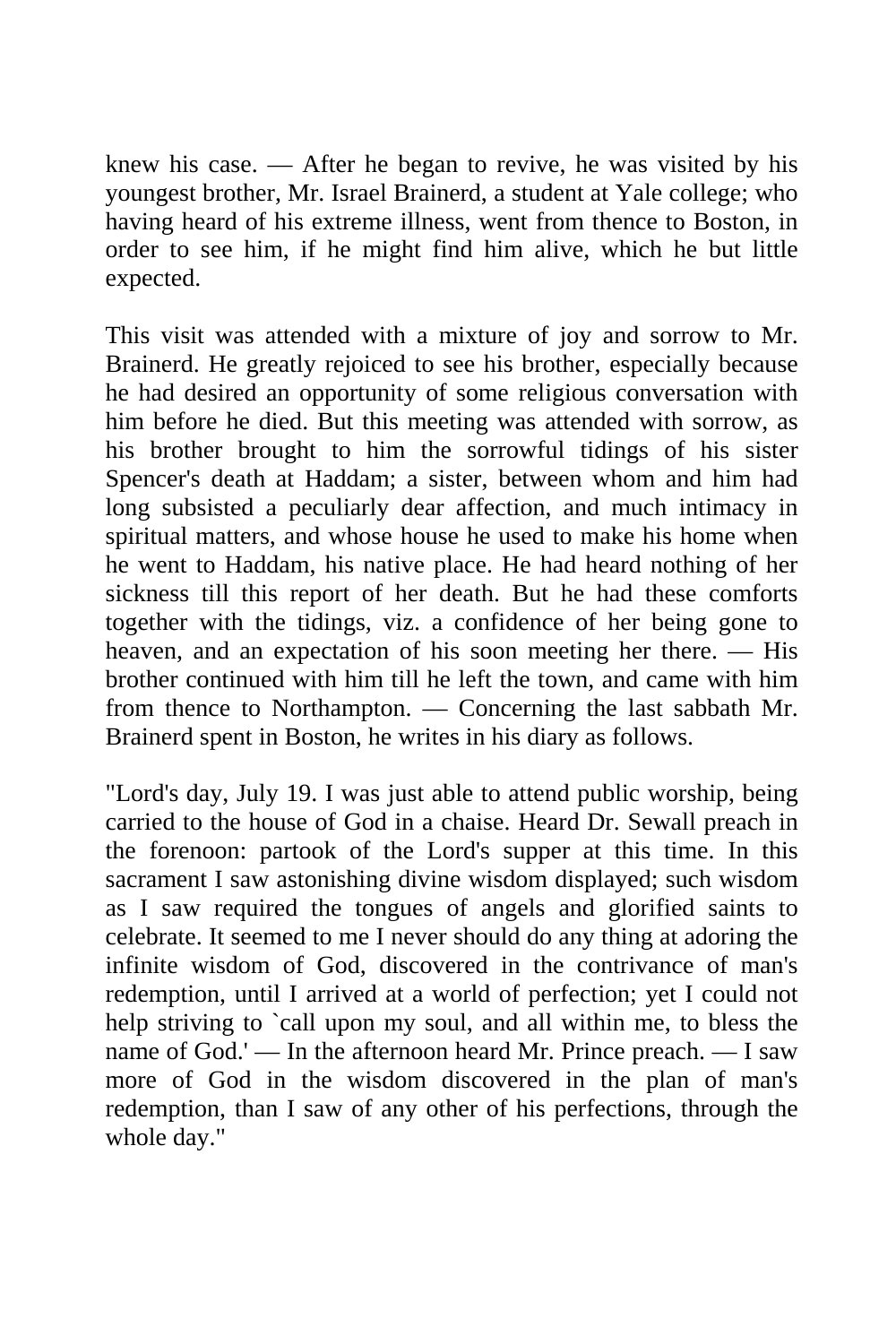knew his case. — After he began to revive, he was visited by his youngest brother, Mr. Israel Brainerd, a student at Yale college; who having heard of his extreme illness, went from thence to Boston, in order to see him, if he might find him alive, which he but little expected.

This visit was attended with a mixture of joy and sorrow to Mr. Brainerd. He greatly rejoiced to see his brother, especially because he had desired an opportunity of some religious conversation with him before he died. But this meeting was attended with sorrow, as his brother brought to him the sorrowful tidings of his sister Spencer's death at Haddam; a sister, between whom and him had long subsisted a peculiarly dear affection, and much intimacy in spiritual matters, and whose house he used to make his home when he went to Haddam, his native place. He had heard nothing of her sickness till this report of her death. But he had these comforts together with the tidings, viz. a confidence of her being gone to heaven, and an expectation of his soon meeting her there. — His brother continued with him till he left the town, and came with him from thence to Northampton. — Concerning the last sabbath Mr. Brainerd spent in Boston, he writes in his diary as follows.

"Lord's day, July 19. I was just able to attend public worship, being carried to the house of God in a chaise. Heard Dr. Sewall preach in the forenoon: partook of the Lord's supper at this time. In this sacrament I saw astonishing divine wisdom displayed; such wisdom as I saw required the tongues of angels and glorified saints to celebrate. It seemed to me I never should do any thing at adoring the infinite wisdom of God, discovered in the contrivance of man's redemption, until I arrived at a world of perfection; yet I could not help striving to `call upon my soul, and all within me, to bless the name of God.' — In the afternoon heard Mr. Prince preach. — I saw more of God in the wisdom discovered in the plan of man's redemption, than I saw of any other of his perfections, through the whole day."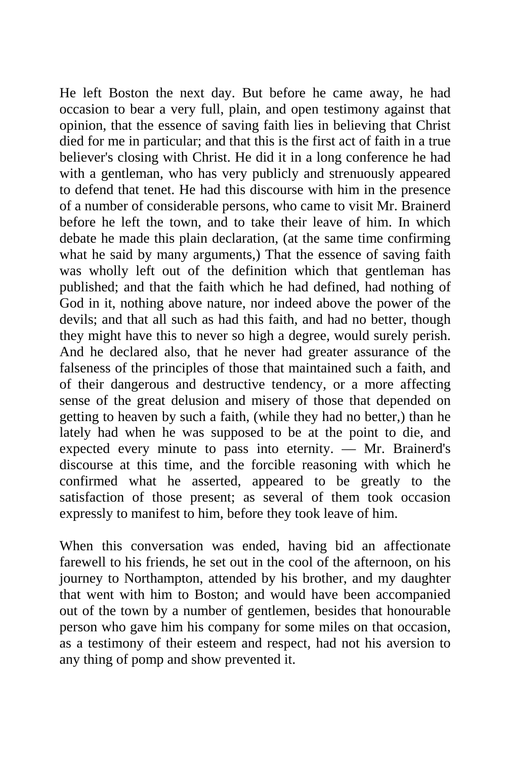He left Boston the next day. But before he came away, he had occasion to bear a very full, plain, and open testimony against that opinion, that the essence of saving faith lies in believing that Christ died for me in particular; and that this is the first act of faith in a true believer's closing with Christ. He did it in a long conference he had with a gentleman, who has very publicly and strenuously appeared to defend that tenet. He had this discourse with him in the presence of a number of considerable persons, who came to visit Mr. Brainerd before he left the town, and to take their leave of him. In which debate he made this plain declaration, (at the same time confirming what he said by many arguments,) That the essence of saving faith was wholly left out of the definition which that gentleman has published; and that the faith which he had defined, had nothing of God in it, nothing above nature, nor indeed above the power of the devils; and that all such as had this faith, and had no better, though they might have this to never so high a degree, would surely perish. And he declared also, that he never had greater assurance of the falseness of the principles of those that maintained such a faith, and of their dangerous and destructive tendency, or a more affecting sense of the great delusion and misery of those that depended on getting to heaven by such a faith, (while they had no better,) than he lately had when he was supposed to be at the point to die, and expected every minute to pass into eternity. — Mr. Brainerd's discourse at this time, and the forcible reasoning with which he confirmed what he asserted, appeared to be greatly to the satisfaction of those present; as several of them took occasion expressly to manifest to him, before they took leave of him.

When this conversation was ended, having bid an affectionate farewell to his friends, he set out in the cool of the afternoon, on his journey to Northampton, attended by his brother, and my daughter that went with him to Boston; and would have been accompanied out of the town by a number of gentlemen, besides that honourable person who gave him his company for some miles on that occasion, as a testimony of their esteem and respect, had not his aversion to any thing of pomp and show prevented it.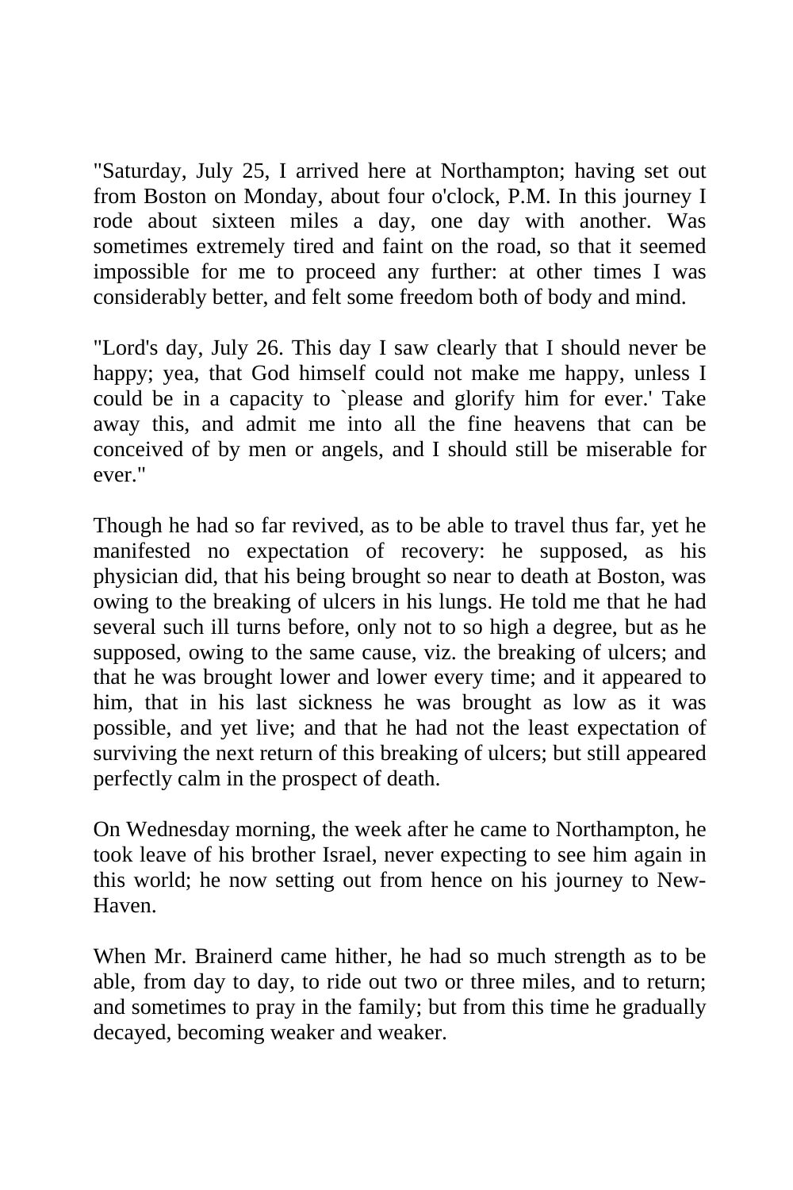"Saturday, July 25, I arrived here at Northampton; having set out from Boston on Monday, about four o'clock, P.M. In this journey I rode about sixteen miles a day, one day with another. Was sometimes extremely tired and faint on the road, so that it seemed impossible for me to proceed any further: at other times I was considerably better, and felt some freedom both of body and mind.

"Lord's day, July 26. This day I saw clearly that I should never be happy; yea, that God himself could not make me happy, unless I could be in a capacity to `please and glorify him for ever.' Take away this, and admit me into all the fine heavens that can be conceived of by men or angels, and I should still be miserable for ever."

Though he had so far revived, as to be able to travel thus far, yet he manifested no expectation of recovery: he supposed, as his physician did, that his being brought so near to death at Boston, was owing to the breaking of ulcers in his lungs. He told me that he had several such ill turns before, only not to so high a degree, but as he supposed, owing to the same cause, viz. the breaking of ulcers; and that he was brought lower and lower every time; and it appeared to him, that in his last sickness he was brought as low as it was possible, and yet live; and that he had not the least expectation of surviving the next return of this breaking of ulcers; but still appeared perfectly calm in the prospect of death.

On Wednesday morning, the week after he came to Northampton, he took leave of his brother Israel, never expecting to see him again in this world; he now setting out from hence on his journey to New-Haven.

When Mr. Brainerd came hither, he had so much strength as to be able, from day to day, to ride out two or three miles, and to return; and sometimes to pray in the family; but from this time he gradually decayed, becoming weaker and weaker.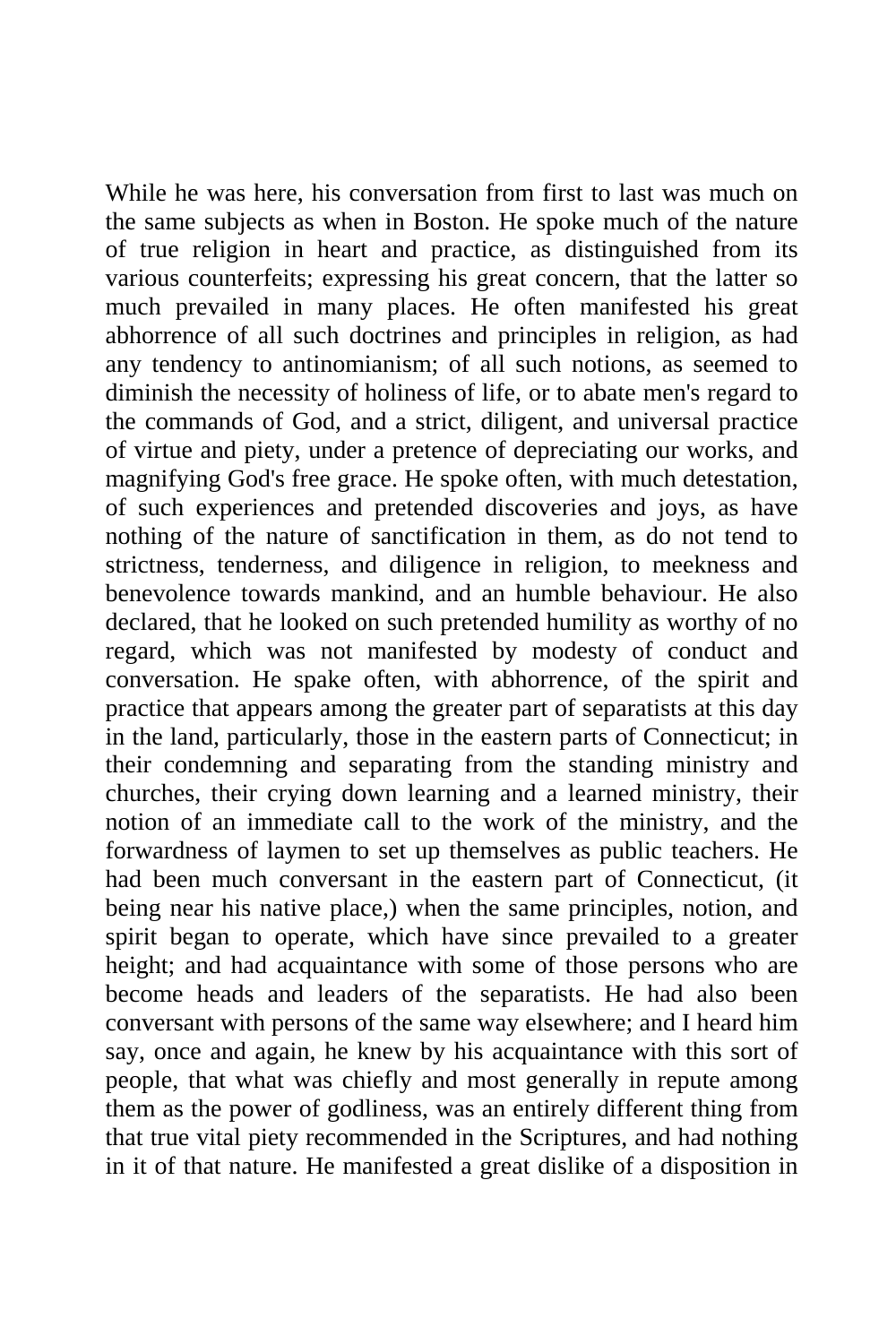While he was here, his conversation from first to last was much on the same subjects as when in Boston. He spoke much of the nature of true religion in heart and practice, as distinguished from its various counterfeits; expressing his great concern, that the latter so much prevailed in many places. He often manifested his great abhorrence of all such doctrines and principles in religion, as had any tendency to antinomianism; of all such notions, as seemed to diminish the necessity of holiness of life, or to abate men's regard to the commands of God, and a strict, diligent, and universal practice of virtue and piety, under a pretence of depreciating our works, and magnifying God's free grace. He spoke often, with much detestation, of such experiences and pretended discoveries and joys, as have nothing of the nature of sanctification in them, as do not tend to strictness, tenderness, and diligence in religion, to meekness and benevolence towards mankind, and an humble behaviour. He also declared, that he looked on such pretended humility as worthy of no regard, which was not manifested by modesty of conduct and conversation. He spake often, with abhorrence, of the spirit and practice that appears among the greater part of separatists at this day in the land, particularly, those in the eastern parts of Connecticut; in their condemning and separating from the standing ministry and churches, their crying down learning and a learned ministry, their notion of an immediate call to the work of the ministry, and the forwardness of laymen to set up themselves as public teachers. He had been much conversant in the eastern part of Connecticut, (it being near his native place,) when the same principles, notion, and spirit began to operate, which have since prevailed to a greater height; and had acquaintance with some of those persons who are become heads and leaders of the separatists. He had also been conversant with persons of the same way elsewhere; and I heard him say, once and again, he knew by his acquaintance with this sort of people, that what was chiefly and most generally in repute among them as the power of godliness, was an entirely different thing from that true vital piety recommended in the Scriptures, and had nothing in it of that nature. He manifested a great dislike of a disposition in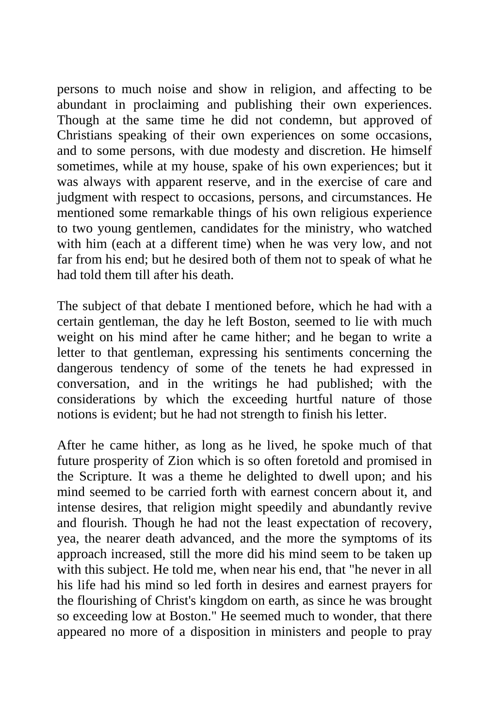persons to much noise and show in religion, and affecting to be abundant in proclaiming and publishing their own experiences. Though at the same time he did not condemn, but approved of Christians speaking of their own experiences on some occasions, and to some persons, with due modesty and discretion. He himself sometimes, while at my house, spake of his own experiences; but it was always with apparent reserve, and in the exercise of care and judgment with respect to occasions, persons, and circumstances. He mentioned some remarkable things of his own religious experience to two young gentlemen, candidates for the ministry, who watched with him (each at a different time) when he was very low, and not far from his end; but he desired both of them not to speak of what he had told them till after his death.

The subject of that debate I mentioned before, which he had with a certain gentleman, the day he left Boston, seemed to lie with much weight on his mind after he came hither; and he began to write a letter to that gentleman, expressing his sentiments concerning the dangerous tendency of some of the tenets he had expressed in conversation, and in the writings he had published; with the considerations by which the exceeding hurtful nature of those notions is evident; but he had not strength to finish his letter.

After he came hither, as long as he lived, he spoke much of that future prosperity of Zion which is so often foretold and promised in the Scripture. It was a theme he delighted to dwell upon; and his mind seemed to be carried forth with earnest concern about it, and intense desires, that religion might speedily and abundantly revive and flourish. Though he had not the least expectation of recovery, yea, the nearer death advanced, and the more the symptoms of its approach increased, still the more did his mind seem to be taken up with this subject. He told me, when near his end, that "he never in all his life had his mind so led forth in desires and earnest prayers for the flourishing of Christ's kingdom on earth, as since he was brought so exceeding low at Boston." He seemed much to wonder, that there appeared no more of a disposition in ministers and people to pray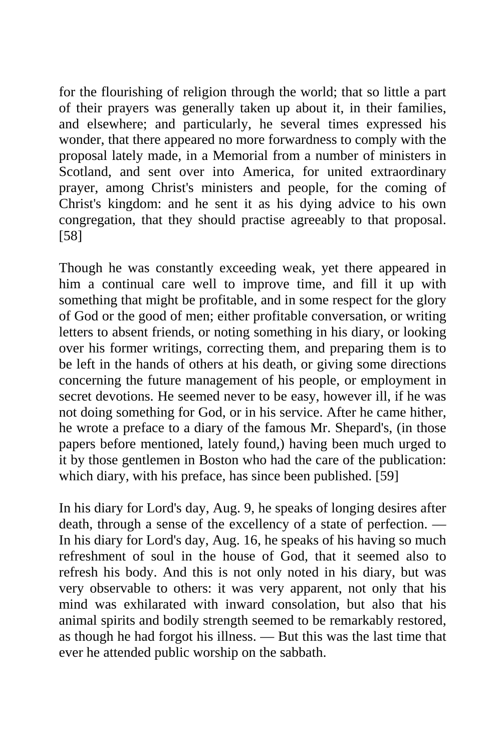for the flourishing of religion through the world; that so little a part of their prayers was generally taken up about it, in their families, and elsewhere; and particularly, he several times expressed his wonder, that there appeared no more forwardness to comply with the proposal lately made, in a Memorial from a number of ministers in Scotland, and sent over into America, for united extraordinary prayer, among Christ's ministers and people, for the coming of Christ's kingdom: and he sent it as his dying advice to his own congregation, that they should practise agreeably to that proposal. [58]

Though he was constantly exceeding weak, yet there appeared in him a continual care well to improve time, and fill it up with something that might be profitable, and in some respect for the glory of God or the good of men; either profitable conversation, or writing letters to absent friends, or noting something in his diary, or looking over his former writings, correcting them, and preparing them is to be left in the hands of others at his death, or giving some directions concerning the future management of his people, or employment in secret devotions. He seemed never to be easy, however ill, if he was not doing something for God, or in his service. After he came hither, he wrote a preface to a diary of the famous Mr. Shepard's, (in those papers before mentioned, lately found,) having been much urged to it by those gentlemen in Boston who had the care of the publication: which diary, with his preface, has since been published. [59]

In his diary for Lord's day, Aug. 9, he speaks of longing desires after death, through a sense of the excellency of a state of perfection. — In his diary for Lord's day, Aug. 16, he speaks of his having so much refreshment of soul in the house of God, that it seemed also to refresh his body. And this is not only noted in his diary, but was very observable to others: it was very apparent, not only that his mind was exhilarated with inward consolation, but also that his animal spirits and bodily strength seemed to be remarkably restored, as though he had forgot his illness. — But this was the last time that ever he attended public worship on the sabbath.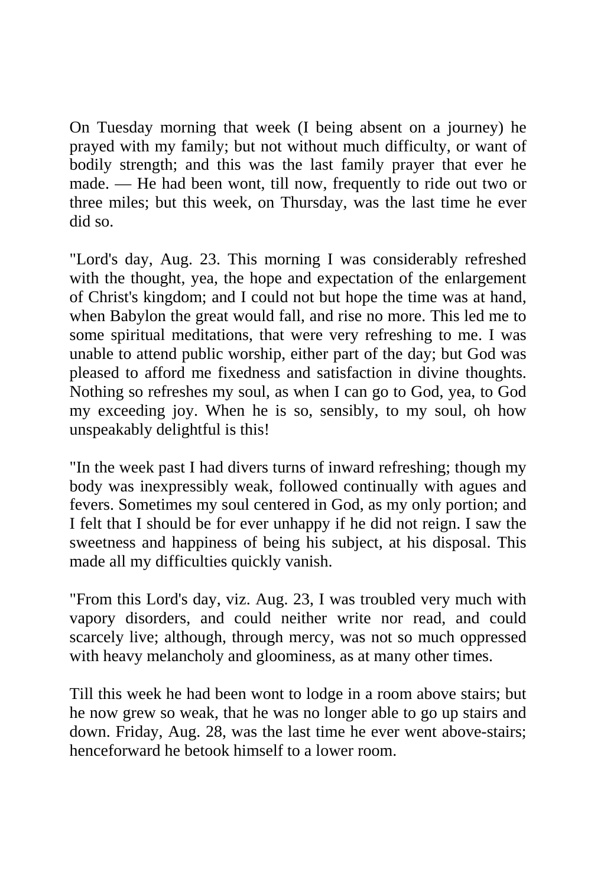On Tuesday morning that week (I being absent on a journey) he prayed with my family; but not without much difficulty, or want of bodily strength; and this was the last family prayer that ever he made. — He had been wont, till now, frequently to ride out two or three miles; but this week, on Thursday, was the last time he ever did so.

"Lord's day, Aug. 23. This morning I was considerably refreshed with the thought, yea, the hope and expectation of the enlargement of Christ's kingdom; and I could not but hope the time was at hand, when Babylon the great would fall, and rise no more. This led me to some spiritual meditations, that were very refreshing to me. I was unable to attend public worship, either part of the day; but God was pleased to afford me fixedness and satisfaction in divine thoughts. Nothing so refreshes my soul, as when I can go to God, yea, to God my exceeding joy. When he is so, sensibly, to my soul, oh how unspeakably delightful is this!

"In the week past I had divers turns of inward refreshing; though my body was inexpressibly weak, followed continually with agues and fevers. Sometimes my soul centered in God, as my only portion; and I felt that I should be for ever unhappy if he did not reign. I saw the sweetness and happiness of being his subject, at his disposal. This made all my difficulties quickly vanish.

"From this Lord's day, viz. Aug. 23, I was troubled very much with vapory disorders, and could neither write nor read, and could scarcely live; although, through mercy, was not so much oppressed with heavy melancholy and gloominess, as at many other times.

Till this week he had been wont to lodge in a room above stairs; but he now grew so weak, that he was no longer able to go up stairs and down. Friday, Aug. 28, was the last time he ever went above-stairs; henceforward he betook himself to a lower room.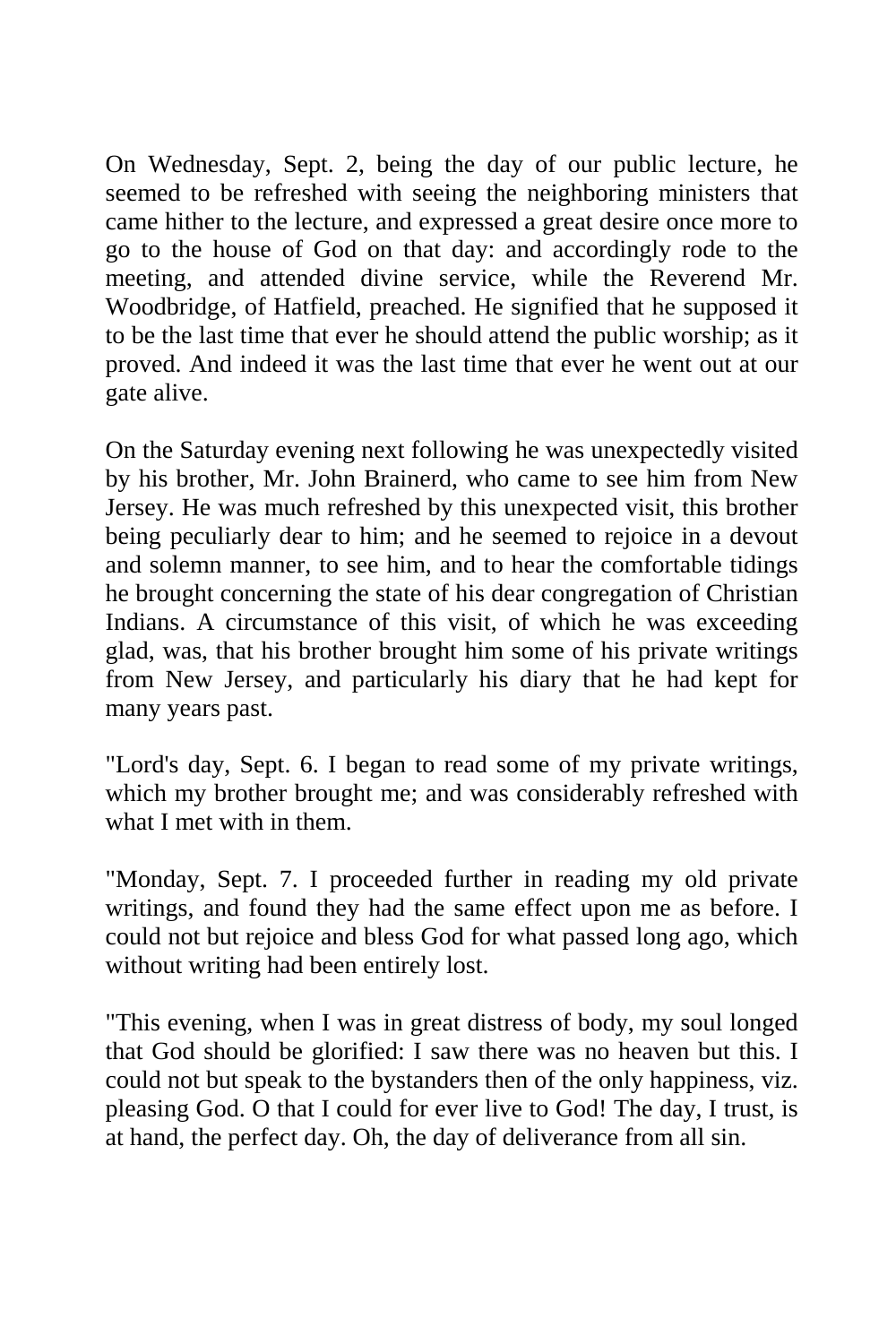On Wednesday, Sept. 2, being the day of our public lecture, he seemed to be refreshed with seeing the neighboring ministers that came hither to the lecture, and expressed a great desire once more to go to the house of God on that day: and accordingly rode to the meeting, and attended divine service, while the Reverend Mr. Woodbridge, of Hatfield, preached. He signified that he supposed it to be the last time that ever he should attend the public worship; as it proved. And indeed it was the last time that ever he went out at our gate alive.

On the Saturday evening next following he was unexpectedly visited by his brother, Mr. John Brainerd, who came to see him from New Jersey. He was much refreshed by this unexpected visit, this brother being peculiarly dear to him; and he seemed to rejoice in a devout and solemn manner, to see him, and to hear the comfortable tidings he brought concerning the state of his dear congregation of Christian Indians. A circumstance of this visit, of which he was exceeding glad, was, that his brother brought him some of his private writings from New Jersey, and particularly his diary that he had kept for many years past.

"Lord's day, Sept. 6. I began to read some of my private writings, which my brother brought me; and was considerably refreshed with what I met with in them.

"Monday, Sept. 7. I proceeded further in reading my old private writings, and found they had the same effect upon me as before. I could not but rejoice and bless God for what passed long ago, which without writing had been entirely lost.

"This evening, when I was in great distress of body, my soul longed that God should be glorified: I saw there was no heaven but this. I could not but speak to the bystanders then of the only happiness, viz. pleasing God. O that I could for ever live to God! The day, I trust, is at hand, the perfect day. Oh, the day of deliverance from all sin.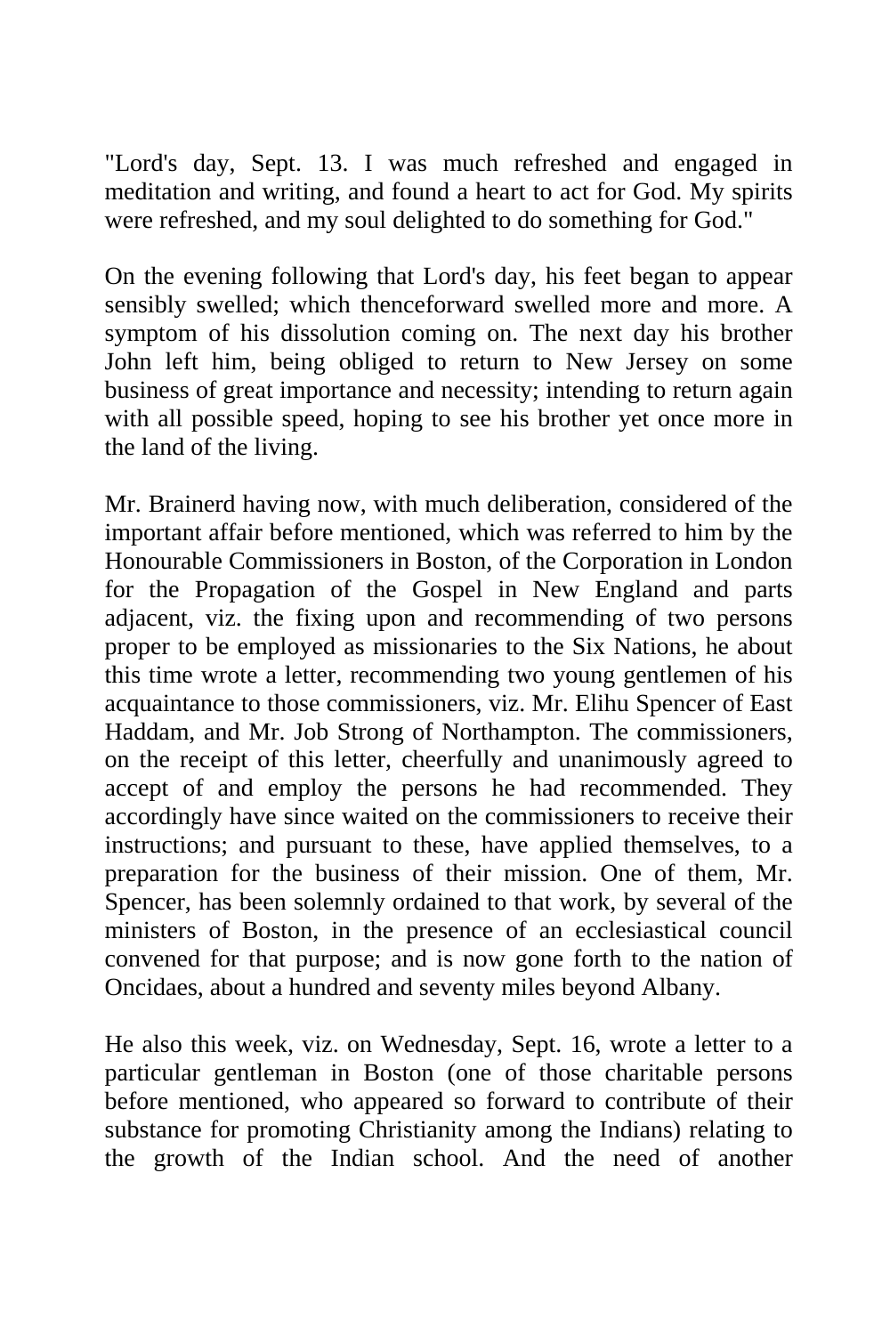"Lord's day, Sept. 13. I was much refreshed and engaged in meditation and writing, and found a heart to act for God. My spirits were refreshed, and my soul delighted to do something for God."

On the evening following that Lord's day, his feet began to appear sensibly swelled; which thenceforward swelled more and more. A symptom of his dissolution coming on. The next day his brother John left him, being obliged to return to New Jersey on some business of great importance and necessity; intending to return again with all possible speed, hoping to see his brother yet once more in the land of the living.

Mr. Brainerd having now, with much deliberation, considered of the important affair before mentioned, which was referred to him by the Honourable Commissioners in Boston, of the Corporation in London for the Propagation of the Gospel in New England and parts adjacent, viz. the fixing upon and recommending of two persons proper to be employed as missionaries to the Six Nations, he about this time wrote a letter, recommending two young gentlemen of his acquaintance to those commissioners, viz. Mr. Elihu Spencer of East Haddam, and Mr. Job Strong of Northampton. The commissioners, on the receipt of this letter, cheerfully and unanimously agreed to accept of and employ the persons he had recommended. They accordingly have since waited on the commissioners to receive their instructions; and pursuant to these, have applied themselves, to a preparation for the business of their mission. One of them, Mr. Spencer, has been solemnly ordained to that work, by several of the ministers of Boston, in the presence of an ecclesiastical council convened for that purpose; and is now gone forth to the nation of Oncidaes, about a hundred and seventy miles beyond Albany.

He also this week, viz. on Wednesday, Sept. 16, wrote a letter to a particular gentleman in Boston (one of those charitable persons before mentioned, who appeared so forward to contribute of their substance for promoting Christianity among the Indians) relating to the growth of the Indian school. And the need of another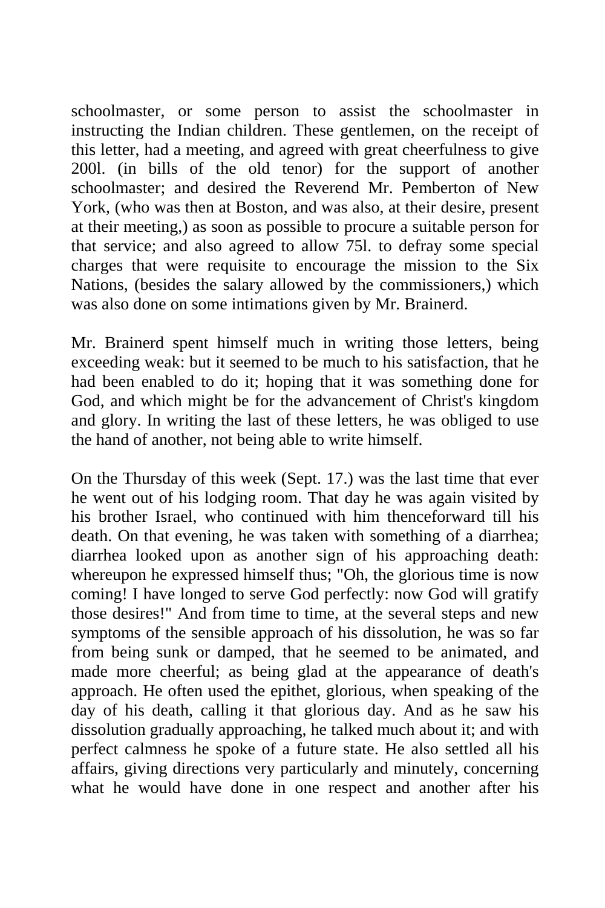schoolmaster, or some person to assist the schoolmaster in instructing the Indian children. These gentlemen, on the receipt of this letter, had a meeting, and agreed with great cheerfulness to give 200l. (in bills of the old tenor) for the support of another schoolmaster; and desired the Reverend Mr. Pemberton of New York, (who was then at Boston, and was also, at their desire, present at their meeting,) as soon as possible to procure a suitable person for that service; and also agreed to allow 75l. to defray some special charges that were requisite to encourage the mission to the Six Nations, (besides the salary allowed by the commissioners,) which was also done on some intimations given by Mr. Brainerd.

Mr. Brainerd spent himself much in writing those letters, being exceeding weak: but it seemed to be much to his satisfaction, that he had been enabled to do it; hoping that it was something done for God, and which might be for the advancement of Christ's kingdom and glory. In writing the last of these letters, he was obliged to use the hand of another, not being able to write himself.

On the Thursday of this week (Sept. 17.) was the last time that ever he went out of his lodging room. That day he was again visited by his brother Israel, who continued with him thenceforward till his death. On that evening, he was taken with something of a diarrhea; diarrhea looked upon as another sign of his approaching death: whereupon he expressed himself thus; "Oh, the glorious time is now coming! I have longed to serve God perfectly: now God will gratify those desires!" And from time to time, at the several steps and new symptoms of the sensible approach of his dissolution, he was so far from being sunk or damped, that he seemed to be animated, and made more cheerful; as being glad at the appearance of death's approach. He often used the epithet, glorious, when speaking of the day of his death, calling it that glorious day. And as he saw his dissolution gradually approaching, he talked much about it; and with perfect calmness he spoke of a future state. He also settled all his affairs, giving directions very particularly and minutely, concerning what he would have done in one respect and another after his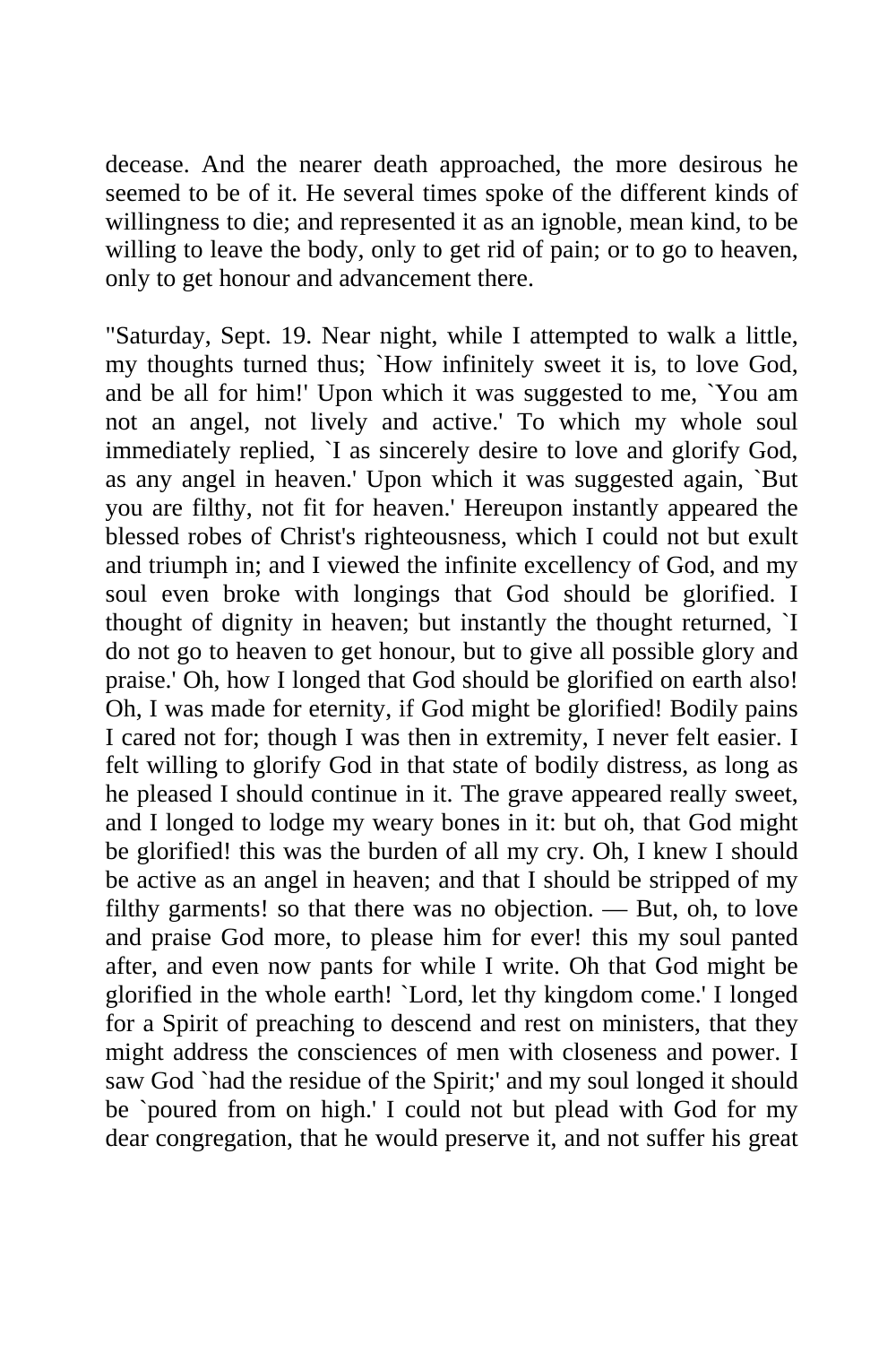decease. And the nearer death approached, the more desirous he seemed to be of it. He several times spoke of the different kinds of willingness to die; and represented it as an ignoble, mean kind, to be willing to leave the body, only to get rid of pain; or to go to heaven, only to get honour and advancement there.

"Saturday, Sept. 19. Near night, while I attempted to walk a little, my thoughts turned thus; `How infinitely sweet it is, to love God, and be all for him!' Upon which it was suggested to me, `You am not an angel, not lively and active.' To which my whole soul immediately replied, `I as sincerely desire to love and glorify God, as any angel in heaven.' Upon which it was suggested again, `But you are filthy, not fit for heaven.' Hereupon instantly appeared the blessed robes of Christ's righteousness, which I could not but exult and triumph in; and I viewed the infinite excellency of God, and my soul even broke with longings that God should be glorified. I thought of dignity in heaven; but instantly the thought returned, `I do not go to heaven to get honour, but to give all possible glory and praise.' Oh, how I longed that God should be glorified on earth also! Oh, I was made for eternity, if God might be glorified! Bodily pains I cared not for; though I was then in extremity, I never felt easier. I felt willing to glorify God in that state of bodily distress, as long as he pleased I should continue in it. The grave appeared really sweet, and I longed to lodge my weary bones in it: but oh, that God might be glorified! this was the burden of all my cry. Oh, I knew I should be active as an angel in heaven; and that I should be stripped of my filthy garments! so that there was no objection. — But, oh, to love and praise God more, to please him for ever! this my soul panted after, and even now pants for while I write. Oh that God might be glorified in the whole earth! `Lord, let thy kingdom come.' I longed for a Spirit of preaching to descend and rest on ministers, that they might address the consciences of men with closeness and power. I saw God `had the residue of the Spirit;' and my soul longed it should be `poured from on high.' I could not but plead with God for my dear congregation, that he would preserve it, and not suffer his great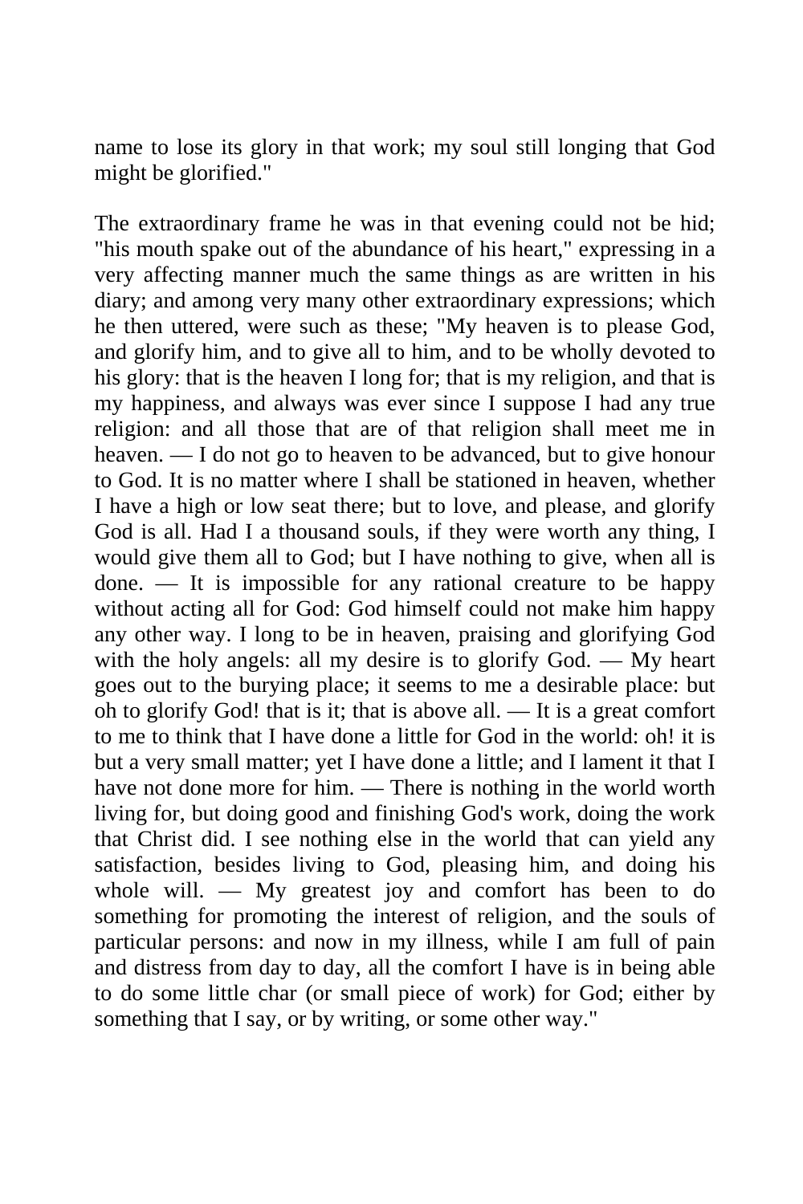name to lose its glory in that work; my soul still longing that God might be glorified."

The extraordinary frame he was in that evening could not be hid; "his mouth spake out of the abundance of his heart," expressing in a very affecting manner much the same things as are written in his diary; and among very many other extraordinary expressions; which he then uttered, were such as these; "My heaven is to please God, and glorify him, and to give all to him, and to be wholly devoted to his glory: that is the heaven I long for; that is my religion, and that is my happiness, and always was ever since I suppose I had any true religion: and all those that are of that religion shall meet me in heaven. — I do not go to heaven to be advanced, but to give honour to God. It is no matter where I shall be stationed in heaven, whether I have a high or low seat there; but to love, and please, and glorify God is all. Had I a thousand souls, if they were worth any thing, I would give them all to God; but I have nothing to give, when all is done. — It is impossible for any rational creature to be happy without acting all for God: God himself could not make him happy any other way. I long to be in heaven, praising and glorifying God with the holy angels: all my desire is to glorify God. — My heart goes out to the burying place; it seems to me a desirable place: but oh to glorify God! that is it; that is above all. — It is a great comfort to me to think that I have done a little for God in the world: oh! it is but a very small matter; yet I have done a little; and I lament it that I have not done more for him. — There is nothing in the world worth living for, but doing good and finishing God's work, doing the work that Christ did. I see nothing else in the world that can yield any satisfaction, besides living to God, pleasing him, and doing his whole will. — My greatest joy and comfort has been to do something for promoting the interest of religion, and the souls of particular persons: and now in my illness, while I am full of pain and distress from day to day, all the comfort I have is in being able to do some little char (or small piece of work) for God; either by something that I say, or by writing, or some other way."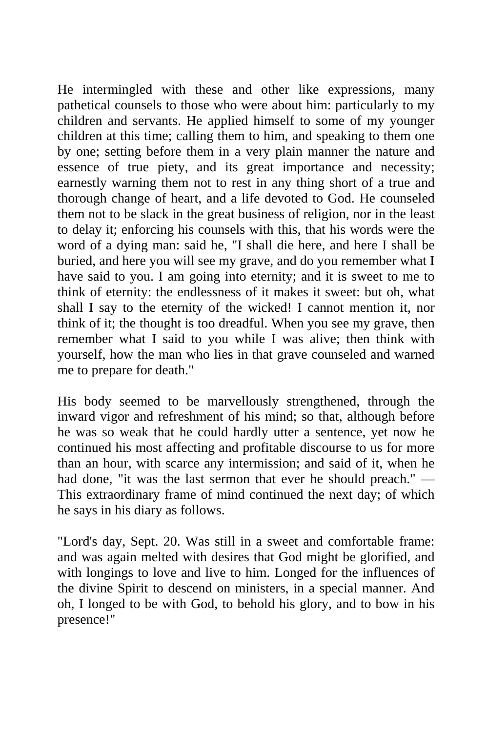He intermingled with these and other like expressions, many pathetical counsels to those who were about him: particularly to my children and servants. He applied himself to some of my younger children at this time; calling them to him, and speaking to them one by one; setting before them in a very plain manner the nature and essence of true piety, and its great importance and necessity; earnestly warning them not to rest in any thing short of a true and thorough change of heart, and a life devoted to God. He counseled them not to be slack in the great business of religion, nor in the least to delay it; enforcing his counsels with this, that his words were the word of a dying man: said he, "I shall die here, and here I shall be buried, and here you will see my grave, and do you remember what I have said to you. I am going into eternity; and it is sweet to me to think of eternity: the endlessness of it makes it sweet: but oh, what shall I say to the eternity of the wicked! I cannot mention it, nor think of it; the thought is too dreadful. When you see my grave, then remember what I said to you while I was alive; then think with yourself, how the man who lies in that grave counseled and warned me to prepare for death."

His body seemed to be marvellously strengthened, through the inward vigor and refreshment of his mind; so that, although before he was so weak that he could hardly utter a sentence, yet now he continued his most affecting and profitable discourse to us for more than an hour, with scarce any intermission; and said of it, when he had done, "it was the last sermon that ever he should preach." — This extraordinary frame of mind continued the next day; of which he says in his diary as follows.

"Lord's day, Sept. 20. Was still in a sweet and comfortable frame: and was again melted with desires that God might be glorified, and with longings to love and live to him. Longed for the influences of the divine Spirit to descend on ministers, in a special manner. And oh, I longed to be with God, to behold his glory, and to bow in his presence!"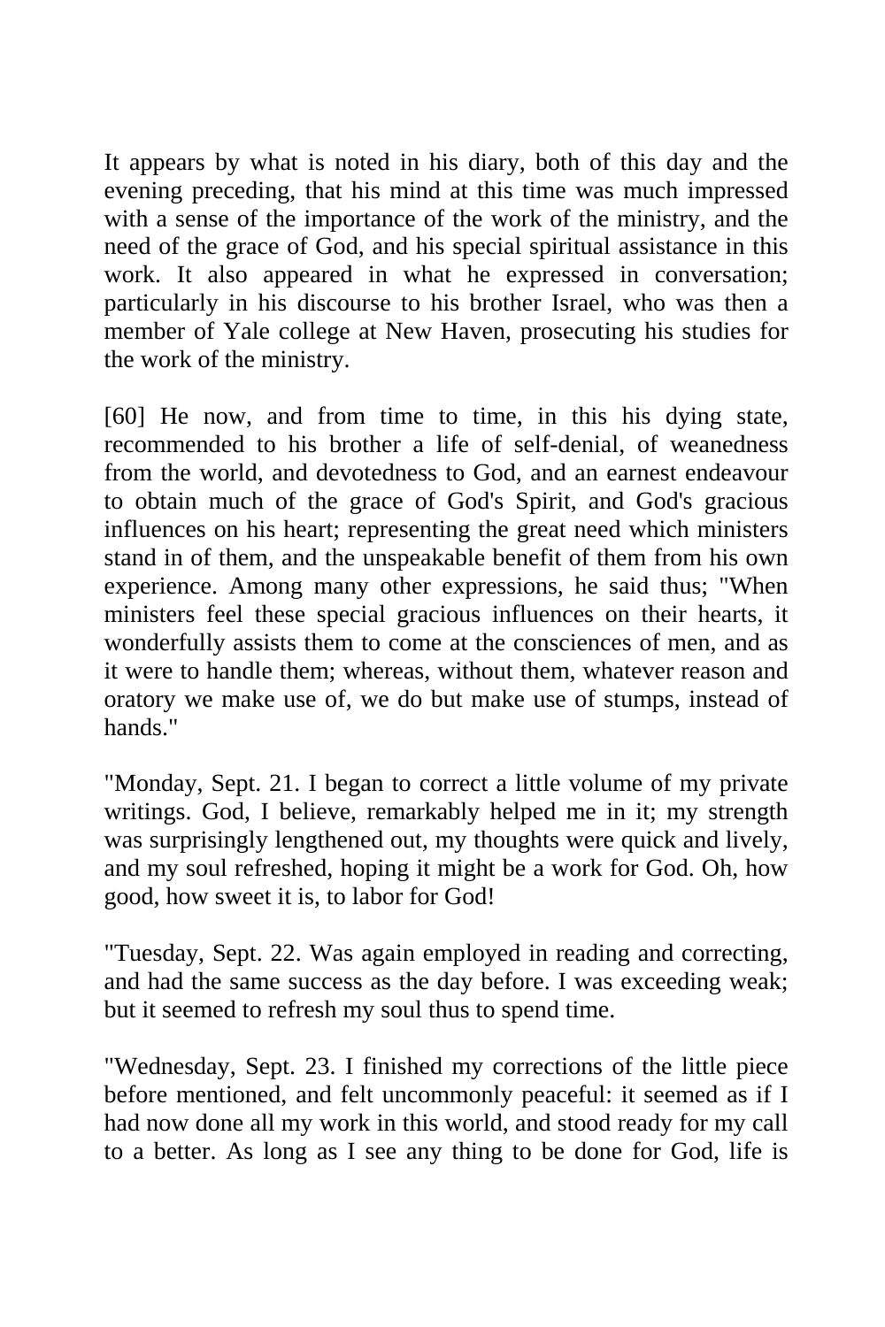It appears by what is noted in his diary, both of this day and the evening preceding, that his mind at this time was much impressed with a sense of the importance of the work of the ministry, and the need of the grace of God, and his special spiritual assistance in this work. It also appeared in what he expressed in conversation; particularly in his discourse to his brother Israel, who was then a member of Yale college at New Haven, prosecuting his studies for the work of the ministry.

[60] He now, and from time to time, in this his dying state, recommended to his brother a life of self-denial, of weanedness from the world, and devotedness to God, and an earnest endeavour to obtain much of the grace of God's Spirit, and God's gracious influences on his heart; representing the great need which ministers stand in of them, and the unspeakable benefit of them from his own experience. Among many other expressions, he said thus; "When ministers feel these special gracious influences on their hearts, it wonderfully assists them to come at the consciences of men, and as it were to handle them; whereas, without them, whatever reason and oratory we make use of, we do but make use of stumps, instead of hands."

"Monday, Sept. 21. I began to correct a little volume of my private writings. God, I believe, remarkably helped me in it; my strength was surprisingly lengthened out, my thoughts were quick and lively, and my soul refreshed, hoping it might be a work for God. Oh, how good, how sweet it is, to labor for God!

"Tuesday, Sept. 22. Was again employed in reading and correcting, and had the same success as the day before. I was exceeding weak; but it seemed to refresh my soul thus to spend time.

"Wednesday, Sept. 23. I finished my corrections of the little piece before mentioned, and felt uncommonly peaceful: it seemed as if I had now done all my work in this world, and stood ready for my call to a better. As long as I see any thing to be done for God, life is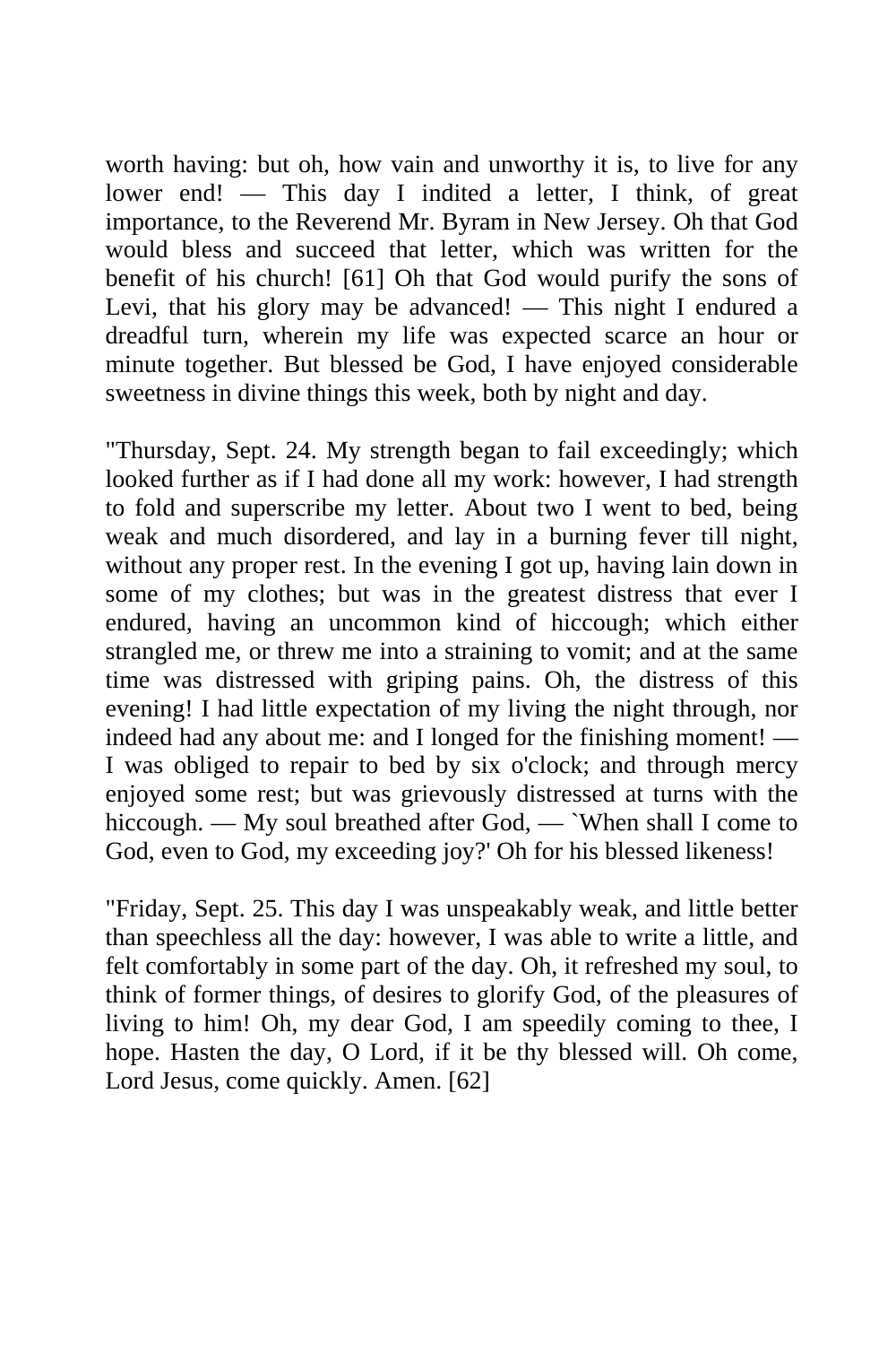worth having: but oh, how vain and unworthy it is, to live for any lower end! — This day I indited a letter, I think, of great importance, to the Reverend Mr. Byram in New Jersey. Oh that God would bless and succeed that letter, which was written for the benefit of his church! [61] Oh that God would purify the sons of Levi, that his glory may be advanced! — This night I endured a dreadful turn, wherein my life was expected scarce an hour or minute together. But blessed be God, I have enjoyed considerable sweetness in divine things this week, both by night and day.

"Thursday, Sept. 24. My strength began to fail exceedingly; which looked further as if I had done all my work: however, I had strength to fold and superscribe my letter. About two I went to bed, being weak and much disordered, and lay in a burning fever till night, without any proper rest. In the evening I got up, having lain down in some of my clothes; but was in the greatest distress that ever I endured, having an uncommon kind of hiccough; which either strangled me, or threw me into a straining to vomit; and at the same time was distressed with griping pains. Oh, the distress of this evening! I had little expectation of my living the night through, nor indeed had any about me: and I longed for the finishing moment! — I was obliged to repair to bed by six o'clock; and through mercy enjoyed some rest; but was grievously distressed at turns with the hiccough. — My soul breathed after God, — `When shall I come to God, even to God, my exceeding joy?' Oh for his blessed likeness!

"Friday, Sept. 25. This day I was unspeakably weak, and little better than speechless all the day: however, I was able to write a little, and felt comfortably in some part of the day. Oh, it refreshed my soul, to think of former things, of desires to glorify God, of the pleasures of living to him! Oh, my dear God, I am speedily coming to thee, I hope. Hasten the day, O Lord, if it be thy blessed will. Oh come, Lord Jesus, come quickly. Amen. [62]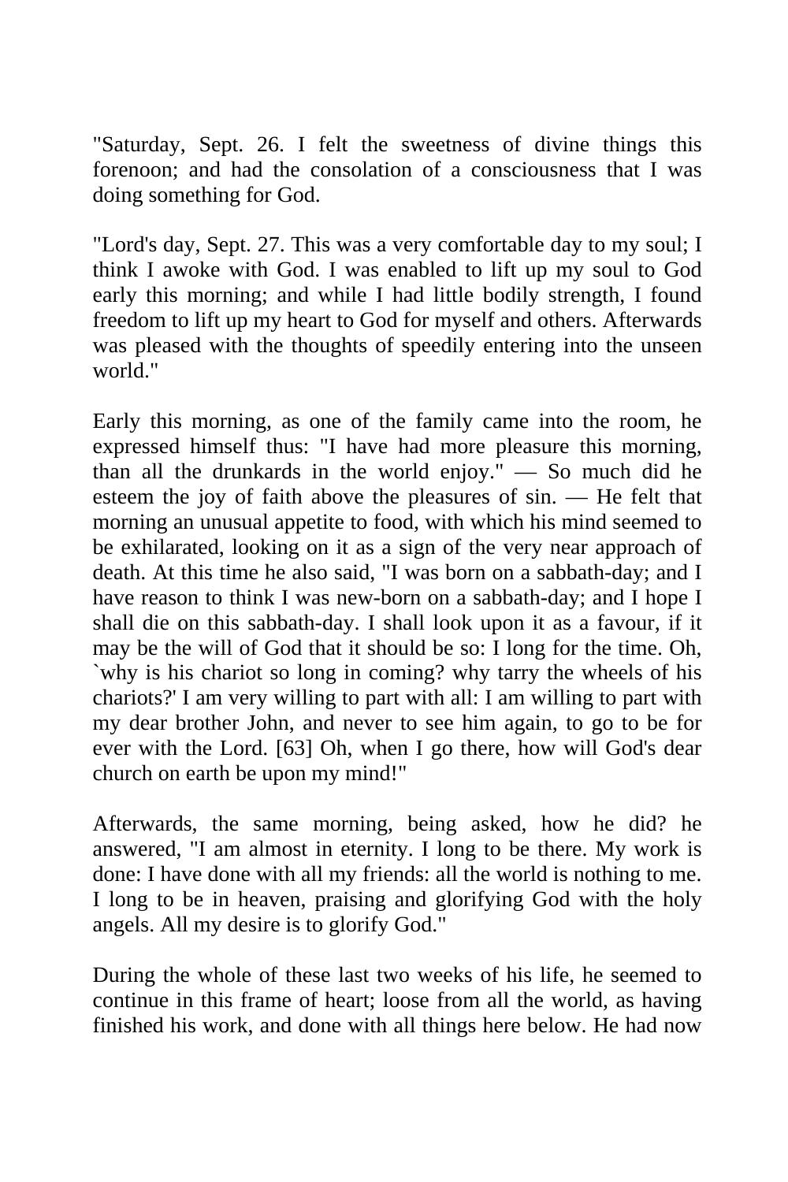"Saturday, Sept. 26. I felt the sweetness of divine things this forenoon; and had the consolation of a consciousness that I was doing something for God.

"Lord's day, Sept. 27. This was a very comfortable day to my soul; I think I awoke with God. I was enabled to lift up my soul to God early this morning; and while I had little bodily strength, I found freedom to lift up my heart to God for myself and others. Afterwards was pleased with the thoughts of speedily entering into the unseen world."

Early this morning, as one of the family came into the room, he expressed himself thus: "I have had more pleasure this morning, than all the drunkards in the world enjoy." — So much did he esteem the joy of faith above the pleasures of sin. — He felt that morning an unusual appetite to food, with which his mind seemed to be exhilarated, looking on it as a sign of the very near approach of death. At this time he also said, "I was born on a sabbath-day; and I have reason to think I was new-born on a sabbath-day; and I hope I shall die on this sabbath-day. I shall look upon it as a favour, if it may be the will of God that it should be so: I long for the time. Oh, `why is his chariot so long in coming? why tarry the wheels of his chariots?' I am very willing to part with all: I am willing to part with my dear brother John, and never to see him again, to go to be for ever with the Lord. [63] Oh, when I go there, how will God's dear church on earth be upon my mind!"

Afterwards, the same morning, being asked, how he did? he answered, "I am almost in eternity. I long to be there. My work is done: I have done with all my friends: all the world is nothing to me. I long to be in heaven, praising and glorifying God with the holy angels. All my desire is to glorify God."

During the whole of these last two weeks of his life, he seemed to continue in this frame of heart; loose from all the world, as having finished his work, and done with all things here below. He had now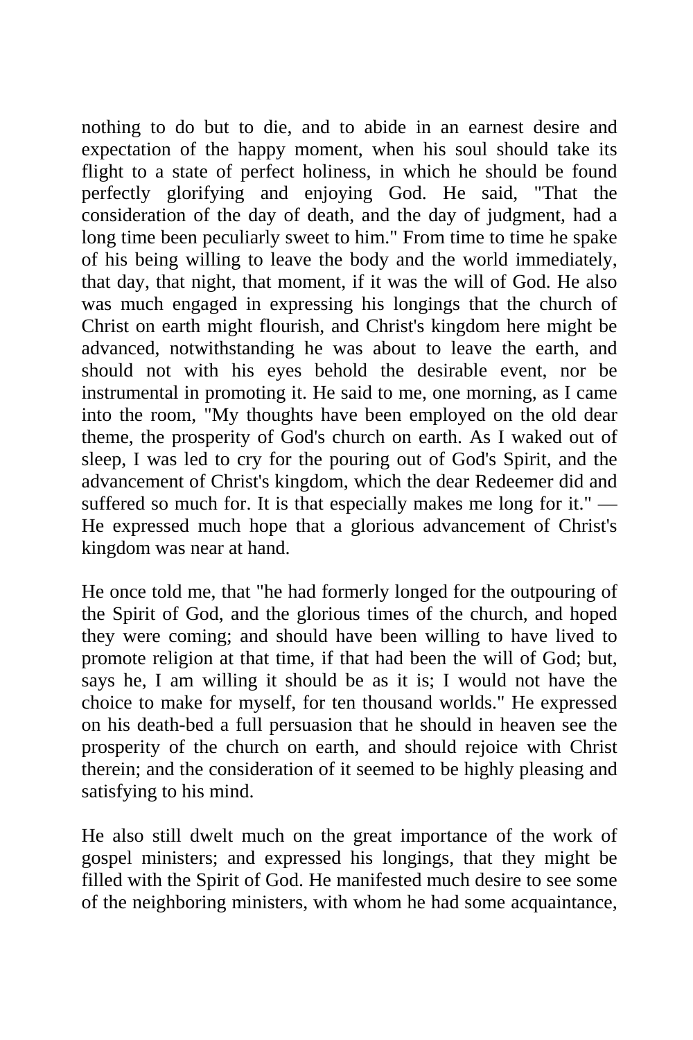nothing to do but to die, and to abide in an earnest desire and expectation of the happy moment, when his soul should take its flight to a state of perfect holiness, in which he should be found perfectly glorifying and enjoying God. He said, "That the consideration of the day of death, and the day of judgment, had a long time been peculiarly sweet to him." From time to time he spake of his being willing to leave the body and the world immediately, that day, that night, that moment, if it was the will of God. He also was much engaged in expressing his longings that the church of Christ on earth might flourish, and Christ's kingdom here might be advanced, notwithstanding he was about to leave the earth, and should not with his eyes behold the desirable event, nor be instrumental in promoting it. He said to me, one morning, as I came into the room, "My thoughts have been employed on the old dear theme, the prosperity of God's church on earth. As I waked out of sleep, I was led to cry for the pouring out of God's Spirit, and the advancement of Christ's kingdom, which the dear Redeemer did and suffered so much for. It is that especially makes me long for it." — He expressed much hope that a glorious advancement of Christ's kingdom was near at hand.

He once told me, that "he had formerly longed for the outpouring of the Spirit of God, and the glorious times of the church, and hoped they were coming; and should have been willing to have lived to promote religion at that time, if that had been the will of God; but, says he, I am willing it should be as it is; I would not have the choice to make for myself, for ten thousand worlds." He expressed on his death-bed a full persuasion that he should in heaven see the prosperity of the church on earth, and should rejoice with Christ therein; and the consideration of it seemed to be highly pleasing and satisfying to his mind.

He also still dwelt much on the great importance of the work of gospel ministers; and expressed his longings, that they might be filled with the Spirit of God. He manifested much desire to see some of the neighboring ministers, with whom he had some acquaintance,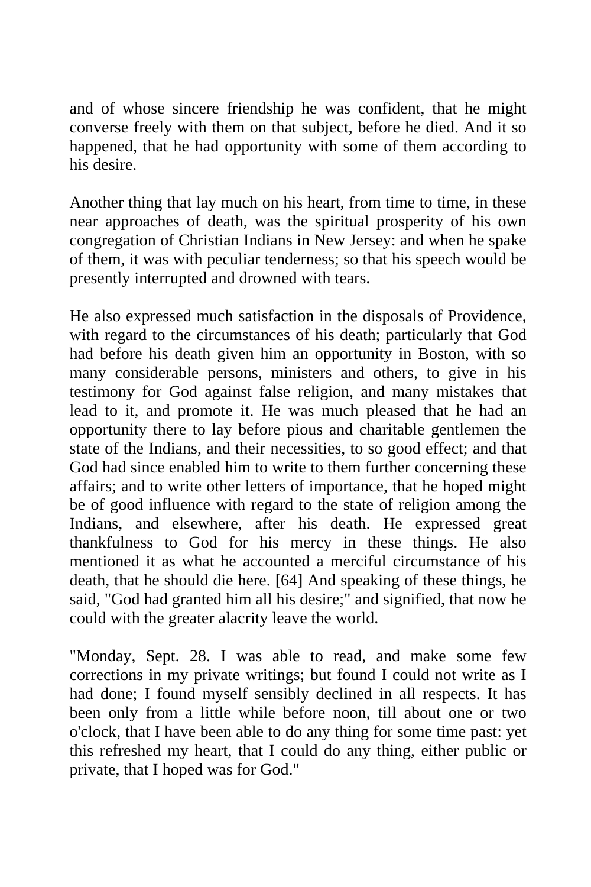and of whose sincere friendship he was confident, that he might converse freely with them on that subject, before he died. And it so happened, that he had opportunity with some of them according to his desire.

Another thing that lay much on his heart, from time to time, in these near approaches of death, was the spiritual prosperity of his own congregation of Christian Indians in New Jersey: and when he spake of them, it was with peculiar tenderness; so that his speech would be presently interrupted and drowned with tears.

He also expressed much satisfaction in the disposals of Providence, with regard to the circumstances of his death; particularly that God had before his death given him an opportunity in Boston, with so many considerable persons, ministers and others, to give in his testimony for God against false religion, and many mistakes that lead to it, and promote it. He was much pleased that he had an opportunity there to lay before pious and charitable gentlemen the state of the Indians, and their necessities, to so good effect; and that God had since enabled him to write to them further concerning these affairs; and to write other letters of importance, that he hoped might be of good influence with regard to the state of religion among the Indians, and elsewhere, after his death. He expressed great thankfulness to God for his mercy in these things. He also mentioned it as what he accounted a merciful circumstance of his death, that he should die here. [64] And speaking of these things, he said, "God had granted him all his desire;" and signified, that now he could with the greater alacrity leave the world.

"Monday, Sept. 28. I was able to read, and make some few corrections in my private writings; but found I could not write as I had done; I found myself sensibly declined in all respects. It has been only from a little while before noon, till about one or two o'clock, that I have been able to do any thing for some time past: yet this refreshed my heart, that I could do any thing, either public or private, that I hoped was for God."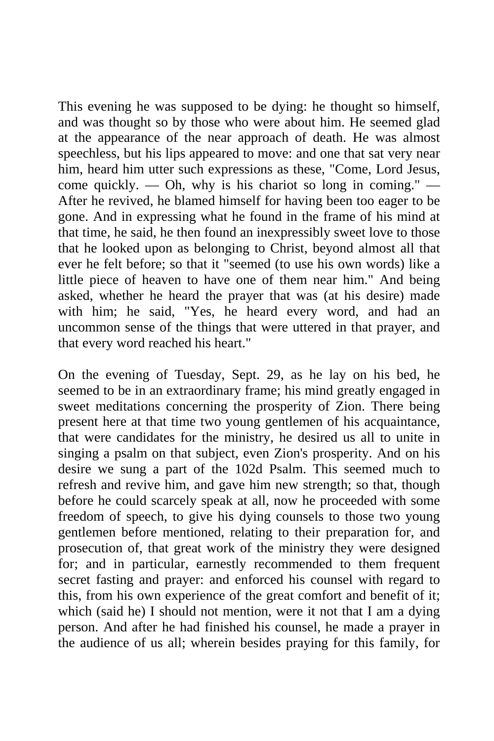This evening he was supposed to be dying: he thought so himself, and was thought so by those who were about him. He seemed glad at the appearance of the near approach of death. He was almost speechless, but his lips appeared to move: and one that sat very near him, heard him utter such expressions as these, "Come, Lord Jesus, come quickly. — Oh, why is his chariot so long in coming." — After he revived, he blamed himself for having been too eager to be gone. And in expressing what he found in the frame of his mind at that time, he said, he then found an inexpressibly sweet love to those that he looked upon as belonging to Christ, beyond almost all that ever he felt before; so that it "seemed (to use his own words) like a little piece of heaven to have one of them near him." And being asked, whether he heard the prayer that was (at his desire) made with him; he said, "Yes, he heard every word, and had an uncommon sense of the things that were uttered in that prayer, and that every word reached his heart."

On the evening of Tuesday, Sept. 29, as he lay on his bed, he seemed to be in an extraordinary frame; his mind greatly engaged in sweet meditations concerning the prosperity of Zion. There being present here at that time two young gentlemen of his acquaintance, that were candidates for the ministry, he desired us all to unite in singing a psalm on that subject, even Zion's prosperity. And on his desire we sung a part of the 102d Psalm. This seemed much to refresh and revive him, and gave him new strength; so that, though before he could scarcely speak at all, now he proceeded with some freedom of speech, to give his dying counsels to those two young gentlemen before mentioned, relating to their preparation for, and prosecution of, that great work of the ministry they were designed for; and in particular, earnestly recommended to them frequent secret fasting and prayer: and enforced his counsel with regard to this, from his own experience of the great comfort and benefit of it; which (said he) I should not mention, were it not that I am a dying person. And after he had finished his counsel, he made a prayer in the audience of us all; wherein besides praying for this family, for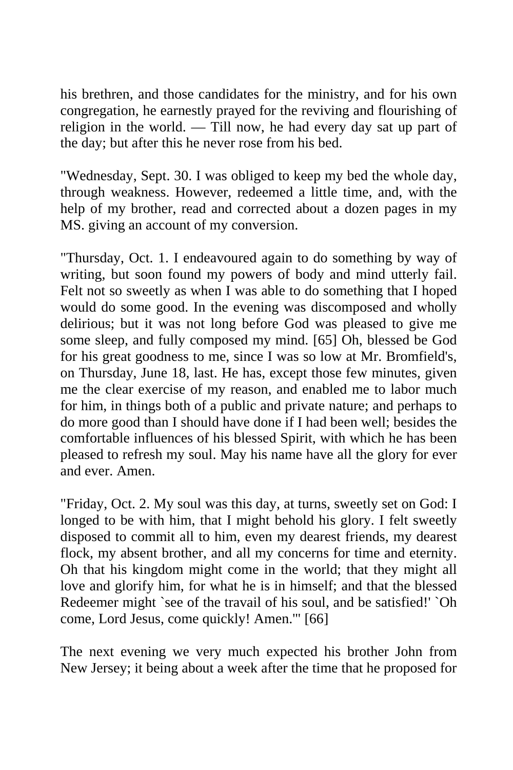his brethren, and those candidates for the ministry, and for his own congregation, he earnestly prayed for the reviving and flourishing of religion in the world. — Till now, he had every day sat up part of the day; but after this he never rose from his bed.

"Wednesday, Sept. 30. I was obliged to keep my bed the whole day, through weakness. However, redeemed a little time, and, with the help of my brother, read and corrected about a dozen pages in my MS. giving an account of my conversion.

"Thursday, Oct. 1. I endeavoured again to do something by way of writing, but soon found my powers of body and mind utterly fail. Felt not so sweetly as when I was able to do something that I hoped would do some good. In the evening was discomposed and wholly delirious; but it was not long before God was pleased to give me some sleep, and fully composed my mind. [65] Oh, blessed be God for his great goodness to me, since I was so low at Mr. Bromfield's, on Thursday, June 18, last. He has, except those few minutes, given me the clear exercise of my reason, and enabled me to labor much for him, in things both of a public and private nature; and perhaps to do more good than I should have done if I had been well; besides the comfortable influences of his blessed Spirit, with which he has been pleased to refresh my soul. May his name have all the glory for ever and ever. Amen.

"Friday, Oct. 2. My soul was this day, at turns, sweetly set on God: I longed to be with him, that I might behold his glory. I felt sweetly disposed to commit all to him, even my dearest friends, my dearest flock, my absent brother, and all my concerns for time and eternity. Oh that his kingdom might come in the world; that they might all love and glorify him, for what he is in himself; and that the blessed Redeemer might `see of the travail of his soul, and be satisfied!' `Oh come, Lord Jesus, come quickly! Amen.'" [66]

The next evening we very much expected his brother John from New Jersey; it being about a week after the time that he proposed for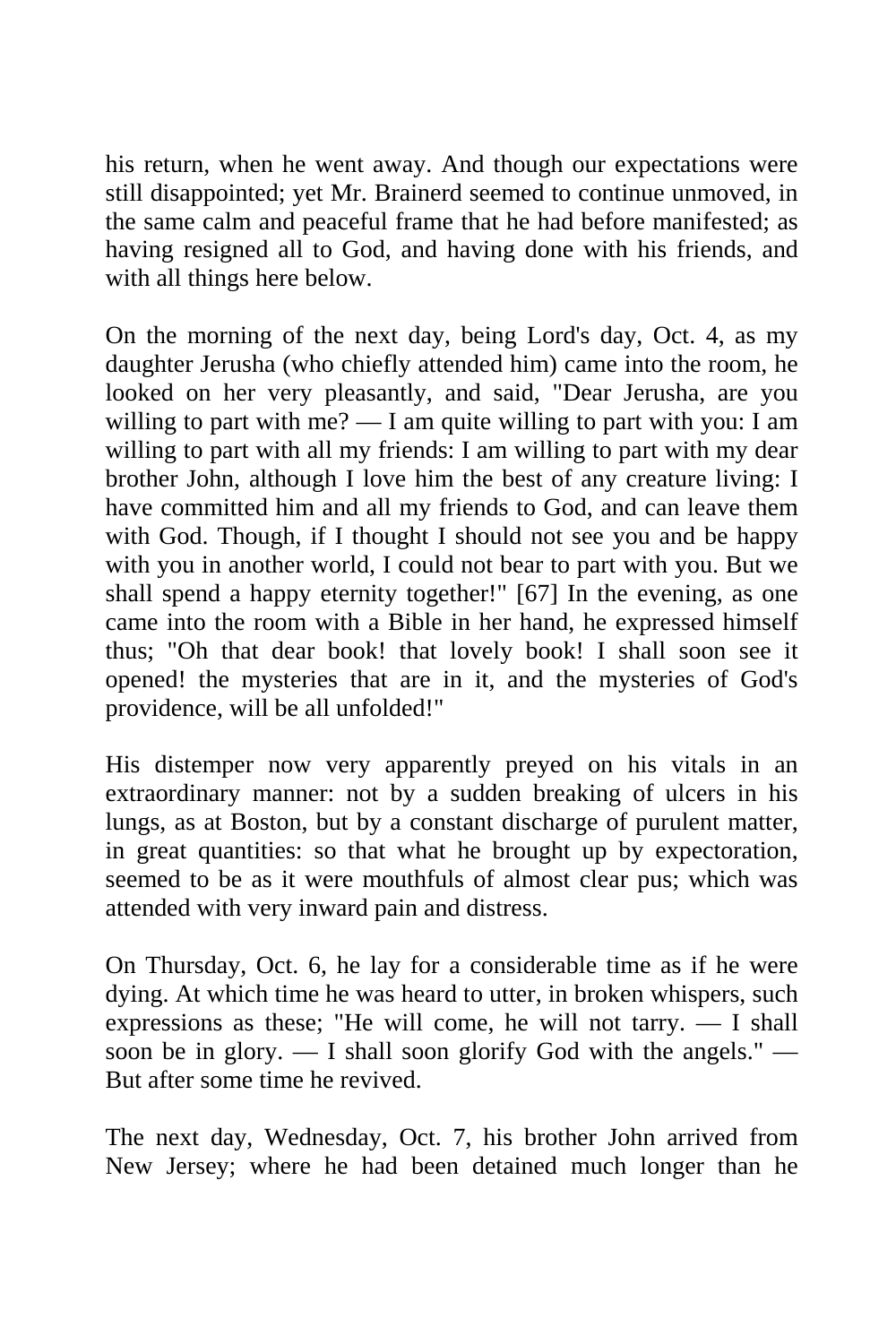his return, when he went away. And though our expectations were still disappointed; yet Mr. Brainerd seemed to continue unmoved, in the same calm and peaceful frame that he had before manifested; as having resigned all to God, and having done with his friends, and with all things here below.

On the morning of the next day, being Lord's day, Oct. 4, as my daughter Jerusha (who chiefly attended him) came into the room, he looked on her very pleasantly, and said, "Dear Jerusha, are you willing to part with me? — I am quite willing to part with you: I am willing to part with all my friends: I am willing to part with my dear brother John, although I love him the best of any creature living: I have committed him and all my friends to God, and can leave them with God. Though, if I thought I should not see you and be happy with you in another world, I could not bear to part with you. But we shall spend a happy eternity together!" [67] In the evening, as one came into the room with a Bible in her hand, he expressed himself thus; "Oh that dear book! that lovely book! I shall soon see it opened! the mysteries that are in it, and the mysteries of God's providence, will be all unfolded!"

His distemper now very apparently preyed on his vitals in an extraordinary manner: not by a sudden breaking of ulcers in his lungs, as at Boston, but by a constant discharge of purulent matter, in great quantities: so that what he brought up by expectoration, seemed to be as it were mouthfuls of almost clear pus; which was attended with very inward pain and distress.

On Thursday, Oct. 6, he lay for a considerable time as if he were dying. At which time he was heard to utter, in broken whispers, such expressions as these; "He will come, he will not tarry. — I shall soon be in glory. — I shall soon glorify God with the angels." — But after some time he revived.

The next day, Wednesday, Oct. 7, his brother John arrived from New Jersey; where he had been detained much longer than he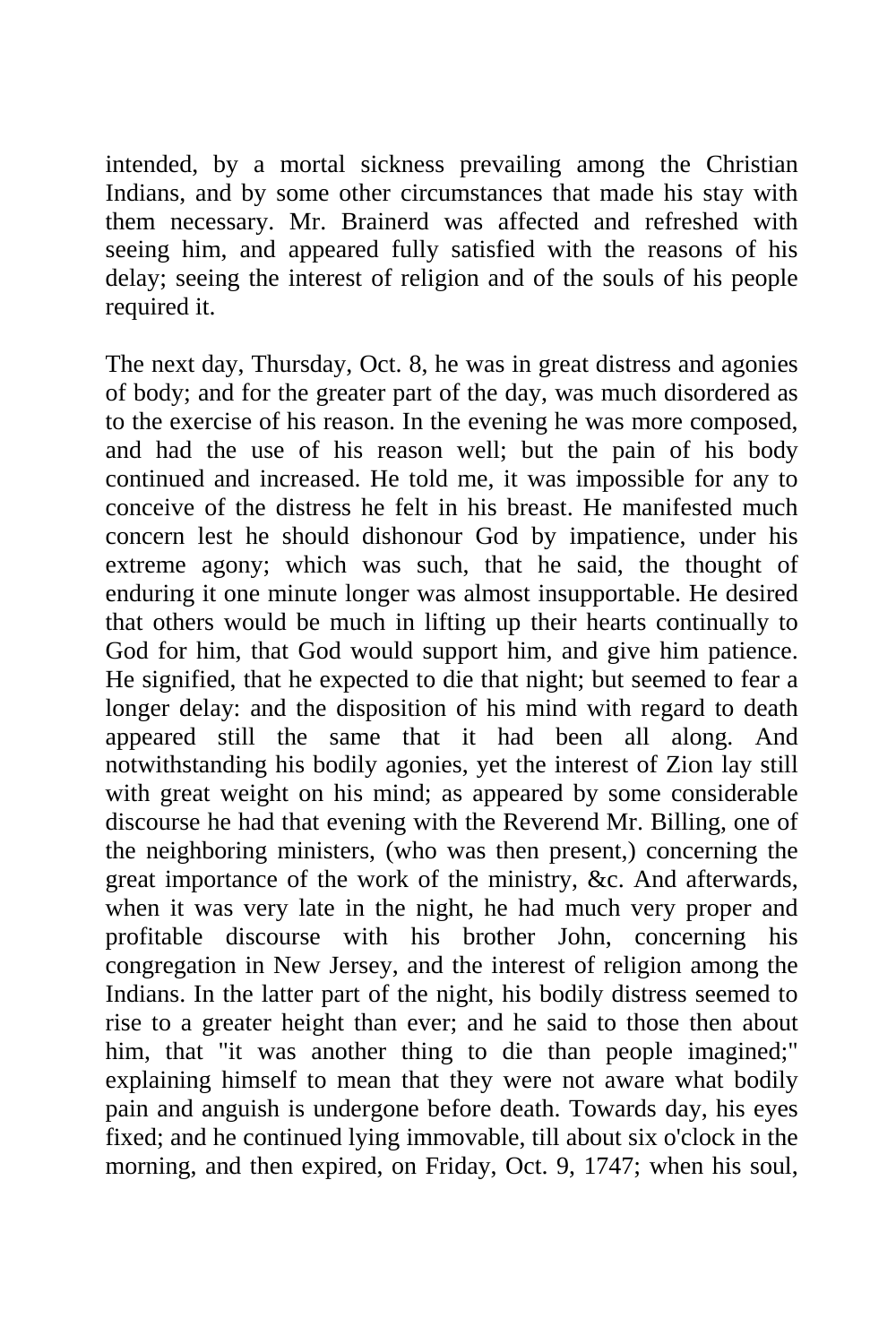intended, by a mortal sickness prevailing among the Christian Indians, and by some other circumstances that made his stay with them necessary. Mr. Brainerd was affected and refreshed with seeing him, and appeared fully satisfied with the reasons of his delay; seeing the interest of religion and of the souls of his people required it.

The next day, Thursday, Oct. 8, he was in great distress and agonies of body; and for the greater part of the day, was much disordered as to the exercise of his reason. In the evening he was more composed, and had the use of his reason well; but the pain of his body continued and increased. He told me, it was impossible for any to conceive of the distress he felt in his breast. He manifested much concern lest he should dishonour God by impatience, under his extreme agony; which was such, that he said, the thought of enduring it one minute longer was almost insupportable. He desired that others would be much in lifting up their hearts continually to God for him, that God would support him, and give him patience. He signified, that he expected to die that night; but seemed to fear a longer delay: and the disposition of his mind with regard to death appeared still the same that it had been all along. And notwithstanding his bodily agonies, yet the interest of Zion lay still with great weight on his mind; as appeared by some considerable discourse he had that evening with the Reverend Mr. Billing, one of the neighboring ministers, (who was then present,) concerning the great importance of the work of the ministry, &c. And afterwards, when it was very late in the night, he had much very proper and profitable discourse with his brother John, concerning his congregation in New Jersey, and the interest of religion among the Indians. In the latter part of the night, his bodily distress seemed to rise to a greater height than ever; and he said to those then about him, that "it was another thing to die than people imagined;" explaining himself to mean that they were not aware what bodily pain and anguish is undergone before death. Towards day, his eyes fixed; and he continued lying immovable, till about six o'clock in the morning, and then expired, on Friday, Oct. 9, 1747; when his soul,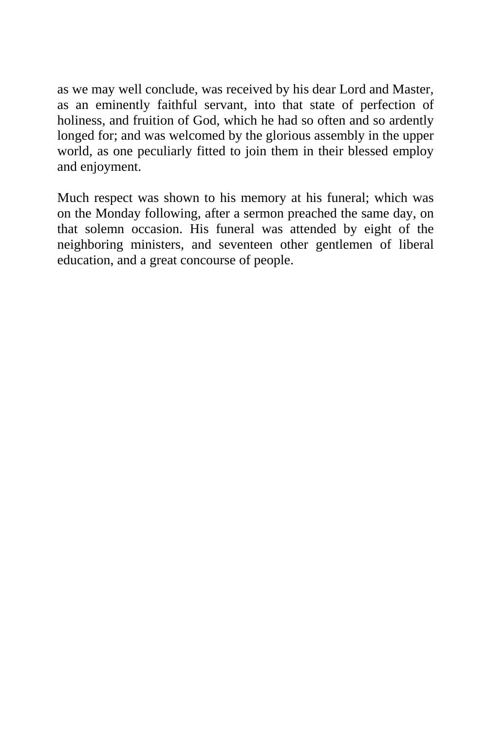as we may well conclude, was received by his dear Lord and Master, as an eminently faithful servant, into that state of perfection of holiness, and fruition of God, which he had so often and so ardently longed for; and was welcomed by the glorious assembly in the upper world, as one peculiarly fitted to join them in their blessed employ and enjoyment.

Much respect was shown to his memory at his funeral; which was on the Monday following, after a sermon preached the same day, on that solemn occasion. His funeral was attended by eight of the neighboring ministers, and seventeen other gentlemen of liberal education, and a great concourse of people.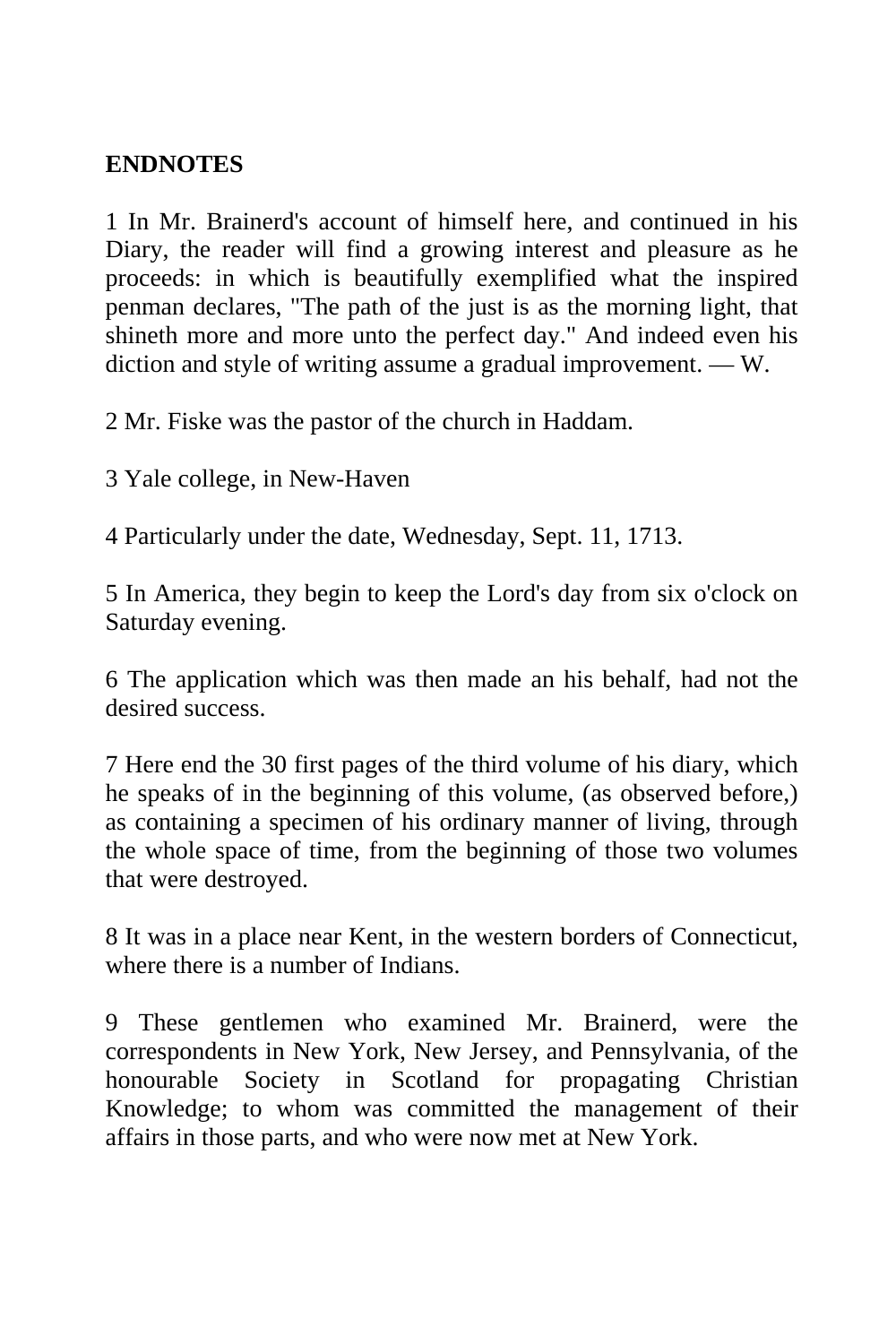**ENDNOTES**

1 In Mr. Brainerd's account of himself here, and continued in his Diary, the reader will find a growing interest and pleasure as he proceeds: in which is beautifully exemplified what the inspired penman declares, "The path of the just is as the morning light, that shineth more and more unto the perfect day." And indeed even his diction and style of writing assume a gradual improvement. — W.

2 Mr. Fiske was the pastor of the church in Haddam.

3 Yale college, in New-Haven

4 Particularly under the date, Wednesday, Sept. 11, 1713.

5 In America, they begin to keep the Lord's day from six o'clock on Saturday evening.

6 The application which was then made an his behalf, had not the desired success.

7 Here end the 30 first pages of the third volume of his diary, which he speaks of in the beginning of this volume, (as observed before,) as containing a specimen of his ordinary manner of living, through the whole space of time, from the beginning of those two volumes that were destroyed.

8 It was in a place near Kent, in the western borders of Connecticut, where there is a number of Indians.

9 These gentlemen who examined Mr. Brainerd, were the correspondents in New York, New Jersey, and Pennsylvania, of the honourable Society in Scotland for propagating Christian Knowledge; to whom was committed the management of their affairs in those parts, and who were now met at New York.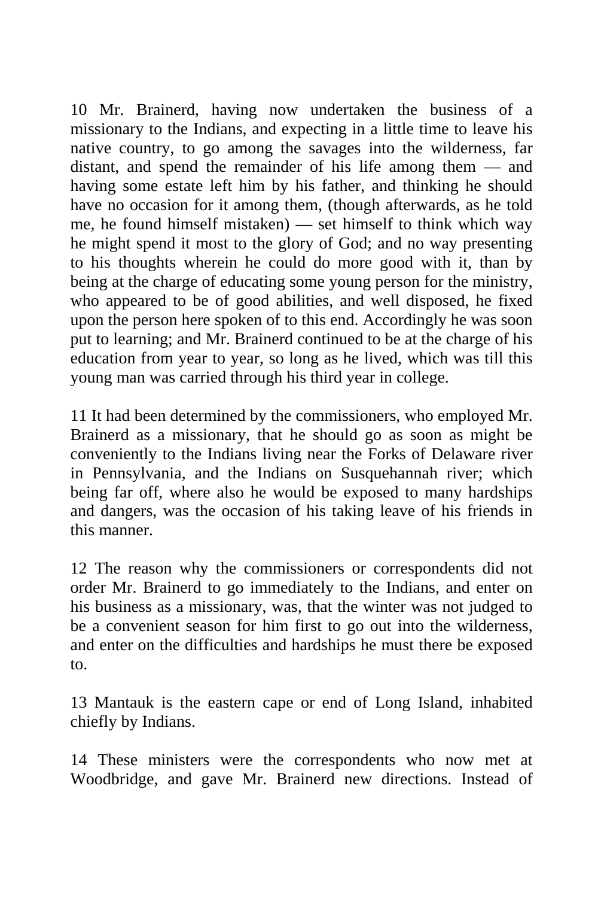10 Mr. Brainerd, having now undertaken the business of a missionary to the Indians, and expecting in a little time to leave his native country, to go among the savages into the wilderness, far distant, and spend the remainder of his life among them — and having some estate left him by his father, and thinking he should have no occasion for it among them, (though afterwards, as he told me, he found himself mistaken) — set himself to think which way he might spend it most to the glory of God; and no way presenting to his thoughts wherein he could do more good with it, than by being at the charge of educating some young person for the ministry, who appeared to be of good abilities, and well disposed, he fixed upon the person here spoken of to this end. Accordingly he was soon put to learning; and Mr. Brainerd continued to be at the charge of his education from year to year, so long as he lived, which was till this young man was carried through his third year in college.

11 It had been determined by the commissioners, who employed Mr. Brainerd as a missionary, that he should go as soon as might be conveniently to the Indians living near the Forks of Delaware river in Pennsylvania, and the Indians on Susquehannah river; which being far off, where also he would be exposed to many hardships and dangers, was the occasion of his taking leave of his friends in this manner.

12 The reason why the commissioners or correspondents did not order Mr. Brainerd to go immediately to the Indians, and enter on his business as a missionary, was, that the winter was not judged to be a convenient season for him first to go out into the wilderness, and enter on the difficulties and hardships he must there be exposed to.

13 Mantauk is the eastern cape or end of Long Island, inhabited chiefly by Indians.

14 These ministers were the correspondents who now met at Woodbridge, and gave Mr. Brainerd new directions. Instead of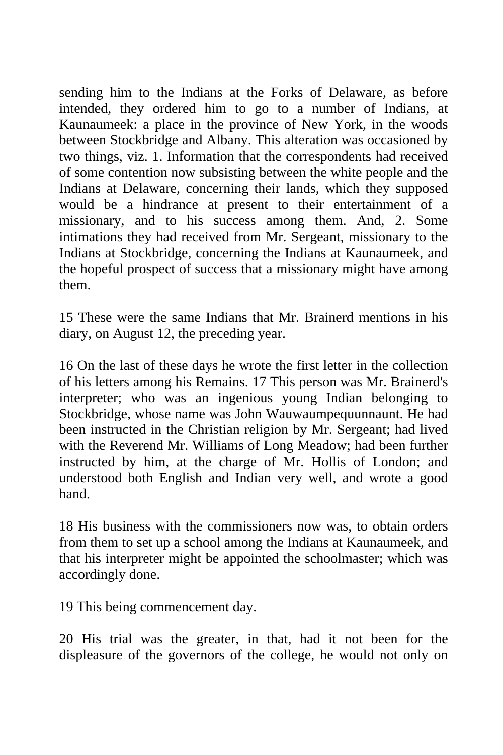sending him to the Indians at the Forks of Delaware, as before intended, they ordered him to go to a number of Indians, at Kaunaumeek: a place in the province of New York, in the woods between Stockbridge and Albany. This alteration was occasioned by two things, viz. 1. Information that the correspondents had received of some contention now subsisting between the white people and the Indians at Delaware, concerning their lands, which they supposed would be a hindrance at present to their entertainment of a missionary, and to his success among them. And, 2. Some intimations they had received from Mr. Sergeant, missionary to the Indians at Stockbridge, concerning the Indians at Kaunaumeek, and the hopeful prospect of success that a missionary might have among them.

15 These were the same Indians that Mr. Brainerd mentions in his diary, on August 12, the preceding year.

16 On the last of these days he wrote the first letter in the collection of his letters among his Remains. 17 This person was Mr. Brainerd's interpreter; who was an ingenious young Indian belonging to Stockbridge, whose name was John Wauwaumpequunnaunt. He had been instructed in the Christian religion by Mr. Sergeant; had lived with the Reverend Mr. Williams of Long Meadow; had been further instructed by him, at the charge of Mr. Hollis of London; and understood both English and Indian very well, and wrote a good hand.

18 His business with the commissioners now was, to obtain orders from them to set up a school among the Indians at Kaunaumeek, and that his interpreter might be appointed the schoolmaster; which was accordingly done.

19 This being commencement day.

20 His trial was the greater, in that, had it not been for the displeasure of the governors of the college, he would not only on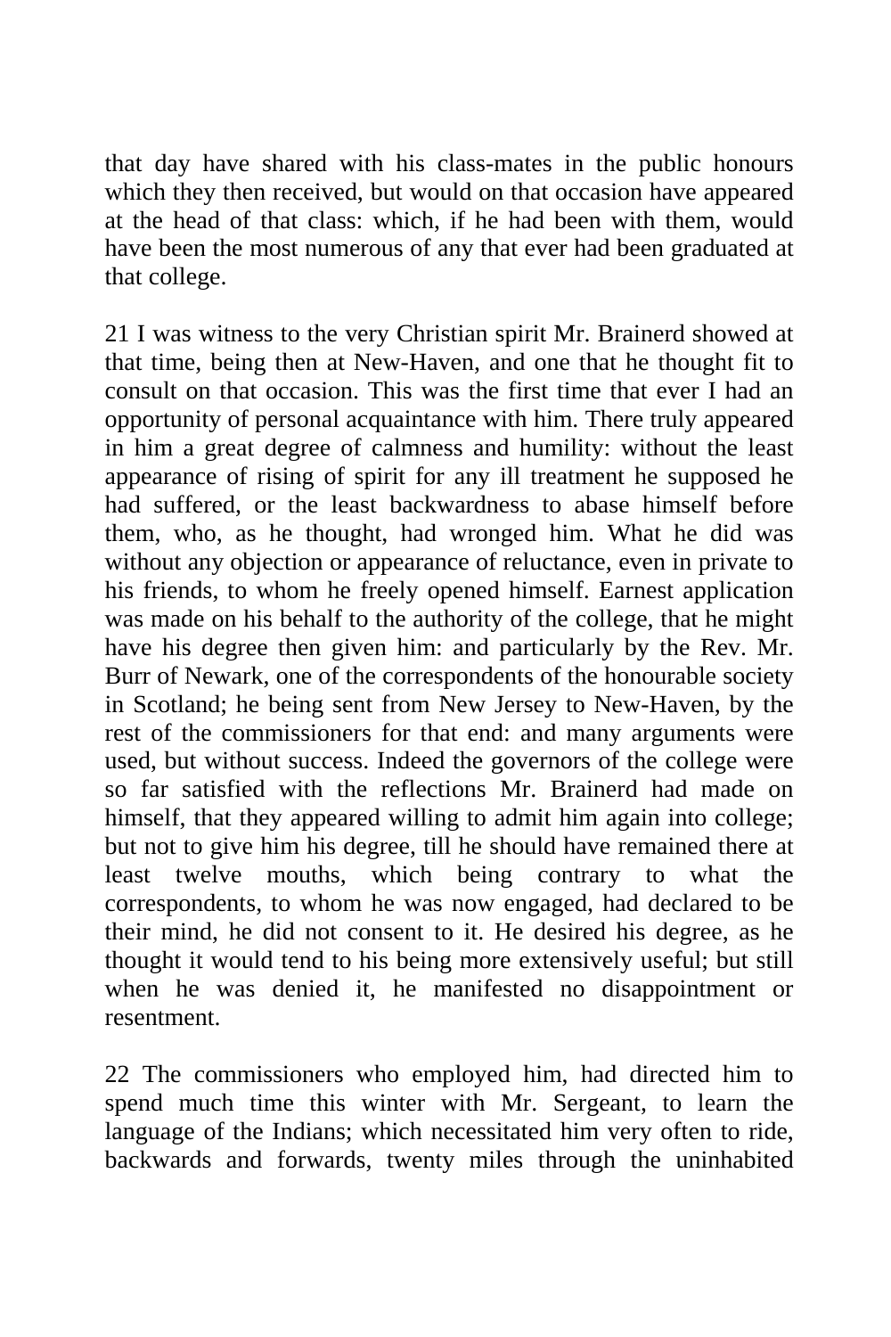that day have shared with his class-mates in the public honours which they then received, but would on that occasion have appeared at the head of that class: which, if he had been with them, would have been the most numerous of any that ever had been graduated at that college.

21 I was witness to the very Christian spirit Mr. Brainerd showed at that time, being then at New-Haven, and one that he thought fit to consult on that occasion. This was the first time that ever I had an opportunity of personal acquaintance with him. There truly appeared in him a great degree of calmness and humility: without the least appearance of rising of spirit for any ill treatment he supposed he had suffered, or the least backwardness to abase himself before them, who, as he thought, had wronged him. What he did was without any objection or appearance of reluctance, even in private to his friends, to whom he freely opened himself. Earnest application was made on his behalf to the authority of the college, that he might have his degree then given him: and particularly by the Rev. Mr. Burr of Newark, one of the correspondents of the honourable society in Scotland; he being sent from New Jersey to New-Haven, by the rest of the commissioners for that end: and many arguments were used, but without success. Indeed the governors of the college were so far satisfied with the reflections Mr. Brainerd had made on himself, that they appeared willing to admit him again into college; but not to give him his degree, till he should have remained there at least twelve mouths, which being contrary to what the correspondents, to whom he was now engaged, had declared to be their mind, he did not consent to it. He desired his degree, as he thought it would tend to his being more extensively useful; but still when he was denied it, he manifested no disappointment or resentment.

22 The commissioners who employed him, had directed him to spend much time this winter with Mr. Sergeant, to learn the language of the Indians; which necessitated him very often to ride, backwards and forwards, twenty miles through the uninhabited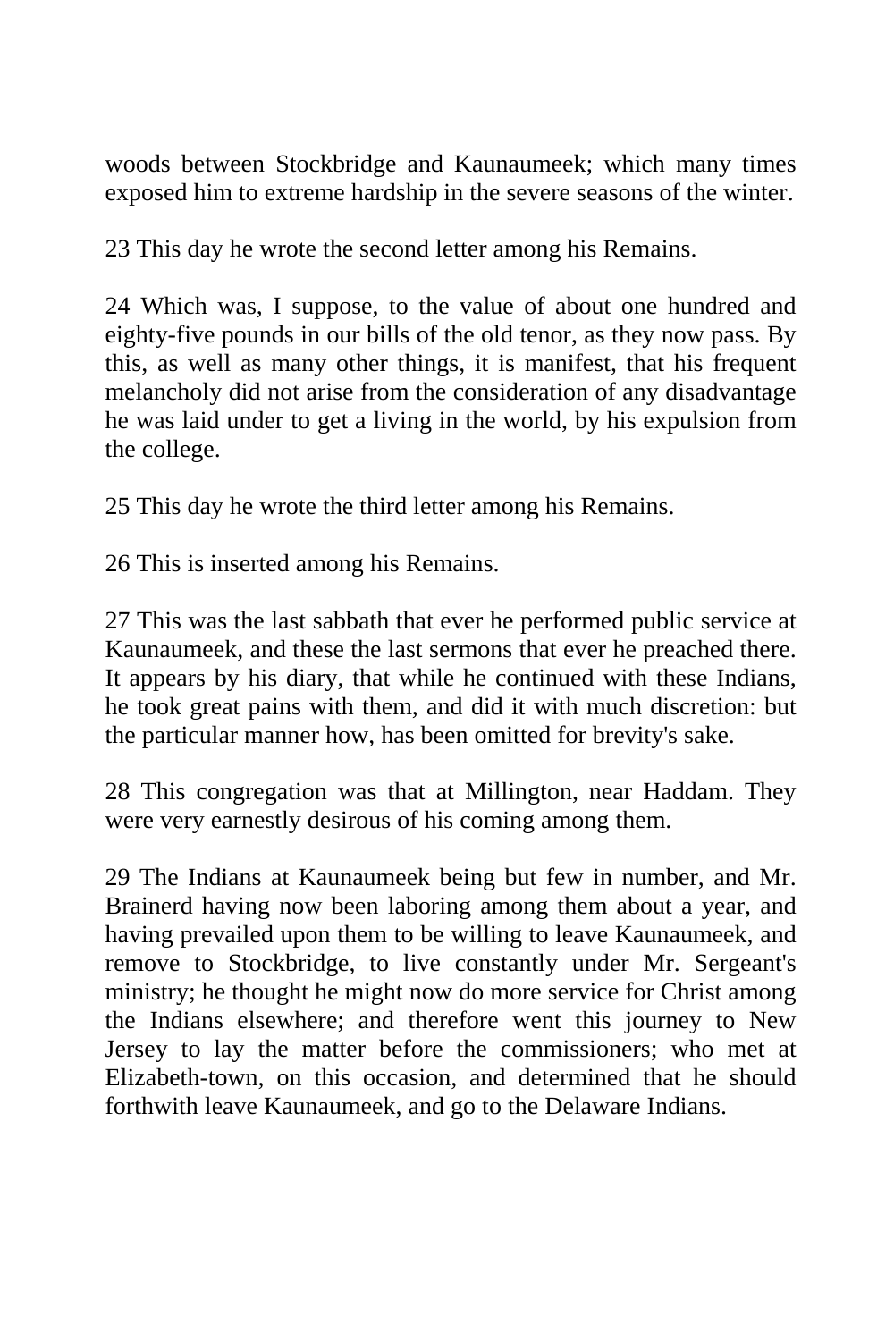woods between Stockbridge and Kaunaumeek; which many times exposed him to extreme hardship in the severe seasons of the winter.

23 This day he wrote the second letter among his Remains.

24 Which was, I suppose, to the value of about one hundred and eighty-five pounds in our bills of the old tenor, as they now pass. By this, as well as many other things, it is manifest, that his frequent melancholy did not arise from the consideration of any disadvantage he was laid under to get a living in the world, by his expulsion from the college.

25 This day he wrote the third letter among his Remains.

26 This is inserted among his Remains.

27 This was the last sabbath that ever he performed public service at Kaunaumeek, and these the last sermons that ever he preached there. It appears by his diary, that while he continued with these Indians, he took great pains with them, and did it with much discretion: but the particular manner how, has been omitted for brevity's sake.

28 This congregation was that at Millington, near Haddam. They were very earnestly desirous of his coming among them.

29 The Indians at Kaunaumeek being but few in number, and Mr. Brainerd having now been laboring among them about a year, and having prevailed upon them to be willing to leave Kaunaumeek, and remove to Stockbridge, to live constantly under Mr. Sergeant's ministry; he thought he might now do more service for Christ among the Indians elsewhere; and therefore went this journey to New Jersey to lay the matter before the commissioners; who met at Elizabeth-town, on this occasion, and determined that he should forthwith leave Kaunaumeek, and go to the Delaware Indians.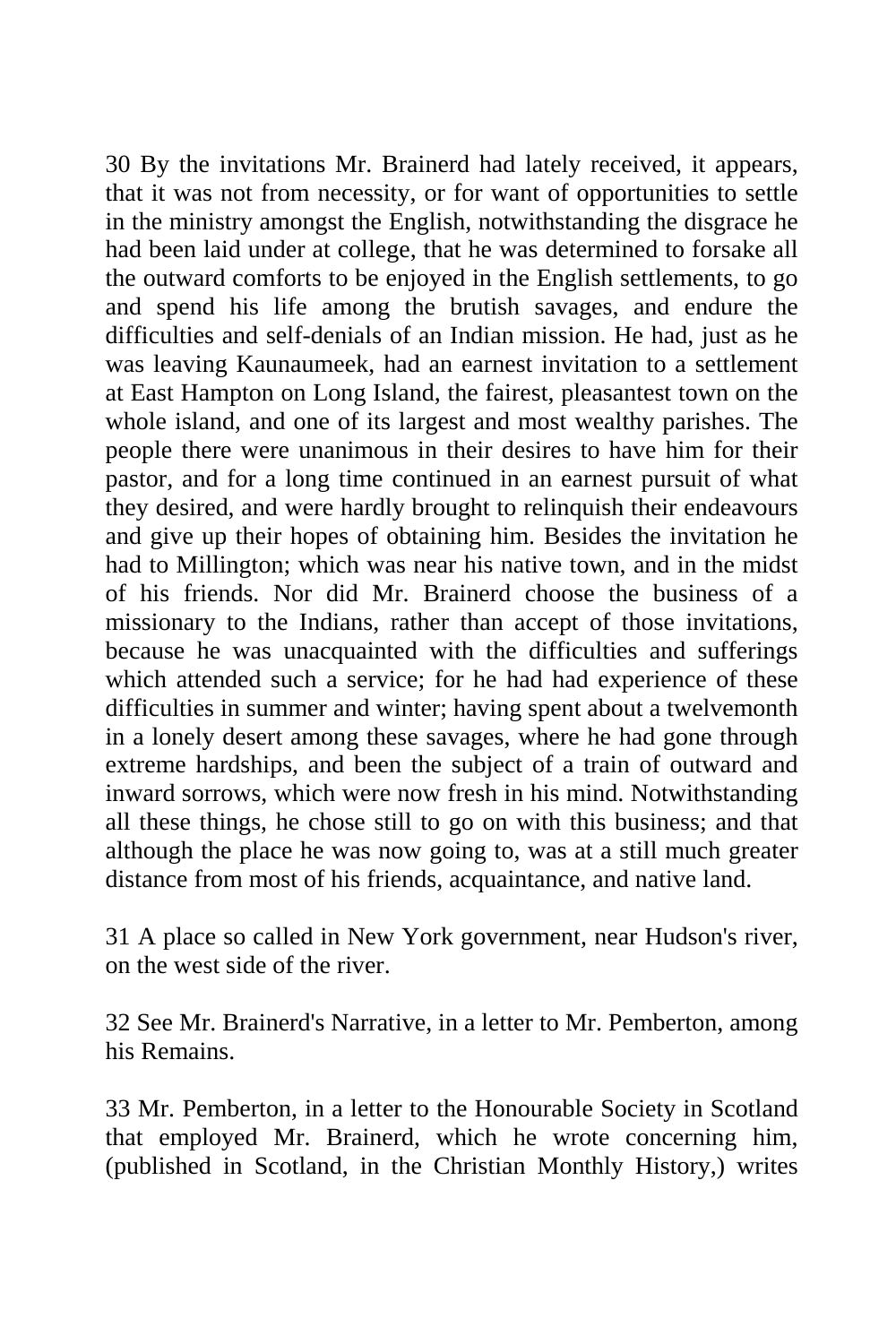30 By the invitations Mr. Brainerd had lately received, it appears, that it was not from necessity, or for want of opportunities to settle in the ministry amongst the English, notwithstanding the disgrace he had been laid under at college, that he was determined to forsake all the outward comforts to be enjoyed in the English settlements, to go and spend his life among the brutish savages, and endure the difficulties and self-denials of an Indian mission. He had, just as he was leaving Kaunaumeek, had an earnest invitation to a settlement at East Hampton on Long Island, the fairest, pleasantest town on the whole island, and one of its largest and most wealthy parishes. The people there were unanimous in their desires to have him for their pastor, and for a long time continued in an earnest pursuit of what they desired, and were hardly brought to relinquish their endeavours and give up their hopes of obtaining him. Besides the invitation he had to Millington; which was near his native town, and in the midst of his friends. Nor did Mr. Brainerd choose the business of a missionary to the Indians, rather than accept of those invitations, because he was unacquainted with the difficulties and sufferings which attended such a service; for he had had experience of these difficulties in summer and winter; having spent about a twelvemonth in a lonely desert among these savages, where he had gone through extreme hardships, and been the subject of a train of outward and inward sorrows, which were now fresh in his mind. Notwithstanding all these things, he chose still to go on with this business; and that although the place he was now going to, was at a still much greater distance from most of his friends, acquaintance, and native land.

31 A place so called in New York government, near Hudson's river, on the west side of the river.

32 See Mr. Brainerd's Narrative, in a letter to Mr. Pemberton, among his Remains.

33 Mr. Pemberton, in a letter to the Honourable Society in Scotland that employed Mr. Brainerd, which he wrote concerning him, (published in Scotland, in the Christian Monthly History,) writes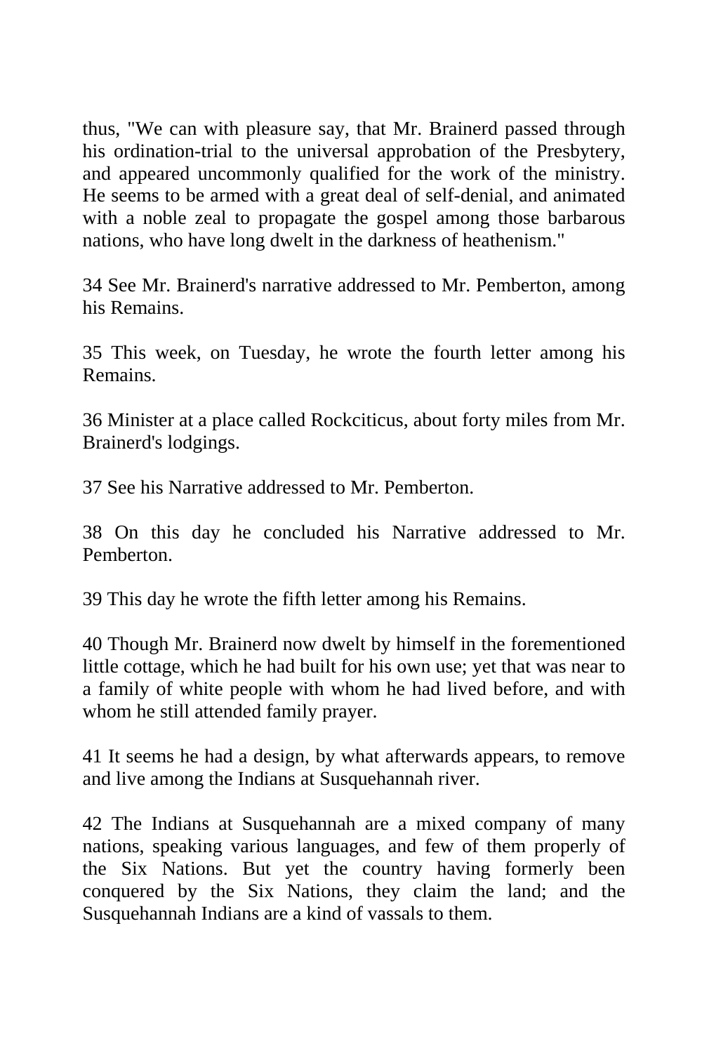thus, "We can with pleasure say, that Mr. Brainerd passed through his ordination-trial to the universal approbation of the Presbytery, and appeared uncommonly qualified for the work of the ministry. He seems to be armed with a great deal of self-denial, and animated with a noble zeal to propagate the gospel among those barbarous nations, who have long dwelt in the darkness of heathenism."

34 See Mr. Brainerd's narrative addressed to Mr. Pemberton, among his Remains.

35 This week, on Tuesday, he wrote the fourth letter among his Remains.

36 Minister at a place called Rockciticus, about forty miles from Mr. Brainerd's lodgings.

37 See his Narrative addressed to Mr. Pemberton.

38 On this day he concluded his Narrative addressed to Mr. Pemberton.

39 This day he wrote the fifth letter among his Remains.

40 Though Mr. Brainerd now dwelt by himself in the forementioned little cottage, which he had built for his own use; yet that was near to a family of white people with whom he had lived before, and with whom he still attended family prayer.

41 It seems he had a design, by what afterwards appears, to remove and live among the Indians at Susquehannah river.

42 The Indians at Susquehannah are a mixed company of many nations, speaking various languages, and few of them properly of the Six Nations. But yet the country having formerly been conquered by the Six Nations, they claim the land; and the Susquehannah Indians are a kind of vassals to them.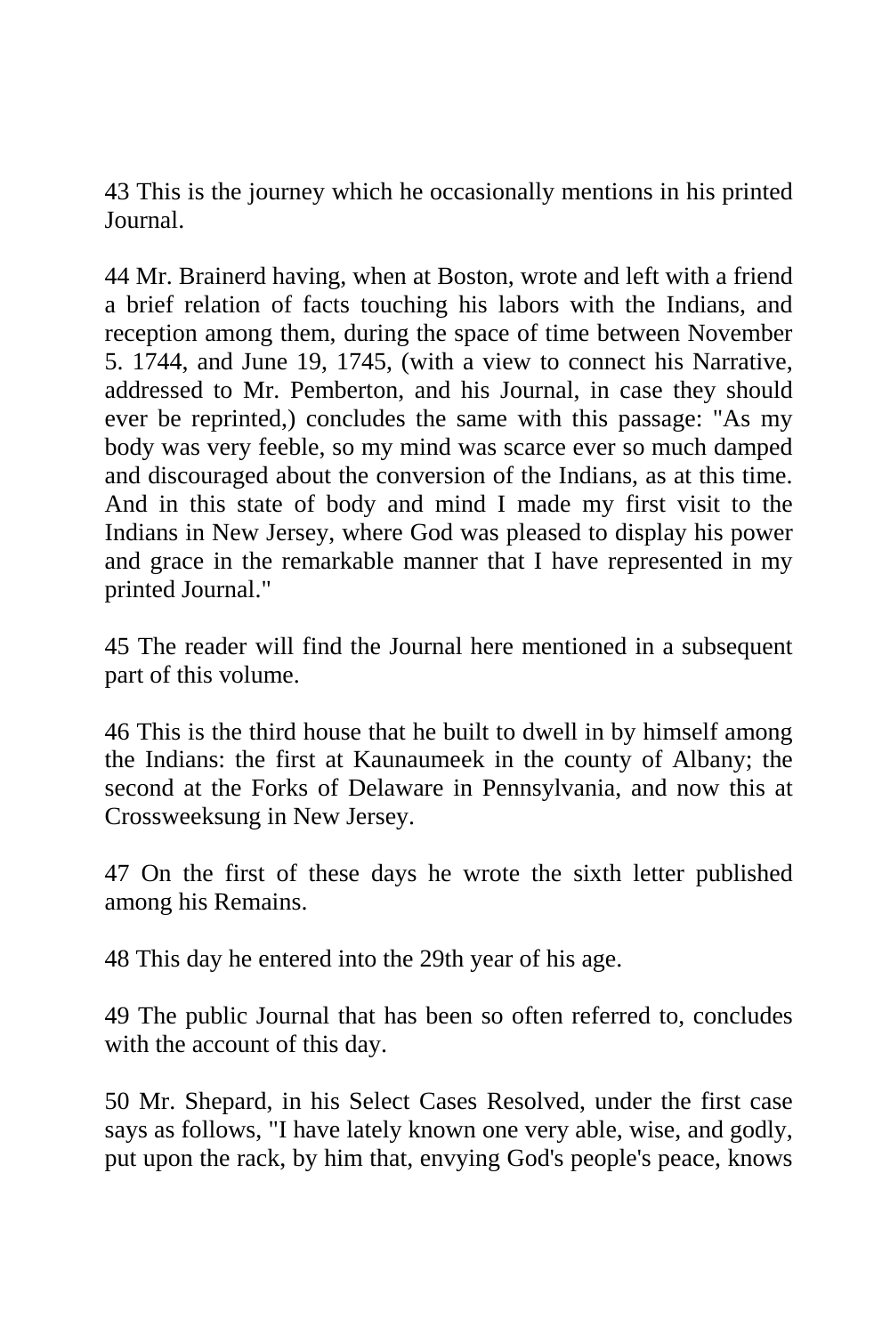43 This is the journey which he occasionally mentions in his printed Journal.

44 Mr. Brainerd having, when at Boston, wrote and left with a friend a brief relation of facts touching his labors with the Indians, and reception among them, during the space of time between November 5. 1744, and June 19, 1745, (with a view to connect his Narrative, addressed to Mr. Pemberton, and his Journal, in case they should ever be reprinted,) concludes the same with this passage: "As my body was very feeble, so my mind was scarce ever so much damped and discouraged about the conversion of the Indians, as at this time. And in this state of body and mind I made my first visit to the Indians in New Jersey, where God was pleased to display his power and grace in the remarkable manner that I have represented in my printed Journal."

45 The reader will find the Journal here mentioned in a subsequent part of this volume.

46 This is the third house that he built to dwell in by himself among the Indians: the first at Kaunaumeek in the county of Albany; the second at the Forks of Delaware in Pennsylvania, and now this at Crossweeksung in New Jersey.

47 On the first of these days he wrote the sixth letter published among his Remains.

48 This day he entered into the 29th year of his age.

49 The public Journal that has been so often referred to, concludes with the account of this day.

50 Mr. Shepard, in his Select Cases Resolved, under the first case says as follows, "I have lately known one very able, wise, and godly, put upon the rack, by him that, envying God's people's peace, knows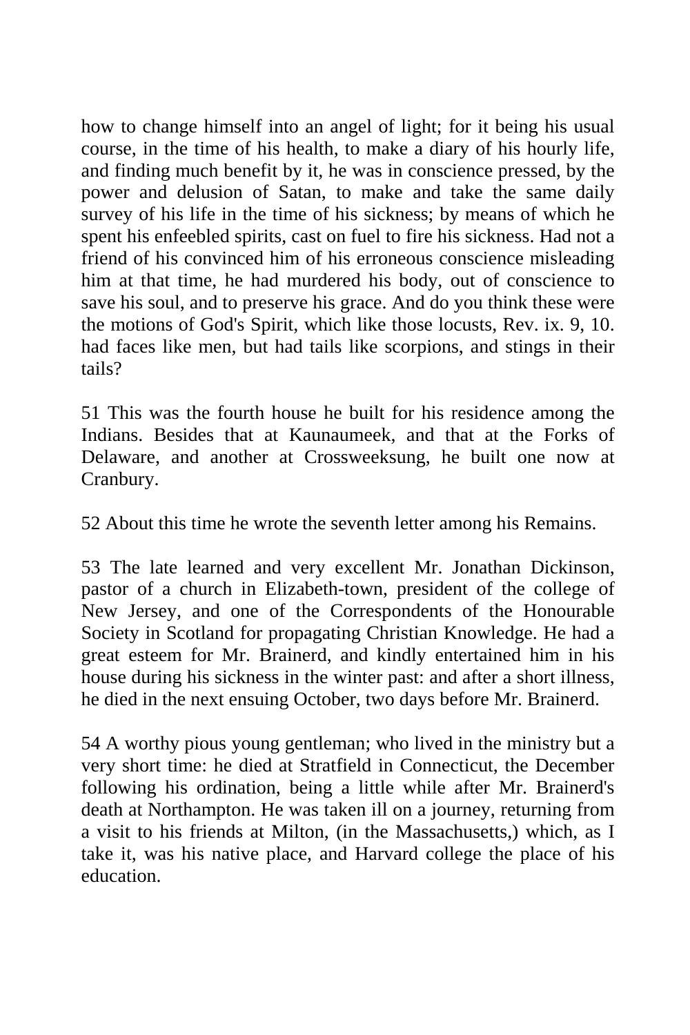how to change himself into an angel of light; for it being his usual course, in the time of his health, to make a diary of his hourly life, and finding much benefit by it, he was in conscience pressed, by the power and delusion of Satan, to make and take the same daily survey of his life in the time of his sickness; by means of which he spent his enfeebled spirits, cast on fuel to fire his sickness. Had not a friend of his convinced him of his erroneous conscience misleading him at that time, he had murdered his body, out of conscience to save his soul, and to preserve his grace. And do you think these were the motions of God's Spirit, which like those locusts, Rev. ix. 9, 10. had faces like men, but had tails like scorpions, and stings in their tails?

51 This was the fourth house he built for his residence among the Indians. Besides that at Kaunaumeek, and that at the Forks of Delaware, and another at Crossweeksung, he built one now at Cranbury.

52 About this time he wrote the seventh letter among his Remains.

53 The late learned and very excellent Mr. Jonathan Dickinson, pastor of a church in Elizabeth-town, president of the college of New Jersey, and one of the Correspondents of the Honourable Society in Scotland for propagating Christian Knowledge. He had a great esteem for Mr. Brainerd, and kindly entertained him in his house during his sickness in the winter past: and after a short illness, he died in the next ensuing October, two days before Mr. Brainerd.

54 A worthy pious young gentleman; who lived in the ministry but a very short time: he died at Stratfield in Connecticut, the December following his ordination, being a little while after Mr. Brainerd's death at Northampton. He was taken ill on a journey, returning from a visit to his friends at Milton, (in the Massachusetts,) which, as I take it, was his native place, and Harvard college the place of his education.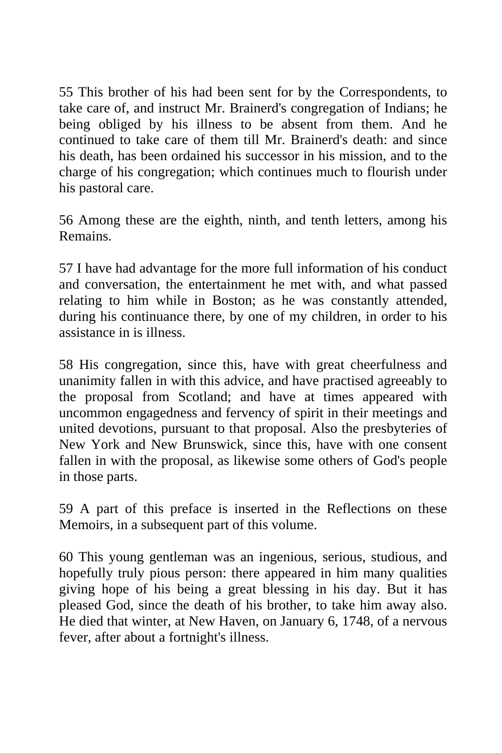55 This brother of his had been sent for by the Correspondents, to take care of, and instruct Mr. Brainerd's congregation of Indians; he being obliged by his illness to be absent from them. And he continued to take care of them till Mr. Brainerd's death: and since his death, has been ordained his successor in his mission, and to the charge of his congregation; which continues much to flourish under his pastoral care.

56 Among these are the eighth, ninth, and tenth letters, among his Remains.

57 I have had advantage for the more full information of his conduct and conversation, the entertainment he met with, and what passed relating to him while in Boston; as he was constantly attended, during his continuance there, by one of my children, in order to his assistance in is illness.

58 His congregation, since this, have with great cheerfulness and unanimity fallen in with this advice, and have practised agreeably to the proposal from Scotland; and have at times appeared with uncommon engagedness and fervency of spirit in their meetings and united devotions, pursuant to that proposal. Also the presbyteries of New York and New Brunswick, since this, have with one consent fallen in with the proposal, as likewise some others of God's people in those parts.

59 A part of this preface is inserted in the Reflections on these Memoirs, in a subsequent part of this volume.

60 This young gentleman was an ingenious, serious, studious, and hopefully truly pious person: there appeared in him many qualities giving hope of his being a great blessing in his day. But it has pleased God, since the death of his brother, to take him away also. He died that winter, at New Haven, on January 6, 1748, of a nervous fever, after about a fortnight's illness.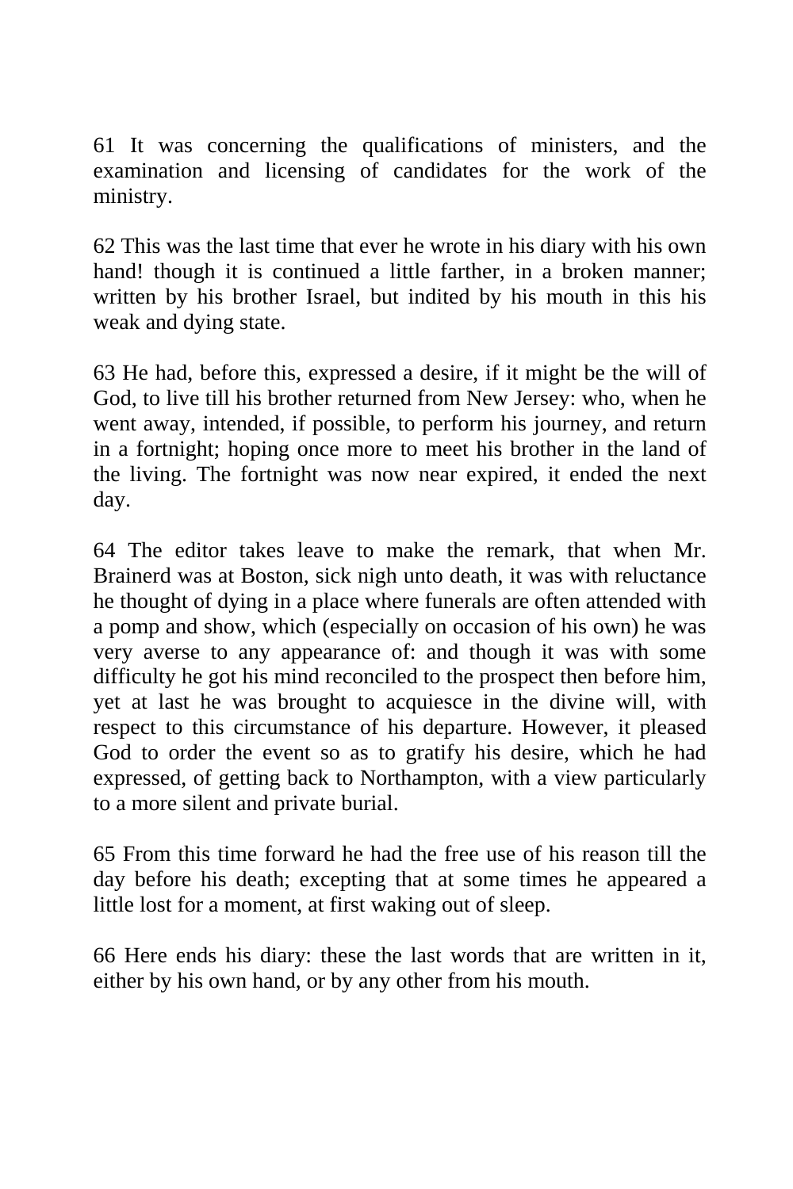61 It was concerning the qualifications of ministers, and the examination and licensing of candidates for the work of the ministry.

62 This was the last time that ever he wrote in his diary with his own hand! though it is continued a little farther, in a broken manner; written by his brother Israel, but indited by his mouth in this his weak and dying state.

63 He had, before this, expressed a desire, if it might be the will of God, to live till his brother returned from New Jersey: who, when he went away, intended, if possible, to perform his journey, and return in a fortnight; hoping once more to meet his brother in the land of the living. The fortnight was now near expired, it ended the next day.

64 The editor takes leave to make the remark, that when Mr. Brainerd was at Boston, sick nigh unto death, it was with reluctance he thought of dying in a place where funerals are often attended with a pomp and show, which (especially on occasion of his own) he was very averse to any appearance of: and though it was with some difficulty he got his mind reconciled to the prospect then before him, yet at last he was brought to acquiesce in the divine will, with respect to this circumstance of his departure. However, it pleased God to order the event so as to gratify his desire, which he had expressed, of getting back to Northampton, with a view particularly to a more silent and private burial.

65 From this time forward he had the free use of his reason till the day before his death; excepting that at some times he appeared a little lost for a moment, at first waking out of sleep.

66 Here ends his diary: these the last words that are written in it, either by his own hand, or by any other from his mouth.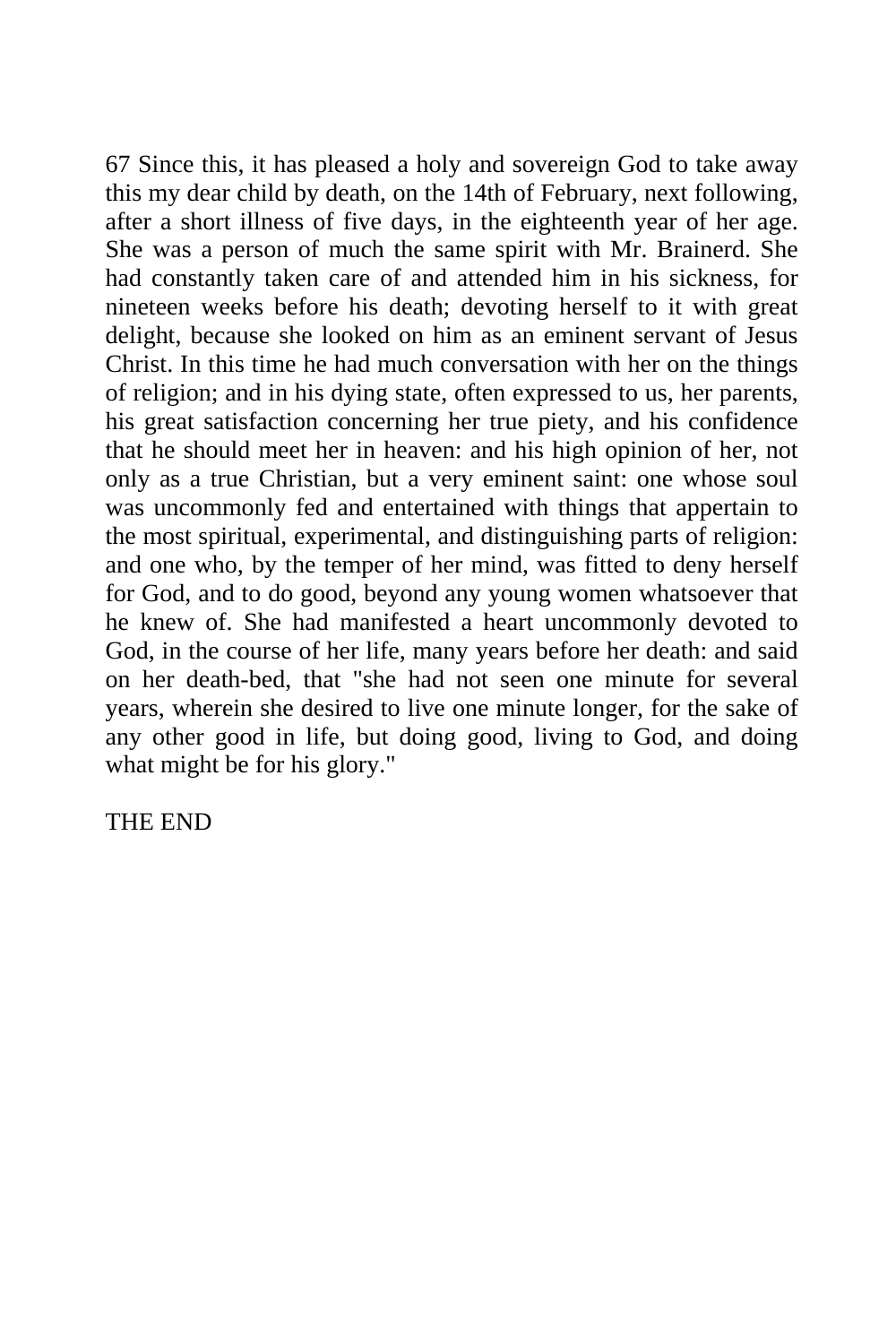67 Since this, it has pleased a holy and sovereign God to take away this my dear child by death, on the 14th of February, next following, after a short illness of five days, in the eighteenth year of her age. She was a person of much the same spirit with Mr. Brainerd. She had constantly taken care of and attended him in his sickness, for nineteen weeks before his death; devoting herself to it with great delight, because she looked on him as an eminent servant of Jesus Christ. In this time he had much conversation with her on the things of religion; and in his dying state, often expressed to us, her parents, his great satisfaction concerning her true piety, and his confidence that he should meet her in heaven: and his high opinion of her, not only as a true Christian, but a very eminent saint: one whose soul was uncommonly fed and entertained with things that appertain to the most spiritual, experimental, and distinguishing parts of religion: and one who, by the temper of her mind, was fitted to deny herself for God, and to do good, beyond any young women whatsoever that he knew of. She had manifested a heart uncommonly devoted to God, in the course of her life, many years before her death: and said on her death-bed, that "she had not seen one minute for several years, wherein she desired to live one minute longer, for the sake of any other good in life, but doing good, living to God, and doing what might be for his glory."

THE END